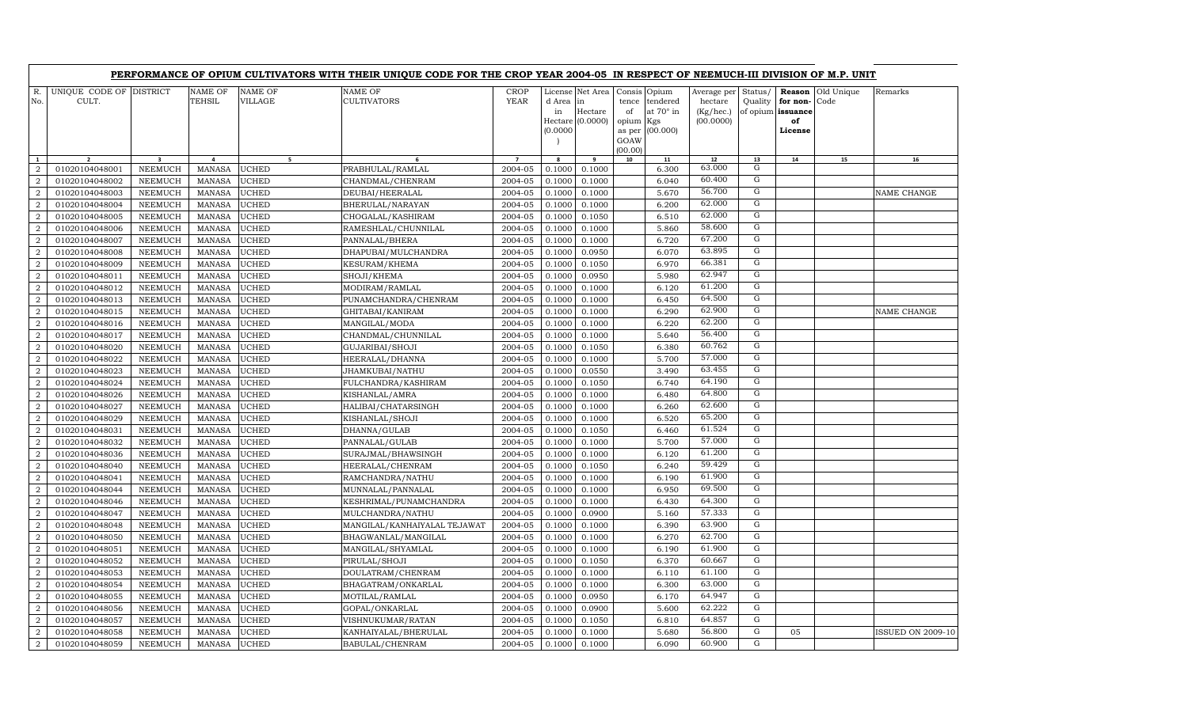# PERFORMANCE OF OPIUM CULTIVATORS WITH THEIR UNIQUE CODE FOR THE CROP YEAR 2004-05 IN RESPECT OF NEEMUCH-III DIVISION OF M.P. UNIT

| R. No. | UNIQUE CODE OF CULT. | DISTRICT | NAME OF TEHSIL | NAME OF VILLAGE | NAME OF CULTIVATORS | CROP YEAR | License d Area in Hectare (0.0000) | Net Area in Hectare (0.0000) | Consis tence of opium as per GOAW (00.00) | Opium tendered at 70° in Kgs (00.000) | Average per hectare (Kg/hec.) (00.0000) | Status/ Quality of opium | Reason for non-issuance of License | Old Unique Code | Remarks |
|---|---|---|---|---|---|---|---|---|---|---|---|---|---|---|---|
| 1 | 2 | 3 | 4 | 5 | 6 | 7 | 8 | 9 | 10 | 11 | 12 | 13 | 14 | 15 | 16 |
| 2 | 01020104048001 | NEEMUCH | MANASA | UCHED | PRABHULAL/RAMLAL | 2004-05 | 0.1000 | 0.1000 | | 6.300 | 63.000 | G | | | |
| 2 | 01020104048002 | NEEMUCH | MANASA | UCHED | CHANDMAL/CHENRAM | 2004-05 | 0.1000 | 0.1000 | | 6.040 | 60.400 | G | | | |
| 2 | 01020104048003 | NEEMUCH | MANASA | UCHED | DEUBAI/HEERALAL | 2004-05 | 0.1000 | 0.1000 | | 5.670 | 56.700 | G | | | NAME CHANGE |
| 2 | 01020104048004 | NEEMUCH | MANASA | UCHED | BHERULAL/NARAYAN | 2004-05 | 0.1000 | 0.1000 | | 6.200 | 62.000 | G | | | |
| 2 | 01020104048005 | NEEMUCH | MANASA | UCHED | CHOGALAL/KASHIRAM | 2004-05 | 0.1000 | 0.1050 | | 6.510 | 62.000 | G | | | |
| 2 | 01020104048006 | NEEMUCH | MANASA | UCHED | RAMESHLAL/CHUNNILAL | 2004-05 | 0.1000 | 0.1000 | | 5.860 | 58.600 | G | | | |
| 2 | 01020104048007 | NEEMUCH | MANASA | UCHED | PANNALAL/BHERA | 2004-05 | 0.1000 | 0.1000 | | 6.720 | 67.200 | G | | | |
| 2 | 01020104048008 | NEEMUCH | MANASA | UCHED | DHAPUBAI/MULCHANDRA | 2004-05 | 0.1000 | 0.0950 | | 6.070 | 63.895 | G | | | |
| 2 | 01020104048009 | NEEMUCH | MANASA | UCHED | KESURAM/KHEMA | 2004-05 | 0.1000 | 0.1050 | | 6.970 | 66.381 | G | | | |
| 2 | 01020104048011 | NEEMUCH | MANASA | UCHED | SHOJI/KHEMA | 2004-05 | 0.1000 | 0.0950 | | 5.980 | 62.947 | G | | | |
| 2 | 01020104048012 | NEEMUCH | MANASA | UCHED | MODIRAM/RAMLAL | 2004-05 | 0.1000 | 0.1000 | | 6.120 | 61.200 | G | | | |
| 2 | 01020104048013 | NEEMUCH | MANASA | UCHED | PUNAMCHANDRA/CHENRAM | 2004-05 | 0.1000 | 0.1000 | | 6.450 | 64.500 | G | | | |
| 2 | 01020104048015 | NEEMUCH | MANASA | UCHED | GHITABAI/KANIRAM | 2004-05 | 0.1000 | 0.1000 | | 6.290 | 62.900 | G | | | NAME CHANGE |
| 2 | 01020104048016 | NEEMUCH | MANASA | UCHED | MANGILAL/MODA | 2004-05 | 0.1000 | 0.1000 | | 6.220 | 62.200 | G | | | |
| 2 | 01020104048017 | NEEMUCH | MANASA | UCHED | CHANDMAL/CHUNNILAL | 2004-05 | 0.1000 | 0.1000 | | 5.640 | 56.400 | G | | | |
| 2 | 01020104048020 | NEEMUCH | MANASA | UCHED | GUJARIBAI/SHOJI | 2004-05 | 0.1000 | 0.1050 | | 6.380 | 60.762 | G | | | |
| 2 | 01020104048022 | NEEMUCH | MANASA | UCHED | HEERALAL/DHANNA | 2004-05 | 0.1000 | 0.1000 | | 5.700 | 57.000 | G | | | |
| 2 | 01020104048023 | NEEMUCH | MANASA | UCHED | JHAMKUBAI/NATHU | 2004-05 | 0.1000 | 0.0550 | | 3.490 | 63.455 | G | | | |
| 2 | 01020104048024 | NEEMUCH | MANASA | UCHED | FULCHANDRA/KASHIRAM | 2004-05 | 0.1000 | 0.1050 | | 6.740 | 64.190 | G | | | |
| 2 | 01020104048026 | NEEMUCH | MANASA | UCHED | KISHANLAL/AMRA | 2004-05 | 0.1000 | 0.1000 | | 6.480 | 64.800 | G | | | |
| 2 | 01020104048027 | NEEMUCH | MANASA | UCHED | HALIBAI/CHATARSINGH | 2004-05 | 0.1000 | 0.1000 | | 6.260 | 62.600 | G | | | |
| 2 | 01020104048029 | NEEMUCH | MANASA | UCHED | KISHANLAL/SHOJI | 2004-05 | 0.1000 | 0.1000 | | 6.520 | 65.200 | G | | | |
| 2 | 01020104048031 | NEEMUCH | MANASA | UCHED | DHANNA/GULAB | 2004-05 | 0.1000 | 0.1050 | | 6.460 | 61.524 | G | | | |
| 2 | 01020104048032 | NEEMUCH | MANASA | UCHED | PANNALAL/GULAB | 2004-05 | 0.1000 | 0.1000 | | 5.700 | 57.000 | G | | | |
| 2 | 01020104048036 | NEEMUCH | MANASA | UCHED | SURAJMAL/BHAWSINGH | 2004-05 | 0.1000 | 0.1000 | | 6.120 | 61.200 | G | | | |
| 2 | 01020104048040 | NEEMUCH | MANASA | UCHED | HEERALAL/CHENRAM | 2004-05 | 0.1000 | 0.1050 | | 6.240 | 59.429 | G | | | |
| 2 | 01020104048041 | NEEMUCH | MANASA | UCHED | RAMCHANDRA/NATHU | 2004-05 | 0.1000 | 0.1000 | | 6.190 | 61.900 | G | | | |
| 2 | 01020104048044 | NEEMUCH | MANASA | UCHED | MUNNALAL/PANNALAL | 2004-05 | 0.1000 | 0.1000 | | 6.950 | 69.500 | G | | | |
| 2 | 01020104048046 | NEEMUCH | MANASA | UCHED | KESHRIMAL/PUNAMCHANDRA | 2004-05 | 0.1000 | 0.1000 | | 6.430 | 64.300 | G | | | |
| 2 | 01020104048047 | NEEMUCH | MANASA | UCHED | MULCHANDRA/NATHU | 2004-05 | 0.1000 | 0.0900 | | 5.160 | 57.333 | G | | | |
| 2 | 01020104048048 | NEEMUCH | MANASA | UCHED | MANGILAL/KANHAIYALAL TEJAWAT | 2004-05 | 0.1000 | 0.1000 | | 6.390 | 63.900 | G | | | |
| 2 | 01020104048050 | NEEMUCH | MANASA | UCHED | BHAGWANLAL/MANGILAL | 2004-05 | 0.1000 | 0.1000 | | 6.270 | 62.700 | G | | | |
| 2 | 01020104048051 | NEEMUCH | MANASA | UCHED | MANGILAL/SHYAMLAL | 2004-05 | 0.1000 | 0.1000 | | 6.190 | 61.900 | G | | | |
| 2 | 01020104048052 | NEEMUCH | MANASA | UCHED | PIRULAL/SHOJI | 2004-05 | 0.1000 | 0.1050 | | 6.370 | 60.667 | G | | | |
| 2 | 01020104048053 | NEEMUCH | MANASA | UCHED | DOULATRAM/CHENRAM | 2004-05 | 0.1000 | 0.1000 | | 6.110 | 61.100 | G | | | |
| 2 | 01020104048054 | NEEMUCH | MANASA | UCHED | BHAGATRAM/ONKARLAL | 2004-05 | 0.1000 | 0.1000 | | 6.300 | 63.000 | G | | | |
| 2 | 01020104048055 | NEEMUCH | MANASA | UCHED | MOTILAL/RAMLAL | 2004-05 | 0.1000 | 0.0950 | | 6.170 | 64.947 | G | | | |
| 2 | 01020104048056 | NEEMUCH | MANASA | UCHED | GOPAL/ONKARLAL | 2004-05 | 0.1000 | 0.0900 | | 5.600 | 62.222 | G | | | |
| 2 | 01020104048057 | NEEMUCH | MANASA | UCHED | VISHNUKUMAR/RATAN | 2004-05 | 0.1000 | 0.1050 | | 6.810 | 64.857 | G | | | |
| 2 | 01020104048058 | NEEMUCH | MANASA | UCHED | KANHAIYALAL/BHERULAL | 2004-05 | 0.1000 | 0.1000 | | 5.680 | 56.800 | G | 05 | | ISSUED ON 2009-10 |
| 2 | 01020104048059 | NEEMUCH | MANASA | UCHED | BABULAL/CHENRAM | 2004-05 | 0.1000 | 0.1000 | | 6.090 | 60.900 | G | | | |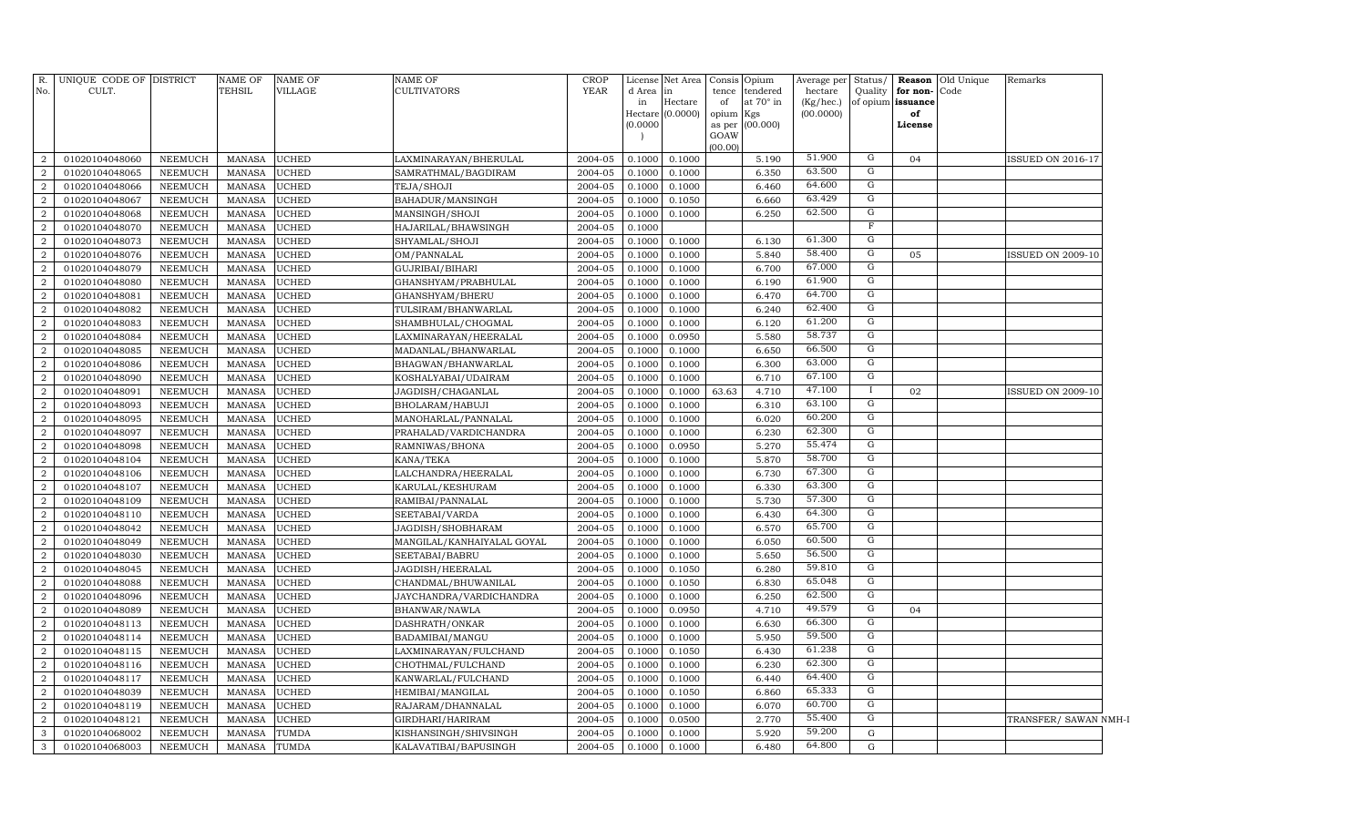| R. No. | UNIQUE CODE OF CULT. | DISTRICT | NAME OF TEHSIL | NAME OF VILLAGE | NAME OF CULTIVATORS | CROP YEAR | License d Area in Hectare (0.0000) | Net Area in Hectare (0.0000) | Consis tence of opium as per GOAW (00.00) | Opium tendered at 70° in Kgs (00.000) | Average per hectare (Kg/hec.) (00.0000) | Status/ Quality of opium | Reason for non-issuance of License | Old Unique Code | Remarks |
|---|---|---|---|---|---|---|---|---|---|---|---|---|---|---|---|
| 2 | 01020104048060 | NEEMUCH | MANASA | UCHED | LAXMINARAYAN/BHERULAL | 2004-05 | 0.1000 | 0.1000 | | 5.190 | 51.900 | G | 04 | | ISSUED ON 2016-17 |
| 2 | 01020104048065 | NEEMUCH | MANASA | UCHED | SAMRATHMAL/BAGDIRAM | 2004-05 | 0.1000 | 0.1000 | | 6.350 | 63.500 | G | | | |
| 2 | 01020104048066 | NEEMUCH | MANASA | UCHED | TEJA/SHOJI | 2004-05 | 0.1000 | 0.1000 | | 6.460 | 64.600 | G | | | |
| 2 | 01020104048067 | NEEMUCH | MANASA | UCHED | BAHADUR/MANSINGH | 2004-05 | 0.1000 | 0.1050 | | 6.660 | 63.429 | G | | | |
| 2 | 01020104048068 | NEEMUCH | MANASA | UCHED | MANSINGH/SHOJI | 2004-05 | 0.1000 | 0.1000 | | 6.250 | 62.500 | G | | | |
| 2 | 01020104048070 | NEEMUCH | MANASA | UCHED | HAJARILAL/BHAWSINGH | 2004-05 | 0.1000 | | | | | F | | | |
| 2 | 01020104048073 | NEEMUCH | MANASA | UCHED | SHYAMLAL/SHOJI | 2004-05 | 0.1000 | 0.1000 | | 6.130 | 61.300 | G | | | |
| 2 | 01020104048076 | NEEMUCH | MANASA | UCHED | OM/PANNALAL | 2004-05 | 0.1000 | 0.1000 | | 5.840 | 58.400 | G | 05 | | ISSUED ON 2009-10 |
| 2 | 01020104048079 | NEEMUCH | MANASA | UCHED | GUJRIBAI/BIHARI | 2004-05 | 0.1000 | 0.1000 | | 6.700 | 67.000 | G | | | |
| 2 | 01020104048080 | NEEMUCH | MANASA | UCHED | GHANSHYAM/PRABHULAL | 2004-05 | 0.1000 | 0.1000 | | 6.190 | 61.900 | G | | | |
| 2 | 01020104048081 | NEEMUCH | MANASA | UCHED | GHANSHYAM/BHERU | 2004-05 | 0.1000 | 0.1000 | | 6.470 | 64.700 | G | | | |
| 2 | 01020104048082 | NEEMUCH | MANASA | UCHED | TULSIRAM/BHANWARLAL | 2004-05 | 0.1000 | 0.1000 | | 6.240 | 62.400 | G | | | |
| 2 | 01020104048083 | NEEMUCH | MANASA | UCHED | SHAMBHULAL/CHOGMAL | 2004-05 | 0.1000 | 0.1000 | | 6.120 | 61.200 | G | | | |
| 2 | 01020104048084 | NEEMUCH | MANASA | UCHED | LAXMINARAYAN/HEERALAL | 2004-05 | 0.1000 | 0.0950 | | 5.580 | 58.737 | G | | | |
| 2 | 01020104048085 | NEEMUCH | MANASA | UCHED | MADANLAL/BHANWARLAL | 2004-05 | 0.1000 | 0.1000 | | 6.650 | 66.500 | G | | | |
| 2 | 01020104048086 | NEEMUCH | MANASA | UCHED | BHAGWAN/BHANWARLAL | 2004-05 | 0.1000 | 0.1000 | | 6.300 | 63.000 | G | | | |
| 2 | 01020104048090 | NEEMUCH | MANASA | UCHED | KOSHALYABAI/UDAIRAM | 2004-05 | 0.1000 | 0.1000 | | 6.710 | 67.100 | G | | | |
| 2 | 01020104048091 | NEEMUCH | MANASA | UCHED | JAGDISH/CHAGANLAL | 2004-05 | 0.1000 | 0.1000 | 63.63 | 4.710 | 47.100 | I | 02 | | ISSUED ON 2009-10 |
| 2 | 01020104048093 | NEEMUCH | MANASA | UCHED | BHOLARAM/HABUJI | 2004-05 | 0.1000 | 0.1000 | | 6.310 | 63.100 | G | | | |
| 2 | 01020104048095 | NEEMUCH | MANASA | UCHED | MANOHARLAL/PANNALAL | 2004-05 | 0.1000 | 0.1000 | | 6.020 | 60.200 | G | | | |
| 2 | 01020104048097 | NEEMUCH | MANASA | UCHED | PRAHALAD/VARDICHANDRA | 2004-05 | 0.1000 | 0.1000 | | 6.230 | 62.300 | G | | | |
| 2 | 01020104048098 | NEEMUCH | MANASA | UCHED | RAMNIWAS/BHONA | 2004-05 | 0.1000 | 0.0950 | | 5.270 | 55.474 | G | | | |
| 2 | 01020104048104 | NEEMUCH | MANASA | UCHED | KANA/TEKA | 2004-05 | 0.1000 | 0.1000 | | 5.870 | 58.700 | G | | | |
| 2 | 01020104048106 | NEEMUCH | MANASA | UCHED | LALCHANDRA/HEERALAL | 2004-05 | 0.1000 | 0.1000 | | 6.730 | 67.300 | G | | | |
| 2 | 01020104048107 | NEEMUCH | MANASA | UCHED | KARULAL/KESHURAM | 2004-05 | 0.1000 | 0.1000 | | 6.330 | 63.300 | G | | | |
| 2 | 01020104048109 | NEEMUCH | MANASA | UCHED | RAMIBAI/PANNALAL | 2004-05 | 0.1000 | 0.1000 | | 5.730 | 57.300 | G | | | |
| 2 | 01020104048110 | NEEMUCH | MANASA | UCHED | SEETABAI/VARDA | 2004-05 | 0.1000 | 0.1000 | | 6.430 | 64.300 | G | | | |
| 2 | 01020104048042 | NEEMUCH | MANASA | UCHED | JAGDISH/SHOBHARAM | 2004-05 | 0.1000 | 0.1000 | | 6.570 | 65.700 | G | | | |
| 2 | 01020104048049 | NEEMUCH | MANASA | UCHED | MANGILAL/KANHAIYALAL GOYAL | 2004-05 | 0.1000 | 0.1000 | | 6.050 | 60.500 | G | | | |
| 2 | 01020104048030 | NEEMUCH | MANASA | UCHED | SEETABAI/BABRU | 2004-05 | 0.1000 | 0.1000 | | 5.650 | 56.500 | G | | | |
| 2 | 01020104048045 | NEEMUCH | MANASA | UCHED | JAGDISH/HEERALAL | 2004-05 | 0.1000 | 0.1050 | | 6.280 | 59.810 | G | | | |
| 2 | 01020104048088 | NEEMUCH | MANASA | UCHED | CHANDMAL/BHUWANILAL | 2004-05 | 0.1000 | 0.1050 | | 6.830 | 65.048 | G | | | |
| 2 | 01020104048096 | NEEMUCH | MANASA | UCHED | JAYCHANDRA/VARDICHANDRA | 2004-05 | 0.1000 | 0.1000 | | 6.250 | 62.500 | G | | | |
| 2 | 01020104048089 | NEEMUCH | MANASA | UCHED | BHANWAR/NAWLA | 2004-05 | 0.1000 | 0.0950 | | 4.710 | 49.579 | G | 04 | | |
| 2 | 01020104048113 | NEEMUCH | MANASA | UCHED | DASHRATH/ONKAR | 2004-05 | 0.1000 | 0.1000 | | 6.630 | 66.300 | G | | | |
| 2 | 01020104048114 | NEEMUCH | MANASA | UCHED | BADAMIBAI/MANGU | 2004-05 | 0.1000 | 0.1000 | | 5.950 | 59.500 | G | | | |
| 2 | 01020104048115 | NEEMUCH | MANASA | UCHED | LAXMINARAYAN/FULCHAND | 2004-05 | 0.1000 | 0.1050 | | 6.430 | 61.238 | G | | | |
| 2 | 01020104048116 | NEEMUCH | MANASA | UCHED | CHOTHMAL/FULCHAND | 2004-05 | 0.1000 | 0.1000 | | 6.230 | 62.300 | G | | | |
| 2 | 01020104048117 | NEEMUCH | MANASA | UCHED | KANWARLAL/FULCHAND | 2004-05 | 0.1000 | 0.1000 | | 6.440 | 64.400 | G | | | |
| 2 | 01020104048039 | NEEMUCH | MANASA | UCHED | HEMIBAI/MANGILAL | 2004-05 | 0.1000 | 0.1050 | | 6.860 | 65.333 | G | | | |
| 2 | 01020104048119 | NEEMUCH | MANASA | UCHED | RAJARAM/DHANNALAL | 2004-05 | 0.1000 | 0.1000 | | 6.070 | 60.700 | G | | | |
| 2 | 01020104048121 | NEEMUCH | MANASA | UCHED | GIRDHARI/HARIRAM | 2004-05 | 0.1000 | 0.0500 | | 2.770 | 55.400 | G | | | TRANSFER/ SAWAN NMH-I |
| 3 | 01020104068002 | NEEMUCH | MANASA | TUMDA | KISHANSINGH/SHIVSINGH | 2004-05 | 0.1000 | 0.1000 | | 5.920 | 59.200 | G | | | |
| 3 | 01020104068003 | NEEMUCH | MANASA | TUMDA | KALAVATIBAI/BAPUSINGH | 2004-05 | 0.1000 | 0.1000 | | 6.480 | 64.800 | G | | | |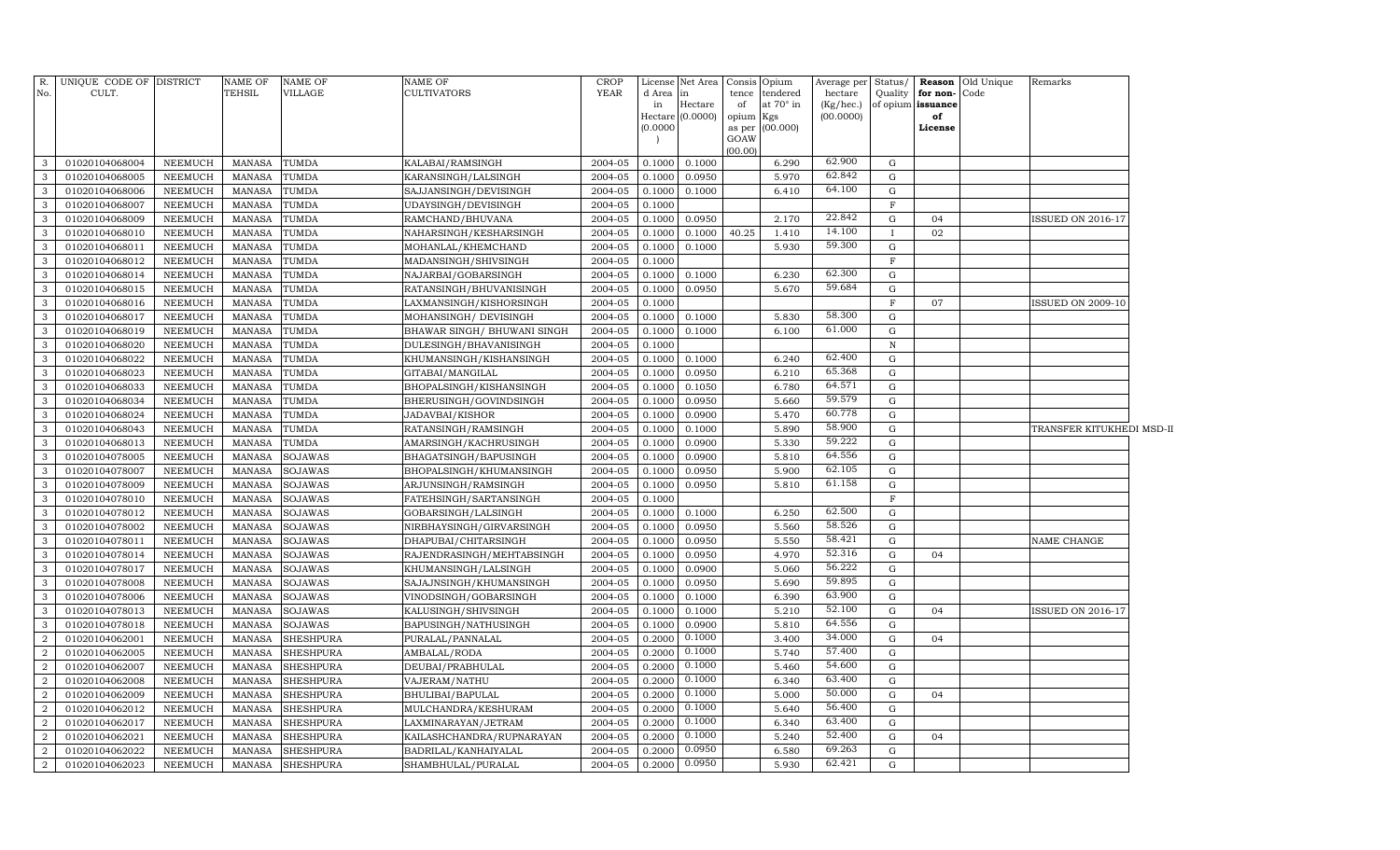| R. No. | UNIQUE CODE OF CULT. | DISTRICT | NAME OF TEHSIL | NAME OF VILLAGE | NAME OF CULTIVATORS | CROP YEAR | License d Area in Hectare (0.0000) | Net Area in Hectare (0.0000) | Consis tence of opium as per GOAW (00.00) | Opium tendered at 70° in Kgs (00.000) | Average per hectare (Kg/hec.) (00.0000) | Status/ Quality of opium | Reason for non-issuance of License | Old Unique Code | Remarks |
|---|---|---|---|---|---|---|---|---|---|---|---|---|---|---|---|
| 3 | 01020104068004 | NEEMUCH | MANASA | TUMDA | KALABAI/RAMSINGH | 2004-05 | 0.1000 | 0.1000 | | 6.290 | 62.900 | G | | | |
| 3 | 01020104068005 | NEEMUCH | MANASA | TUMDA | KARANSINGH/LALSINGH | 2004-05 | 0.1000 | 0.0950 | | 5.970 | 62.842 | G | | | |
| 3 | 01020104068006 | NEEMUCH | MANASA | TUMDA | SAJJANSINGH/DEVISINGH | 2004-05 | 0.1000 | 0.1000 | | 6.410 | 64.100 | G | | | |
| 3 | 01020104068007 | NEEMUCH | MANASA | TUMDA | UDAYSINGH/DEVISINGH | 2004-05 | 0.1000 | | | | | F | | | |
| 3 | 01020104068009 | NEEMUCH | MANASA | TUMDA | RAMCHAND/BHUVANA | 2004-05 | 0.1000 | 0.0950 | | 2.170 | 22.842 | G | 04 | | ISSUED ON 2016-17 |
| 3 | 01020104068010 | NEEMUCH | MANASA | TUMDA | NAHARSINGH/KESHARSINGH | 2004-05 | 0.1000 | 0.1000 | 40.25 | 1.410 | 14.100 | I | 02 | | |
| 3 | 01020104068011 | NEEMUCH | MANASA | TUMDA | MOHANLAL/KHEMCHAND | 2004-05 | 0.1000 | 0.1000 | | 5.930 | 59.300 | G | | | |
| 3 | 01020104068012 | NEEMUCH | MANASA | TUMDA | MADANSINGH/SHIVSINGH | 2004-05 | 0.1000 | | | | | F | | | |
| 3 | 01020104068014 | NEEMUCH | MANASA | TUMDA | NAJARBAI/GOBARSINGH | 2004-05 | 0.1000 | 0.1000 | | 6.230 | 62.300 | G | | | |
| 3 | 01020104068015 | NEEMUCH | MANASA | TUMDA | RATANSINGH/BHUVANISINGH | 2004-05 | 0.1000 | 0.0950 | | 5.670 | 59.684 | G | | | |
| 3 | 01020104068016 | NEEMUCH | MANASA | TUMDA | LAXMANSINGH/KISHORSINGH | 2004-05 | 0.1000 | | | | | F | 07 | | ISSUED ON 2009-10 |
| 3 | 01020104068017 | NEEMUCH | MANASA | TUMDA | MOHANSINGH/ DEVISINGH | 2004-05 | 0.1000 | 0.1000 | | 5.830 | 58.300 | G | | | |
| 3 | 01020104068019 | NEEMUCH | MANASA | TUMDA | BHAWAR SINGH/ BHUWANI SINGH | 2004-05 | 0.1000 | 0.1000 | | 6.100 | 61.000 | G | | | |
| 3 | 01020104068020 | NEEMUCH | MANASA | TUMDA | DULESINGH/BHAVANISINGH | 2004-05 | 0.1000 | | | | | N | | | |
| 3 | 01020104068022 | NEEMUCH | MANASA | TUMDA | KHUMANSINGH/KISHANSINGH | 2004-05 | 0.1000 | 0.1000 | | 6.240 | 62.400 | G | | | |
| 3 | 01020104068023 | NEEMUCH | MANASA | TUMDA | GITABAI/MANGILAL | 2004-05 | 0.1000 | 0.0950 | | 6.210 | 65.368 | G | | | |
| 3 | 01020104068033 | NEEMUCH | MANASA | TUMDA | BHOPALSINGH/KISHANSINGH | 2004-05 | 0.1000 | 0.1050 | | 6.780 | 64.571 | G | | | |
| 3 | 01020104068034 | NEEMUCH | MANASA | TUMDA | BHERUSINGH/GOVINDSINGH | 2004-05 | 0.1000 | 0.0950 | | 5.660 | 59.579 | G | | | |
| 3 | 01020104068024 | NEEMUCH | MANASA | TUMDA | JADAVBAI/KISHOR | 2004-05 | 0.1000 | 0.0900 | | 5.470 | 60.778 | G | | | |
| 3 | 01020104068043 | NEEMUCH | MANASA | TUMDA | RATANSINGH/RAMSINGH | 2004-05 | 0.1000 | 0.1000 | | 5.890 | 58.900 | G | | | TRANSFER KITUKHEDI MSD-II |
| 3 | 01020104068013 | NEEMUCH | MANASA | TUMDA | AMARSINGH/KACHRUSINGH | 2004-05 | 0.1000 | 0.0900 | | 5.330 | 59.222 | G | | | |
| 3 | 01020104078005 | NEEMUCH | MANASA | SOJAWAS | BHAGATSINGH/BAPUSINGH | 2004-05 | 0.1000 | 0.0900 | | 5.810 | 64.556 | G | | | |
| 3 | 01020104078007 | NEEMUCH | MANASA | SOJAWAS | BHOPALSINGH/KHUMANSINGH | 2004-05 | 0.1000 | 0.0950 | | 5.900 | 62.105 | G | | | |
| 3 | 01020104078009 | NEEMUCH | MANASA | SOJAWAS | ARJUNSINGH/RAMSINGH | 2004-05 | 0.1000 | 0.0950 | | 5.810 | 61.158 | G | | | |
| 3 | 01020104078010 | NEEMUCH | MANASA | SOJAWAS | FATEHSINGH/SARTANSINGH | 2004-05 | 0.1000 | | | | | F | | | |
| 3 | 01020104078012 | NEEMUCH | MANASA | SOJAWAS | GOBARSINGH/LALSINGH | 2004-05 | 0.1000 | 0.1000 | | 6.250 | 62.500 | G | | | |
| 3 | 01020104078002 | NEEMUCH | MANASA | SOJAWAS | NIRBHAYSINGH/GIRVARSINGH | 2004-05 | 0.1000 | 0.0950 | | 5.560 | 58.526 | G | | | |
| 3 | 01020104078011 | NEEMUCH | MANASA | SOJAWAS | DHAPUBAI/CHITARSINGH | 2004-05 | 0.1000 | 0.0950 | | 5.550 | 58.421 | G | | | NAME CHANGE |
| 3 | 01020104078014 | NEEMUCH | MANASA | SOJAWAS | RAJENDRASINGH/MEHTABSINGH | 2004-05 | 0.1000 | 0.0950 | | 4.970 | 52.316 | G | 04 | | |
| 3 | 01020104078017 | NEEMUCH | MANASA | SOJAWAS | KHUMANSINGH/LALSINGH | 2004-05 | 0.1000 | 0.0900 | | 5.060 | 56.222 | G | | | |
| 3 | 01020104078008 | NEEMUCH | MANASA | SOJAWAS | SAJAJNSINGH/KHUMANSINGH | 2004-05 | 0.1000 | 0.0950 | | 5.690 | 59.895 | G | | | |
| 3 | 01020104078006 | NEEMUCH | MANASA | SOJAWAS | VINODSINGH/GOBARSINGH | 2004-05 | 0.1000 | 0.1000 | | 6.390 | 63.900 | G | | | |
| 3 | 01020104078013 | NEEMUCH | MANASA | SOJAWAS | KALUSINGH/SHIVSINGH | 2004-05 | 0.1000 | 0.1000 | | 5.210 | 52.100 | G | 04 | | ISSUED ON 2016-17 |
| 3 | 01020104078018 | NEEMUCH | MANASA | SOJAWAS | BAPUSINGH/NATHUSINGH | 2004-05 | 0.1000 | 0.0900 | | 5.810 | 64.556 | G | | | |
| 2 | 01020104062001 | NEEMUCH | MANASA | SHESHPURA | PURALAL/PANNALAL | 2004-05 | 0.2000 | 0.1000 | | 3.400 | 34.000 | G | 04 | | |
| 2 | 01020104062005 | NEEMUCH | MANASA | SHESHPURA | AMBALAL/RODA | 2004-05 | 0.2000 | 0.1000 | | 5.740 | 57.400 | G | | | |
| 2 | 01020104062007 | NEEMUCH | MANASA | SHESHPURA | DEUBAI/PRABHULAL | 2004-05 | 0.2000 | 0.1000 | | 5.460 | 54.600 | G | | | |
| 2 | 01020104062008 | NEEMUCH | MANASA | SHESHPURA | VAJERAM/NATHU | 2004-05 | 0.2000 | 0.1000 | | 6.340 | 63.400 | G | | | |
| 2 | 01020104062009 | NEEMUCH | MANASA | SHESHPURA | BHULIBAI/BAPULAL | 2004-05 | 0.2000 | 0.1000 | | 5.000 | 50.000 | G | 04 | | |
| 2 | 01020104062012 | NEEMUCH | MANASA | SHESHPURA | MULCHANDRA/KESHURAM | 2004-05 | 0.2000 | 0.1000 | | 5.640 | 56.400 | G | | | |
| 2 | 01020104062017 | NEEMUCH | MANASA | SHESHPURA | LAXMINARAYAN/JETRAM | 2004-05 | 0.2000 | 0.1000 | | 6.340 | 63.400 | G | | | |
| 2 | 01020104062021 | NEEMUCH | MANASA | SHESHPURA | KAILASHCHANDRA/RUPNARAYAN | 2004-05 | 0.2000 | 0.1000 | | 5.240 | 52.400 | G | 04 | | |
| 2 | 01020104062022 | NEEMUCH | MANASA | SHESHPURA | BADRILAL/KANHAIYALAL | 2004-05 | 0.2000 | 0.0950 | | 6.580 | 69.263 | G | | | |
| 2 | 01020104062023 | NEEMUCH | MANASA | SHESHPURA | SHAMBHULAL/PURALAL | 2004-05 | 0.2000 | 0.0950 | | 5.930 | 62.421 | G | | | |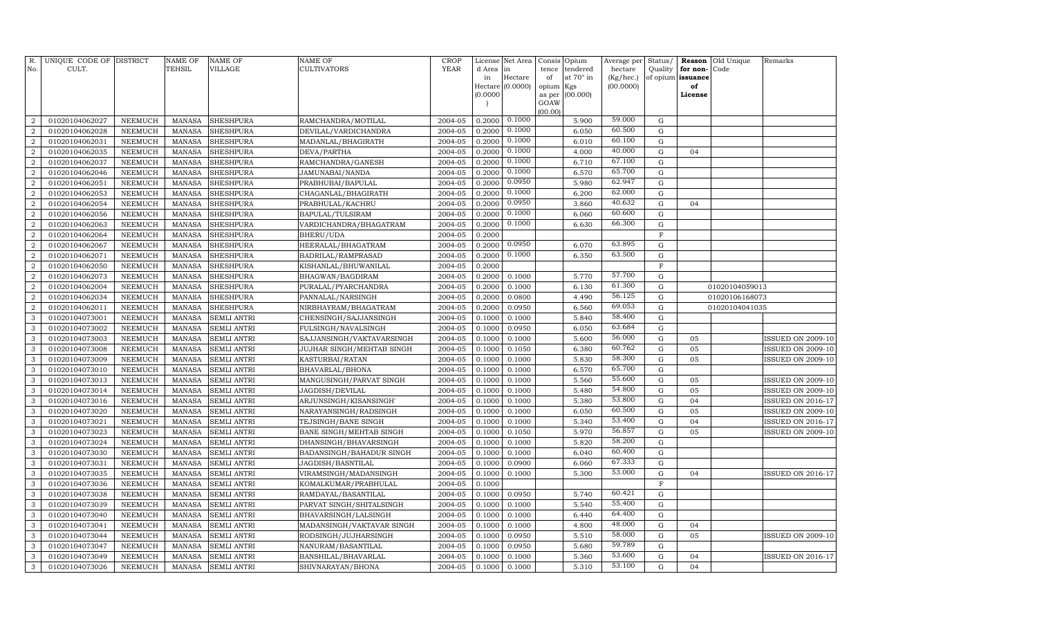| R. No. | UNIQUE CODE OF CULT. | DISTRICT | NAME OF TEHSIL | NAME OF VILLAGE | NAME OF CULTIVATORS | CROP YEAR | License d Area in Hectare (0.0000) | Net Area in Hectare (0.0000) | Consis tence of opium as per GOAW (00.00) | Opium tendered at 70° in Kgs (00.000) | Average per hectare (Kg/hec.) (00.0000) | Status/ Quality of opium | Reason for non-issuance of License | Old Unique Code | Remarks |
|---|---|---|---|---|---|---|---|---|---|---|---|---|---|---|---|
| 2 | 01020104062027 | NEEMUCH | MANASA | SHESHPURA | RAMCHANDRA/MOTILAL | 2004-05 | 0.2000 | 0.1000 | | 5.900 | 59.000 | G | | | |
| 2 | 01020104062028 | NEEMUCH | MANASA | SHESHPURA | DEVILAL/VARDICHANDRA | 2004-05 | 0.2000 | 0.1000 | | 6.050 | 60.500 | G | | | |
| 2 | 01020104062031 | NEEMUCH | MANASA | SHESHPURA | MADANLAL/BHAGIRATH | 2004-05 | 0.2000 | 0.1000 | | 6.010 | 60.100 | G | | | |
| 2 | 01020104062035 | NEEMUCH | MANASA | SHESHPURA | DEVA/PARTHA | 2004-05 | 0.2000 | 0.1000 | | 4.000 | 40.000 | G | 04 | | |
| 2 | 01020104062037 | NEEMUCH | MANASA | SHESHPURA | RAMCHANDRA/GANESH | 2004-05 | 0.2000 | 0.1000 | | 6.710 | 67.100 | G | | | |
| 2 | 01020104062046 | NEEMUCH | MANASA | SHESHPURA | JAMUNABAI/NANDA | 2004-05 | 0.2000 | 0.1000 | | 6.570 | 65.700 | G | | | |
| 2 | 01020104062051 | NEEMUCH | MANASA | SHESHPURA | PRABHUBAI/BAPULAL | 2004-05 | 0.2000 | 0.0950 | | 5.980 | 62.947 | G | | | |
| 2 | 01020104062053 | NEEMUCH | MANASA | SHESHPURA | CHAGANLAL/BHAGIRATH | 2004-05 | 0.2000 | 0.1000 | | 6.200 | 62.000 | G | | | |
| 2 | 01020104062054 | NEEMUCH | MANASA | SHESHPURA | PRABHULAL/KACHRU | 2004-05 | 0.2000 | 0.0950 | | 3.860 | 40.632 | G | 04 | | |
| 2 | 01020104062056 | NEEMUCH | MANASA | SHESHPURA | BAPULAL/TULSIRAM | 2004-05 | 0.2000 | 0.1000 | | 6.060 | 60.600 | G | | | |
| 2 | 01020104062063 | NEEMUCH | MANASA | SHESHPURA | VARDICHANDRA/BHAGATRAM | 2004-05 | 0.2000 | 0.1000 | | 6.630 | 66.300 | G | | | |
| 2 | 01020104062064 | NEEMUCH | MANASA | SHESHPURA | BHERU/UDA | 2004-05 | 0.2000 | | | | | F | | | |
| 2 | 01020104062067 | NEEMUCH | MANASA | SHESHPURA | HEERALAL/BHAGATRAM | 2004-05 | 0.2000 | 0.0950 | | 6.070 | 63.895 | G | | | |
| 2 | 01020104062071 | NEEMUCH | MANASA | SHESHPURA | BADRILAL/RAMPRASAD | 2004-05 | 0.2000 | 0.1000 | | 6.350 | 63.500 | G | | | |
| 2 | 01020104062050 | NEEMUCH | MANASA | SHESHPURA | KISHANLAL/BHUWANILAL | 2004-05 | 0.2000 | | | | | F | | | |
| 2 | 01020104062073 | NEEMUCH | MANASA | SHESHPURA | BHAGWAN/BAGDIRAM | 2004-05 | 0.2000 | 0.1000 | | 5.770 | 57.700 | G | | | |
| 2 | 01020104062004 | NEEMUCH | MANASA | SHESHPURA | PURALAL/PYARCHANDRA | 2004-05 | 0.2000 | 0.1000 | | 6.130 | 61.300 | G | | 01020104059013 | |
| 2 | 01020104062034 | NEEMUCH | MANASA | SHESHPURA | PANNALAL/NARSINGH | 2004-05 | 0.2000 | 0.0800 | | 4.490 | 56.125 | G | | 01020106168073 | |
| 2 | 01020104062011 | NEEMUCH | MANASA | SHESHPURA | NIRBHAYRAM/BHAGATRAM | 2004-05 | 0.2000 | 0.0950 | | 6.560 | 69.053 | G | | 01020104041035 | |
| 3 | 01020104073001 | NEEMUCH | MANASA | SEMLI ANTRI | CHENSINGH/SAJJANSINGH | 2004-05 | 0.1000 | 0.1000 | | 5.840 | 58.400 | G | | | |
| 3 | 01020104073002 | NEEMUCH | MANASA | SEMLI ANTRI | FULSINGH/NAVALSINGH | 2004-05 | 0.1000 | 0.0950 | | 6.050 | 63.684 | G | | | |
| 3 | 01020104073003 | NEEMUCH | MANASA | SEMLI ANTRI | SAJJANSINGH/VAKTAVARSINGH | 2004-05 | 0.1000 | 0.1000 | | 5.600 | 56.000 | G | 05 | | ISSUED ON 2009-10 |
| 3 | 01020104073008 | NEEMUCH | MANASA | SEMLI ANTRI | JUJHAR SINGH/MEHTAB SINGH | 2004-05 | 0.1000 | 0.1050 | | 6.380 | 60.762 | G | 05 | | ISSUED ON 2009-10 |
| 3 | 01020104073009 | NEEMUCH | MANASA | SEMLI ANTRI | KASTURBAI/RATAN | 2004-05 | 0.1000 | 0.1000 | | 5.830 | 58.300 | G | 05 | | ISSUED ON 2009-10 |
| 3 | 01020104073010 | NEEMUCH | MANASA | SEMLI ANTRI | BHAVARLAL/BHONA | 2004-05 | 0.1000 | 0.1000 | | 6.570 | 65.700 | G | | | |
| 3 | 01020104073013 | NEEMUCH | MANASA | SEMLI ANTRI | MANGUSINGH/PARVAT SINGH | 2004-05 | 0.1000 | 0.1000 | | 5.560 | 55.600 | G | 05 | | ISSUED ON 2009-10 |
| 3 | 01020104073014 | NEEMUCH | MANASA | SEMLI ANTRI | JAGDISH/DEVILAL | 2004-05 | 0.1000 | 0.1000 | | 5.480 | 54.800 | G | 05 | | ISSUED ON 2009-10 |
| 3 | 01020104073016 | NEEMUCH | MANASA | SEMLI ANTRI | ARJUNSINGH/KISANSINGH' | 2004-05 | 0.1000 | 0.1000 | | 5.380 | 53.800 | G | 04 | | ISSUED ON 2016-17 |
| 3 | 01020104073020 | NEEMUCH | MANASA | SEMLI ANTRI | NARAYANSINGH/RADSINGH | 2004-05 | 0.1000 | 0.1000 | | 6.050 | 60.500 | G | 05 | | ISSUED ON 2009-10 |
| 3 | 01020104073021 | NEEMUCH | MANASA | SEMLI ANTRI | TEJSINGH/BANE SINGH | 2004-05 | 0.1000 | 0.1000 | | 5.340 | 53.400 | G | 04 | | ISSUED ON 2016-17 |
| 3 | 01020104073023 | NEEMUCH | MANASA | SEMLI ANTRI | BANE SINGH/MEHTAB SINGH | 2004-05 | 0.1000 | 0.1050 | | 5.970 | 56.857 | G | 05 | | ISSUED ON 2009-10 |
| 3 | 01020104073024 | NEEMUCH | MANASA | SEMLI ANTRI | DHANSINGH/BHAVARSINGH | 2004-05 | 0.1000 | 0.1000 | | 5.820 | 58.200 | G | | | |
| 3 | 01020104073030 | NEEMUCH | MANASA | SEMLI ANTRI | BADANSINGH/BAHADUR SINGH | 2004-05 | 0.1000 | 0.1000 | | 6.040 | 60.400 | G | | | |
| 3 | 01020104073031 | NEEMUCH | MANASA | SEMLI ANTRI | JAGDISH/BASNTILAL | 2004-05 | 0.1000 | 0.0900 | | 6.060 | 67.333 | G | | | |
| 3 | 01020104073035 | NEEMUCH | MANASA | SEMLI ANTRI | VIRAMSINGH/MADANSINGH | 2004-05 | 0.1000 | 0.1000 | | 5.300 | 53.000 | G | 04 | | ISSUED ON 2016-17 |
| 3 | 01020104073036 | NEEMUCH | MANASA | SEMLI ANTRI | KOMALKUMAR/PRABHULAL | 2004-05 | 0.1000 | | | | | F | | | |
| 3 | 01020104073038 | NEEMUCH | MANASA | SEMLI ANTRI | RAMDAYAL/BASANTILAL | 2004-05 | 0.1000 | 0.0950 | | 5.740 | 60.421 | G | | | |
| 3 | 01020104073039 | NEEMUCH | MANASA | SEMLI ANTRI | PARVAT SINGH/SHITALSINGH | 2004-05 | 0.1000 | 0.1000 | | 5.540 | 55.400 | G | | | |
| 3 | 01020104073040 | NEEMUCH | MANASA | SEMLI ANTRI | BHAVARSINGH/LALSINGH | 2004-05 | 0.1000 | 0.1000 | | 6.440 | 64.400 | G | | | |
| 3 | 01020104073041 | NEEMUCH | MANASA | SEMLI ANTRI | MADANSINGH/VAKTAVAR SINGH | 2004-05 | 0.1000 | 0.1000 | | 4.800 | 48.000 | G | 04 | | |
| 3 | 01020104073044 | NEEMUCH | MANASA | SEMLI ANTRI | RODSINGH/JUJHARSINGH | 2004-05 | 0.1000 | 0.0950 | | 5.510 | 58.000 | G | 05 | | ISSUED ON 2009-10 |
| 3 | 01020104073047 | NEEMUCH | MANASA | SEMLI ANTRI | NANURAM/BASANTILAL | 2004-05 | 0.1000 | 0.0950 | | 5.680 | 59.789 | G | | | |
| 3 | 01020104073049 | NEEMUCH | MANASA | SEMLI ANTRI | BANSHILAL/BHAVARLAL | 2004-05 | 0.1000 | 0.1000 | | 5.360 | 53.600 | G | 04 | | ISSUED ON 2016-17 |
| 3 | 01020104073026 | NEEMUCH | MANASA | SEMLI ANTRI | SHIVNARAYAN/BHONA | 2004-05 | 0.1000 | 0.1000 | | 5.310 | 53.100 | G | 04 | | |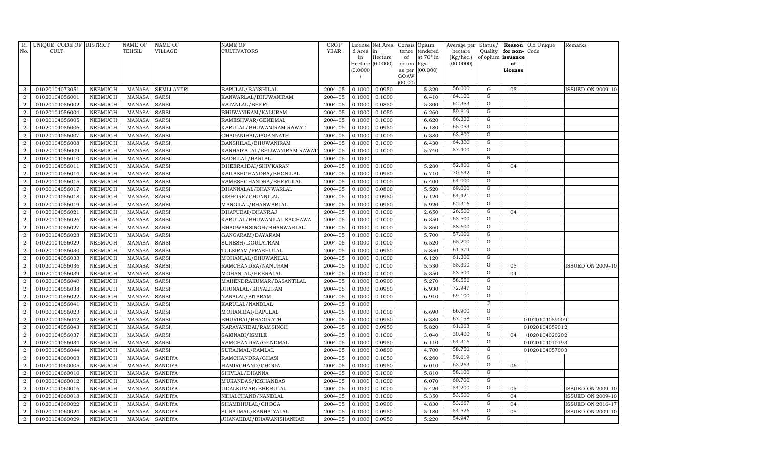| R. No. | UNIQUE CODE OF CULT. | DISTRICT | NAME OF TEHSIL | NAME OF VILLAGE | NAME OF CULTIVATORS | CROP YEAR | License d Area in Hectare (0.0000) | Net Area in Hectare (0.0000) | Consis tence of opium as per GOAW (00.00) | Opium tendered at 70° in Kgs (00.000) | Average per hectare (Kg/hec.) (00.0000) | Status/ Quality of opium | Reason for non-issuance of License | Old Unique Code | Remarks |
|---|---|---|---|---|---|---|---|---|---|---|---|---|---|---|---|
| 3 | 01020104073051 | NEEMUCH | MANASA | SEMLI ANTRI | BAPULAL/BANSHILAL | 2004-05 | 0.1000 | 0.0950 | | 5.320 | 56.000 | G | 05 | | ISSUED ON 2009-10 |
| 2 | 01020104056001 | NEEMUCH | MANASA | SARSI | KANWARLAL/BHUWANIRAM | 2004-05 | 0.1000 | 0.1000 | | 6.410 | 64.100 | G | | | |
| 2 | 01020104056002 | NEEMUCH | MANASA | SARSI | RATANLAL/BHERU | 2004-05 | 0.1000 | 0.0850 | | 5.300 | 62.353 | G | | | |
| 2 | 01020104056004 | NEEMUCH | MANASA | SARSI | BHUWANIRAM/KALURAM | 2004-05 | 0.1000 | 0.1050 | | 6.260 | 59.619 | G | | | |
| 2 | 01020104056005 | NEEMUCH | MANASA | SARSI | RAMESHWAR/GENDMAL | 2004-05 | 0.1000 | 0.1000 | | 6.620 | 66.200 | G | | | |
| 2 | 01020104056006 | NEEMUCH | MANASA | SARSI | KARULAL/BHUWANIRAM RAWAT | 2004-05 | 0.1000 | 0.0950 | | 6.180 | 65.053 | G | | | |
| 2 | 01020104056007 | NEEMUCH | MANASA | SARSI | CHAGANIBAI/JAGANNATH | 2004-05 | 0.1000 | 0.1000 | | 6.380 | 63.800 | G | | | |
| 2 | 01020104056008 | NEEMUCH | MANASA | SARSI | BANSHILAL/BHUWANIRAM | 2004-05 | 0.1000 | 0.1000 | | 6.430 | 64.300 | G | | | |
| 2 | 01020104056009 | NEEMUCH | MANASA | SARSI | KANHAIYALAL/BHUWANIRAM RAWAT | 2004-05 | 0.1000 | 0.1000 | | 5.740 | 57.400 | G | | | |
| 2 | 01020104056010 | NEEMUCH | MANASA | SARSI | BADRILAL/HARLAL | 2004-05 | 0.1000 | | | | | N | | | |
| 2 | 01020104056011 | NEEMUCH | MANASA | SARSI | DHEERAJBAI/SHIVKARAN | 2004-05 | 0.1000 | 0.1000 | | 5.280 | 52.800 | G | 04 | | |
| 2 | 01020104056014 | NEEMUCH | MANASA | SARSI | KAILASHCHANDRA/BHONILAL | 2004-05 | 0.1000 | 0.0950 | | 6.710 | 70.632 | G | | | |
| 2 | 01020104056015 | NEEMUCH | MANASA | SARSI | RAMESHCHANDRA/BHERULAL | 2004-05 | 0.1000 | 0.1000 | | 6.400 | 64.000 | G | | | |
| 2 | 01020104056017 | NEEMUCH | MANASA | SARSI | DHANNALAL/BHANWARLAL | 2004-05 | 0.1000 | 0.0800 | | 5.520 | 69.000 | G | | | |
| 2 | 01020104056018 | NEEMUCH | MANASA | SARSI | KISHORE/CHUNNILAL | 2004-05 | 0.1000 | 0.0950 | | 6.120 | 64.421 | G | | | |
| 2 | 01020104056019 | NEEMUCH | MANASA | SARSI | MANGILAL/BHANWARLAL | 2004-05 | 0.1000 | 0.0950 | | 5.920 | 62.316 | G | | | |
| 2 | 01020104056021 | NEEMUCH | MANASA | SARSI | DHAPUBAI/DHANRAJ | 2004-05 | 0.1000 | 0.1000 | | 2.650 | 26.500 | G | 04 | | |
| 2 | 01020104056026 | NEEMUCH | MANASA | SARSI | KARULAL/BHUWANILAL KACHAWA | 2004-05 | 0.1000 | 0.1000 | | 6.350 | 63.500 | G | | | |
| 2 | 01020104056027 | NEEMUCH | MANASA | SARSI | BHAGWANSINGH/BHANWARLAL | 2004-05 | 0.1000 | 0.1000 | | 5.860 | 58.600 | G | | | |
| 2 | 01020104056028 | NEEMUCH | MANASA | SARSI | GANGARAM/DAYARAM | 2004-05 | 0.1000 | 0.1000 | | 5.700 | 57.000 | G | | | |
| 2 | 01020104056029 | NEEMUCH | MANASA | SARSI | SURESH/DOULATRAM | 2004-05 | 0.1000 | 0.1000 | | 6.520 | 65.200 | G | | | |
| 2 | 01020104056030 | NEEMUCH | MANASA | SARSI | TULSIRAM/PRABHULAL | 2004-05 | 0.1000 | 0.0950 | | 5.850 | 61.579 | G | | | |
| 2 | 01020104056033 | NEEMUCH | MANASA | SARSI | MOHANLAL/BHUWANILAL | 2004-05 | 0.1000 | 0.1000 | | 6.120 | 61.200 | G | | | |
| 2 | 01020104056036 | NEEMUCH | MANASA | SARSI | RAMCHANDRA/NANURAM | 2004-05 | 0.1000 | 0.1000 | | 5.530 | 55.300 | G | 05 | | ISSUED ON 2009-10 |
| 2 | 01020104056039 | NEEMUCH | MANASA | SARSI | MOHANLAL/HEERALAL | 2004-05 | 0.1000 | 0.1000 | | 5.350 | 53.500 | G | 04 | | |
| 2 | 01020104056040 | NEEMUCH | MANASA | SARSI | MAHENDRAKUMAR/BASANTILAL | 2004-05 | 0.1000 | 0.0900 | | 5.270 | 58.556 | G | | | |
| 2 | 01020104056038 | NEEMUCH | MANASA | SARSI | JHUNALAL/KHYALIRAM | 2004-05 | 0.1000 | 0.0950 | | 6.930 | 72.947 | G | | | |
| 2 | 01020104056022 | NEEMUCH | MANASA | SARSI | NANALAL/SITARAM | 2004-05 | 0.1000 | 0.1000 | | 6.910 | 69.100 | G | | | |
| 2 | 01020104056041 | NEEMUCH | MANASA | SARSI | KARULAL/NANDLAL | 2004-05 | 0.1000 | | | | | F | | | |
| 2 | 01020104056023 | NEEMUCH | MANASA | SARSI | MOHANIBAI/BAPULAL | 2004-05 | 0.1000 | 0.1000 | | 6.690 | 66.900 | G | | | |
| 2 | 01020104056042 | NEEMUCH | MANASA | SARSI | BHURIBAI/BHAGIRATH | 2004-05 | 0.1000 | 0.0950 | | 6.380 | 67.158 | G | | 01020104059009 | |
| 2 | 01020104056043 | NEEMUCH | MANASA | SARSI | NARAYANIBAI/RAMSINGH | 2004-05 | 0.1000 | 0.0950 | | 5.820 | 61.263 | G | | 01020104059012 | |
| 2 | 01020104056037 | NEEMUCH | MANASA | SARSI | SAKINABI/ISMILE | 2004-05 | 0.1000 | 0.1000 | | 3.040 | 30.400 | G | 04 | 1020104020202 | |
| 2 | 01020104056034 | NEEMUCH | MANASA | SARSI | RAMCHANDRA/GENDMAL | 2004-05 | 0.1000 | 0.0950 | | 6.110 | 64.316 | G | | 01020104010193 | |
| 2 | 01020104056044 | NEEMUCH | MANASA | SARSI | SURAJMAL/RAMLAL | 2004-05 | 0.1000 | 0.0800 | | 4.700 | 58.750 | G | | 01020104057003 | |
| 2 | 01020104060003 | NEEMUCH | MANASA | SANDIYA | RAMCHANDRA/GHASI | 2004-05 | 0.1000 | 0.1050 | | 6.260 | 59.619 | G | | | |
| 2 | 01020104060005 | NEEMUCH | MANASA | SANDIYA | HAMIRCHAND/CHOGA | 2004-05 | 0.1000 | 0.0950 | | 6.010 | 63.263 | G | 06 | | |
| 2 | 01020104060010 | NEEMUCH | MANASA | SANDIYA | SHIVLAL/DHANNA | 2004-05 | 0.1000 | 0.1000 | | 5.810 | 58.100 | G | | | |
| 2 | 01020104060012 | NEEMUCH | MANASA | SANDIYA | MUKANDAS/KISHANDAS | 2004-05 | 0.1000 | 0.1000 | | 6.070 | 60.700 | G | | | |
| 2 | 01020104060016 | NEEMUCH | MANASA | SANDIYA | UDALKUMAR/BHERULAL | 2004-05 | 0.1000 | 0.1000 | | 5.420 | 54.200 | G | 05 | | ISSUED ON 2009-10 |
| 2 | 01020104060018 | NEEMUCH | MANASA | SANDIYA | NIHALCHAND/NANDLAL | 2004-05 | 0.1000 | 0.1000 | | 5.350 | 53.500 | G | 04 | | ISSUED ON 2009-10 |
| 2 | 01020104060022 | NEEMUCH | MANASA | SANDIYA | SHAMBHULAL/CHOGA | 2004-05 | 0.1000 | 0.0900 | | 4.830 | 53.667 | G | 04 | | ISSUED ON 2016-17 |
| 2 | 01020104060024 | NEEMUCH | MANASA | SANDIYA | SURAJMAL/KANHAIYALAL | 2004-05 | 0.1000 | 0.0950 | | 5.180 | 54.526 | G | 05 | | ISSUED ON 2009-10 |
| 2 | 01020104060029 | NEEMUCH | MANASA | SANDIYA | JHANAKBAI/BHAWANISHANKAR | 2004-05 | 0.1000 | 0.0950 | | 5.220 | 54.947 | G | | | |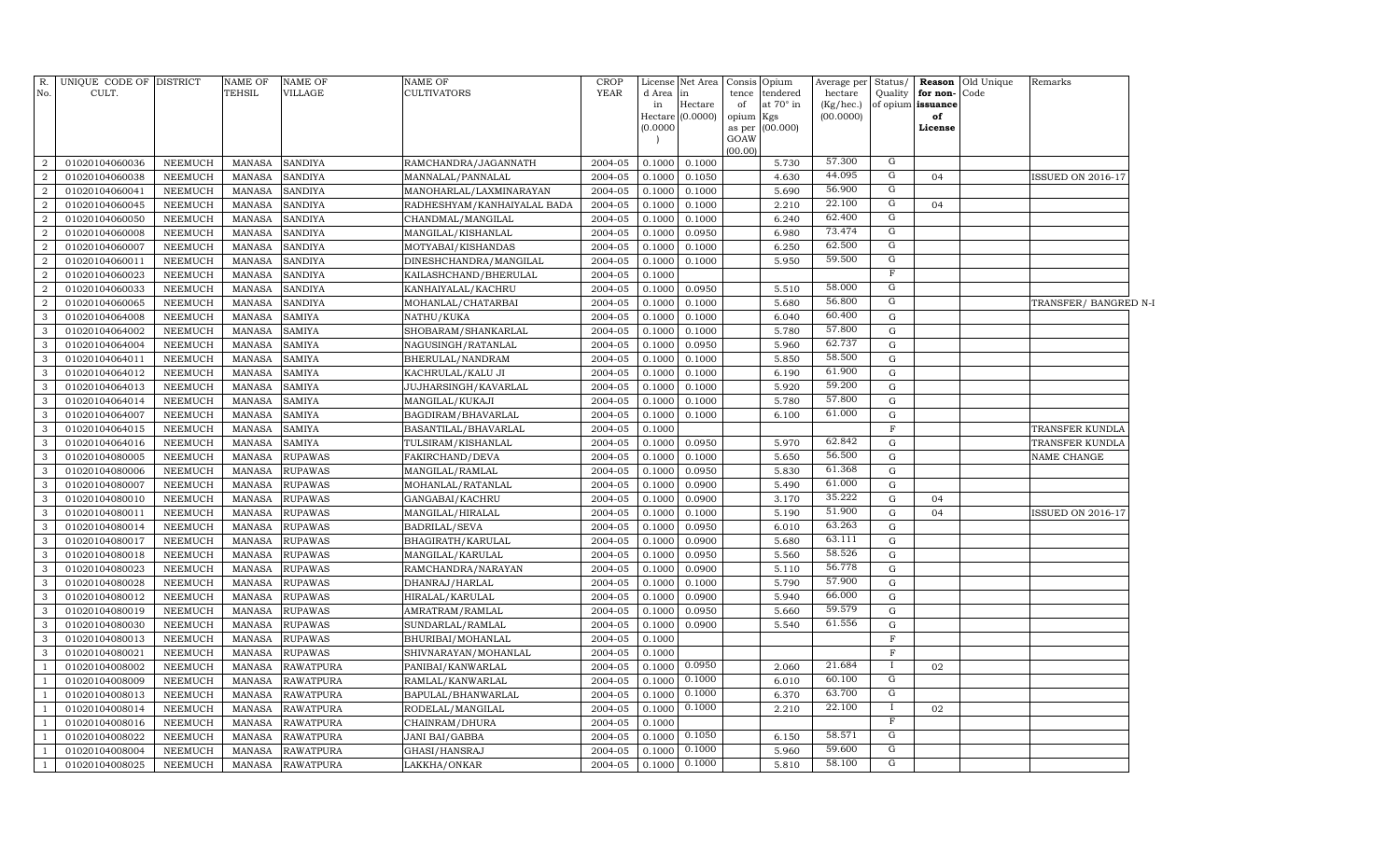| R. No. | UNIQUE CODE OF CULT. | DISTRICT | NAME OF TEHSIL | NAME OF VILLAGE | NAME OF CULTIVATORS | CROP YEAR | License d Area in Hectare (0.0000) | Net Area in Hectare (0.0000) | Consis tence of opium as per GOAW (00.00) | Opium tendered at 70° in Kgs (00.000) | Average per hectare (Kg/hec.) (00.0000) | Status/ Quality of opium | Reason for non-issuance of License | Old Unique Code | Remarks |
|---|---|---|---|---|---|---|---|---|---|---|---|---|---|---|---|
| 2 | 01020104060036 | NEEMUCH | MANASA | SANDIYA | RAMCHANDRA/JAGANNATH | 2004-05 | 0.1000 | 0.1000 | | 5.730 | 57.300 | G | | | |
| 2 | 01020104060038 | NEEMUCH | MANASA | SANDIYA | MANNALAL/PANNALAL | 2004-05 | 0.1000 | 0.1050 | | 4.630 | 44.095 | G | 04 | | ISSUED ON 2016-17 |
| 2 | 01020104060041 | NEEMUCH | MANASA | SANDIYA | MANOHARLAL/LAXMINARAYAN | 2004-05 | 0.1000 | 0.1000 | | 5.690 | 56.900 | G | | | |
| 2 | 01020104060045 | NEEMUCH | MANASA | SANDIYA | RADHESHYAM/KANHAIYALAL BADA | 2004-05 | 0.1000 | 0.1000 | | 2.210 | 22.100 | G | 04 | | |
| 2 | 01020104060050 | NEEMUCH | MANASA | SANDIYA | CHANDMAL/MANGILAL | 2004-05 | 0.1000 | 0.1000 | | 6.240 | 62.400 | G | | | |
| 2 | 01020104060008 | NEEMUCH | MANASA | SANDIYA | MANGILAL/KISHANLAL | 2004-05 | 0.1000 | 0.0950 | | 6.980 | 73.474 | G | | | |
| 2 | 01020104060007 | NEEMUCH | MANASA | SANDIYA | MOTYABAI/KISHANDAS | 2004-05 | 0.1000 | 0.1000 | | 6.250 | 62.500 | G | | | |
| 2 | 01020104060011 | NEEMUCH | MANASA | SANDIYA | DINESHCHANDRA/MANGILAL | 2004-05 | 0.1000 | 0.1000 | | 5.950 | 59.500 | G | | | |
| 2 | 01020104060023 | NEEMUCH | MANASA | SANDIYA | KAILASHCHAND/BHERULAL | 2004-05 | 0.1000 | | | | | F | | | |
| 2 | 01020104060033 | NEEMUCH | MANASA | SANDIYA | KANHAIYALAL/KACHRU | 2004-05 | 0.1000 | 0.0950 | | 5.510 | 58.000 | G | | | |
| 2 | 01020104060065 | NEEMUCH | MANASA | SANDIYA | MOHANLAL/CHATARBAI | 2004-05 | 0.1000 | 0.1000 | | 5.680 | 56.800 | G | | | TRANSFER/ BANGRED N-I |
| 3 | 01020104064008 | NEEMUCH | MANASA | SAMIYA | NATHU/KUKA | 2004-05 | 0.1000 | 0.1000 | | 6.040 | 60.400 | G | | | |
| 3 | 01020104064002 | NEEMUCH | MANASA | SAMIYA | SHOBARAM/SHANKARLAL | 2004-05 | 0.1000 | 0.1000 | | 5.780 | 57.800 | G | | | |
| 3 | 01020104064004 | NEEMUCH | MANASA | SAMIYA | NAGUSINGH/RATANLAL | 2004-05 | 0.1000 | 0.0950 | | 5.960 | 62.737 | G | | | |
| 3 | 01020104064011 | NEEMUCH | MANASA | SAMIYA | BHERULAL/NANDRAM | 2004-05 | 0.1000 | 0.1000 | | 5.850 | 58.500 | G | | | |
| 3 | 01020104064012 | NEEMUCH | MANASA | SAMIYA | KACHRULAL/KALU JI | 2004-05 | 0.1000 | 0.1000 | | 6.190 | 61.900 | G | | | |
| 3 | 01020104064013 | NEEMUCH | MANASA | SAMIYA | JUJHARSINGH/KAVARLAL | 2004-05 | 0.1000 | 0.1000 | | 5.920 | 59.200 | G | | | |
| 3 | 01020104064014 | NEEMUCH | MANASA | SAMIYA | MANGILAL/KUKAJI | 2004-05 | 0.1000 | 0.1000 | | 5.780 | 57.800 | G | | | |
| 3 | 01020104064007 | NEEMUCH | MANASA | SAMIYA | BAGDIRAM/BHAVARLAL | 2004-05 | 0.1000 | 0.1000 | | 6.100 | 61.000 | G | | | |
| 3 | 01020104064015 | NEEMUCH | MANASA | SAMIYA | BASANTILAL/BHAVARLAL | 2004-05 | 0.1000 | | | | | F | | | TRANSFER KUNDLA |
| 3 | 01020104064016 | NEEMUCH | MANASA | SAMIYA | TULSIRAM/KISHANLAL | 2004-05 | 0.1000 | 0.0950 | | 5.970 | 62.842 | G | | | TRANSFER KUNDLA |
| 3 | 01020104080005 | NEEMUCH | MANASA | RUPAWAS | FAKIRCHAND/DEVA | 2004-05 | 0.1000 | 0.1000 | | 5.650 | 56.500 | G | | | NAME CHANGE |
| 3 | 01020104080006 | NEEMUCH | MANASA | RUPAWAS | MANGILAL/RAMLAL | 2004-05 | 0.1000 | 0.0950 | | 5.830 | 61.368 | G | | | |
| 3 | 01020104080007 | NEEMUCH | MANASA | RUPAWAS | MOHANLAL/RATANLAL | 2004-05 | 0.1000 | 0.0900 | | 5.490 | 61.000 | G | | | |
| 3 | 01020104080010 | NEEMUCH | MANASA | RUPAWAS | GANGABAI/KACHRU | 2004-05 | 0.1000 | 0.0900 | | 3.170 | 35.222 | G | 04 | | |
| 3 | 01020104080011 | NEEMUCH | MANASA | RUPAWAS | MANGILAL/HIRALAL | 2004-05 | 0.1000 | 0.1000 | | 5.190 | 51.900 | G | 04 | | ISSUED ON 2016-17 |
| 3 | 01020104080014 | NEEMUCH | MANASA | RUPAWAS | BADRILAL/SEVA | 2004-05 | 0.1000 | 0.0950 | | 6.010 | 63.263 | G | | | |
| 3 | 01020104080017 | NEEMUCH | MANASA | RUPAWAS | BHAGIRATH/KARULAL | 2004-05 | 0.1000 | 0.0900 | | 5.680 | 63.111 | G | | | |
| 3 | 01020104080018 | NEEMUCH | MANASA | RUPAWAS | MANGILAL/KARULAL | 2004-05 | 0.1000 | 0.0950 | | 5.560 | 58.526 | G | | | |
| 3 | 01020104080023 | NEEMUCH | MANASA | RUPAWAS | RAMCHANDRA/NARAYAN | 2004-05 | 0.1000 | 0.0900 | | 5.110 | 56.778 | G | | | |
| 3 | 01020104080028 | NEEMUCH | MANASA | RUPAWAS | DHANRAJ/HARLAL | 2004-05 | 0.1000 | 0.1000 | | 5.790 | 57.900 | G | | | |
| 3 | 01020104080012 | NEEMUCH | MANASA | RUPAWAS | HIRALAL/KARULAL | 2004-05 | 0.1000 | 0.0900 | | 5.940 | 66.000 | G | | | |
| 3 | 01020104080019 | NEEMUCH | MANASA | RUPAWAS | AMRATRAM/RAMLAL | 2004-05 | 0.1000 | 0.0950 | | 5.660 | 59.579 | G | | | |
| 3 | 01020104080030 | NEEMUCH | MANASA | RUPAWAS | SUNDARLAL/RAMLAL | 2004-05 | 0.1000 | 0.0900 | | 5.540 | 61.556 | G | | | |
| 3 | 01020104080013 | NEEMUCH | MANASA | RUPAWAS | BHURIBAI/MOHANLAL | 2004-05 | 0.1000 | | | | | F | | | |
| 3 | 01020104080021 | NEEMUCH | MANASA | RUPAWAS | SHIVNARAYAN/MOHANLAL | 2004-05 | 0.1000 | | | | | F | | | |
| 1 | 01020104008002 | NEEMUCH | MANASA | RAWATPURA | PANIBAI/KANWARLAL | 2004-05 | 0.1000 | 0.0950 | | 2.060 | 21.684 | I | 02 | | |
| 1 | 01020104008009 | NEEMUCH | MANASA | RAWATPURA | RAMLAL/KANWARLAL | 2004-05 | 0.1000 | 0.1000 | | 6.010 | 60.100 | G | | | |
| 1 | 01020104008013 | NEEMUCH | MANASA | RAWATPURA | BAPULAL/BHANWARLAL | 2004-05 | 0.1000 | 0.1000 | | 6.370 | 63.700 | G | | | |
| 1 | 01020104008014 | NEEMUCH | MANASA | RAWATPURA | RODELAL/MANGILAL | 2004-05 | 0.1000 | 0.1000 | | 2.210 | 22.100 | I | 02 | | |
| 1 | 01020104008016 | NEEMUCH | MANASA | RAWATPURA | CHAINRAM/DHURA | 2004-05 | 0.1000 | | | | | F | | | |
| 1 | 01020104008022 | NEEMUCH | MANASA | RAWATPURA | JANI BAI/GABBA | 2004-05 | 0.1000 | 0.1050 | | 6.150 | 58.571 | G | | | |
| 1 | 01020104008004 | NEEMUCH | MANASA | RAWATPURA | GHASI/HANSRAJ | 2004-05 | 0.1000 | 0.1000 | | 5.960 | 59.600 | G | | | |
| 1 | 01020104008025 | NEEMUCH | MANASA | RAWATPURA | LAKKHA/ONKAR | 2004-05 | 0.1000 | 0.1000 | | 5.810 | 58.100 | G | | | |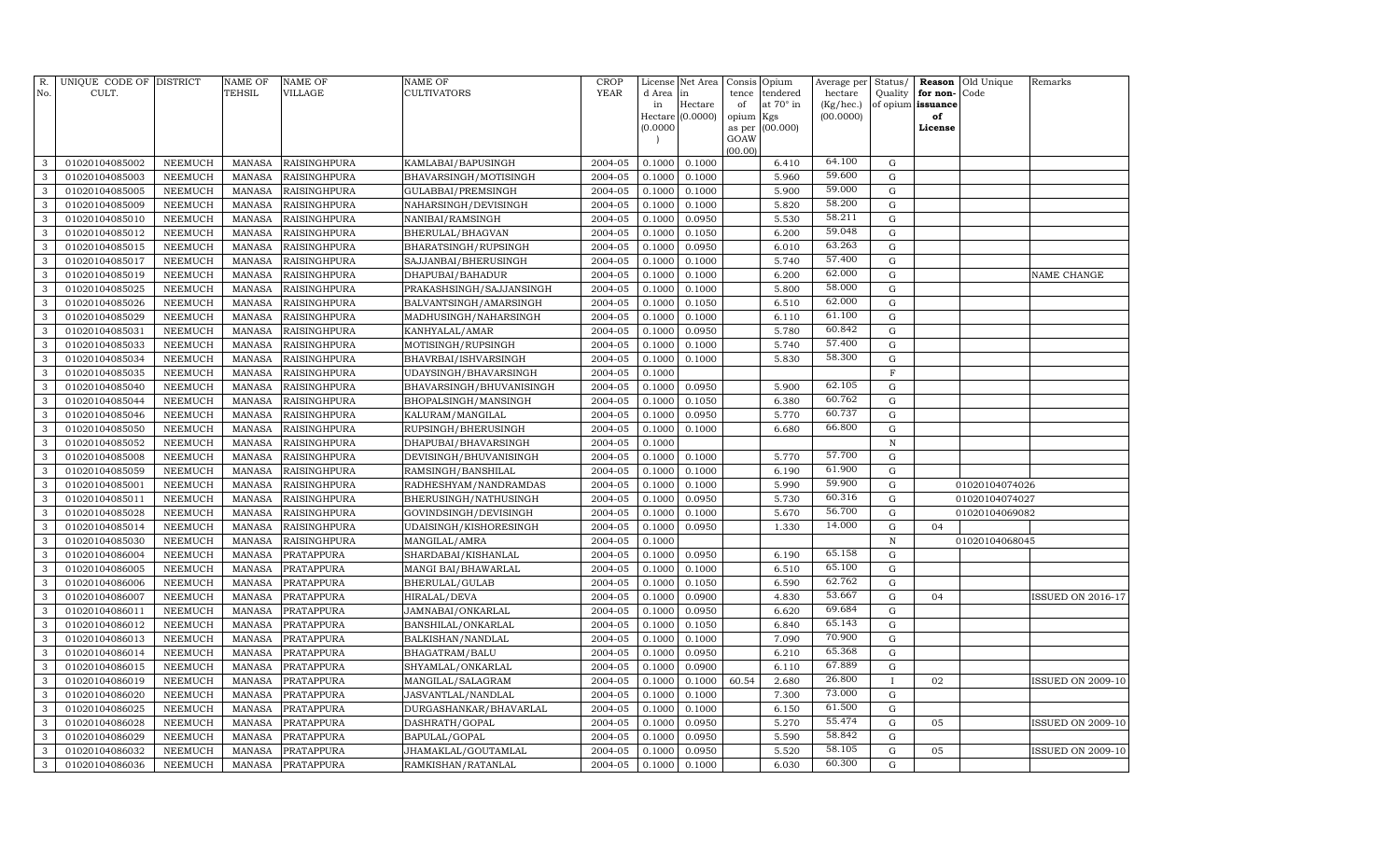| R. No. | UNIQUE CODE OF CULT. | DISTRICT | NAME OF TEHSIL | NAME OF VILLAGE | NAME OF CULTIVATORS | CROP YEAR | License d Area in Hectare (0.0000) | Net Area in Hectare (0.0000) | Consis tence of opium as per GOAW (00.00) | Opium tendered at 70° in Kgs (00.000) | Average per hectare (Kg/hec.) (00.0000) | Status/ Quality of opium | Reason for non-issuance of License | Old Unique Code | Remarks |
|---|---|---|---|---|---|---|---|---|---|---|---|---|---|---|---|
| 3 | 01020104085002 | NEEMUCH | MANASA | RAISINGHPURA | KAMLABAI/BAPUSINGH | 2004-05 | 0.1000 | 0.1000 | | 6.410 | 64.100 | G | | | |
| 3 | 01020104085003 | NEEMUCH | MANASA | RAISINGHPURA | BHAVARSINGH/MOTISINGH | 2004-05 | 0.1000 | 0.1000 | | 5.960 | 59.600 | G | | | |
| 3 | 01020104085005 | NEEMUCH | MANASA | RAISINGHPURA | GULABBAI/PREMSINGH | 2004-05 | 0.1000 | 0.1000 | | 5.900 | 59.000 | G | | | |
| 3 | 01020104085009 | NEEMUCH | MANASA | RAISINGHPURA | NAHARSINGH/DEVISINGH | 2004-05 | 0.1000 | 0.1000 | | 5.820 | 58.200 | G | | | |
| 3 | 01020104085010 | NEEMUCH | MANASA | RAISINGHPURA | NANIBAI/RAMSINGH | 2004-05 | 0.1000 | 0.0950 | | 5.530 | 58.211 | G | | | |
| 3 | 01020104085012 | NEEMUCH | MANASA | RAISINGHPURA | BHERULAL/BHAGVAN | 2004-05 | 0.1000 | 0.1050 | | 6.200 | 59.048 | G | | | |
| 3 | 01020104085015 | NEEMUCH | MANASA | RAISINGHPURA | BHARATSINGH/RUPSINGH | 2004-05 | 0.1000 | 0.0950 | | 6.010 | 63.263 | G | | | |
| 3 | 01020104085017 | NEEMUCH | MANASA | RAISINGHPURA | SAJJANBAI/BHERUSINGH | 2004-05 | 0.1000 | 0.1000 | | 5.740 | 57.400 | G | | | |
| 3 | 01020104085019 | NEEMUCH | MANASA | RAISINGHPURA | DHAPUBAI/BAHADUR | 2004-05 | 0.1000 | 0.1000 | | 6.200 | 62.000 | G | | | NAME CHANGE |
| 3 | 01020104085025 | NEEMUCH | MANASA | RAISINGHPURA | PRAKASHSINGH/SAJJANSINGH | 2004-05 | 0.1000 | 0.1000 | | 5.800 | 58.000 | G | | | |
| 3 | 01020104085026 | NEEMUCH | MANASA | RAISINGHPURA | BALVANTSINGH/AMARSINGH | 2004-05 | 0.1000 | 0.1050 | | 6.510 | 62.000 | G | | | |
| 3 | 01020104085029 | NEEMUCH | MANASA | RAISINGHPURA | MADHUSINGH/NAHARSINGH | 2004-05 | 0.1000 | 0.1000 | | 6.110 | 61.100 | G | | | |
| 3 | 01020104085031 | NEEMUCH | MANASA | RAISINGHPURA | KANHYALAL/AMAR | 2004-05 | 0.1000 | 0.0950 | | 5.780 | 60.842 | G | | | |
| 3 | 01020104085033 | NEEMUCH | MANASA | RAISINGHPURA | MOTISINGH/RUPSINGH | 2004-05 | 0.1000 | 0.1000 | | 5.740 | 57.400 | G | | | |
| 3 | 01020104085034 | NEEMUCH | MANASA | RAISINGHPURA | BHAVRBAI/ISHVARSINGH | 2004-05 | 0.1000 | 0.1000 | | 5.830 | 58.300 | G | | | |
| 3 | 01020104085035 | NEEMUCH | MANASA | RAISINGHPURA | UDAYSINGH/BHAVARSINGH | 2004-05 | 0.1000 | | | | | F | | | |
| 3 | 01020104085040 | NEEMUCH | MANASA | RAISINGHPURA | BHAVARSINGH/BHUVANISINGH | 2004-05 | 0.1000 | 0.0950 | | 5.900 | 62.105 | G | | | |
| 3 | 01020104085044 | NEEMUCH | MANASA | RAISINGHPURA | BHOPALSINGH/MANSINGH | 2004-05 | 0.1000 | 0.1050 | | 6.380 | 60.762 | G | | | |
| 3 | 01020104085046 | NEEMUCH | MANASA | RAISINGHPURA | KALURAM/MANGILAL | 2004-05 | 0.1000 | 0.0950 | | 5.770 | 60.737 | G | | | |
| 3 | 01020104085050 | NEEMUCH | MANASA | RAISINGHPURA | RUPSINGH/BHERUSINGH | 2004-05 | 0.1000 | 0.1000 | | 6.680 | 66.800 | G | | | |
| 3 | 01020104085052 | NEEMUCH | MANASA | RAISINGHPURA | DHAPUBAI/BHAVARSINGH | 2004-05 | 0.1000 | | | | | N | | | |
| 3 | 01020104085008 | NEEMUCH | MANASA | RAISINGHPURA | DEVISINGH/BHUVANISINGH | 2004-05 | 0.1000 | 0.1000 | | 5.770 | 57.700 | G | | | |
| 3 | 01020104085059 | NEEMUCH | MANASA | RAISINGHPURA | RAMSINGH/BANSHILAL | 2004-05 | 0.1000 | 0.1000 | | 6.190 | 61.900 | G | | | |
| 3 | 01020104085001 | NEEMUCH | MANASA | RAISINGHPURA | RADHESHYAM/NANDRAMDAS | 2004-05 | 0.1000 | 0.1000 | | 5.990 | 59.900 | G | | 01020104074026 | |
| 3 | 01020104085011 | NEEMUCH | MANASA | RAISINGHPURA | BHERUSINGH/NATHUSINGH | 2004-05 | 0.1000 | 0.0950 | | 5.730 | 60.316 | G | | 01020104074027 | |
| 3 | 01020104085028 | NEEMUCH | MANASA | RAISINGHPURA | GOVINDSINGH/DEVISINGH | 2004-05 | 0.1000 | 0.1000 | | 5.670 | 56.700 | G | | 01020104069082 | |
| 3 | 01020104085014 | NEEMUCH | MANASA | RAISINGHPURA | UDAISINGH/KISHORESINGH | 2004-05 | 0.1000 | 0.0950 | | 1.330 | 14.000 | G | 04 | | |
| 3 | 01020104085030 | NEEMUCH | MANASA | RAISINGHPURA | MANGILAL/AMRA | 2004-05 | 0.1000 | | | | | N | | 01020104068045 | |
| 3 | 01020104086004 | NEEMUCH | MANASA | PRATAPPURA | SHARDABAI/KISHANLAL | 2004-05 | 0.1000 | 0.0950 | | 6.190 | 65.158 | G | | | |
| 3 | 01020104086005 | NEEMUCH | MANASA | PRATAPPURA | MANGI BAI/BHAWARLAL | 2004-05 | 0.1000 | 0.1000 | | 6.510 | 65.100 | G | | | |
| 3 | 01020104086006 | NEEMUCH | MANASA | PRATAPPURA | BHERULAL/GULAB | 2004-05 | 0.1000 | 0.1050 | | 6.590 | 62.762 | G | | | |
| 3 | 01020104086007 | NEEMUCH | MANASA | PRATAPPURA | HIRALAL/DEVA | 2004-05 | 0.1000 | 0.0900 | | 4.830 | 53.667 | G | 04 | | ISSUED ON 2016-17 |
| 3 | 01020104086011 | NEEMUCH | MANASA | PRATAPPURA | JAMNABAI/ONKARLAL | 2004-05 | 0.1000 | 0.0950 | | 6.620 | 69.684 | G | | | |
| 3 | 01020104086012 | NEEMUCH | MANASA | PRATAPPURA | BANSHILAL/ONKARLAL | 2004-05 | 0.1000 | 0.1050 | | 6.840 | 65.143 | G | | | |
| 3 | 01020104086013 | NEEMUCH | MANASA | PRATAPPURA | BALKISHAN/NANDLAL | 2004-05 | 0.1000 | 0.1000 | | 7.090 | 70.900 | G | | | |
| 3 | 01020104086014 | NEEMUCH | MANASA | PRATAPPURA | BHAGATRAM/BALU | 2004-05 | 0.1000 | 0.0950 | | 6.210 | 65.368 | G | | | |
| 3 | 01020104086015 | NEEMUCH | MANASA | PRATAPPURA | SHYAMLAL/ONKARLAL | 2004-05 | 0.1000 | 0.0900 | | 6.110 | 67.889 | G | | | |
| 3 | 01020104086019 | NEEMUCH | MANASA | PRATAPPURA | MANGILAL/SALAGRAM | 2004-05 | 0.1000 | 0.1000 | 60.54 | 2.680 | 26.800 | I | 02 | | ISSUED ON 2009-10 |
| 3 | 01020104086020 | NEEMUCH | MANASA | PRATAPPURA | JASVANTLAL/NANDLAL | 2004-05 | 0.1000 | 0.1000 | | 7.300 | 73.000 | G | | | |
| 3 | 01020104086025 | NEEMUCH | MANASA | PRATAPPURA | DURGASHANKAR/BHAVARLAL | 2004-05 | 0.1000 | 0.1000 | | 6.150 | 61.500 | G | | | |
| 3 | 01020104086028 | NEEMUCH | MANASA | PRATAPPURA | DASHRATH/GOPAL | 2004-05 | 0.1000 | 0.0950 | | 5.270 | 55.474 | G | 05 | | ISSUED ON 2009-10 |
| 3 | 01020104086029 | NEEMUCH | MANASA | PRATAPPURA | BAPULAL/GOPAL | 2004-05 | 0.1000 | 0.0950 | | 5.590 | 58.842 | G | | | |
| 3 | 01020104086032 | NEEMUCH | MANASA | PRATAPPURA | JHAMAKLAL/GOUTAMLAL | 2004-05 | 0.1000 | 0.0950 | | 5.520 | 58.105 | G | 05 | | ISSUED ON 2009-10 |
| 3 | 01020104086036 | NEEMUCH | MANASA | PRATAPPURA | RAMKISHAN/RATANLAL | 2004-05 | 0.1000 | 0.1000 | | 6.030 | 60.300 | G | | | |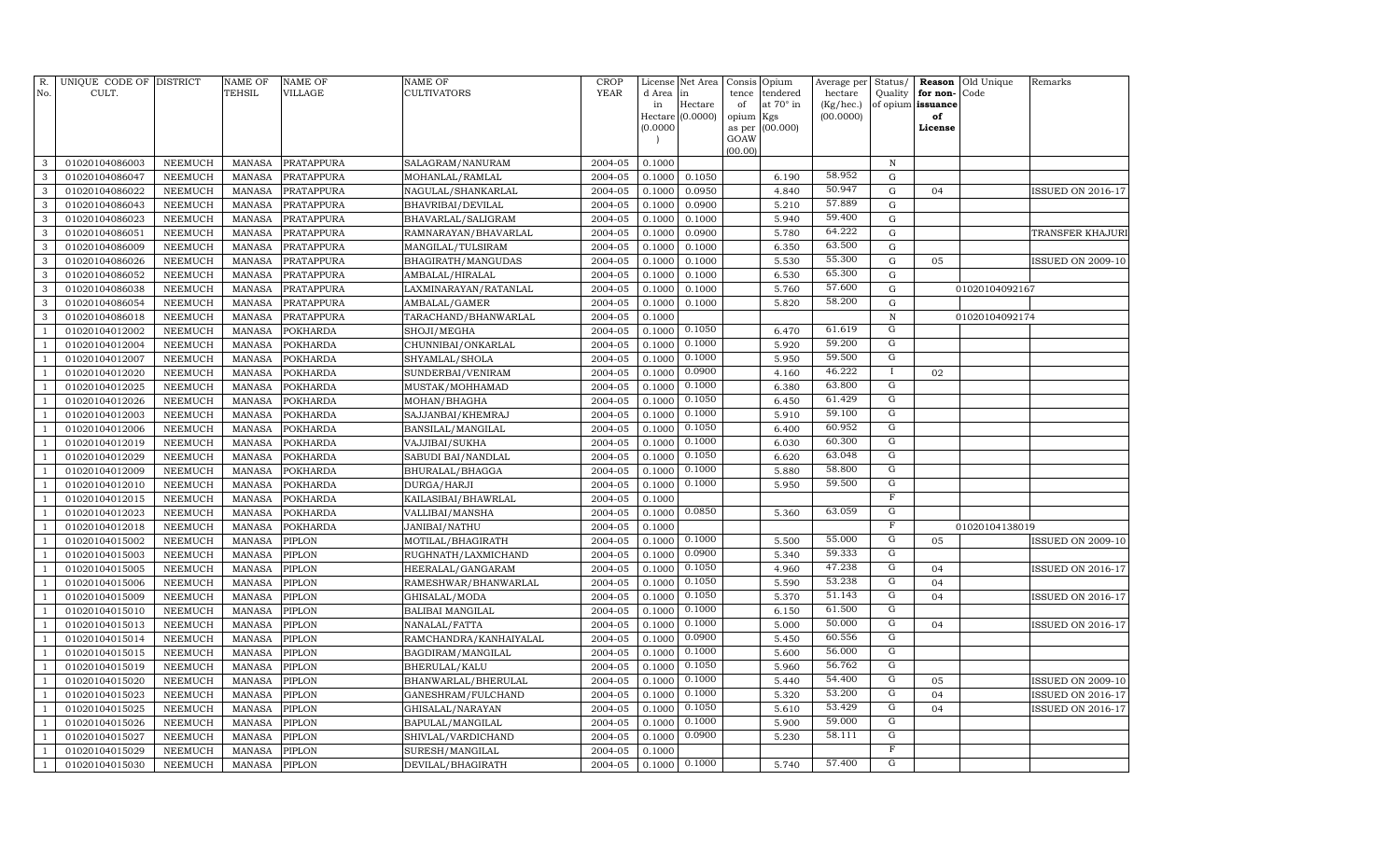| R. No. | UNIQUE CODE OF CULT. | DISTRICT | NAME OF TEHSIL | NAME OF VILLAGE | NAME OF CULTIVATORS | CROP YEAR | License d Area in Hectare (0.0000) | Net Area in Hectare (0.0000) | Consis tence of opium as per GOAW (00.00) | Opium tendered at 70° in Kgs (00.000) | Average per hectare (Kg/hec.) (00.0000) | Status/ Quality of opium | Reason for non-issuance of License | Old Unique Code | Remarks |
|---|---|---|---|---|---|---|---|---|---|---|---|---|---|---|---|
| 3 | 01020104086003 | NEEMUCH | MANASA | PRATAPPURA | SALAGRAM/NANURAM | 2004-05 | 0.1000 | | | | | N | | | |
| 3 | 01020104086047 | NEEMUCH | MANASA | PRATAPPURA | MOHANLAL/RAMLAL | 2004-05 | 0.1000 | 0.1050 | | 6.190 | 58.952 | G | | | |
| 3 | 01020104086022 | NEEMUCH | MANASA | PRATAPPURA | NAGULAL/SHANKARLAL | 2004-05 | 0.1000 | 0.0950 | | 4.840 | 50.947 | G | 04 | | ISSUED ON 2016-17 |
| 3 | 01020104086043 | NEEMUCH | MANASA | PRATAPPURA | BHAVRIBAI/DEVILAL | 2004-05 | 0.1000 | 0.0900 | | 5.210 | 57.889 | G | | | |
| 3 | 01020104086023 | NEEMUCH | MANASA | PRATAPPURA | BHAVARLAL/SALIGRAM | 2004-05 | 0.1000 | 0.1000 | | 5.940 | 59.400 | G | | | |
| 3 | 01020104086051 | NEEMUCH | MANASA | PRATAPPURA | RAMNARAYAN/BHAVARLAL | 2004-05 | 0.1000 | 0.0900 | | 5.780 | 64.222 | G | | | TRANSFER KHAJURI |
| 3 | 01020104086009 | NEEMUCH | MANASA | PRATAPPURA | MANGILAL/TULSIRAM | 2004-05 | 0.1000 | 0.1000 | | 6.350 | 63.500 | G | | | |
| 3 | 01020104086026 | NEEMUCH | MANASA | PRATAPPURA | BHAGIRATH/MANGUDAS | 2004-05 | 0.1000 | 0.1000 | | 5.530 | 55.300 | G | 05 | | ISSUED ON 2009-10 |
| 3 | 01020104086052 | NEEMUCH | MANASA | PRATAPPURA | AMBALAL/HIRALAL | 2004-05 | 0.1000 | 0.1000 | | 6.530 | 65.300 | G | | | |
| 3 | 01020104086038 | NEEMUCH | MANASA | PRATAPPURA | LAXMINARAYAN/RATANLAL | 2004-05 | 0.1000 | 0.1000 | | 5.760 | 57.600 | G | | 01020104092167 | |
| 3 | 01020104086054 | NEEMUCH | MANASA | PRATAPPURA | AMBALAL/GAMER | 2004-05 | 0.1000 | 0.1000 | | 5.820 | 58.200 | G | | | |
| 3 | 01020104086018 | NEEMUCH | MANASA | PRATAPPURA | TARACHAND/BHANWARLAL | 2004-05 | 0.1000 | | | | | N | | 01020104092174 | |
| 1 | 01020104012002 | NEEMUCH | MANASA | POKHARDA | SHOJI/MEGHA | 2004-05 | 0.1000 | 0.1050 | | 6.470 | 61.619 | G | | | |
| 1 | 01020104012004 | NEEMUCH | MANASA | POKHARDA | CHUNNIBAI/ONKARLAL | 2004-05 | 0.1000 | 0.1000 | | 5.920 | 59.200 | G | | | |
| 1 | 01020104012007 | NEEMUCH | MANASA | POKHARDA | SHYAMLAL/SHOLA | 2004-05 | 0.1000 | 0.1000 | | 5.950 | 59.500 | G | | | |
| 1 | 01020104012020 | NEEMUCH | MANASA | POKHARDA | SUNDERBAI/VENIRAM | 2004-05 | 0.1000 | 0.0900 | | 4.160 | 46.222 | I | 02 | | |
| 1 | 01020104012025 | NEEMUCH | MANASA | POKHARDA | MUSTAK/MOHHAMAD | 2004-05 | 0.1000 | 0.1000 | | 6.380 | 63.800 | G | | | |
| 1 | 01020104012026 | NEEMUCH | MANASA | POKHARDA | MOHAN/BHAGHA | 2004-05 | 0.1000 | 0.1050 | | 6.450 | 61.429 | G | | | |
| 1 | 01020104012003 | NEEMUCH | MANASA | POKHARDA | SAJJANBAI/KHEMRAJ | 2004-05 | 0.1000 | 0.1000 | | 5.910 | 59.100 | G | | | |
| 1 | 01020104012006 | NEEMUCH | MANASA | POKHARDA | BANSILAL/MANGILAL | 2004-05 | 0.1000 | 0.1050 | | 6.400 | 60.952 | G | | | |
| 1 | 01020104012019 | NEEMUCH | MANASA | POKHARDA | VAJJIBAI/SUKHA | 2004-05 | 0.1000 | 0.1000 | | 6.030 | 60.300 | G | | | |
| 1 | 01020104012029 | NEEMUCH | MANASA | POKHARDA | SABUDI BAI/NANDLAL | 2004-05 | 0.1000 | 0.1050 | | 6.620 | 63.048 | G | | | |
| 1 | 01020104012009 | NEEMUCH | MANASA | POKHARDA | BHURALAL/BHAGGA | 2004-05 | 0.1000 | 0.1000 | | 5.880 | 58.800 | G | | | |
| 1 | 01020104012010 | NEEMUCH | MANASA | POKHARDA | DURGA/HARJI | 2004-05 | 0.1000 | 0.1000 | | 5.950 | 59.500 | G | | | |
| 1 | 01020104012015 | NEEMUCH | MANASA | POKHARDA | KAILASIBAI/BHAWRLAL | 2004-05 | 0.1000 | | | | | F | | | |
| 1 | 01020104012023 | NEEMUCH | MANASA | POKHARDA | VALLIBAI/MANSHA | 2004-05 | 0.1000 | 0.0850 | | 5.360 | 63.059 | G | | | |
| 1 | 01020104012018 | NEEMUCH | MANASA | POKHARDA | JANIBAI/NATHU | 2004-05 | 0.1000 | | | | | F | | 01020104138019 | |
| 1 | 01020104015002 | NEEMUCH | MANASA | PIPLON | MOTILAL/BHAGIRATH | 2004-05 | 0.1000 | 0.1000 | | 5.500 | 55.000 | G | 05 | | ISSUED ON 2009-10 |
| 1 | 01020104015003 | NEEMUCH | MANASA | PIPLON | RUGHNATH/LAXMICHAND | 2004-05 | 0.1000 | 0.0900 | | 5.340 | 59.333 | G | | | |
| 1 | 01020104015005 | NEEMUCH | MANASA | PIPLON | HEERALAL/GANGARAM | 2004-05 | 0.1000 | 0.1050 | | 4.960 | 47.238 | G | 04 | | ISSUED ON 2016-17 |
| 1 | 01020104015006 | NEEMUCH | MANASA | PIPLON | RAMESHWAR/BHANWARLAL | 2004-05 | 0.1000 | 0.1050 | | 5.590 | 53.238 | G | 04 | | |
| 1 | 01020104015009 | NEEMUCH | MANASA | PIPLON | GHISALAL/MODA | 2004-05 | 0.1000 | 0.1050 | | 5.370 | 51.143 | G | 04 | | ISSUED ON 2016-17 |
| 1 | 01020104015010 | NEEMUCH | MANASA | PIPLON | BALIBAI MANGILAL | 2004-05 | 0.1000 | 0.1000 | | 6.150 | 61.500 | G | | | |
| 1 | 01020104015013 | NEEMUCH | MANASA | PIPLON | NANALAL/FATTA | 2004-05 | 0.1000 | 0.1000 | | 5.000 | 50.000 | G | 04 | | ISSUED ON 2016-17 |
| 1 | 01020104015014 | NEEMUCH | MANASA | PIPLON | RAMCHANDRA/KANHAIYALAL | 2004-05 | 0.1000 | 0.0900 | | 5.450 | 60.556 | G | | | |
| 1 | 01020104015015 | NEEMUCH | MANASA | PIPLON | BAGDIRAM/MANGILAL | 2004-05 | 0.1000 | 0.1000 | | 5.600 | 56.000 | G | | | |
| 1 | 01020104015019 | NEEMUCH | MANASA | PIPLON | BHERULAL/KALU | 2004-05 | 0.1000 | 0.1050 | | 5.960 | 56.762 | G | | | |
| 1 | 01020104015020 | NEEMUCH | MANASA | PIPLON | BHANWARLAL/BHERULAL | 2004-05 | 0.1000 | 0.1000 | | 5.440 | 54.400 | G | 05 | | ISSUED ON 2009-10 |
| 1 | 01020104015023 | NEEMUCH | MANASA | PIPLON | GANESHRAM/FULCHAND | 2004-05 | 0.1000 | 0.1000 | | 5.320 | 53.200 | G | 04 | | ISSUED ON 2016-17 |
| 1 | 01020104015025 | NEEMUCH | MANASA | PIPLON | GHISALAL/NARAYAN | 2004-05 | 0.1000 | 0.1050 | | 5.610 | 53.429 | G | 04 | | ISSUED ON 2016-17 |
| 1 | 01020104015026 | NEEMUCH | MANASA | PIPLON | BAPULAL/MANGILAL | 2004-05 | 0.1000 | 0.1000 | | 5.900 | 59.000 | G | | | |
| 1 | 01020104015027 | NEEMUCH | MANASA | PIPLON | SHIVLAL/VARDICHAND | 2004-05 | 0.1000 | 0.0900 | | 5.230 | 58.111 | G | | | |
| 1 | 01020104015029 | NEEMUCH | MANASA | PIPLON | SURESH/MANGILAL | 2004-05 | 0.1000 | | | | | F | | | |
| 1 | 01020104015030 | NEEMUCH | MANASA | PIPLON | DEVILAL/BHAGIRATH | 2004-05 | 0.1000 | 0.1000 | | 5.740 | 57.400 | G | | | |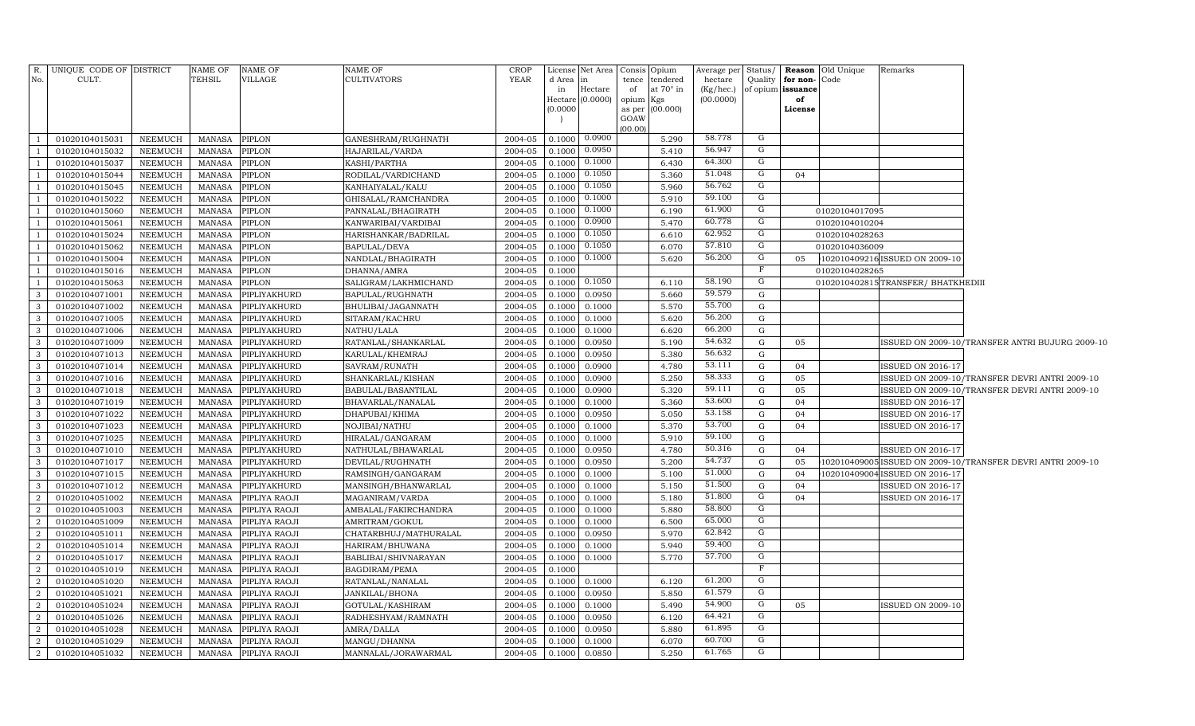| R. No. | UNIQUE CODE OF CULT. | DISTRICT | NAME OF TEHSIL | NAME OF VILLAGE | NAME OF CULTIVATORS | CROP YEAR | License d Area in Hectare (0.0000) | Net Area in Hectare (0.0000) | Consis tence of opium as per GOAW (00.00) | Opium tendered at 70° in Kgs (00.000) | Average per hectare (Kg/hec.) (00.0000) | Status/ Quality of opium | Reason for non-issuance of License | Old Unique Code | Remarks |
|---|---|---|---|---|---|---|---|---|---|---|---|---|---|---|---|
| 1 | 01020104015031 | NEEMUCH | MANASA | PIPLON | GANESHRAM/RUGHNATH | 2004-05 | 0.1000 | 0.0900 | | 5.290 | 58.778 | G | | | |
| 1 | 01020104015032 | NEEMUCH | MANASA | PIPLON | HAJARILAL/VARDA | 2004-05 | 0.1000 | 0.0950 | | 5.410 | 56.947 | G | | | |
| 1 | 01020104015037 | NEEMUCH | MANASA | PIPLON | KASHI/PARTHA | 2004-05 | 0.1000 | 0.1000 | | 6.430 | 64.300 | G | | | |
| 1 | 01020104015044 | NEEMUCH | MANASA | PIPLON | RODILAL/VARDICHAND | 2004-05 | 0.1000 | 0.1050 | | 5.360 | 51.048 | G | 04 | | |
| 1 | 01020104015045 | NEEMUCH | MANASA | PIPLON | KANHAIYALAL/KALU | 2004-05 | 0.1000 | 0.1050 | | 5.960 | 56.762 | G | | | |
| 1 | 01020104015022 | NEEMUCH | MANASA | PIPLON | GHISALAL/RAMCHANDRA | 2004-05 | 0.1000 | 0.1000 | | 5.910 | 59.100 | G | | | |
| 1 | 01020104015060 | NEEMUCH | MANASA | PIPLON | PANNALAL/BHAGIRATH | 2004-05 | 0.1000 | 0.1000 | | 6.190 | 61.900 | G | | 01020104017095 | |
| 1 | 01020104015061 | NEEMUCH | MANASA | PIPLON | KANWARIBAI/VARDIBAI | 2004-05 | 0.1000 | 0.0900 | | 5.470 | 60.778 | G | | 01020104010204 | |
| 1 | 01020104015024 | NEEMUCH | MANASA | PIPLON | HARISHANKAR/BADRILAL | 2004-05 | 0.1000 | 0.1050 | | 6.610 | 62.952 | G | | 01020104028263 | |
| 1 | 01020104015062 | NEEMUCH | MANASA | PIPLON | BAPULAL/DEVA | 2004-05 | 0.1000 | 0.1050 | | 6.070 | 57.810 | G | | 01020104036009 | |
| 1 | 01020104015004 | NEEMUCH | MANASA | PIPLON | NANDLAL/BHAGIRATH | 2004-05 | 0.1000 | 0.1000 | | 5.620 | 56.200 | G | 05 | 102010409216 | ISSUED ON 2009-10 |
| 1 | 01020104015016 | NEEMUCH | MANASA | PIPLON | DHANNA/AMRA | 2004-05 | 0.1000 | | | | | F | | 01020104028265 | |
| 1 | 01020104015063 | NEEMUCH | MANASA | PIPLON | SALIGRAM/LAKHMICHAND | 2004-05 | 0.1000 | 0.1050 | | 6.110 | 58.190 | G | | 0102010402815 | TRANSFER/ BHATKHEDIII |
| 3 | 01020104071001 | NEEMUCH | MANASA | PIPLIYAKHURD | BAPULAL/RUGHNATH | 2004-05 | 0.1000 | 0.0950 | | 5.660 | 59.579 | G | | | |
| 3 | 01020104071002 | NEEMUCH | MANASA | PIPLIYAKHURD | BHULIBAI/JAGANNATH | 2004-05 | 0.1000 | 0.1000 | | 5.570 | 55.700 | G | | | |
| 3 | 01020104071005 | NEEMUCH | MANASA | PIPLIYAKHURD | SITARAM/KACHRU | 2004-05 | 0.1000 | 0.1000 | | 5.620 | 56.200 | G | | | |
| 3 | 01020104071006 | NEEMUCH | MANASA | PIPLIYAKHURD | NATHU/LALA | 2004-05 | 0.1000 | 0.1000 | | 6.620 | 66.200 | G | | | |
| 3 | 01020104071009 | NEEMUCH | MANASA | PIPLIYAKHURD | RATANLAL/SHANKARLAL | 2004-05 | 0.1000 | 0.0950 | | 5.190 | 54.632 | G | 05 | | ISSUED ON 2009-10/TRANSFER ANTRI BUJURG 2009-10 |
| 3 | 01020104071013 | NEEMUCH | MANASA | PIPLIYAKHURD | KARULAL/KHEMRAJ | 2004-05 | 0.1000 | 0.0950 | | 5.380 | 56.632 | G | | | |
| 3 | 01020104071014 | NEEMUCH | MANASA | PIPLIYAKHURD | SAVRAM/RUNATH | 2004-05 | 0.1000 | 0.0900 | | 4.780 | 53.111 | G | 04 | | ISSUED ON 2016-17 |
| 3 | 01020104071016 | NEEMUCH | MANASA | PIPLIYAKHURD | SHANKARLAL/KISHAN | 2004-05 | 0.1000 | 0.0900 | | 5.250 | 58.333 | G | 05 | | ISSUED ON 2009-10/TRANSFER DEVRI ANTRI 2009-10 |
| 3 | 01020104071018 | NEEMUCH | MANASA | PIPLIYAKHURD | BABULAL/BASANTILAL | 2004-05 | 0.1000 | 0.0900 | | 5.320 | 59.111 | G | 05 | | ISSUED ON 2009-10/TRANSFER DEVRI ANTRI 2009-10 |
| 3 | 01020104071019 | NEEMUCH | MANASA | PIPLIYAKHURD | BHAVARLAL/NANALAL | 2004-05 | 0.1000 | 0.1000 | | 5.360 | 53.600 | G | 04 | | ISSUED ON 2016-17 |
| 3 | 01020104071022 | NEEMUCH | MANASA | PIPLIYAKHURD | DHAPUBAI/KHIMA | 2004-05 | 0.1000 | 0.0950 | | 5.050 | 53.158 | G | 04 | | ISSUED ON 2016-17 |
| 3 | 01020104071023 | NEEMUCH | MANASA | PIPLIYAKHURD | NOJIBAI/NATHU | 2004-05 | 0.1000 | 0.1000 | | 5.370 | 53.700 | G | 04 | | ISSUED ON 2016-17 |
| 3 | 01020104071025 | NEEMUCH | MANASA | PIPLIYAKHURD | HIRALAL/GANGARAM | 2004-05 | 0.1000 | 0.1000 | | 5.910 | 59.100 | G | | | |
| 3 | 01020104071010 | NEEMUCH | MANASA | PIPLIYAKHURD | NATHULAL/BHAWARLAL | 2004-05 | 0.1000 | 0.0950 | | 4.780 | 50.316 | G | 04 | | ISSUED ON 2016-17 |
| 3 | 01020104071017 | NEEMUCH | MANASA | PIPLIYAKHURD | DEVILAL/RUGHNATH | 2004-05 | 0.1000 | 0.0950 | | 5.200 | 54.737 | G | 05 | 102010409005 | ISSUED ON 2009-10/TRANSFER DEVRI ANTRI 2009-10 |
| 3 | 01020104071015 | NEEMUCH | MANASA | PIPLIYAKHURD | RAMSINGH/GANGARAM | 2004-05 | 0.1000 | 0.1000 | | 5.100 | 51.000 | G | 04 | 102010409004 | ISSUED ON 2016-17 |
| 3 | 01020104071012 | NEEMUCH | MANASA | PIPLIYAKHURD | MANSINGH/BHANWARLAL | 2004-05 | 0.1000 | 0.1000 | | 5.150 | 51.500 | G | 04 | | ISSUED ON 2016-17 |
| 2 | 01020104051002 | NEEMUCH | MANASA | PIPLIYA RAOJI | MAGANIRAM/VARDA | 2004-05 | 0.1000 | 0.1000 | | 5.180 | 51.800 | G | 04 | | ISSUED ON 2016-17 |
| 2 | 01020104051003 | NEEMUCH | MANASA | PIPLIYA RAOJI | AMBALAL/FAKIRCHANDRA | 2004-05 | 0.1000 | 0.1000 | | 5.880 | 58.800 | G | | | |
| 2 | 01020104051009 | NEEMUCH | MANASA | PIPLIYA RAOJI | AMRITRAM/GOKUL | 2004-05 | 0.1000 | 0.1000 | | 6.500 | 65.000 | G | | | |
| 2 | 01020104051011 | NEEMUCH | MANASA | PIPLIYA RAOJI | CHATARBHUJ/MATHURALAL | 2004-05 | 0.1000 | 0.0950 | | 5.970 | 62.842 | G | | | |
| 2 | 01020104051014 | NEEMUCH | MANASA | PIPLIYA RAOJI | HARIRAM/BHUWANA | 2004-05 | 0.1000 | 0.1000 | | 5.940 | 59.400 | G | | | |
| 2 | 01020104051017 | NEEMUCH | MANASA | PIPLIYA RAOJI | BABLIBAI/SHIVNARAYAN | 2004-05 | 0.1000 | 0.1000 | | 5.770 | 57.700 | G | | | |
| 2 | 01020104051019 | NEEMUCH | MANASA | PIPLIYA RAOJI | BAGDIRAM/PEMA | 2004-05 | 0.1000 | | | | | F | | | |
| 2 | 01020104051020 | NEEMUCH | MANASA | PIPLIYA RAOJI | RATANLAL/NANALAL | 2004-05 | 0.1000 | 0.1000 | | 6.120 | 61.200 | G | | | |
| 2 | 01020104051021 | NEEMUCH | MANASA | PIPLIYA RAOJI | JANKILAL/BHONA | 2004-05 | 0.1000 | 0.0950 | | 5.850 | 61.579 | G | | | |
| 2 | 01020104051024 | NEEMUCH | MANASA | PIPLIYA RAOJI | GOTULAL/KASHIRAM | 2004-05 | 0.1000 | 0.1000 | | 5.490 | 54.900 | G | 05 | | ISSUED ON 2009-10 |
| 2 | 01020104051026 | NEEMUCH | MANASA | PIPLIYA RAOJI | RADHESHYAM/RAMNATH | 2004-05 | 0.1000 | 0.0950 | | 6.120 | 64.421 | G | | | |
| 2 | 01020104051028 | NEEMUCH | MANASA | PIPLIYA RAOJI | AMRA/DALLA | 2004-05 | 0.1000 | 0.0950 | | 5.880 | 61.895 | G | | | |
| 2 | 01020104051029 | NEEMUCH | MANASA | PIPLIYA RAOJI | MANGU/DHANNA | 2004-05 | 0.1000 | 0.1000 | | 6.070 | 60.700 | G | | | |
| 2 | 01020104051032 | NEEMUCH | MANASA | PIPLIYA RAOJI | MANNALAL/JORAWARMAL | 2004-05 | 0.1000 | 0.0850 | | 5.250 | 61.765 | G | | | |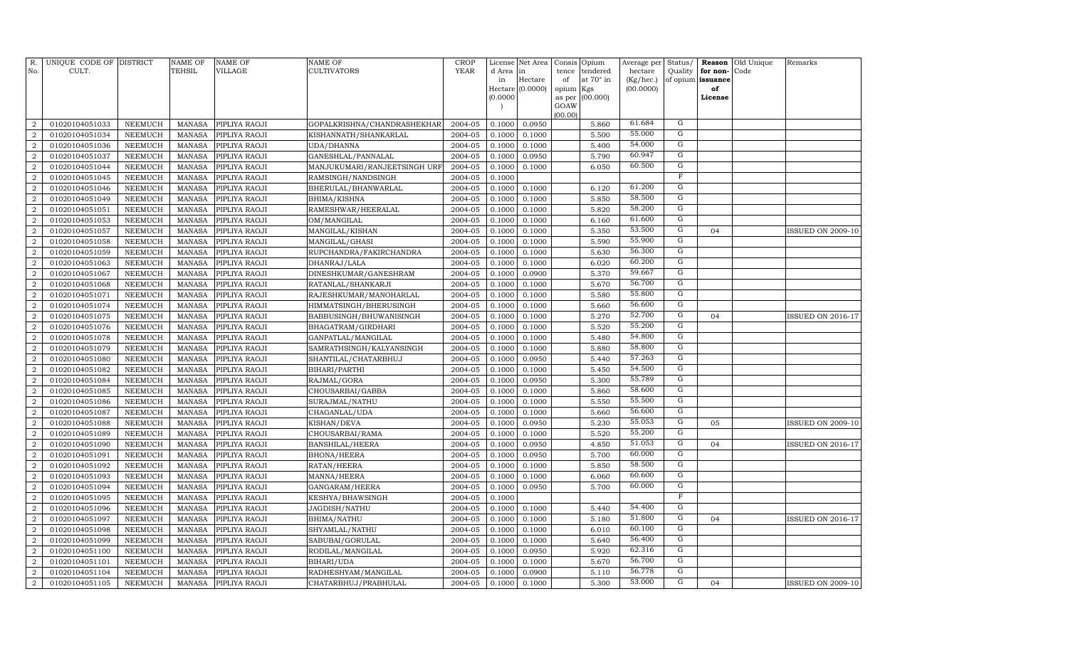| R. No. | UNIQUE CODE OF CULT. | DISTRICT | NAME OF TEHSIL | NAME OF VILLAGE | NAME OF CULTIVATORS | CROP YEAR | License d Area in Hectare (0.0000) | Net Area in Hectare (0.0000) | Consis tence of opium as per GOAW (00.00) | Opium tendered at 70° in Kgs (00.000) | Average per hectare (Kg/hec.) (00.0000) | Status/ Quality of opium | Reason for non-issuance of License | Old Unique Code | Remarks |
|---|---|---|---|---|---|---|---|---|---|---|---|---|---|---|---|
| 2 | 01020104051033 | NEEMUCH | MANASA | PIPLIYA RAOJI | GOPALKRISHNA/CHANDRASHEKHAR | 2004-05 | 0.1000 | 0.0950 | | 5.860 | 61.684 | G | | | |
| 2 | 01020104051034 | NEEMUCH | MANASA | PIPLIYA RAOJI | KISHANNATH/SHANKARLAL | 2004-05 | 0.1000 | 0.1000 | | 5.500 | 55.000 | G | | | |
| 2 | 01020104051036 | NEEMUCH | MANASA | PIPLIYA RAOJI | UDA/DHANNA | 2004-05 | 0.1000 | 0.1000 | | 5.400 | 54.000 | G | | | |
| 2 | 01020104051037 | NEEMUCH | MANASA | PIPLIYA RAOJI | GANESHLAL/PANNALAL | 2004-05 | 0.1000 | 0.0950 | | 5.790 | 60.947 | G | | | |
| 2 | 01020104051044 | NEEMUCH | MANASA | PIPLIYA RAOJI | MANJUKUMARI/RANJEETSINGH URF | 2004-05 | 0.1000 | 0.1000 | | 6.050 | 60.500 | G | | | |
| 2 | 01020104051045 | NEEMUCH | MANASA | PIPLIYA RAOJI | RAMSINGH/NANDSINGH | 2004-05 | 0.1000 | | | | | F | | | |
| 2 | 01020104051046 | NEEMUCH | MANASA | PIPLIYA RAOJI | BHERULAL/BHANWARLAL | 2004-05 | 0.1000 | 0.1000 | | 6.120 | 61.200 | G | | | |
| 2 | 01020104051049 | NEEMUCH | MANASA | PIPLIYA RAOJI | BHIMA/KISHNA | 2004-05 | 0.1000 | 0.1000 | | 5.850 | 58.500 | G | | | |
| 2 | 01020104051051 | NEEMUCH | MANASA | PIPLIYA RAOJI | RAMESHWAR/HEERALAL | 2004-05 | 0.1000 | 0.1000 | | 5.820 | 58.200 | G | | | |
| 2 | 01020104051053 | NEEMUCH | MANASA | PIPLIYA RAOJI | OM/MANGILAL | 2004-05 | 0.1000 | 0.1000 | | 6.160 | 61.600 | G | | | |
| 2 | 01020104051057 | NEEMUCH | MANASA | PIPLIYA RAOJI | MANGILAL/KISHAN | 2004-05 | 0.1000 | 0.1000 | | 5.350 | 53.500 | G | 04 | | ISSUED ON 2009-10 |
| 2 | 01020104051058 | NEEMUCH | MANASA | PIPLIYA RAOJI | MANGILAL/GHASI | 2004-05 | 0.1000 | 0.1000 | | 5.590 | 55.900 | G | | | |
| 2 | 01020104051059 | NEEMUCH | MANASA | PIPLIYA RAOJI | RUPCHANDRA/FAKIRCHANDRA | 2004-05 | 0.1000 | 0.1000 | | 5.630 | 56.300 | G | | | |
| 2 | 01020104051063 | NEEMUCH | MANASA | PIPLIYA RAOJI | DHANRAJ/LALA | 2004-05 | 0.1000 | 0.1000 | | 6.020 | 60.200 | G | | | |
| 2 | 01020104051067 | NEEMUCH | MANASA | PIPLIYA RAOJI | DINESHKUMAR/GANESHRAM | 2004-05 | 0.1000 | 0.0900 | | 5.370 | 59.667 | G | | | |
| 2 | 01020104051068 | NEEMUCH | MANASA | PIPLIYA RAOJI | RATANLAL/SHANKARJI | 2004-05 | 0.1000 | 0.1000 | | 5.670 | 56.700 | G | | | |
| 2 | 01020104051071 | NEEMUCH | MANASA | PIPLIYA RAOJI | RAJESHKUMAR/MANOHARLAL | 2004-05 | 0.1000 | 0.1000 | | 5.580 | 55.800 | G | | | |
| 2 | 01020104051074 | NEEMUCH | MANASA | PIPLIYA RAOJI | HIMMATSINGH/BHERUSINGH | 2004-05 | 0.1000 | 0.1000 | | 5.660 | 56.600 | G | | | |
| 2 | 01020104051075 | NEEMUCH | MANASA | PIPLIYA RAOJI | BABBUSINGH/BHUWANISINGH | 2004-05 | 0.1000 | 0.1000 | | 5.270 | 52.700 | G | 04 | | ISSUED ON 2016-17 |
| 2 | 01020104051076 | NEEMUCH | MANASA | PIPLIYA RAOJI | BHAGATRAM/GIRDHARI | 2004-05 | 0.1000 | 0.1000 | | 5.520 | 55.200 | G | | | |
| 2 | 01020104051078 | NEEMUCH | MANASA | PIPLIYA RAOJI | GANPATLAL/MANGILAL | 2004-05 | 0.1000 | 0.1000 | | 5.480 | 54.800 | G | | | |
| 2 | 01020104051079 | NEEMUCH | MANASA | PIPLIYA RAOJI | SAMRATHSINGH/KALYANSINGH | 2004-05 | 0.1000 | 0.1000 | | 5.880 | 58.800 | G | | | |
| 2 | 01020104051080 | NEEMUCH | MANASA | PIPLIYA RAOJI | SHANTILAL/CHATARBHUJ | 2004-05 | 0.1000 | 0.0950 | | 5.440 | 57.263 | G | | | |
| 2 | 01020104051082 | NEEMUCH | MANASA | PIPLIYA RAOJI | BIHARI/PARTHI | 2004-05 | 0.1000 | 0.1000 | | 5.450 | 54.500 | G | | | |
| 2 | 01020104051084 | NEEMUCH | MANASA | PIPLIYA RAOJI | RAJMAL/GORA | 2004-05 | 0.1000 | 0.0950 | | 5.300 | 55.789 | G | | | |
| 2 | 01020104051085 | NEEMUCH | MANASA | PIPLIYA RAOJI | CHOUSARBAI/GABBA | 2004-05 | 0.1000 | 0.1000 | | 5.860 | 58.600 | G | | | |
| 2 | 01020104051086 | NEEMUCH | MANASA | PIPLIYA RAOJI | SURAJMAL/NATHU | 2004-05 | 0.1000 | 0.1000 | | 5.550 | 55.500 | G | | | |
| 2 | 01020104051087 | NEEMUCH | MANASA | PIPLIYA RAOJI | CHAGANLAL/UDA | 2004-05 | 0.1000 | 0.1000 | | 5.660 | 56.600 | G | | | |
| 2 | 01020104051088 | NEEMUCH | MANASA | PIPLIYA RAOJI | KISHAN/DEVA | 2004-05 | 0.1000 | 0.0950 | | 5.230 | 55.053 | G | 05 | | ISSUED ON 2009-10 |
| 2 | 01020104051089 | NEEMUCH | MANASA | PIPLIYA RAOJI | CHOUSARBAI/RAMA | 2004-05 | 0.1000 | 0.1000 | | 5.520 | 55.200 | G | | | |
| 2 | 01020104051090 | NEEMUCH | MANASA | PIPLIYA RAOJI | BANSHILAL/HEERA | 2004-05 | 0.1000 | 0.0950 | | 4.850 | 51.053 | G | 04 | | ISSUED ON 2016-17 |
| 2 | 01020104051091 | NEEMUCH | MANASA | PIPLIYA RAOJI | BHONA/HEERA | 2004-05 | 0.1000 | 0.0950 | | 5.700 | 60.000 | G | | | |
| 2 | 01020104051092 | NEEMUCH | MANASA | PIPLIYA RAOJI | RATAN/HEERA | 2004-05 | 0.1000 | 0.1000 | | 5.850 | 58.500 | G | | | |
| 2 | 01020104051093 | NEEMUCH | MANASA | PIPLIYA RAOJI | MANNA/HEERA | 2004-05 | 0.1000 | 0.1000 | | 6.060 | 60.600 | G | | | |
| 2 | 01020104051094 | NEEMUCH | MANASA | PIPLIYA RAOJI | GANGARAM/HEERA | 2004-05 | 0.1000 | 0.0950 | | 5.700 | 60.000 | G | | | |
| 2 | 01020104051095 | NEEMUCH | MANASA | PIPLIYA RAOJI | KESHYA/BHAWSINGH | 2004-05 | 0.1000 | | | | | F | | | |
| 2 | 01020104051096 | NEEMUCH | MANASA | PIPLIYA RAOJI | JAGDISH/NATHU | 2004-05 | 0.1000 | 0.1000 | | 5.440 | 54.400 | G | | | |
| 2 | 01020104051097 | NEEMUCH | MANASA | PIPLIYA RAOJI | BHIMA/NATHU | 2004-05 | 0.1000 | 0.1000 | | 5.180 | 51.800 | G | 04 | | ISSUED ON 2016-17 |
| 2 | 01020104051098 | NEEMUCH | MANASA | PIPLIYA RAOJI | SHYAMLAL/NATHU | 2004-05 | 0.1000 | 0.1000 | | 6.010 | 60.100 | G | | | |
| 2 | 01020104051099 | NEEMUCH | MANASA | PIPLIYA RAOJI | SABUBAI/GORULAL | 2004-05 | 0.1000 | 0.1000 | | 5.640 | 56.400 | G | | | |
| 2 | 01020104051100 | NEEMUCH | MANASA | PIPLIYA RAOJI | RODILAL/MANGILAL | 2004-05 | 0.1000 | 0.0950 | | 5.920 | 62.316 | G | | | |
| 2 | 01020104051101 | NEEMUCH | MANASA | PIPLIYA RAOJI | BIHARI/UDA | 2004-05 | 0.1000 | 0.1000 | | 5.670 | 56.700 | G | | | |
| 2 | 01020104051104 | NEEMUCH | MANASA | PIPLIYA RAOJI | RADHESHYAM/MANGILAL | 2004-05 | 0.1000 | 0.0900 | | 5.110 | 56.778 | G | | | |
| 2 | 01020104051105 | NEEMUCH | MANASA | PIPLIYA RAOJI | CHATARBHUJ/PRABHULAL | 2004-05 | 0.1000 | 0.1000 | | 5.300 | 53.000 | G | 04 | | ISSUED ON 2009-10 |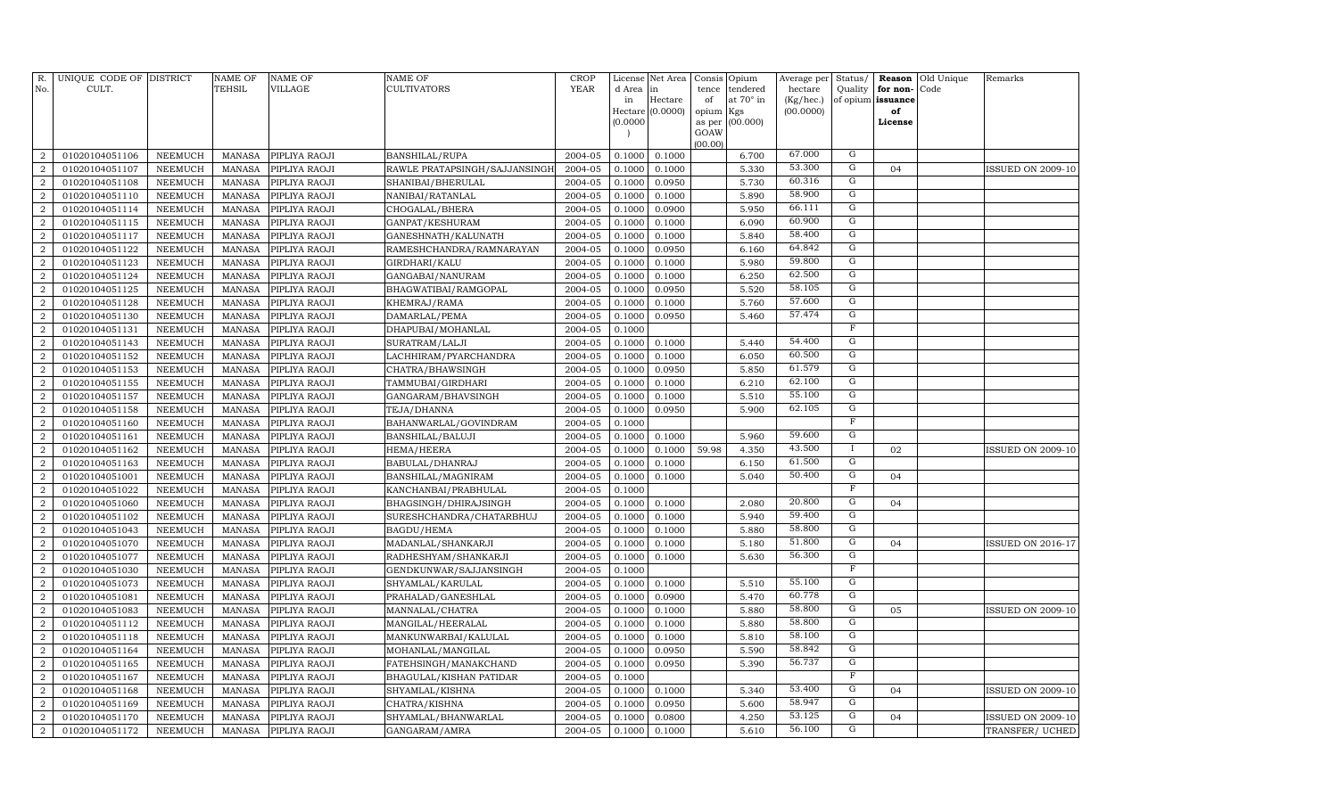| R. No. | UNIQUE CODE OF CULT. | DISTRICT | NAME OF TEHSIL | NAME OF VILLAGE | NAME OF CULTIVATORS | CROP YEAR | License d Area in Hectare (0.0000) | Net Area in Hectare (0.0000) | Consis tence of opium as per GOAW (00.00) | Opium tendered at 70° in Kgs (00.000) | Average per hectare (Kg/hec.) (00.0000) | Status/ Quality of opium | Reason for non-issuance of License | Old Unique Code | Remarks |
|---|---|---|---|---|---|---|---|---|---|---|---|---|---|---|---|
| 2 | 01020104051106 | NEEMUCH | MANASA | PIPLIYA RAOJI | BANSHILAL/RUPA | 2004-05 | 0.1000 | 0.1000 | | 6.700 | 67.000 | G | | | |
| 2 | 01020104051107 | NEEMUCH | MANASA | PIPLIYA RAOJI | RAWLE PRATAPSINGH/SAJJANSINGH | 2004-05 | 0.1000 | 0.1000 | | 5.330 | 53.300 | G | 04 | | ISSUED ON 2009-10 |
| 2 | 01020104051108 | NEEMUCH | MANASA | PIPLIYA RAOJI | SHANIBAI/BHERULAL | 2004-05 | 0.1000 | 0.0950 | | 5.730 | 60.316 | G | | | |
| 2 | 01020104051110 | NEEMUCH | MANASA | PIPLIYA RAOJI | NANIBAI/RATANLAL | 2004-05 | 0.1000 | 0.1000 | | 5.890 | 58.900 | G | | | |
| 2 | 01020104051114 | NEEMUCH | MANASA | PIPLIYA RAOJI | CHOGALAL/BHERA | 2004-05 | 0.1000 | 0.0900 | | 5.950 | 66.111 | G | | | |
| 2 | 01020104051115 | NEEMUCH | MANASA | PIPLIYA RAOJI | GANPAT/KESHURAM | 2004-05 | 0.1000 | 0.1000 | | 6.090 | 60.900 | G | | | |
| 2 | 01020104051117 | NEEMUCH | MANASA | PIPLIYA RAOJI | GANESHNATH/KALUNATH | 2004-05 | 0.1000 | 0.1000 | | 5.840 | 58.400 | G | | | |
| 2 | 01020104051122 | NEEMUCH | MANASA | PIPLIYA RAOJI | RAMESHCHANDRA/RAMNARAYAN | 2004-05 | 0.1000 | 0.0950 | | 6.160 | 64.842 | G | | | |
| 2 | 01020104051123 | NEEMUCH | MANASA | PIPLIYA RAOJI | GIRDHARI/KALU | 2004-05 | 0.1000 | 0.1000 | | 5.980 | 59.800 | G | | | |
| 2 | 01020104051124 | NEEMUCH | MANASA | PIPLIYA RAOJI | GANGABAI/NANURAM | 2004-05 | 0.1000 | 0.1000 | | 6.250 | 62.500 | G | | | |
| 2 | 01020104051125 | NEEMUCH | MANASA | PIPLIYA RAOJI | BHAGWATIBAI/RAMGOPAL | 2004-05 | 0.1000 | 0.0950 | | 5.520 | 58.105 | G | | | |
| 2 | 01020104051128 | NEEMUCH | MANASA | PIPLIYA RAOJI | KHEMRAJ/RAMA | 2004-05 | 0.1000 | 0.1000 | | 5.760 | 57.600 | G | | | |
| 2 | 01020104051130 | NEEMUCH | MANASA | PIPLIYA RAOJI | DAMARLAL/PEMA | 2004-05 | 0.1000 | 0.0950 | | 5.460 | 57.474 | G | | | |
| 2 | 01020104051131 | NEEMUCH | MANASA | PIPLIYA RAOJI | DHAPUBAI/MOHANLAL | 2004-05 | 0.1000 | | | | | F | | | |
| 2 | 01020104051143 | NEEMUCH | MANASA | PIPLIYA RAOJI | SURATRAM/LALJI | 2004-05 | 0.1000 | 0.1000 | | 5.440 | 54.400 | G | | | |
| 2 | 01020104051152 | NEEMUCH | MANASA | PIPLIYA RAOJI | LACHHIRAM/PYARCHANDRA | 2004-05 | 0.1000 | 0.1000 | | 6.050 | 60.500 | G | | | |
| 2 | 01020104051153 | NEEMUCH | MANASA | PIPLIYA RAOJI | CHATRA/BHAWSINGH | 2004-05 | 0.1000 | 0.0950 | | 5.850 | 61.579 | G | | | |
| 2 | 01020104051155 | NEEMUCH | MANASA | PIPLIYA RAOJI | TAMMUBAI/GIRDHARI | 2004-05 | 0.1000 | 0.1000 | | 6.210 | 62.100 | G | | | |
| 2 | 01020104051157 | NEEMUCH | MANASA | PIPLIYA RAOJI | GANGARAM/BHAVSINGH | 2004-05 | 0.1000 | 0.1000 | | 5.510 | 55.100 | G | | | |
| 2 | 01020104051158 | NEEMUCH | MANASA | PIPLIYA RAOJI | TEJA/DHANNA | 2004-05 | 0.1000 | 0.0950 | | 5.900 | 62.105 | G | | | |
| 2 | 01020104051160 | NEEMUCH | MANASA | PIPLIYA RAOJI | BAHANWARLAL/GOVINDRAM | 2004-05 | 0.1000 | | | | | F | | | |
| 2 | 01020104051161 | NEEMUCH | MANASA | PIPLIYA RAOJI | BANSHILAL/BALUJI | 2004-05 | 0.1000 | 0.1000 | | 5.960 | 59.600 | G | | | |
| 2 | 01020104051162 | NEEMUCH | MANASA | PIPLIYA RAOJI | HEMA/HEERA | 2004-05 | 0.1000 | 0.1000 | 59.98 | 4.350 | 43.500 | I | 02 | | ISSUED ON 2009-10 |
| 2 | 01020104051163 | NEEMUCH | MANASA | PIPLIYA RAOJI | BABULAL/DHANRAJ | 2004-05 | 0.1000 | 0.1000 | | 6.150 | 61.500 | G | | | |
| 2 | 01020104051001 | NEEMUCH | MANASA | PIPLIYA RAOJI | BANSHILAL/MAGNIRAM | 2004-05 | 0.1000 | 0.1000 | | 5.040 | 50.400 | G | 04 | | |
| 2 | 01020104051022 | NEEMUCH | MANASA | PIPLIYA RAOJI | KANCHANBAI/PRABHULAL | 2004-05 | 0.1000 | | | | | F | | | |
| 2 | 01020104051060 | NEEMUCH | MANASA | PIPLIYA RAOJI | BHAGSINGH/DHIRAJSINGH | 2004-05 | 0.1000 | 0.1000 | | 2.080 | 20.800 | G | 04 | | |
| 2 | 01020104051102 | NEEMUCH | MANASA | PIPLIYA RAOJI | SURESHCHANDRA/CHATARBHUJ | 2004-05 | 0.1000 | 0.1000 | | 5.940 | 59.400 | G | | | |
| 2 | 01020104051043 | NEEMUCH | MANASA | PIPLIYA RAOJI | BAGDU/HEMA | 2004-05 | 0.1000 | 0.1000 | | 5.880 | 58.800 | G | | | |
| 2 | 01020104051070 | NEEMUCH | MANASA | PIPLIYA RAOJI | MADANLAL/SHANKARJI | 2004-05 | 0.1000 | 0.1000 | | 5.180 | 51.800 | G | 04 | | ISSUED ON 2016-17 |
| 2 | 01020104051077 | NEEMUCH | MANASA | PIPLIYA RAOJI | RADHESHYAM/SHANKARJI | 2004-05 | 0.1000 | 0.1000 | | 5.630 | 56.300 | G | | | |
| 2 | 01020104051030 | NEEMUCH | MANASA | PIPLIYA RAOJI | GENDKUNWAR/SAJJANSINGH | 2004-05 | 0.1000 | | | | | F | | | |
| 2 | 01020104051073 | NEEMUCH | MANASA | PIPLIYA RAOJI | SHYAMLAL/KARULAL | 2004-05 | 0.1000 | 0.1000 | | 5.510 | 55.100 | G | | | |
| 2 | 01020104051081 | NEEMUCH | MANASA | PIPLIYA RAOJI | PRAHALAD/GANESHLAL | 2004-05 | 0.1000 | 0.0900 | | 5.470 | 60.778 | G | | | |
| 2 | 01020104051083 | NEEMUCH | MANASA | PIPLIYA RAOJI | MANNALAL/CHATRA | 2004-05 | 0.1000 | 0.1000 | | 5.880 | 58.800 | G | 05 | | ISSUED ON 2009-10 |
| 2 | 01020104051112 | NEEMUCH | MANASA | PIPLIYA RAOJI | MANGILAL/HEERALAL | 2004-05 | 0.1000 | 0.1000 | | 5.880 | 58.800 | G | | | |
| 2 | 01020104051118 | NEEMUCH | MANASA | PIPLIYA RAOJI | MANKUNWARBAI/KALULAL | 2004-05 | 0.1000 | 0.1000 | | 5.810 | 58.100 | G | | | |
| 2 | 01020104051164 | NEEMUCH | MANASA | PIPLIYA RAOJI | MOHANLAL/MANGILAL | 2004-05 | 0.1000 | 0.0950 | | 5.590 | 58.842 | G | | | |
| 2 | 01020104051165 | NEEMUCH | MANASA | PIPLIYA RAOJI | FATEHSINGH/MANAKCHAND | 2004-05 | 0.1000 | 0.0950 | | 5.390 | 56.737 | G | | | |
| 2 | 01020104051167 | NEEMUCH | MANASA | PIPLIYA RAOJI | BHAGULAL/KISHAN PATIDAR | 2004-05 | 0.1000 | | | | | F | | | |
| 2 | 01020104051168 | NEEMUCH | MANASA | PIPLIYA RAOJI | SHYAMLAL/KISHNA | 2004-05 | 0.1000 | 0.1000 | | 5.340 | 53.400 | G | 04 | | ISSUED ON 2009-10 |
| 2 | 01020104051169 | NEEMUCH | MANASA | PIPLIYA RAOJI | CHATRA/KISHNA | 2004-05 | 0.1000 | 0.0950 | | 5.600 | 58.947 | G | | | |
| 2 | 01020104051170 | NEEMUCH | MANASA | PIPLIYA RAOJI | SHYAMLAL/BHANWARLAL | 2004-05 | 0.1000 | 0.0800 | | 4.250 | 53.125 | G | 04 | | ISSUED ON 2009-10 |
| 2 | 01020104051172 | NEEMUCH | MANASA | PIPLIYA RAOJI | GANGARAM/AMRA | 2004-05 | 0.1000 | 0.1000 | | 5.610 | 56.100 | G | | | TRANSFER/ UCHED |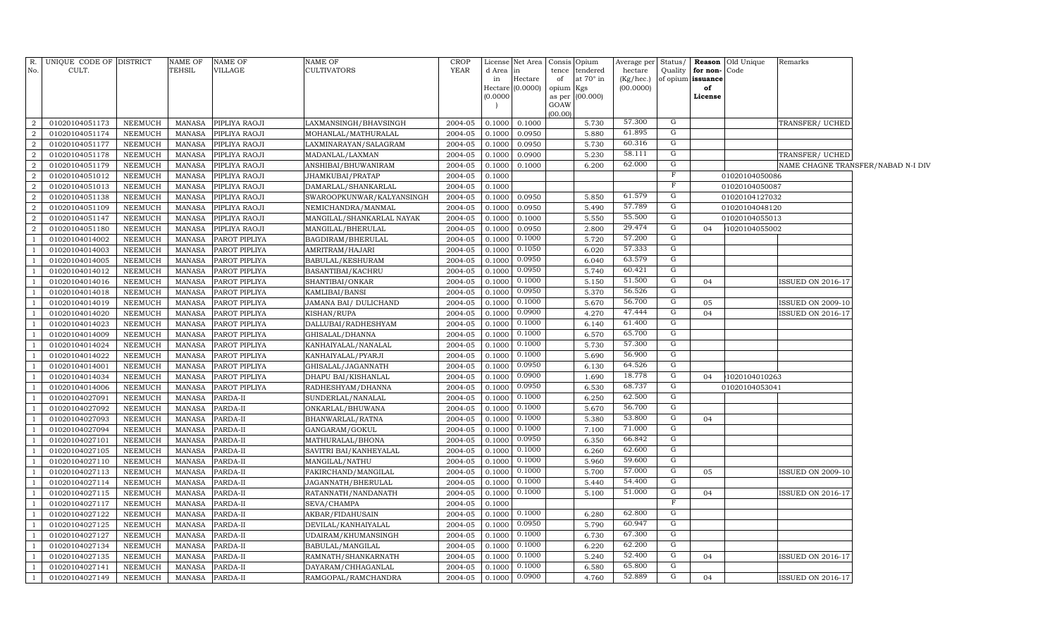| R. No. | UNIQUE CODE OF CULT. | DISTRICT | NAME OF TEHSIL | NAME OF VILLAGE | NAME OF CULTIVATORS | CROP YEAR | License d Area in Hectare (0.0000) | Net Area in Hectare (0.0000) | Consis tence of opium as per GOAW (00.00) | Opium tendered at 70° in Kgs (00.000) | Average per hectare (Kg/hec.) (00.0000) | Status/ Quality of opium | Reason for non-issuance of License | Old Unique Code | Remarks |
|---|---|---|---|---|---|---|---|---|---|---|---|---|---|---|---|
| 2 | 01020104051173 | NEEMUCH | MANASA | PIPLIYA RAOJI | LAXMANSINGH/BHAVSINGH | 2004-05 | 0.1000 | 0.1000 | | 5.730 | 57.300 | G | | | TRANSFER/ UCHED |
| 2 | 01020104051174 | NEEMUCH | MANASA | PIPLIYA RAOJI | MOHANLAL/MATHURALAL | 2004-05 | 0.1000 | 0.0950 | | 5.880 | 61.895 | G | | | |
| 2 | 01020104051177 | NEEMUCH | MANASA | PIPLIYA RAOJI | LAXMINARAYAN/SALAGRAM | 2004-05 | 0.1000 | 0.0950 | | 5.730 | 60.316 | G | | | |
| 2 | 01020104051178 | NEEMUCH | MANASA | PIPLIYA RAOJI | MADANLAL/LAXMAN | 2004-05 | 0.1000 | 0.0900 | | 5.230 | 58.111 | G | | | TRANSFER/ UCHED |
| 2 | 01020104051179 | NEEMUCH | MANASA | PIPLIYA RAOJI | ANSHIBAI/BHUWANIRAM | 2004-05 | 0.1000 | 0.1000 | | 6.200 | 62.000 | G | | | NAME CHAGNE TRANSFER/NABAD N-I DIV |
| 2 | 01020104051012 | NEEMUCH | MANASA | PIPLIYA RAOJI | JHAMKUBAI/PRATAP | 2004-05 | 0.1000 | | | | | F | | 01020104050086 | |
| 2 | 01020104051013 | NEEMUCH | MANASA | PIPLIYA RAOJI | DAMARLAL/SHANKARLAL | 2004-05 | 0.1000 | | | | | F | | 01020104050087 | |
| 2 | 01020104051138 | NEEMUCH | MANASA | PIPLIYA RAOJI | SWAROOPKUNWAR/KALYANSINGH | 2004-05 | 0.1000 | 0.0950 | | 5.850 | 61.579 | G | | 01020104127032 | |
| 2 | 01020104051109 | NEEMUCH | MANASA | PIPLIYA RAOJI | NEMICHANDRA/MANMAL | 2004-05 | 0.1000 | 0.0950 | | 5.490 | 57.789 | G | | 01020104048120 | |
| 2 | 01020104051147 | NEEMUCH | MANASA | PIPLIYA RAOJI | MANGILAL/SHANKARLAL NAYAK | 2004-05 | 0.1000 | 0.1000 | | 5.550 | 55.500 | G | | 01020104055013 | |
| 2 | 01020104051180 | NEEMUCH | MANASA | PIPLIYA RAOJI | MANGILAL/BHERULAL | 2004-05 | 0.1000 | 0.0950 | | 2.800 | 29.474 | G | 04 | 1020104055002 | |
| 1 | 01020104014002 | NEEMUCH | MANASA | PAROT PIPLIYA | BAGDIRAM/BHERULAL | 2004-05 | 0.1000 | 0.1000 | | 5.720 | 57.200 | G | | | |
| 1 | 01020104014003 | NEEMUCH | MANASA | PAROT PIPLIYA | AMRITRAM/HAJARI | 2004-05 | 0.1000 | 0.1050 | | 6.020 | 57.333 | G | | | |
| 1 | 01020104014005 | NEEMUCH | MANASA | PAROT PIPLIYA | BABULAL/KESHURAM | 2004-05 | 0.1000 | 0.0950 | | 6.040 | 63.579 | G | | | |
| 1 | 01020104014012 | NEEMUCH | MANASA | PAROT PIPLIYA | BASANTIBAI/KACHRU | 2004-05 | 0.1000 | 0.0950 | | 5.740 | 60.421 | G | | | |
| 1 | 01020104014016 | NEEMUCH | MANASA | PAROT PIPLIYA | SHANTIBAI/ONKAR | 2004-05 | 0.1000 | 0.1000 | | 5.150 | 51.500 | G | 04 | | ISSUED ON 2016-17 |
| 1 | 01020104014018 | NEEMUCH | MANASA | PAROT PIPLIYA | KAMLIBAI/BANSI | 2004-05 | 0.1000 | 0.0950 | | 5.370 | 56.526 | G | | | |
| 1 | 01020104014019 | NEEMUCH | MANASA | PAROT PIPLIYA | JAMANA BAI/ DULICHAND | 2004-05 | 0.1000 | 0.1000 | | 5.670 | 56.700 | G | 05 | | ISSUED ON 2009-10 |
| 1 | 01020104014020 | NEEMUCH | MANASA | PAROT PIPLIYA | KISHAN/RUPA | 2004-05 | 0.1000 | 0.0900 | | 4.270 | 47.444 | G | 04 | | ISSUED ON 2016-17 |
| 1 | 01020104014023 | NEEMUCH | MANASA | PAROT PIPLIYA | DALLUBAI/RADHESHYAM | 2004-05 | 0.1000 | 0.1000 | | 6.140 | 61.400 | G | | | |
| 1 | 01020104014009 | NEEMUCH | MANASA | PAROT PIPLIYA | GHISALAL/DHANNA | 2004-05 | 0.1000 | 0.1000 | | 6.570 | 65.700 | G | | | |
| 1 | 01020104014024 | NEEMUCH | MANASA | PAROT PIPLIYA | KANHAIYALAL/NANALAL | 2004-05 | 0.1000 | 0.1000 | | 5.730 | 57.300 | G | | | |
| 1 | 01020104014022 | NEEMUCH | MANASA | PAROT PIPLIYA | KANHAIYALAL/PYARJI | 2004-05 | 0.1000 | 0.1000 | | 5.690 | 56.900 | G | | | |
| 1 | 01020104014001 | NEEMUCH | MANASA | PAROT PIPLIYA | GHISALAL/JAGANNATH | 2004-05 | 0.1000 | 0.0950 | | 6.130 | 64.526 | G | | | |
| 1 | 01020104014034 | NEEMUCH | MANASA | PAROT PIPLIYA | DHAPU BAI/KISHANLAL | 2004-05 | 0.1000 | 0.0900 | | 1.690 | 18.778 | G | 04 | 1020104010263 | |
| 1 | 01020104014006 | NEEMUCH | MANASA | PAROT PIPLIYA | RADHESHYAM/DHANNA | 2004-05 | 0.1000 | 0.0950 | | 6.530 | 68.737 | G | | 01020104053041 | |
| 1 | 01020104027091 | NEEMUCH | MANASA | PARDA-II | SUNDERLAL/NANALAL | 2004-05 | 0.1000 | 0.1000 | | 6.250 | 62.500 | G | | | |
| 1 | 01020104027092 | NEEMUCH | MANASA | PARDA-II | ONKARLAL/BHUWANA | 2004-05 | 0.1000 | 0.1000 | | 5.670 | 56.700 | G | | | |
| 1 | 01020104027093 | NEEMUCH | MANASA | PARDA-II | BHANWARLAL/RATNA | 2004-05 | 0.1000 | 0.1000 | | 5.380 | 53.800 | G | 04 | | |
| 1 | 01020104027094 | NEEMUCH | MANASA | PARDA-II | GANGARAM/GOKUL | 2004-05 | 0.1000 | 0.1000 | | 7.100 | 71.000 | G | | | |
| 1 | 01020104027101 | NEEMUCH | MANASA | PARDA-II | MATHURALAL/BHONA | 2004-05 | 0.1000 | 0.0950 | | 6.350 | 66.842 | G | | | |
| 1 | 01020104027105 | NEEMUCH | MANASA | PARDA-II | SAVITRI BAI/KANHEYALAL | 2004-05 | 0.1000 | 0.1000 | | 6.260 | 62.600 | G | | | |
| 1 | 01020104027110 | NEEMUCH | MANASA | PARDA-II | MANGILAL/NATHU | 2004-05 | 0.1000 | 0.1000 | | 5.960 | 59.600 | G | | | |
| 1 | 01020104027113 | NEEMUCH | MANASA | PARDA-II | FAKIRCHAND/MANGILAL | 2004-05 | 0.1000 | 0.1000 | | 5.700 | 57.000 | G | 05 | | ISSUED ON 2009-10 |
| 1 | 01020104027114 | NEEMUCH | MANASA | PARDA-II | JAGANNATH/BHERULAL | 2004-05 | 0.1000 | 0.1000 | | 5.440 | 54.400 | G | | | |
| 1 | 01020104027115 | NEEMUCH | MANASA | PARDA-II | RATANNATH/NANDANATH | 2004-05 | 0.1000 | 0.1000 | | 5.100 | 51.000 | G | 04 | | ISSUED ON 2016-17 |
| 1 | 01020104027117 | NEEMUCH | MANASA | PARDA-II | SEVA/CHAMPA | 2004-05 | 0.1000 | | | | | F | | | |
| 1 | 01020104027122 | NEEMUCH | MANASA | PARDA-II | AKBAR/FIDAHUSAIN | 2004-05 | 0.1000 | 0.1000 | | 6.280 | 62.800 | G | | | |
| 1 | 01020104027125 | NEEMUCH | MANASA | PARDA-II | DEVILAL/KANHAIYALAL | 2004-05 | 0.1000 | 0.0950 | | 5.790 | 60.947 | G | | | |
| 1 | 01020104027127 | NEEMUCH | MANASA | PARDA-II | UDAIRAM/KHUMANSINGH | 2004-05 | 0.1000 | 0.1000 | | 6.730 | 67.300 | G | | | |
| 1 | 01020104027134 | NEEMUCH | MANASA | PARDA-II | BABULAL/MANGILAL | 2004-05 | 0.1000 | 0.1000 | | 6.220 | 62.200 | G | | | |
| 1 | 01020104027135 | NEEMUCH | MANASA | PARDA-II | RAMNATH/SHANKARNATH | 2004-05 | 0.1000 | 0.1000 | | 5.240 | 52.400 | G | 04 | | ISSUED ON 2016-17 |
| 1 | 01020104027141 | NEEMUCH | MANASA | PARDA-II | DAYARAM/CHHAGANLAL | 2004-05 | 0.1000 | 0.1000 | | 6.580 | 65.800 | G | | | |
| 1 | 01020104027149 | NEEMUCH | MANASA | PARDA-II | RAMGOPAL/RAMCHANDRA | 2004-05 | 0.1000 | 0.0900 | | 4.760 | 52.889 | G | 04 | | ISSUED ON 2016-17 |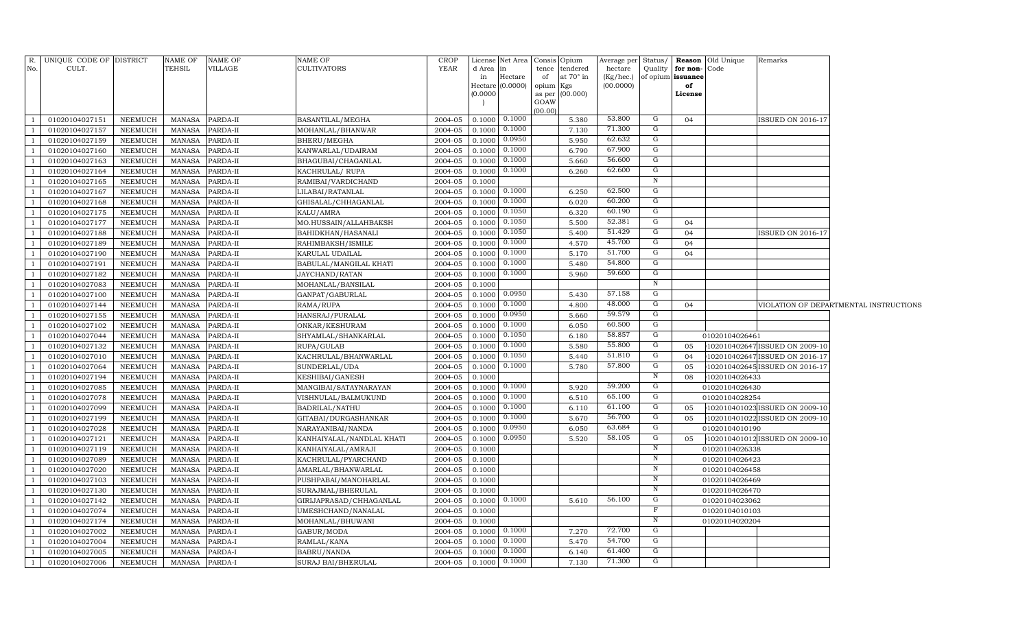| R. No. | UNIQUE CODE OF CULT. | DISTRICT | NAME OF TEHSIL | NAME OF VILLAGE | NAME OF CULTIVATORS | CROP YEAR | License d Area in Hectare (0.0000) | Net Area in Hectare (0.0000) | Consis tence of opium as per GOAW (00.00) | Opium tendered at 70° in Kgs (00.000) | Average per hectare (Kg/hec.) (00.0000) | Status/ Quality of opium | Reason for non-issuance of License | Old Unique Code | Remarks |
|---|---|---|---|---|---|---|---|---|---|---|---|---|---|---|---|
| 1 | 01020104027151 | NEEMUCH | MANASA | PARDA-II | BASANTILAL/MEGHA | 2004-05 | 0.1000 | 0.1000 | | 5.380 | 53.800 | G | 04 | | ISSUED ON 2016-17 |
| 1 | 01020104027157 | NEEMUCH | MANASA | PARDA-II | MOHANLAL/BHANWAR | 2004-05 | 0.1000 | 0.1000 | | 7.130 | 71.300 | G | | | |
| 1 | 01020104027159 | NEEMUCH | MANASA | PARDA-II | BHERU/MEGHA | 2004-05 | 0.1000 | 0.0950 | | 5.950 | 62.632 | G | | | |
| 1 | 01020104027160 | NEEMUCH | MANASA | PARDA-II | KANWARLAL/UDAIRAM | 2004-05 | 0.1000 | 0.1000 | | 6.790 | 67.900 | G | | | |
| 1 | 01020104027163 | NEEMUCH | MANASA | PARDA-II | BHAGUBAI/CHAGANLAL | 2004-05 | 0.1000 | 0.1000 | | 5.660 | 56.600 | G | | | |
| 1 | 01020104027164 | NEEMUCH | MANASA | PARDA-II | KACHRULAL/ RUPA | 2004-05 | 0.1000 | 0.1000 | | 6.260 | 62.600 | G | | | |
| 1 | 01020104027165 | NEEMUCH | MANASA | PARDA-II | RAMIBAI/VARDICHAND | 2004-05 | 0.1000 | | | | | N | | | |
| 1 | 01020104027167 | NEEMUCH | MANASA | PARDA-II | LILABAI/RATANLAL | 2004-05 | 0.1000 | 0.1000 | | 6.250 | 62.500 | G | | | |
| 1 | 01020104027168 | NEEMUCH | MANASA | PARDA-II | GHISALAL/CHHAGANLAL | 2004-05 | 0.1000 | 0.1000 | | 6.020 | 60.200 | G | | | |
| 1 | 01020104027175 | NEEMUCH | MANASA | PARDA-II | KALU/AMRA | 2004-05 | 0.1000 | 0.1050 | | 6.320 | 60.190 | G | | | |
| 1 | 01020104027177 | NEEMUCH | MANASA | PARDA-II | MO.HUSSAIN/ALLAHBAKSH | 2004-05 | 0.1000 | 0.1050 | | 5.500 | 52.381 | G | 04 | | |
| 1 | 01020104027188 | NEEMUCH | MANASA | PARDA-II | BAHIDKHAN/HASANALI | 2004-05 | 0.1000 | 0.1050 | | 5.400 | 51.429 | G | 04 | | ISSUED ON 2016-17 |
| 1 | 01020104027189 | NEEMUCH | MANASA | PARDA-II | RAHIMBAKSH/ISMILE | 2004-05 | 0.1000 | 0.1000 | | 4.570 | 45.700 | G | 04 | | |
| 1 | 01020104027190 | NEEMUCH | MANASA | PARDA-II | KARULAL UDAILAL | 2004-05 | 0.1000 | 0.1000 | | 5.170 | 51.700 | G | 04 | | |
| 1 | 01020104027191 | NEEMUCH | MANASA | PARDA-II | BABULAL/MANGILAL KHATI | 2004-05 | 0.1000 | 0.1000 | | 5.480 | 54.800 | G | | | |
| 1 | 01020104027182 | NEEMUCH | MANASA | PARDA-II | JAYCHAND/RATAN | 2004-05 | 0.1000 | 0.1000 | | 5.960 | 59.600 | G | | | |
| 1 | 01020104027083 | NEEMUCH | MANASA | PARDA-II | MOHANLAL/BANSILAL | 2004-05 | 0.1000 | | | | | N | | | |
| 1 | 01020104027100 | NEEMUCH | MANASA | PARDA-II | GANPAT/GABURLAL | 2004-05 | 0.1000 | 0.0950 | | 5.430 | 57.158 | G | | | |
| 1 | 01020104027144 | NEEMUCH | MANASA | PARDA-II | RAMA/RUPA | 2004-05 | 0.1000 | 0.1000 | | 4.800 | 48.000 | G | 04 | | VIOLATION OF DEPARTMENTAL INSTRUCTIONS |
| 1 | 01020104027155 | NEEMUCH | MANASA | PARDA-II | HANSRAJ/PURALAL | 2004-05 | 0.1000 | 0.0950 | | 5.660 | 59.579 | G | | | |
| 1 | 01020104027102 | NEEMUCH | MANASA | PARDA-II | ONKAR/KESHURAM | 2004-05 | 0.1000 | 0.1000 | | 6.050 | 60.500 | G | | | |
| 1 | 01020104027044 | NEEMUCH | MANASA | PARDA-II | SHYAMLAL/SHANKARLAL | 2004-05 | 0.1000 | 0.1050 | | 6.180 | 58.857 | G | | 01020104026461 | |
| 1 | 01020104027132 | NEEMUCH | MANASA | PARDA-II | RUPA/GULAB | 2004-05 | 0.1000 | 0.1000 | | 5.580 | 55.800 | G | 05 | 102010402647 | ISSUED ON 2009-10 |
| 1 | 01020104027010 | NEEMUCH | MANASA | PARDA-II | KACHRULAL/BHANWARLAL | 2004-05 | 0.1000 | 0.1050 | | 5.440 | 51.810 | G | 04 | 102010402647 | ISSUED ON 2016-17 |
| 1 | 01020104027064 | NEEMUCH | MANASA | PARDA-II | SUNDERLAL/UDA | 2004-05 | 0.1000 | 0.1000 | | 5.780 | 57.800 | G | 05 | 102010402645 | ISSUED ON 2016-17 |
| 1 | 01020104027194 | NEEMUCH | MANASA | PARDA-II | KESHIBAI/GANESH | 2004-05 | 0.1000 | | | | | N | 08 | 1020104026433 | |
| 1 | 01020104027085 | NEEMUCH | MANASA | PARDA-II | MANGIBAI/SATAYNARAYAN | 2004-05 | 0.1000 | 0.1000 | | 5.920 | 59.200 | G | | 01020104026430 | |
| 1 | 01020104027078 | NEEMUCH | MANASA | PARDA-II | VISHNULAL/BALMUKUND | 2004-05 | 0.1000 | 0.1000 | | 6.510 | 65.100 | G | | 01020104028254 | |
| 1 | 01020104027099 | NEEMUCH | MANASA | PARDA-II | BADRILAL/NATHU | 2004-05 | 0.1000 | 0.1000 | | 6.110 | 61.100 | G | 05 | 102010401023 | ISSUED ON 2009-10 |
| 1 | 01020104027199 | NEEMUCH | MANASA | PARDA-II | GITABAI/DURGASHANKAR | 2004-05 | 0.1000 | 0.1000 | | 5.670 | 56.700 | G | 05 | 102010401022 | ISSUED ON 2009-10 |
| 1 | 01020104027028 | NEEMUCH | MANASA | PARDA-II | NARAYANIBAI/NANDA | 2004-05 | 0.1000 | 0.0950 | | 6.050 | 63.684 | G | | 01020104010190 | |
| 1 | 01020104027121 | NEEMUCH | MANASA | PARDA-II | KANHAIYALAL/NANDLAL KHATI | 2004-05 | 0.1000 | 0.0950 | | 5.520 | 58.105 | G | 05 | 102010401012 | ISSUED ON 2009-10 |
| 1 | 01020104027119 | NEEMUCH | MANASA | PARDA-II | KANHAIYALAL/AMRAJI | 2004-05 | 0.1000 | | | | | N | | 01020104026338 | |
| 1 | 01020104027089 | NEEMUCH | MANASA | PARDA-II | KACHRULAL/PYARCHAND | 2004-05 | 0.1000 | | | | | N | | 01020104026423 | |
| 1 | 01020104027020 | NEEMUCH | MANASA | PARDA-II | AMARLAL/BHANWARLAL | 2004-05 | 0.1000 | | | | | N | | 01020104026458 | |
| 1 | 01020104027103 | NEEMUCH | MANASA | PARDA-II | PUSHPABAI/MANOHARLAL | 2004-05 | 0.1000 | | | | | N | | 01020104026469 | |
| 1 | 01020104027130 | NEEMUCH | MANASA | PARDA-II | SURAJMAL/BHERULAL | 2004-05 | 0.1000 | | | | | N | | 01020104026470 | |
| 1 | 01020104027142 | NEEMUCH | MANASA | PARDA-II | GIRIJAPRASAD/CHHAGANLAL | 2004-05 | 0.1000 | 0.1000 | | 5.610 | 56.100 | G | | 01020104023062 | |
| 1 | 01020104027074 | NEEMUCH | MANASA | PARDA-II | UMESHCHAND/NANALAL | 2004-05 | 0.1000 | | | | | F | | 01020104010103 | |
| 1 | 01020104027174 | NEEMUCH | MANASA | PARDA-II | MOHANLAL/BHUWANI | 2004-05 | 0.1000 | | | | | N | | 01020104020204 | |
| 1 | 01020104027002 | NEEMUCH | MANASA | PARDA-I | GABUR/MODA | 2004-05 | 0.1000 | 0.1000 | | 7.270 | 72.700 | G | | | |
| 1 | 01020104027004 | NEEMUCH | MANASA | PARDA-I | RAMLAL/KANA | 2004-05 | 0.1000 | 0.1000 | | 5.470 | 54.700 | G | | | |
| 1 | 01020104027005 | NEEMUCH | MANASA | PARDA-I | BABRU/NANDA | 2004-05 | 0.1000 | 0.1000 | | 6.140 | 61.400 | G | | | |
| 1 | 01020104027006 | NEEMUCH | MANASA | PARDA-I | SURAJ BAI/BHERULAL | 2004-05 | 0.1000 | 0.1000 | | 7.130 | 71.300 | G | | | |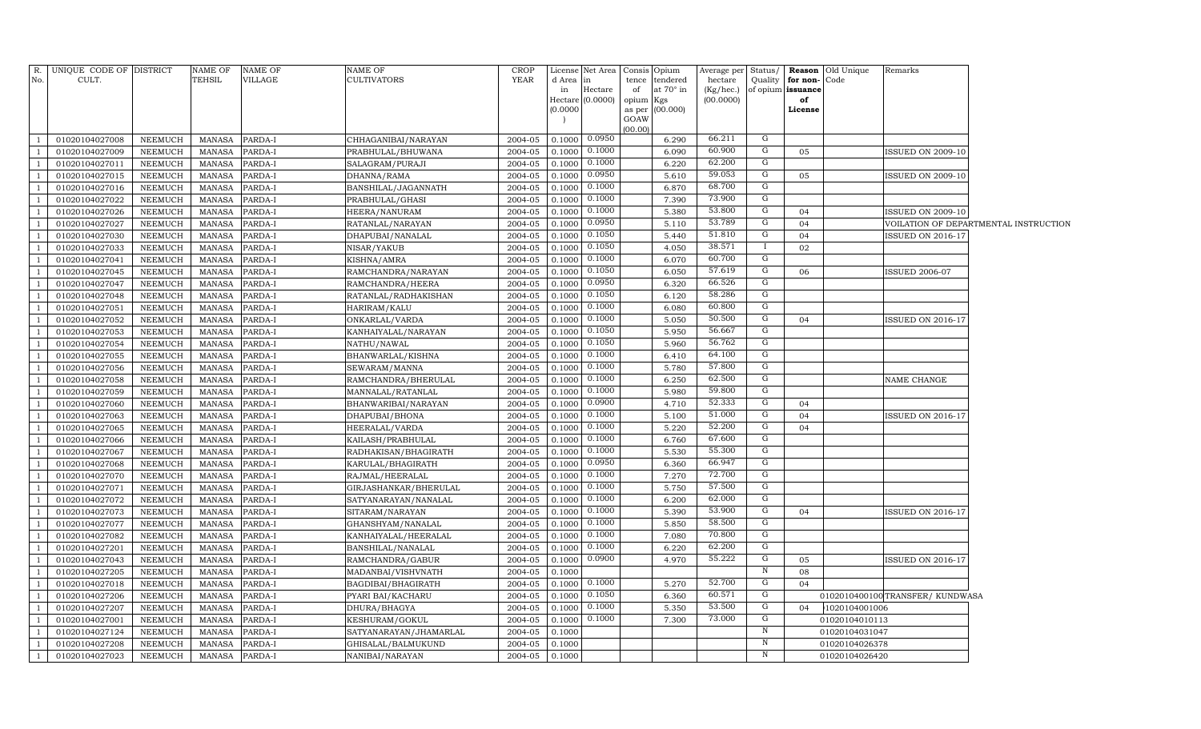| R. No. | UNIQUE CODE OF CULT. | DISTRICT | NAME OF TEHSIL | NAME OF VILLAGE | NAME OF CULTIVATORS | CROP YEAR | License d Area in Hectare (0.0000) | Net Area in Hectare (0.0000) | Consis tence of opium as per GOAW (00.00) | Opium tendered at 70° in Kgs (00.000) | Average per hectare (Kg/hec.) (00.0000) | Status/ Quality of opium | Reason for non-issuance of License | Old Unique Code | Remarks |
|---|---|---|---|---|---|---|---|---|---|---|---|---|---|---|---|
| 1 | 01020104027008 | NEEMUCH | MANASA | PARDA-I | CHHAGANIBAI/NARAYAN | 2004-05 | 0.1000 | 0.0950 | | 6.290 | 66.211 | G | | | |
| 1 | 01020104027009 | NEEMUCH | MANASA | PARDA-I | PRABHULAL/BHUWANA | 2004-05 | 0.1000 | 0.1000 | | 6.090 | 60.900 | G | 05 | | ISSUED ON 2009-10 |
| 1 | 01020104027011 | NEEMUCH | MANASA | PARDA-I | SALAGRAM/PURAJI | 2004-05 | 0.1000 | 0.1000 | | 6.220 | 62.200 | G | | | |
| 1 | 01020104027015 | NEEMUCH | MANASA | PARDA-I | DHANNA/RAMA | 2004-05 | 0.1000 | 0.0950 | | 5.610 | 59.053 | G | 05 | | ISSUED ON 2009-10 |
| 1 | 01020104027016 | NEEMUCH | MANASA | PARDA-I | BANSHILAL/JAGANNATH | 2004-05 | 0.1000 | 0.1000 | | 6.870 | 68.700 | G | | | |
| 1 | 01020104027022 | NEEMUCH | MANASA | PARDA-I | PRABHULAL/GHASI | 2004-05 | 0.1000 | 0.1000 | | 7.390 | 73.900 | G | | | |
| 1 | 01020104027026 | NEEMUCH | MANASA | PARDA-I | HEERA/NANURAM | 2004-05 | 0.1000 | 0.1000 | | 5.380 | 53.800 | G | 04 | | ISSUED ON 2009-10 |
| 1 | 01020104027027 | NEEMUCH | MANASA | PARDA-I | RATANLAL/NARAYAN | 2004-05 | 0.1000 | 0.0950 | | 5.110 | 53.789 | G | 04 | | VOILATION OF DEPARTMENTAL INSTRUCTION |
| 1 | 01020104027030 | NEEMUCH | MANASA | PARDA-I | DHAPUBAI/NANALAL | 2004-05 | 0.1000 | 0.1050 | | 5.440 | 51.810 | G | 04 | | ISSUED ON 2016-17 |
| 1 | 01020104027033 | NEEMUCH | MANASA | PARDA-I | NISAR/YAKUB | 2004-05 | 0.1000 | 0.1050 | | 4.050 | 38.571 | I | 02 | | |
| 1 | 01020104027041 | NEEMUCH | MANASA | PARDA-I | KISHNA/AMRA | 2004-05 | 0.1000 | 0.1000 | | 6.070 | 60.700 | G | | | |
| 1 | 01020104027045 | NEEMUCH | MANASA | PARDA-I | RAMCHANDRA/NARAYAN | 2004-05 | 0.1000 | 0.1050 | | 6.050 | 57.619 | G | 06 | | ISSUED 2006-07 |
| 1 | 01020104027047 | NEEMUCH | MANASA | PARDA-I | RAMCHANDRA/HEERA | 2004-05 | 0.1000 | 0.0950 | | 6.320 | 66.526 | G | | | |
| 1 | 01020104027048 | NEEMUCH | MANASA | PARDA-I | RATANLAL/RADHAKISHAN | 2004-05 | 0.1000 | 0.1050 | | 6.120 | 58.286 | G | | | |
| 1 | 01020104027051 | NEEMUCH | MANASA | PARDA-I | HARIRAM/KALU | 2004-05 | 0.1000 | 0.1000 | | 6.080 | 60.800 | G | | | |
| 1 | 01020104027052 | NEEMUCH | MANASA | PARDA-I | ONKARLAL/VARDA | 2004-05 | 0.1000 | 0.1000 | | 5.050 | 50.500 | G | 04 | | ISSUED ON 2016-17 |
| 1 | 01020104027053 | NEEMUCH | MANASA | PARDA-I | KANHAIYALAL/NARAYAN | 2004-05 | 0.1000 | 0.1050 | | 5.950 | 56.667 | G | | | |
| 1 | 01020104027054 | NEEMUCH | MANASA | PARDA-I | NATHU/NAWAL | 2004-05 | 0.1000 | 0.1050 | | 5.960 | 56.762 | G | | | |
| 1 | 01020104027055 | NEEMUCH | MANASA | PARDA-I | BHANWARLAL/KISHNA | 2004-05 | 0.1000 | 0.1000 | | 6.410 | 64.100 | G | | | |
| 1 | 01020104027056 | NEEMUCH | MANASA | PARDA-I | SEWARAM/MANNA | 2004-05 | 0.1000 | 0.1000 | | 5.780 | 57.800 | G | | | |
| 1 | 01020104027058 | NEEMUCH | MANASA | PARDA-I | RAMCHANDRA/BHERULAL | 2004-05 | 0.1000 | 0.1000 | | 6.250 | 62.500 | G | | | NAME CHANGE |
| 1 | 01020104027059 | NEEMUCH | MANASA | PARDA-I | MANNALAL/RATANLAL | 2004-05 | 0.1000 | 0.1000 | | 5.980 | 59.800 | G | | | |
| 1 | 01020104027060 | NEEMUCH | MANASA | PARDA-I | BHANWARIBAI/NARAYAN | 2004-05 | 0.1000 | 0.0900 | | 4.710 | 52.333 | G | 04 | | |
| 1 | 01020104027063 | NEEMUCH | MANASA | PARDA-I | DHAPUBAI/BHONA | 2004-05 | 0.1000 | 0.1000 | | 5.100 | 51.000 | G | 04 | | ISSUED ON 2016-17 |
| 1 | 01020104027065 | NEEMUCH | MANASA | PARDA-I | HEERALAL/VARDA | 2004-05 | 0.1000 | 0.1000 | | 5.220 | 52.200 | G | 04 | | |
| 1 | 01020104027066 | NEEMUCH | MANASA | PARDA-I | KAILASH/PRABHULAL | 2004-05 | 0.1000 | 0.1000 | | 6.760 | 67.600 | G | | | |
| 1 | 01020104027067 | NEEMUCH | MANASA | PARDA-I | RADHAKISAN/BHAGIRATH | 2004-05 | 0.1000 | 0.1000 | | 5.530 | 55.300 | G | | | |
| 1 | 01020104027068 | NEEMUCH | MANASA | PARDA-I | KARULAL/BHAGIRATH | 2004-05 | 0.1000 | 0.0950 | | 6.360 | 66.947 | G | | | |
| 1 | 01020104027070 | NEEMUCH | MANASA | PARDA-I | RAJMAL/HEERALAL | 2004-05 | 0.1000 | 0.1000 | | 7.270 | 72.700 | G | | | |
| 1 | 01020104027071 | NEEMUCH | MANASA | PARDA-I | GIRJASHANKAR/BHERULAL | 2004-05 | 0.1000 | 0.1000 | | 5.750 | 57.500 | G | | | |
| 1 | 01020104027072 | NEEMUCH | MANASA | PARDA-I | SATYANARAYAN/NANALAL | 2004-05 | 0.1000 | 0.1000 | | 6.200 | 62.000 | G | | | |
| 1 | 01020104027073 | NEEMUCH | MANASA | PARDA-I | SITARAM/NARAYAN | 2004-05 | 0.1000 | 0.1000 | | 5.390 | 53.900 | G | 04 | | ISSUED ON 2016-17 |
| 1 | 01020104027077 | NEEMUCH | MANASA | PARDA-I | GHANSHYAM/NANALAL | 2004-05 | 0.1000 | 0.1000 | | 5.850 | 58.500 | G | | | |
| 1 | 01020104027082 | NEEMUCH | MANASA | PARDA-I | KANHAIYALAL/HEERALAL | 2004-05 | 0.1000 | 0.1000 | | 7.080 | 70.800 | G | | | |
| 1 | 01020104027201 | NEEMUCH | MANASA | PARDA-I | BANSHILAL/NANALAL | 2004-05 | 0.1000 | 0.1000 | | 6.220 | 62.200 | G | | | |
| 1 | 01020104027043 | NEEMUCH | MANASA | PARDA-I | RAMCHANDRA/GABUR | 2004-05 | 0.1000 | 0.0900 | | 4.970 | 55.222 | G | 05 | | ISSUED ON 2016-17 |
| 1 | 01020104027205 | NEEMUCH | MANASA | PARDA-I | MADANBAI/VISHVNATH | 2004-05 | 0.1000 | | | | | N | 08 | | |
| 1 | 01020104027018 | NEEMUCH | MANASA | PARDA-I | BAGDIBAI/BHAGIRATH | 2004-05 | 0.1000 | 0.1000 | | 5.270 | 52.700 | G | 04 | | |
| 1 | 01020104027206 | NEEMUCH | MANASA | PARDA-I | PYARI BAI/KACHARU | 2004-05 | 0.1000 | 0.1050 | | 6.360 | 60.571 | G | | 01020104001001 | TRANSFER/ KUNDWASA |
| 1 | 01020104027207 | NEEMUCH | MANASA | PARDA-I | DHURA/BHAGYA | 2004-05 | 0.1000 | 0.1000 | | 5.350 | 53.500 | G | 04 | 1020104001006 | |
| 1 | 01020104027001 | NEEMUCH | MANASA | PARDA-I | KESHURAM/GOKUL | 2004-05 | 0.1000 | 0.1000 | | 7.300 | 73.000 | G | | 01020104010113 | |
| 1 | 01020104027124 | NEEMUCH | MANASA | PARDA-I | SATYANARAYAN/JHAMARLAL | 2004-05 | 0.1000 | | | | | N | | 01020104031047 | |
| 1 | 01020104027208 | NEEMUCH | MANASA | PARDA-I | GHISALAL/BALMUKUND | 2004-05 | 0.1000 | | | | | N | | 01020104026378 | |
| 1 | 01020104027023 | NEEMUCH | MANASA | PARDA-I | NANIBAI/NARAYAN | 2004-05 | 0.1000 | | | | | N | | 01020104026420 | |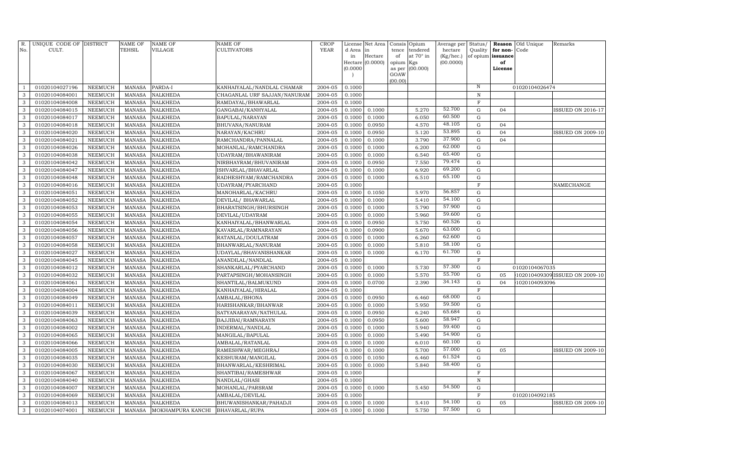| R. No. | UNIQUE CODE OF CULT. | DISTRICT | NAME OF TEHSIL | NAME OF VILLAGE | NAME OF CULTIVATORS | CROP YEAR | License d Area in Hectare (0.0000) | Net Area in Hectare (0.0000) | Consis tence of opium as per GOAW (00.00) | Opium tendered at 70° in Kgs (00.000) | Average per hectare (Kg/hec.) (00.0000) | Status/ Quality of opium | Reason for non-issuance of License | Old Unique Code | Remarks |
|---|---|---|---|---|---|---|---|---|---|---|---|---|---|---|---|
| 1 | 01020104027196 | NEEMUCH | MANASA | PARDA-I | KANHAIYALAL/NANDLAL CHAMAR | 2004-05 | 0.1000 | | | | | N | | 01020104026474 | |
| 3 | 01020104084001 | NEEMUCH | MANASA | NALKHEDA | CHAGANLAL URF SAJJAN/NANURAM | 2004-05 | 0.1000 | | | | | N | | | |
| 3 | 01020104084008 | NEEMUCH | MANASA | NALKHEDA | RAMDAYAL/BHAWARLAL | 2004-05 | 0.1000 | | | | | F | | | |
| 3 | 01020104084015 | NEEMUCH | MANASA | NALKHEDA | GANGABAI/KANHYALAL | 2004-05 | 0.1000 | 0.1000 | | 5.270 | 52.700 | G | 04 | | ISSUED ON 2016-17 |
| 3 | 01020104084017 | NEEMUCH | MANASA | NALKHEDA | BAPULAL/NARAYAN | 2004-05 | 0.1000 | 0.1000 | | 6.050 | 60.500 | G | | | |
| 3 | 01020104084018 | NEEMUCH | MANASA | NALKHEDA | BHUVANA/NANURAM | 2004-05 | 0.1000 | 0.0950 | | 4.570 | 48.105 | G | 04 | | |
| 3 | 01020104084020 | NEEMUCH | MANASA | NALKHEDA | NARAYAN/KACHRU | 2004-05 | 0.1000 | 0.0950 | | 5.120 | 53.895 | G | 04 | | ISSUED ON 2009-10 |
| 3 | 01020104084021 | NEEMUCH | MANASA | NALKHEDA | RAMCHANDRA/PANNALAL | 2004-05 | 0.1000 | 0.1000 | | 3.790 | 37.900 | G | 04 | | |
| 3 | 01020104084026 | NEEMUCH | MANASA | NALKHEDA | MOHANLAL/RAMCHANDRA | 2004-05 | 0.1000 | 0.1000 | | 6.200 | 62.000 | G | | | |
| 3 | 01020104084038 | NEEMUCH | MANASA | NALKHEDA | UDAYRAM/BHAWANIRAM | 2004-05 | 0.1000 | 0.1000 | | 6.540 | 65.400 | G | | | |
| 3 | 01020104084042 | NEEMUCH | MANASA | NALKHEDA | NIRBHAYRAM/BHUVANIRAM | 2004-05 | 0.1000 | 0.0950 | | 7.550 | 79.474 | G | | | |
| 3 | 01020104084047 | NEEMUCH | MANASA | NALKHEDA | ISHVARLAL/BHAVARLAL | 2004-05 | 0.1000 | 0.1000 | | 6.920 | 69.200 | G | | | |
| 3 | 01020104084048 | NEEMUCH | MANASA | NALKHEDA | RADHESHYAM/RAMCHANDRA | 2004-05 | 0.1000 | 0.1000 | | 6.510 | 65.100 | G | | | |
| 3 | 01020104084016 | NEEMUCH | MANASA | NALKHEDA | UDAYRAM/PYARCHAND | 2004-05 | 0.1000 | | | | | F | | | NAMECHANGE |
| 3 | 01020104084051 | NEEMUCH | MANASA | NALKHEDA | MANOHARLAL/KACHRU | 2004-05 | 0.1000 | 0.1050 | | 5.970 | 56.857 | G | | | |
| 3 | 01020104084052 | NEEMUCH | MANASA | NALKHEDA | DEVILAL/ BHAWARLAL | 2004-05 | 0.1000 | 0.1000 | | 5.410 | 54.100 | G | | | |
| 3 | 01020104084053 | NEEMUCH | MANASA | NALKHEDA | BHARATSINGH/BHURSINGH | 2004-05 | 0.1000 | 0.1000 | | 5.790 | 57.900 | G | | | |
| 3 | 01020104084055 | NEEMUCH | MANASA | NALKHEDA | DEVILAL/UDAYRAM | 2004-05 | 0.1000 | 0.1000 | | 5.960 | 59.600 | G | | | |
| 3 | 01020104084054 | NEEMUCH | MANASA | NALKHEDA | KANHAIYALAL/BHANWARLAL | 2004-05 | 0.1000 | 0.0950 | | 5.750 | 60.526 | G | | | |
| 3 | 01020104084056 | NEEMUCH | MANASA | NALKHEDA | KAVARLAL/RAMNARAYAN | 2004-05 | 0.1000 | 0.0900 | | 5.670 | 63.000 | G | | | |
| 3 | 01020104084057 | NEEMUCH | MANASA | NALKHEDA | RATANLAL/DOULATRAM | 2004-05 | 0.1000 | 0.1000 | | 6.260 | 62.600 | G | | | |
| 3 | 01020104084058 | NEEMUCH | MANASA | NALKHEDA | BHANWARLAL/NANURAM | 2004-05 | 0.1000 | 0.1000 | | 5.810 | 58.100 | G | | | |
| 3 | 01020104084027 | NEEMUCH | MANASA | NALKHEDA | UDAYLAL/BHAVANISHANKAR | 2004-05 | 0.1000 | 0.1000 | | 6.170 | 61.700 | G | | | |
| 3 | 01020104084045 | NEEMUCH | MANASA | NALKHEDA | ANANDILAL/NANDLAL | 2004-05 | 0.1000 | | | | | F | | | |
| 3 | 01020104084012 | NEEMUCH | MANASA | NALKHEDA | SHANKARLAL/PYARCHAND | 2004-05 | 0.1000 | 0.1000 | | 5.730 | 57.300 | G | | 01020104067035 | |
| 3 | 01020104084032 | NEEMUCH | MANASA | NALKHEDA | PARTAPSINGH/MOHANSINGH | 2004-05 | 0.1000 | 0.1000 | | 5.570 | 55.700 | G | 05 | 1020104093096 | ISSUED ON 2009-10 |
| 3 | 01020104084061 | NEEMUCH | MANASA | NALKHEDA | SHANTILAL/BALMUKUND | 2004-05 | 0.1000 | 0.0700 | | 2.390 | 34.143 | G | 04 | 1020104093096 | |
| 3 | 01020104084004 | NEEMUCH | MANASA | NALKHEDA | KANHAIYALAL/HIRALAL | 2004-05 | 0.1000 | | | | | F | | | |
| 3 | 01020104084049 | NEEMUCH | MANASA | NALKHEDA | AMBALAL/BHONA | 2004-05 | 0.1000 | 0.0950 | | 6.460 | 68.000 | G | | | |
| 3 | 01020104084011 | NEEMUCH | MANASA | NALKHEDA | HARISHANKAR/BHANWAR | 2004-05 | 0.1000 | 0.1000 | | 5.950 | 59.500 | G | | | |
| 3 | 01020104084039 | NEEMUCH | MANASA | NALKHEDA | SATYANARAYAN/NATHULAL | 2004-05 | 0.1000 | 0.0950 | | 6.240 | 65.684 | G | | | |
| 3 | 01020104084063 | NEEMUCH | MANASA | NALKHEDA | BAJJIBAI/RAMNARAYN | 2004-05 | 0.1000 | 0.0950 | | 5.600 | 58.947 | G | | | |
| 3 | 01020104084002 | NEEMUCH | MANASA | NALKHEDA | INDERMAL/NANDLAL | 2004-05 | 0.1000 | 0.1000 | | 5.940 | 59.400 | G | | | |
| 3 | 01020104084065 | NEEMUCH | MANASA | NALKHEDA | MANGILAL/BAPULAL | 2004-05 | 0.1000 | 0.1000 | | 5.490 | 54.900 | G | | | |
| 3 | 01020104084066 | NEEMUCH | MANASA | NALKHEDA | AMBALAL/RATANLAL | 2004-05 | 0.1000 | 0.1000 | | 6.010 | 60.100 | G | | | |
| 3 | 01020104084005 | NEEMUCH | MANASA | NALKHEDA | RAMESHWAR/MEGHRAJ | 2004-05 | 0.1000 | 0.1000 | | 5.700 | 57.000 | G | 05 | | ISSUED ON 2009-10 |
| 3 | 01020104084035 | NEEMUCH | MANASA | NALKHEDA | KESHURAM/MANGILAL | 2004-05 | 0.1000 | 0.1050 | | 6.460 | 61.524 | G | | | |
| 3 | 01020104084030 | NEEMUCH | MANASA | NALKHEDA | BHANWARLAL/KESHRIMAL | 2004-05 | 0.1000 | 0.1000 | | 5.840 | 58.400 | G | | | |
| 3 | 01020104084067 | NEEMUCH | MANASA | NALKHEDA | SHANTIBAI/RAMESHWAR | 2004-05 | 0.1000 | | | | | F | | | |
| 3 | 01020104084040 | NEEMUCH | MANASA | NALKHEDA | NANDLAL/GHASI | 2004-05 | 0.1000 | | | | | N | | | |
| 3 | 01020104084007 | NEEMUCH | MANASA | NALKHEDA | MOHANLAL/PARSRAM | 2004-05 | 0.1000 | 0.1000 | | 5.450 | 54.500 | G | | | |
| 3 | 01020104084069 | NEEMUCH | MANASA | NALKHEDA | AMBALAL/DEVILAL | 2004-05 | 0.1000 | | | | | F | | 01020104092185 | |
| 3 | 01020104084013 | NEEMUCH | MANASA | NALKHEDA | BHUWANISHANKAR/PAHADJI | 2004-05 | 0.1000 | 0.1000 | | 5.410 | 54.100 | G | 05 | | ISSUED ON 2009-10 |
| 3 | 01020104074001 | NEEMUCH | MANASA | MOKHAMPURA KANCHI | BHAVARLAL/RUPA | 2004-05 | 0.1000 | 0.1000 | | 5.750 | 57.500 | G | | | |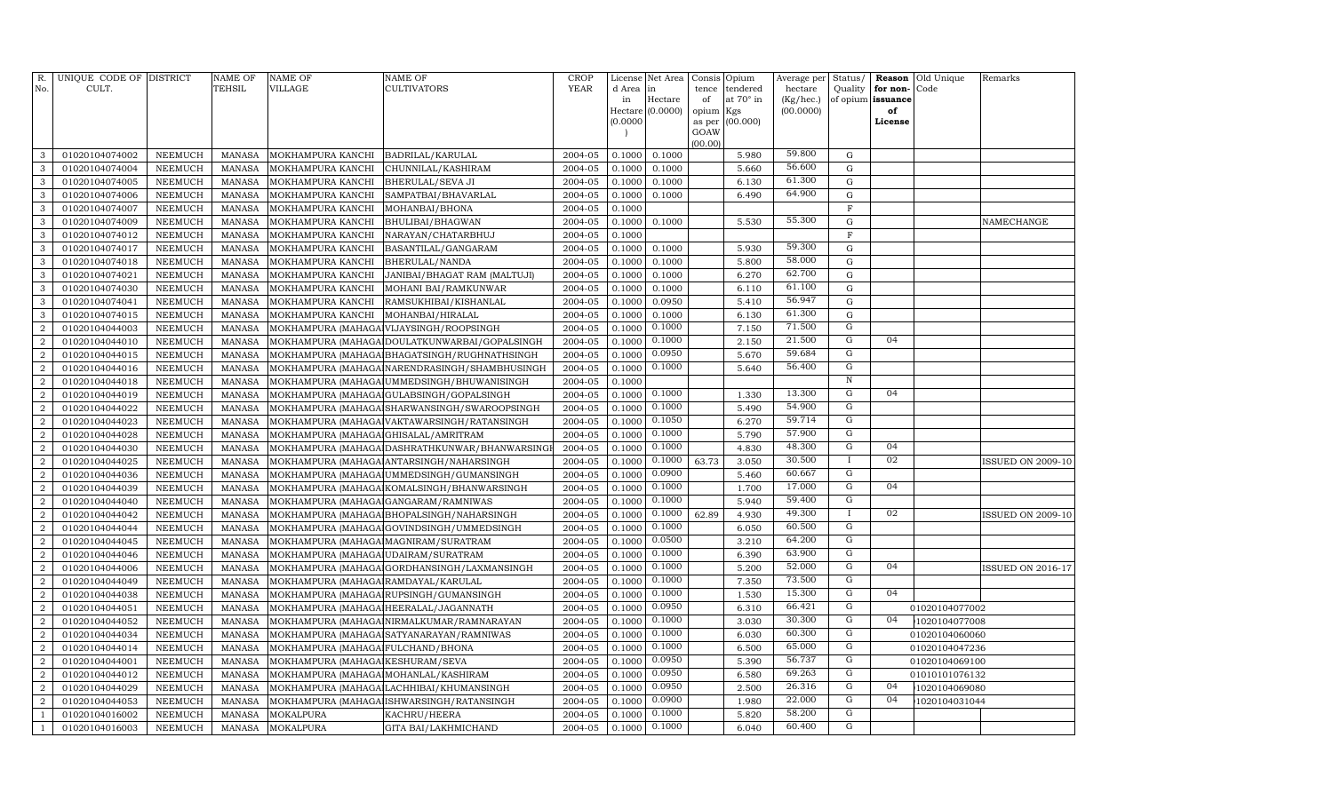| R. No. | UNIQUE CODE OF CULT. | DISTRICT | NAME OF TEHSIL | NAME OF VILLAGE | NAME OF CULTIVATORS | CROP YEAR | License d Area in Hectare (0.0000) | Net Area in Hectare (0.0000) | Consis tence of opium as per GOAW (00.00) | Opium tendered at 70° in Kgs (00.000) | Average per hectare (Kg/hec.) (00.0000) | Status/ Quality of opium | Reason for non-issuance of License | Old Unique Code | Remarks |
|---|---|---|---|---|---|---|---|---|---|---|---|---|---|---|---|
| 3 | 01020104074002 | NEEMUCH | MANASA | MOKHAMPURA KANCHI | BADRILAL/KARULAL | 2004-05 | 0.1000 | 0.1000 | | 5.980 | 59.800 | G | | | |
| 3 | 01020104074004 | NEEMUCH | MANASA | MOKHAMPURA KANCHI | CHUNNILAL/KASHIRAM | 2004-05 | 0.1000 | 0.1000 | | 5.660 | 56.600 | G | | | |
| 3 | 01020104074005 | NEEMUCH | MANASA | MOKHAMPURA KANCHI | BHERULAL/SEVA JI | 2004-05 | 0.1000 | 0.1000 | | 6.130 | 61.300 | G | | | |
| 3 | 01020104074006 | NEEMUCH | MANASA | MOKHAMPURA KANCHI | SAMPATBAI/BHAVARLAL | 2004-05 | 0.1000 | 0.1000 | | 6.490 | 64.900 | G | | | |
| 3 | 01020104074007 | NEEMUCH | MANASA | MOKHAMPURA KANCHI | MOHANBAI/BHONA | 2004-05 | 0.1000 | | | | | F | | | |
| 3 | 01020104074009 | NEEMUCH | MANASA | MOKHAMPURA KANCHI | BHULIBAI/BHAGWAN | 2004-05 | 0.1000 | 0.1000 | | 5.530 | 55.300 | G | | | NAMECHANGE |
| 3 | 01020104074012 | NEEMUCH | MANASA | MOKHAMPURA KANCHI | NARAYAN/CHATARBHUJ | 2004-05 | 0.1000 | | | | | F | | | |
| 3 | 01020104074017 | NEEMUCH | MANASA | MOKHAMPURA KANCHI | BASANTILAL/GANGARAM | 2004-05 | 0.1000 | 0.1000 | | 5.930 | 59.300 | G | | | |
| 3 | 01020104074018 | NEEMUCH | MANASA | MOKHAMPURA KANCHI | BHERULAL/NANDA | 2004-05 | 0.1000 | 0.1000 | | 5.800 | 58.000 | G | | | |
| 3 | 01020104074021 | NEEMUCH | MANASA | MOKHAMPURA KANCHI | JANIBAI/BHAGAT RAM (MALTUJI) | 2004-05 | 0.1000 | 0.1000 | | 6.270 | 62.700 | G | | | |
| 3 | 01020104074030 | NEEMUCH | MANASA | MOKHAMPURA KANCHI | MOHANI BAI/RAMKUNWAR | 2004-05 | 0.1000 | 0.1000 | | 6.110 | 61.100 | G | | | |
| 3 | 01020104074041 | NEEMUCH | MANASA | MOKHAMPURA KANCHI | RAMSUKHIBAI/KISHANLAL | 2004-05 | 0.1000 | 0.0950 | | 5.410 | 56.947 | G | | | |
| 3 | 01020104074015 | NEEMUCH | MANASA | MOKHAMPURA KANCHI | MOHANBAI/HIRALAL | 2004-05 | 0.1000 | 0.1000 | | 6.130 | 61.300 | G | | | |
| 2 | 01020104044003 | NEEMUCH | MANASA | MOKHAMPURA (MAHAGA | VIJAYSINGH/ROOPSINGH | 2004-05 | 0.1000 | 0.1000 | | 7.150 | 71.500 | G | | | |
| 2 | 01020104044010 | NEEMUCH | MANASA | MOKHAMPURA (MAHAGA | DOULATKUNWARBAI/GOPALSINGH | 2004-05 | 0.1000 | 0.1000 | | 2.150 | 21.500 | G | 04 | | |
| 2 | 01020104044015 | NEEMUCH | MANASA | MOKHAMPURA (MAHAGA | BHAGATSINGH/RUGHNATHSINGH | 2004-05 | 0.1000 | 0.0950 | | 5.670 | 59.684 | G | | | |
| 2 | 01020104044016 | NEEMUCH | MANASA | MOKHAMPURA (MAHAGA | NARENDRASINGH/SHAMBHUSINGH | 2004-05 | 0.1000 | 0.1000 | | 5.640 | 56.400 | G | | | |
| 2 | 01020104044018 | NEEMUCH | MANASA | MOKHAMPURA (MAHAGA | UMMEDSINGH/BHUWANISINGH | 2004-05 | 0.1000 | | | | | N | | | |
| 2 | 01020104044019 | NEEMUCH | MANASA | MOKHAMPURA (MAHAGA | GULABSINGH/GOPALSINGH | 2004-05 | 0.1000 | 0.1000 | | 1.330 | 13.300 | G | 04 | | |
| 2 | 01020104044022 | NEEMUCH | MANASA | MOKHAMPURA (MAHAGA | SHARWANSINGH/SWAROOPSINGH | 2004-05 | 0.1000 | 0.1000 | | 5.490 | 54.900 | G | | | |
| 2 | 01020104044023 | NEEMUCH | MANASA | MOKHAMPURA (MAHAGA | VAKTAWARSINGH/RATANSINGH | 2004-05 | 0.1000 | 0.1050 | | 6.270 | 59.714 | G | | | |
| 2 | 01020104044028 | NEEMUCH | MANASA | MOKHAMPURA (MAHAGA | GHISALAL/AMRITRAM | 2004-05 | 0.1000 | 0.1000 | | 5.790 | 57.900 | G | | | |
| 2 | 01020104044030 | NEEMUCH | MANASA | MOKHAMPURA (MAHAGA | DASHRATHKUNWAR/BHANWARSINGH | 2004-05 | 0.1000 | 0.1000 | | 4.830 | 48.300 | G | 04 | | |
| 2 | 01020104044025 | NEEMUCH | MANASA | MOKHAMPURA (MAHAGA | ANTARSINGH/NAHARSINGH | 2004-05 | 0.1000 | 0.1000 | 63.73 | 3.050 | 30.500 | I | 02 | | ISSUED ON 2009-10 |
| 2 | 01020104044036 | NEEMUCH | MANASA | MOKHAMPURA (MAHAGA | UMMEDSINGH/GUMANSINGH | 2004-05 | 0.1000 | 0.0900 | | 5.460 | 60.667 | G | | | |
| 2 | 01020104044039 | NEEMUCH | MANASA | MOKHAMPURA (MAHAGA | KOMALSINGH/BHANWARSINGH | 2004-05 | 0.1000 | 0.1000 | | 1.700 | 17.000 | G | 04 | | |
| 2 | 01020104044040 | NEEMUCH | MANASA | MOKHAMPURA (MAHAGA | GANGARAM/RAMNIWAS | 2004-05 | 0.1000 | 0.1000 | | 5.940 | 59.400 | G | | | |
| 2 | 01020104044042 | NEEMUCH | MANASA | MOKHAMPURA (MAHAGA | BHOPALSINGH/NAHARSINGH | 2004-05 | 0.1000 | 0.1000 | 62.89 | 4.930 | 49.300 | I | 02 | | ISSUED ON 2009-10 |
| 2 | 01020104044044 | NEEMUCH | MANASA | MOKHAMPURA (MAHAGA | GOVINDSINGH/UMMEDSINGH | 2004-05 | 0.1000 | 0.1000 | | 6.050 | 60.500 | G | | | |
| 2 | 01020104044045 | NEEMUCH | MANASA | MOKHAMPURA (MAHAGA | MAGNIRAM/SURATRAM | 2004-05 | 0.1000 | 0.0500 | | 3.210 | 64.200 | G | | | |
| 2 | 01020104044046 | NEEMUCH | MANASA | MOKHAMPURA (MAHAGA | UDAIRAM/SURATRAM | 2004-05 | 0.1000 | 0.1000 | | 6.390 | 63.900 | G | | | |
| 2 | 01020104044006 | NEEMUCH | MANASA | MOKHAMPURA (MAHAGA | GORDHANSINGH/LAXMANSINGH | 2004-05 | 0.1000 | 0.1000 | | 5.200 | 52.000 | G | 04 | | ISSUED ON 2016-17 |
| 2 | 01020104044049 | NEEMUCH | MANASA | MOKHAMPURA (MAHAGA | RAMDAYAL/KARULAL | 2004-05 | 0.1000 | 0.1000 | | 7.350 | 73.500 | G | | | |
| 2 | 01020104044038 | NEEMUCH | MANASA | MOKHAMPURA (MAHAGA | RUPSINGH/GUMANSINGH | 2004-05 | 0.1000 | 0.1000 | | 1.530 | 15.300 | G | 04 | | |
| 2 | 01020104044051 | NEEMUCH | MANASA | MOKHAMPURA (MAHAGA | HEERALAL/JAGANNATH | 2004-05 | 0.1000 | 0.0950 | | 6.310 | 66.421 | G | | 01020104077002 | |
| 2 | 01020104044052 | NEEMUCH | MANASA | MOKHAMPURA (MAHAGA | NIRMALKUMAR/RAMNARAYAN | 2004-05 | 0.1000 | 0.1000 | | 3.030 | 30.300 | G | 04 | 1020104077008 | |
| 2 | 01020104044034 | NEEMUCH | MANASA | MOKHAMPURA (MAHAGA | SATYANARAYAN/RAMNIWAS | 2004-05 | 0.1000 | 0.1000 | | 6.030 | 60.300 | G | | 01020104060060 | |
| 2 | 01020104044014 | NEEMUCH | MANASA | MOKHAMPURA (MAHAGA | FULCHAND/BHONA | 2004-05 | 0.1000 | 0.1000 | | 6.500 | 65.000 | G | | 01020104047236 | |
| 2 | 01020104044001 | NEEMUCH | MANASA | MOKHAMPURA (MAHAGA | KESHURAM/SEVA | 2004-05 | 0.1000 | 0.0950 | | 5.390 | 56.737 | G | | 01020104069100 | |
| 2 | 01020104044012 | NEEMUCH | MANASA | MOKHAMPURA (MAHAGA | MOHANLAL/KASHIRAM | 2004-05 | 0.1000 | 0.0950 | | 6.580 | 69.263 | G | | 01010101076132 | |
| 2 | 01020104044029 | NEEMUCH | MANASA | MOKHAMPURA (MAHAGA | LACHHIBAI/KHUMANSINGH | 2004-05 | 0.1000 | 0.0950 | | 2.500 | 26.316 | G | 04 | 1020104069080 | |
| 2 | 01020104044053 | NEEMUCH | MANASA | MOKHAMPURA (MAHAGA | ISHWARSINGH/RATANSINGH | 2004-05 | 0.1000 | 0.0900 | | 1.980 | 22.000 | G | 04 | 1020104031044 | |
| 1 | 01020104016002 | NEEMUCH | MANASA | MOKALPURA | KACHRU/HEERA | 2004-05 | 0.1000 | 0.1000 | | 5.820 | 58.200 | G | | | |
| 1 | 01020104016003 | NEEMUCH | MANASA | MOKALPURA | GITA BAI/LAKHMICHAND | 2004-05 | 0.1000 | 0.1000 | | 6.040 | 60.400 | G | | | |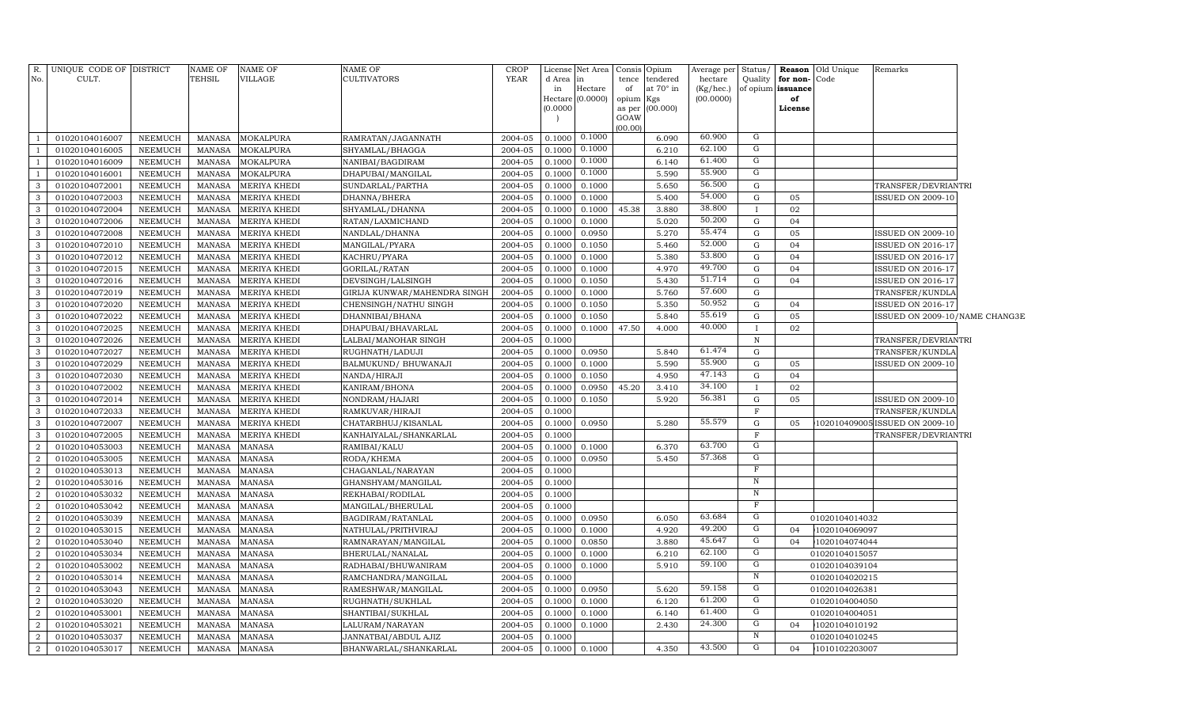| R. No. | UNIQUE CODE OF CULT. | DISTRICT | NAME OF TEHSIL | NAME OF VILLAGE | NAME OF CULTIVATORS | CROP YEAR | License d Area in Hectare (0.0000) | Net Area in Hectare (0.0000) | Consis tence of opium as per GOAW (00.00) | Opium tendered at 70° in Kgs (00.000) | Average per hectare (Kg/hec.) (00.0000) | Status/ Quality of opium | Reason for non-issuance of License | Old Unique Code | Remarks |
|---|---|---|---|---|---|---|---|---|---|---|---|---|---|---|---|
| 1 | 01020104016007 | NEEMUCH | MANASA | MOKALPURA | RAMRATAN/JAGANNATH | 2004-05 | 0.1000 | 0.1000 | | 6.090 | 60.900 | G | | | |
| 1 | 01020104016005 | NEEMUCH | MANASA | MOKALPURA | SHYAMLAL/BHAGGA | 2004-05 | 0.1000 | 0.1000 | | 6.210 | 62.100 | G | | | |
| 1 | 01020104016009 | NEEMUCH | MANASA | MOKALPURA | NANIBAI/BAGDIRAM | 2004-05 | 0.1000 | 0.1000 | | 6.140 | 61.400 | G | | | |
| 1 | 01020104016001 | NEEMUCH | MANASA | MOKALPURA | DHAPUBAI/MANGILAL | 2004-05 | 0.1000 | 0.1000 | | 5.590 | 55.900 | G | | | |
| 3 | 01020104072001 | NEEMUCH | MANASA | MERIYA KHEDI | SUNDARLAL/PARTHA | 2004-05 | 0.1000 | 0.1000 | | 5.650 | 56.500 | G | | | TRANSFER/DEVRIANTRI |
| 3 | 01020104072003 | NEEMUCH | MANASA | MERIYA KHEDI | DHANNA/BHERA | 2004-05 | 0.1000 | 0.1000 | | 5.400 | 54.000 | G | 05 | | ISSUED ON 2009-10 |
| 3 | 01020104072004 | NEEMUCH | MANASA | MERIYA KHEDI | SHYAMLAL/DHANNA | 2004-05 | 0.1000 | 0.1000 | 45.38 | 3.880 | 38.800 | I | 02 | | |
| 3 | 01020104072006 | NEEMUCH | MANASA | MERIYA KHEDI | RATAN/LAXMICHAND | 2004-05 | 0.1000 | 0.1000 | | 5.020 | 50.200 | G | 04 | | |
| 3 | 01020104072008 | NEEMUCH | MANASA | MERIYA KHEDI | NANDLAL/DHANNA | 2004-05 | 0.1000 | 0.0950 | | 5.270 | 55.474 | G | 05 | | ISSUED ON 2009-10 |
| 3 | 01020104072010 | NEEMUCH | MANASA | MERIYA KHEDI | MANGILAL/PYARA | 2004-05 | 0.1000 | 0.1050 | | 5.460 | 52.000 | G | 04 | | ISSUED ON 2016-17 |
| 3 | 01020104072012 | NEEMUCH | MANASA | MERIYA KHEDI | KACHRU/PYARA | 2004-05 | 0.1000 | 0.1000 | | 5.380 | 53.800 | G | 04 | | ISSUED ON 2016-17 |
| 3 | 01020104072015 | NEEMUCH | MANASA | MERIYA KHEDI | GORILAL/RATAN | 2004-05 | 0.1000 | 0.1000 | | 4.970 | 49.700 | G | 04 | | ISSUED ON 2016-17 |
| 3 | 01020104072016 | NEEMUCH | MANASA | MERIYA KHEDI | DEVSINGH/LALSINGH | 2004-05 | 0.1000 | 0.1050 | | 5.430 | 51.714 | G | 04 | | ISSUED ON 2016-17 |
| 3 | 01020104072019 | NEEMUCH | MANASA | MERIYA KHEDI | GIRIJA KUNWAR/MAHENDRA SINGH | 2004-05 | 0.1000 | 0.1000 | | 5.760 | 57.600 | G | | | TRANSFER/KUNDLA |
| 3 | 01020104072020 | NEEMUCH | MANASA | MERIYA KHEDI | CHENSINGH/NATHU SINGH | 2004-05 | 0.1000 | 0.1050 | | 5.350 | 50.952 | G | 04 | | ISSUED ON 2016-17 |
| 3 | 01020104072022 | NEEMUCH | MANASA | MERIYA KHEDI | DHANNIBAI/BHANA | 2004-05 | 0.1000 | 0.1050 | | 5.840 | 55.619 | G | 05 | | ISSUED ON 2009-10/NAME CHANG3E |
| 3 | 01020104072025 | NEEMUCH | MANASA | MERIYA KHEDI | DHAPUBAI/BHAVARLAL | 2004-05 | 0.1000 | 0.1000 | 47.50 | 4.000 | 40.000 | I | 02 | | |
| 3 | 01020104072026 | NEEMUCH | MANASA | MERIYA KHEDI | LALBAI/MANOHAR SINGH | 2004-05 | 0.1000 | | | | | N | | | TRANSFER/DEVRIANTRI |
| 3 | 01020104072027 | NEEMUCH | MANASA | MERIYA KHEDI | RUGHNATH/LADUJI | 2004-05 | 0.1000 | 0.0950 | | 5.840 | 61.474 | G | | | TRANSFER/KUNDLA |
| 3 | 01020104072029 | NEEMUCH | MANASA | MERIYA KHEDI | BALMUKUND/ BHUWANAJI | 2004-05 | 0.1000 | 0.1000 | | 5.590 | 55.900 | G | 05 | | ISSUED ON 2009-10 |
| 3 | 01020104072030 | NEEMUCH | MANASA | MERIYA KHEDI | NANDA/HIRAJI | 2004-05 | 0.1000 | 0.1050 | | 4.950 | 47.143 | G | 04 | | |
| 3 | 01020104072002 | NEEMUCH | MANASA | MERIYA KHEDI | KANIRAM/BHONA | 2004-05 | 0.1000 | 0.0950 | 45.20 | 3.410 | 34.100 | I | 02 | | |
| 3 | 01020104072014 | NEEMUCH | MANASA | MERIYA KHEDI | NONDRAM/HAJARI | 2004-05 | 0.1000 | 0.1050 | | 5.920 | 56.381 | G | 05 | | ISSUED ON 2009-10 |
| 3 | 01020104072033 | NEEMUCH | MANASA | MERIYA KHEDI | RAMKUVAR/HIRAJI | 2004-05 | 0.1000 | | | | | F | | | TRANSFER/KUNDLA |
| 3 | 01020104072007 | NEEMUCH | MANASA | MERIYA KHEDI | CHATARBHUJ/KISANLAL | 2004-05 | 0.1000 | 0.0950 | | 5.280 | 55.579 | G | 05 | 102010409005 | ISSUED ON 2009-10 |
| 3 | 01020104072005 | NEEMUCH | MANASA | MERIYA KHEDI | KANHAIYALAL/SHANKARLAL | 2004-05 | 0.1000 | | | | | F | | | TRANSFER/DEVRIANTRI |
| 2 | 01020104053003 | NEEMUCH | MANASA | MANASA | RAMIBAI/KALU | 2004-05 | 0.1000 | 0.1000 | | 6.370 | 63.700 | G | | | |
| 2 | 01020104053005 | NEEMUCH | MANASA | MANASA | RODA/KHEMA | 2004-05 | 0.1000 | 0.0950 | | 5.450 | 57.368 | G | | | |
| 2 | 01020104053013 | NEEMUCH | MANASA | MANASA | CHAGANLAL/NARAYAN | 2004-05 | 0.1000 | | | | | F | | | |
| 2 | 01020104053016 | NEEMUCH | MANASA | MANASA | GHANSHYAM/MANGILAL | 2004-05 | 0.1000 | | | | | N | | | |
| 2 | 01020104053032 | NEEMUCH | MANASA | MANASA | REKHABAI/RODILAL | 2004-05 | 0.1000 | | | | | N | | | |
| 2 | 01020104053042 | NEEMUCH | MANASA | MANASA | MANGILAL/BHERULAL | 2004-05 | 0.1000 | | | | | F | | | |
| 2 | 01020104053039 | NEEMUCH | MANASA | MANASA | BAGDIRAM/RATANLAL | 2004-05 | 0.1000 | 0.0950 | | 6.050 | 63.684 | G | | 01020104014032 | |
| 2 | 01020104053015 | NEEMUCH | MANASA | MANASA | NATHULAL/PRITHVIRAJ | 2004-05 | 0.1000 | 0.1000 | | 4.920 | 49.200 | G | 04 | 1020104069097 | |
| 2 | 01020104053040 | NEEMUCH | MANASA | MANASA | RAMNARAYAN/MANGILAL | 2004-05 | 0.1000 | 0.0850 | | 3.880 | 45.647 | G | 04 | 1020104074044 | |
| 2 | 01020104053034 | NEEMUCH | MANASA | MANASA | BHERULAL/NANALAL | 2004-05 | 0.1000 | 0.1000 | | 6.210 | 62.100 | G | | 01020104015057 | |
| 2 | 01020104053002 | NEEMUCH | MANASA | MANASA | RADHABAI/BHUWANIRAM | 2004-05 | 0.1000 | 0.1000 | | 5.910 | 59.100 | G | | 01020104039104 | |
| 2 | 01020104053014 | NEEMUCH | MANASA | MANASA | RAMCHANDRA/MANGILAL | 2004-05 | 0.1000 | | | | | N | | 01020104020215 | |
| 2 | 01020104053043 | NEEMUCH | MANASA | MANASA | RAMESHWAR/MANGILAL | 2004-05 | 0.1000 | 0.0950 | | 5.620 | 59.158 | G | | 01020104026381 | |
| 2 | 01020104053020 | NEEMUCH | MANASA | MANASA | RUGHNATH/SUKHLAL | 2004-05 | 0.1000 | 0.1000 | | 6.120 | 61.200 | G | | 01020104004050 | |
| 2 | 01020104053001 | NEEMUCH | MANASA | MANASA | SHANTIBAI/SUKHLAL | 2004-05 | 0.1000 | 0.1000 | | 6.140 | 61.400 | G | | 01020104004051 | |
| 2 | 01020104053021 | NEEMUCH | MANASA | MANASA | LALURAM/NARAYAN | 2004-05 | 0.1000 | 0.1000 | | 2.430 | 24.300 | G | 04 | 1020104010192 | |
| 2 | 01020104053037 | NEEMUCH | MANASA | MANASA | JANNATBAI/ABDUL AJIZ | 2004-05 | 0.1000 | | | | | N | | 01020104010245 | |
| 2 | 01020104053017 | NEEMUCH | MANASA | MANASA | BHANWARLAL/SHANKARLAL | 2004-05 | 0.1000 | 0.1000 | | 4.350 | 43.500 | G | 04 | 1010102203007 | |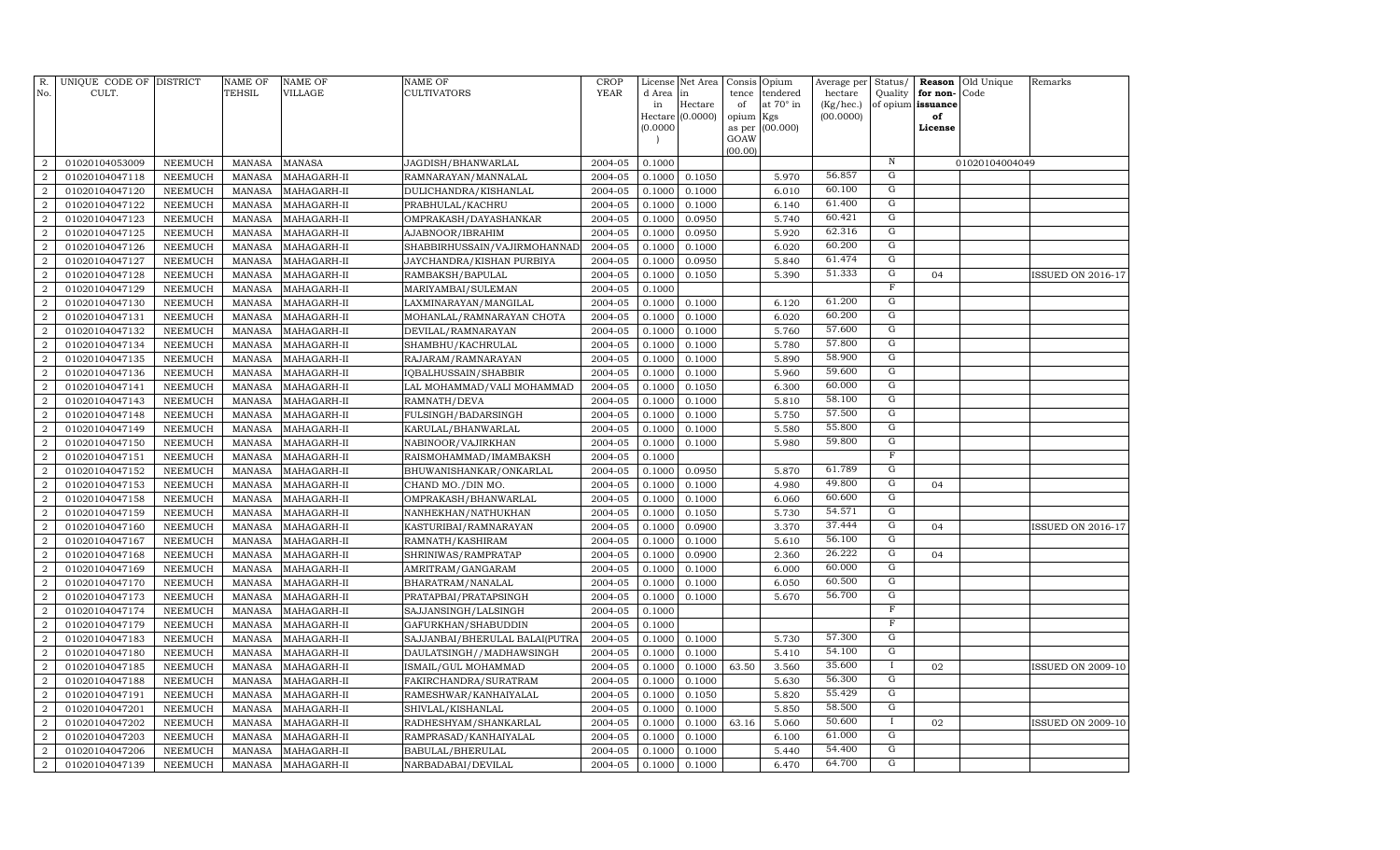| R. No. | UNIQUE CODE OF CULT. | DISTRICT | NAME OF TEHSIL | NAME OF VILLAGE | NAME OF CULTIVATORS | CROP YEAR | License d Area in Hectare (0.0000) | Net Area in Hectare (0.0000) | Consis tence of opium as per GOAW (00.00) | Opium tendered at 70° in Kgs (00.000) | Average per hectare (Kg/hec.) (00.0000) | Status/ Quality of opium | Reason for non-issuance of License | Old Unique Code | Remarks |
|---|---|---|---|---|---|---|---|---|---|---|---|---|---|---|---|
| 2 | 01020104053009 | NEEMUCH | MANASA | MANASA | JAGDISH/BHANWARLAL | 2004-05 | 0.1000 | | | | | N | | 01020104004049 | |
| 2 | 01020104047118 | NEEMUCH | MANASA | MAHAGARH-II | RAMNARAYAN/MANNALAL | 2004-05 | 0.1000 | 0.1050 | | 5.970 | 56.857 | G | | | |
| 2 | 01020104047120 | NEEMUCH | MANASA | MAHAGARH-II | DULICHANDRA/KISHANLAL | 2004-05 | 0.1000 | 0.1000 | | 6.010 | 60.100 | G | | | |
| 2 | 01020104047122 | NEEMUCH | MANASA | MAHAGARH-II | PRABHULAL/KACHRU | 2004-05 | 0.1000 | 0.1000 | | 6.140 | 61.400 | G | | | |
| 2 | 01020104047123 | NEEMUCH | MANASA | MAHAGARH-II | OMPRAKASH/DAYASHANKAR | 2004-05 | 0.1000 | 0.0950 | | 5.740 | 60.421 | G | | | |
| 2 | 01020104047125 | NEEMUCH | MANASA | MAHAGARH-II | AJABNOOR/IBRAHIM | 2004-05 | 0.1000 | 0.0950 | | 5.920 | 62.316 | G | | | |
| 2 | 01020104047126 | NEEMUCH | MANASA | MAHAGARH-II | SHABBIRHUSSAIN/VAJIRMOHANNAD | 2004-05 | 0.1000 | 0.1000 | | 6.020 | 60.200 | G | | | |
| 2 | 01020104047127 | NEEMUCH | MANASA | MAHAGARH-II | JAYCHANDRA/KISHAN PURBIYA | 2004-05 | 0.1000 | 0.0950 | | 5.840 | 61.474 | G | | | |
| 2 | 01020104047128 | NEEMUCH | MANASA | MAHAGARH-II | RAMBAKSH/BAPULAL | 2004-05 | 0.1000 | 0.1050 | | 5.390 | 51.333 | G | 04 | | ISSUED ON 2016-17 |
| 2 | 01020104047129 | NEEMUCH | MANASA | MAHAGARH-II | MARIYAMBAI/SULEMAN | 2004-05 | 0.1000 | | | | | F | | | |
| 2 | 01020104047130 | NEEMUCH | MANASA | MAHAGARH-II | LAXMINARAYAN/MANGILAL | 2004-05 | 0.1000 | 0.1000 | | 6.120 | 61.200 | G | | | |
| 2 | 01020104047131 | NEEMUCH | MANASA | MAHAGARH-II | MOHANLAL/RAMNARAYAN CHOTA | 2004-05 | 0.1000 | 0.1000 | | 6.020 | 60.200 | G | | | |
| 2 | 01020104047132 | NEEMUCH | MANASA | MAHAGARH-II | DEVILAL/RAMNARAYAN | 2004-05 | 0.1000 | 0.1000 | | 5.760 | 57.600 | G | | | |
| 2 | 01020104047134 | NEEMUCH | MANASA | MAHAGARH-II | SHAMBHU/KACHRULAL | 2004-05 | 0.1000 | 0.1000 | | 5.780 | 57.800 | G | | | |
| 2 | 01020104047135 | NEEMUCH | MANASA | MAHAGARH-II | RAJARAM/RAMNARAYAN | 2004-05 | 0.1000 | 0.1000 | | 5.890 | 58.900 | G | | | |
| 2 | 01020104047136 | NEEMUCH | MANASA | MAHAGARH-II | IQBALHUSSAIN/SHABBIR | 2004-05 | 0.1000 | 0.1000 | | 5.960 | 59.600 | G | | | |
| 2 | 01020104047141 | NEEMUCH | MANASA | MAHAGARH-II | LAL MOHAMMAD/VALI MOHAMMAD | 2004-05 | 0.1000 | 0.1050 | | 6.300 | 60.000 | G | | | |
| 2 | 01020104047143 | NEEMUCH | MANASA | MAHAGARH-II | RAMNATH/DEVA | 2004-05 | 0.1000 | 0.1000 | | 5.810 | 58.100 | G | | | |
| 2 | 01020104047148 | NEEMUCH | MANASA | MAHAGARH-II | FULSINGH/BADARSINGH | 2004-05 | 0.1000 | 0.1000 | | 5.750 | 57.500 | G | | | |
| 2 | 01020104047149 | NEEMUCH | MANASA | MAHAGARH-II | KARULAL/BHANWARLAL | 2004-05 | 0.1000 | 0.1000 | | 5.580 | 55.800 | G | | | |
| 2 | 01020104047150 | NEEMUCH | MANASA | MAHAGARH-II | NABINOOR/VAJIRKHAN | 2004-05 | 0.1000 | 0.1000 | | 5.980 | 59.800 | G | | | |
| 2 | 01020104047151 | NEEMUCH | MANASA | MAHAGARH-II | RAISMOHAMMAD/IMAMBAKSH | 2004-05 | 0.1000 | | | | | F | | | |
| 2 | 01020104047152 | NEEMUCH | MANASA | MAHAGARH-II | BHUWANISHANKAR/ONKARLAL | 2004-05 | 0.1000 | 0.0950 | | 5.870 | 61.789 | G | | | |
| 2 | 01020104047153 | NEEMUCH | MANASA | MAHAGARH-II | CHAND MO./DIN MO. | 2004-05 | 0.1000 | 0.1000 | | 4.980 | 49.800 | G | 04 | | |
| 2 | 01020104047158 | NEEMUCH | MANASA | MAHAGARH-II | OMPRAKASH/BHANWARLAL | 2004-05 | 0.1000 | 0.1000 | | 6.060 | 60.600 | G | | | |
| 2 | 01020104047159 | NEEMUCH | MANASA | MAHAGARH-II | NANHEKHAN/NATHUKHAN | 2004-05 | 0.1000 | 0.1050 | | 5.730 | 54.571 | G | | | |
| 2 | 01020104047160 | NEEMUCH | MANASA | MAHAGARH-II | KASTURIBAI/RAMNARAYAN | 2004-05 | 0.1000 | 0.0900 | | 3.370 | 37.444 | G | 04 | | ISSUED ON 2016-17 |
| 2 | 01020104047167 | NEEMUCH | MANASA | MAHAGARH-II | RAMNATH/KASHIRAM | 2004-05 | 0.1000 | 0.1000 | | 5.610 | 56.100 | G | | | |
| 2 | 01020104047168 | NEEMUCH | MANASA | MAHAGARH-II | SHRINIWAS/RAMPRATAP | 2004-05 | 0.1000 | 0.0900 | | 2.360 | 26.222 | G | 04 | | |
| 2 | 01020104047169 | NEEMUCH | MANASA | MAHAGARH-II | AMRITRAM/GANGARAM | 2004-05 | 0.1000 | 0.1000 | | 6.000 | 60.000 | G | | | |
| 2 | 01020104047170 | NEEMUCH | MANASA | MAHAGARH-II | BHARATRAM/NANALAL | 2004-05 | 0.1000 | 0.1000 | | 6.050 | 60.500 | G | | | |
| 2 | 01020104047173 | NEEMUCH | MANASA | MAHAGARH-II | PRATAPBAI/PRATAPSINGH | 2004-05 | 0.1000 | 0.1000 | | 5.670 | 56.700 | G | | | |
| 2 | 01020104047174 | NEEMUCH | MANASA | MAHAGARH-II | SAJJANSINGH/LALSINGH | 2004-05 | 0.1000 | | | | | F | | | |
| 2 | 01020104047179 | NEEMUCH | MANASA | MAHAGARH-II | GAFURKHAN/SHABUDDIN | 2004-05 | 0.1000 | | | | | F | | | |
| 2 | 01020104047183 | NEEMUCH | MANASA | MAHAGARH-II | SAJJANBAI/BHERULAL BALAI(PUTRA | 2004-05 | 0.1000 | 0.1000 | | 5.730 | 57.300 | G | | | |
| 2 | 01020104047180 | NEEMUCH | MANASA | MAHAGARH-II | DAULATSINGH//MADHAWSINGH | 2004-05 | 0.1000 | 0.1000 | | 5.410 | 54.100 | G | | | |
| 2 | 01020104047185 | NEEMUCH | MANASA | MAHAGARH-II | ISMAIL/GUL MOHAMMAD | 2004-05 | 0.1000 | 0.1000 | 63.50 | 3.560 | 35.600 | I | 02 | | ISSUED ON 2009-10 |
| 2 | 01020104047188 | NEEMUCH | MANASA | MAHAGARH-II | FAKIRCHANDRA/SURATRAM | 2004-05 | 0.1000 | 0.1000 | | 5.630 | 56.300 | G | | | |
| 2 | 01020104047191 | NEEMUCH | MANASA | MAHAGARH-II | RAMESHWAR/KANHAIYALAL | 2004-05 | 0.1000 | 0.1050 | | 5.820 | 55.429 | G | | | |
| 2 | 01020104047201 | NEEMUCH | MANASA | MAHAGARH-II | SHIVLAL/KISHANLAL | 2004-05 | 0.1000 | 0.1000 | | 5.850 | 58.500 | G | | | |
| 2 | 01020104047202 | NEEMUCH | MANASA | MAHAGARH-II | RADHESHYAM/SHANKARLAL | 2004-05 | 0.1000 | 0.1000 | 63.16 | 5.060 | 50.600 | I | 02 | | ISSUED ON 2009-10 |
| 2 | 01020104047203 | NEEMUCH | MANASA | MAHAGARH-II | RAMPRASAD/KANHAIYALAL | 2004-05 | 0.1000 | 0.1000 | | 6.100 | 61.000 | G | | | |
| 2 | 01020104047206 | NEEMUCH | MANASA | MAHAGARH-II | BABULAL/BHERULAL | 2004-05 | 0.1000 | 0.1000 | | 5.440 | 54.400 | G | | | |
| 2 | 01020104047139 | NEEMUCH | MANASA | MAHAGARH-II | NARBADABAI/DEVILAL | 2004-05 | 0.1000 | 0.1000 | | 6.470 | 64.700 | G | | | |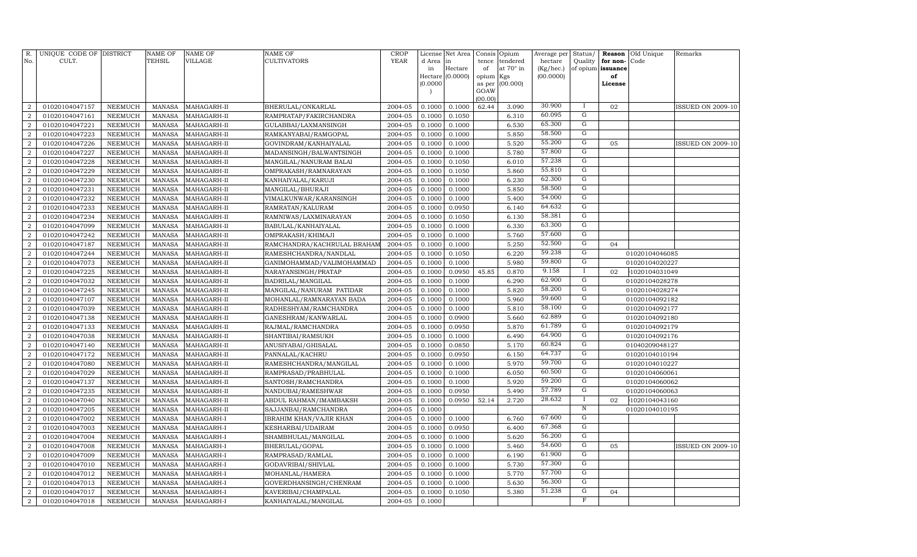| R. No. | UNIQUE CODE OF CULT. | DISTRICT | NAME OF TEHSIL | NAME OF VILLAGE | NAME OF CULTIVATORS | CROP YEAR | License d Area in Hectare (0.0000) | Net Area in Hectare (0.0000) | Consis tence of opium as per GOAW (00.00) | Opium tendered at 70° in Kgs (00.000) | Average per hectare (Kg/hec.) (00.0000) | Status/ Quality of opium | Reason for non-issuance of License | Old Unique Code | Remarks |
|---|---|---|---|---|---|---|---|---|---|---|---|---|---|---|---|
| 2 | 01020104047157 | NEEMUCH | MANASA | MAHAGARH-II | BHERULAL/ONKARLAL | 2004-05 | 0.1000 | 0.1000 | 62.44 | 3.090 | 30.900 | I | 02 | | ISSUED ON 2009-10 |
| 2 | 01020104047161 | NEEMUCH | MANASA | MAHAGARH-II | RAMPRATAP/FAKIRCHANDRA | 2004-05 | 0.1000 | 0.1050 | | 6.310 | 60.095 | G | | | |
| 2 | 01020104047221 | NEEMUCH | MANASA | MAHAGARH-II | GULABBAI/LAXMANSINGH | 2004-05 | 0.1000 | 0.1000 | | 6.530 | 65.300 | G | | | |
| 2 | 01020104047223 | NEEMUCH | MANASA | MAHAGARH-II | RAMKANYABAI/RAMGOPAL | 2004-05 | 0.1000 | 0.1000 | | 5.850 | 58.500 | G | | | |
| 2 | 01020104047226 | NEEMUCH | MANASA | MAHAGARH-II | GOVINDRAM/KANHAIYALAL | 2004-05 | 0.1000 | 0.1000 | | 5.520 | 55.200 | G | 05 | | ISSUED ON 2009-10 |
| 2 | 01020104047227 | NEEMUCH | MANASA | MAHAGARH-II | MADANSINGH/BALWANTSINGH | 2004-05 | 0.1000 | 0.1000 | | 5.780 | 57.800 | G | | | |
| 2 | 01020104047228 | NEEMUCH | MANASA | MAHAGARH-II | MANGILAL/NANURAM BALAI | 2004-05 | 0.1000 | 0.1050 | | 6.010 | 57.238 | G | | | |
| 2 | 01020104047229 | NEEMUCH | MANASA | MAHAGARH-II | OMPRAKASH/RAMNARAYAN | 2004-05 | 0.1000 | 0.1050 | | 5.860 | 55.810 | G | | | |
| 2 | 01020104047230 | NEEMUCH | MANASA | MAHAGARH-II | KANHAIYALAL/KARUJI | 2004-05 | 0.1000 | 0.1000 | | 6.230 | 62.300 | G | | | |
| 2 | 01020104047231 | NEEMUCH | MANASA | MAHAGARH-II | MANGILAL/BHURAJI | 2004-05 | 0.1000 | 0.1000 | | 5.850 | 58.500 | G | | | |
| 2 | 01020104047232 | NEEMUCH | MANASA | MAHAGARH-II | VIMALKUNWAR/KARANSINGH | 2004-05 | 0.1000 | 0.1000 | | 5.400 | 54.000 | G | | | |
| 2 | 01020104047233 | NEEMUCH | MANASA | MAHAGARH-II | RAMRATAN/KALURAM | 2004-05 | 0.1000 | 0.0950 | | 6.140 | 64.632 | G | | | |
| 2 | 01020104047234 | NEEMUCH | MANASA | MAHAGARH-II | RAMNIWAS/LAXMINARAYAN | 2004-05 | 0.1000 | 0.1050 | | 6.130 | 58.381 | G | | | |
| 2 | 01020104047099 | NEEMUCH | MANASA | MAHAGARH-II | BABULAL/KANHAIYALAL | 2004-05 | 0.1000 | 0.1000 | | 6.330 | 63.300 | G | | | |
| 2 | 01020104047242 | NEEMUCH | MANASA | MAHAGARH-II | OMPRAKASH/KHIMAJI | 2004-05 | 0.1000 | 0.1000 | | 5.760 | 57.600 | G | | | |
| 2 | 01020104047187 | NEEMUCH | MANASA | MAHAGARH-II | RAMCHANDRA/KACHRULAL BRAHAM | 2004-05 | 0.1000 | 0.1000 | | 5.250 | 52.500 | G | 04 | | |
| 2 | 01020104047244 | NEEMUCH | MANASA | MAHAGARH-II | RAMESHCHANDRA/NANDLAL | 2004-05 | 0.1000 | 0.1050 | | 6.220 | 59.238 | G | | 01020104046085 | |
| 2 | 01020104047073 | NEEMUCH | MANASA | MAHAGARH-II | GANIMOHAMMAD/VALIMOHAMMAD | 2004-05 | 0.1000 | 0.1000 | | 5.980 | 59.800 | G | | 01020104020227 | |
| 2 | 01020104047225 | NEEMUCH | MANASA | MAHAGARH-II | NARAYANSINGH/PRATAP | 2004-05 | 0.1000 | 0.0950 | 45.85 | 0.870 | 9.158 | I | 02 | 1020104031049 | |
| 2 | 01020104047032 | NEEMUCH | MANASA | MAHAGARH-II | BADRILAL/MANGILAL | 2004-05 | 0.1000 | 0.1000 | | 6.290 | 62.900 | G | | 01020104028278 | |
| 2 | 01020104047245 | NEEMUCH | MANASA | MAHAGARH-II | MANGILAL/NANURAM PATIDAR | 2004-05 | 0.1000 | 0.1000 | | 5.820 | 58.200 | G | | 01020104028274 | |
| 2 | 01020104047107 | NEEMUCH | MANASA | MAHAGARH-II | MOHANLAL/RAMNARAYAN BADA | 2004-05 | 0.1000 | 0.1000 | | 5.960 | 59.600 | G | | 01020104092182 | |
| 2 | 01020104047039 | NEEMUCH | MANASA | MAHAGARH-II | RADHESHYAM/RAMCHANDRA | 2004-05 | 0.1000 | 0.1000 | | 5.810 | 58.100 | G | | 01020104092177 | |
| 2 | 01020104047138 | NEEMUCH | MANASA | MAHAGARH-II | GANESHRAM/KANWARLAL | 2004-05 | 0.1000 | 0.0900 | | 5.660 | 62.889 | G | | 01020104092180 | |
| 2 | 01020104047133 | NEEMUCH | MANASA | MAHAGARH-II | RAJMAL/RAMCHANDRA | 2004-05 | 0.1000 | 0.0950 | | 5.870 | 61.789 | G | | 01020104092179 | |
| 2 | 01020104047038 | NEEMUCH | MANASA | MAHAGARH-II | SHANTIBAI/RAMSUKH | 2004-05 | 0.1000 | 0.1000 | | 6.490 | 64.900 | G | | 01020104092176 | |
| 2 | 01020104047140 | NEEMUCH | MANASA | MAHAGARH-II | ANUSIYABAI/GHISALAL | 2004-05 | 0.1000 | 0.0850 | | 5.170 | 60.824 | G | | 01040209048127 | |
| 2 | 01020104047172 | NEEMUCH | MANASA | MAHAGARH-II | PANNALAL/KACHRU | 2004-05 | 0.1000 | 0.0950 | | 6.150 | 64.737 | G | | 01020104010194 | |
| 2 | 01020104047080 | NEEMUCH | MANASA | MAHAGARH-II | RAMESHCHANDRA/MANGILAL | 2004-05 | 0.1000 | 0.1000 | | 5.970 | 59.700 | G | | 01020104010227 | |
| 2 | 01020104047029 | NEEMUCH | MANASA | MAHAGARH-II | RAMPRASAD/PRABHULAL | 2004-05 | 0.1000 | 0.1000 | | 6.050 | 60.500 | G | | 01020104060061 | |
| 2 | 01020104047137 | NEEMUCH | MANASA | MAHAGARH-II | SANTOSH/RAMCHANDRA | 2004-05 | 0.1000 | 0.1000 | | 5.920 | 59.200 | G | | 01020104060062 | |
| 2 | 01020104047235 | NEEMUCH | MANASA | MAHAGARH-II | NANDUBAI/RAMESHWAR | 2004-05 | 0.1000 | 0.0950 | | 5.490 | 57.789 | G | | 01020104060063 | |
| 2 | 01020104047040 | NEEMUCH | MANASA | MAHAGARH-II | ABDUL RAHMAN/IMAMBAKSH | 2004-05 | 0.1000 | 0.0950 | 52.14 | 2.720 | 28.632 | I | 02 | 1020104043160 | |
| 2 | 01020104047205 | NEEMUCH | MANASA | MAHAGARH-II | SAJJANBAI/RAMCHANDRA | 2004-05 | 0.1000 | | | | | N | | 01020104010195 | |
| 2 | 01020104047002 | NEEMUCH | MANASA | MAHAGARH-I | IBRAHIM KHAN/VAJIR KHAN | 2004-05 | 0.1000 | 0.1000 | | 6.760 | 67.600 | G | | | |
| 2 | 01020104047003 | NEEMUCH | MANASA | MAHAGARH-I | KESHARBAI/UDAIRAM | 2004-05 | 0.1000 | 0.0950 | | 6.400 | 67.368 | G | | | |
| 2 | 01020104047004 | NEEMUCH | MANASA | MAHAGARH-I | SHAMBHULAL/MANGILAL | 2004-05 | 0.1000 | 0.1000 | | 5.620 | 56.200 | G | | | |
| 2 | 01020104047008 | NEEMUCH | MANASA | MAHAGARH-I | BHERULAL/GOPAL | 2004-05 | 0.1000 | 0.1000 | | 5.460 | 54.600 | G | 05 | | ISSUED ON 2009-10 |
| 2 | 01020104047009 | NEEMUCH | MANASA | MAHAGARH-I | RAMPRASAD/RAMLAL | 2004-05 | 0.1000 | 0.1000 | | 6.190 | 61.900 | G | | | |
| 2 | 01020104047010 | NEEMUCH | MANASA | MAHAGARH-I | GODAVRIBAI/SHIVLAL | 2004-05 | 0.1000 | 0.1000 | | 5.730 | 57.300 | G | | | |
| 2 | 01020104047012 | NEEMUCH | MANASA | MAHAGARH-I | MOHANLAL/HAMERA | 2004-05 | 0.1000 | 0.1000 | | 5.770 | 57.700 | G | | | |
| 2 | 01020104047013 | NEEMUCH | MANASA | MAHAGARH-I | GOVERDHANSINGH/CHENRAM | 2004-05 | 0.1000 | 0.1000 | | 5.630 | 56.300 | G | | | |
| 2 | 01020104047017 | NEEMUCH | MANASA | MAHAGARH-I | KAVERIBAI/CHAMPALAL | 2004-05 | 0.1000 | 0.1050 | | 5.380 | 51.238 | G | 04 | | |
| 2 | 01020104047018 | NEEMUCH | MANASA | MAHAGARH-I | KANHAIYALAL/MANGILAL | 2004-05 | 0.1000 | | | | | F | | | |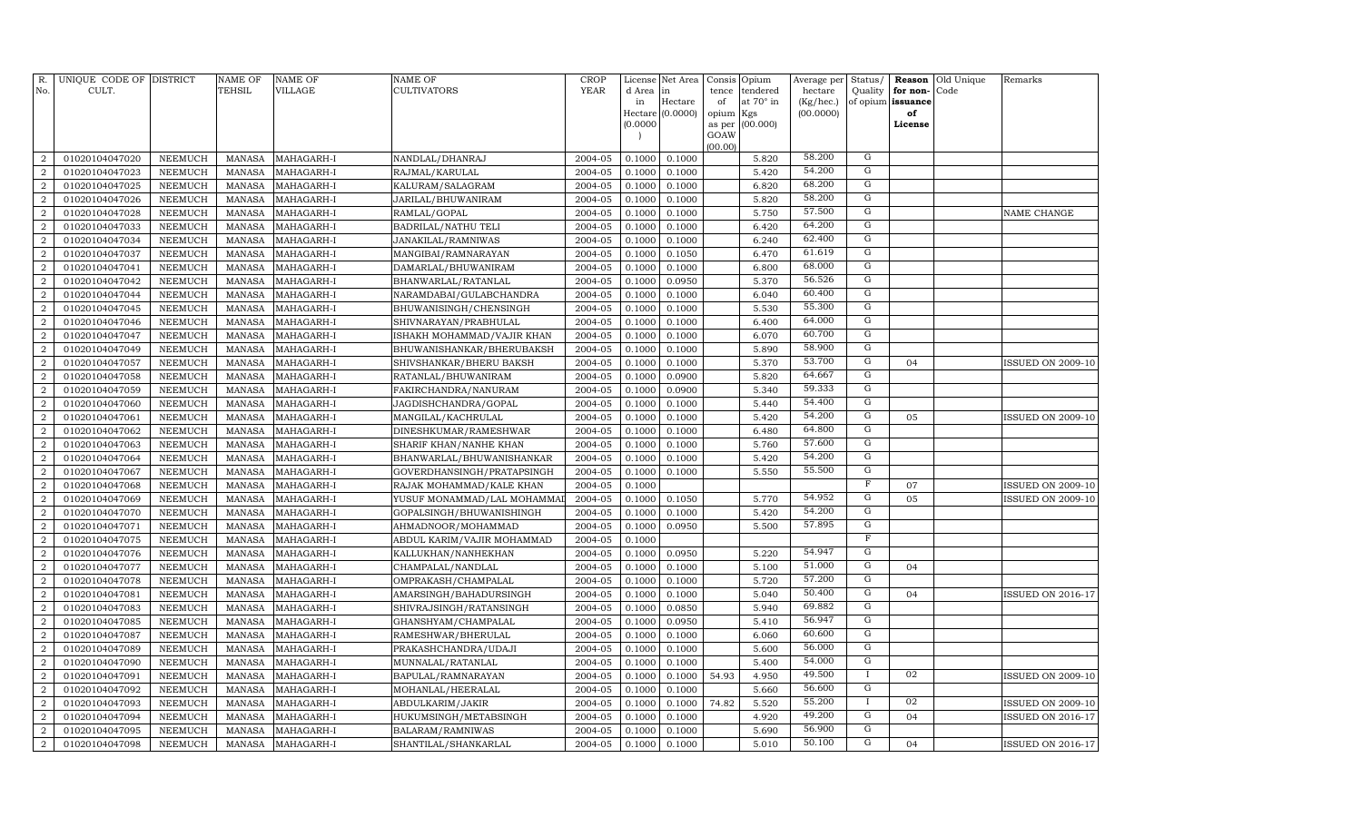| R. No. | UNIQUE CODE OF CULT. | DISTRICT | NAME OF TEHSIL | NAME OF VILLAGE | NAME OF CULTIVATORS | CROP YEAR | License d Area in Hectare (0.0000) | Net Area in Hectare (0.0000) | Consis tence of opium as per GOAW (00.00) | Opium tendered at 70° in Kgs (00.000) | Average per hectare (Kg/hec.) (00.0000) | Status/ Quality of opium | Reason for non-issuance of License | Old Unique Code | Remarks |
|---|---|---|---|---|---|---|---|---|---|---|---|---|---|---|---|
| 2 | 01020104047020 | NEEMUCH | MANASA | MAHAGARH-I | NANDLAL/DHANRAJ | 2004-05 | 0.1000 | 0.1000 | | 5.820 | 58.200 | G | | | |
| 2 | 01020104047023 | NEEMUCH | MANASA | MAHAGARH-I | RAJMAL/KARULAL | 2004-05 | 0.1000 | 0.1000 | | 5.420 | 54.200 | G | | | |
| 2 | 01020104047025 | NEEMUCH | MANASA | MAHAGARH-I | KALURAM/SALAGRAM | 2004-05 | 0.1000 | 0.1000 | | 6.820 | 68.200 | G | | | |
| 2 | 01020104047026 | NEEMUCH | MANASA | MAHAGARH-I | JARILAL/BHUWANIRAM | 2004-05 | 0.1000 | 0.1000 | | 5.820 | 58.200 | G | | | |
| 2 | 01020104047028 | NEEMUCH | MANASA | MAHAGARH-I | RAMLAL/GOPAL | 2004-05 | 0.1000 | 0.1000 | | 5.750 | 57.500 | G | | | NAME CHANGE |
| 2 | 01020104047033 | NEEMUCH | MANASA | MAHAGARH-I | BADRILAL/NATHU TELI | 2004-05 | 0.1000 | 0.1000 | | 6.420 | 64.200 | G | | | |
| 2 | 01020104047034 | NEEMUCH | MANASA | MAHAGARH-I | JANAKILAL/RAMNIWAS | 2004-05 | 0.1000 | 0.1000 | | 6.240 | 62.400 | G | | | |
| 2 | 01020104047037 | NEEMUCH | MANASA | MAHAGARH-I | MANGIBAI/RAMNARAYAN | 2004-05 | 0.1000 | 0.1050 | | 6.470 | 61.619 | G | | | |
| 2 | 01020104047041 | NEEMUCH | MANASA | MAHAGARH-I | DAMARLAL/BHUWANIRAM | 2004-05 | 0.1000 | 0.1000 | | 6.800 | 68.000 | G | | | |
| 2 | 01020104047042 | NEEMUCH | MANASA | MAHAGARH-I | BHANWARLAL/RATANLAL | 2004-05 | 0.1000 | 0.0950 | | 5.370 | 56.526 | G | | | |
| 2 | 01020104047044 | NEEMUCH | MANASA | MAHAGARH-I | NARAMDABAI/GULABCHANDRA | 2004-05 | 0.1000 | 0.1000 | | 6.040 | 60.400 | G | | | |
| 2 | 01020104047045 | NEEMUCH | MANASA | MAHAGARH-I | BHUWANISINGH/CHENSINGH | 2004-05 | 0.1000 | 0.1000 | | 5.530 | 55.300 | G | | | |
| 2 | 01020104047046 | NEEMUCH | MANASA | MAHAGARH-I | SHIVNARAYAN/PRABHULAL | 2004-05 | 0.1000 | 0.1000 | | 6.400 | 64.000 | G | | | |
| 2 | 01020104047047 | NEEMUCH | MANASA | MAHAGARH-I | ISHAKH MOHAMMAD/VAJIR KHAN | 2004-05 | 0.1000 | 0.1000 | | 6.070 | 60.700 | G | | | |
| 2 | 01020104047049 | NEEMUCH | MANASA | MAHAGARH-I | BHUWANISHANKAR/BHERUBAKSH | 2004-05 | 0.1000 | 0.1000 | | 5.890 | 58.900 | G | | | |
| 2 | 01020104047057 | NEEMUCH | MANASA | MAHAGARH-I | SHIVSHANKAR/BHERU BAKSH | 2004-05 | 0.1000 | 0.1000 | | 5.370 | 53.700 | G | 04 | | ISSUED ON 2009-10 |
| 2 | 01020104047058 | NEEMUCH | MANASA | MAHAGARH-I | RATANLAL/BHUWANIRAM | 2004-05 | 0.1000 | 0.0900 | | 5.820 | 64.667 | G | | | |
| 2 | 01020104047059 | NEEMUCH | MANASA | MAHAGARH-I | FAKIRCHANDRA/NANURAM | 2004-05 | 0.1000 | 0.0900 | | 5.340 | 59.333 | G | | | |
| 2 | 01020104047060 | NEEMUCH | MANASA | MAHAGARH-I | JAGDISHCHANDRA/GOPAL | 2004-05 | 0.1000 | 0.1000 | | 5.440 | 54.400 | G | | | |
| 2 | 01020104047061 | NEEMUCH | MANASA | MAHAGARH-I | MANGILAL/KACHRULAL | 2004-05 | 0.1000 | 0.1000 | | 5.420 | 54.200 | G | 05 | | ISSUED ON 2009-10 |
| 2 | 01020104047062 | NEEMUCH | MANASA | MAHAGARH-I | DINESHKUMAR/RAMESHWAR | 2004-05 | 0.1000 | 0.1000 | | 6.480 | 64.800 | G | | | |
| 2 | 01020104047063 | NEEMUCH | MANASA | MAHAGARH-I | SHARIF KHAN/NANHE KHAN | 2004-05 | 0.1000 | 0.1000 | | 5.760 | 57.600 | G | | | |
| 2 | 01020104047064 | NEEMUCH | MANASA | MAHAGARH-I | BHANWARLAL/BHUWANISHANKAR | 2004-05 | 0.1000 | 0.1000 | | 5.420 | 54.200 | G | | | |
| 2 | 01020104047067 | NEEMUCH | MANASA | MAHAGARH-I | GOVERDHANSINGH/PRATAPSINGH | 2004-05 | 0.1000 | 0.1000 | | 5.550 | 55.500 | G | | | |
| 2 | 01020104047068 | NEEMUCH | MANASA | MAHAGARH-I | RAJAK MOHAMMAD/KALE KHAN | 2004-05 | 0.1000 | | | | | F | 07 | | ISSUED ON 2009-10 |
| 2 | 01020104047069 | NEEMUCH | MANASA | MAHAGARH-I | YUSUF MONAMMAD/LAL MOHAMMAD | 2004-05 | 0.1000 | 0.1050 | | 5.770 | 54.952 | G | 05 | | ISSUED ON 2009-10 |
| 2 | 01020104047070 | NEEMUCH | MANASA | MAHAGARH-I | GOPALSINGH/BHUWANISHINGH | 2004-05 | 0.1000 | 0.1000 | | 5.420 | 54.200 | G | | | |
| 2 | 01020104047071 | NEEMUCH | MANASA | MAHAGARH-I | AHMADNOOR/MOHAMMAD | 2004-05 | 0.1000 | 0.0950 | | 5.500 | 57.895 | G | | | |
| 2 | 01020104047075 | NEEMUCH | MANASA | MAHAGARH-I | ABDUL KARIM/VAJIR MOHAMMAD | 2004-05 | 0.1000 | | | | | F | | | |
| 2 | 01020104047076 | NEEMUCH | MANASA | MAHAGARH-I | KALLUKHAN/NANHEKHAN | 2004-05 | 0.1000 | 0.0950 | | 5.220 | 54.947 | G | | | |
| 2 | 01020104047077 | NEEMUCH | MANASA | MAHAGARH-I | CHAMPALAL/NANDLAL | 2004-05 | 0.1000 | 0.1000 | | 5.100 | 51.000 | G | 04 | | |
| 2 | 01020104047078 | NEEMUCH | MANASA | MAHAGARH-I | OMPRAKASH/CHAMPALAL | 2004-05 | 0.1000 | 0.1000 | | 5.720 | 57.200 | G | | | |
| 2 | 01020104047081 | NEEMUCH | MANASA | MAHAGARH-I | AMARSINGH/BAHADURSINGH | 2004-05 | 0.1000 | 0.1000 | | 5.040 | 50.400 | G | 04 | | ISSUED ON 2016-17 |
| 2 | 01020104047083 | NEEMUCH | MANASA | MAHAGARH-I | SHIVRAJSINGH/RATANSINGH | 2004-05 | 0.1000 | 0.0850 | | 5.940 | 69.882 | G | | | |
| 2 | 01020104047085 | NEEMUCH | MANASA | MAHAGARH-I | GHANSHYAM/CHAMPALAL | 2004-05 | 0.1000 | 0.0950 | | 5.410 | 56.947 | G | | | |
| 2 | 01020104047087 | NEEMUCH | MANASA | MAHAGARH-I | RAMESHWAR/BHERULAL | 2004-05 | 0.1000 | 0.1000 | | 6.060 | 60.600 | G | | | |
| 2 | 01020104047089 | NEEMUCH | MANASA | MAHAGARH-I | PRAKASHCHANDRA/UDAJI | 2004-05 | 0.1000 | 0.1000 | | 5.600 | 56.000 | G | | | |
| 2 | 01020104047090 | NEEMUCH | MANASA | MAHAGARH-I | MUNNALAL/RATANLAL | 2004-05 | 0.1000 | 0.1000 | | 5.400 | 54.000 | G | | | |
| 2 | 01020104047091 | NEEMUCH | MANASA | MAHAGARH-I | BAPULAL/RAMNARAYAN | 2004-05 | 0.1000 | 0.1000 | 54.93 | 4.950 | 49.500 | I | 02 | | ISSUED ON 2009-10 |
| 2 | 01020104047092 | NEEMUCH | MANASA | MAHAGARH-I | MOHANLAL/HEERALAL | 2004-05 | 0.1000 | 0.1000 | | 5.660 | 56.600 | G | | | |
| 2 | 01020104047093 | NEEMUCH | MANASA | MAHAGARH-I | ABDULKARIM/JAKIR | 2004-05 | 0.1000 | 0.1000 | 74.82 | 5.520 | 55.200 | I | 02 | | ISSUED ON 2009-10 |
| 2 | 01020104047094 | NEEMUCH | MANASA | MAHAGARH-I | HUKUMSINGH/METABSINGH | 2004-05 | 0.1000 | 0.1000 | | 4.920 | 49.200 | G | 04 | | ISSUED ON 2016-17 |
| 2 | 01020104047095 | NEEMUCH | MANASA | MAHAGARH-I | BALARAM/RAMNIWAS | 2004-05 | 0.1000 | 0.1000 | | 5.690 | 56.900 | G | | | |
| 2 | 01020104047098 | NEEMUCH | MANASA | MAHAGARH-I | SHANTILAL/SHANKARLAL | 2004-05 | 0.1000 | 0.1000 | | 5.010 | 50.100 | G | 04 | | ISSUED ON 2016-17 |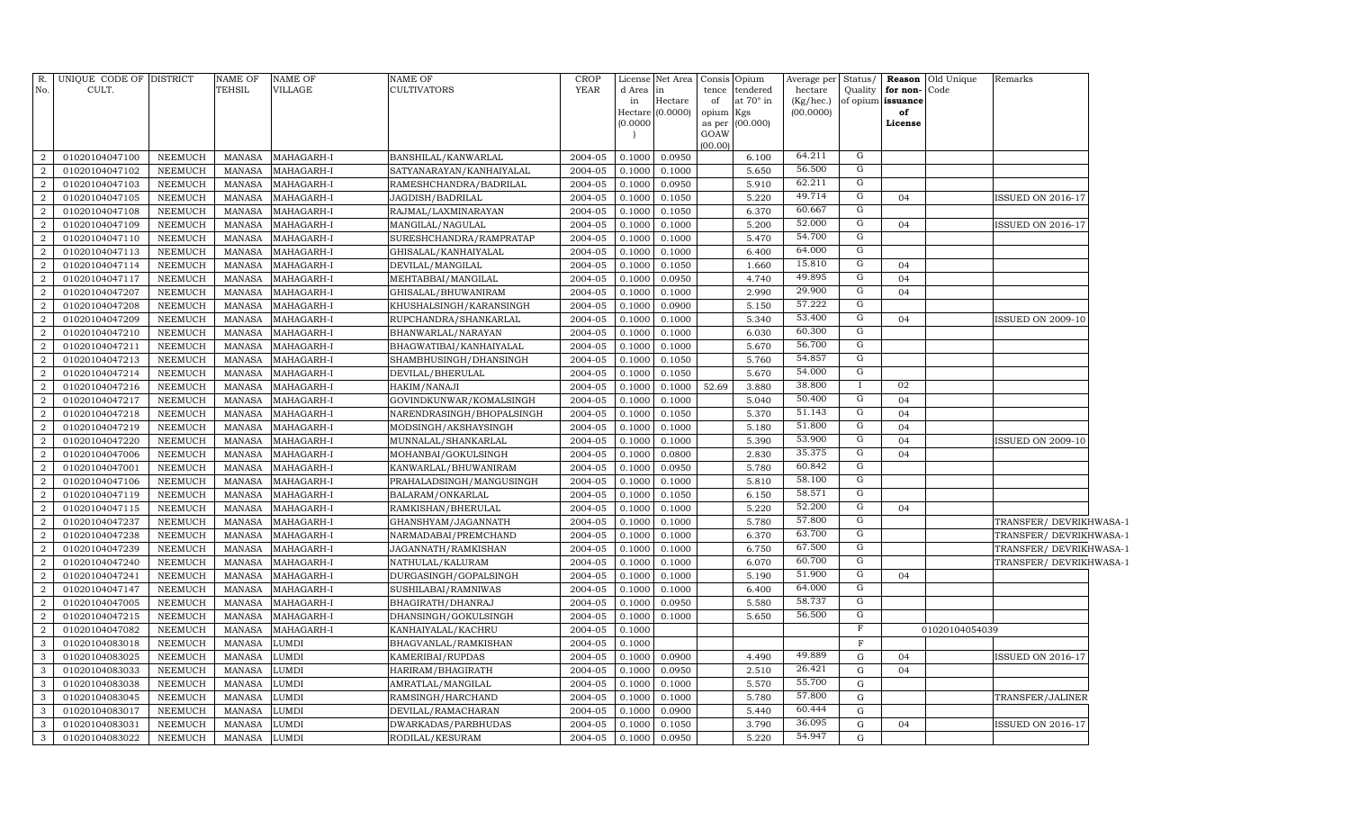| R. No. | UNIQUE CODE OF CULT. | DISTRICT | NAME OF TEHSIL | NAME OF VILLAGE | NAME OF CULTIVATORS | CROP YEAR | License d Area in Hectare (0.0000) | Net Area in Hectare (0.0000) | Consis tence of opium as per GOAW (00.00) | Opium tendered at 70° in Kgs (00.000) | Average per hectare (Kg/hec.) (00.0000) | Status/ Quality of opium | Reason for non-issuance of License | Old Unique Code | Remarks |
|---|---|---|---|---|---|---|---|---|---|---|---|---|---|---|---|
| 2 | 01020104047100 | NEEMUCH | MANASA | MAHAGARH-I | BANSHILAL/KANWARLAL | 2004-05 | 0.1000 | 0.0950 | | 6.100 | 64.211 | G | | | |
| 2 | 01020104047102 | NEEMUCH | MANASA | MAHAGARH-I | SATYANARAYAN/KANHAIYALAL | 2004-05 | 0.1000 | 0.1000 | | 5.650 | 56.500 | G | | | |
| 2 | 01020104047103 | NEEMUCH | MANASA | MAHAGARH-I | RAMESHCHANDRA/BADRILAL | 2004-05 | 0.1000 | 0.0950 | | 5.910 | 62.211 | G | | | |
| 2 | 01020104047105 | NEEMUCH | MANASA | MAHAGARH-I | JAGDISH/BADRILAL | 2004-05 | 0.1000 | 0.1050 | | 5.220 | 49.714 | G | 04 | | ISSUED ON 2016-17 |
| 2 | 01020104047108 | NEEMUCH | MANASA | MAHAGARH-I | RAJMAL/LAXMINARAYAN | 2004-05 | 0.1000 | 0.1050 | | 6.370 | 60.667 | G | | | |
| 2 | 01020104047109 | NEEMUCH | MANASA | MAHAGARH-I | MANGILAL/NAGULAL | 2004-05 | 0.1000 | 0.1000 | | 5.200 | 52.000 | G | 04 | | ISSUED ON 2016-17 |
| 2 | 01020104047110 | NEEMUCH | MANASA | MAHAGARH-I | SURESHCHANDRA/RAMPRATAP | 2004-05 | 0.1000 | 0.1000 | | 5.470 | 54.700 | G | | | |
| 2 | 01020104047113 | NEEMUCH | MANASA | MAHAGARH-I | GHISALAL/KANHAIYALAL | 2004-05 | 0.1000 | 0.1000 | | 6.400 | 64.000 | G | | | |
| 2 | 01020104047114 | NEEMUCH | MANASA | MAHAGARH-I | DEVILAL/MANGILAL | 2004-05 | 0.1000 | 0.1050 | | 1.660 | 15.810 | G | 04 | | |
| 2 | 01020104047117 | NEEMUCH | MANASA | MAHAGARH-I | MEHTABBAI/MANGILAL | 2004-05 | 0.1000 | 0.0950 | | 4.740 | 49.895 | G | 04 | | |
| 2 | 01020104047207 | NEEMUCH | MANASA | MAHAGARH-I | GHISALAL/BHUWANIRAM | 2004-05 | 0.1000 | 0.1000 | | 2.990 | 29.900 | G | 04 | | |
| 2 | 01020104047208 | NEEMUCH | MANASA | MAHAGARH-I | KHUSHALSINGH/KARANSINGH | 2004-05 | 0.1000 | 0.0900 | | 5.150 | 57.222 | G | | | |
| 2 | 01020104047209 | NEEMUCH | MANASA | MAHAGARH-I | RUPCHANDRA/SHANKARLAL | 2004-05 | 0.1000 | 0.1000 | | 5.340 | 53.400 | G | 04 | | ISSUED ON 2009-10 |
| 2 | 01020104047210 | NEEMUCH | MANASA | MAHAGARH-I | BHANWARLAL/NARAYAN | 2004-05 | 0.1000 | 0.1000 | | 6.030 | 60.300 | G | | | |
| 2 | 01020104047211 | NEEMUCH | MANASA | MAHAGARH-I | BHAGWATIBAI/KANHAIYALAL | 2004-05 | 0.1000 | 0.1000 | | 5.670 | 56.700 | G | | | |
| 2 | 01020104047213 | NEEMUCH | MANASA | MAHAGARH-I | SHAMBHUSINGH/DHANSINGH | 2004-05 | 0.1000 | 0.1050 | | 5.760 | 54.857 | G | | | |
| 2 | 01020104047214 | NEEMUCH | MANASA | MAHAGARH-I | DEVILAL/BHERULAL | 2004-05 | 0.1000 | 0.1050 | | 5.670 | 54.000 | G | | | |
| 2 | 01020104047216 | NEEMUCH | MANASA | MAHAGARH-I | HAKIM/NANAJI | 2004-05 | 0.1000 | 0.1000 | 52.69 | 3.880 | 38.800 | I | 02 | | |
| 2 | 01020104047217 | NEEMUCH | MANASA | MAHAGARH-I | GOVINDKUNWAR/KOMALSINGH | 2004-05 | 0.1000 | 0.1000 | | 5.040 | 50.400 | G | 04 | | |
| 2 | 01020104047218 | NEEMUCH | MANASA | MAHAGARH-I | NARENDRASINGH/BHOPALSINGH | 2004-05 | 0.1000 | 0.1050 | | 5.370 | 51.143 | G | 04 | | |
| 2 | 01020104047219 | NEEMUCH | MANASA | MAHAGARH-I | MODSINGH/AKSHAYSINGH | 2004-05 | 0.1000 | 0.1000 | | 5.180 | 51.800 | G | 04 | | |
| 2 | 01020104047220 | NEEMUCH | MANASA | MAHAGARH-I | MUNNALAL/SHANKARLAL | 2004-05 | 0.1000 | 0.1000 | | 5.390 | 53.900 | G | 04 | | ISSUED ON 2009-10 |
| 2 | 01020104047006 | NEEMUCH | MANASA | MAHAGARH-I | MOHANBAI/GOKULSINGH | 2004-05 | 0.1000 | 0.0800 | | 2.830 | 35.375 | G | 04 | | |
| 2 | 01020104047001 | NEEMUCH | MANASA | MAHAGARH-I | KANWARLAL/BHUWANIRAM | 2004-05 | 0.1000 | 0.0950 | | 5.780 | 60.842 | G | | | |
| 2 | 01020104047106 | NEEMUCH | MANASA | MAHAGARH-I | PRAHALADSINGH/MANGUSINGH | 2004-05 | 0.1000 | 0.1000 | | 5.810 | 58.100 | G | | | |
| 2 | 01020104047119 | NEEMUCH | MANASA | MAHAGARH-I | BALARAM/ONKARLAL | 2004-05 | 0.1000 | 0.1050 | | 6.150 | 58.571 | G | | | |
| 2 | 01020104047115 | NEEMUCH | MANASA | MAHAGARH-I | RAMKISHAN/BHERULAL | 2004-05 | 0.1000 | 0.1000 | | 5.220 | 52.200 | G | 04 | | |
| 2 | 01020104047237 | NEEMUCH | MANASA | MAHAGARH-I | GHANSHYAM/JAGANNATH | 2004-05 | 0.1000 | 0.1000 | | 5.780 | 57.800 | G | | | TRANSFER/ DEVRIKHWASA-1 |
| 2 | 01020104047238 | NEEMUCH | MANASA | MAHAGARH-I | NARMADABAI/PREMCHAND | 2004-05 | 0.1000 | 0.1000 | | 6.370 | 63.700 | G | | | TRANSFER/ DEVRIKHWASA-1 |
| 2 | 01020104047239 | NEEMUCH | MANASA | MAHAGARH-I | JAGANNATH/RAMKISHAN | 2004-05 | 0.1000 | 0.1000 | | 6.750 | 67.500 | G | | | TRANSFER/ DEVRIKHWASA-1 |
| 2 | 01020104047240 | NEEMUCH | MANASA | MAHAGARH-I | NATHULAL/KALURAM | 2004-05 | 0.1000 | 0.1000 | | 6.070 | 60.700 | G | | | TRANSFER/ DEVRIKHWASA-1 |
| 2 | 01020104047241 | NEEMUCH | MANASA | MAHAGARH-I | DURGASINGH/GOPALSINGH | 2004-05 | 0.1000 | 0.1000 | | 5.190 | 51.900 | G | 04 | | |
| 2 | 01020104047147 | NEEMUCH | MANASA | MAHAGARH-I | SUSHILABAI/RAMNIWAS | 2004-05 | 0.1000 | 0.1000 | | 6.400 | 64.000 | G | | | |
| 2 | 01020104047005 | NEEMUCH | MANASA | MAHAGARH-I | BHAGIRATH/DHANRAJ | 2004-05 | 0.1000 | 0.0950 | | 5.580 | 58.737 | G | | | |
| 2 | 01020104047215 | NEEMUCH | MANASA | MAHAGARH-I | DHANSINGH/GOKULSINGH | 2004-05 | 0.1000 | 0.1000 | | 5.650 | 56.500 | G | | | |
| 2 | 01020104047082 | NEEMUCH | MANASA | MAHAGARH-I | KANHAIYALAL/KACHRU | 2004-05 | 0.1000 | | | | | F | | 01020104054039 | |
| 3 | 01020104083018 | NEEMUCH | MANASA | LUMDI | BHAGVANLAL/RAMKISHAN | 2004-05 | 0.1000 | | | | | F | | | |
| 3 | 01020104083025 | NEEMUCH | MANASA | LUMDI | KAMERIBAI/RUPDAS | 2004-05 | 0.1000 | 0.0900 | | 4.490 | 49.889 | G | 04 | | ISSUED ON 2016-17 |
| 3 | 01020104083033 | NEEMUCH | MANASA | LUMDI | HARIRAM/BHAGIRATH | 2004-05 | 0.1000 | 0.0950 | | 2.510 | 26.421 | G | 04 | | |
| 3 | 01020104083038 | NEEMUCH | MANASA | LUMDI | AMRATLAL/MANGILAL | 2004-05 | 0.1000 | 0.1000 | | 5.570 | 55.700 | G | | | |
| 3 | 01020104083045 | NEEMUCH | MANASA | LUMDI | RAMSINGH/HARCHAND | 2004-05 | 0.1000 | 0.1000 | | 5.780 | 57.800 | G | | | TRANSFER/JALINER |
| 3 | 01020104083017 | NEEMUCH | MANASA | LUMDI | DEVILAL/RAMACHARAN | 2004-05 | 0.1000 | 0.0900 | | 5.440 | 60.444 | G | | | |
| 3 | 01020104083031 | NEEMUCH | MANASA | LUMDI | DWARKADAS/PARBHUDAS | 2004-05 | 0.1000 | 0.1050 | | 3.790 | 36.095 | G | 04 | | ISSUED ON 2016-17 |
| 3 | 01020104083022 | NEEMUCH | MANASA | LUMDI | RODILAL/KESURAM | 2004-05 | 0.1000 | 0.0950 | | 5.220 | 54.947 | G | | | |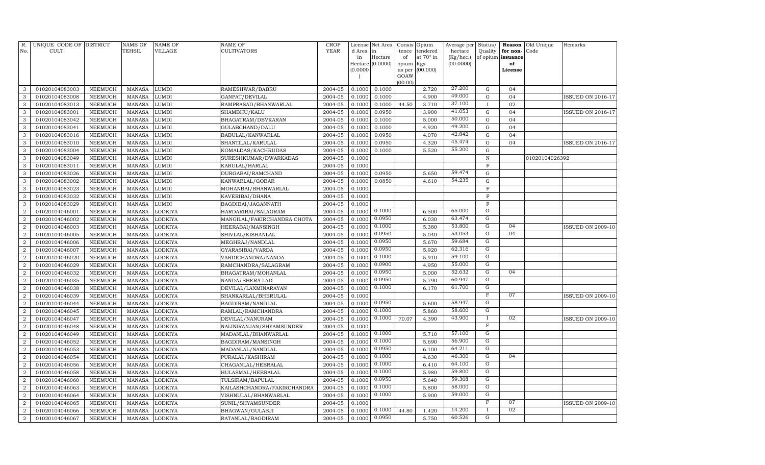| R. No. | UNIQUE CODE OF CULT. | DISTRICT | NAME OF TEHSIL | NAME OF VILLAGE | NAME OF CULTIVATORS | CROP YEAR | License d Area in Hectare (0.0000) | Net Area in Hectare (0.0000) | Consis tence of opium as per GOAW (00.00) | Opium tendered at 70° in Kgs (00.000) | Average per hectare (Kg/hec.) (00.0000) | Status/ Quality of opium | Reason for non-issuance of License | Old Unique Code | Remarks |
|---|---|---|---|---|---|---|---|---|---|---|---|---|---|---|---|
| 3 | 01020104083003 | NEEMUCH | MANASA | LUMDI | RAMESHWAR/BABRU | 2004-05 | 0.1000 | 0.1000 | | 2.720 | 27.200 | G | 04 | | |
| 3 | 01020104083008 | NEEMUCH | MANASA | LUMDI | GANPAT/DEVILAL | 2004-05 | 0.1000 | 0.1000 | | 4.900 | 49.000 | G | 04 | | ISSUED ON 2016-17 |
| 3 | 01020104083013 | NEEMUCH | MANASA | LUMDI | RAMPRASAD/BHANWARLAL | 2004-05 | 0.1000 | 0.1000 | 44.50 | 3.710 | 37.100 | I | 02 | | |
| 3 | 01020104083001 | NEEMUCH | MANASA | LUMDI | SHAMBHU/KALU | 2004-05 | 0.1000 | 0.0950 | | 3.900 | 41.053 | G | 04 | | ISSUED ON 2016-17 |
| 3 | 01020104083042 | NEEMUCH | MANASA | LUMDI | BHAGATRAM/DEVKARAN | 2004-05 | 0.1000 | 0.1000 | | 5.000 | 50.000 | G | 04 | | |
| 3 | 01020104083041 | NEEMUCH | MANASA | LUMDI | GULABCHAND/DALU | 2004-05 | 0.1000 | 0.1000 | | 4.920 | 49.200 | G | 04 | | |
| 3 | 01020104083016 | NEEMUCH | MANASA | LUMDI | BABULAL/KANWARLAL | 2004-05 | 0.1000 | 0.0950 | | 4.070 | 42.842 | G | 04 | | |
| 3 | 01020104083010 | NEEMUCH | MANASA | LUMDI | SHANTILAL/KARULAL | 2004-05 | 0.1000 | 0.0950 | | 4.320 | 45.474 | G | 04 | | ISSUED ON 2016-17 |
| 3 | 01020104083004 | NEEMUCH | MANASA | LUMDI | KOMALDAS/KACHRUDAS | 2004-05 | 0.1000 | 0.1000 | | 5.520 | 55.200 | G | | | |
| 3 | 01020104083049 | NEEMUCH | MANASA | LUMDI | SURESHKUMAR/DWARKADAS | 2004-05 | 0.1000 | | | | | N | | 01020104026392 | |
| 3 | 01020104083011 | NEEMUCH | MANASA | LUMDI | KARULAL/HARLAL | 2004-05 | 0.1000 | | | | | F | | | |
| 3 | 01020104083026 | NEEMUCH | MANASA | LUMDI | DURGABAI/RAMCHAND | 2004-05 | 0.1000 | 0.0950 | | 5.650 | 59.474 | G | | | |
| 3 | 01020104083002 | NEEMUCH | MANASA | LUMDI | KANWARLAL/GOBAR | 2004-05 | 0.1000 | 0.0850 | | 4.610 | 54.235 | G | | | |
| 3 | 01020104083023 | NEEMUCH | MANASA | LUMDI | MOHANBAI/BHANWARLAL | 2004-05 | 0.1000 | | | | | F | | | |
| 3 | 01020104083032 | NEEMUCH | MANASA | LUMDI | KAVERIBAI/DHANA | 2004-05 | 0.1000 | | | | | F | | | |
| 3 | 01020104083029 | NEEMUCH | MANASA | LUMDI | BAGDIBAI/JAGANNATH | 2004-05 | 0.1000 | | | | | F | | | |
| 2 | 01020104046001 | NEEMUCH | MANASA | LODKIYA | HARDARIBAI/SALAGRAM | 2004-05 | 0.1000 | 0.1000 | | 6.500 | 65.000 | G | | | |
| 2 | 01020104046002 | NEEMUCH | MANASA | LODKIYA | MANGILAL/FAKIRCHANDRA CHOTA | 2004-05 | 0.1000 | 0.0950 | | 6.030 | 63.474 | G | | | |
| 2 | 01020104046003 | NEEMUCH | MANASA | LODKIYA | HEERABAI/MANSINGH | 2004-05 | 0.1000 | 0.1000 | | 5.380 | 53.800 | G | 04 | | ISSUED ON 2009-10 |
| 2 | 01020104046005 | NEEMUCH | MANASA | LODKIYA | SHIVLAL/KISHANLAL | 2004-05 | 0.1000 | 0.0950 | | 5.040 | 53.053 | G | 04 | | |
| 2 | 01020104046006 | NEEMUCH | MANASA | LODKIYA | MEGHRAJ/NANDLAL | 2004-05 | 0.1000 | 0.0950 | | 5.670 | 59.684 | G | | | |
| 2 | 01020104046007 | NEEMUCH | MANASA | LODKIYA | GYARASIBAI/VARDA | 2004-05 | 0.1000 | 0.0950 | | 5.920 | 62.316 | G | | | |
| 2 | 01020104046020 | NEEMUCH | MANASA | LODKIYA | VARDICHANDRA/NANDA | 2004-05 | 0.1000 | 0.1000 | | 5.910 | 59.100 | G | | | |
| 2 | 01020104046029 | NEEMUCH | MANASA | LODKIYA | RAMCHANDRA/SALAGRAM | 2004-05 | 0.1000 | 0.0900 | | 4.950 | 55.000 | G | | | |
| 2 | 01020104046032 | NEEMUCH | MANASA | LODKIYA | BHAGATRAM/MOHANLAL | 2004-05 | 0.1000 | 0.0950 | | 5.000 | 52.632 | G | 04 | | |
| 2 | 01020104046035 | NEEMUCH | MANASA | LODKIYA | NANDA/BHERA LAD | 2004-05 | 0.1000 | 0.0950 | | 5.790 | 60.947 | G | | | |
| 2 | 01020104046038 | NEEMUCH | MANASA | LODKIYA | DEVILAL/LAXMINARAYAN | 2004-05 | 0.1000 | 0.1000 | | 6.170 | 61.700 | G | | | |
| 2 | 01020104046039 | NEEMUCH | MANASA | LODKIYA | SHANKARLAL/BHERULAL | 2004-05 | 0.1000 | | | | | F | 07 | | ISSUED ON 2009-10 |
| 2 | 01020104046044 | NEEMUCH | MANASA | LODKIYA | BAGDIRAM/NANDLAL | 2004-05 | 0.1000 | 0.0950 | | 5.600 | 58.947 | G | | | |
| 2 | 01020104046045 | NEEMUCH | MANASA | LODKIYA | RAMLAL/RAMCHANDRA | 2004-05 | 0.1000 | 0.1000 | | 5.860 | 58.600 | G | | | |
| 2 | 01020104046047 | NEEMUCH | MANASA | LODKIYA | DEVILAL/NANURAM | 2004-05 | 0.1000 | 0.1000 | 70.07 | 4.390 | 43.900 | I | 02 | | ISSUED ON 2009-10 |
| 2 | 01020104046048 | NEEMUCH | MANASA | LODKIYA | NALINIRANJAN/SHYAMSUNDER | 2004-05 | 0.1000 | | | | | F | | | |
| 2 | 01020104046049 | NEEMUCH | MANASA | LODKIYA | MADANLAL/BHANWARLAL | 2004-05 | 0.1000 | 0.1000 | | 5.710 | 57.100 | G | | | |
| 2 | 01020104046052 | NEEMUCH | MANASA | LODKIYA | BAGDIRAM/MANSINGH | 2004-05 | 0.1000 | 0.1000 | | 5.690 | 56.900 | G | | | |
| 2 | 01020104046053 | NEEMUCH | MANASA | LODKIYA | MADANLAL/NANDLAL | 2004-05 | 0.1000 | 0.0950 | | 6.100 | 64.211 | G | | | |
| 2 | 01020104046054 | NEEMUCH | MANASA | LODKIYA | PURALAL/KASHIRAM | 2004-05 | 0.1000 | 0.1000 | | 4.630 | 46.300 | G | 04 | | |
| 2 | 01020104046056 | NEEMUCH | MANASA | LODKIYA | CHAGANLAL/HEERALAL | 2004-05 | 0.1000 | 0.1000 | | 6.410 | 64.100 | G | | | |
| 2 | 01020104046058 | NEEMUCH | MANASA | LODKIYA | HULASMAL/HEERALAL | 2004-05 | 0.1000 | 0.1000 | | 5.980 | 59.800 | G | | | |
| 2 | 01020104046060 | NEEMUCH | MANASA | LODKIYA | TULSIRAM/BAPULAL | 2004-05 | 0.1000 | 0.0950 | | 5.640 | 59.368 | G | | | |
| 2 | 01020104046063 | NEEMUCH | MANASA | LODKIYA | KAILASHCHANDRA/FAKIRCHANDRA | 2004-05 | 0.1000 | 0.1000 | | 5.800 | 58.000 | G | | | |
| 2 | 01020104046064 | NEEMUCH | MANASA | LODKIYA | VISHNULAL/BHANWARLAL | 2004-05 | 0.1000 | 0.1000 | | 5.900 | 59.000 | G | | | |
| 2 | 01020104046065 | NEEMUCH | MANASA | LODKIYA | SUNIL/SHYAMSUNDER | 2004-05 | 0.1000 | | | | | F | 07 | | ISSUED ON 2009-10 |
| 2 | 01020104046066 | NEEMUCH | MANASA | LODKIYA | BHAGWAN/GULABJI | 2004-05 | 0.1000 | 0.1000 | 44.80 | 1.420 | 14.200 | I | 02 | | |
| 2 | 01020104046067 | NEEMUCH | MANASA | LODKIYA | RATANLAL/BAGDIRAM | 2004-05 | 0.1000 | 0.0950 | | 5.750 | 60.526 | G | | | |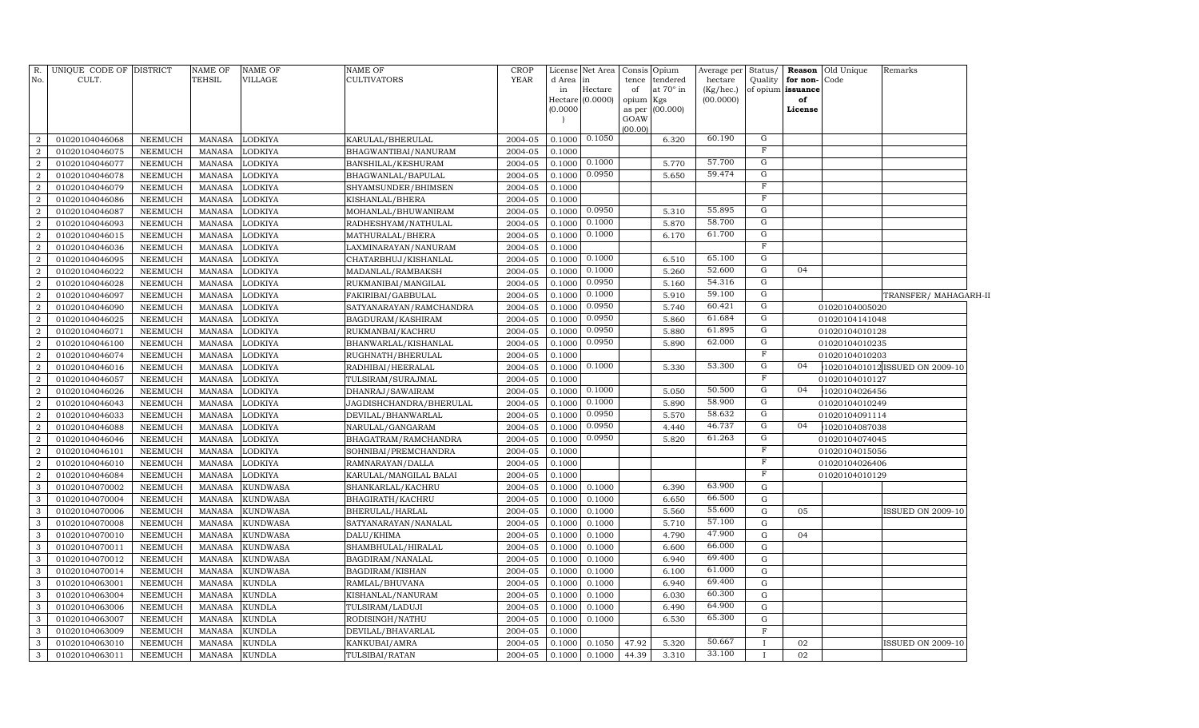| R. No. | UNIQUE CODE OF CULT. | DISTRICT | NAME OF TEHSIL | NAME OF VILLAGE | NAME OF CULTIVATORS | CROP YEAR | License d Area in Hectare (0.0000) | Net Area in Hectare (0.0000) | Consis tence of opium as per GOAW (00.00) | Opium tendered at 70° in Kgs (00.000) | Average per hectare (Kg/hec.) (00.0000) | Status/ Quality of opium | Reason for non-issuance of License | Old Unique Code | Remarks |
|---|---|---|---|---|---|---|---|---|---|---|---|---|---|---|---|
| 2 | 01020104046068 | NEEMUCH | MANASA | LODKIYA | KARULAL/BHERULAL | 2004-05 | 0.1000 | 0.1050 | | 6.320 | 60.190 | G | | | |
| 2 | 01020104046075 | NEEMUCH | MANASA | LODKIYA | BHAGWANTIBAI/NANURAM | 2004-05 | 0.1000 | | | | | F | | | |
| 2 | 01020104046077 | NEEMUCH | MANASA | LODKIYA | BANSHILAL/KESHURAM | 2004-05 | 0.1000 | 0.1000 | | 5.770 | 57.700 | G | | | |
| 2 | 01020104046078 | NEEMUCH | MANASA | LODKIYA | BHAGWANLAL/BAPULAL | 2004-05 | 0.1000 | 0.0950 | | 5.650 | 59.474 | G | | | |
| 2 | 01020104046079 | NEEMUCH | MANASA | LODKIYA | SHYAMSUNDER/BHIMSEN | 2004-05 | 0.1000 | | | | | F | | | |
| 2 | 01020104046086 | NEEMUCH | MANASA | LODKIYA | KISHANLAL/BHERA | 2004-05 | 0.1000 | | | | | F | | | |
| 2 | 01020104046087 | NEEMUCH | MANASA | LODKIYA | MOHANLAL/BHUWANIRAM | 2004-05 | 0.1000 | 0.0950 | | 5.310 | 55.895 | G | | | |
| 2 | 01020104046093 | NEEMUCH | MANASA | LODKIYA | RADHESHYAM/NATHULAL | 2004-05 | 0.1000 | 0.1000 | | 5.870 | 58.700 | G | | | |
| 2 | 01020104046015 | NEEMUCH | MANASA | LODKIYA | MATHURALAL/BHERA | 2004-05 | 0.1000 | 0.1000 | | 6.170 | 61.700 | G | | | |
| 2 | 01020104046036 | NEEMUCH | MANASA | LODKIYA | LAXMINARAYAN/NANURAM | 2004-05 | 0.1000 | | | | | F | | | |
| 2 | 01020104046095 | NEEMUCH | MANASA | LODKIYA | CHATARBHUJ/KISHANLAL | 2004-05 | 0.1000 | 0.1000 | | 6.510 | 65.100 | G | | | |
| 2 | 01020104046022 | NEEMUCH | MANASA | LODKIYA | MADANLAL/RAMBAKSH | 2004-05 | 0.1000 | 0.1000 | | 5.260 | 52.600 | G | 04 | | |
| 2 | 01020104046028 | NEEMUCH | MANASA | LODKIYA | RUKMANIBAI/MANGILAL | 2004-05 | 0.1000 | 0.0950 | | 5.160 | 54.316 | G | | | |
| 2 | 01020104046097 | NEEMUCH | MANASA | LODKIYA | FAKIRIBAI/GABBULAL | 2004-05 | 0.1000 | 0.1000 | | 5.910 | 59.100 | G | | | TRANSFER/ MAHAGARH-II |
| 2 | 01020104046090 | NEEMUCH | MANASA | LODKIYA | SATYANARAYAN/RAMCHANDRA | 2004-05 | 0.1000 | 0.0950 | | 5.740 | 60.421 | G | | 01020104005020 | |
| 2 | 01020104046025 | NEEMUCH | MANASA | LODKIYA | BAGDURAM/KASHIRAM | 2004-05 | 0.1000 | 0.0950 | | 5.860 | 61.684 | G | | 01020104141048 | |
| 2 | 01020104046071 | NEEMUCH | MANASA | LODKIYA | RUKMANBAI/KACHRU | 2004-05 | 0.1000 | 0.0950 | | 5.880 | 61.895 | G | | 01020104010128 | |
| 2 | 01020104046100 | NEEMUCH | MANASA | LODKIYA | BHANWARLAL/KISHANLAL | 2004-05 | 0.1000 | 0.0950 | | 5.890 | 62.000 | G | | 01020104010235 | |
| 2 | 01020104046074 | NEEMUCH | MANASA | LODKIYA | RUGHNATH/BHERULAL | 2004-05 | 0.1000 | | | | | F | | 01020104010203 | |
| 2 | 01020104046016 | NEEMUCH | MANASA | LODKIYA | RADHIBAI/HEERALAL | 2004-05 | 0.1000 | 0.1000 | | 5.330 | 53.300 | G | 04 | 1020104010120 | ISSUED ON 2009-10 |
| 2 | 01020104046057 | NEEMUCH | MANASA | LODKIYA | TULSIRAM/SURAJMAL | 2004-05 | 0.1000 | | | | | F | | 01020104010127 | |
| 2 | 01020104046026 | NEEMUCH | MANASA | LODKIYA | DHANRAJ/SAWAIRAM | 2004-05 | 0.1000 | 0.1000 | | 5.050 | 50.500 | G | 04 | 1020104026456 | |
| 2 | 01020104046043 | NEEMUCH | MANASA | LODKIYA | JAGDISHCHANDRA/BHERULAL | 2004-05 | 0.1000 | 0.1000 | | 5.890 | 58.900 | G | | 01020104010249 | |
| 2 | 01020104046033 | NEEMUCH | MANASA | LODKIYA | DEVILAL/BHANWARLAL | 2004-05 | 0.1000 | 0.0950 | | 5.570 | 58.632 | G | | 01020104091114 | |
| 2 | 01020104046088 | NEEMUCH | MANASA | LODKIYA | NARULAL/GANGARAM | 2004-05 | 0.1000 | 0.0950 | | 4.440 | 46.737 | G | 04 | 1020104087038 | |
| 2 | 01020104046046 | NEEMUCH | MANASA | LODKIYA | BHAGATRAM/RAMCHANDRA | 2004-05 | 0.1000 | 0.0950 | | 5.820 | 61.263 | G | | 01020104074045 | |
| 2 | 01020104046101 | NEEMUCH | MANASA | LODKIYA | SOHNIBAI/PREMCHANDRA | 2004-05 | 0.1000 | | | | | F | | 01020104015056 | |
| 2 | 01020104046010 | NEEMUCH | MANASA | LODKIYA | RAMNARAYAN/DALLA | 2004-05 | 0.1000 | | | | | F | | 01020104026406 | |
| 2 | 01020104046084 | NEEMUCH | MANASA | LODKIYA | KARULAL/MANGILAL BALAI | 2004-05 | 0.1000 | | | | | F | | 01020104010129 | |
| 3 | 01020104070002 | NEEMUCH | MANASA | KUNDWASA | SHANKARLAL/KACHRU | 2004-05 | 0.1000 | 0.1000 | | 6.390 | 63.900 | G | | | |
| 3 | 01020104070004 | NEEMUCH | MANASA | KUNDWASA | BHAGIRATH/KACHRU | 2004-05 | 0.1000 | 0.1000 | | 6.650 | 66.500 | G | | | |
| 3 | 01020104070006 | NEEMUCH | MANASA | KUNDWASA | BHERULAL/HARLAL | 2004-05 | 0.1000 | 0.1000 | | 5.560 | 55.600 | G | 05 | | ISSUED ON 2009-10 |
| 3 | 01020104070008 | NEEMUCH | MANASA | KUNDWASA | SATYANARAYAN/NANALAL | 2004-05 | 0.1000 | 0.1000 | | 5.710 | 57.100 | G | | | |
| 3 | 01020104070010 | NEEMUCH | MANASA | KUNDWASA | DALU/KHIMA | 2004-05 | 0.1000 | 0.1000 | | 4.790 | 47.900 | G | 04 | | |
| 3 | 01020104070011 | NEEMUCH | MANASA | KUNDWASA | SHAMBHULAL/HIRALAL | 2004-05 | 0.1000 | 0.1000 | | 6.600 | 66.000 | G | | | |
| 3 | 01020104070012 | NEEMUCH | MANASA | KUNDWASA | BAGDIRAM/NANALAL | 2004-05 | 0.1000 | 0.1000 | | 6.940 | 69.400 | G | | | |
| 3 | 01020104070014 | NEEMUCH | MANASA | KUNDWASA | BAGDIRAM/KISHAN | 2004-05 | 0.1000 | 0.1000 | | 6.100 | 61.000 | G | | | |
| 3 | 01020104063001 | NEEMUCH | MANASA | KUNDLA | RAMLAL/BHUVANA | 2004-05 | 0.1000 | 0.1000 | | 6.940 | 69.400 | G | | | |
| 3 | 01020104063004 | NEEMUCH | MANASA | KUNDLA | KISHANLAL/NANURAM | 2004-05 | 0.1000 | 0.1000 | | 6.030 | 60.300 | G | | | |
| 3 | 01020104063006 | NEEMUCH | MANASA | KUNDLA | TULSIRAM/LADUJI | 2004-05 | 0.1000 | 0.1000 | | 6.490 | 64.900 | G | | | |
| 3 | 01020104063007 | NEEMUCH | MANASA | KUNDLA | RODISINGH/NATHU | 2004-05 | 0.1000 | 0.1000 | | 6.530 | 65.300 | G | | | |
| 3 | 01020104063009 | NEEMUCH | MANASA | KUNDLA | DEVILAL/BHAVARLAL | 2004-05 | 0.1000 | | | | | F | | | |
| 3 | 01020104063010 | NEEMUCH | MANASA | KUNDLA | KANKUBAI/AMRA | 2004-05 | 0.1000 | 0.1050 | 47.92 | 5.320 | 50.667 | I | 02 | | ISSUED ON 2009-10 |
| 3 | 01020104063011 | NEEMUCH | MANASA | KUNDLA | TULSIBAI/RATAN | 2004-05 | 0.1000 | 0.1000 | 44.39 | 3.310 | 33.100 | I | 02 | | |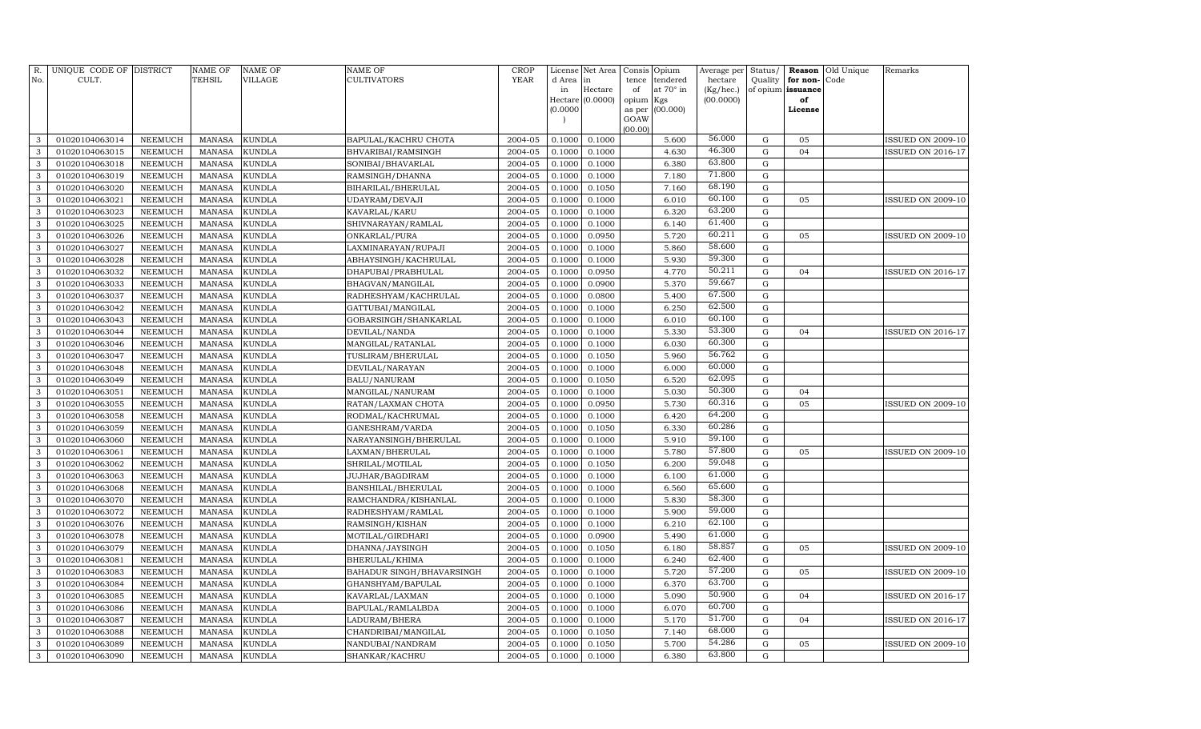| R. No. | UNIQUE CODE OF CULT. | DISTRICT | NAME OF TEHSIL | NAME OF VILLAGE | NAME OF CULTIVATORS | CROP YEAR | License d Area in Hectare (0.0000) | Net Area in Hectare (0.0000) | Consis tence of opium as per GOAW (00.00) | Opium tendered at 70° in Kgs (00.000) | Average per hectare (Kg/hec.) (00.0000) | Status/ Quality of opium | Reason for non-issuance of License | Old Unique Code | Remarks |
|---|---|---|---|---|---|---|---|---|---|---|---|---|---|---|---|
| 3 | 01020104063014 | NEEMUCH | MANASA | KUNDLA | BAPULAL/KACHRU CHOTA | 2004-05 | 0.1000 | 0.1000 | | 5.600 | 56.000 | G | 05 | | ISSUED ON 2009-10 |
| 3 | 01020104063015 | NEEMUCH | MANASA | KUNDLA | BHVARIBAI/RAMSINGH | 2004-05 | 0.1000 | 0.1000 | | 4.630 | 46.300 | G | 04 | | ISSUED ON 2016-17 |
| 3 | 01020104063018 | NEEMUCH | MANASA | KUNDLA | SONIBAI/BHAVARLAL | 2004-05 | 0.1000 | 0.1000 | | 6.380 | 63.800 | G | | | |
| 3 | 01020104063019 | NEEMUCH | MANASA | KUNDLA | RAMSINGH/DHANNA | 2004-05 | 0.1000 | 0.1000 | | 7.180 | 71.800 | G | | | |
| 3 | 01020104063020 | NEEMUCH | MANASA | KUNDLA | BIHARILAL/BHERULAL | 2004-05 | 0.1000 | 0.1050 | | 7.160 | 68.190 | G | | | |
| 3 | 01020104063021 | NEEMUCH | MANASA | KUNDLA | UDAYRAM/DEVAJI | 2004-05 | 0.1000 | 0.1000 | | 6.010 | 60.100 | G | 05 | | ISSUED ON 2009-10 |
| 3 | 01020104063023 | NEEMUCH | MANASA | KUNDLA | KAVARLAL/KARU | 2004-05 | 0.1000 | 0.1000 | | 6.320 | 63.200 | G | | | |
| 3 | 01020104063025 | NEEMUCH | MANASA | KUNDLA | SHIVNARAYAN/RAMLAL | 2004-05 | 0.1000 | 0.1000 | | 6.140 | 61.400 | G | | | |
| 3 | 01020104063026 | NEEMUCH | MANASA | KUNDLA | ONKARLAL/PURA | 2004-05 | 0.1000 | 0.0950 | | 5.720 | 60.211 | G | 05 | | ISSUED ON 2009-10 |
| 3 | 01020104063027 | NEEMUCH | MANASA | KUNDLA | LAXMINARAYAN/RUPAJI | 2004-05 | 0.1000 | 0.1000 | | 5.860 | 58.600 | G | | | |
| 3 | 01020104063028 | NEEMUCH | MANASA | KUNDLA | ABHAYSINGH/KACHRULAL | 2004-05 | 0.1000 | 0.1000 | | 5.930 | 59.300 | G | | | |
| 3 | 01020104063032 | NEEMUCH | MANASA | KUNDLA | DHAPUBAI/PRABHULAL | 2004-05 | 0.1000 | 0.0950 | | 4.770 | 50.211 | G | 04 | | ISSUED ON 2016-17 |
| 3 | 01020104063033 | NEEMUCH | MANASA | KUNDLA | BHAGVAN/MANGILAL | 2004-05 | 0.1000 | 0.0900 | | 5.370 | 59.667 | G | | | |
| 3 | 01020104063037 | NEEMUCH | MANASA | KUNDLA | RADHESHYAM/KACHRULAL | 2004-05 | 0.1000 | 0.0800 | | 5.400 | 67.500 | G | | | |
| 3 | 01020104063042 | NEEMUCH | MANASA | KUNDLA | GATTUBAI/MANGILAL | 2004-05 | 0.1000 | 0.1000 | | 6.250 | 62.500 | G | | | |
| 3 | 01020104063043 | NEEMUCH | MANASA | KUNDLA | GOBARSINGH/SHANKARLAL | 2004-05 | 0.1000 | 0.1000 | | 6.010 | 60.100 | G | | | |
| 3 | 01020104063044 | NEEMUCH | MANASA | KUNDLA | DEVILAL/NANDA | 2004-05 | 0.1000 | 0.1000 | | 5.330 | 53.300 | G | 04 | | ISSUED ON 2016-17 |
| 3 | 01020104063046 | NEEMUCH | MANASA | KUNDLA | MANGILAL/RATANLAL | 2004-05 | 0.1000 | 0.1000 | | 6.030 | 60.300 | G | | | |
| 3 | 01020104063047 | NEEMUCH | MANASA | KUNDLA | TUSLIRAM/BHERULAL | 2004-05 | 0.1000 | 0.1050 | | 5.960 | 56.762 | G | | | |
| 3 | 01020104063048 | NEEMUCH | MANASA | KUNDLA | DEVILAL/NARAYAN | 2004-05 | 0.1000 | 0.1000 | | 6.000 | 60.000 | G | | | |
| 3 | 01020104063049 | NEEMUCH | MANASA | KUNDLA | BALU/NANURAM | 2004-05 | 0.1000 | 0.1050 | | 6.520 | 62.095 | G | | | |
| 3 | 01020104063051 | NEEMUCH | MANASA | KUNDLA | MANGILAL/NANURAM | 2004-05 | 0.1000 | 0.1000 | | 5.030 | 50.300 | G | 04 | | |
| 3 | 01020104063055 | NEEMUCH | MANASA | KUNDLA | RATAN/LAXMAN CHOTA | 2004-05 | 0.1000 | 0.0950 | | 5.730 | 60.316 | G | 05 | | ISSUED ON 2009-10 |
| 3 | 01020104063058 | NEEMUCH | MANASA | KUNDLA | RODMAL/KACHRUMAL | 2004-05 | 0.1000 | 0.1000 | | 6.420 | 64.200 | G | | | |
| 3 | 01020104063059 | NEEMUCH | MANASA | KUNDLA | GANESHRAM/VARDA | 2004-05 | 0.1000 | 0.1050 | | 6.330 | 60.286 | G | | | |
| 3 | 01020104063060 | NEEMUCH | MANASA | KUNDLA | NARAYANSINGH/BHERULAL | 2004-05 | 0.1000 | 0.1000 | | 5.910 | 59.100 | G | | | |
| 3 | 01020104063061 | NEEMUCH | MANASA | KUNDLA | LAXMAN/BHERULAL | 2004-05 | 0.1000 | 0.1000 | | 5.780 | 57.800 | G | 05 | | ISSUED ON 2009-10 |
| 3 | 01020104063062 | NEEMUCH | MANASA | KUNDLA | SHRILAL/MOTILAL | 2004-05 | 0.1000 | 0.1050 | | 6.200 | 59.048 | G | | | |
| 3 | 01020104063063 | NEEMUCH | MANASA | KUNDLA | JUJHAR/BAGDIRAM | 2004-05 | 0.1000 | 0.1000 | | 6.100 | 61.000 | G | | | |
| 3 | 01020104063068 | NEEMUCH | MANASA | KUNDLA | BANSHILAL/BHERULAL | 2004-05 | 0.1000 | 0.1000 | | 6.560 | 65.600 | G | | | |
| 3 | 01020104063070 | NEEMUCH | MANASA | KUNDLA | RAMCHANDRA/KISHANLAL | 2004-05 | 0.1000 | 0.1000 | | 5.830 | 58.300 | G | | | |
| 3 | 01020104063072 | NEEMUCH | MANASA | KUNDLA | RADHESHYAM/RAMLAL | 2004-05 | 0.1000 | 0.1000 | | 5.900 | 59.000 | G | | | |
| 3 | 01020104063076 | NEEMUCH | MANASA | KUNDLA | RAMSINGH/KISHAN | 2004-05 | 0.1000 | 0.1000 | | 6.210 | 62.100 | G | | | |
| 3 | 01020104063078 | NEEMUCH | MANASA | KUNDLA | MOTILAL/GIRDHARI | 2004-05 | 0.1000 | 0.0900 | | 5.490 | 61.000 | G | | | |
| 3 | 01020104063079 | NEEMUCH | MANASA | KUNDLA | DHANNA/JAYSINGH | 2004-05 | 0.1000 | 0.1050 | | 6.180 | 58.857 | G | 05 | | ISSUED ON 2009-10 |
| 3 | 01020104063081 | NEEMUCH | MANASA | KUNDLA | BHERULAL/KHIMA | 2004-05 | 0.1000 | 0.1000 | | 6.240 | 62.400 | G | | | |
| 3 | 01020104063083 | NEEMUCH | MANASA | KUNDLA | BAHADUR SINGH/BHAVARSINGH | 2004-05 | 0.1000 | 0.1000 | | 5.720 | 57.200 | G | 05 | | ISSUED ON 2009-10 |
| 3 | 01020104063084 | NEEMUCH | MANASA | KUNDLA | GHANSHYAM/BAPULAL | 2004-05 | 0.1000 | 0.1000 | | 6.370 | 63.700 | G | | | |
| 3 | 01020104063085 | NEEMUCH | MANASA | KUNDLA | KAVARLAL/LAXMAN | 2004-05 | 0.1000 | 0.1000 | | 5.090 | 50.900 | G | 04 | | ISSUED ON 2016-17 |
| 3 | 01020104063086 | NEEMUCH | MANASA | KUNDLA | BAPULAL/RAMLALBDA | 2004-05 | 0.1000 | 0.1000 | | 6.070 | 60.700 | G | | | |
| 3 | 01020104063087 | NEEMUCH | MANASA | KUNDLA | LADURAM/BHERA | 2004-05 | 0.1000 | 0.1000 | | 5.170 | 51.700 | G | 04 | | ISSUED ON 2016-17 |
| 3 | 01020104063088 | NEEMUCH | MANASA | KUNDLA | CHANDRIBAI/MANGILAL | 2004-05 | 0.1000 | 0.1050 | | 7.140 | 68.000 | G | | | |
| 3 | 01020104063089 | NEEMUCH | MANASA | KUNDLA | NANDUBAI/NANDRAM | 2004-05 | 0.1000 | 0.1050 | | 5.700 | 54.286 | G | 05 | | ISSUED ON 2009-10 |
| 3 | 01020104063090 | NEEMUCH | MANASA | KUNDLA | SHANKAR/KACHRU | 2004-05 | 0.1000 | 0.1000 | | 6.380 | 63.800 | G | | | |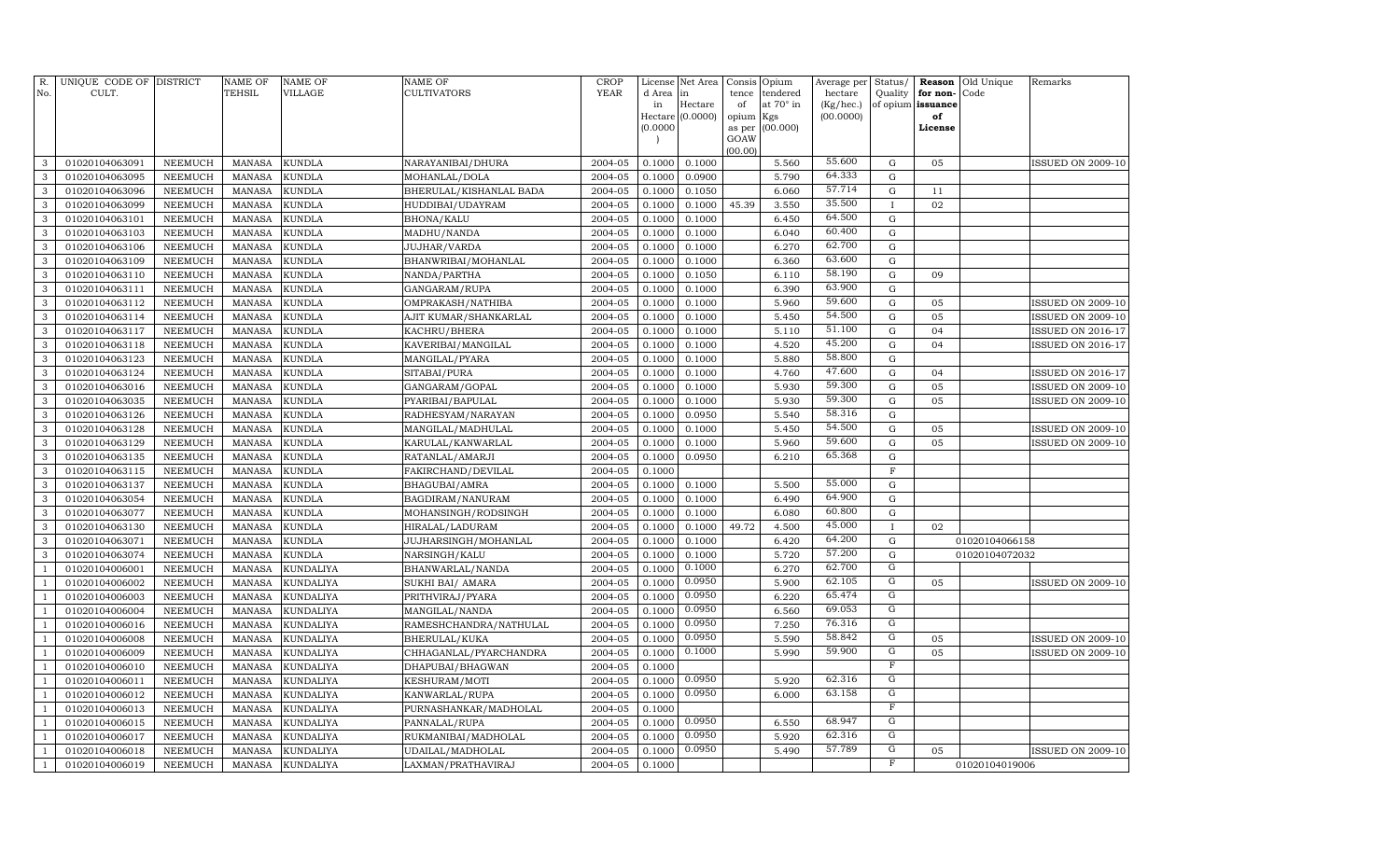| R. No. | UNIQUE CODE OF CULT. | DISTRICT | NAME OF TEHSIL | NAME OF VILLAGE | NAME OF CULTIVATORS | CROP YEAR | License d Area in Hectare (0.0000) | Net Area in Hectare (0.0000) | Consis tence of opium as per GOAW (00.00) | Opium tendered at 70° in Kgs (00.000) | Average per hectare (Kg/hec.) (00.0000) | Status/ Quality of opium | Reason for non-issuance of License | Old Unique Code | Remarks |
|---|---|---|---|---|---|---|---|---|---|---|---|---|---|---|---|
| 3 | 01020104063091 | NEEMUCH | MANASA | KUNDLA | NARAYANIBAI/DHURA | 2004-05 | 0.1000 | 0.1000 | | 5.560 | 55.600 | G | 05 | | ISSUED ON 2009-10 |
| 3 | 01020104063095 | NEEMUCH | MANASA | KUNDLA | MOHANLAL/DOLA | 2004-05 | 0.1000 | 0.0900 | | 5.790 | 64.333 | G | | | |
| 3 | 01020104063096 | NEEMUCH | MANASA | KUNDLA | BHERULAL/KISHANLAL BADA | 2004-05 | 0.1000 | 0.1050 | | 6.060 | 57.714 | G | 11 | | |
| 3 | 01020104063099 | NEEMUCH | MANASA | KUNDLA | HUDDIBAI/UDAYRAM | 2004-05 | 0.1000 | 0.1000 | 45.39 | 3.550 | 35.500 | I | 02 | | |
| 3 | 01020104063101 | NEEMUCH | MANASA | KUNDLA | BHONA/KALU | 2004-05 | 0.1000 | 0.1000 | | 6.450 | 64.500 | G | | | |
| 3 | 01020104063103 | NEEMUCH | MANASA | KUNDLA | MADHU/NANDA | 2004-05 | 0.1000 | 0.1000 | | 6.040 | 60.400 | G | | | |
| 3 | 01020104063106 | NEEMUCH | MANASA | KUNDLA | JUJHAR/VARDA | 2004-05 | 0.1000 | 0.1000 | | 6.270 | 62.700 | G | | | |
| 3 | 01020104063109 | NEEMUCH | MANASA | KUNDLA | BHANWRIBAI/MOHANLAL | 2004-05 | 0.1000 | 0.1000 | | 6.360 | 63.600 | G | | | |
| 3 | 01020104063110 | NEEMUCH | MANASA | KUNDLA | NANDA/PARTHA | 2004-05 | 0.1000 | 0.1050 | | 6.110 | 58.190 | G | 09 | | |
| 3 | 01020104063111 | NEEMUCH | MANASA | KUNDLA | GANGARAM/RUPA | 2004-05 | 0.1000 | 0.1000 | | 6.390 | 63.900 | G | | | |
| 3 | 01020104063112 | NEEMUCH | MANASA | KUNDLA | OMPRAKASH/NATHIBA | 2004-05 | 0.1000 | 0.1000 | | 5.960 | 59.600 | G | 05 | | ISSUED ON 2009-10 |
| 3 | 01020104063114 | NEEMUCH | MANASA | KUNDLA | AJIT KUMAR/SHANKARLAL | 2004-05 | 0.1000 | 0.1000 | | 5.450 | 54.500 | G | 05 | | ISSUED ON 2009-10 |
| 3 | 01020104063117 | NEEMUCH | MANASA | KUNDLA | KACHRU/BHERA | 2004-05 | 0.1000 | 0.1000 | | 5.110 | 51.100 | G | 04 | | ISSUED ON 2016-17 |
| 3 | 01020104063118 | NEEMUCH | MANASA | KUNDLA | KAVERIBAI/MANGILAL | 2004-05 | 0.1000 | 0.1000 | | 4.520 | 45.200 | G | 04 | | ISSUED ON 2016-17 |
| 3 | 01020104063123 | NEEMUCH | MANASA | KUNDLA | MANGILAL/PYARA | 2004-05 | 0.1000 | 0.1000 | | 5.880 | 58.800 | G | | | |
| 3 | 01020104063124 | NEEMUCH | MANASA | KUNDLA | SITABAI/PURA | 2004-05 | 0.1000 | 0.1000 | | 4.760 | 47.600 | G | 04 | | ISSUED ON 2016-17 |
| 3 | 01020104063016 | NEEMUCH | MANASA | KUNDLA | GANGARAM/GOPAL | 2004-05 | 0.1000 | 0.1000 | | 5.930 | 59.300 | G | 05 | | ISSUED ON 2009-10 |
| 3 | 01020104063035 | NEEMUCH | MANASA | KUNDLA | PYARIBAI/BAPULAL | 2004-05 | 0.1000 | 0.1000 | | 5.930 | 59.300 | G | 05 | | ISSUED ON 2009-10 |
| 3 | 01020104063126 | NEEMUCH | MANASA | KUNDLA | RADHESYAM/NARAYAN | 2004-05 | 0.1000 | 0.0950 | | 5.540 | 58.316 | G | | | |
| 3 | 01020104063128 | NEEMUCH | MANASA | KUNDLA | MANGILAL/MADHULAL | 2004-05 | 0.1000 | 0.1000 | | 5.450 | 54.500 | G | 05 | | ISSUED ON 2009-10 |
| 3 | 01020104063129 | NEEMUCH | MANASA | KUNDLA | KARULAL/KANWARLAL | 2004-05 | 0.1000 | 0.1000 | | 5.960 | 59.600 | G | 05 | | ISSUED ON 2009-10 |
| 3 | 01020104063135 | NEEMUCH | MANASA | KUNDLA | RATANLAL/AMARJI | 2004-05 | 0.1000 | 0.0950 | | 6.210 | 65.368 | G | | | |
| 3 | 01020104063115 | NEEMUCH | MANASA | KUNDLA | FAKIRCHAND/DEVILAL | 2004-05 | 0.1000 | | | | | F | | | |
| 3 | 01020104063137 | NEEMUCH | MANASA | KUNDLA | BHAGUBAI/AMRA | 2004-05 | 0.1000 | 0.1000 | | 5.500 | 55.000 | G | | | |
| 3 | 01020104063054 | NEEMUCH | MANASA | KUNDLA | BAGDIRAM/NANURAM | 2004-05 | 0.1000 | 0.1000 | | 6.490 | 64.900 | G | | | |
| 3 | 01020104063077 | NEEMUCH | MANASA | KUNDLA | MOHANSINGH/RODSINGH | 2004-05 | 0.1000 | 0.1000 | | 6.080 | 60.800 | G | | | |
| 3 | 01020104063130 | NEEMUCH | MANASA | KUNDLA | HIRALAL/LADURAM | 2004-05 | 0.1000 | 0.1000 | 49.72 | 4.500 | 45.000 | I | 02 | | |
| 3 | 01020104063071 | NEEMUCH | MANASA | KUNDLA | JUJHARSINGH/MOHANLAL | 2004-05 | 0.1000 | 0.1000 | | 6.420 | 64.200 | G | | 01020104066158 | |
| 3 | 01020104063074 | NEEMUCH | MANASA | KUNDLA | NARSINGH/KALU | 2004-05 | 0.1000 | 0.1000 | | 5.720 | 57.200 | G | | 01020104072032 | |
| 1 | 01020104006001 | NEEMUCH | MANASA | KUNDALIYA | BHANWARLAL/NANDA | 2004-05 | 0.1000 | 0.1000 | | 6.270 | 62.700 | G | | | |
| 1 | 01020104006002 | NEEMUCH | MANASA | KUNDALIYA | SUKHI BAI/ AMARA | 2004-05 | 0.1000 | 0.0950 | | 5.900 | 62.105 | G | 05 | | ISSUED ON 2009-10 |
| 1 | 01020104006003 | NEEMUCH | MANASA | KUNDALIYA | PRITHVIRAJ/PYARA | 2004-05 | 0.1000 | 0.0950 | | 6.220 | 65.474 | G | | | |
| 1 | 01020104006004 | NEEMUCH | MANASA | KUNDALIYA | MANGILAL/NANDA | 2004-05 | 0.1000 | 0.0950 | | 6.560 | 69.053 | G | | | |
| 1 | 01020104006016 | NEEMUCH | MANASA | KUNDALIYA | RAMESHCHANDRA/NATHULAL | 2004-05 | 0.1000 | 0.0950 | | 7.250 | 76.316 | G | | | |
| 1 | 01020104006008 | NEEMUCH | MANASA | KUNDALIYA | BHERULAL/KUKA | 2004-05 | 0.1000 | 0.0950 | | 5.590 | 58.842 | G | 05 | | ISSUED ON 2009-10 |
| 1 | 01020104006009 | NEEMUCH | MANASA | KUNDALIYA | CHHAGANLAL/PYARCHANDRA | 2004-05 | 0.1000 | 0.1000 | | 5.990 | 59.900 | G | 05 | | ISSUED ON 2009-10 |
| 1 | 01020104006010 | NEEMUCH | MANASA | KUNDALIYA | DHAPUBAI/BHAGWAN | 2004-05 | 0.1000 | | | | | F | | | |
| 1 | 01020104006011 | NEEMUCH | MANASA | KUNDALIYA | KESHURAM/MOTI | 2004-05 | 0.1000 | 0.0950 | | 5.920 | 62.316 | G | | | |
| 1 | 01020104006012 | NEEMUCH | MANASA | KUNDALIYA | KANWARLAL/RUPA | 2004-05 | 0.1000 | 0.0950 | | 6.000 | 63.158 | G | | | |
| 1 | 01020104006013 | NEEMUCH | MANASA | KUNDALIYA | PURNASHANKAR/MADHOLAL | 2004-05 | 0.1000 | | | | | F | | | |
| 1 | 01020104006015 | NEEMUCH | MANASA | KUNDALIYA | PANNALAL/RUPA | 2004-05 | 0.1000 | 0.0950 | | 6.550 | 68.947 | G | | | |
| 1 | 01020104006017 | NEEMUCH | MANASA | KUNDALIYA | RUKMANIBAI/MADHOLAL | 2004-05 | 0.1000 | 0.0950 | | 5.920 | 62.316 | G | | | |
| 1 | 01020104006018 | NEEMUCH | MANASA | KUNDALIYA | UDAILAL/MADHOLAL | 2004-05 | 0.1000 | 0.0950 | | 5.490 | 57.789 | G | 05 | | ISSUED ON 2009-10 |
| 1 | 01020104006019 | NEEMUCH | MANASA | KUNDALIYA | LAXMAN/PRATHAVIRAJ | 2004-05 | 0.1000 | | | | | F | | 01020104019006 | |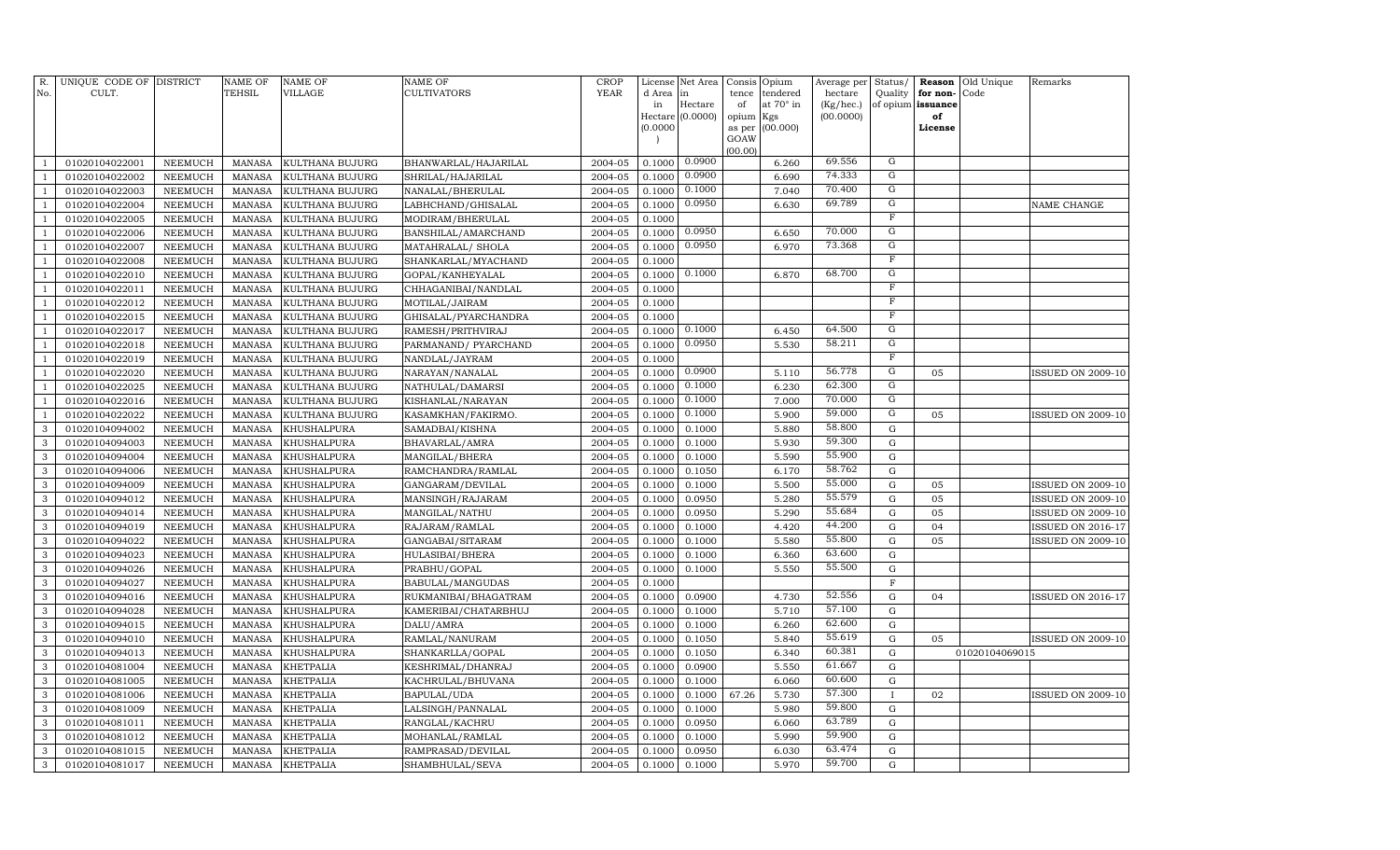| R. No. | UNIQUE CODE OF CULT. | DISTRICT | NAME OF TEHSIL | NAME OF VILLAGE | NAME OF CULTIVATORS | CROP YEAR | License d Area in Hectare (0.0000) | Net Area in Hectare (0.0000) | Consis tence of opium as per GOAW (00.00) | Opium tendered at 70° in Kgs (00.000) | Average per hectare (Kg/hec.) (00.0000) | Status/ Quality of opium | Reason for non-issuance of License | Old Unique Code | Remarks |
|---|---|---|---|---|---|---|---|---|---|---|---|---|---|---|---|
| 1 | 01020104022001 | NEEMUCH | MANASA | KULTHANA BUJURG | BHANWARLAL/HAJARILAL | 2004-05 | 0.1000 | 0.0900 | | 6.260 | 69.556 | G | | | |
| 1 | 01020104022002 | NEEMUCH | MANASA | KULTHANA BUJURG | SHRILAL/HAJARILAL | 2004-05 | 0.1000 | 0.0900 | | 6.690 | 74.333 | G | | | |
| 1 | 01020104022003 | NEEMUCH | MANASA | KULTHANA BUJURG | NANALAL/BHERULAL | 2004-05 | 0.1000 | 0.1000 | | 7.040 | 70.400 | G | | | |
| 1 | 01020104022004 | NEEMUCH | MANASA | KULTHANA BUJURG | LABHCHAND/GHISALAL | 2004-05 | 0.1000 | 0.0950 | | 6.630 | 69.789 | G | | | NAME CHANGE |
| 1 | 01020104022005 | NEEMUCH | MANASA | KULTHANA BUJURG | MODIRAM/BHERULAL | 2004-05 | 0.1000 | | | | | F | | | |
| 1 | 01020104022006 | NEEMUCH | MANASA | KULTHANA BUJURG | BANSHILAL/AMARCHAND | 2004-05 | 0.1000 | 0.0950 | | 6.650 | 70.000 | G | | | |
| 1 | 01020104022007 | NEEMUCH | MANASA | KULTHANA BUJURG | MATAHRALAL/ SHOLA | 2004-05 | 0.1000 | 0.0950 | | 6.970 | 73.368 | G | | | |
| 1 | 01020104022008 | NEEMUCH | MANASA | KULTHANA BUJURG | SHANKARLAL/MYACHAND | 2004-05 | 0.1000 | | | | | F | | | |
| 1 | 01020104022010 | NEEMUCH | MANASA | KULTHANA BUJURG | GOPAL/KANHEYALAL | 2004-05 | 0.1000 | 0.1000 | | 6.870 | 68.700 | G | | | |
| 1 | 01020104022011 | NEEMUCH | MANASA | KULTHANA BUJURG | CHHAGANIBAI/NANDLAL | 2004-05 | 0.1000 | | | | | F | | | |
| 1 | 01020104022012 | NEEMUCH | MANASA | KULTHANA BUJURG | MOTILAL/JAIRAM | 2004-05 | 0.1000 | | | | | F | | | |
| 1 | 01020104022015 | NEEMUCH | MANASA | KULTHANA BUJURG | GHISALAL/PYARCHANDRA | 2004-05 | 0.1000 | | | | | F | | | |
| 1 | 01020104022017 | NEEMUCH | MANASA | KULTHANA BUJURG | RAMESH/PRITHVIRAJ | 2004-05 | 0.1000 | 0.1000 | | 6.450 | 64.500 | G | | | |
| 1 | 01020104022018 | NEEMUCH | MANASA | KULTHANA BUJURG | PARMANAND/ PYARCHAND | 2004-05 | 0.1000 | 0.0950 | | 5.530 | 58.211 | G | | | |
| 1 | 01020104022019 | NEEMUCH | MANASA | KULTHANA BUJURG | NANDLAL/JAYRAM | 2004-05 | 0.1000 | | | | | F | | | |
| 1 | 01020104022020 | NEEMUCH | MANASA | KULTHANA BUJURG | NARAYAN/NANALAL | 2004-05 | 0.1000 | 0.0900 | | 5.110 | 56.778 | G | 05 | | ISSUED ON 2009-10 |
| 1 | 01020104022025 | NEEMUCH | MANASA | KULTHANA BUJURG | NATHULAL/DAMARSI | 2004-05 | 0.1000 | 0.1000 | | 6.230 | 62.300 | G | | | |
| 1 | 01020104022016 | NEEMUCH | MANASA | KULTHANA BUJURG | KISHANLAL/NARAYAN | 2004-05 | 0.1000 | 0.1000 | | 7.000 | 70.000 | G | | | |
| 1 | 01020104022022 | NEEMUCH | MANASA | KULTHANA BUJURG | KASAMKHAN/FAKIRMO. | 2004-05 | 0.1000 | 0.1000 | | 5.900 | 59.000 | G | 05 | | ISSUED ON 2009-10 |
| 3 | 01020104094002 | NEEMUCH | MANASA | KHUSHALPURA | SAMADBAI/KISHNA | 2004-05 | 0.1000 | 0.1000 | | 5.880 | 58.800 | G | | | |
| 3 | 01020104094003 | NEEMUCH | MANASA | KHUSHALPURA | BHAVARLAL/AMRA | 2004-05 | 0.1000 | 0.1000 | | 5.930 | 59.300 | G | | | |
| 3 | 01020104094004 | NEEMUCH | MANASA | KHUSHALPURA | MANGILAL/BHERA | 2004-05 | 0.1000 | 0.1000 | | 5.590 | 55.900 | G | | | |
| 3 | 01020104094006 | NEEMUCH | MANASA | KHUSHALPURA | RAMCHANDRA/RAMLAL | 2004-05 | 0.1000 | 0.1050 | | 6.170 | 58.762 | G | | | |
| 3 | 01020104094009 | NEEMUCH | MANASA | KHUSHALPURA | GANGARAM/DEVILAL | 2004-05 | 0.1000 | 0.1000 | | 5.500 | 55.000 | G | 05 | | ISSUED ON 2009-10 |
| 3 | 01020104094012 | NEEMUCH | MANASA | KHUSHALPURA | MANSINGH/RAJARAM | 2004-05 | 0.1000 | 0.0950 | | 5.280 | 55.579 | G | 05 | | ISSUED ON 2009-10 |
| 3 | 01020104094014 | NEEMUCH | MANASA | KHUSHALPURA | MANGILAL/NATHU | 2004-05 | 0.1000 | 0.0950 | | 5.290 | 55.684 | G | 05 | | ISSUED ON 2009-10 |
| 3 | 01020104094019 | NEEMUCH | MANASA | KHUSHALPURA | RAJARAM/RAMLAL | 2004-05 | 0.1000 | 0.1000 | | 4.420 | 44.200 | G | 04 | | ISSUED ON 2016-17 |
| 3 | 01020104094022 | NEEMUCH | MANASA | KHUSHALPURA | GANGABAI/SITARAM | 2004-05 | 0.1000 | 0.1000 | | 5.580 | 55.800 | G | 05 | | ISSUED ON 2009-10 |
| 3 | 01020104094023 | NEEMUCH | MANASA | KHUSHALPURA | HULASIBAI/BHERA | 2004-05 | 0.1000 | 0.1000 | | 6.360 | 63.600 | G | | | |
| 3 | 01020104094026 | NEEMUCH | MANASA | KHUSHALPURA | PRABHU/GOPAL | 2004-05 | 0.1000 | 0.1000 | | 5.550 | 55.500 | G | | | |
| 3 | 01020104094027 | NEEMUCH | MANASA | KHUSHALPURA | BABULAL/MANGUDAS | 2004-05 | 0.1000 | | | | | F | | | |
| 3 | 01020104094016 | NEEMUCH | MANASA | KHUSHALPURA | RUKMANIBAI/BHAGATRAM | 2004-05 | 0.1000 | 0.0900 | | 4.730 | 52.556 | G | 04 | | ISSUED ON 2016-17 |
| 3 | 01020104094028 | NEEMUCH | MANASA | KHUSHALPURA | KAMERIBAI/CHATARBHUJ | 2004-05 | 0.1000 | 0.1000 | | 5.710 | 57.100 | G | | | |
| 3 | 01020104094015 | NEEMUCH | MANASA | KHUSHALPURA | DALU/AMRA | 2004-05 | 0.1000 | 0.1000 | | 6.260 | 62.600 | G | | | |
| 3 | 01020104094010 | NEEMUCH | MANASA | KHUSHALPURA | RAMLAL/NANURAM | 2004-05 | 0.1000 | 0.1050 | | 5.840 | 55.619 | G | 05 | | ISSUED ON 2009-10 |
| 3 | 01020104094013 | NEEMUCH | MANASA | KHUSHALPURA | SHANKARLLA/GOPAL | 2004-05 | 0.1000 | 0.1050 | | 6.340 | 60.381 | G | | 01020104069015 | |
| 3 | 01020104081004 | NEEMUCH | MANASA | KHETPALIA | KESHRIMAL/DHANRAJ | 2004-05 | 0.1000 | 0.0900 | | 5.550 | 61.667 | G | | | |
| 3 | 01020104081005 | NEEMUCH | MANASA | KHETPALIA | KACHRULAL/BHUVANA | 2004-05 | 0.1000 | 0.1000 | | 6.060 | 60.600 | G | | | |
| 3 | 01020104081006 | NEEMUCH | MANASA | KHETPALIA | BAPULAL/UDA | 2004-05 | 0.1000 | 0.1000 | 67.26 | 5.730 | 57.300 | I | 02 | | ISSUED ON 2009-10 |
| 3 | 01020104081009 | NEEMUCH | MANASA | KHETPALIA | LALSINGH/PANNALAL | 2004-05 | 0.1000 | 0.1000 | | 5.980 | 59.800 | G | | | |
| 3 | 01020104081011 | NEEMUCH | MANASA | KHETPALIA | RANGLAL/KACHRU | 2004-05 | 0.1000 | 0.0950 | | 6.060 | 63.789 | G | | | |
| 3 | 01020104081012 | NEEMUCH | MANASA | KHETPALIA | MOHANLAL/RAMLAL | 2004-05 | 0.1000 | 0.1000 | | 5.990 | 59.900 | G | | | |
| 3 | 01020104081015 | NEEMUCH | MANASA | KHETPALIA | RAMPRASAD/DEVILAL | 2004-05 | 0.1000 | 0.0950 | | 6.030 | 63.474 | G | | | |
| 3 | 01020104081017 | NEEMUCH | MANASA | KHETPALIA | SHAMBHULAL/SEVA | 2004-05 | 0.1000 | 0.1000 | | 5.970 | 59.700 | G | | | |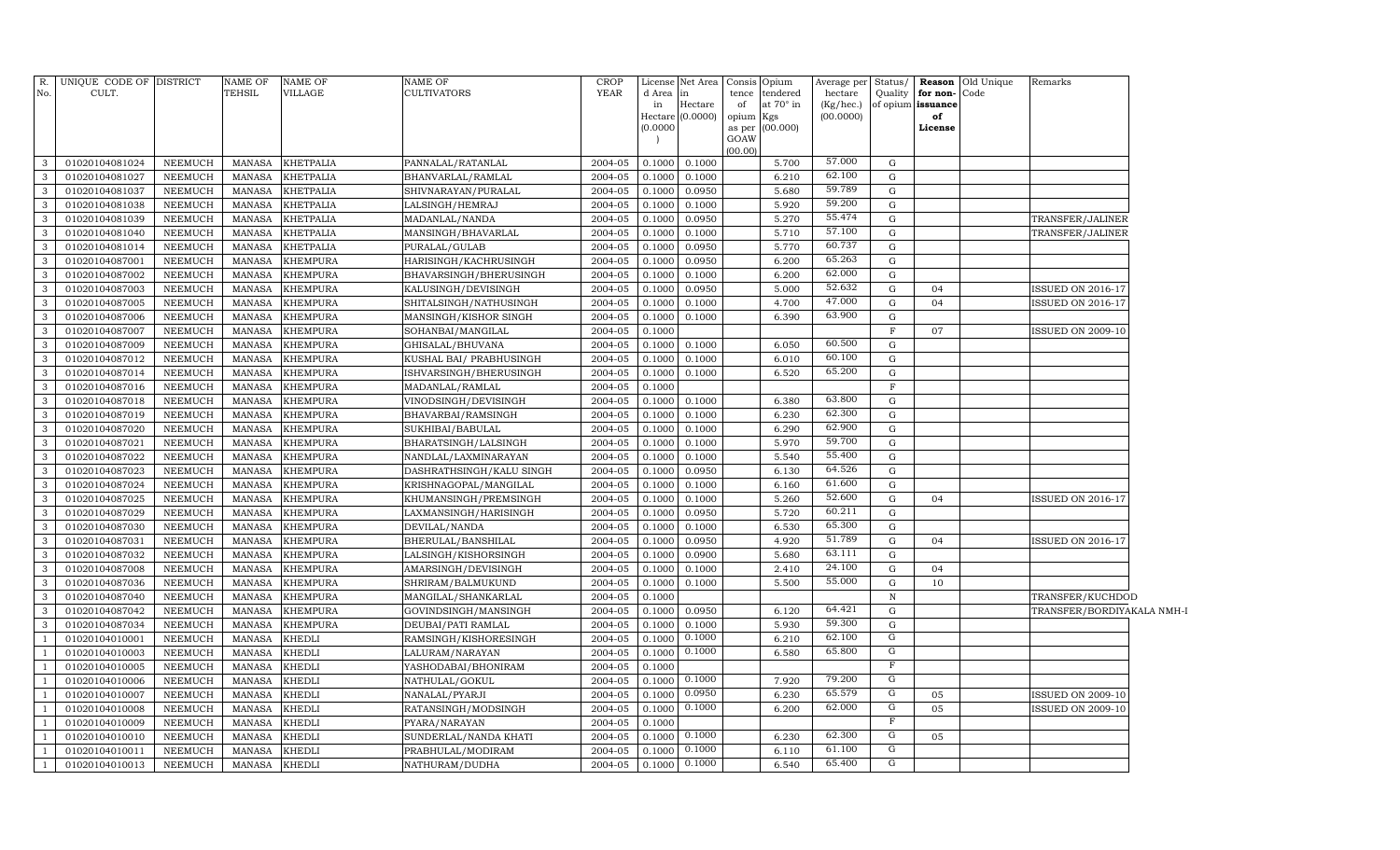| R. No. | UNIQUE CODE OF CULT. | DISTRICT | NAME OF TEHSIL | NAME OF VILLAGE | NAME OF CULTIVATORS | CROP YEAR | License d Area in Hectare (0.0000) | Net Area in Hectare (0.0000) | Consis tence of opium as per GOAW (00.00) | Opium tendered at 70° in Kgs (00.000) | Average per hectare (Kg/hec.) (00.0000) | Status/ Quality of opium | Reason for non-issuance of License | Old Unique Code | Remarks |
|---|---|---|---|---|---|---|---|---|---|---|---|---|---|---|---|
| 3 | 01020104081024 | NEEMUCH | MANASA | KHETPALIA | PANNALAL/RATANLAL | 2004-05 | 0.1000 | 0.1000 | | 5.700 | 57.000 | G | | | |
| 3 | 01020104081027 | NEEMUCH | MANASA | KHETPALIA | BHANVARLAL/RAMLAL | 2004-05 | 0.1000 | 0.1000 | | 6.210 | 62.100 | G | | | |
| 3 | 01020104081037 | NEEMUCH | MANASA | KHETPALIA | SHIVNARAYAN/PURALAL | 2004-05 | 0.1000 | 0.0950 | | 5.680 | 59.789 | G | | | |
| 3 | 01020104081038 | NEEMUCH | MANASA | KHETPALIA | LALSINGH/HEMRAJ | 2004-05 | 0.1000 | 0.1000 | | 5.920 | 59.200 | G | | | |
| 3 | 01020104081039 | NEEMUCH | MANASA | KHETPALIA | MADANLAL/NANDA | 2004-05 | 0.1000 | 0.0950 | | 5.270 | 55.474 | G | | | TRANSFER/JALINER |
| 3 | 01020104081040 | NEEMUCH | MANASA | KHETPALIA | MANSINGH/BHAVARLAL | 2004-05 | 0.1000 | 0.1000 | | 5.710 | 57.100 | G | | | TRANSFER/JALINER |
| 3 | 01020104081014 | NEEMUCH | MANASA | KHETPALIA | PURALAL/GULAB | 2004-05 | 0.1000 | 0.0950 | | 5.770 | 60.737 | G | | | |
| 3 | 01020104087001 | NEEMUCH | MANASA | KHEMPURA | HARISINGH/KACHRUSINGH | 2004-05 | 0.1000 | 0.0950 | | 6.200 | 65.263 | G | | | |
| 3 | 01020104087002 | NEEMUCH | MANASA | KHEMPURA | BHAVARSINGH/BHERUSINGH | 2004-05 | 0.1000 | 0.1000 | | 6.200 | 62.000 | G | | | |
| 3 | 01020104087003 | NEEMUCH | MANASA | KHEMPURA | KALUSINGH/DEVISINGH | 2004-05 | 0.1000 | 0.0950 | | 5.000 | 52.632 | G | 04 | | ISSUED ON 2016-17 |
| 3 | 01020104087005 | NEEMUCH | MANASA | KHEMPURA | SHITALSINGH/NATHUSINGH | 2004-05 | 0.1000 | 0.1000 | | 4.700 | 47.000 | G | 04 | | ISSUED ON 2016-17 |
| 3 | 01020104087006 | NEEMUCH | MANASA | KHEMPURA | MANSINGH/KISHOR SINGH | 2004-05 | 0.1000 | 0.1000 | | 6.390 | 63.900 | G | | | |
| 3 | 01020104087007 | NEEMUCH | MANASA | KHEMPURA | SOHANBAI/MANGILAL | 2004-05 | 0.1000 | | | | | F | 07 | | ISSUED ON 2009-10 |
| 3 | 01020104087009 | NEEMUCH | MANASA | KHEMPURA | GHISALAL/BHUVANA | 2004-05 | 0.1000 | 0.1000 | | 6.050 | 60.500 | G | | | |
| 3 | 01020104087012 | NEEMUCH | MANASA | KHEMPURA | KUSHAL BAI/ PRABHUSINGH | 2004-05 | 0.1000 | 0.1000 | | 6.010 | 60.100 | G | | | |
| 3 | 01020104087014 | NEEMUCH | MANASA | KHEMPURA | ISHVARSINGH/BHERUSINGH | 2004-05 | 0.1000 | 0.1000 | | 6.520 | 65.200 | G | | | |
| 3 | 01020104087016 | NEEMUCH | MANASA | KHEMPURA | MADANLAL/RAMLAL | 2004-05 | 0.1000 | | | | | F | | | |
| 3 | 01020104087018 | NEEMUCH | MANASA | KHEMPURA | VINODSINGH/DEVISINGH | 2004-05 | 0.1000 | 0.1000 | | 6.380 | 63.800 | G | | | |
| 3 | 01020104087019 | NEEMUCH | MANASA | KHEMPURA | BHAVARBAI/RAMSINGH | 2004-05 | 0.1000 | 0.1000 | | 6.230 | 62.300 | G | | | |
| 3 | 01020104087020 | NEEMUCH | MANASA | KHEMPURA | SUKHIBAI/BABULAL | 2004-05 | 0.1000 | 0.1000 | | 6.290 | 62.900 | G | | | |
| 3 | 01020104087021 | NEEMUCH | MANASA | KHEMPURA | BHARATSINGH/LALSINGH | 2004-05 | 0.1000 | 0.1000 | | 5.970 | 59.700 | G | | | |
| 3 | 01020104087022 | NEEMUCH | MANASA | KHEMPURA | NANDLAL/LAXMINARAYAN | 2004-05 | 0.1000 | 0.1000 | | 5.540 | 55.400 | G | | | |
| 3 | 01020104087023 | NEEMUCH | MANASA | KHEMPURA | DASHRATHSINGH/KALU SINGH | 2004-05 | 0.1000 | 0.0950 | | 6.130 | 64.526 | G | | | |
| 3 | 01020104087024 | NEEMUCH | MANASA | KHEMPURA | KRISHNAGOPAL/MANGILAL | 2004-05 | 0.1000 | 0.1000 | | 6.160 | 61.600 | G | | | |
| 3 | 01020104087025 | NEEMUCH | MANASA | KHEMPURA | KHUMANSINGH/PREMSINGH | 2004-05 | 0.1000 | 0.1000 | | 5.260 | 52.600 | G | 04 | | ISSUED ON 2016-17 |
| 3 | 01020104087029 | NEEMUCH | MANASA | KHEMPURA | LAXMANSINGH/HARISINGH | 2004-05 | 0.1000 | 0.0950 | | 5.720 | 60.211 | G | | | |
| 3 | 01020104087030 | NEEMUCH | MANASA | KHEMPURA | DEVILAL/NANDA | 2004-05 | 0.1000 | 0.1000 | | 6.530 | 65.300 | G | | | |
| 3 | 01020104087031 | NEEMUCH | MANASA | KHEMPURA | BHERULAL/BANSHILAL | 2004-05 | 0.1000 | 0.0950 | | 4.920 | 51.789 | G | 04 | | ISSUED ON 2016-17 |
| 3 | 01020104087032 | NEEMUCH | MANASA | KHEMPURA | LALSINGH/KISHORSINGH | 2004-05 | 0.1000 | 0.0900 | | 5.680 | 63.111 | G | | | |
| 3 | 01020104087008 | NEEMUCH | MANASA | KHEMPURA | AMARSINGH/DEVISINGH | 2004-05 | 0.1000 | 0.1000 | | 2.410 | 24.100 | G | 04 | | |
| 3 | 01020104087036 | NEEMUCH | MANASA | KHEMPURA | SHRIRAM/BALMUKUND | 2004-05 | 0.1000 | 0.1000 | | 5.500 | 55.000 | G | 10 | | |
| 3 | 01020104087040 | NEEMUCH | MANASA | KHEMPURA | MANGILAL/SHANKARLAL | 2004-05 | 0.1000 | | | | | N | | | TRANSFER/KUCHDOD |
| 3 | 01020104087042 | NEEMUCH | MANASA | KHEMPURA | GOVINDSINGH/MANSINGH | 2004-05 | 0.1000 | 0.0950 | | 6.120 | 64.421 | G | | | TRANSFER/BORDIYAKALA NMH-I |
| 3 | 01020104087034 | NEEMUCH | MANASA | KHEMPURA | DEUBAI/PATI RAMLAL | 2004-05 | 0.1000 | 0.1000 | | 5.930 | 59.300 | G | | | |
| 1 | 01020104010001 | NEEMUCH | MANASA | KHEDLI | RAMSINGH/KISHORESINGH | 2004-05 | 0.1000 | 0.1000 | | 6.210 | 62.100 | G | | | |
| 1 | 01020104010003 | NEEMUCH | MANASA | KHEDLI | LALURAM/NARAYAN | 2004-05 | 0.1000 | 0.1000 | | 6.580 | 65.800 | G | | | |
| 1 | 01020104010005 | NEEMUCH | MANASA | KHEDLI | YASHODABAI/BHONIRAM | 2004-05 | 0.1000 | | | | | F | | | |
| 1 | 01020104010006 | NEEMUCH | MANASA | KHEDLI | NATHULAL/GOKUL | 2004-05 | 0.1000 | 0.1000 | | 7.920 | 79.200 | G | | | |
| 1 | 01020104010007 | NEEMUCH | MANASA | KHEDLI | NANALAL/PYARJI | 2004-05 | 0.1000 | 0.0950 | | 6.230 | 65.579 | G | 05 | | ISSUED ON 2009-10 |
| 1 | 01020104010008 | NEEMUCH | MANASA | KHEDLI | RATANSINGH/MODSINGH | 2004-05 | 0.1000 | 0.1000 | | 6.200 | 62.000 | G | 05 | | ISSUED ON 2009-10 |
| 1 | 01020104010009 | NEEMUCH | MANASA | KHEDLI | PYARA/NARAYAN | 2004-05 | 0.1000 | | | | | F | | | |
| 1 | 01020104010010 | NEEMUCH | MANASA | KHEDLI | SUNDERLAL/NANDA KHATI | 2004-05 | 0.1000 | 0.1000 | | 6.230 | 62.300 | G | 05 | | |
| 1 | 01020104010011 | NEEMUCH | MANASA | KHEDLI | PRABHULAL/MODIRAM | 2004-05 | 0.1000 | 0.1000 | | 6.110 | 61.100 | G | | | |
| 1 | 01020104010013 | NEEMUCH | MANASA | KHEDLI | NATHURAM/DUDHA | 2004-05 | 0.1000 | 0.1000 | | 6.540 | 65.400 | G | | | |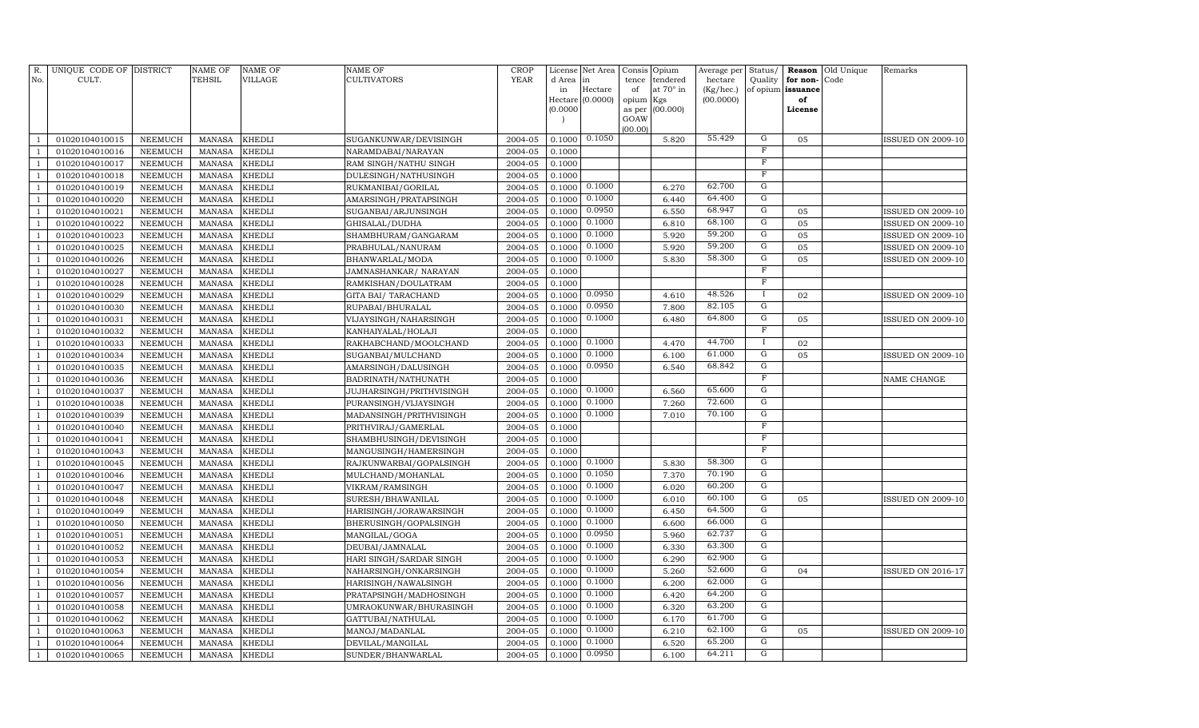| R. No. | UNIQUE CODE OF CULT. | DISTRICT | NAME OF TEHSIL | NAME OF VILLAGE | NAME OF CULTIVATORS | CROP YEAR | License d Area in Hectare (0.0000) | Net Area in Hectare (0.0000) | Consis tence of opium as per GOAW (00.00) | Opium tendered at 70° in Kgs (00.000) | Average per hectare (Kg/hec.) (00.0000) | Status/ Quality of opium | Reason for non-issuance of License | Old Unique Code | Remarks |
|---|---|---|---|---|---|---|---|---|---|---|---|---|---|---|---|
| 1 | 01020104010015 | NEEMUCH | MANASA | KHEDLI | SUGANKUNWAR/DEVISINGH | 2004-05 | 0.1000 | 0.1050 | | 5.820 | 55.429 | G | 05 | | ISSUED ON 2009-10 |
| 1 | 01020104010016 | NEEMUCH | MANASA | KHEDLI | NARAMDABAI/NARAYAN | 2004-05 | 0.1000 | | | | | F | | | |
| 1 | 01020104010017 | NEEMUCH | MANASA | KHEDLI | RAM SINGH/NATHU SINGH | 2004-05 | 0.1000 | | | | | F | | | |
| 1 | 01020104010018 | NEEMUCH | MANASA | KHEDLI | DULESINGH/NATHUSINGH | 2004-05 | 0.1000 | | | | | F | | | |
| 1 | 01020104010019 | NEEMUCH | MANASA | KHEDLI | RUKMANIBAI/GORILAL | 2004-05 | 0.1000 | 0.1000 | | 6.270 | 62.700 | G | | | |
| 1 | 01020104010020 | NEEMUCH | MANASA | KHEDLI | AMARSINGH/PRATAPSINGH | 2004-05 | 0.1000 | 0.1000 | | 6.440 | 64.400 | G | | | |
| 1 | 01020104010021 | NEEMUCH | MANASA | KHEDLI | SUGANBAI/ARJUNSINGH | 2004-05 | 0.1000 | 0.0950 | | 6.550 | 68.947 | G | 05 | | ISSUED ON 2009-10 |
| 1 | 01020104010022 | NEEMUCH | MANASA | KHEDLI | GHISALAL/DUDHA | 2004-05 | 0.1000 | 0.1000 | | 6.810 | 68.100 | G | 05 | | ISSUED ON 2009-10 |
| 1 | 01020104010023 | NEEMUCH | MANASA | KHEDLI | SHAMBHURAM/GANGARAM | 2004-05 | 0.1000 | 0.1000 | | 5.920 | 59.200 | G | 05 | | ISSUED ON 2009-10 |
| 1 | 01020104010025 | NEEMUCH | MANASA | KHEDLI | PRABHULAL/NANURAM | 2004-05 | 0.1000 | 0.1000 | | 5.920 | 59.200 | G | 05 | | ISSUED ON 2009-10 |
| 1 | 01020104010026 | NEEMUCH | MANASA | KHEDLI | BHANWARLAL/MODA | 2004-05 | 0.1000 | 0.1000 | | 5.830 | 58.300 | G | 05 | | ISSUED ON 2009-10 |
| 1 | 01020104010027 | NEEMUCH | MANASA | KHEDLI | JAMNASHANKAR/ NARAYAN | 2004-05 | 0.1000 | | | | | F | | | |
| 1 | 01020104010028 | NEEMUCH | MANASA | KHEDLI | RAMKISHAN/DOULATRAM | 2004-05 | 0.1000 | | | | | F | | | |
| 1 | 01020104010029 | NEEMUCH | MANASA | KHEDLI | GITA BAI/ TARACHAND | 2004-05 | 0.1000 | 0.0950 | | 4.610 | 48.526 | I | 02 | | ISSUED ON 2009-10 |
| 1 | 01020104010030 | NEEMUCH | MANASA | KHEDLI | RUPABAI/BHURALAL | 2004-05 | 0.1000 | 0.0950 | | 7.800 | 82.105 | G | | | |
| 1 | 01020104010031 | NEEMUCH | MANASA | KHEDLI | VIJAYSINGH/NAHARSINGH | 2004-05 | 0.1000 | 0.1000 | | 6.480 | 64.800 | G | 05 | | ISSUED ON 2009-10 |
| 1 | 01020104010032 | NEEMUCH | MANASA | KHEDLI | KANHAIYALAL/HOLAJI | 2004-05 | 0.1000 | | | | | F | | | |
| 1 | 01020104010033 | NEEMUCH | MANASA | KHEDLI | RAKHABCHAND/MOOLCHAND | 2004-05 | 0.1000 | 0.1000 | | 4.470 | 44.700 | I | 02 | | |
| 1 | 01020104010034 | NEEMUCH | MANASA | KHEDLI | SUGANBAI/MULCHAND | 2004-05 | 0.1000 | 0.1000 | | 6.100 | 61.000 | G | 05 | | ISSUED ON 2009-10 |
| 1 | 01020104010035 | NEEMUCH | MANASA | KHEDLI | AMARSINGH/DALUSINGH | 2004-05 | 0.1000 | 0.0950 | | 6.540 | 68.842 | G | | | |
| 1 | 01020104010036 | NEEMUCH | MANASA | KHEDLI | BADRINATH/NATHUNATH | 2004-05 | 0.1000 | | | | | F | | | NAME CHANGE |
| 1 | 01020104010037 | NEEMUCH | MANASA | KHEDLI | JUJHARSINGH/PRITHVISINGH | 2004-05 | 0.1000 | 0.1000 | | 6.560 | 65.600 | G | | | |
| 1 | 01020104010038 | NEEMUCH | MANASA | KHEDLI | PURANSINGH/VIJAYSINGH | 2004-05 | 0.1000 | 0.1000 | | 7.260 | 72.600 | G | | | |
| 1 | 01020104010039 | NEEMUCH | MANASA | KHEDLI | MADANSINGH/PRITHVISINGH | 2004-05 | 0.1000 | 0.1000 | | 7.010 | 70.100 | G | | | |
| 1 | 01020104010040 | NEEMUCH | MANASA | KHEDLI | PRITHVIRAJ/GAMERLAL | 2004-05 | 0.1000 | | | | | F | | | |
| 1 | 01020104010041 | NEEMUCH | MANASA | KHEDLI | SHAMBHUSINGH/DEVISINGH | 2004-05 | 0.1000 | | | | | F | | | |
| 1 | 01020104010043 | NEEMUCH | MANASA | KHEDLI | MANGUSINGH/HAMERSINGH | 2004-05 | 0.1000 | | | | | F | | | |
| 1 | 01020104010045 | NEEMUCH | MANASA | KHEDLI | RAJKUNWARBAI/GOPALSINGH | 2004-05 | 0.1000 | 0.1000 | | 5.830 | 58.300 | G | | | |
| 1 | 01020104010046 | NEEMUCH | MANASA | KHEDLI | MULCHAND/MOHANLAL | 2004-05 | 0.1000 | 0.1050 | | 7.370 | 70.190 | G | | | |
| 1 | 01020104010047 | NEEMUCH | MANASA | KHEDLI | VIKRAM/RAMSINGH | 2004-05 | 0.1000 | 0.1000 | | 6.020 | 60.200 | G | | | |
| 1 | 01020104010048 | NEEMUCH | MANASA | KHEDLI | SURESH/BHAWANILAL | 2004-05 | 0.1000 | 0.1000 | | 6.010 | 60.100 | G | 05 | | ISSUED ON 2009-10 |
| 1 | 01020104010049 | NEEMUCH | MANASA | KHEDLI | HARISINGH/JORAWARSINGH | 2004-05 | 0.1000 | 0.1000 | | 6.450 | 64.500 | G | | | |
| 1 | 01020104010050 | NEEMUCH | MANASA | KHEDLI | BHERUSINGH/GOPALSINGH | 2004-05 | 0.1000 | 0.1000 | | 6.600 | 66.000 | G | | | |
| 1 | 01020104010051 | NEEMUCH | MANASA | KHEDLI | MANGILAL/GOGA | 2004-05 | 0.1000 | 0.0950 | | 5.960 | 62.737 | G | | | |
| 1 | 01020104010052 | NEEMUCH | MANASA | KHEDLI | DEUBAI/JAMNALAL | 2004-05 | 0.1000 | 0.1000 | | 6.330 | 63.300 | G | | | |
| 1 | 01020104010053 | NEEMUCH | MANASA | KHEDLI | HARI SINGH/SARDAR SINGH | 2004-05 | 0.1000 | 0.1000 | | 6.290 | 62.900 | G | | | |
| 1 | 01020104010054 | NEEMUCH | MANASA | KHEDLI | NAHARSINGH/ONKARSINGH | 2004-05 | 0.1000 | 0.1000 | | 5.260 | 52.600 | G | 04 | | ISSUED ON 2016-17 |
| 1 | 01020104010056 | NEEMUCH | MANASA | KHEDLI | HARISINGH/NAWALSINGH | 2004-05 | 0.1000 | 0.1000 | | 6.200 | 62.000 | G | | | |
| 1 | 01020104010057 | NEEMUCH | MANASA | KHEDLI | PRATAPSINGH/MADHOSINGH | 2004-05 | 0.1000 | 0.1000 | | 6.420 | 64.200 | G | | | |
| 1 | 01020104010058 | NEEMUCH | MANASA | KHEDLI | UMRAOKUNWAR/BHURASINGH | 2004-05 | 0.1000 | 0.1000 | | 6.320 | 63.200 | G | | | |
| 1 | 01020104010062 | NEEMUCH | MANASA | KHEDLI | GATTUBAI/NATHULAL | 2004-05 | 0.1000 | 0.1000 | | 6.170 | 61.700 | G | | | |
| 1 | 01020104010063 | NEEMUCH | MANASA | KHEDLI | MANOJ/MADANLAL | 2004-05 | 0.1000 | 0.1000 | | 6.210 | 62.100 | G | 05 | | ISSUED ON 2009-10 |
| 1 | 01020104010064 | NEEMUCH | MANASA | KHEDLI | DEVILAL/MANGILAL | 2004-05 | 0.1000 | 0.1000 | | 6.520 | 65.200 | G | | | |
| 1 | 01020104010065 | NEEMUCH | MANASA | KHEDLI | SUNDER/BHANWARLAL | 2004-05 | 0.1000 | 0.0950 | | 6.100 | 64.211 | G | | | |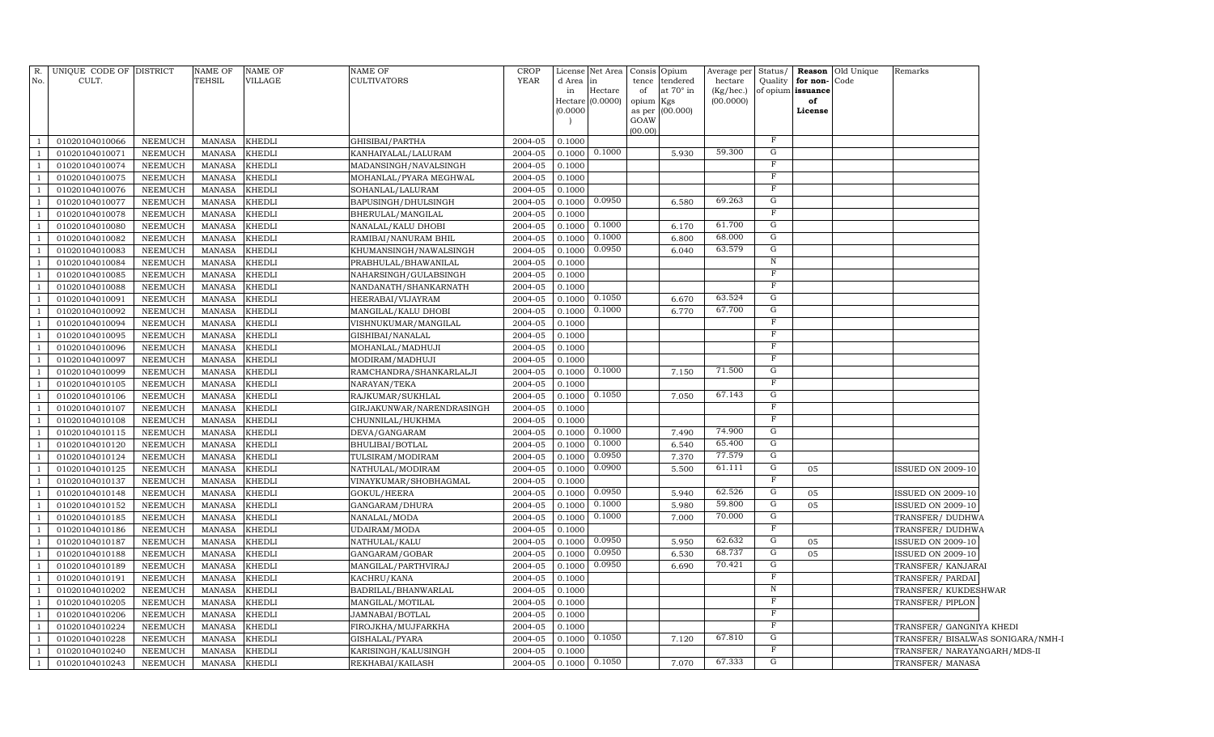| R. No. | UNIQUE CODE OF CULT. | DISTRICT | NAME OF TEHSIL | NAME OF VILLAGE | NAME OF CULTIVATORS | CROP YEAR | License d Area in Hectare (0.0000) | Net Area in Hectare (0.0000) | Consis tence of opium as per GOAW (00.00) | Opium tendered at 70° in Kgs (00.000) | Average per hectare (Kg/hec.) (00.0000) | Status/ Quality of opium | Reason for non-issuance of License | Old Unique Code | Remarks |
|---|---|---|---|---|---|---|---|---|---|---|---|---|---|---|---|
| 1 | 01020104010066 | NEEMUCH | MANASA | KHEDLI | GHISIBAI/PARTHA | 2004-05 | 0.1000 | | | | | F | | | |
| 1 | 01020104010071 | NEEMUCH | MANASA | KHEDLI | KANHAIYALAL/LALURAM | 2004-05 | 0.1000 | 0.1000 | | 5.930 | 59.300 | G | | | |
| 1 | 01020104010074 | NEEMUCH | MANASA | KHEDLI | MADANSINGH/NAVALSINGH | 2004-05 | 0.1000 | | | | | F | | | |
| 1 | 01020104010075 | NEEMUCH | MANASA | KHEDLI | MOHANLAL/PYARA MEGHWAL | 2004-05 | 0.1000 | | | | | F | | | |
| 1 | 01020104010076 | NEEMUCH | MANASA | KHEDLI | SOHANLAL/LALURAM | 2004-05 | 0.1000 | | | | | F | | | |
| 1 | 01020104010077 | NEEMUCH | MANASA | KHEDLI | BAPUSINGH/DHULSINGH | 2004-05 | 0.1000 | 0.0950 | | 6.580 | 69.263 | G | | | |
| 1 | 01020104010078 | NEEMUCH | MANASA | KHEDLI | BHERULAL/MANGILAL | 2004-05 | 0.1000 | | | | | F | | | |
| 1 | 01020104010080 | NEEMUCH | MANASA | KHEDLI | NANALAL/KALU DHOBI | 2004-05 | 0.1000 | 0.1000 | | 6.170 | 61.700 | G | | | |
| 1 | 01020104010082 | NEEMUCH | MANASA | KHEDLI | RAMIBAI/NANURAM BHIL | 2004-05 | 0.1000 | 0.1000 | | 6.800 | 68.000 | G | | | |
| 1 | 01020104010083 | NEEMUCH | MANASA | KHEDLI | KHUMANSINGH/NAWALSINGH | 2004-05 | 0.1000 | 0.0950 | | 6.040 | 63.579 | G | | | |
| 1 | 01020104010084 | NEEMUCH | MANASA | KHEDLI | PRABHULAL/BHAWANILAL | 2004-05 | 0.1000 | | | | | N | | | |
| 1 | 01020104010085 | NEEMUCH | MANASA | KHEDLI | NAHARSINGH/GULABSINGH | 2004-05 | 0.1000 | | | | | F | | | |
| 1 | 01020104010088 | NEEMUCH | MANASA | KHEDLI | NANDANATH/SHANKARNATH | 2004-05 | 0.1000 | | | | | F | | | |
| 1 | 01020104010091 | NEEMUCH | MANASA | KHEDLI | HEERABAI/VIJAYRAM | 2004-05 | 0.1000 | 0.1050 | | 6.670 | 63.524 | G | | | |
| 1 | 01020104010092 | NEEMUCH | MANASA | KHEDLI | MANGILAL/KALU DHOBI | 2004-05 | 0.1000 | 0.1000 | | 6.770 | 67.700 | G | | | |
| 1 | 01020104010094 | NEEMUCH | MANASA | KHEDLI | VISHNUKUMAR/MANGILAL | 2004-05 | 0.1000 | | | | | F | | | |
| 1 | 01020104010095 | NEEMUCH | MANASA | KHEDLI | GISHIBAI/NANALAL | 2004-05 | 0.1000 | | | | | F | | | |
| 1 | 01020104010096 | NEEMUCH | MANASA | KHEDLI | MOHANLAL/MADHUJI | 2004-05 | 0.1000 | | | | | F | | | |
| 1 | 01020104010097 | NEEMUCH | MANASA | KHEDLI | MODIRAM/MADHUJI | 2004-05 | 0.1000 | | | | | F | | | |
| 1 | 01020104010099 | NEEMUCH | MANASA | KHEDLI | RAMCHANDRA/SHANKARLALJI | 2004-05 | 0.1000 | 0.1000 | | 7.150 | 71.500 | G | | | |
| 1 | 01020104010105 | NEEMUCH | MANASA | KHEDLI | NARAYAN/TEKA | 2004-05 | 0.1000 | | | | | F | | | |
| 1 | 01020104010106 | NEEMUCH | MANASA | KHEDLI | RAJKUMAR/SUKHLAL | 2004-05 | 0.1000 | 0.1050 | | 7.050 | 67.143 | G | | | |
| 1 | 01020104010107 | NEEMUCH | MANASA | KHEDLI | GIRJAKUNWAR/NARENDRASINGH | 2004-05 | 0.1000 | | | | | F | | | |
| 1 | 01020104010108 | NEEMUCH | MANASA | KHEDLI | CHUNNILAL/HUKHMA | 2004-05 | 0.1000 | | | | | F | | | |
| 1 | 01020104010115 | NEEMUCH | MANASA | KHEDLI | DEVA/GANGARAM | 2004-05 | 0.1000 | 0.1000 | | 7.490 | 74.900 | G | | | |
| 1 | 01020104010120 | NEEMUCH | MANASA | KHEDLI | BHULIBAI/BOTLAL | 2004-05 | 0.1000 | 0.1000 | | 6.540 | 65.400 | G | | | |
| 1 | 01020104010124 | NEEMUCH | MANASA | KHEDLI | TULSIRAM/MODIRAM | 2004-05 | 0.1000 | 0.0950 | | 7.370 | 77.579 | G | | | |
| 1 | 01020104010125 | NEEMUCH | MANASA | KHEDLI | NATHULAL/MODIRAM | 2004-05 | 0.1000 | 0.0900 | | 5.500 | 61.111 | G | 05 | | ISSUED ON 2009-10 |
| 1 | 01020104010137 | NEEMUCH | MANASA | KHEDLI | VINAYKUMAR/SHOBHAGMAL | 2004-05 | 0.1000 | | | | | F | | | |
| 1 | 01020104010148 | NEEMUCH | MANASA | KHEDLI | GOKUL/HEERA | 2004-05 | 0.1000 | 0.0950 | | 5.940 | 62.526 | G | 05 | | ISSUED ON 2009-10 |
| 1 | 01020104010152 | NEEMUCH | MANASA | KHEDLI | GANGARAM/DHURA | 2004-05 | 0.1000 | 0.1000 | | 5.980 | 59.800 | G | 05 | | ISSUED ON 2009-10 |
| 1 | 01020104010185 | NEEMUCH | MANASA | KHEDLI | NANALAL/MODA | 2004-05 | 0.1000 | 0.1000 | | 7.000 | 70.000 | G | | | TRANSFER/ DUDHWA |
| 1 | 01020104010186 | NEEMUCH | MANASA | KHEDLI | UDAIRAM/MODA | 2004-05 | 0.1000 | | | | | F | | | TRANSFER/ DUDHWA |
| 1 | 01020104010187 | NEEMUCH | MANASA | KHEDLI | NATHULAL/KALU | 2004-05 | 0.1000 | 0.0950 | | 5.950 | 62.632 | G | 05 | | ISSUED ON 2009-10 |
| 1 | 01020104010188 | NEEMUCH | MANASA | KHEDLI | GANGARAM/GOBAR | 2004-05 | 0.1000 | 0.0950 | | 6.530 | 68.737 | G | 05 | | ISSUED ON 2009-10 |
| 1 | 01020104010189 | NEEMUCH | MANASA | KHEDLI | MANGILAL/PARTHVIRAJ | 2004-05 | 0.1000 | 0.0950 | | 6.690 | 70.421 | G | | | TRANSFER/ KANJARAI |
| 1 | 01020104010191 | NEEMUCH | MANASA | KHEDLI | KACHRU/KANA | 2004-05 | 0.1000 | | | | | F | | | TRANSFER/ PARDAI |
| 1 | 01020104010202 | NEEMUCH | MANASA | KHEDLI | BADRILAL/BHANWARLAL | 2004-05 | 0.1000 | | | | | N | | | TRANSFER/ KUKDESHWAR |
| 1 | 01020104010205 | NEEMUCH | MANASA | KHEDLI | MANGILAL/MOTILAL | 2004-05 | 0.1000 | | | | | F | | | TRANSFER/ PIPLON |
| 1 | 01020104010206 | NEEMUCH | MANASA | KHEDLI | JAMNABAI/BOTLAL | 2004-05 | 0.1000 | | | | | F | | | |
| 1 | 01020104010224 | NEEMUCH | MANASA | KHEDLI | FIROJKHA/MUJFARKHA | 2004-05 | 0.1000 | | | | | F | | | TRANSFER/ GANGNIYA KHEDI |
| 1 | 01020104010228 | NEEMUCH | MANASA | KHEDLI | GISHALAL/PYARA | 2004-05 | 0.1000 | 0.1050 | | 7.120 | 67.810 | G | | | TRANSFER/ BISALWAS SONIGARA/NMH-I |
| 1 | 01020104010240 | NEEMUCH | MANASA | KHEDLI | KARISINGH/KALUSINGH | 2004-05 | 0.1000 | | | | | F | | | TRANSFER/ NARAYANGARH/MDS-II |
| 1 | 01020104010243 | NEEMUCH | MANASA | KHEDLI | REKHABAI/KAILASH | 2004-05 | 0.1000 | 0.1050 | | 7.070 | 67.333 | G | | | TRANSFER/ MANASA |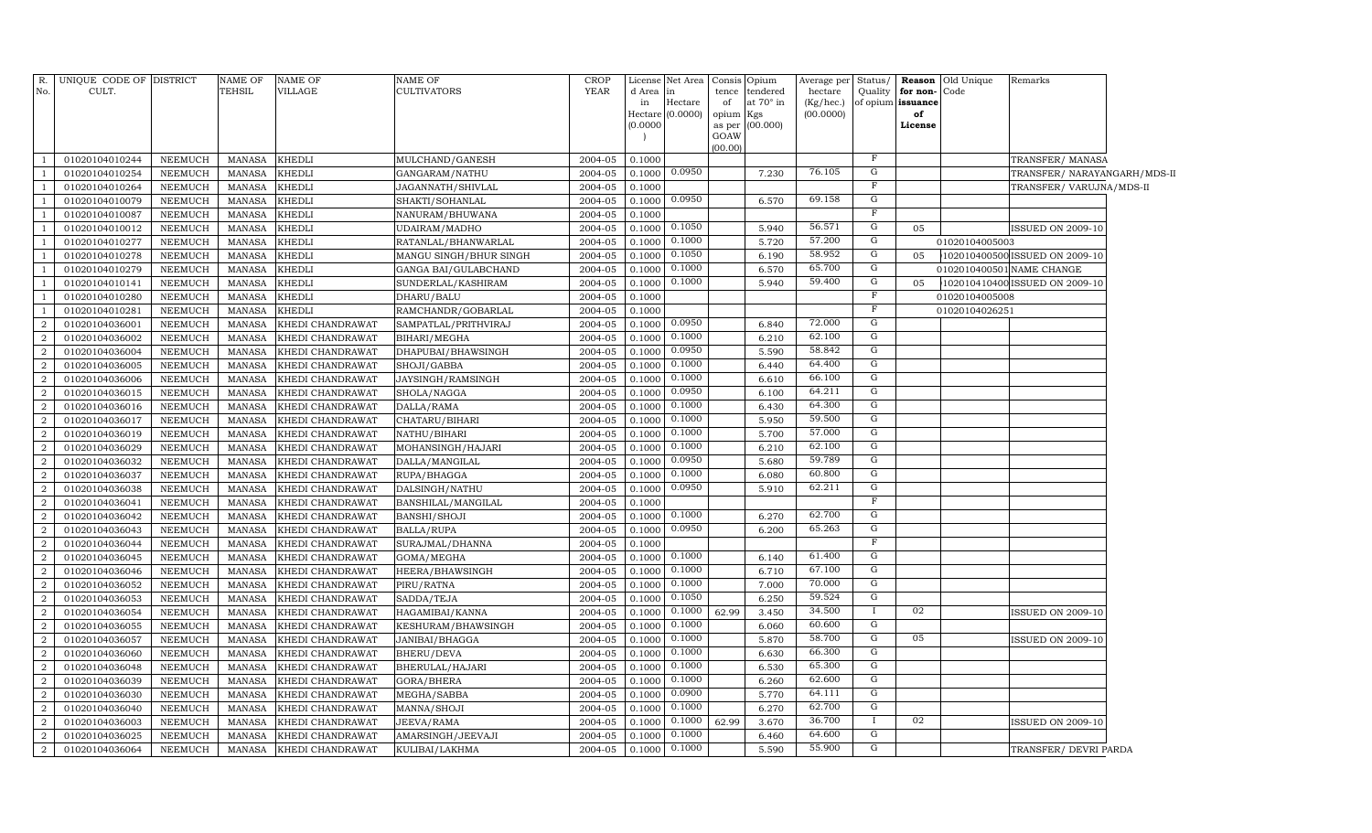| R. No. | UNIQUE CODE OF CULT. | DISTRICT | NAME OF TEHSIL | NAME OF VILLAGE | NAME OF CULTIVATORS | CROP YEAR | License d Area in Hectare (0.0000) | Net Area in Hectare (0.0000) | Consis tence of opium as per GOAW (00.00) | Opium tendered at 70° in Kgs (00.000) | Average per hectare (Kg/hec.) (00.0000) | Status/ Quality of opium | Reason for non-issuance of License | Old Unique Code | Remarks |
|---|---|---|---|---|---|---|---|---|---|---|---|---|---|---|---|
| 1 | 01020104010244 | NEEMUCH | MANASA | KHEDLI | MULCHAND/GANESH | 2004-05 | 0.1000 | | | | | F | | | TRANSFER/ MANASA |
| 1 | 01020104010254 | NEEMUCH | MANASA | KHEDLI | GANGARAM/NATHU | 2004-05 | 0.1000 | 0.0950 | | 7.230 | 76.105 | G | | | TRANSFER/ NARAYANGARH/MDS-II |
| 1 | 01020104010264 | NEEMUCH | MANASA | KHEDLI | JAGANNATH/SHIVLAL | 2004-05 | 0.1000 | | | | | F | | | TRANSFER/ VARUJNA/MDS-II |
| 1 | 01020104010079 | NEEMUCH | MANASA | KHEDLI | SHAKTI/SOHANLAL | 2004-05 | 0.1000 | 0.0950 | | 6.570 | 69.158 | G | | | |
| 1 | 01020104010087 | NEEMUCH | MANASA | KHEDLI | NANURAM/BHUWANA | 2004-05 | 0.1000 | | | | | F | | | |
| 1 | 01020104010012 | NEEMUCH | MANASA | KHEDLI | UDAIRAM/MADHO | 2004-05 | 0.1000 | 0.1050 | | 5.940 | 56.571 | G | 05 | | ISSUED ON 2009-10 |
| 1 | 01020104010277 | NEEMUCH | MANASA | KHEDLI | RATANLAL/BHANWARLAL | 2004-05 | 0.1000 | 0.1000 | | 5.720 | 57.200 | G | | 01020104005003 | |
| 1 | 01020104010278 | NEEMUCH | MANASA | KHEDLI | MANGU SINGH/BHUR SINGH | 2004-05 | 0.1000 | 0.1050 | | 6.190 | 58.952 | G | 05 | 102010400500 | ISSUED ON 2009-10 |
| 1 | 01020104010279 | NEEMUCH | MANASA | KHEDLI | GANGA BAI/GULABCHAND | 2004-05 | 0.1000 | 0.1000 | | 6.570 | 65.700 | G | | 0102010400501 | NAME CHANGE |
| 1 | 01020104010141 | NEEMUCH | MANASA | KHEDLI | SUNDERLAL/KASHIRAM | 2004-05 | 0.1000 | 0.1000 | | 5.940 | 59.400 | G | 05 | 102010410400 | ISSUED ON 2009-10 |
| 1 | 01020104010280 | NEEMUCH | MANASA | KHEDLI | DHARU/BALU | 2004-05 | 0.1000 | | | | | F | | 01020104005008 | |
| 1 | 01020104010281 | NEEMUCH | MANASA | KHEDLI | RAMCHANDR/GOBARLAL | 2004-05 | 0.1000 | | | | | F | | 01020104026251 | |
| 2 | 01020104036001 | NEEMUCH | MANASA | KHEDI CHANDRAWAT | SAMPATLAL/PRITHVIRAJ | 2004-05 | 0.1000 | 0.0950 | | 6.840 | 72.000 | G | | | |
| 2 | 01020104036002 | NEEMUCH | MANASA | KHEDI CHANDRAWAT | BIHARI/MEGHA | 2004-05 | 0.1000 | 0.1000 | | 6.210 | 62.100 | G | | | |
| 2 | 01020104036004 | NEEMUCH | MANASA | KHEDI CHANDRAWAT | DHAPUBAI/BHAWSINGH | 2004-05 | 0.1000 | 0.0950 | | 5.590 | 58.842 | G | | | |
| 2 | 01020104036005 | NEEMUCH | MANASA | KHEDI CHANDRAWAT | SHOJI/GABBA | 2004-05 | 0.1000 | 0.1000 | | 6.440 | 64.400 | G | | | |
| 2 | 01020104036006 | NEEMUCH | MANASA | KHEDI CHANDRAWAT | JAYSINGH/RAMSINGH | 2004-05 | 0.1000 | 0.1000 | | 6.610 | 66.100 | G | | | |
| 2 | 01020104036015 | NEEMUCH | MANASA | KHEDI CHANDRAWAT | SHOLA/NAGGA | 2004-05 | 0.1000 | 0.0950 | | 6.100 | 64.211 | G | | | |
| 2 | 01020104036016 | NEEMUCH | MANASA | KHEDI CHANDRAWAT | DALLA/RAMA | 2004-05 | 0.1000 | 0.1000 | | 6.430 | 64.300 | G | | | |
| 2 | 01020104036017 | NEEMUCH | MANASA | KHEDI CHANDRAWAT | CHATARU/BIHARI | 2004-05 | 0.1000 | 0.1000 | | 5.950 | 59.500 | G | | | |
| 2 | 01020104036019 | NEEMUCH | MANASA | KHEDI CHANDRAWAT | NATHU/BIHARI | 2004-05 | 0.1000 | 0.1000 | | 5.700 | 57.000 | G | | | |
| 2 | 01020104036029 | NEEMUCH | MANASA | KHEDI CHANDRAWAT | MOHANSINGH/HAJARI | 2004-05 | 0.1000 | 0.1000 | | 6.210 | 62.100 | G | | | |
| 2 | 01020104036032 | NEEMUCH | MANASA | KHEDI CHANDRAWAT | DALLA/MANGILAL | 2004-05 | 0.1000 | 0.0950 | | 5.680 | 59.789 | G | | | |
| 2 | 01020104036037 | NEEMUCH | MANASA | KHEDI CHANDRAWAT | RUPA/BHAGGA | 2004-05 | 0.1000 | 0.1000 | | 6.080 | 60.800 | G | | | |
| 2 | 01020104036038 | NEEMUCH | MANASA | KHEDI CHANDRAWAT | DALSINGH/NATHU | 2004-05 | 0.1000 | 0.0950 | | 5.910 | 62.211 | G | | | |
| 2 | 01020104036041 | NEEMUCH | MANASA | KHEDI CHANDRAWAT | BANSHILAL/MANGILAL | 2004-05 | 0.1000 | | | | | F | | | |
| 2 | 01020104036042 | NEEMUCH | MANASA | KHEDI CHANDRAWAT | BANSHI/SHOJI | 2004-05 | 0.1000 | 0.1000 | | 6.270 | 62.700 | G | | | |
| 2 | 01020104036043 | NEEMUCH | MANASA | KHEDI CHANDRAWAT | BALLA/RUPA | 2004-05 | 0.1000 | 0.0950 | | 6.200 | 65.263 | G | | | |
| 2 | 01020104036044 | NEEMUCH | MANASA | KHEDI CHANDRAWAT | SURAJMAL/DHANNA | 2004-05 | 0.1000 | | | | | F | | | |
| 2 | 01020104036045 | NEEMUCH | MANASA | KHEDI CHANDRAWAT | GOMA/MEGHA | 2004-05 | 0.1000 | 0.1000 | | 6.140 | 61.400 | G | | | |
| 2 | 01020104036046 | NEEMUCH | MANASA | KHEDI CHANDRAWAT | HEERA/BHAWSINGH | 2004-05 | 0.1000 | 0.1000 | | 6.710 | 67.100 | G | | | |
| 2 | 01020104036052 | NEEMUCH | MANASA | KHEDI CHANDRAWAT | PIRU/RATNA | 2004-05 | 0.1000 | 0.1000 | | 7.000 | 70.000 | G | | | |
| 2 | 01020104036053 | NEEMUCH | MANASA | KHEDI CHANDRAWAT | SADDA/TEJA | 2004-05 | 0.1000 | 0.1050 | | 6.250 | 59.524 | G | | | |
| 2 | 01020104036054 | NEEMUCH | MANASA | KHEDI CHANDRAWAT | HAGAMIBAI/KANNA | 2004-05 | 0.1000 | 0.1000 | 62.99 | 3.450 | 34.500 | I | 02 | | ISSUED ON 2009-10 |
| 2 | 01020104036055 | NEEMUCH | MANASA | KHEDI CHANDRAWAT | KESHURAM/BHAWSINGH | 2004-05 | 0.1000 | 0.1000 | | 6.060 | 60.600 | G | | | |
| 2 | 01020104036057 | NEEMUCH | MANASA | KHEDI CHANDRAWAT | JANIBAI/BHAGGA | 2004-05 | 0.1000 | 0.1000 | | 5.870 | 58.700 | G | 05 | | ISSUED ON 2009-10 |
| 2 | 01020104036060 | NEEMUCH | MANASA | KHEDI CHANDRAWAT | BHERU/DEVA | 2004-05 | 0.1000 | 0.1000 | | 6.630 | 66.300 | G | | | |
| 2 | 01020104036048 | NEEMUCH | MANASA | KHEDI CHANDRAWAT | BHERULAL/HAJARI | 2004-05 | 0.1000 | 0.1000 | | 6.530 | 65.300 | G | | | |
| 2 | 01020104036039 | NEEMUCH | MANASA | KHEDI CHANDRAWAT | GORA/BHERA | 2004-05 | 0.1000 | 0.1000 | | 6.260 | 62.600 | G | | | |
| 2 | 01020104036030 | NEEMUCH | MANASA | KHEDI CHANDRAWAT | MEGHA/SABBA | 2004-05 | 0.1000 | 0.0900 | | 5.770 | 64.111 | G | | | |
| 2 | 01020104036040 | NEEMUCH | MANASA | KHEDI CHANDRAWAT | MANNA/SHOJI | 2004-05 | 0.1000 | 0.1000 | | 6.270 | 62.700 | G | | | |
| 2 | 01020104036003 | NEEMUCH | MANASA | KHEDI CHANDRAWAT | JEEVA/RAMA | 2004-05 | 0.1000 | 0.1000 | 62.99 | 3.670 | 36.700 | I | 02 | | ISSUED ON 2009-10 |
| 2 | 01020104036025 | NEEMUCH | MANASA | KHEDI CHANDRAWAT | AMARSINGH/JEEVAJI | 2004-05 | 0.1000 | 0.1000 | | 6.460 | 64.600 | G | | | |
| 2 | 01020104036064 | NEEMUCH | MANASA | KHEDI CHANDRAWAT | KULIBAI/LAKHMA | 2004-05 | 0.1000 | 0.1000 | | 5.590 | 55.900 | G | | | TRANSFER/ DEVRI PARDA |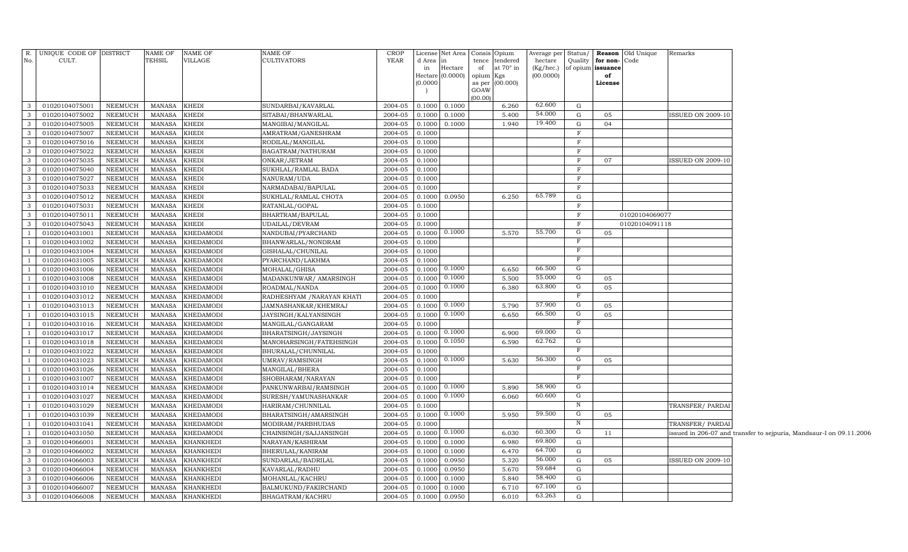| R. No. | UNIQUE CODE OF CULT. | DISTRICT | NAME OF TEHSIL | NAME OF VILLAGE | NAME OF CULTIVATORS | CROP YEAR | License d Area in Hectare (0.0000) | Net Area in Hectare (0.0000) | Consis tence of opium as per GOAW (00.00) | Opium tendered at 70° in Kgs (00.000) | Average per hectare (Kg/hec.) (00.0000) | Status/ Quality of opium | Reason for non-issuance of License | Old Unique Code | Remarks |
|---|---|---|---|---|---|---|---|---|---|---|---|---|---|---|---|
| 3 | 01020104075001 | NEEMUCH | MANASA | KHEDI | SUNDARBAI/KAVARLAL | 2004-05 | 0.1000 | 0.1000 | | 6.260 | 62.600 | G | | | |
| 3 | 01020104075002 | NEEMUCH | MANASA | KHEDI | SITABAI/BHANWARLAL | 2004-05 | 0.1000 | 0.1000 | | 5.400 | 54.000 | G | 05 | | ISSUED ON 2009-10 |
| 3 | 01020104075005 | NEEMUCH | MANASA | KHEDI | MANGIBAI/MANGILAL | 2004-05 | 0.1000 | 0.1000 | | 1.940 | 19.400 | G | 04 | | |
| 3 | 01020104075007 | NEEMUCH | MANASA | KHEDI | AMRATRAM/GANESHRAM | 2004-05 | 0.1000 | | | | | F | | | |
| 3 | 01020104075016 | NEEMUCH | MANASA | KHEDI | RODILAL/MANGILAL | 2004-05 | 0.1000 | | | | | F | | | |
| 3 | 01020104075022 | NEEMUCH | MANASA | KHEDI | BAGATRAM/NATHURAM | 2004-05 | 0.1000 | | | | | F | | | |
| 3 | 01020104075035 | NEEMUCH | MANASA | KHEDI | ONKAR/JETRAM | 2004-05 | 0.1000 | | | | | F | 07 | | ISSUED ON 2009-10 |
| 3 | 01020104075040 | NEEMUCH | MANASA | KHEDI | SUKHLAL/RAMLAL BADA | 2004-05 | 0.1000 | | | | | F | | | |
| 3 | 01020104075027 | NEEMUCH | MANASA | KHEDI | NANURAM/UDA | 2004-05 | 0.1000 | | | | | F | | | |
| 3 | 01020104075033 | NEEMUCH | MANASA | KHEDI | NARMADABAI/BAPULAL | 2004-05 | 0.1000 | | | | | F | | | |
| 3 | 01020104075012 | NEEMUCH | MANASA | KHEDI | SUKHLAL/RAMLAL CHOTA | 2004-05 | 0.1000 | 0.0950 | | 6.250 | 65.789 | G | | | |
| 3 | 01020104075031 | NEEMUCH | MANASA | KHEDI | RATANLAL/GOPAL | 2004-05 | 0.1000 | | | | | F | | | |
| 3 | 01020104075011 | NEEMUCH | MANASA | KHEDI | BHARTRAM/BAPULAL | 2004-05 | 0.1000 | | | | | F | | 01020104069077 | |
| 3 | 01020104075043 | NEEMUCH | MANASA | KHEDI | UDAILAL/DEVRAM | 2004-05 | 0.1000 | | | | | F | | 01020104091118 | |
| 1 | 01020104031001 | NEEMUCH | MANASA | KHEDAMODI | NANDUBAI/PYARCHAND | 2004-05 | 0.1000 | 0.1000 | | 5.570 | 55.700 | G | 05 | | |
| 1 | 01020104031002 | NEEMUCH | MANASA | KHEDAMODI | BHANWARLAL/NONDRAM | 2004-05 | 0.1000 | | | | | F | | | |
| 1 | 01020104031004 | NEEMUCH | MANASA | KHEDAMODI | GISHALAL/CHUNILAL | 2004-05 | 0.1000 | | | | | F | | | |
| 1 | 01020104031005 | NEEMUCH | MANASA | KHEDAMODI | PYARCHAND/LAKHMA | 2004-05 | 0.1000 | | | | | F | | | |
| 1 | 01020104031006 | NEEMUCH | MANASA | KHEDAMODI | MOHALAL/GHISA | 2004-05 | 0.1000 | 0.1000 | | 6.650 | 66.500 | G | | | |
| 1 | 01020104031008 | NEEMUCH | MANASA | KHEDAMODI | MADANKUNWAR/ AMARSINGH | 2004-05 | 0.1000 | 0.1000 | | 5.500 | 55.000 | G | 05 | | |
| 1 | 01020104031010 | NEEMUCH | MANASA | KHEDAMODI | ROADMAL/NANDA | 2004-05 | 0.1000 | 0.1000 | | 6.380 | 63.800 | G | 05 | | |
| 1 | 01020104031012 | NEEMUCH | MANASA | KHEDAMODI | RADHESHYAM /NARAYAN KHATI | 2004-05 | 0.1000 | | | | | F | | | |
| 1 | 01020104031013 | NEEMUCH | MANASA | KHEDAMODI | JAMNASHANKAR/KHEMRAJ | 2004-05 | 0.1000 | 0.1000 | | 5.790 | 57.900 | G | 05 | | |
| 1 | 01020104031015 | NEEMUCH | MANASA | KHEDAMODI | JAYSINGH/KALYANSINGH | 2004-05 | 0.1000 | 0.1000 | | 6.650 | 66.500 | G | 05 | | |
| 1 | 01020104031016 | NEEMUCH | MANASA | KHEDAMODI | MANGILAL/GANGARAM | 2004-05 | 0.1000 | | | | | F | | | |
| 1 | 01020104031017 | NEEMUCH | MANASA | KHEDAMODI | BHARATSINGH/JAYSINGH | 2004-05 | 0.1000 | 0.1000 | | 6.900 | 69.000 | G | | | |
| 1 | 01020104031018 | NEEMUCH | MANASA | KHEDAMODI | MANOHARSINGH/FATEHSINGH | 2004-05 | 0.1000 | 0.1050 | | 6.590 | 62.762 | G | | | |
| 1 | 01020104031022 | NEEMUCH | MANASA | KHEDAMODI | BHURALAL/CHUNNILAL | 2004-05 | 0.1000 | | | | | F | | | |
| 1 | 01020104031023 | NEEMUCH | MANASA | KHEDAMODI | UMRAV/RAMSINGH | 2004-05 | 0.1000 | 0.1000 | | 5.630 | 56.300 | G | 05 | | |
| 1 | 01020104031026 | NEEMUCH | MANASA | KHEDAMODI | MANGILAL/BHERA | 2004-05 | 0.1000 | | | | | F | | | |
| 1 | 01020104031007 | NEEMUCH | MANASA | KHEDAMODI | SHOBHARAM/NARAYAN | 2004-05 | 0.1000 | | | | | F | | | |
| 1 | 01020104031014 | NEEMUCH | MANASA | KHEDAMODI | PANKUNWARBAI/RAMSINGH | 2004-05 | 0.1000 | 0.1000 | | 5.890 | 58.900 | G | | | |
| 1 | 01020104031027 | NEEMUCH | MANASA | KHEDAMODI | SURESH/YAMUNASHANKAR | 2004-05 | 0.1000 | 0.1000 | | 6.060 | 60.600 | G | | | |
| 1 | 01020104031029 | NEEMUCH | MANASA | KHEDAMODI | HARIRAM/CHUNNILAL | 2004-05 | 0.1000 | | | | | N | | | TRANSFER/ PARDAI |
| 1 | 01020104031039 | NEEMUCH | MANASA | KHEDAMODI | BHARATSINGH/AMARSINGH | 2004-05 | 0.1000 | 0.1000 | | 5.950 | 59.500 | G | 05 | | |
| 1 | 01020104031041 | NEEMUCH | MANASA | KHEDAMODI | MODIRAM/PARBHUDAS | 2004-05 | 0.1000 | | | | | N | | | TRANSFER/ PARDAI |
| 1 | 01020104031050 | NEEMUCH | MANASA | KHEDAMODI | CHAINSINGH/SAJJANSINGH | 2004-05 | 0.1000 | 0.1000 | | 6.030 | 60.300 | G | 11 | | issued in 206-07 and transfer to sejpuria, Mandsaur-I on 09.11.2006 |
| 3 | 01020104066001 | NEEMUCH | MANASA | KHANKHEDI | NARAYAN/KASHIRAM | 2004-05 | 0.1000 | 0.1000 | | 6.980 | 69.800 | G | | | |
| 3 | 01020104066002 | NEEMUCH | MANASA | KHANKHEDI | BHERULAL/KANIRAM | 2004-05 | 0.1000 | 0.1000 | | 6.470 | 64.700 | G | | | |
| 3 | 01020104066003 | NEEMUCH | MANASA | KHANKHEDI | SUNDARLAL/BADRILAL | 2004-05 | 0.1000 | 0.0950 | | 5.320 | 56.000 | G | 05 | | ISSUED ON 2009-10 |
| 3 | 01020104066004 | NEEMUCH | MANASA | KHANKHEDI | KAVARLAL/RADHU | 2004-05 | 0.1000 | 0.0950 | | 5.670 | 59.684 | G | | | |
| 3 | 01020104066006 | NEEMUCH | MANASA | KHANKHEDI | MOHANLAL/KACHRU | 2004-05 | 0.1000 | 0.1000 | | 5.840 | 58.400 | G | | | |
| 3 | 01020104066007 | NEEMUCH | MANASA | KHANKHEDI | BALMUKUND/FAKIRCHAND | 2004-05 | 0.1000 | 0.1000 | | 6.710 | 67.100 | G | | | |
| 3 | 01020104066008 | NEEMUCH | MANASA | KHANKHEDI | BHAGATRAM/KACHRU | 2004-05 | 0.1000 | 0.0950 | | 6.010 | 63.263 | G | | | |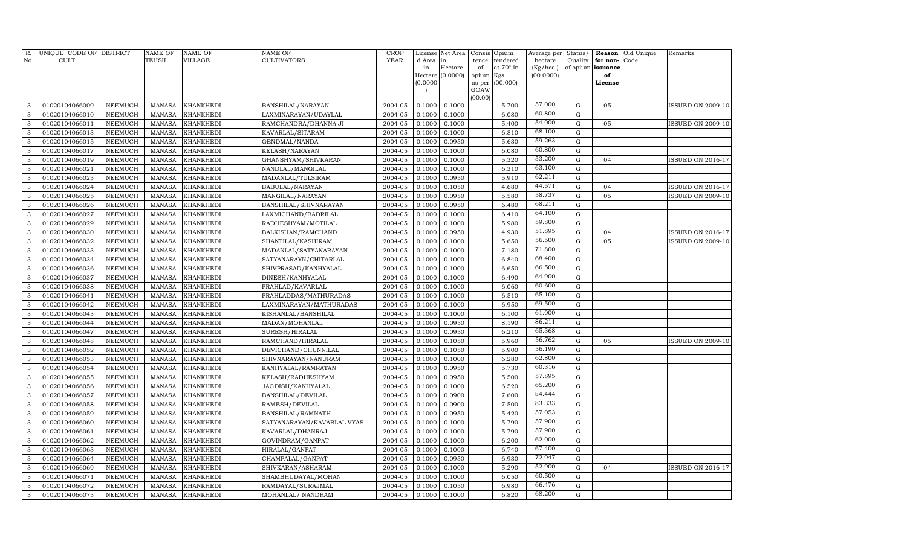| R. No. | UNIQUE CODE OF CULT. | DISTRICT | NAME OF TEHSIL | NAME OF VILLAGE | NAME OF CULTIVATORS | CROP YEAR | License d Area in Hectare (0.0000) | Net Area in Hectare (0.0000) | Consis tence of opium as per GOAW (00.00) | Opium tendered at 70° in Kgs (00.000) | Average per hectare (Kg/hec.) (00.0000) | Status/ Quality of opium | Reason for non-issuance of License | Old Unique Code | Remarks |
|---|---|---|---|---|---|---|---|---|---|---|---|---|---|---|---|
| 3 | 01020104066009 | NEEMUCH | MANASA | KHANKHEDI | BANSHILAL/NARAYAN | 2004-05 | 0.1000 | 0.1000 | | 5.700 | 57.000 | G | 05 | | ISSUED ON 2009-10 |
| 3 | 01020104066010 | NEEMUCH | MANASA | KHANKHEDI | LAXMINARAYAN/UDAYLAL | 2004-05 | 0.1000 | 0.1000 | | 6.080 | 60.800 | G | | | |
| 3 | 01020104066011 | NEEMUCH | MANASA | KHANKHEDI | RAMCHANDRA/DHANNA JI | 2004-05 | 0.1000 | 0.1000 | | 5.400 | 54.000 | G | 05 | | ISSUED ON 2009-10 |
| 3 | 01020104066013 | NEEMUCH | MANASA | KHANKHEDI | KAVARLAL/SITARAM | 2004-05 | 0.1000 | 0.1000 | | 6.810 | 68.100 | G | | | |
| 3 | 01020104066015 | NEEMUCH | MANASA | KHANKHEDI | GENDMAL/NANDA | 2004-05 | 0.1000 | 0.0950 | | 5.630 | 59.263 | G | | | |
| 3 | 01020104066017 | NEEMUCH | MANASA | KHANKHEDI | KELASH/NARAYAN | 2004-05 | 0.1000 | 0.1000 | | 6.080 | 60.800 | G | | | |
| 3 | 01020104066019 | NEEMUCH | MANASA | KHANKHEDI | GHANSHYAM/SHIVKARAN | 2004-05 | 0.1000 | 0.1000 | | 5.320 | 53.200 | G | 04 | | ISSUED ON 2016-17 |
| 3 | 01020104066021 | NEEMUCH | MANASA | KHANKHEDI | NANDLAL/MANGILAL | 2004-05 | 0.1000 | 0.1000 | | 6.310 | 63.100 | G | | | |
| 3 | 01020104066023 | NEEMUCH | MANASA | KHANKHEDI | MADANLAL/TULSIRAM | 2004-05 | 0.1000 | 0.0950 | | 5.910 | 62.211 | G | | | |
| 3 | 01020104066024 | NEEMUCH | MANASA | KHANKHEDI | BABULAL/NARAYAN | 2004-05 | 0.1000 | 0.1050 | | 4.680 | 44.571 | G | 04 | | ISSUED ON 2016-17 |
| 3 | 01020104066025 | NEEMUCH | MANASA | KHANKHEDI | MANGILAL/NARAYAN | 2004-05 | 0.1000 | 0.0950 | | 5.580 | 58.737 | G | 05 | | ISSUED ON 2009-10 |
| 3 | 01020104066026 | NEEMUCH | MANASA | KHANKHEDI | BANSHILAL/SHIVNARAYAN | 2004-05 | 0.1000 | 0.0950 | | 6.480 | 68.211 | G | | | |
| 3 | 01020104066027 | NEEMUCH | MANASA | KHANKHEDI | LAXMICHAND/BADRILAL | 2004-05 | 0.1000 | 0.1000 | | 6.410 | 64.100 | G | | | |
| 3 | 01020104066029 | NEEMUCH | MANASA | KHANKHEDI | RADHESHYAM/MOTILAL | 2004-05 | 0.1000 | 0.1000 | | 5.980 | 59.800 | G | | | |
| 3 | 01020104066030 | NEEMUCH | MANASA | KHANKHEDI | BALKISHAN/RAMCHAND | 2004-05 | 0.1000 | 0.0950 | | 4.930 | 51.895 | G | 04 | | ISSUED ON 2016-17 |
| 3 | 01020104066032 | NEEMUCH | MANASA | KHANKHEDI | SHANTILAL/KASHIRAM | 2004-05 | 0.1000 | 0.1000 | | 5.650 | 56.500 | G | 05 | | ISSUED ON 2009-10 |
| 3 | 01020104066033 | NEEMUCH | MANASA | KHANKHEDI | MADANLAL/SATYANARAYAN | 2004-05 | 0.1000 | 0.1000 | | 7.180 | 71.800 | G | | | |
| 3 | 01020104066034 | NEEMUCH | MANASA | KHANKHEDI | SATYANARAYN/CHITARLAL | 2004-05 | 0.1000 | 0.1000 | | 6.840 | 68.400 | G | | | |
| 3 | 01020104066036 | NEEMUCH | MANASA | KHANKHEDI | SHIVPRASAD/KANHYALAL | 2004-05 | 0.1000 | 0.1000 | | 6.650 | 66.500 | G | | | |
| 3 | 01020104066037 | NEEMUCH | MANASA | KHANKHEDI | DINESH/KANHYALAL | 2004-05 | 0.1000 | 0.1000 | | 6.490 | 64.900 | G | | | |
| 3 | 01020104066038 | NEEMUCH | MANASA | KHANKHEDI | PRAHLAD/KAVARLAL | 2004-05 | 0.1000 | 0.1000 | | 6.060 | 60.600 | G | | | |
| 3 | 01020104066041 | NEEMUCH | MANASA | KHANKHEDI | PRAHLADDAS/MATHURADAS | 2004-05 | 0.1000 | 0.1000 | | 6.510 | 65.100 | G | | | |
| 3 | 01020104066042 | NEEMUCH | MANASA | KHANKHEDI | LAXMINARAYAN/MATHURADAS | 2004-05 | 0.1000 | 0.1000 | | 6.950 | 69.500 | G | | | |
| 3 | 01020104066043 | NEEMUCH | MANASA | KHANKHEDI | KISHANLAL/BANSHILAL | 2004-05 | 0.1000 | 0.1000 | | 6.100 | 61.000 | G | | | |
| 3 | 01020104066044 | NEEMUCH | MANASA | KHANKHEDI | MADAN/MOHANLAL | 2004-05 | 0.1000 | 0.0950 | | 8.190 | 86.211 | G | | | |
| 3 | 01020104066047 | NEEMUCH | MANASA | KHANKHEDI | SURESH/HIRALAL | 2004-05 | 0.1000 | 0.0950 | | 6.210 | 65.368 | G | | | |
| 3 | 01020104066048 | NEEMUCH | MANASA | KHANKHEDI | RAMCHAND/HIRALAL | 2004-05 | 0.1000 | 0.1050 | | 5.960 | 56.762 | G | 05 | | ISSUED ON 2009-10 |
| 3 | 01020104066052 | NEEMUCH | MANASA | KHANKHEDI | DEVICHAND/CHUNNILAL | 2004-05 | 0.1000 | 0.1050 | | 5.900 | 56.190 | G | | | |
| 3 | 01020104066053 | NEEMUCH | MANASA | KHANKHEDI | SHIVNARAYAN/NANURAM | 2004-05 | 0.1000 | 0.1000 | | 6.280 | 62.800 | G | | | |
| 3 | 01020104066054 | NEEMUCH | MANASA | KHANKHEDI | KANHYALAL/RAMRATAN | 2004-05 | 0.1000 | 0.0950 | | 5.730 | 60.316 | G | | | |
| 3 | 01020104066055 | NEEMUCH | MANASA | KHANKHEDI | KELASH/RADHESHYAM | 2004-05 | 0.1000 | 0.0950 | | 5.500 | 57.895 | G | | | |
| 3 | 01020104066056 | NEEMUCH | MANASA | KHANKHEDI | JAGDISH/KANHYALAL | 2004-05 | 0.1000 | 0.1000 | | 6.520 | 65.200 | G | | | |
| 3 | 01020104066057 | NEEMUCH | MANASA | KHANKHEDI | BANSHILAL/DEVILAL | 2004-05 | 0.1000 | 0.0900 | | 7.600 | 84.444 | G | | | |
| 3 | 01020104066058 | NEEMUCH | MANASA | KHANKHEDI | RAMESH/DEVILAL | 2004-05 | 0.1000 | 0.0900 | | 7.500 | 83.333 | G | | | |
| 3 | 01020104066059 | NEEMUCH | MANASA | KHANKHEDI | BANSHILAL/RAMNATH | 2004-05 | 0.1000 | 0.0950 | | 5.420 | 57.053 | G | | | |
| 3 | 01020104066060 | NEEMUCH | MANASA | KHANKHEDI | SATYANARAYAN/KAVARLAL VYAS | 2004-05 | 0.1000 | 0.1000 | | 5.790 | 57.900 | G | | | |
| 3 | 01020104066061 | NEEMUCH | MANASA | KHANKHEDI | KAVARLAL/DHANRAJ | 2004-05 | 0.1000 | 0.1000 | | 5.790 | 57.900 | G | | | |
| 3 | 01020104066062 | NEEMUCH | MANASA | KHANKHEDI | GOVINDRAM/GANPAT | 2004-05 | 0.1000 | 0.1000 | | 6.200 | 62.000 | G | | | |
| 3 | 01020104066063 | NEEMUCH | MANASA | KHANKHEDI | HIRALAL/GANPAT | 2004-05 | 0.1000 | 0.1000 | | 6.740 | 67.400 | G | | | |
| 3 | 01020104066064 | NEEMUCH | MANASA | KHANKHEDI | CHAMPALAL/GANPAT | 2004-05 | 0.1000 | 0.0950 | | 6.930 | 72.947 | G | | | |
| 3 | 01020104066069 | NEEMUCH | MANASA | KHANKHEDI | SHIVKARAN/ASHARAM | 2004-05 | 0.1000 | 0.1000 | | 5.290 | 52.900 | G | 04 | | ISSUED ON 2016-17 |
| 3 | 01020104066071 | NEEMUCH | MANASA | KHANKHEDI | SHAMBHUDAYAL/MOHAN | 2004-05 | 0.1000 | 0.1000 | | 6.050 | 60.500 | G | | | |
| 3 | 01020104066072 | NEEMUCH | MANASA | KHANKHEDI | RAMDAYAL/SURAJMAL | 2004-05 | 0.1000 | 0.1050 | | 6.980 | 66.476 | G | | | |
| 3 | 01020104066073 | NEEMUCH | MANASA | KHANKHEDI | MOHANLAL/ NANDRAM | 2004-05 | 0.1000 | 0.1000 | | 6.820 | 68.200 | G | | | |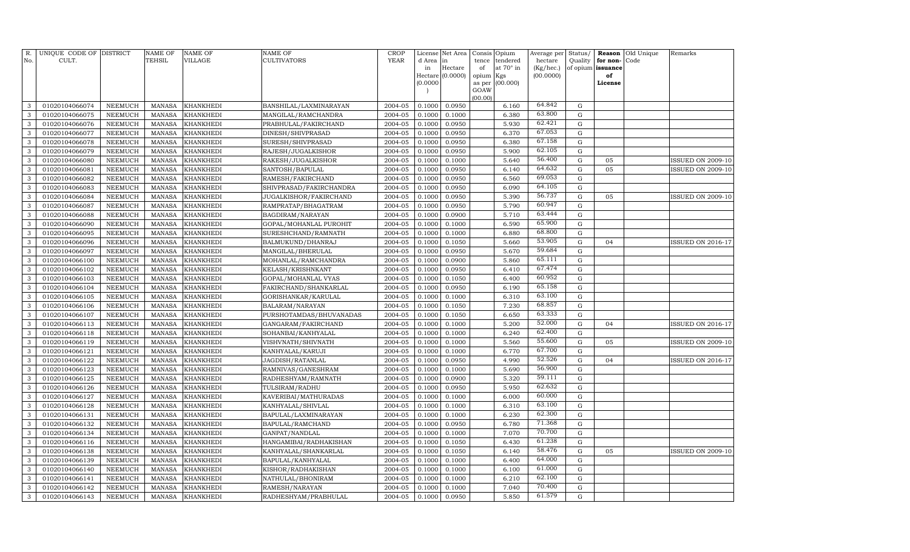| R. No. | UNIQUE CODE OF CULT. | DISTRICT | NAME OF TEHSIL | NAME OF VILLAGE | NAME OF CULTIVATORS | CROP YEAR | License d Area in Hectare (0.0000) | Net Area in Hectare (0.0000) | Consis tence of opium as per GOAW (00.00) | Opium tendered at 70° in Kgs (00.000) | Average per hectare (Kg/hec.) (00.0000) | Status/ Quality of opium | Reason for non-issuance of License | Old Unique Code | Remarks |
|---|---|---|---|---|---|---|---|---|---|---|---|---|---|---|---|
| 3 | 01020104066074 | NEEMUCH | MANASA | KHANKHEDI | BANSHILAL/LAXMINARAYAN | 2004-05 | 0.1000 | 0.0950 | | 6.160 | 64.842 | G | | | |
| 3 | 01020104066075 | NEEMUCH | MANASA | KHANKHEDI | MANGILAL/RAMCHANDRA | 2004-05 | 0.1000 | 0.1000 | | 6.380 | 63.800 | G | | | |
| 3 | 01020104066076 | NEEMUCH | MANASA | KHANKHEDI | PRABHULAL/FAKIRCHAND | 2004-05 | 0.1000 | 0.0950 | | 5.930 | 62.421 | G | | | |
| 3 | 01020104066077 | NEEMUCH | MANASA | KHANKHEDI | DINESH/SHIVPRASAD | 2004-05 | 0.1000 | 0.0950 | | 6.370 | 67.053 | G | | | |
| 3 | 01020104066078 | NEEMUCH | MANASA | KHANKHEDI | SURESH/SHIVPRASAD | 2004-05 | 0.1000 | 0.0950 | | 6.380 | 67.158 | G | | | |
| 3 | 01020104066079 | NEEMUCH | MANASA | KHANKHEDI | RAJESH/JUGALKISHOR | 2004-05 | 0.1000 | 0.0950 | | 5.900 | 62.105 | G | | | |
| 3 | 01020104066080 | NEEMUCH | MANASA | KHANKHEDI | RAKESH/JUGALKISHOR | 2004-05 | 0.1000 | 0.1000 | | 5.640 | 56.400 | G | 05 | | ISSUED ON 2009-10 |
| 3 | 01020104066081 | NEEMUCH | MANASA | KHANKHEDI | SANTOSH/BAPULAL | 2004-05 | 0.1000 | 0.0950 | | 6.140 | 64.632 | G | 05 | | ISSUED ON 2009-10 |
| 3 | 01020104066082 | NEEMUCH | MANASA | KHANKHEDI | RAMESH/FAKIRCHAND | 2004-05 | 0.1000 | 0.0950 | | 6.560 | 69.053 | G | | | |
| 3 | 01020104066083 | NEEMUCH | MANASA | KHANKHEDI | SHIVPRASAD/FAKIRCHANDRA | 2004-05 | 0.1000 | 0.0950 | | 6.090 | 64.105 | G | | | |
| 3 | 01020104066084 | NEEMUCH | MANASA | KHANKHEDI | JUGALKISHOR/FAKIRCHAND | 2004-05 | 0.1000 | 0.0950 | | 5.390 | 56.737 | G | 05 | | ISSUED ON 2009-10 |
| 3 | 01020104066087 | NEEMUCH | MANASA | KHANKHEDI | RAMPRATAP/BHAGATRAM | 2004-05 | 0.1000 | 0.0950 | | 5.790 | 60.947 | G | | | |
| 3 | 01020104066088 | NEEMUCH | MANASA | KHANKHEDI | BAGDIRAM/NARAYAN | 2004-05 | 0.1000 | 0.0900 | | 5.710 | 63.444 | G | | | |
| 3 | 01020104066090 | NEEMUCH | MANASA | KHANKHEDI | GOPAL/MOHANLAL PUROHIT | 2004-05 | 0.1000 | 0.1000 | | 6.590 | 65.900 | G | | | |
| 3 | 01020104066095 | NEEMUCH | MANASA | KHANKHEDI | SURESHCHAND/RAMNATH | 2004-05 | 0.1000 | 0.1000 | | 6.880 | 68.800 | G | | | |
| 3 | 01020104066096 | NEEMUCH | MANASA | KHANKHEDI | BALMUKUND/DHANRAJ | 2004-05 | 0.1000 | 0.1050 | | 5.660 | 53.905 | G | 04 | | ISSUED ON 2016-17 |
| 3 | 01020104066097 | NEEMUCH | MANASA | KHANKHEDI | MANGILAL/BHERULAL | 2004-05 | 0.1000 | 0.0950 | | 5.670 | 59.684 | G | | | |
| 3 | 01020104066100 | NEEMUCH | MANASA | KHANKHEDI | MOHANLAL/RAMCHANDRA | 2004-05 | 0.1000 | 0.0900 | | 5.860 | 65.111 | G | | | |
| 3 | 01020104066102 | NEEMUCH | MANASA | KHANKHEDI | KELASH/KRISHNKANT | 2004-05 | 0.1000 | 0.0950 | | 6.410 | 67.474 | G | | | |
| 3 | 01020104066103 | NEEMUCH | MANASA | KHANKHEDI | GOPAL/MOHANLAL VYAS | 2004-05 | 0.1000 | 0.1050 | | 6.400 | 60.952 | G | | | |
| 3 | 01020104066104 | NEEMUCH | MANASA | KHANKHEDI | FAKIRCHAND/SHANKARLAL | 2004-05 | 0.1000 | 0.0950 | | 6.190 | 65.158 | G | | | |
| 3 | 01020104066105 | NEEMUCH | MANASA | KHANKHEDI | GORISHANKAR/KARULAL | 2004-05 | 0.1000 | 0.1000 | | 6.310 | 63.100 | G | | | |
| 3 | 01020104066106 | NEEMUCH | MANASA | KHANKHEDI | BALARAM/NARAYAN | 2004-05 | 0.1000 | 0.1050 | | 7.230 | 68.857 | G | | | |
| 3 | 01020104066107 | NEEMUCH | MANASA | KHANKHEDI | PURSHOTAMDAS/BHUVANADAS | 2004-05 | 0.1000 | 0.1050 | | 6.650 | 63.333 | G | | | |
| 3 | 01020104066113 | NEEMUCH | MANASA | KHANKHEDI | GANGARAM/FAKIRCHAND | 2004-05 | 0.1000 | 0.1000 | | 5.200 | 52.000 | G | 04 | | ISSUED ON 2016-17 |
| 3 | 01020104066118 | NEEMUCH | MANASA | KHANKHEDI | SOHANBAI/KANHYALAL | 2004-05 | 0.1000 | 0.1000 | | 6.240 | 62.400 | G | | | |
| 3 | 01020104066119 | NEEMUCH | MANASA | KHANKHEDI | VISHVNATH/SHIVNATH | 2004-05 | 0.1000 | 0.1000 | | 5.560 | 55.600 | G | 05 | | ISSUED ON 2009-10 |
| 3 | 01020104066121 | NEEMUCH | MANASA | KHANKHEDI | KANHYALAL/KARUJI | 2004-05 | 0.1000 | 0.1000 | | 6.770 | 67.700 | G | | | |
| 3 | 01020104066122 | NEEMUCH | MANASA | KHANKHEDI | JAGDISH/RATANLAL | 2004-05 | 0.1000 | 0.0950 | | 4.990 | 52.526 | G | 04 | | ISSUED ON 2016-17 |
| 3 | 01020104066123 | NEEMUCH | MANASA | KHANKHEDI | RAMNIVAS/GANESHRAM | 2004-05 | 0.1000 | 0.1000 | | 5.690 | 56.900 | G | | | |
| 3 | 01020104066125 | NEEMUCH | MANASA | KHANKHEDI | RADHESHYAM/RAMNATH | 2004-05 | 0.1000 | 0.0900 | | 5.320 | 59.111 | G | | | |
| 3 | 01020104066126 | NEEMUCH | MANASA | KHANKHEDI | TULSIRAM/RADHU | 2004-05 | 0.1000 | 0.0950 | | 5.950 | 62.632 | G | | | |
| 3 | 01020104066127 | NEEMUCH | MANASA | KHANKHEDI | KAVERIBAI/MATHURADAS | 2004-05 | 0.1000 | 0.1000 | | 6.000 | 60.000 | G | | | |
| 3 | 01020104066128 | NEEMUCH | MANASA | KHANKHEDI | KANHYALAL/SHIVLAL | 2004-05 | 0.1000 | 0.1000 | | 6.310 | 63.100 | G | | | |
| 3 | 01020104066131 | NEEMUCH | MANASA | KHANKHEDI | BAPULAL/LAXMINARAYAN | 2004-05 | 0.1000 | 0.1000 | | 6.230 | 62.300 | G | | | |
| 3 | 01020104066132 | NEEMUCH | MANASA | KHANKHEDI | BAPULAL/RAMCHAND | 2004-05 | 0.1000 | 0.0950 | | 6.780 | 71.368 | G | | | |
| 3 | 01020104066134 | NEEMUCH | MANASA | KHANKHEDI | GANPAT/NANDLAL | 2004-05 | 0.1000 | 0.1000 | | 7.070 | 70.700 | G | | | |
| 3 | 01020104066116 | NEEMUCH | MANASA | KHANKHEDI | HANGAMIBAI/RADHAKISHAN | 2004-05 | 0.1000 | 0.1050 | | 6.430 | 61.238 | G | | | |
| 3 | 01020104066138 | NEEMUCH | MANASA | KHANKHEDI | KANHYALAL/SHANKARLAL | 2004-05 | 0.1000 | 0.1050 | | 6.140 | 58.476 | G | 05 | | ISSUED ON 2009-10 |
| 3 | 01020104066139 | NEEMUCH | MANASA | KHANKHEDI | BAPULAL/KANHYALAL | 2004-05 | 0.1000 | 0.1000 | | 6.400 | 64.000 | G | | | |
| 3 | 01020104066140 | NEEMUCH | MANASA | KHANKHEDI | KISHOR/RADHAKISHAN | 2004-05 | 0.1000 | 0.1000 | | 6.100 | 61.000 | G | | | |
| 3 | 01020104066141 | NEEMUCH | MANASA | KHANKHEDI | NATHULAL/BHONIRAM | 2004-05 | 0.1000 | 0.1000 | | 6.210 | 62.100 | G | | | |
| 3 | 01020104066142 | NEEMUCH | MANASA | KHANKHEDI | RAMESH/NARAYAN | 2004-05 | 0.1000 | 0.1000 | | 7.040 | 70.400 | G | | | |
| 3 | 01020104066143 | NEEMUCH | MANASA | KHANKHEDI | RADHESHYAM/PRABHULAL | 2004-05 | 0.1000 | 0.0950 | | 5.850 | 61.579 | G | | | |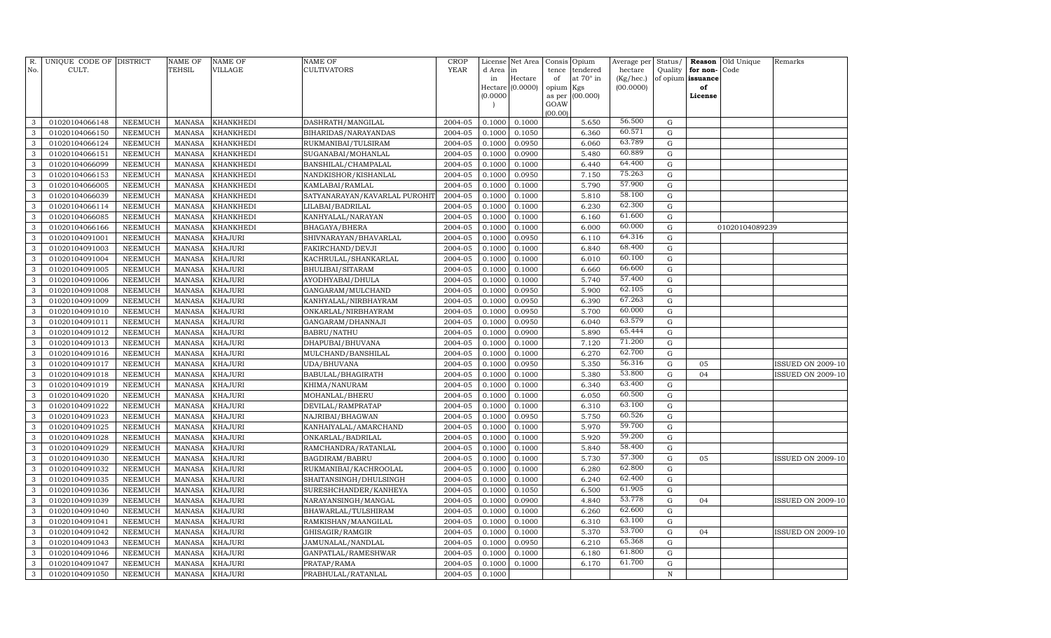| R. No. | UNIQUE CODE OF CULT. | DISTRICT | NAME OF TEHSIL | NAME OF VILLAGE | NAME OF CULTIVATORS | CROP YEAR | License d Area in Hectare (0.0000) | Net Area in Hectare (0.0000) | Consis tence of opium as per GOAW (00.00) | Opium tendered at 70° in Kgs (00.000) | Average per hectare (Kg/hec.) (00.0000) | Status/ Quality of opium | Reason for non-issuance of License | Old Unique Code | Remarks |
|---|---|---|---|---|---|---|---|---|---|---|---|---|---|---|---|
| 3 | 01020104066148 | NEEMUCH | MANASA | KHANKHEDI | DASHRATH/MANGILAL | 2004-05 | 0.1000 | 0.1000 | | 5.650 | 56.500 | G | | | |
| 3 | 01020104066150 | NEEMUCH | MANASA | KHANKHEDI | BIHARIDAS/NARAYANDAS | 2004-05 | 0.1000 | 0.1050 | | 6.360 | 60.571 | G | | | |
| 3 | 01020104066124 | NEEMUCH | MANASA | KHANKHEDI | RUKMANIBAI/TULSIRAM | 2004-05 | 0.1000 | 0.0950 | | 6.060 | 63.789 | G | | | |
| 3 | 01020104066151 | NEEMUCH | MANASA | KHANKHEDI | SUGANABAI/MOHANLAL | 2004-05 | 0.1000 | 0.0900 | | 5.480 | 60.889 | G | | | |
| 3 | 01020104066099 | NEEMUCH | MANASA | KHANKHEDI | BANSHILAL/CHAMPALAL | 2004-05 | 0.1000 | 0.1000 | | 6.440 | 64.400 | G | | | |
| 3 | 01020104066153 | NEEMUCH | MANASA | KHANKHEDI | NANDKISHOR/KISHANLAL | 2004-05 | 0.1000 | 0.0950 | | 7.150 | 75.263 | G | | | |
| 3 | 01020104066005 | NEEMUCH | MANASA | KHANKHEDI | KAMLABAI/RAMLAL | 2004-05 | 0.1000 | 0.1000 | | 5.790 | 57.900 | G | | | |
| 3 | 01020104066039 | NEEMUCH | MANASA | KHANKHEDI | SATYANARAYAN/KAVARLAL PUROHIT | 2004-05 | 0.1000 | 0.1000 | | 5.810 | 58.100 | G | | | |
| 3 | 01020104066114 | NEEMUCH | MANASA | KHANKHEDI | LILABAI/BADRILAL | 2004-05 | 0.1000 | 0.1000 | | 6.230 | 62.300 | G | | | |
| 3 | 01020104066085 | NEEMUCH | MANASA | KHANKHEDI | KANHYALAL/NARAYAN | 2004-05 | 0.1000 | 0.1000 | | 6.160 | 61.600 | G | | | |
| 3 | 01020104066166 | NEEMUCH | MANASA | KHANKHEDI | BHAGAYA/BHERA | 2004-05 | 0.1000 | 0.1000 | | 6.000 | 60.000 | G | | 01020104089239 | |
| 3 | 01020104091001 | NEEMUCH | MANASA | KHAJURI | SHIVNARAYAN/BHAVARLAL | 2004-05 | 0.1000 | 0.0950 | | 6.110 | 64.316 | G | | | |
| 3 | 01020104091003 | NEEMUCH | MANASA | KHAJURI | FAKIRCHAND/DEVJI | 2004-05 | 0.1000 | 0.1000 | | 6.840 | 68.400 | G | | | |
| 3 | 01020104091004 | NEEMUCH | MANASA | KHAJURI | KACHRULAL/SHANKARLAL | 2004-05 | 0.1000 | 0.1000 | | 6.010 | 60.100 | G | | | |
| 3 | 01020104091005 | NEEMUCH | MANASA | KHAJURI | BHULIBAI/SITARAM | 2004-05 | 0.1000 | 0.1000 | | 6.660 | 66.600 | G | | | |
| 3 | 01020104091006 | NEEMUCH | MANASA | KHAJURI | AYODHYABAI/DHULA | 2004-05 | 0.1000 | 0.1000 | | 5.740 | 57.400 | G | | | |
| 3 | 01020104091008 | NEEMUCH | MANASA | KHAJURI | GANGARAM/MULCHAND | 2004-05 | 0.1000 | 0.0950 | | 5.900 | 62.105 | G | | | |
| 3 | 01020104091009 | NEEMUCH | MANASA | KHAJURI | KANHYALAL/NIRBHAYRAM | 2004-05 | 0.1000 | 0.0950 | | 6.390 | 67.263 | G | | | |
| 3 | 01020104091010 | NEEMUCH | MANASA | KHAJURI | ONKARLAL/NIRBHAYRAM | 2004-05 | 0.1000 | 0.0950 | | 5.700 | 60.000 | G | | | |
| 3 | 01020104091011 | NEEMUCH | MANASA | KHAJURI | GANGARAM/DHANNAJI | 2004-05 | 0.1000 | 0.0950 | | 6.040 | 63.579 | G | | | |
| 3 | 01020104091012 | NEEMUCH | MANASA | KHAJURI | BABRU/NATHU | 2004-05 | 0.1000 | 0.0900 | | 5.890 | 65.444 | G | | | |
| 3 | 01020104091013 | NEEMUCH | MANASA | KHAJURI | DHAPUBAI/BHUVANA | 2004-05 | 0.1000 | 0.1000 | | 7.120 | 71.200 | G | | | |
| 3 | 01020104091016 | NEEMUCH | MANASA | KHAJURI | MULCHAND/BANSHILAL | 2004-05 | 0.1000 | 0.1000 | | 6.270 | 62.700 | G | | | |
| 3 | 01020104091017 | NEEMUCH | MANASA | KHAJURI | UDA/BHUVANA | 2004-05 | 0.1000 | 0.0950 | | 5.350 | 56.316 | G | 05 | | ISSUED ON 2009-10 |
| 3 | 01020104091018 | NEEMUCH | MANASA | KHAJURI | BABULAL/BHAGIRATH | 2004-05 | 0.1000 | 0.1000 | | 5.380 | 53.800 | G | 04 | | ISSUED ON 2009-10 |
| 3 | 01020104091019 | NEEMUCH | MANASA | KHAJURI | KHIMA/NANURAM | 2004-05 | 0.1000 | 0.1000 | | 6.340 | 63.400 | G | | | |
| 3 | 01020104091020 | NEEMUCH | MANASA | KHAJURI | MOHANLAL/BHERU | 2004-05 | 0.1000 | 0.1000 | | 6.050 | 60.500 | G | | | |
| 3 | 01020104091022 | NEEMUCH | MANASA | KHAJURI | DEVILAL/RAMPRATAP | 2004-05 | 0.1000 | 0.1000 | | 6.310 | 63.100 | G | | | |
| 3 | 01020104091023 | NEEMUCH | MANASA | KHAJURI | NAJRIBAI/BHAGWAN | 2004-05 | 0.1000 | 0.0950 | | 5.750 | 60.526 | G | | | |
| 3 | 01020104091025 | NEEMUCH | MANASA | KHAJURI | KANHAIYALAL/AMARCHAND | 2004-05 | 0.1000 | 0.1000 | | 5.970 | 59.700 | G | | | |
| 3 | 01020104091028 | NEEMUCH | MANASA | KHAJURI | ONKARLAL/BADRILAL | 2004-05 | 0.1000 | 0.1000 | | 5.920 | 59.200 | G | | | |
| 3 | 01020104091029 | NEEMUCH | MANASA | KHAJURI | RAMCHANDRA/RATANLAL | 2004-05 | 0.1000 | 0.1000 | | 5.840 | 58.400 | G | | | |
| 3 | 01020104091030 | NEEMUCH | MANASA | KHAJURI | BAGDIRAM/BABRU | 2004-05 | 0.1000 | 0.1000 | | 5.730 | 57.300 | G | 05 | | ISSUED ON 2009-10 |
| 3 | 01020104091032 | NEEMUCH | MANASA | KHAJURI | RUKMANIBAI/KACHROOLAL | 2004-05 | 0.1000 | 0.1000 | | 6.280 | 62.800 | G | | | |
| 3 | 01020104091035 | NEEMUCH | MANASA | KHAJURI | SHAITANSINGH/DHULSINGH | 2004-05 | 0.1000 | 0.1000 | | 6.240 | 62.400 | G | | | |
| 3 | 01020104091036 | NEEMUCH | MANASA | KHAJURI | SURESHCHANDER/KANHEYA | 2004-05 | 0.1000 | 0.1050 | | 6.500 | 61.905 | G | | | |
| 3 | 01020104091039 | NEEMUCH | MANASA | KHAJURI | NARAYANSINGH/MANGAL | 2004-05 | 0.1000 | 0.0900 | | 4.840 | 53.778 | G | 04 | | ISSUED ON 2009-10 |
| 3 | 01020104091040 | NEEMUCH | MANASA | KHAJURI | BHAWARLAL/TULSHIRAM | 2004-05 | 0.1000 | 0.1000 | | 6.260 | 62.600 | G | | | |
| 3 | 01020104091041 | NEEMUCH | MANASA | KHAJURI | RAMKISHAN/MAANGILAL | 2004-05 | 0.1000 | 0.1000 | | 6.310 | 63.100 | G | | | |
| 3 | 01020104091042 | NEEMUCH | MANASA | KHAJURI | GHISAGIR/RAMGIR | 2004-05 | 0.1000 | 0.1000 | | 5.370 | 53.700 | G | 04 | | ISSUED ON 2009-10 |
| 3 | 01020104091043 | NEEMUCH | MANASA | KHAJURI | JAMUNALAL/NANDLAL | 2004-05 | 0.1000 | 0.0950 | | 6.210 | 65.368 | G | | | |
| 3 | 01020104091046 | NEEMUCH | MANASA | KHAJURI | GANPATLAL/RAMESHWAR | 2004-05 | 0.1000 | 0.1000 | | 6.180 | 61.800 | G | | | |
| 3 | 01020104091047 | NEEMUCH | MANASA | KHAJURI | PRATAP/RAMA | 2004-05 | 0.1000 | 0.1000 | | 6.170 | 61.700 | G | | | |
| 3 | 01020104091050 | NEEMUCH | MANASA | KHAJURI | PRABHULAL/RATANLAL | 2004-05 | 0.1000 | | | | | N | | | |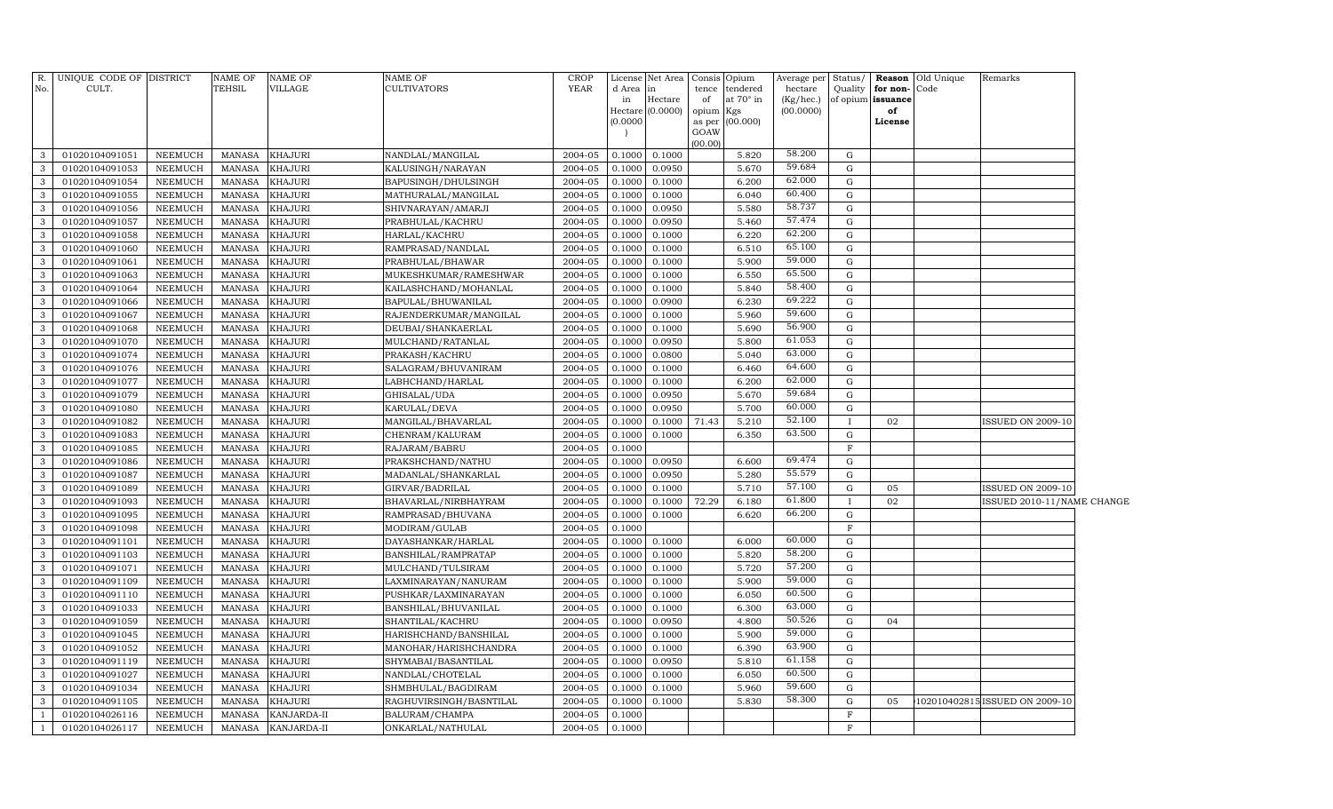| R. No. | UNIQUE CODE OF CULT. | DISTRICT | NAME OF TEHSIL | NAME OF VILLAGE | NAME OF CULTIVATORS | CROP YEAR | License d Area in Hectare (0.0000) | Net Area in Hectare (0.0000) | Consis tence of opium as per GOAW (00.00) | Opium tendered at 70° in Kgs (00.000) | Average per hectare (Kg/hec.) (00.0000) | Status/ Quality of opium | Reason for non- issuance of License | Old Unique Code | Remarks |
|---|---|---|---|---|---|---|---|---|---|---|---|---|---|---|---|
| 3 | 01020104091051 | NEEMUCH | MANASA | KHAJURI | NANDLAL/MANGILAL | 2004-05 | 0.1000 | 0.1000 | | 5.820 | 58.200 | G | | | |
| 3 | 01020104091053 | NEEMUCH | MANASA | KHAJURI | KALUSINGH/NARAYAN | 2004-05 | 0.1000 | 0.0950 | | 5.670 | 59.684 | G | | | |
| 3 | 01020104091054 | NEEMUCH | MANASA | KHAJURI | BAPUSINGH/DHULSINGH | 2004-05 | 0.1000 | 0.1000 | | 6.200 | 62.000 | G | | | |
| 3 | 01020104091055 | NEEMUCH | MANASA | KHAJURI | MATHURALAL/MANGILAL | 2004-05 | 0.1000 | 0.1000 | | 6.040 | 60.400 | G | | | |
| 3 | 01020104091056 | NEEMUCH | MANASA | KHAJURI | SHIVNARAYAN/AMARJI | 2004-05 | 0.1000 | 0.0950 | | 5.580 | 58.737 | G | | | |
| 3 | 01020104091057 | NEEMUCH | MANASA | KHAJURI | PRABHULAL/KACHRU | 2004-05 | 0.1000 | 0.0950 | | 5.460 | 57.474 | G | | | |
| 3 | 01020104091058 | NEEMUCH | MANASA | KHAJURI | HARLAL/KACHRU | 2004-05 | 0.1000 | 0.1000 | | 6.220 | 62.200 | G | | | |
| 3 | 01020104091060 | NEEMUCH | MANASA | KHAJURI | RAMPRASAD/NANDLAL | 2004-05 | 0.1000 | 0.1000 | | 6.510 | 65.100 | G | | | |
| 3 | 01020104091061 | NEEMUCH | MANASA | KHAJURI | PRABHULAL/BHAWAR | 2004-05 | 0.1000 | 0.1000 | | 5.900 | 59.000 | G | | | |
| 3 | 01020104091063 | NEEMUCH | MANASA | KHAJURI | MUKESHKUMAR/RAMESHWAR | 2004-05 | 0.1000 | 0.1000 | | 6.550 | 65.500 | G | | | |
| 3 | 01020104091064 | NEEMUCH | MANASA | KHAJURI | KAILASHCHAND/MOHANLAL | 2004-05 | 0.1000 | 0.1000 | | 5.840 | 58.400 | G | | | |
| 3 | 01020104091066 | NEEMUCH | MANASA | KHAJURI | BAPULAL/BHUWANILAL | 2004-05 | 0.1000 | 0.0900 | | 6.230 | 69.222 | G | | | |
| 3 | 01020104091067 | NEEMUCH | MANASA | KHAJURI | RAJENDERKUMAR/MANGILAL | 2004-05 | 0.1000 | 0.1000 | | 5.960 | 59.600 | G | | | |
| 3 | 01020104091068 | NEEMUCH | MANASA | KHAJURI | DEUBAI/SHANKAERLAL | 2004-05 | 0.1000 | 0.1000 | | 5.690 | 56.900 | G | | | |
| 3 | 01020104091070 | NEEMUCH | MANASA | KHAJURI | MULCHAND/RATANLAL | 2004-05 | 0.1000 | 0.0950 | | 5.800 | 61.053 | G | | | |
| 3 | 01020104091074 | NEEMUCH | MANASA | KHAJURI | PRAKASH/KACHRU | 2004-05 | 0.1000 | 0.0800 | | 5.040 | 63.000 | G | | | |
| 3 | 01020104091076 | NEEMUCH | MANASA | KHAJURI | SALAGRAM/BHUVANIRAM | 2004-05 | 0.1000 | 0.1000 | | 6.460 | 64.600 | G | | | |
| 3 | 01020104091077 | NEEMUCH | MANASA | KHAJURI | LABHCHAND/HARLAL | 2004-05 | 0.1000 | 0.1000 | | 6.200 | 62.000 | G | | | |
| 3 | 01020104091079 | NEEMUCH | MANASA | KHAJURI | GHISALAL/UDA | 2004-05 | 0.1000 | 0.0950 | | 5.670 | 59.684 | G | | | |
| 3 | 01020104091080 | NEEMUCH | MANASA | KHAJURI | KARULAL/DEVA | 2004-05 | 0.1000 | 0.0950 | | 5.700 | 60.000 | G | | | |
| 3 | 01020104091082 | NEEMUCH | MANASA | KHAJURI | MANGILAL/BHAVARLAL | 2004-05 | 0.1000 | 0.1000 | 71.43 | 5.210 | 52.100 | I | 02 | | ISSUED ON 2009-10 |
| 3 | 01020104091083 | NEEMUCH | MANASA | KHAJURI | CHENRAM/KALURAM | 2004-05 | 0.1000 | 0.1000 | | 6.350 | 63.500 | G | | | |
| 3 | 01020104091085 | NEEMUCH | MANASA | KHAJURI | RAJARAM/BABRU | 2004-05 | 0.1000 | | | | | F | | | |
| 3 | 01020104091086 | NEEMUCH | MANASA | KHAJURI | PRAKSHCHAND/NATHU | 2004-05 | 0.1000 | 0.0950 | | 6.600 | 69.474 | G | | | |
| 3 | 01020104091087 | NEEMUCH | MANASA | KHAJURI | MADANLAL/SHANKARLAL | 2004-05 | 0.1000 | 0.0950 | | 5.280 | 55.579 | G | | | |
| 3 | 01020104091089 | NEEMUCH | MANASA | KHAJURI | GIRVAR/BADRILAL | 2004-05 | 0.1000 | 0.1000 | | 5.710 | 57.100 | G | 05 | | ISSUED ON 2009-10 |
| 3 | 01020104091093 | NEEMUCH | MANASA | KHAJURI | BHAVARLAL/NIRBHAYRAM | 2004-05 | 0.1000 | 0.1000 | 72.29 | 6.180 | 61.800 | I | 02 | | ISSUED 2010-11/NAME CHANGE |
| 3 | 01020104091095 | NEEMUCH | MANASA | KHAJURI | RAMPRASAD/BHUVANA | 2004-05 | 0.1000 | 0.1000 | | 6.620 | 66.200 | G | | | |
| 3 | 01020104091098 | NEEMUCH | MANASA | KHAJURI | MODIRAM/GULAB | 2004-05 | 0.1000 | | | | | F | | | |
| 3 | 01020104091101 | NEEMUCH | MANASA | KHAJURI | DAYASHANKAR/HARLAL | 2004-05 | 0.1000 | 0.1000 | | 6.000 | 60.000 | G | | | |
| 3 | 01020104091103 | NEEMUCH | MANASA | KHAJURI | BANSHILAL/RAMPRATAP | 2004-05 | 0.1000 | 0.1000 | | 5.820 | 58.200 | G | | | |
| 3 | 01020104091071 | NEEMUCH | MANASA | KHAJURI | MULCHAND/TULSIRAM | 2004-05 | 0.1000 | 0.1000 | | 5.720 | 57.200 | G | | | |
| 3 | 01020104091109 | NEEMUCH | MANASA | KHAJURI | LAXMINARAYAN/NANURAM | 2004-05 | 0.1000 | 0.1000 | | 5.900 | 59.000 | G | | | |
| 3 | 01020104091110 | NEEMUCH | MANASA | KHAJURI | PUSHKAR/LAXMINARAYAN | 2004-05 | 0.1000 | 0.1000 | | 6.050 | 60.500 | G | | | |
| 3 | 01020104091033 | NEEMUCH | MANASA | KHAJURI | BANSHILAL/BHUVANILAL | 2004-05 | 0.1000 | 0.1000 | | 6.300 | 63.000 | G | | | |
| 3 | 01020104091059 | NEEMUCH | MANASA | KHAJURI | SHANTILAL/KACHRU | 2004-05 | 0.1000 | 0.0950 | | 4.800 | 50.526 | G | 04 | | |
| 3 | 01020104091045 | NEEMUCH | MANASA | KHAJURI | HARISHCHAND/BANSHILAL | 2004-05 | 0.1000 | 0.1000 | | 5.900 | 59.000 | G | | | |
| 3 | 01020104091052 | NEEMUCH | MANASA | KHAJURI | MANOHAR/HARISHCHANDRA | 2004-05 | 0.1000 | 0.1000 | | 6.390 | 63.900 | G | | | |
| 3 | 01020104091119 | NEEMUCH | MANASA | KHAJURI | SHYMABAI/BASANTILAL | 2004-05 | 0.1000 | 0.0950 | | 5.810 | 61.158 | G | | | |
| 3 | 01020104091027 | NEEMUCH | MANASA | KHAJURI | NANDLAL/CHOTELAL | 2004-05 | 0.1000 | 0.1000 | | 6.050 | 60.500 | G | | | |
| 3 | 01020104091034 | NEEMUCH | MANASA | KHAJURI | SHMBHULAL/BAGDIRAM | 2004-05 | 0.1000 | 0.1000 | | 5.960 | 59.600 | G | | | |
| 3 | 01020104091105 | NEEMUCH | MANASA | KHAJURI | RAGHUVIRSINGH/BASNTILAL | 2004-05 | 0.1000 | 0.1000 | | 5.830 | 58.300 | G | 05 | 1020104028​15 | ISSUED ON 2009-10 |
| 1 | 01020104026116 | NEEMUCH | MANASA | KANJARDA-II | BALURAM/CHAMPA | 2004-05 | 0.1000 | | | | | F | | | |
| 1 | 01020104026117 | NEEMUCH | MANASA | KANJARDA-II | ONKARLAL/NATHULAL | 2004-05 | 0.1000 | | | | | F | | | |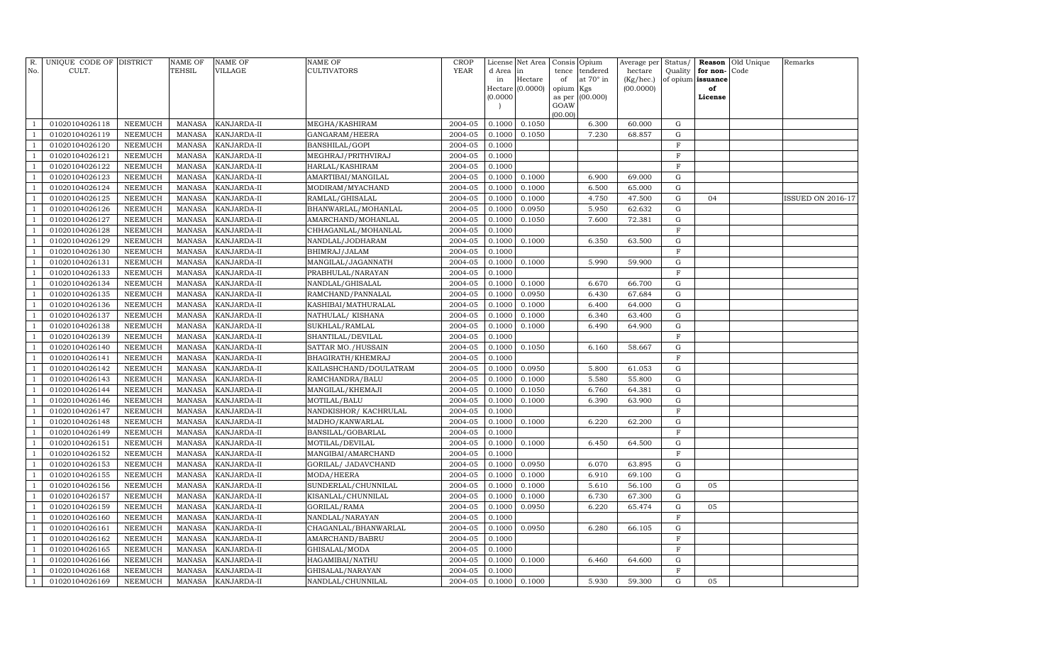| R. No. | UNIQUE CODE OF CULT. | DISTRICT | NAME OF TEHSIL | NAME OF VILLAGE | NAME OF CULTIVATORS | CROP YEAR | License d Area in Hectare (0.0000) | Net Area in Hectare (0.0000) | Consis tence of opium as per GOAW (00.00) | Opium tendered at 70° in Kgs (00.000) | Average per hectare (Kg/hec.) (00.0000) | Status/ Quality of opium | Reason for non-issuance of License | Old Unique Code | Remarks |
|---|---|---|---|---|---|---|---|---|---|---|---|---|---|---|---|
| 1 | 01020104026118 | NEEMUCH | MANASA | KANJARDA-II | MEGHA/KASHIRAM | 2004-05 | 0.1000 | 0.1050 | | 6.300 | 60.000 | G | | | |
| 1 | 01020104026119 | NEEMUCH | MANASA | KANJARDA-II | GANGARAM/HEERA | 2004-05 | 0.1000 | 0.1050 | | 7.230 | 68.857 | G | | | |
| 1 | 01020104026120 | NEEMUCH | MANASA | KANJARDA-II | BANSHILAL/GOPI | 2004-05 | 0.1000 | | | | | F | | | |
| 1 | 01020104026121 | NEEMUCH | MANASA | KANJARDA-II | MEGHRAJ/PRITHVIRAJ | 2004-05 | 0.1000 | | | | | F | | | |
| 1 | 01020104026122 | NEEMUCH | MANASA | KANJARDA-II | HARLAL/KASHIRAM | 2004-05 | 0.1000 | | | | | F | | | |
| 1 | 01020104026123 | NEEMUCH | MANASA | KANJARDA-II | AMARTIBAI/MANGILAL | 2004-05 | 0.1000 | 0.1000 | | 6.900 | 69.000 | G | | | |
| 1 | 01020104026124 | NEEMUCH | MANASA | KANJARDA-II | MODIRAM/MYACHAND | 2004-05 | 0.1000 | 0.1000 | | 6.500 | 65.000 | G | | | |
| 1 | 01020104026125 | NEEMUCH | MANASA | KANJARDA-II | RAMLAL/GHISALAL | 2004-05 | 0.1000 | 0.1000 | | 4.750 | 47.500 | G | 04 | | ISSUED ON 2016-17 |
| 1 | 01020104026126 | NEEMUCH | MANASA | KANJARDA-II | BHANWARLAL/MOHANLAL | 2004-05 | 0.1000 | 0.0950 | | 5.950 | 62.632 | G | | | |
| 1 | 01020104026127 | NEEMUCH | MANASA | KANJARDA-II | AMARCHAND/MOHANLAL | 2004-05 | 0.1000 | 0.1050 | | 7.600 | 72.381 | G | | | |
| 1 | 01020104026128 | NEEMUCH | MANASA | KANJARDA-II | CHHAGANLAL/MOHANLAL | 2004-05 | 0.1000 | | | | | F | | | |
| 1 | 01020104026129 | NEEMUCH | MANASA | KANJARDA-II | NANDLAL/JODHARAM | 2004-05 | 0.1000 | 0.1000 | | 6.350 | 63.500 | G | | | |
| 1 | 01020104026130 | NEEMUCH | MANASA | KANJARDA-II | BHIMRAJ/JALAM | 2004-05 | 0.1000 | | | | | F | | | |
| 1 | 01020104026131 | NEEMUCH | MANASA | KANJARDA-II | MANGILAL/JAGANNATH | 2004-05 | 0.1000 | 0.1000 | | 5.990 | 59.900 | G | | | |
| 1 | 01020104026133 | NEEMUCH | MANASA | KANJARDA-II | PRABHULAL/NARAYAN | 2004-05 | 0.1000 | | | | | F | | | |
| 1 | 01020104026134 | NEEMUCH | MANASA | KANJARDA-II | NANDLAL/GHISALAL | 2004-05 | 0.1000 | 0.1000 | | 6.670 | 66.700 | G | | | |
| 1 | 01020104026135 | NEEMUCH | MANASA | KANJARDA-II | RAMCHAND/PANNALAL | 2004-05 | 0.1000 | 0.0950 | | 6.430 | 67.684 | G | | | |
| 1 | 01020104026136 | NEEMUCH | MANASA | KANJARDA-II | KASHIBAI/MATHURALAL | 2004-05 | 0.1000 | 0.1000 | | 6.400 | 64.000 | G | | | |
| 1 | 01020104026137 | NEEMUCH | MANASA | KANJARDA-II | NATHULAL/ KISHANA | 2004-05 | 0.1000 | 0.1000 | | 6.340 | 63.400 | G | | | |
| 1 | 01020104026138 | NEEMUCH | MANASA | KANJARDA-II | SUKHLAL/RAMLAL | 2004-05 | 0.1000 | 0.1000 | | 6.490 | 64.900 | G | | | |
| 1 | 01020104026139 | NEEMUCH | MANASA | KANJARDA-II | SHANTILAL/DEVILAL | 2004-05 | 0.1000 | | | | | F | | | |
| 1 | 01020104026140 | NEEMUCH | MANASA | KANJARDA-II | SATTAR MO./HUSSAIN | 2004-05 | 0.1000 | 0.1050 | | 6.160 | 58.667 | G | | | |
| 1 | 01020104026141 | NEEMUCH | MANASA | KANJARDA-II | BHAGIRATH/KHEMRAJ | 2004-05 | 0.1000 | | | | | F | | | |
| 1 | 01020104026142 | NEEMUCH | MANASA | KANJARDA-II | KAILASHCHAND/DOULATRAM | 2004-05 | 0.1000 | 0.0950 | | 5.800 | 61.053 | G | | | |
| 1 | 01020104026143 | NEEMUCH | MANASA | KANJARDA-II | RAMCHANDRA/BALU | 2004-05 | 0.1000 | 0.1000 | | 5.580 | 55.800 | G | | | |
| 1 | 01020104026144 | NEEMUCH | MANASA | KANJARDA-II | MANGILAL/KHEMAJI | 2004-05 | 0.1000 | 0.1050 | | 6.760 | 64.381 | G | | | |
| 1 | 01020104026146 | NEEMUCH | MANASA | KANJARDA-II | MOTILAL/BALU | 2004-05 | 0.1000 | 0.1000 | | 6.390 | 63.900 | G | | | |
| 1 | 01020104026147 | NEEMUCH | MANASA | KANJARDA-II | NANDKISHOR/ KACHRULAL | 2004-05 | 0.1000 | | | | | F | | | |
| 1 | 01020104026148 | NEEMUCH | MANASA | KANJARDA-II | MADHO/KANWARLAL | 2004-05 | 0.1000 | 0.1000 | | 6.220 | 62.200 | G | | | |
| 1 | 01020104026149 | NEEMUCH | MANASA | KANJARDA-II | BANSILAL/GOBARLAL | 2004-05 | 0.1000 | | | | | F | | | |
| 1 | 01020104026151 | NEEMUCH | MANASA | KANJARDA-II | MOTILAL/DEVILAL | 2004-05 | 0.1000 | 0.1000 | | 6.450 | 64.500 | G | | | |
| 1 | 01020104026152 | NEEMUCH | MANASA | KANJARDA-II | MANGIBAI/AMARCHAND | 2004-05 | 0.1000 | | | | | F | | | |
| 1 | 01020104026153 | NEEMUCH | MANASA | KANJARDA-II | GORILAL/ JADAVCHAND | 2004-05 | 0.1000 | 0.0950 | | 6.070 | 63.895 | G | | | |
| 1 | 01020104026155 | NEEMUCH | MANASA | KANJARDA-II | MODA/HEERA | 2004-05 | 0.1000 | 0.1000 | | 6.910 | 69.100 | G | | | |
| 1 | 01020104026156 | NEEMUCH | MANASA | KANJARDA-II | SUNDERLAL/CHUNNILAL | 2004-05 | 0.1000 | 0.1000 | | 5.610 | 56.100 | G | 05 | | |
| 1 | 01020104026157 | NEEMUCH | MANASA | KANJARDA-II | KISANLAL/CHUNNILAL | 2004-05 | 0.1000 | 0.1000 | | 6.730 | 67.300 | G | | | |
| 1 | 01020104026159 | NEEMUCH | MANASA | KANJARDA-II | GORILAL/RAMA | 2004-05 | 0.1000 | 0.0950 | | 6.220 | 65.474 | G | 05 | | |
| 1 | 01020104026160 | NEEMUCH | MANASA | KANJARDA-II | NANDLAL/NARAYAN | 2004-05 | 0.1000 | | | | | F | | | |
| 1 | 01020104026161 | NEEMUCH | MANASA | KANJARDA-II | CHAGANLAL/BHANWARLAL | 2004-05 | 0.1000 | 0.0950 | | 6.280 | 66.105 | G | | | |
| 1 | 01020104026162 | NEEMUCH | MANASA | KANJARDA-II | AMARCHAND/BABRU | 2004-05 | 0.1000 | | | | | F | | | |
| 1 | 01020104026165 | NEEMUCH | MANASA | KANJARDA-II | GHISALAL/MODA | 2004-05 | 0.1000 | | | | | F | | | |
| 1 | 01020104026166 | NEEMUCH | MANASA | KANJARDA-II | HAGAMIBAI/NATHU | 2004-05 | 0.1000 | 0.1000 | | 6.460 | 64.600 | G | | | |
| 1 | 01020104026168 | NEEMUCH | MANASA | KANJARDA-II | GHISALAL/NARAYAN | 2004-05 | 0.1000 | | | | | F | | | |
| 1 | 01020104026169 | NEEMUCH | MANASA | KANJARDA-II | NANDLAL/CHUNNILAL | 2004-05 | 0.1000 | 0.1000 | | 5.930 | 59.300 | G | 05 | | |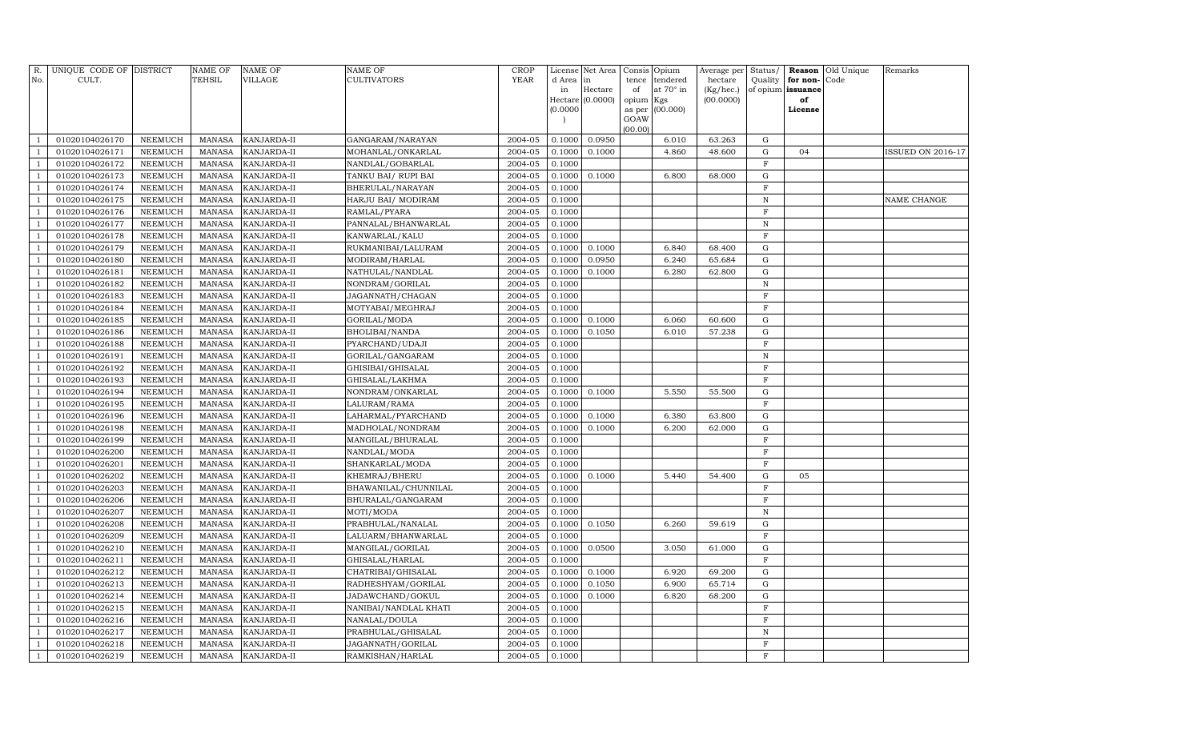| R. No. | UNIQUE CODE OF CULT. | DISTRICT | NAME OF TEHSIL | NAME OF VILLAGE | NAME OF CULTIVATORS | CROP YEAR | License d Area in Hectare (0.0000) | Net Area in Hectare (0.0000) | Consis tence of opium as per GOAW (00.00) | Opium tendered at 70° in Kgs (00.000) | Average per hectare (Kg/hec.) (00.0000) | Status/ Quality of opium | Reason for non-issuance of License | Old Unique Code | Remarks |
|---|---|---|---|---|---|---|---|---|---|---|---|---|---|---|---|
| 1 | 01020104026170 | NEEMUCH | MANASA | KANJARDA-II | GANGARAM/NARAYAN | 2004-05 | 0.1000 | 0.0950 | | 6.010 | 63.263 | G | | | |
| 1 | 01020104026171 | NEEMUCH | MANASA | KANJARDA-II | MOHANLAL/ONKARLAL | 2004-05 | 0.1000 | 0.1000 | | 4.860 | 48.600 | G | 04 | | ISSUED ON 2016-17 |
| 1 | 01020104026172 | NEEMUCH | MANASA | KANJARDA-II | NANDLAL/GOBARLAL | 2004-05 | 0.1000 | | | | | F | | | |
| 1 | 01020104026173 | NEEMUCH | MANASA | KANJARDA-II | TANKU BAI/ RUPI BAI | 2004-05 | 0.1000 | 0.1000 | | 6.800 | 68.000 | G | | | |
| 1 | 01020104026174 | NEEMUCH | MANASA | KANJARDA-II | BHERULAL/NARAYAN | 2004-05 | 0.1000 | | | | | F | | | |
| 1 | 01020104026175 | NEEMUCH | MANASA | KANJARDA-II | HARJU BAI/ MODIRAM | 2004-05 | 0.1000 | | | | | N | | | NAME CHANGE |
| 1 | 01020104026176 | NEEMUCH | MANASA | KANJARDA-II | RAMLAL/PYARA | 2004-05 | 0.1000 | | | | | F | | | |
| 1 | 01020104026177 | NEEMUCH | MANASA | KANJARDA-II | PANNALAL/BHANWARLAL | 2004-05 | 0.1000 | | | | | N | | | |
| 1 | 01020104026178 | NEEMUCH | MANASA | KANJARDA-II | KANWARLAL/KALU | 2004-05 | 0.1000 | | | | | F | | | |
| 1 | 01020104026179 | NEEMUCH | MANASA | KANJARDA-II | RUKMANIBAI/LALURAM | 2004-05 | 0.1000 | 0.1000 | | 6.840 | 68.400 | G | | | |
| 1 | 01020104026180 | NEEMUCH | MANASA | KANJARDA-II | MODIRAM/HARLAL | 2004-05 | 0.1000 | 0.0950 | | 6.240 | 65.684 | G | | | |
| 1 | 01020104026181 | NEEMUCH | MANASA | KANJARDA-II | NATHULAL/NANDLAL | 2004-05 | 0.1000 | 0.1000 | | 6.280 | 62.800 | G | | | |
| 1 | 01020104026182 | NEEMUCH | MANASA | KANJARDA-II | NONDRAM/GORILAL | 2004-05 | 0.1000 | | | | | N | | | |
| 1 | 01020104026183 | NEEMUCH | MANASA | KANJARDA-II | JAGANNATH/CHAGAN | 2004-05 | 0.1000 | | | | | F | | | |
| 1 | 01020104026184 | NEEMUCH | MANASA | KANJARDA-II | MOTYABAI/MEGHRAJ | 2004-05 | 0.1000 | | | | | F | | | |
| 1 | 01020104026185 | NEEMUCH | MANASA | KANJARDA-II | GORILAL/MODA | 2004-05 | 0.1000 | 0.1000 | | 6.060 | 60.600 | G | | | |
| 1 | 01020104026186 | NEEMUCH | MANASA | KANJARDA-II | BHOLIBAI/NANDA | 2004-05 | 0.1000 | 0.1050 | | 6.010 | 57.238 | G | | | |
| 1 | 01020104026188 | NEEMUCH | MANASA | KANJARDA-II | PYARCHAND/UDAJI | 2004-05 | 0.1000 | | | | | F | | | |
| 1 | 01020104026191 | NEEMUCH | MANASA | KANJARDA-II | GORILAL/GANGARAM | 2004-05 | 0.1000 | | | | | N | | | |
| 1 | 01020104026192 | NEEMUCH | MANASA | KANJARDA-II | GHISIBAI/GHISALAL | 2004-05 | 0.1000 | | | | | F | | | |
| 1 | 01020104026193 | NEEMUCH | MANASA | KANJARDA-II | GHISALAL/LAKHMA | 2004-05 | 0.1000 | | | | | F | | | |
| 1 | 01020104026194 | NEEMUCH | MANASA | KANJARDA-II | NONDRAM/ONKARLAL | 2004-05 | 0.1000 | 0.1000 | | 5.550 | 55.500 | G | | | |
| 1 | 01020104026195 | NEEMUCH | MANASA | KANJARDA-II | LALURAM/RAMA | 2004-05 | 0.1000 | | | | | F | | | |
| 1 | 01020104026196 | NEEMUCH | MANASA | KANJARDA-II | LAHARMAL/PYARCHAND | 2004-05 | 0.1000 | 0.1000 | | 6.380 | 63.800 | G | | | |
| 1 | 01020104026198 | NEEMUCH | MANASA | KANJARDA-II | MADHOLAL/NONDRAM | 2004-05 | 0.1000 | 0.1000 | | 6.200 | 62.000 | G | | | |
| 1 | 01020104026199 | NEEMUCH | MANASA | KANJARDA-II | MANGILAL/BHURALAL | 2004-05 | 0.1000 | | | | | F | | | |
| 1 | 01020104026200 | NEEMUCH | MANASA | KANJARDA-II | NANDLAL/MODA | 2004-05 | 0.1000 | | | | | F | | | |
| 1 | 01020104026201 | NEEMUCH | MANASA | KANJARDA-II | SHANKARLAL/MODA | 2004-05 | 0.1000 | | | | | F | | | |
| 1 | 01020104026202 | NEEMUCH | MANASA | KANJARDA-II | KHEMRAJ/BHERU | 2004-05 | 0.1000 | 0.1000 | | 5.440 | 54.400 | G | 05 | | |
| 1 | 01020104026203 | NEEMUCH | MANASA | KANJARDA-II | BHAWANILAL/CHUNNILAL | 2004-05 | 0.1000 | | | | | F | | | |
| 1 | 01020104026206 | NEEMUCH | MANASA | KANJARDA-II | BHURALAL/GANGARAM | 2004-05 | 0.1000 | | | | | F | | | |
| 1 | 01020104026207 | NEEMUCH | MANASA | KANJARDA-II | MOTI/MODA | 2004-05 | 0.1000 | | | | | N | | | |
| 1 | 01020104026208 | NEEMUCH | MANASA | KANJARDA-II | PRABHULAL/NANALAL | 2004-05 | 0.1000 | 0.1050 | | 6.260 | 59.619 | G | | | |
| 1 | 01020104026209 | NEEMUCH | MANASA | KANJARDA-II | LALUARM/BHANWARLAL | 2004-05 | 0.1000 | | | | | F | | | |
| 1 | 01020104026210 | NEEMUCH | MANASA | KANJARDA-II | MANGILAL/GORILAL | 2004-05 | 0.1000 | 0.0500 | | 3.050 | 61.000 | G | | | |
| 1 | 01020104026211 | NEEMUCH | MANASA | KANJARDA-II | GHISALAL/HARLAL | 2004-05 | 0.1000 | | | | | F | | | |
| 1 | 01020104026212 | NEEMUCH | MANASA | KANJARDA-II | CHATRIBAI/GHISALAL | 2004-05 | 0.1000 | 0.1000 | | 6.920 | 69.200 | G | | | |
| 1 | 01020104026213 | NEEMUCH | MANASA | KANJARDA-II | RADHESHYAM/GORILAL | 2004-05 | 0.1000 | 0.1050 | | 6.900 | 65.714 | G | | | |
| 1 | 01020104026214 | NEEMUCH | MANASA | KANJARDA-II | JADAWCHAND/GOKUL | 2004-05 | 0.1000 | 0.1000 | | 6.820 | 68.200 | G | | | |
| 1 | 01020104026215 | NEEMUCH | MANASA | KANJARDA-II | NANIBAI/NANDLAL KHATI | 2004-05 | 0.1000 | | | | | F | | | |
| 1 | 01020104026216 | NEEMUCH | MANASA | KANJARDA-II | NANALAL/DOULA | 2004-05 | 0.1000 | | | | | F | | | |
| 1 | 01020104026217 | NEEMUCH | MANASA | KANJARDA-II | PRABHULAL/GHISALAL | 2004-05 | 0.1000 | | | | | N | | | |
| 1 | 01020104026218 | NEEMUCH | MANASA | KANJARDA-II | JAGANNATH/GORILAL | 2004-05 | 0.1000 | | | | | F | | | |
| 1 | 01020104026219 | NEEMUCH | MANASA | KANJARDA-II | RAMKISHAN/HARLAL | 2004-05 | 0.1000 | | | | | F | | | |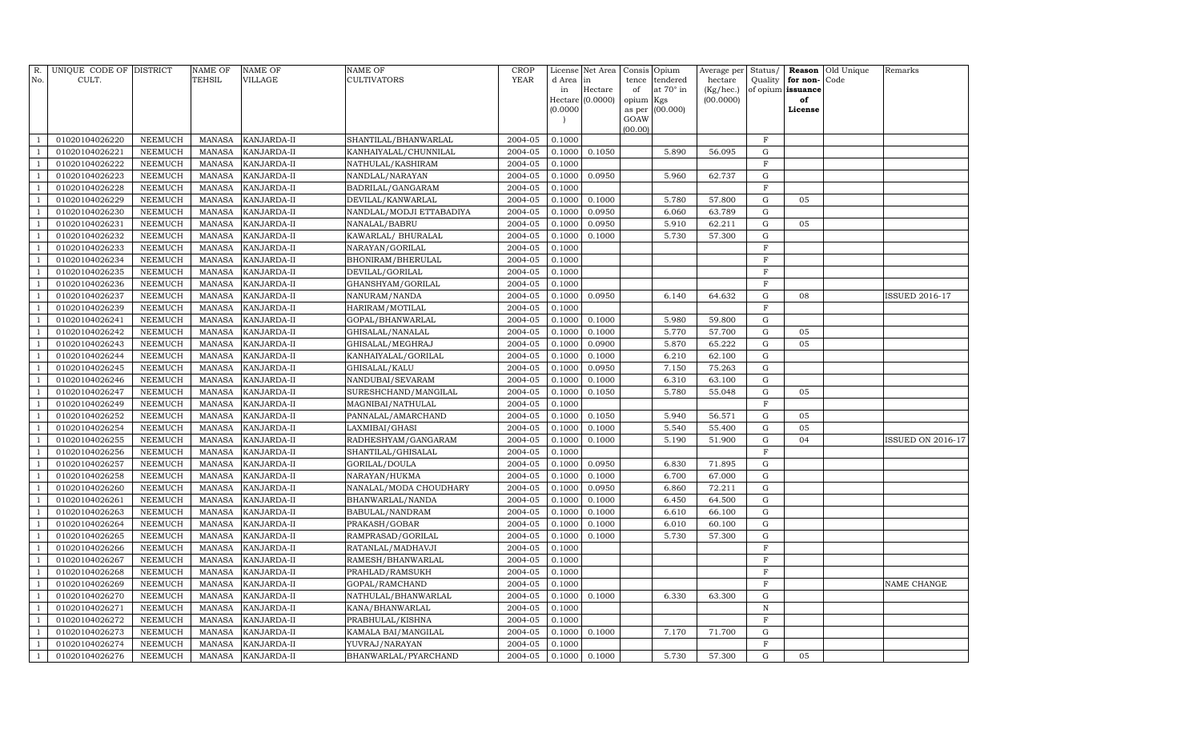| R. No. | UNIQUE CODE OF CULT. | DISTRICT | NAME OF TEHSIL | NAME OF VILLAGE | NAME OF CULTIVATORS | CROP YEAR | License d Area in Hectare (0.0000) | Net Area in Hectare (0.0000) | Consis tence of opium as per GOAW (00.00) | Opium tendered at 70° in Kgs (00.000) | Average per hectare (Kg/hec.) (00.0000) | Status/ Quality of opium | Reason for non-issuance of License | Old Unique Code | Remarks |
|---|---|---|---|---|---|---|---|---|---|---|---|---|---|---|---|
| 1 | 01020104026220 | NEEMUCH | MANASA | KANJARDA-II | SHANTILAL/BHANWARLAL | 2004-05 | 0.1000 | | | | | F | | | |
| 1 | 01020104026221 | NEEMUCH | MANASA | KANJARDA-II | KANHAIYALAL/CHUNNILAL | 2004-05 | 0.1000 | 0.1050 | | 5.890 | 56.095 | G | | | |
| 1 | 01020104026222 | NEEMUCH | MANASA | KANJARDA-II | NATHULAL/KASHIRAM | 2004-05 | 0.1000 | | | | | F | | | |
| 1 | 01020104026223 | NEEMUCH | MANASA | KANJARDA-II | NANDLAL/NARAYAN | 2004-05 | 0.1000 | 0.0950 | | 5.960 | 62.737 | G | | | |
| 1 | 01020104026228 | NEEMUCH | MANASA | KANJARDA-II | BADRILAL/GANGARAM | 2004-05 | 0.1000 | | | | | F | | | |
| 1 | 01020104026229 | NEEMUCH | MANASA | KANJARDA-II | DEVILAL/KANWARLAL | 2004-05 | 0.1000 | 0.1000 | | 5.780 | 57.800 | G | 05 | | |
| 1 | 01020104026230 | NEEMUCH | MANASA | KANJARDA-II | NANDLAL/MODJI ETTABADIYA | 2004-05 | 0.1000 | 0.0950 | | 6.060 | 63.789 | G | | | |
| 1 | 01020104026231 | NEEMUCH | MANASA | KANJARDA-II | NANALAL/BABRU | 2004-05 | 0.1000 | 0.0950 | | 5.910 | 62.211 | G | 05 | | |
| 1 | 01020104026232 | NEEMUCH | MANASA | KANJARDA-II | KAWARLAL/ BHURALAL | 2004-05 | 0.1000 | 0.1000 | | 5.730 | 57.300 | G | | | |
| 1 | 01020104026233 | NEEMUCH | MANASA | KANJARDA-II | NARAYAN/GORILAL | 2004-05 | 0.1000 | | | | | F | | | |
| 1 | 01020104026234 | NEEMUCH | MANASA | KANJARDA-II | BHONIRAM/BHERULAL | 2004-05 | 0.1000 | | | | | F | | | |
| 1 | 01020104026235 | NEEMUCH | MANASA | KANJARDA-II | DEVILAL/GORILAL | 2004-05 | 0.1000 | | | | | F | | | |
| 1 | 01020104026236 | NEEMUCH | MANASA | KANJARDA-II | GHANSHYAM/GORILAL | 2004-05 | 0.1000 | | | | | F | | | |
| 1 | 01020104026237 | NEEMUCH | MANASA | KANJARDA-II | NANURAM/NANDA | 2004-05 | 0.1000 | 0.0950 | | 6.140 | 64.632 | G | 08 | | ISSUED 2016-17 |
| 1 | 01020104026239 | NEEMUCH | MANASA | KANJARDA-II | HARIRAM/MOTILAL | 2004-05 | 0.1000 | | | | | F | | | |
| 1 | 01020104026241 | NEEMUCH | MANASA | KANJARDA-II | GOPAL/BHANWARLAL | 2004-05 | 0.1000 | 0.1000 | | 5.980 | 59.800 | G | | | |
| 1 | 01020104026242 | NEEMUCH | MANASA | KANJARDA-II | GHISALAL/NANALAL | 2004-05 | 0.1000 | 0.1000 | | 5.770 | 57.700 | G | 05 | | |
| 1 | 01020104026243 | NEEMUCH | MANASA | KANJARDA-II | GHISALAL/MEGHRAJ | 2004-05 | 0.1000 | 0.0900 | | 5.870 | 65.222 | G | 05 | | |
| 1 | 01020104026244 | NEEMUCH | MANASA | KANJARDA-II | KANHAIYALAL/GORILAL | 2004-05 | 0.1000 | 0.1000 | | 6.210 | 62.100 | G | | | |
| 1 | 01020104026245 | NEEMUCH | MANASA | KANJARDA-II | GHISALAL/KALU | 2004-05 | 0.1000 | 0.0950 | | 7.150 | 75.263 | G | | | |
| 1 | 01020104026246 | NEEMUCH | MANASA | KANJARDA-II | NANDUBAI/SEVARAM | 2004-05 | 0.1000 | 0.1000 | | 6.310 | 63.100 | G | | | |
| 1 | 01020104026247 | NEEMUCH | MANASA | KANJARDA-II | SURESHCHAND/MANGILAL | 2004-05 | 0.1000 | 0.1050 | | 5.780 | 55.048 | G | 05 | | |
| 1 | 01020104026249 | NEEMUCH | MANASA | KANJARDA-II | MAGNIBAI/NATHULAL | 2004-05 | 0.1000 | | | | | F | | | |
| 1 | 01020104026252 | NEEMUCH | MANASA | KANJARDA-II | PANNALAL/AMARCHAND | 2004-05 | 0.1000 | 0.1050 | | 5.940 | 56.571 | G | 05 | | |
| 1 | 01020104026254 | NEEMUCH | MANASA | KANJARDA-II | LAXMIBAI/GHASI | 2004-05 | 0.1000 | 0.1000 | | 5.540 | 55.400 | G | 05 | | |
| 1 | 01020104026255 | NEEMUCH | MANASA | KANJARDA-II | RADHESHYAM/GANGARAM | 2004-05 | 0.1000 | 0.1000 | | 5.190 | 51.900 | G | 04 | | ISSUED ON 2016-17 |
| 1 | 01020104026256 | NEEMUCH | MANASA | KANJARDA-II | SHANTILAL/GHISALAL | 2004-05 | 0.1000 | | | | | F | | | |
| 1 | 01020104026257 | NEEMUCH | MANASA | KANJARDA-II | GORILAL/DOULA | 2004-05 | 0.1000 | 0.0950 | | 6.830 | 71.895 | G | | | |
| 1 | 01020104026258 | NEEMUCH | MANASA | KANJARDA-II | NARAYAN/HUKMA | 2004-05 | 0.1000 | 0.1000 | | 6.700 | 67.000 | G | | | |
| 1 | 01020104026260 | NEEMUCH | MANASA | KANJARDA-II | NANALAL/MODA CHOUDHARY | 2004-05 | 0.1000 | 0.0950 | | 6.860 | 72.211 | G | | | |
| 1 | 01020104026261 | NEEMUCH | MANASA | KANJARDA-II | BHANWARLAL/NANDA | 2004-05 | 0.1000 | 0.1000 | | 6.450 | 64.500 | G | | | |
| 1 | 01020104026263 | NEEMUCH | MANASA | KANJARDA-II | BABULAL/NANDRAM | 2004-05 | 0.1000 | 0.1000 | | 6.610 | 66.100 | G | | | |
| 1 | 01020104026264 | NEEMUCH | MANASA | KANJARDA-II | PRAKASH/GOBAR | 2004-05 | 0.1000 | 0.1000 | | 6.010 | 60.100 | G | | | |
| 1 | 01020104026265 | NEEMUCH | MANASA | KANJARDA-II | RAMPRASAD/GORILAL | 2004-05 | 0.1000 | 0.1000 | | 5.730 | 57.300 | G | | | |
| 1 | 01020104026266 | NEEMUCH | MANASA | KANJARDA-II | RATANLAL/MADHAVJI | 2004-05 | 0.1000 | | | | | F | | | |
| 1 | 01020104026267 | NEEMUCH | MANASA | KANJARDA-II | RAMESH/BHANWARLAL | 2004-05 | 0.1000 | | | | | F | | | |
| 1 | 01020104026268 | NEEMUCH | MANASA | KANJARDA-II | PRAHLAD/RAMSUKH | 2004-05 | 0.1000 | | | | | F | | | |
| 1 | 01020104026269 | NEEMUCH | MANASA | KANJARDA-II | GOPAL/RAMCHAND | 2004-05 | 0.1000 | | | | | F | | | NAME CHANGE |
| 1 | 01020104026270 | NEEMUCH | MANASA | KANJARDA-II | NATHULAL/BHANWARLAL | 2004-05 | 0.1000 | 0.1000 | | 6.330 | 63.300 | G | | | |
| 1 | 01020104026271 | NEEMUCH | MANASA | KANJARDA-II | KANA/BHANWARLAL | 2004-05 | 0.1000 | | | | | N | | | |
| 1 | 01020104026272 | NEEMUCH | MANASA | KANJARDA-II | PRABHULAL/KISHNA | 2004-05 | 0.1000 | | | | | F | | | |
| 1 | 01020104026273 | NEEMUCH | MANASA | KANJARDA-II | KAMALA BAI/MANGILAL | 2004-05 | 0.1000 | 0.1000 | | 7.170 | 71.700 | G | | | |
| 1 | 01020104026274 | NEEMUCH | MANASA | KANJARDA-II | YUVRAJ/NARAYAN | 2004-05 | 0.1000 | | | | | F | | | |
| 1 | 01020104026276 | NEEMUCH | MANASA | KANJARDA-II | BHANWARLAL/PYARCHAND | 2004-05 | 0.1000 | 0.1000 | | 5.730 | 57.300 | G | 05 | | |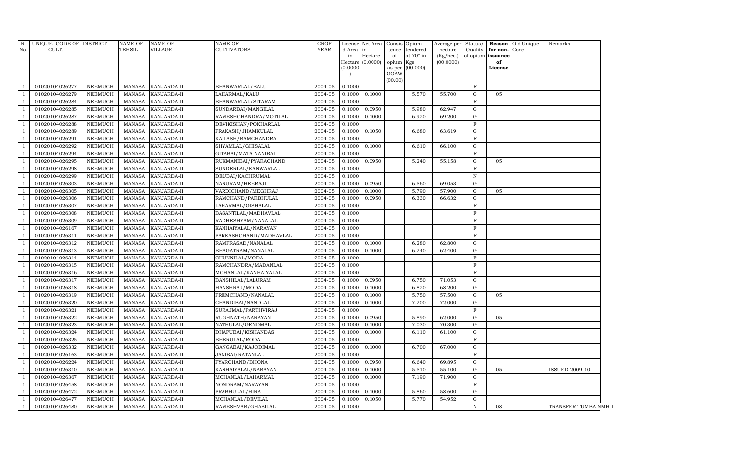| R. No. | UNIQUE CODE OF CULT. | DISTRICT | NAME OF TEHSIL | NAME OF VILLAGE | NAME OF CULTIVATORS | CROP YEAR | License d Area in Hectare (0.0000) | Net Area in Hectare (0.0000) | Consis tence of opium as per GOAW (00.00) | Opium tendered at 70° in Kgs (00.000) | Average per hectare (Kg/hec.) (00.0000) | Status/ Quality of opium | Reason for non-issuance of License | Old Unique Code | Remarks |
|---|---|---|---|---|---|---|---|---|---|---|---|---|---|---|---|
| 1 | 01020104026277 | NEEMUCH | MANASA | KANJARDA-II | BHANWARLAL/BALU | 2004-05 | 0.1000 | | | | | F | | | |
| 1 | 01020104026279 | NEEMUCH | MANASA | KANJARDA-II | LAHARMAL/KALU | 2004-05 | 0.1000 | 0.1000 | | 5.570 | 55.700 | G | 05 | | |
| 1 | 01020104026284 | NEEMUCH | MANASA | KANJARDA-II | BHANWARLAL/SITARAM | 2004-05 | 0.1000 | | | | | F | | | |
| 1 | 01020104026285 | NEEMUCH | MANASA | KANJARDA-II | SUNDARBAI/MANGILAL | 2004-05 | 0.1000 | 0.0950 | | 5.980 | 62.947 | G | | | |
| 1 | 01020104026287 | NEEMUCH | MANASA | KANJARDA-II | RAMESHCHANDRA/MOTILAL | 2004-05 | 0.1000 | 0.1000 | | 6.920 | 69.200 | G | | | |
| 1 | 01020104026288 | NEEMUCH | MANASA | KANJARDA-II | DEVIKISHAN/POKHARLAL | 2004-05 | 0.1000 | | | | | F | | | |
| 1 | 01020104026289 | NEEMUCH | MANASA | KANJARDA-II | PRAKASH/JHAMKULAL | 2004-05 | 0.1000 | 0.1050 | | 6.680 | 63.619 | G | | | |
| 1 | 01020104026291 | NEEMUCH | MANASA | KANJARDA-II | KAILASH/RAMCHANDRA | 2004-05 | 0.1000 | | | | | F | | | |
| 1 | 01020104026292 | NEEMUCH | MANASA | KANJARDA-II | SHYAMLAL/GHISALAL | 2004-05 | 0.1000 | 0.1000 | | 6.610 | 66.100 | G | | | |
| 1 | 01020104026294 | NEEMUCH | MANASA | KANJARDA-II | GITABAI/MATA NANIBAI | 2004-05 | 0.1000 | | | | | F | | | |
| 1 | 01020104026295 | NEEMUCH | MANASA | KANJARDA-II | RUKMANIBAI/PYARACHAND | 2004-05 | 0.1000 | 0.0950 | | 5.240 | 55.158 | G | 05 | | |
| 1 | 01020104026298 | NEEMUCH | MANASA | KANJARDA-II | SUNDERLAL/KANWARLAL | 2004-05 | 0.1000 | | | | | F | | | |
| 1 | 01020104026299 | NEEMUCH | MANASA | KANJARDA-II | DEUBAI/KACHRUMAL | 2004-05 | 0.1000 | | | | | N | | | |
| 1 | 01020104026303 | NEEMUCH | MANASA | KANJARDA-II | NANURAM/HEERAJI | 2004-05 | 0.1000 | 0.0950 | | 6.560 | 69.053 | G | | | |
| 1 | 01020104026305 | NEEMUCH | MANASA | KANJARDA-II | VARDICHAND/MEGHRAJ | 2004-05 | 0.1000 | 0.1000 | | 5.790 | 57.900 | G | 05 | | |
| 1 | 01020104026306 | NEEMUCH | MANASA | KANJARDA-II | RAMCHAND/PARBHULAL | 2004-05 | 0.1000 | 0.0950 | | 6.330 | 66.632 | G | | | |
| 1 | 01020104026307 | NEEMUCH | MANASA | KANJARDA-II | LAHARMAL/GISHALAL | 2004-05 | 0.1000 | | | | | F | | | |
| 1 | 01020104026308 | NEEMUCH | MANASA | KANJARDA-II | BASANTILAL/MADHAVLAL | 2004-05 | 0.1000 | | | | | F | | | |
| 1 | 01020104026309 | NEEMUCH | MANASA | KANJARDA-II | RADHESHYAM/NANALAL | 2004-05 | 0.1000 | | | | | F | | | |
| 1 | 01020104026167 | NEEMUCH | MANASA | KANJARDA-II | KANHAIYALAL/NARAYAN | 2004-05 | 0.1000 | | | | | F | | | |
| 1 | 01020104026311 | NEEMUCH | MANASA | KANJARDA-II | PARKASHCHAND/MADHAVLAL | 2004-05 | 0.1000 | | | | | F | | | |
| 1 | 01020104026312 | NEEMUCH | MANASA | KANJARDA-II | RAMPRASAD/NANALAL | 2004-05 | 0.1000 | 0.1000 | | 6.280 | 62.800 | G | | | |
| 1 | 01020104026313 | NEEMUCH | MANASA | KANJARDA-II | BHAGATRAM/NANALAL | 2004-05 | 0.1000 | 0.1000 | | 6.240 | 62.400 | G | | | |
| 1 | 01020104026314 | NEEMUCH | MANASA | KANJARDA-II | CHUNNILAL/MODA | 2004-05 | 0.1000 | | | | | F | | | |
| 1 | 01020104026315 | NEEMUCH | MANASA | KANJARDA-II | RAMCHANDRA/MADANLAL | 2004-05 | 0.1000 | | | | | F | | | |
| 1 | 01020104026316 | NEEMUCH | MANASA | KANJARDA-II | MOHANLAL/KANHAIYALAL | 2004-05 | 0.1000 | | | | | F | | | |
| 1 | 01020104026317 | NEEMUCH | MANASA | KANJARDA-II | BANSHILAL/LALURAM | 2004-05 | 0.1000 | 0.0950 | | 6.750 | 71.053 | G | | | |
| 1 | 01020104026318 | NEEMUCH | MANASA | KANJARDA-II | HANSHRAJ/MODA | 2004-05 | 0.1000 | 0.1000 | | 6.820 | 68.200 | G | | | |
| 1 | 01020104026319 | NEEMUCH | MANASA | KANJARDA-II | PREMCHAND/NANALAL | 2004-05 | 0.1000 | 0.1000 | | 5.750 | 57.500 | G | 05 | | |
| 1 | 01020104026320 | NEEMUCH | MANASA | KANJARDA-II | CHANDIBAI/NANDLAL | 2004-05 | 0.1000 | 0.1000 | | 7.200 | 72.000 | G | | | |
| 1 | 01020104026321 | NEEMUCH | MANASA | KANJARDA-II | SURAJMAL/PARTHVIRAJ | 2004-05 | 0.1000 | | | | | F | | | |
| 1 | 01020104026322 | NEEMUCH | MANASA | KANJARDA-II | RUGHNATH/NARAYAN | 2004-05 | 0.1000 | 0.0950 | | 5.890 | 62.000 | G | 05 | | |
| 1 | 01020104026323 | NEEMUCH | MANASA | KANJARDA-II | NATHULAL/GENDMAL | 2004-05 | 0.1000 | 0.1000 | | 7.030 | 70.300 | G | | | |
| 1 | 01020104026324 | NEEMUCH | MANASA | KANJARDA-II | DHAPUBAI/KISHANDAS | 2004-05 | 0.1000 | 0.1000 | | 6.110 | 61.100 | G | | | |
| 1 | 01020104026325 | NEEMUCH | MANASA | KANJARDA-II | BHERULAL/RODA | 2004-05 | 0.1000 | | | | | F | | | |
| 1 | 01020104026332 | NEEMUCH | MANASA | KANJARDA-II | GANGABAI/KAJODIMAL | 2004-05 | 0.1000 | 0.1000 | | 6.700 | 67.000 | G | | | |
| 1 | 01020104026163 | NEEMUCH | MANASA | KANJARDA-II | JANIBAI/RATANLAL | 2004-05 | 0.1000 | | | | | F | | | |
| 1 | 01020104026224 | NEEMUCH | MANASA | KANJARDA-II | PYARCHAND/BHONA | 2004-05 | 0.1000 | 0.0950 | | 6.640 | 69.895 | G | | | |
| 1 | 01020104026310 | NEEMUCH | MANASA | KANJARDA-II | KANHAIYALAL/NARAYAN | 2004-05 | 0.1000 | 0.1000 | | 5.510 | 55.100 | G | 05 | | ISSUED 2009-10 |
| 1 | 01020104026367 | NEEMUCH | MANASA | KANJARDA-II | MOHANLAL/LAHARMAL | 2004-05 | 0.1000 | 0.1000 | | 7.190 | 71.900 | G | | | |
| 1 | 01020104026458 | NEEMUCH | MANASA | KANJARDA-II | NONDRAM/NARAYAN | 2004-05 | 0.1000 | | | | | F | | | |
| 1 | 01020104026472 | NEEMUCH | MANASA | KANJARDA-II | PRABHULAL/HIRA | 2004-05 | 0.1000 | 0.1000 | | 5.860 | 58.600 | G | | | |
| 1 | 01020104026477 | NEEMUCH | MANASA | KANJARDA-II | MOHANLAL/DEVILAL | 2004-05 | 0.1000 | 0.1050 | | 5.770 | 54.952 | G | | | |
| 1 | 01020104026480 | NEEMUCH | MANASA | KANJARDA-II | RAMESHVAR/GHASILAL | 2004-05 | 0.1000 | | | | | N | 08 | | TRANSFER TUMBA-NMH-I |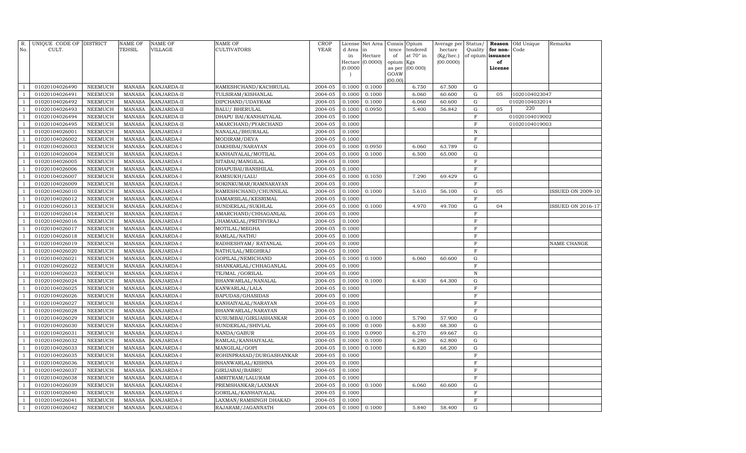| R. No. | UNIQUE CODE OF CULT. | DISTRICT | NAME OF TEHSIL | NAME OF VILLAGE | NAME OF CULTIVATORS | CROP YEAR | License d Area in Hectare (0.0000) | Net Area in Hectare (0.0000) | Consis tence of opium as per GOAW (00.00) | Opium tendered at 70° in Kgs (00.000) | Average per hectare (Kg/hec.) (00.0000) | Status/ Quality of opium | Reason for non-issuance of License | Old Unique Code | Remarks |
|---|---|---|---|---|---|---|---|---|---|---|---|---|---|---|---|
| 1 | 01020104026490 | NEEMUCH | MANASA | KANJARDA-II | RAMESHCHAND/KACHRULAL | 2004-05 | 0.1000 | 0.1000 | | 6.750 | 67.500 | G | | | |
| 1 | 01020104026491 | NEEMUCH | MANASA | KANJARDA-II | TULSIRAM/KISHANLAL | 2004-05 | 0.1000 | 0.1000 | | 6.060 | 60.600 | G | 05 | 1020104023047 | |
| 1 | 01020104026492 | NEEMUCH | MANASA | KANJARDA-II | DIPCHAND/UDAYRAM | 2004-05 | 0.1000 | 0.1000 | | 6.060 | 60.600 | G | | 01020104032014 | |
| 1 | 01020104026493 | NEEMUCH | MANASA | KANJARDA-II | BALU/ BHERULAL | 2004-05 | 0.1000 | 0.0950 | | 5.400 | 56.842 | G | 05 | 220 | |
| 1 | 01020104026494 | NEEMUCH | MANASA | KANJARDA-II | DHAPU BAI/KANHAIYALAL | 2004-05 | 0.1000 | | | | | F | | 01020104019002 | |
| 1 | 01020104026495 | NEEMUCH | MANASA | KANJARDA-II | AMARCHAND/PYARCHAND | 2004-05 | 0.1000 | | | | | F | | 01020104019003 | |
| 1 | 01020104026001 | NEEMUCH | MANASA | KANJARDA-I | NANALAL/BHURALAL | 2004-05 | 0.1000 | | | | | N | | | |
| 1 | 01020104026002 | NEEMUCH | MANASA | KANJARDA-I | MODIRAM/DEVA | 2004-05 | 0.1000 | | | | | F | | | |
| 1 | 01020104026003 | NEEMUCH | MANASA | KANJARDA-I | DAKHIBAI/NARAYAN | 2004-05 | 0.1000 | 0.0950 | | 6.060 | 63.789 | G | | | |
| 1 | 01020104026004 | NEEMUCH | MANASA | KANJARDA-I | KANHAIYALAL/MOTILAL | 2004-05 | 0.1000 | 0.1000 | | 6.500 | 65.000 | G | | | |
| 1 | 01020104026005 | NEEMUCH | MANASA | KANJARDA-I | SITABAI/MANGILAL | 2004-05 | 0.1000 | | | | | F | | | |
| 1 | 01020104026006 | NEEMUCH | MANASA | KANJARDA-I | DHAPUBAI/BANSHILAL | 2004-05 | 0.1000 | | | | | F | | | |
| 1 | 01020104026007 | NEEMUCH | MANASA | KANJARDA-I | RAMSUKH/LALU | 2004-05 | 0.1000 | 0.1050 | | 7.290 | 69.429 | G | | | |
| 1 | 01020104026009 | NEEMUCH | MANASA | KANJARDA-I | SOKINKUMAR/RAMNARAYAN | 2004-05 | 0.1000 | | | | | F | | | |
| 1 | 01020104026010 | NEEMUCH | MANASA | KANJARDA-I | RAMESHCHAND/CHUNNILAL | 2004-05 | 0.1000 | 0.1000 | | 5.610 | 56.100 | G | 05 | | ISSUED ON 2009-10 |
| 1 | 01020104026012 | NEEMUCH | MANASA | KANJARDA-I | DAMARSILAL/KESRIMAL | 2004-05 | 0.1000 | | | | | F | | | |
| 1 | 01020104026013 | NEEMUCH | MANASA | KANJARDA-I | SUNDERLAL/SUKHLAL | 2004-05 | 0.1000 | 0.1000 | | 4.970 | 49.700 | G | 04 | | ISSUED ON 2016-17 |
| 1 | 01020104026014 | NEEMUCH | MANASA | KANJARDA-I | AMARCHAND/CHHAGANLAL | 2004-05 | 0.1000 | | | | | F | | | |
| 1 | 01020104026016 | NEEMUCH | MANASA | KANJARDA-I | JHAMAKLAL/PRITHVIRAJ | 2004-05 | 0.1000 | | | | | F | | | |
| 1 | 01020104026017 | NEEMUCH | MANASA | KANJARDA-I | MOTILAL/MEGHA | 2004-05 | 0.1000 | | | | | F | | | |
| 1 | 01020104026018 | NEEMUCH | MANASA | KANJARDA-I | RAMLAL/NATHU | 2004-05 | 0.1000 | | | | | F | | | |
| 1 | 01020104026019 | NEEMUCH | MANASA | KANJARDA-I | RADHESHYAM/ RATANLAL | 2004-05 | 0.1000 | | | | | F | | | NAME CHANGE |
| 1 | 01020104026020 | NEEMUCH | MANASA | KANJARDA-I | NATHULAL/MEGHRAJ | 2004-05 | 0.1000 | | | | | F | | | |
| 1 | 01020104026021 | NEEMUCH | MANASA | KANJARDA-I | GOPILAL/NEMICHAND | 2004-05 | 0.1000 | 0.1000 | | 6.060 | 60.600 | G | | | |
| 1 | 01020104026022 | NEEMUCH | MANASA | KANJARDA-I | SHANKARLAL/CHHAGANLAL | 2004-05 | 0.1000 | | | | | F | | | |
| 1 | 01020104026023 | NEEMUCH | MANASA | KANJARDA-I | TEJMAL /GORILAL | 2004-05 | 0.1000 | | | | | N | | | |
| 1 | 01020104026024 | NEEMUCH | MANASA | KANJARDA-I | BHANWARLAL/NANALAL | 2004-05 | 0.1000 | 0.1000 | | 6.430 | 64.300 | G | | | |
| 1 | 01020104026025 | NEEMUCH | MANASA | KANJARDA-I | KANWARLAL/LALA | 2004-05 | 0.1000 | | | | | F | | | |
| 1 | 01020104026026 | NEEMUCH | MANASA | KANJARDA-I | BAPUDAS/GHASIDAS | 2004-05 | 0.1000 | | | | | F | | | |
| 1 | 01020104026027 | NEEMUCH | MANASA | KANJARDA-I | KANHAIYALAL/NARAYAN | 2004-05 | 0.1000 | | | | | F | | | |
| 1 | 01020104026028 | NEEMUCH | MANASA | KANJARDA-I | BHANWARLAL/NARAYAN | 2004-05 | 0.1000 | | | | | F | | | |
| 1 | 01020104026029 | NEEMUCH | MANASA | KANJARDA-I | KUSUMBAI/GIRIJASHANKAR | 2004-05 | 0.1000 | 0.1000 | | 5.790 | 57.900 | G | | | |
| 1 | 01020104026030 | NEEMUCH | MANASA | KANJARDA-I | SUNDERLAL/SHIVLAL | 2004-05 | 0.1000 | 0.1000 | | 6.830 | 68.300 | G | | | |
| 1 | 01020104026031 | NEEMUCH | MANASA | KANJARDA-I | NANDA/GABUR | 2004-05 | 0.1000 | 0.0900 | | 6.270 | 69.667 | G | | | |
| 1 | 01020104026032 | NEEMUCH | MANASA | KANJARDA-I | RAMLAL/KANHAIYALAL | 2004-05 | 0.1000 | 0.1000 | | 6.280 | 62.800 | G | | | |
| 1 | 01020104026033 | NEEMUCH | MANASA | KANJARDA-I | MANGILAL/GOPI | 2004-05 | 0.1000 | 0.1000 | | 6.820 | 68.200 | G | | | |
| 1 | 01020104026035 | NEEMUCH | MANASA | KANJARDA-I | ROHINPRASAD/DURGASHANKAR | 2004-05 | 0.1000 | | | | | F | | | |
| 1 | 01020104026036 | NEEMUCH | MANASA | KANJARDA-I | BHANWARLAL/KISHNA | 2004-05 | 0.1000 | | | | | F | | | |
| 1 | 01020104026037 | NEEMUCH | MANASA | KANJARDA-I | GIRIJABAI/BABRU | 2004-05 | 0.1000 | | | | | F | | | |
| 1 | 01020104026038 | NEEMUCH | MANASA | KANJARDA-I | AMRITRAM/LALURAM | 2004-05 | 0.1000 | | | | | F | | | |
| 1 | 01020104026039 | NEEMUCH | MANASA | KANJARDA-I | PREMSHANKAR/LAXMAN | 2004-05 | 0.1000 | 0.1000 | | 6.060 | 60.600 | G | | | |
| 1 | 01020104026040 | NEEMUCH | MANASA | KANJARDA-I | GORILAL/KANHAIYALAL | 2004-05 | 0.1000 | | | | | F | | | |
| 1 | 01020104026041 | NEEMUCH | MANASA | KANJARDA-I | LAXMAN/RAMSINGH DHAKAD | 2004-05 | 0.1000 | | | | | F | | | |
| 1 | 01020104026042 | NEEMUCH | MANASA | KANJARDA-I | RAJARAM/JAGANNATH | 2004-05 | 0.1000 | 0.1000 | | 5.840 | 58.400 | G | | | |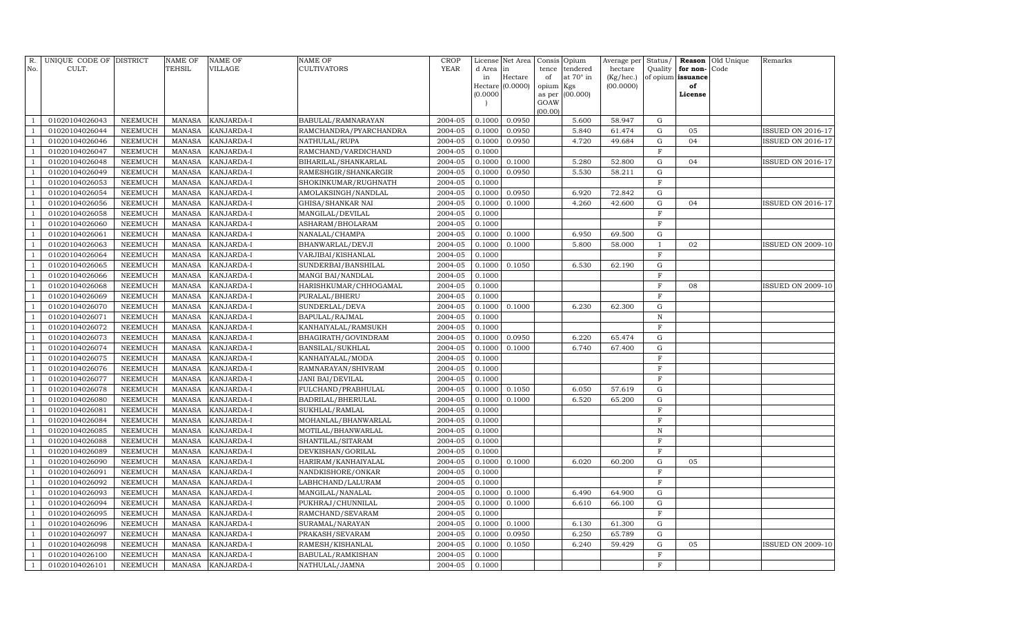| R. No. | UNIQUE CODE OF CULT. | DISTRICT | NAME OF TEHSIL | NAME OF VILLAGE | NAME OF CULTIVATORS | CROP YEAR | License d Area in Hectare (0.0000) | Net Area in Hectare (0.0000) | Consis tence of opium as per GOAW (00.00) | Opium tendered at 70° in Kgs (00.000) | Average per hectare (Kg/hec.) (00.0000) | Status/ Quality of opium | Reason for non-issuance of License | Old Unique Code | Remarks |
|---|---|---|---|---|---|---|---|---|---|---|---|---|---|---|---|
| 1 | 01020104026043 | NEEMUCH | MANASA | KANJARDA-I | BABULAL/RAMNARAYAN | 2004-05 | 0.1000 | 0.0950 | | 5.600 | 58.947 | G | | | |
| 1 | 01020104026044 | NEEMUCH | MANASA | KANJARDA-I | RAMCHANDRA/PYARCHANDRA | 2004-05 | 0.1000 | 0.0950 | | 5.840 | 61.474 | G | 05 | | ISSUED ON 2016-17 |
| 1 | 01020104026046 | NEEMUCH | MANASA | KANJARDA-I | NATHULAL/RUPA | 2004-05 | 0.1000 | 0.0950 | | 4.720 | 49.684 | G | 04 | | ISSUED ON 2016-17 |
| 1 | 01020104026047 | NEEMUCH | MANASA | KANJARDA-I | RAMCHAND/VARDICHAND | 2004-05 | 0.1000 | | | | | F | | | |
| 1 | 01020104026048 | NEEMUCH | MANASA | KANJARDA-I | BIHARILAL/SHANKARLAL | 2004-05 | 0.1000 | 0.1000 | | 5.280 | 52.800 | G | 04 | | ISSUED ON 2016-17 |
| 1 | 01020104026049 | NEEMUCH | MANASA | KANJARDA-I | RAMESHGIR/SHANKARGIR | 2004-05 | 0.1000 | 0.0950 | | 5.530 | 58.211 | G | | | |
| 1 | 01020104026053 | NEEMUCH | MANASA | KANJARDA-I | SHOKINKUMAR/RUGHNATH | 2004-05 | 0.1000 | | | | | F | | | |
| 1 | 01020104026054 | NEEMUCH | MANASA | KANJARDA-I | AMOLAKSINGH/NANDLAL | 2004-05 | 0.1000 | 0.0950 | | 6.920 | 72.842 | G | | | |
| 1 | 01020104026056 | NEEMUCH | MANASA | KANJARDA-I | GHISA/SHANKAR NAI | 2004-05 | 0.1000 | 0.1000 | | 4.260 | 42.600 | G | 04 | | ISSUED ON 2016-17 |
| 1 | 01020104026058 | NEEMUCH | MANASA | KANJARDA-I | MANGILAL/DEVILAL | 2004-05 | 0.1000 | | | | | F | | | |
| 1 | 01020104026060 | NEEMUCH | MANASA | KANJARDA-I | ASHARAM/BHOLARAM | 2004-05 | 0.1000 | | | | | F | | | |
| 1 | 01020104026061 | NEEMUCH | MANASA | KANJARDA-I | NANALAL/CHAMPA | 2004-05 | 0.1000 | 0.1000 | | 6.950 | 69.500 | G | | | |
| 1 | 01020104026063 | NEEMUCH | MANASA | KANJARDA-I | BHANWARLAL/DEVJI | 2004-05 | 0.1000 | 0.1000 | | 5.800 | 58.000 | I | 02 | | ISSUED ON 2009-10 |
| 1 | 01020104026064 | NEEMUCH | MANASA | KANJARDA-I | VARJIBAI/KISHANLAL | 2004-05 | 0.1000 | | | | | F | | | |
| 1 | 01020104026065 | NEEMUCH | MANASA | KANJARDA-I | SUNDERBAI/BANSHILAL | 2004-05 | 0.1000 | 0.1050 | | 6.530 | 62.190 | G | | | |
| 1 | 01020104026066 | NEEMUCH | MANASA | KANJARDA-I | MANGI BAI/NANDLAL | 2004-05 | 0.1000 | | | | | F | | | |
| 1 | 01020104026068 | NEEMUCH | MANASA | KANJARDA-I | HARISHKUMAR/CHHOGAMAL | 2004-05 | 0.1000 | | | | | F | 08 | | ISSUED ON 2009-10 |
| 1 | 01020104026069 | NEEMUCH | MANASA | KANJARDA-I | PURALAL/BHERU | 2004-05 | 0.1000 | | | | | F | | | |
| 1 | 01020104026070 | NEEMUCH | MANASA | KANJARDA-I | SUNDERLAL/DEVA | 2004-05 | 0.1000 | 0.1000 | | 6.230 | 62.300 | G | | | |
| 1 | 01020104026071 | NEEMUCH | MANASA | KANJARDA-I | BAPULAL/RAJMAL | 2004-05 | 0.1000 | | | | | N | | | |
| 1 | 01020104026072 | NEEMUCH | MANASA | KANJARDA-I | KANHAIYALAL/RAMSUKH | 2004-05 | 0.1000 | | | | | F | | | |
| 1 | 01020104026073 | NEEMUCH | MANASA | KANJARDA-I | BHAGIRATH/GOVINDRAM | 2004-05 | 0.1000 | 0.0950 | | 6.220 | 65.474 | G | | | |
| 1 | 01020104026074 | NEEMUCH | MANASA | KANJARDA-I | BANSILAL/SUKHLAL | 2004-05 | 0.1000 | 0.1000 | | 6.740 | 67.400 | G | | | |
| 1 | 01020104026075 | NEEMUCH | MANASA | KANJARDA-I | KANHAIYALAL/MODA | 2004-05 | 0.1000 | | | | | F | | | |
| 1 | 01020104026076 | NEEMUCH | MANASA | KANJARDA-I | RAMNARAYAN/SHIVRAM | 2004-05 | 0.1000 | | | | | F | | | |
| 1 | 01020104026077 | NEEMUCH | MANASA | KANJARDA-I | JANI BAI/DEVILAL | 2004-05 | 0.1000 | | | | | F | | | |
| 1 | 01020104026078 | NEEMUCH | MANASA | KANJARDA-I | FULCHAND/PRABHULAL | 2004-05 | 0.1000 | 0.1050 | | 6.050 | 57.619 | G | | | |
| 1 | 01020104026080 | NEEMUCH | MANASA | KANJARDA-I | BADRILAL/BHERULAL | 2004-05 | 0.1000 | 0.1000 | | 6.520 | 65.200 | G | | | |
| 1 | 01020104026081 | NEEMUCH | MANASA | KANJARDA-I | SUKHLAL/RAMLAL | 2004-05 | 0.1000 | | | | | F | | | |
| 1 | 01020104026084 | NEEMUCH | MANASA | KANJARDA-I | MOHANLAL/BHANWARLAL | 2004-05 | 0.1000 | | | | | F | | | |
| 1 | 01020104026085 | NEEMUCH | MANASA | KANJARDA-I | MOTILAL/BHANWARLAL | 2004-05 | 0.1000 | | | | | N | | | |
| 1 | 01020104026088 | NEEMUCH | MANASA | KANJARDA-I | SHANTILAL/SITARAM | 2004-05 | 0.1000 | | | | | F | | | |
| 1 | 01020104026089 | NEEMUCH | MANASA | KANJARDA-I | DEVKISHAN/GORILAL | 2004-05 | 0.1000 | | | | | F | | | |
| 1 | 01020104026090 | NEEMUCH | MANASA | KANJARDA-I | HARIRAM/KANHAIYALAL | 2004-05 | 0.1000 | 0.1000 | | 6.020 | 60.200 | G | 05 | | |
| 1 | 01020104026091 | NEEMUCH | MANASA | KANJARDA-I | NANDKISHORE/ONKAR | 2004-05 | 0.1000 | | | | | F | | | |
| 1 | 01020104026092 | NEEMUCH | MANASA | KANJARDA-I | LABHCHAND/LALURAM | 2004-05 | 0.1000 | | | | | F | | | |
| 1 | 01020104026093 | NEEMUCH | MANASA | KANJARDA-I | MANGILAL/NANALAL | 2004-05 | 0.1000 | 0.1000 | | 6.490 | 64.900 | G | | | |
| 1 | 01020104026094 | NEEMUCH | MANASA | KANJARDA-I | PUKHRAJ/CHUNNILAL | 2004-05 | 0.1000 | 0.1000 | | 6.610 | 66.100 | G | | | |
| 1 | 01020104026095 | NEEMUCH | MANASA | KANJARDA-I | RAMCHAND/SEVARAM | 2004-05 | 0.1000 | | | | | F | | | |
| 1 | 01020104026096 | NEEMUCH | MANASA | KANJARDA-I | SURAMAL/NARAYAN | 2004-05 | 0.1000 | 0.1000 | | 6.130 | 61.300 | G | | | |
| 1 | 01020104026097 | NEEMUCH | MANASA | KANJARDA-I | PRAKASH/SEVARAM | 2004-05 | 0.1000 | 0.0950 | | 6.250 | 65.789 | G | | | |
| 1 | 01020104026098 | NEEMUCH | MANASA | KANJARDA-I | RAMESH/KISHANLAL | 2004-05 | 0.1000 | 0.1050 | | 6.240 | 59.429 | G | 05 | | ISSUED ON 2009-10 |
| 1 | 01020104026100 | NEEMUCH | MANASA | KANJARDA-I | BABULAL/RAMKISHAN | 2004-05 | 0.1000 | | | | | F | | | |
| 1 | 01020104026101 | NEEMUCH | MANASA | KANJARDA-I | NATHULAL/JAMNA | 2004-05 | 0.1000 | | | | | F | | | |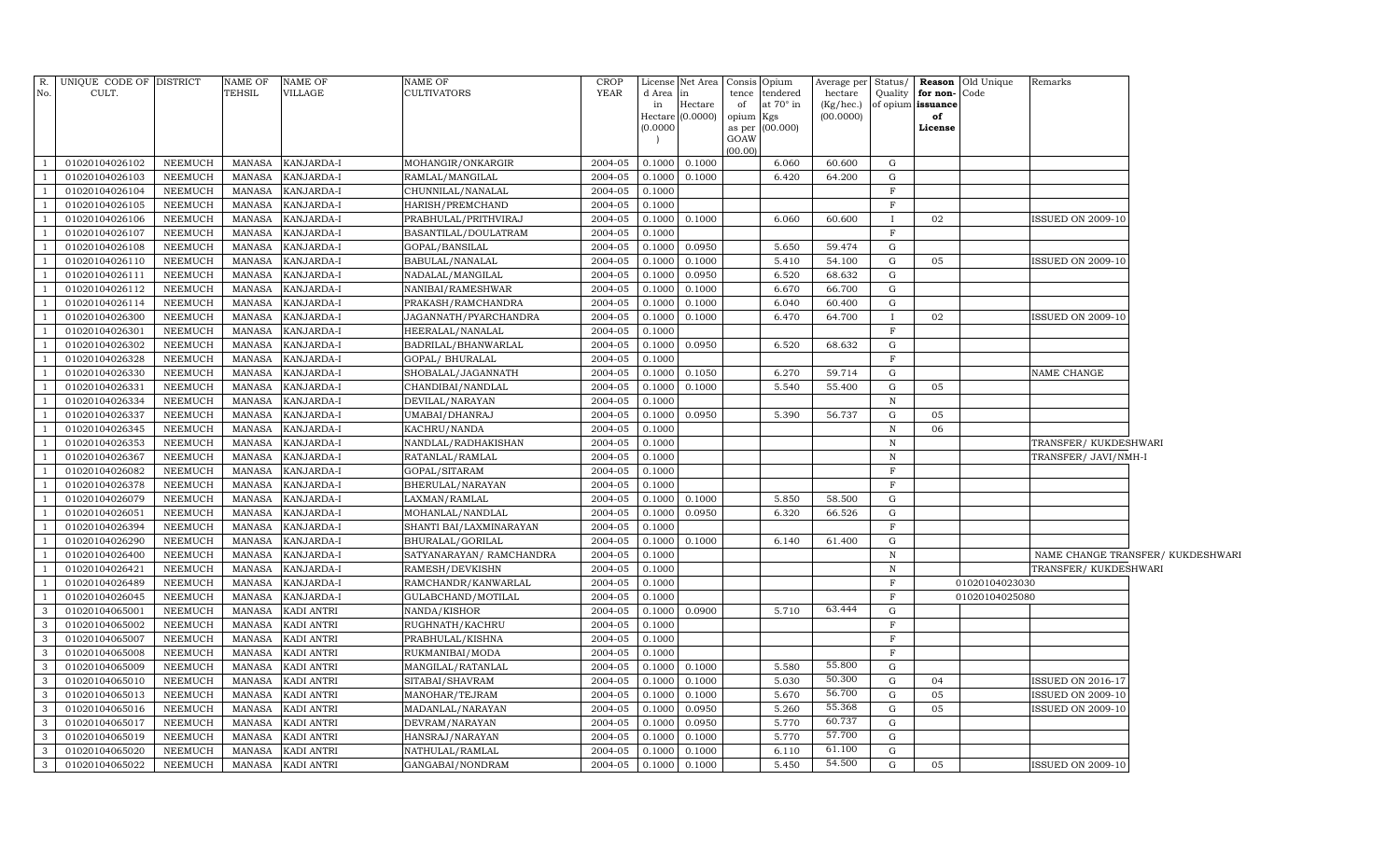| R. No. | UNIQUE CODE OF CULT. | DISTRICT | NAME OF TEHSIL | NAME OF VILLAGE | NAME OF CULTIVATORS | CROP YEAR | License d Area in Hectare (0.0000) | Net Area in Hectare (0.0000) | Consis tence of opium as per GOAW (00.00) | Opium tendered at 70° in Kgs (00.000) | Average per hectare (Kg/hec.) (00.0000) | Status/ Quality of opium | Reason for non-issuance of License | Old Unique Code | Remarks |
|---|---|---|---|---|---|---|---|---|---|---|---|---|---|---|---|
| 1 | 01020104026102 | NEEMUCH | MANASA | KANJARDA-I | MOHANGIR/ONKARGIR | 2004-05 | 0.1000 | 0.1000 | | 6.060 | 60.600 | G | | | |
| 1 | 01020104026103 | NEEMUCH | MANASA | KANJARDA-I | RAMLAL/MANGILAL | 2004-05 | 0.1000 | 0.1000 | | 6.420 | 64.200 | G | | | |
| 1 | 01020104026104 | NEEMUCH | MANASA | KANJARDA-I | CHUNNILAL/NANALAL | 2004-05 | 0.1000 | | | | | F | | | |
| 1 | 01020104026105 | NEEMUCH | MANASA | KANJARDA-I | HARISH/PREMCHAND | 2004-05 | 0.1000 | | | | | F | | | |
| 1 | 01020104026106 | NEEMUCH | MANASA | KANJARDA-I | PRABHULAL/PRITHVIRAJ | 2004-05 | 0.1000 | 0.1000 | | 6.060 | 60.600 | I | 02 | | ISSUED ON 2009-10 |
| 1 | 01020104026107 | NEEMUCH | MANASA | KANJARDA-I | BASANTILAL/DOULATRAM | 2004-05 | 0.1000 | | | | | F | | | |
| 1 | 01020104026108 | NEEMUCH | MANASA | KANJARDA-I | GOPAL/BANSILAL | 2004-05 | 0.1000 | 0.0950 | | 5.650 | 59.474 | G | | | |
| 1 | 01020104026110 | NEEMUCH | MANASA | KANJARDA-I | BABULAL/NANALAL | 2004-05 | 0.1000 | 0.1000 | | 5.410 | 54.100 | G | 05 | | ISSUED ON 2009-10 |
| 1 | 01020104026111 | NEEMUCH | MANASA | KANJARDA-I | NADALAL/MANGILAL | 2004-05 | 0.1000 | 0.0950 | | 6.520 | 68.632 | G | | | |
| 1 | 01020104026112 | NEEMUCH | MANASA | KANJARDA-I | NANIBAI/RAMESHWAR | 2004-05 | 0.1000 | 0.1000 | | 6.670 | 66.700 | G | | | |
| 1 | 01020104026114 | NEEMUCH | MANASA | KANJARDA-I | PRAKASH/RAMCHANDRA | 2004-05 | 0.1000 | 0.1000 | | 6.040 | 60.400 | G | | | |
| 1 | 01020104026300 | NEEMUCH | MANASA | KANJARDA-I | JAGANNATH/PYARCHANDRA | 2004-05 | 0.1000 | 0.1000 | | 6.470 | 64.700 | I | 02 | | ISSUED ON 2009-10 |
| 1 | 01020104026301 | NEEMUCH | MANASA | KANJARDA-I | HEERALAL/NANALAL | 2004-05 | 0.1000 | | | | | F | | | |
| 1 | 01020104026302 | NEEMUCH | MANASA | KANJARDA-I | BADRILAL/BHANWARLAL | 2004-05 | 0.1000 | 0.0950 | | 6.520 | 68.632 | G | | | |
| 1 | 01020104026328 | NEEMUCH | MANASA | KANJARDA-I | GOPAL/ BHURALAL | 2004-05 | 0.1000 | | | | | F | | | |
| 1 | 01020104026330 | NEEMUCH | MANASA | KANJARDA-I | SHOBALAL/JAGANNATH | 2004-05 | 0.1000 | 0.1050 | | 6.270 | 59.714 | G | | | NAME CHANGE |
| 1 | 01020104026331 | NEEMUCH | MANASA | KANJARDA-I | CHANDIBAI/NANDLAL | 2004-05 | 0.1000 | 0.1000 | | 5.540 | 55.400 | G | 05 | | |
| 1 | 01020104026334 | NEEMUCH | MANASA | KANJARDA-I | DEVILAL/NARAYAN | 2004-05 | 0.1000 | | | | | N | | | |
| 1 | 01020104026337 | NEEMUCH | MANASA | KANJARDA-I | UMABAI/DHANRAJ | 2004-05 | 0.1000 | 0.0950 | | 5.390 | 56.737 | G | 05 | | |
| 1 | 01020104026345 | NEEMUCH | MANASA | KANJARDA-I | KACHRU/NANDA | 2004-05 | 0.1000 | | | | | N | 06 | | |
| 1 | 01020104026353 | NEEMUCH | MANASA | KANJARDA-I | NANDLAL/RADHAKISHAN | 2004-05 | 0.1000 | | | | | N | | | TRANSFER/ KUKDESHWARI |
| 1 | 01020104026367 | NEEMUCH | MANASA | KANJARDA-I | RATANLAL/RAMLAL | 2004-05 | 0.1000 | | | | | N | | | TRANSFER/ JAVI/NMH-I |
| 1 | 01020104026082 | NEEMUCH | MANASA | KANJARDA-I | GOPAL/SITARAM | 2004-05 | 0.1000 | | | | | F | | | |
| 1 | 01020104026378 | NEEMUCH | MANASA | KANJARDA-I | BHERULAL/NARAYAN | 2004-05 | 0.1000 | | | | | F | | | |
| 1 | 01020104026079 | NEEMUCH | MANASA | KANJARDA-I | LAXMAN/RAMLAL | 2004-05 | 0.1000 | 0.1000 | | 5.850 | 58.500 | G | | | |
| 1 | 01020104026051 | NEEMUCH | MANASA | KANJARDA-I | MOHANLAL/NANDLAL | 2004-05 | 0.1000 | 0.0950 | | 6.320 | 66.526 | G | | | |
| 1 | 01020104026394 | NEEMUCH | MANASA | KANJARDA-I | SHANTI BAI/LAXMINARAYAN | 2004-05 | 0.1000 | | | | | F | | | |
| 1 | 01020104026290 | NEEMUCH | MANASA | KANJARDA-I | BHURALAL/GORILAL | 2004-05 | 0.1000 | 0.1000 | | 6.140 | 61.400 | G | | | |
| 1 | 01020104026400 | NEEMUCH | MANASA | KANJARDA-I | SATYANARAYAN/ RAMCHANDRA | 2004-05 | 0.1000 | | | | | N | | | NAME CHANGE TRANSFER/ KUKDESHWARI |
| 1 | 01020104026421 | NEEMUCH | MANASA | KANJARDA-I | RAMESH/DEVKISHN | 2004-05 | 0.1000 | | | | | N | | | TRANSFER/ KUKDESHWARI |
| 1 | 01020104026489 | NEEMUCH | MANASA | KANJARDA-I | RAMCHANDR/KANWARLAL | 2004-05 | 0.1000 | | | | | F | | 01020104023030 | |
| 1 | 01020104026045 | NEEMUCH | MANASA | KANJARDA-I | GULABCHAND/MOTILAL | 2004-05 | 0.1000 | | | | | F | | 01020104025080 | |
| 3 | 01020104065001 | NEEMUCH | MANASA | KADI ANTRI | NANDA/KISHOR | 2004-05 | 0.1000 | 0.0900 | | 5.710 | 63.444 | G | | | |
| 3 | 01020104065002 | NEEMUCH | MANASA | KADI ANTRI | RUGHNATH/KACHRU | 2004-05 | 0.1000 | | | | | F | | | |
| 3 | 01020104065007 | NEEMUCH | MANASA | KADI ANTRI | PRABHULAL/KISHNA | 2004-05 | 0.1000 | | | | | F | | | |
| 3 | 01020104065008 | NEEMUCH | MANASA | KADI ANTRI | RUKMANIBAI/MODA | 2004-05 | 0.1000 | | | | | F | | | |
| 3 | 01020104065009 | NEEMUCH | MANASA | KADI ANTRI | MANGILAL/RATANLAL | 2004-05 | 0.1000 | 0.1000 | | 5.580 | 55.800 | G | | | |
| 3 | 01020104065010 | NEEMUCH | MANASA | KADI ANTRI | SITABAI/SHAVRAM | 2004-05 | 0.1000 | 0.1000 | | 5.030 | 50.300 | G | 04 | | ISSUED ON 2016-17 |
| 3 | 01020104065013 | NEEMUCH | MANASA | KADI ANTRI | MANOHAR/TEJRAM | 2004-05 | 0.1000 | 0.1000 | | 5.670 | 56.700 | G | 05 | | ISSUED ON 2009-10 |
| 3 | 01020104065016 | NEEMUCH | MANASA | KADI ANTRI | MADANLAL/NARAYAN | 2004-05 | 0.1000 | 0.0950 | | 5.260 | 55.368 | G | 05 | | ISSUED ON 2009-10 |
| 3 | 01020104065017 | NEEMUCH | MANASA | KADI ANTRI | DEVRAM/NARAYAN | 2004-05 | 0.1000 | 0.0950 | | 5.770 | 60.737 | G | | | |
| 3 | 01020104065019 | NEEMUCH | MANASA | KADI ANTRI | HANSRAJ/NARAYAN | 2004-05 | 0.1000 | 0.1000 | | 5.770 | 57.700 | G | | | |
| 3 | 01020104065020 | NEEMUCH | MANASA | KADI ANTRI | NATHULAL/RAMLAL | 2004-05 | 0.1000 | 0.1000 | | 6.110 | 61.100 | G | | | |
| 3 | 01020104065022 | NEEMUCH | MANASA | KADI ANTRI | GANGABAI/NONDRAM | 2004-05 | 0.1000 | 0.1000 | | 5.450 | 54.500 | G | 05 | | ISSUED ON 2009-10 |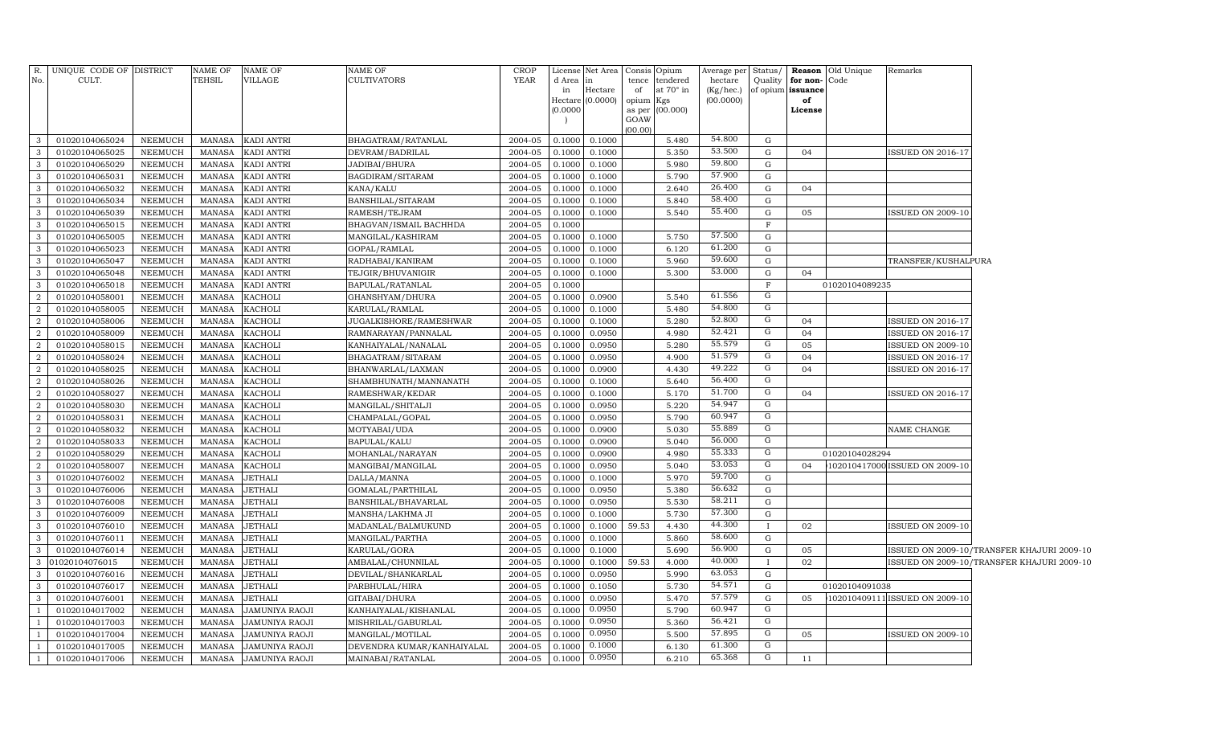| R. No. | UNIQUE CODE OF CULT. | DISTRICT | NAME OF TEHSIL | NAME OF VILLAGE | NAME OF CULTIVATORS | CROP YEAR | License d Area in Hectare (0.0000) | Net Area in Hectare (0.0000) | Consis tence of opium as per GOAW (00.00) | Opium tendered at 70° in Kgs (00.000) | Average per hectare (Kg/hec.) (00.0000) | Status/ Quality of opium | Reason for non-issuance of License | Old Unique Code | Remarks |
|---|---|---|---|---|---|---|---|---|---|---|---|---|---|---|---|
| 3 | 01020104065024 | NEEMUCH | MANASA | KADI ANTRI | BHAGATRAM/RATANLAL | 2004-05 | 0.1000 | 0.1000 | | 5.480 | 54.800 | G | | | |
| 3 | 01020104065025 | NEEMUCH | MANASA | KADI ANTRI | DEVRAM/BADRILAL | 2004-05 | 0.1000 | 0.1000 | | 5.350 | 53.500 | G | 04 | | ISSUED ON 2016-17 |
| 3 | 01020104065029 | NEEMUCH | MANASA | KADI ANTRI | JADIBAI/BHURA | 2004-05 | 0.1000 | 0.1000 | | 5.980 | 59.800 | G | | | |
| 3 | 01020104065031 | NEEMUCH | MANASA | KADI ANTRI | BAGDIRAM/SITARAM | 2004-05 | 0.1000 | 0.1000 | | 5.790 | 57.900 | G | | | |
| 3 | 01020104065032 | NEEMUCH | MANASA | KADI ANTRI | KANA/KALU | 2004-05 | 0.1000 | 0.1000 | | 2.640 | 26.400 | G | 04 | | |
| 3 | 01020104065034 | NEEMUCH | MANASA | KADI ANTRI | BANSHILAL/SITARAM | 2004-05 | 0.1000 | 0.1000 | | 5.840 | 58.400 | G | | | |
| 3 | 01020104065039 | NEEMUCH | MANASA | KADI ANTRI | RAMESH/TEJRAM | 2004-05 | 0.1000 | 0.1000 | | 5.540 | 55.400 | G | 05 | | ISSUED ON 2009-10 |
| 3 | 01020104065015 | NEEMUCH | MANASA | KADI ANTRI | BHAGVAN/ISMAIL BACHHDA | 2004-05 | 0.1000 | | | | | F | | | |
| 3 | 01020104065005 | NEEMUCH | MANASA | KADI ANTRI | MANGILAL/KASHIRAM | 2004-05 | 0.1000 | 0.1000 | | 5.750 | 57.500 | G | | | |
| 3 | 01020104065023 | NEEMUCH | MANASA | KADI ANTRI | GOPAL/RAMLAL | 2004-05 | 0.1000 | 0.1000 | | 6.120 | 61.200 | G | | | |
| 3 | 01020104065047 | NEEMUCH | MANASA | KADI ANTRI | RADHABAI/KANIRAM | 2004-05 | 0.1000 | 0.1000 | | 5.960 | 59.600 | G | | | TRANSFER/KUSHALPURA |
| 3 | 01020104065048 | NEEMUCH | MANASA | KADI ANTRI | TEJGIR/BHUVANIGIR | 2004-05 | 0.1000 | 0.1000 | | 5.300 | 53.000 | G | 04 | | |
| 3 | 01020104065018 | NEEMUCH | MANASA | KADI ANTRI | BAPULAL/RATANLAL | 2004-05 | 0.1000 | | | | | F | | 01020104089235 | |
| 2 | 01020104058001 | NEEMUCH | MANASA | KACHOLI | GHANSHYAM/DHURA | 2004-05 | 0.1000 | 0.0900 | | 5.540 | 61.556 | G | | | |
| 2 | 01020104058005 | NEEMUCH | MANASA | KACHOLI | KARULAL/RAMLAL | 2004-05 | 0.1000 | 0.1000 | | 5.480 | 54.800 | G | | | |
| 2 | 01020104058006 | NEEMUCH | MANASA | KACHOLI | JUGALKISHORE/RAMESHWAR | 2004-05 | 0.1000 | 0.1000 | | 5.280 | 52.800 | G | 04 | | ISSUED ON 2016-17 |
| 2 | 01020104058009 | NEEMUCH | MANASA | KACHOLI | RAMNARAYAN/PANNALAL | 2004-05 | 0.1000 | 0.0950 | | 4.980 | 52.421 | G | 04 | | ISSUED ON 2016-17 |
| 2 | 01020104058015 | NEEMUCH | MANASA | KACHOLI | KANHAIYALAL/NANALAL | 2004-05 | 0.1000 | 0.0950 | | 5.280 | 55.579 | G | 05 | | ISSUED ON 2009-10 |
| 2 | 01020104058024 | NEEMUCH | MANASA | KACHOLI | BHAGATRAM/SITARAM | 2004-05 | 0.1000 | 0.0950 | | 4.900 | 51.579 | G | 04 | | ISSUED ON 2016-17 |
| 2 | 01020104058025 | NEEMUCH | MANASA | KACHOLI | BHANWARLAL/LAXMAN | 2004-05 | 0.1000 | 0.0900 | | 4.430 | 49.222 | G | 04 | | ISSUED ON 2016-17 |
| 2 | 01020104058026 | NEEMUCH | MANASA | KACHOLI | SHAMBHUNATH/MANNANATH | 2004-05 | 0.1000 | 0.1000 | | 5.640 | 56.400 | G | | | |
| 2 | 01020104058027 | NEEMUCH | MANASA | KACHOLI | RAMESHWAR/KEDAR | 2004-05 | 0.1000 | 0.1000 | | 5.170 | 51.700 | G | 04 | | ISSUED ON 2016-17 |
| 2 | 01020104058030 | NEEMUCH | MANASA | KACHOLI | MANGILAL/SHITALJI | 2004-05 | 0.1000 | 0.0950 | | 5.220 | 54.947 | G | | | |
| 2 | 01020104058031 | NEEMUCH | MANASA | KACHOLI | CHAMPALAL/GOPAL | 2004-05 | 0.1000 | 0.0950 | | 5.790 | 60.947 | G | | | |
| 2 | 01020104058032 | NEEMUCH | MANASA | KACHOLI | MOTYABAI/UDA | 2004-05 | 0.1000 | 0.0900 | | 5.030 | 55.889 | G | | | NAME CHANGE |
| 2 | 01020104058033 | NEEMUCH | MANASA | KACHOLI | BAPULAL/KALU | 2004-05 | 0.1000 | 0.0900 | | 5.040 | 56.000 | G | | | |
| 2 | 01020104058029 | NEEMUCH | MANASA | KACHOLI | MOHANLAL/NARAYAN | 2004-05 | 0.1000 | 0.0900 | | 4.980 | 55.333 | G | | 01020104028294 | |
| 2 | 01020104058007 | NEEMUCH | MANASA | KACHOLI | MANGIBAI/MANGILAL | 2004-05 | 0.1000 | 0.0950 | | 5.040 | 53.053 | G | 04 | 102010417000 | ISSUED ON 2009-10 |
| 3 | 01020104076002 | NEEMUCH | MANASA | JETHALI | DALLA/MANNA | 2004-05 | 0.1000 | 0.1000 | | 5.970 | 59.700 | G | | | |
| 3 | 01020104076006 | NEEMUCH | MANASA | JETHALI | GOMALAL/PARTHILAL | 2004-05 | 0.1000 | 0.0950 | | 5.380 | 56.632 | G | | | |
| 3 | 01020104076008 | NEEMUCH | MANASA | JETHALI | BANSHILAL/BHAVARLAL | 2004-05 | 0.1000 | 0.0950 | | 5.530 | 58.211 | G | | | |
| 3 | 01020104076009 | NEEMUCH | MANASA | JETHALI | MANSHA/LAKHMA JI | 2004-05 | 0.1000 | 0.1000 | | 5.730 | 57.300 | G | | | |
| 3 | 01020104076010 | NEEMUCH | MANASA | JETHALI | MADANLAL/BALMUKUND | 2004-05 | 0.1000 | 0.1000 | 59.53 | 4.430 | 44.300 | I | 02 | | ISSUED ON 2009-10 |
| 3 | 01020104076011 | NEEMUCH | MANASA | JETHALI | MANGILAL/PARTHA | 2004-05 | 0.1000 | 0.1000 | | 5.860 | 58.600 | G | | | |
| 3 | 01020104076014 | NEEMUCH | MANASA | JETHALI | KARULAL/GORA | 2004-05 | 0.1000 | 0.1000 | | 5.690 | 56.900 | G | 05 | | ISSUED ON 2009-10/TRANSFER KHAJURI 2009-10 |
| 3 | 01020104076015 | NEEMUCH | MANASA | JETHALI | AMBALAL/CHUNNILAL | 2004-05 | 0.1000 | 0.1000 | 59.53 | 4.000 | 40.000 | I | 02 | | ISSUED ON 2009-10/TRANSFER KHAJURI 2009-10 |
| 3 | 01020104076016 | NEEMUCH | MANASA | JETHALI | DEVILAL/SHANKARLAL | 2004-05 | 0.1000 | 0.0950 | | 5.990 | 63.053 | G | | | |
| 3 | 01020104076017 | NEEMUCH | MANASA | JETHALI | PARBHULAL/HIRA | 2004-05 | 0.1000 | 0.1050 | | 5.730 | 54.571 | G | | 01020104091038 | |
| 3 | 01020104076001 | NEEMUCH | MANASA | JETHALI | GITABAI/DHURA | 2004-05 | 0.1000 | 0.0950 | | 5.470 | 57.579 | G | 05 | 102010409111 | ISSUED ON 2009-10 |
| 1 | 01020104017002 | NEEMUCH | MANASA | JAMUNIYA RAOJI | KANHAIYALAL/KISHANLAL | 2004-05 | 0.1000 | 0.0950 | | 5.790 | 60.947 | G | | | |
| 1 | 01020104017003 | NEEMUCH | MANASA | JAMUNIYA RAOJI | MISHRILAL/GABURLAL | 2004-05 | 0.1000 | 0.0950 | | 5.360 | 56.421 | G | | | |
| 1 | 01020104017004 | NEEMUCH | MANASA | JAMUNIYA RAOJI | MANGILAL/MOTILAL | 2004-05 | 0.1000 | 0.0950 | | 5.500 | 57.895 | G | 05 | | ISSUED ON 2009-10 |
| 1 | 01020104017005 | NEEMUCH | MANASA | JAMUNIYA RAOJI | DEVENDRA KUMAR/KANHAIYALAL | 2004-05 | 0.1000 | 0.1000 | | 6.130 | 61.300 | G | | | |
| 1 | 01020104017006 | NEEMUCH | MANASA | JAMUNIYA RAOJI | MAINABAI/RATANLAL | 2004-05 | 0.1000 | 0.0950 | | 6.210 | 65.368 | G | 11 | | |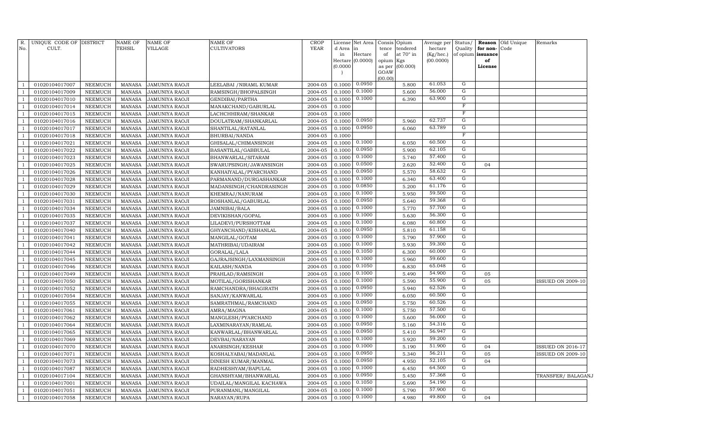| R. No. | UNIQUE CODE OF CULT. | DISTRICT | NAME OF TEHSIL | NAME OF VILLAGE | NAME OF CULTIVATORS | CROP YEAR | License d Area in Hectare (0.0000) | Net Area in Hectare (0.0000) | Consis tence of opium as per GOAW (00.00) | Opium tendered at 70° in Kgs (00.000) | Average per hectare (Kg/hec.) (00.0000) | Status/ Quality of opium | Reason for non-issuance of License | Old Unique Code | Remarks |
|---|---|---|---|---|---|---|---|---|---|---|---|---|---|---|---|
| 1 | 01020104017007 | NEEMUCH | MANASA | JAMUNIYA RAOJI | LEELABAI /NIRAML KUMAR | 2004-05 | 0.1000 | 0.0950 | | 5.800 | 61.053 | G | | | |
| 1 | 01020104017009 | NEEMUCH | MANASA | JAMUNIYA RAOJI | RAMSINGH/BHOPALSINGH | 2004-05 | 0.1000 | 0.1000 | | 5.600 | 56.000 | G | | | |
| 1 | 01020104017010 | NEEMUCH | MANASA | JAMUNIYA RAOJI | GENDIBAI/PARTHA | 2004-05 | 0.1000 | 0.1000 | | 6.390 | 63.900 | G | | | |
| 1 | 01020104017014 | NEEMUCH | MANASA | JAMUNIYA RAOJI | MANAKCHAND/GABURLAL | 2004-05 | 0.1000 | | | | | F | | | |
| 1 | 01020104017015 | NEEMUCH | MANASA | JAMUNIYA RAOJI | LACHCHHIRAM/SHANKAR | 2004-05 | 0.1000 | | | | | F | | | |
| 1 | 01020104017016 | NEEMUCH | MANASA | JAMUNIYA RAOJI | DOULATRAM/SHANKARLAL | 2004-05 | 0.1000 | 0.0950 | | 5.960 | 62.737 | G | | | |
| 1 | 01020104017017 | NEEMUCH | MANASA | JAMUNIYA RAOJI | SHANTILAL/RATANLAL | 2004-05 | 0.1000 | 0.0950 | | 6.060 | 63.789 | G | | | |
| 1 | 01020104017018 | NEEMUCH | MANASA | JAMUNIYA RAOJI | BHURBAI/NANDA | 2004-05 | 0.1000 | | | | | F | | | |
| 1 | 01020104017021 | NEEMUCH | MANASA | JAMUNIYA RAOJI | GHISALAL/CHIMANSINGH | 2004-05 | 0.1000 | 0.1000 | | 6.050 | 60.500 | G | | | |
| 1 | 01020104017022 | NEEMUCH | MANASA | JAMUNIYA RAOJI | BASANTILAL/GABBULAL | 2004-05 | 0.1000 | 0.0950 | | 5.900 | 62.105 | G | | | |
| 1 | 01020104017023 | NEEMUCH | MANASA | JAMUNIYA RAOJI | BHANWARLAL/SITARAM | 2004-05 | 0.1000 | 0.1000 | | 5.740 | 57.400 | G | | | |
| 1 | 01020104017025 | NEEMUCH | MANASA | JAMUNIYA RAOJI | SWARUPSINGH/JAWANSINGH | 2004-05 | 0.1000 | 0.0500 | | 2.620 | 52.400 | G | 04 | | |
| 1 | 01020104017026 | NEEMUCH | MANASA | JAMUNIYA RAOJI | KANHAIYALAL/PYARCHAND | 2004-05 | 0.1000 | 0.0950 | | 5.570 | 58.632 | G | | | |
| 1 | 01020104017028 | NEEMUCH | MANASA | JAMUNIYA RAOJI | PARMANAND/DURGASHANKAR | 2004-05 | 0.1000 | 0.1000 | | 6.340 | 63.400 | G | | | |
| 1 | 01020104017029 | NEEMUCH | MANASA | JAMUNIYA RAOJI | MADANSINGH/CHANDRASINGH | 2004-05 | 0.1000 | 0.0850 | | 5.200 | 61.176 | G | | | |
| 1 | 01020104017030 | NEEMUCH | MANASA | JAMUNIYA RAOJI | KHEMRAJ/NANURAM | 2004-05 | 0.1000 | 0.1000 | | 5.950 | 59.500 | G | | | |
| 1 | 01020104017031 | NEEMUCH | MANASA | JAMUNIYA RAOJI | ROSHANLAL/GABURLAL | 2004-05 | 0.1000 | 0.0950 | | 5.640 | 59.368 | G | | | |
| 1 | 01020104017034 | NEEMUCH | MANASA | JAMUNIYA RAOJI | JAMNIBAI/BALA | 2004-05 | 0.1000 | 0.1000 | | 5.770 | 57.700 | G | | | |
| 1 | 01020104017035 | NEEMUCH | MANASA | JAMUNIYA RAOJI | DEVIKISHAN/GOPAL | 2004-05 | 0.1000 | 0.1000 | | 5.630 | 56.300 | G | | | |
| 1 | 01020104017037 | NEEMUCH | MANASA | JAMUNIYA RAOJI | LILADEVI/PURSHOTTAM | 2004-05 | 0.1000 | 0.1000 | | 6.080 | 60.800 | G | | | |
| 1 | 01020104017040 | NEEMUCH | MANASA | JAMUNIYA RAOJI | GHYANCHAND/KISHANLAL | 2004-05 | 0.1000 | 0.0950 | | 5.810 | 61.158 | G | | | |
| 1 | 01020104017041 | NEEMUCH | MANASA | JAMUNIYA RAOJI | MANGILAL/GOTAM | 2004-05 | 0.1000 | 0.1000 | | 5.790 | 57.900 | G | | | |
| 1 | 01020104017042 | NEEMUCH | MANASA | JAMUNIYA RAOJI | MATHRIBAI/UDAIRAM | 2004-05 | 0.1000 | 0.1000 | | 5.930 | 59.300 | G | | | |
| 1 | 01020104017044 | NEEMUCH | MANASA | JAMUNIYA RAOJI | GORALAL/LALA | 2004-05 | 0.1000 | 0.1050 | | 6.300 | 60.000 | G | | | |
| 1 | 01020104017045 | NEEMUCH | MANASA | JAMUNIYA RAOJI | GAJRAJSINGH/LAXMANSINGH | 2004-05 | 0.1000 | 0.1000 | | 5.960 | 59.600 | G | | | |
| 1 | 01020104017046 | NEEMUCH | MANASA | JAMUNIYA RAOJI | KAILASH/NANDA | 2004-05 | 0.1000 | 0.1050 | | 6.830 | 65.048 | G | | | |
| 1 | 01020104017049 | NEEMUCH | MANASA | JAMUNIYA RAOJI | PRAHLAD/RAMSINGH | 2004-05 | 0.1000 | 0.1000 | | 5.490 | 54.900 | G | 05 | | |
| 1 | 01020104017050 | NEEMUCH | MANASA | JAMUNIYA RAOJI | MOTILAL/GORISHANKAR | 2004-05 | 0.1000 | 0.1000 | | 5.590 | 55.900 | G | 05 | | ISSUED ON 2009-10 |
| 1 | 01020104017052 | NEEMUCH | MANASA | JAMUNIYA RAOJI | RAMCHANDRA/BHAGIRATH | 2004-05 | 0.1000 | 0.0950 | | 5.940 | 62.526 | G | | | |
| 1 | 01020104017054 | NEEMUCH | MANASA | JAMUNIYA RAOJI | SANJAY/KANWARLAL | 2004-05 | 0.1000 | 0.1000 | | 6.050 | 60.500 | G | | | |
| 1 | 01020104017055 | NEEMUCH | MANASA | JAMUNIYA RAOJI | SAMRATHMAL/RAMCHAND | 2004-05 | 0.1000 | 0.0950 | | 5.750 | 60.526 | G | | | |
| 1 | 01020104017061 | NEEMUCH | MANASA | JAMUNIYA RAOJI | AMRA/MAGNA | 2004-05 | 0.1000 | 0.1000 | | 5.750 | 57.500 | G | | | |
| 1 | 01020104017062 | NEEMUCH | MANASA | JAMUNIYA RAOJI | MANGLESH/PYARCHAND | 2004-05 | 0.1000 | 0.1000 | | 5.600 | 56.000 | G | | | |
| 1 | 01020104017064 | NEEMUCH | MANASA | JAMUNIYA RAOJI | LAXMINARAYAN/RAMLAL | 2004-05 | 0.1000 | 0.0950 | | 5.160 | 54.316 | G | | | |
| 1 | 01020104017065 | NEEMUCH | MANASA | JAMUNIYA RAOJI | KANWARLAL/BHANWARLAL | 2004-05 | 0.1000 | 0.0950 | | 5.410 | 56.947 | G | | | |
| 1 | 01020104017069 | NEEMUCH | MANASA | JAMUNIYA RAOJI | DEVBAI/NARAYAN | 2004-05 | 0.1000 | 0.1000 | | 5.920 | 59.200 | G | | | |
| 1 | 01020104017070 | NEEMUCH | MANASA | JAMUNIYA RAOJI | ANARSINGH/KESHAR | 2004-05 | 0.1000 | 0.1000 | | 5.190 | 51.900 | G | 04 | | ISSUED ON 2016-17 |
| 1 | 01020104017071 | NEEMUCH | MANASA | JAMUNIYA RAOJI | KOSHALYABAI/MADANLAL | 2004-05 | 0.1000 | 0.0950 | | 5.340 | 56.211 | G | 05 | | ISSUED ON 2009-10 |
| 1 | 01020104017073 | NEEMUCH | MANASA | JAMUNIYA RAOJI | DINESH KUMAR/MANMAL | 2004-05 | 0.1000 | 0.0950 | | 4.950 | 52.105 | G | 04 | | |
| 1 | 01020104017087 | NEEMUCH | MANASA | JAMUNIYA RAOJI | RADHESHYAM/BAPULAL | 2004-05 | 0.1000 | 0.1000 | | 6.450 | 64.500 | G | | | |
| 1 | 01020104017104 | NEEMUCH | MANASA | JAMUNIYA RAOJI | GHANSHYAM/BHANWARLAL | 2004-05 | 0.1000 | 0.0950 | | 5.450 | 57.368 | G | | | TRANSFER/ BALAGANJ |
| 1 | 01020104017001 | NEEMUCH | MANASA | JAMUNIYA RAOJI | UDAILAL/MANGILAL KACHAWA | 2004-05 | 0.1000 | 0.1050 | | 5.690 | 54.190 | G | | | |
| 1 | 01020104017051 | NEEMUCH | MANASA | JAMUNIYA RAOJI | PURANMANL/MANGILAL | 2004-05 | 0.1000 | 0.1000 | | 5.790 | 57.900 | G | | | |
| 1 | 01020104017058 | NEEMUCH | MANASA | JAMUNIYA RAOJI | NARAYAN/RUPA | 2004-05 | 0.1000 | 0.1000 | | 4.980 | 49.800 | G | 04 | | |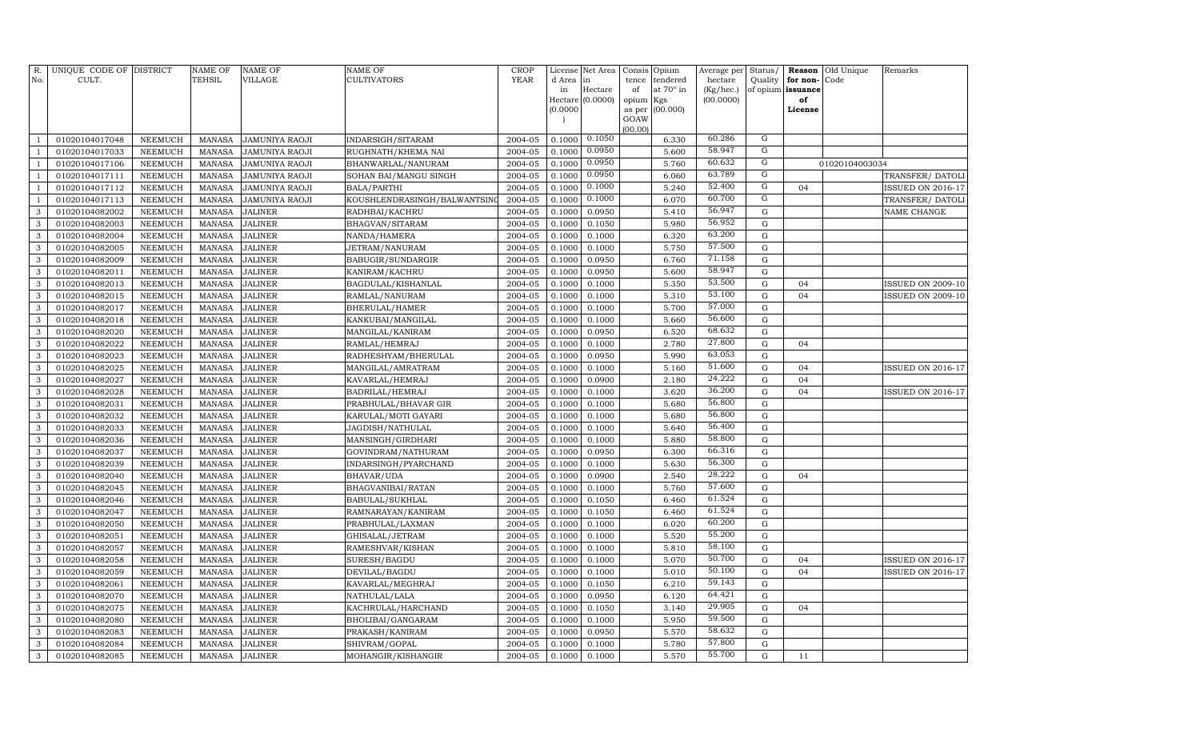| R. No. | UNIQUE CODE OF CULT. | DISTRICT | NAME OF TEHSIL | NAME OF VILLAGE | NAME OF CULTIVATORS | CROP YEAR | License d Area in Hectare (0.0000) | Net Area in Hectare (0.0000) | Consis tence of opium as per GOAW (00.00) | Opium tendered at 70° in Kgs (00.000) | Average per hectare (Kg/hec.) (00.0000) | Status/ Quality of opium | Reason for non-issuance of License | Old Unique Code | Remarks |
|---|---|---|---|---|---|---|---|---|---|---|---|---|---|---|---|
| 1 | 01020104017048 | NEEMUCH | MANASA | JAMUNIYA RAOJI | INDARSIGH/SITARAM | 2004-05 | 0.1000 | 0.1050 | | 6.330 | 60.286 | G | | | |
| 1 | 01020104017033 | NEEMUCH | MANASA | JAMUNIYA RAOJI | RUGHNATH/KHEMA NAI | 2004-05 | 0.1000 | 0.0950 | | 5.600 | 58.947 | G | | | |
| 1 | 01020104017106 | NEEMUCH | MANASA | JAMUNIYA RAOJI | BHANWARLAL/NANURAM | 2004-05 | 0.1000 | 0.0950 | | 5.760 | 60.632 | G | | 01020104003034 | |
| 1 | 01020104017111 | NEEMUCH | MANASA | JAMUNIYA RAOJI | SOHAN BAI/MANGU SINGH | 2004-05 | 0.1000 | 0.0950 | | 6.060 | 63.789 | G | | | TRANSFER/ DATOLI |
| 1 | 01020104017112 | NEEMUCH | MANASA | JAMUNIYA RAOJI | BALA/PARTHI | 2004-05 | 0.1000 | 0.1000 | | 5.240 | 52.400 | G | 04 | | ISSUED ON 2016-17 |
| 1 | 01020104017113 | NEEMUCH | MANASA | JAMUNIYA RAOJI | KOUSHLENDRASINGH/BALWANTSING | 2004-05 | 0.1000 | 0.1000 | | 6.070 | 60.700 | G | | | TRANSFER/ DATOLI |
| 3 | 01020104082002 | NEEMUCH | MANASA | JALINER | RADHBAI/KACHRU | 2004-05 | 0.1000 | 0.0950 | | 5.410 | 56.947 | G | | | NAME CHANGE |
| 3 | 01020104082003 | NEEMUCH | MANASA | JALINER | BHAGVAN/SITARAM | 2004-05 | 0.1000 | 0.1050 | | 5.980 | 56.952 | G | | | |
| 3 | 01020104082004 | NEEMUCH | MANASA | JALINER | NANDA/HAMERA | 2004-05 | 0.1000 | 0.1000 | | 6.320 | 63.200 | G | | | |
| 3 | 01020104082005 | NEEMUCH | MANASA | JALINER | JETRAM/NANURAM | 2004-05 | 0.1000 | 0.1000 | | 5.750 | 57.500 | G | | | |
| 3 | 01020104082009 | NEEMUCH | MANASA | JALINER | BABUGIR/SUNDARGIR | 2004-05 | 0.1000 | 0.0950 | | 6.760 | 71.158 | G | | | |
| 3 | 01020104082011 | NEEMUCH | MANASA | JALINER | KANIRAM/KACHRU | 2004-05 | 0.1000 | 0.0950 | | 5.600 | 58.947 | G | | | |
| 3 | 01020104082013 | NEEMUCH | MANASA | JALINER | BAGDULAL/KISHANLAL | 2004-05 | 0.1000 | 0.1000 | | 5.350 | 53.500 | G | 04 | | ISSUED ON 2009-10 |
| 3 | 01020104082015 | NEEMUCH | MANASA | JALINER | RAMLAL/NANURAM | 2004-05 | 0.1000 | 0.1000 | | 5.310 | 53.100 | G | 04 | | ISSUED ON 2009-10 |
| 3 | 01020104082017 | NEEMUCH | MANASA | JALINER | BHERULAL/HAMER | 2004-05 | 0.1000 | 0.1000 | | 5.700 | 57.000 | G | | | |
| 3 | 01020104082018 | NEEMUCH | MANASA | JALINER | KANKUBAI/MANGILAL | 2004-05 | 0.1000 | 0.1000 | | 5.660 | 56.600 | G | | | |
| 3 | 01020104082020 | NEEMUCH | MANASA | JALINER | MANGILAL/KANIRAM | 2004-05 | 0.1000 | 0.0950 | | 6.520 | 68.632 | G | | | |
| 3 | 01020104082022 | NEEMUCH | MANASA | JALINER | RAMLAL/HEMRAJ | 2004-05 | 0.1000 | 0.1000 | | 2.780 | 27.800 | G | 04 | | |
| 3 | 01020104082023 | NEEMUCH | MANASA | JALINER | RADHESHYAM/BHERULAL | 2004-05 | 0.1000 | 0.0950 | | 5.990 | 63.053 | G | | | |
| 3 | 01020104082025 | NEEMUCH | MANASA | JALINER | MANGILAL/AMRATRAM | 2004-05 | 0.1000 | 0.1000 | | 5.160 | 51.600 | G | 04 | | ISSUED ON 2016-17 |
| 3 | 01020104082027 | NEEMUCH | MANASA | JALINER | KAVARLAL/HEMRAJ | 2004-05 | 0.1000 | 0.0900 | | 2.180 | 24.222 | G | 04 | | |
| 3 | 01020104082028 | NEEMUCH | MANASA | JALINER | BADRILAL/HEMRAJ | 2004-05 | 0.1000 | 0.1000 | | 3.620 | 36.200 | G | 04 | | ISSUED ON 2016-17 |
| 3 | 01020104082031 | NEEMUCH | MANASA | JALINER | PRABHULAL/BHAVAR GIR | 2004-05 | 0.1000 | 0.1000 | | 5.680 | 56.800 | G | | | |
| 3 | 01020104082032 | NEEMUCH | MANASA | JALINER | KARULAL/MOTI GAYARI | 2004-05 | 0.1000 | 0.1000 | | 5.680 | 56.800 | G | | | |
| 3 | 01020104082033 | NEEMUCH | MANASA | JALINER | JAGDISH/NATHULAL | 2004-05 | 0.1000 | 0.1000 | | 5.640 | 56.400 | G | | | |
| 3 | 01020104082036 | NEEMUCH | MANASA | JALINER | MANSINGH/GIRDHARI | 2004-05 | 0.1000 | 0.1000 | | 5.880 | 58.800 | G | | | |
| 3 | 01020104082037 | NEEMUCH | MANASA | JALINER | GOVINDRAM/NATHURAM | 2004-05 | 0.1000 | 0.0950 | | 6.300 | 66.316 | G | | | |
| 3 | 01020104082039 | NEEMUCH | MANASA | JALINER | INDARSINGH/PYARCHAND | 2004-05 | 0.1000 | 0.1000 | | 5.630 | 56.300 | G | | | |
| 3 | 01020104082040 | NEEMUCH | MANASA | JALINER | BHAVAR/UDA | 2004-05 | 0.1000 | 0.0900 | | 2.540 | 28.222 | G | 04 | | |
| 3 | 01020104082045 | NEEMUCH | MANASA | JALINER | BHAGVANIBAI/RATAN | 2004-05 | 0.1000 | 0.1000 | | 5.760 | 57.600 | G | | | |
| 3 | 01020104082046 | NEEMUCH | MANASA | JALINER | BABULAL/SUKHLAL | 2004-05 | 0.1000 | 0.1050 | | 6.460 | 61.524 | G | | | |
| 3 | 01020104082047 | NEEMUCH | MANASA | JALINER | RAMNARAYAN/KANIRAM | 2004-05 | 0.1000 | 0.1050 | | 6.460 | 61.524 | G | | | |
| 3 | 01020104082050 | NEEMUCH | MANASA | JALINER | PRABHULAL/LAXMAN | 2004-05 | 0.1000 | 0.1000 | | 6.020 | 60.200 | G | | | |
| 3 | 01020104082051 | NEEMUCH | MANASA | JALINER | GHISALAL/JETRAM | 2004-05 | 0.1000 | 0.1000 | | 5.520 | 55.200 | G | | | |
| 3 | 01020104082057 | NEEMUCH | MANASA | JALINER | RAMESHVAR/KISHAN | 2004-05 | 0.1000 | 0.1000 | | 5.810 | 58.100 | G | | | |
| 3 | 01020104082058 | NEEMUCH | MANASA | JALINER | SURESH/BAGDU | 2004-05 | 0.1000 | 0.1000 | | 5.070 | 50.700 | G | 04 | | ISSUED ON 2016-17 |
| 3 | 01020104082059 | NEEMUCH | MANASA | JALINER | DEVILAL/BAGDU | 2004-05 | 0.1000 | 0.1000 | | 5.010 | 50.100 | G | 04 | | ISSUED ON 2016-17 |
| 3 | 01020104082061 | NEEMUCH | MANASA | JALINER | KAVARLAL/MEGHRAJ | 2004-05 | 0.1000 | 0.1050 | | 6.210 | 59.143 | G | | | |
| 3 | 01020104082070 | NEEMUCH | MANASA | JALINER | NATHULAL/LALA | 2004-05 | 0.1000 | 0.0950 | | 6.120 | 64.421 | G | | | |
| 3 | 01020104082075 | NEEMUCH | MANASA | JALINER | KACHRULAL/HARCHAND | 2004-05 | 0.1000 | 0.1050 | | 3.140 | 29.905 | G | 04 | | |
| 3 | 01020104082080 | NEEMUCH | MANASA | JALINER | BHOLIBAI/GANGARAM | 2004-05 | 0.1000 | 0.1000 | | 5.950 | 59.500 | G | | | |
| 3 | 01020104082083 | NEEMUCH | MANASA | JALINER | PRAKASH/KANIRAM | 2004-05 | 0.1000 | 0.0950 | | 5.570 | 58.632 | G | | | |
| 3 | 01020104082084 | NEEMUCH | MANASA | JALINER | SHIVRAM/GOPAL | 2004-05 | 0.1000 | 0.1000 | | 5.780 | 57.800 | G | | | |
| 3 | 01020104082085 | NEEMUCH | MANASA | JALINER | MOHANGIR/KISHANGIR | 2004-05 | 0.1000 | 0.1000 | | 5.570 | 55.700 | G | 11 | | |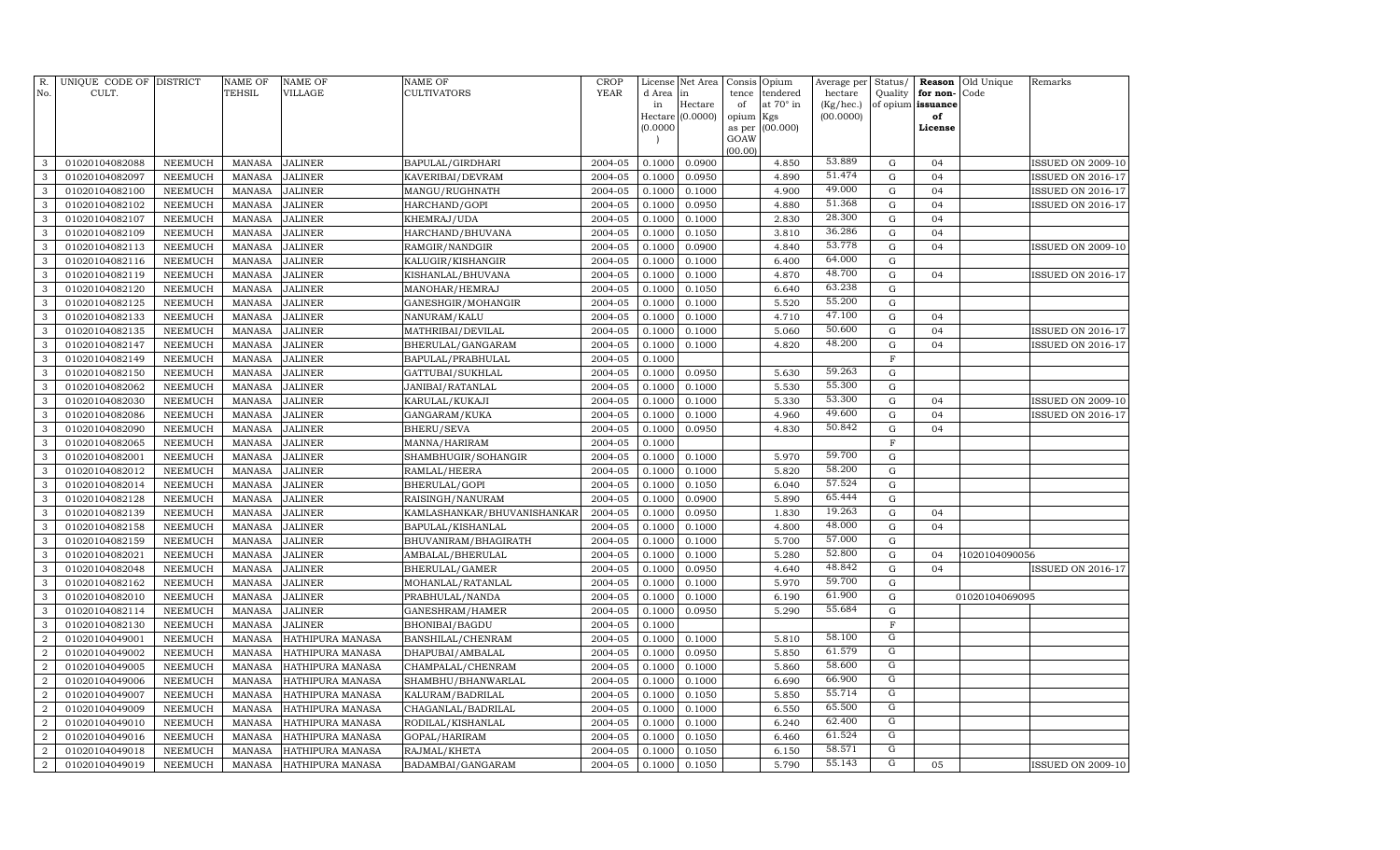| R. No. | UNIQUE CODE OF CULT. | DISTRICT | NAME OF TEHSIL | NAME OF VILLAGE | NAME OF CULTIVATORS | CROP YEAR | License d Area in Hectare (0.0000) | Net Area in Hectare (0.0000) | Consis tence of opium as per GOAW (00.00) | Opium tendered at 70° in Kgs (00.000) | Average per hectare (Kg/hec.) (00.0000) | Status/ Quality of opium | Reason for non-issuance of License | Old Unique Code | Remarks |
|---|---|---|---|---|---|---|---|---|---|---|---|---|---|---|---|
| 3 | 01020104082088 | NEEMUCH | MANASA | JALINER | BAPULAL/GIRDHARI | 2004-05 | 0.1000 | 0.0900 | | 4.850 | 53.889 | G | 04 | | ISSUED ON 2009-10 |
| 3 | 01020104082097 | NEEMUCH | MANASA | JALINER | KAVERIBAI/DEVRAM | 2004-05 | 0.1000 | 0.0950 | | 4.890 | 51.474 | G | 04 | | ISSUED ON 2016-17 |
| 3 | 01020104082100 | NEEMUCH | MANASA | JALINER | MANGU/RUGHNATH | 2004-05 | 0.1000 | 0.1000 | | 4.900 | 49.000 | G | 04 | | ISSUED ON 2016-17 |
| 3 | 01020104082102 | NEEMUCH | MANASA | JALINER | HARCHAND/GOPI | 2004-05 | 0.1000 | 0.0950 | | 4.880 | 51.368 | G | 04 | | ISSUED ON 2016-17 |
| 3 | 01020104082107 | NEEMUCH | MANASA | JALINER | KHEMRAJ/UDA | 2004-05 | 0.1000 | 0.1000 | | 2.830 | 28.300 | G | 04 | | |
| 3 | 01020104082109 | NEEMUCH | MANASA | JALINER | HARCHAND/BHUVANA | 2004-05 | 0.1000 | 0.1050 | | 3.810 | 36.286 | G | 04 | | |
| 3 | 01020104082113 | NEEMUCH | MANASA | JALINER | RAMGIR/NANDGIR | 2004-05 | 0.1000 | 0.0900 | | 4.840 | 53.778 | G | 04 | | ISSUED ON 2009-10 |
| 3 | 01020104082116 | NEEMUCH | MANASA | JALINER | KALUGIR/KISHANGIR | 2004-05 | 0.1000 | 0.1000 | | 6.400 | 64.000 | G | | | |
| 3 | 01020104082119 | NEEMUCH | MANASA | JALINER | KISHANLAL/BHUVANA | 2004-05 | 0.1000 | 0.1000 | | 4.870 | 48.700 | G | 04 | | ISSUED ON 2016-17 |
| 3 | 01020104082120 | NEEMUCH | MANASA | JALINER | MANOHAR/HEMRAJ | 2004-05 | 0.1000 | 0.1050 | | 6.640 | 63.238 | G | | | |
| 3 | 01020104082125 | NEEMUCH | MANASA | JALINER | GANESHGIR/MOHANGIR | 2004-05 | 0.1000 | 0.1000 | | 5.520 | 55.200 | G | | | |
| 3 | 01020104082133 | NEEMUCH | MANASA | JALINER | NANURAM/KALU | 2004-05 | 0.1000 | 0.1000 | | 4.710 | 47.100 | G | 04 | | |
| 3 | 01020104082135 | NEEMUCH | MANASA | JALINER | MATHRIBAI/DEVILAL | 2004-05 | 0.1000 | 0.1000 | | 5.060 | 50.600 | G | 04 | | ISSUED ON 2016-17 |
| 3 | 01020104082147 | NEEMUCH | MANASA | JALINER | BHERULAL/GANGARAM | 2004-05 | 0.1000 | 0.1000 | | 4.820 | 48.200 | G | 04 | | ISSUED ON 2016-17 |
| 3 | 01020104082149 | NEEMUCH | MANASA | JALINER | BAPULAL/PRABHULAL | 2004-05 | 0.1000 | | | | | F | | | |
| 3 | 01020104082150 | NEEMUCH | MANASA | JALINER | GATTUBAI/SUKHLAL | 2004-05 | 0.1000 | 0.0950 | | 5.630 | 59.263 | G | | | |
| 3 | 01020104082062 | NEEMUCH | MANASA | JALINER | JANIBAI/RATANLAL | 2004-05 | 0.1000 | 0.1000 | | 5.530 | 55.300 | G | | | |
| 3 | 01020104082030 | NEEMUCH | MANASA | JALINER | KARULAL/KUKAJI | 2004-05 | 0.1000 | 0.1000 | | 5.330 | 53.300 | G | 04 | | ISSUED ON 2009-10 |
| 3 | 01020104082086 | NEEMUCH | MANASA | JALINER | GANGARAM/KUKA | 2004-05 | 0.1000 | 0.1000 | | 4.960 | 49.600 | G | 04 | | ISSUED ON 2016-17 |
| 3 | 01020104082090 | NEEMUCH | MANASA | JALINER | BHERU/SEVA | 2004-05 | 0.1000 | 0.0950 | | 4.830 | 50.842 | G | 04 | | |
| 3 | 01020104082065 | NEEMUCH | MANASA | JALINER | MANNA/HARIRAM | 2004-05 | 0.1000 | | | | | F | | | |
| 3 | 01020104082001 | NEEMUCH | MANASA | JALINER | SHAMBHUGIR/SOHANGIR | 2004-05 | 0.1000 | 0.1000 | | 5.970 | 59.700 | G | | | |
| 3 | 01020104082012 | NEEMUCH | MANASA | JALINER | RAMLAL/HEERA | 2004-05 | 0.1000 | 0.1000 | | 5.820 | 58.200 | G | | | |
| 3 | 01020104082014 | NEEMUCH | MANASA | JALINER | BHERULAL/GOPI | 2004-05 | 0.1000 | 0.1050 | | 6.040 | 57.524 | G | | | |
| 3 | 01020104082128 | NEEMUCH | MANASA | JALINER | RAISINGH/NANURAM | 2004-05 | 0.1000 | 0.0900 | | 5.890 | 65.444 | G | | | |
| 3 | 01020104082139 | NEEMUCH | MANASA | JALINER | KAMLASHANKAR/BHUVANISHANKAR | 2004-05 | 0.1000 | 0.0950 | | 1.830 | 19.263 | G | 04 | | |
| 3 | 01020104082158 | NEEMUCH | MANASA | JALINER | BAPULAL/KISHANLAL | 2004-05 | 0.1000 | 0.1000 | | 4.800 | 48.000 | G | 04 | | |
| 3 | 01020104082159 | NEEMUCH | MANASA | JALINER | BHUVANIRAM/BHAGIRATH | 2004-05 | 0.1000 | 0.1000 | | 5.700 | 57.000 | G | | | |
| 3 | 01020104082021 | NEEMUCH | MANASA | JALINER | AMBALAL/BHERULAL | 2004-05 | 0.1000 | 0.1000 | | 5.280 | 52.800 | G | 04 | 1020104090056 | |
| 3 | 01020104082048 | NEEMUCH | MANASA | JALINER | BHERULAL/GAMER | 2004-05 | 0.1000 | 0.0950 | | 4.640 | 48.842 | G | 04 | | ISSUED ON 2016-17 |
| 3 | 01020104082162 | NEEMUCH | MANASA | JALINER | MOHANLAL/RATANLAL | 2004-05 | 0.1000 | 0.1000 | | 5.970 | 59.700 | G | | | |
| 3 | 01020104082010 | NEEMUCH | MANASA | JALINER | PRABHULAL/NANDA | 2004-05 | 0.1000 | 0.1000 | | 6.190 | 61.900 | G | | 01020104069095 | |
| 3 | 01020104082114 | NEEMUCH | MANASA | JALINER | GANESHRAM/HAMER | 2004-05 | 0.1000 | 0.0950 | | 5.290 | 55.684 | G | | | |
| 3 | 01020104082130 | NEEMUCH | MANASA | JALINER | BHONIBAI/BAGDU | 2004-05 | 0.1000 | | | | | F | | | |
| 2 | 01020104049001 | NEEMUCH | MANASA | HATHIPURA MANASA | BANSHILAL/CHENRAM | 2004-05 | 0.1000 | 0.1000 | | 5.810 | 58.100 | G | | | |
| 2 | 01020104049002 | NEEMUCH | MANASA | HATHIPURA MANASA | DHAPUBAI/AMBALAL | 2004-05 | 0.1000 | 0.0950 | | 5.850 | 61.579 | G | | | |
| 2 | 01020104049005 | NEEMUCH | MANASA | HATHIPURA MANASA | CHAMPALAL/CHENRAM | 2004-05 | 0.1000 | 0.1000 | | 5.860 | 58.600 | G | | | |
| 2 | 01020104049006 | NEEMUCH | MANASA | HATHIPURA MANASA | SHAMBHU/BHANWARLAL | 2004-05 | 0.1000 | 0.1000 | | 6.690 | 66.900 | G | | | |
| 2 | 01020104049007 | NEEMUCH | MANASA | HATHIPURA MANASA | KALURAM/BADRILAL | 2004-05 | 0.1000 | 0.1050 | | 5.850 | 55.714 | G | | | |
| 2 | 01020104049009 | NEEMUCH | MANASA | HATHIPURA MANASA | CHAGANLAL/BADRILAL | 2004-05 | 0.1000 | 0.1000 | | 6.550 | 65.500 | G | | | |
| 2 | 01020104049010 | NEEMUCH | MANASA | HATHIPURA MANASA | RODILAL/KISHANLAL | 2004-05 | 0.1000 | 0.1000 | | 6.240 | 62.400 | G | | | |
| 2 | 01020104049016 | NEEMUCH | MANASA | HATHIPURA MANASA | GOPAL/HARIRAM | 2004-05 | 0.1000 | 0.1050 | | 6.460 | 61.524 | G | | | |
| 2 | 01020104049018 | NEEMUCH | MANASA | HATHIPURA MANASA | RAJMAL/KHETA | 2004-05 | 0.1000 | 0.1050 | | 6.150 | 58.571 | G | | | |
| 2 | 01020104049019 | NEEMUCH | MANASA | HATHIPURA MANASA | BADAMBAI/GANGARAM | 2004-05 | 0.1000 | 0.1050 | | 5.790 | 55.143 | G | 05 | | ISSUED ON 2009-10 |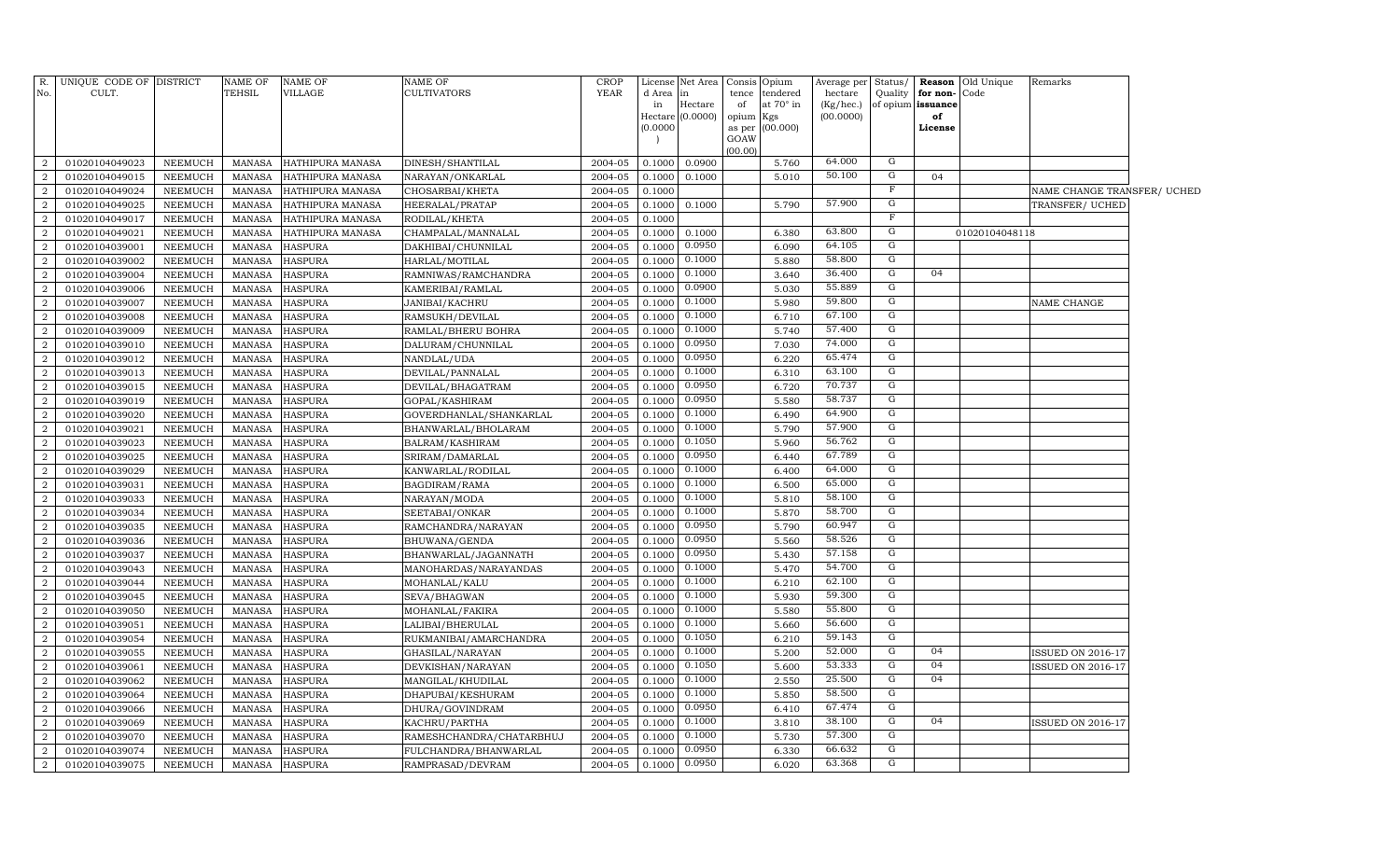| R. No. | UNIQUE CODE OF CULT. | DISTRICT | NAME OF TEHSIL | NAME OF VILLAGE | NAME OF CULTIVATORS | CROP YEAR | License d Area in Hectare (0.0000) | Net Area in Hectare (0.0000) | Consis tence of opium as per GOAW (00.00) | Opium tendered at 70° in Kgs (00.000) | Average per hectare (Kg/hec.) (00.0000) | Status/ Quality of opium | Reason for non-issuance of License | Old Unique Code | Remarks |
|---|---|---|---|---|---|---|---|---|---|---|---|---|---|---|---|
| 2 | 01020104049023 | NEEMUCH | MANASA | HATHIPURA MANASA | DINESH/SHANTILAL | 2004-05 | 0.1000 | 0.0900 | | 5.760 | 64.000 | G | | | |
| 2 | 01020104049015 | NEEMUCH | MANASA | HATHIPURA MANASA | NARAYAN/ONKARLAL | 2004-05 | 0.1000 | 0.1000 | | 5.010 | 50.100 | G | 04 | | |
| 2 | 01020104049024 | NEEMUCH | MANASA | HATHIPURA MANASA | CHOSARBAI/KHETA | 2004-05 | 0.1000 | | | | | F | | | NAME CHANGE TRANSFER/ UCHED |
| 2 | 01020104049025 | NEEMUCH | MANASA | HATHIPURA MANASA | HEERALAL/PRATAP | 2004-05 | 0.1000 | 0.1000 | | 5.790 | 57.900 | G | | | TRANSFER/ UCHED |
| 2 | 01020104049017 | NEEMUCH | MANASA | HATHIPURA MANASA | RODILAL/KHETA | 2004-05 | 0.1000 | | | | | F | | | |
| 2 | 01020104049021 | NEEMUCH | MANASA | HATHIPURA MANASA | CHAMPALAL/MANNALAL | 2004-05 | 0.1000 | 0.1000 | | 6.380 | 63.800 | G | | 01020104048118 | |
| 2 | 01020104039001 | NEEMUCH | MANASA | HASPURA | DAKHIBAI/CHUNNILAL | 2004-05 | 0.1000 | 0.0950 | | 6.090 | 64.105 | G | | | |
| 2 | 01020104039002 | NEEMUCH | MANASA | HASPURA | HARLAL/MOTILAL | 2004-05 | 0.1000 | 0.1000 | | 5.880 | 58.800 | G | | | |
| 2 | 01020104039004 | NEEMUCH | MANASA | HASPURA | RAMNIWAS/RAMCHANDRA | 2004-05 | 0.1000 | 0.1000 | | 3.640 | 36.400 | G | 04 | | |
| 2 | 01020104039006 | NEEMUCH | MANASA | HASPURA | KAMERIBAI/RAMLAL | 2004-05 | 0.1000 | 0.0900 | | 5.030 | 55.889 | G | | | |
| 2 | 01020104039007 | NEEMUCH | MANASA | HASPURA | JANIBAI/KACHRU | 2004-05 | 0.1000 | 0.1000 | | 5.980 | 59.800 | G | | | NAME CHANGE |
| 2 | 01020104039008 | NEEMUCH | MANASA | HASPURA | RAMSUKH/DEVILAL | 2004-05 | 0.1000 | 0.1000 | | 6.710 | 67.100 | G | | | |
| 2 | 01020104039009 | NEEMUCH | MANASA | HASPURA | RAMLAL/BHERU BOHRA | 2004-05 | 0.1000 | 0.1000 | | 5.740 | 57.400 | G | | | |
| 2 | 01020104039010 | NEEMUCH | MANASA | HASPURA | DALURAM/CHUNNILAL | 2004-05 | 0.1000 | 0.0950 | | 7.030 | 74.000 | G | | | |
| 2 | 01020104039012 | NEEMUCH | MANASA | HASPURA | NANDLAL/UDA | 2004-05 | 0.1000 | 0.0950 | | 6.220 | 65.474 | G | | | |
| 2 | 01020104039013 | NEEMUCH | MANASA | HASPURA | DEVILAL/PANNALAL | 2004-05 | 0.1000 | 0.1000 | | 6.310 | 63.100 | G | | | |
| 2 | 01020104039015 | NEEMUCH | MANASA | HASPURA | DEVILAL/BHAGATRAM | 2004-05 | 0.1000 | 0.0950 | | 6.720 | 70.737 | G | | | |
| 2 | 01020104039019 | NEEMUCH | MANASA | HASPURA | GOPAL/KASHIRAM | 2004-05 | 0.1000 | 0.0950 | | 5.580 | 58.737 | G | | | |
| 2 | 01020104039020 | NEEMUCH | MANASA | HASPURA | GOVERDHANLAL/SHANKARLAL | 2004-05 | 0.1000 | 0.1000 | | 6.490 | 64.900 | G | | | |
| 2 | 01020104039021 | NEEMUCH | MANASA | HASPURA | BHANWARLAL/BHOLARAM | 2004-05 | 0.1000 | 0.1000 | | 5.790 | 57.900 | G | | | |
| 2 | 01020104039023 | NEEMUCH | MANASA | HASPURA | BALRAM/KASHIRAM | 2004-05 | 0.1000 | 0.1050 | | 5.960 | 56.762 | G | | | |
| 2 | 01020104039025 | NEEMUCH | MANASA | HASPURA | SRIRAM/DAMARLAL | 2004-05 | 0.1000 | 0.0950 | | 6.440 | 67.789 | G | | | |
| 2 | 01020104039029 | NEEMUCH | MANASA | HASPURA | KANWARLAL/RODILAL | 2004-05 | 0.1000 | 0.1000 | | 6.400 | 64.000 | G | | | |
| 2 | 01020104039031 | NEEMUCH | MANASA | HASPURA | BAGDIRAM/RAMA | 2004-05 | 0.1000 | 0.1000 | | 6.500 | 65.000 | G | | | |
| 2 | 01020104039033 | NEEMUCH | MANASA | HASPURA | NARAYAN/MODA | 2004-05 | 0.1000 | 0.1000 | | 5.810 | 58.100 | G | | | |
| 2 | 01020104039034 | NEEMUCH | MANASA | HASPURA | SEETABAI/ONKAR | 2004-05 | 0.1000 | 0.1000 | | 5.870 | 58.700 | G | | | |
| 2 | 01020104039035 | NEEMUCH | MANASA | HASPURA | RAMCHANDRA/NARAYAN | 2004-05 | 0.1000 | 0.0950 | | 5.790 | 60.947 | G | | | |
| 2 | 01020104039036 | NEEMUCH | MANASA | HASPURA | BHUWANA/GENDA | 2004-05 | 0.1000 | 0.0950 | | 5.560 | 58.526 | G | | | |
| 2 | 01020104039037 | NEEMUCH | MANASA | HASPURA | BHANWARLAL/JAGANNATH | 2004-05 | 0.1000 | 0.0950 | | 5.430 | 57.158 | G | | | |
| 2 | 01020104039043 | NEEMUCH | MANASA | HASPURA | MANOHARDAS/NARAYANDAS | 2004-05 | 0.1000 | 0.1000 | | 5.470 | 54.700 | G | | | |
| 2 | 01020104039044 | NEEMUCH | MANASA | HASPURA | MOHANLAL/KALU | 2004-05 | 0.1000 | 0.1000 | | 6.210 | 62.100 | G | | | |
| 2 | 01020104039045 | NEEMUCH | MANASA | HASPURA | SEVA/BHAGWAN | 2004-05 | 0.1000 | 0.1000 | | 5.930 | 59.300 | G | | | |
| 2 | 01020104039050 | NEEMUCH | MANASA | HASPURA | MOHANLAL/FAKIRA | 2004-05 | 0.1000 | 0.1000 | | 5.580 | 55.800 | G | | | |
| 2 | 01020104039051 | NEEMUCH | MANASA | HASPURA | LALIBAI/BHERULAL | 2004-05 | 0.1000 | 0.1000 | | 5.660 | 56.600 | G | | | |
| 2 | 01020104039054 | NEEMUCH | MANASA | HASPURA | RUKMANIBAI/AMARCHANDRA | 2004-05 | 0.1000 | 0.1050 | | 6.210 | 59.143 | G | | | |
| 2 | 01020104039055 | NEEMUCH | MANASA | HASPURA | GHASILAL/NARAYAN | 2004-05 | 0.1000 | 0.1000 | | 5.200 | 52.000 | G | 04 | | ISSUED ON 2016-17 |
| 2 | 01020104039061 | NEEMUCH | MANASA | HASPURA | DEVKISHAN/NARAYAN | 2004-05 | 0.1000 | 0.1050 | | 5.600 | 53.333 | G | 04 | | ISSUED ON 2016-17 |
| 2 | 01020104039062 | NEEMUCH | MANASA | HASPURA | MANGILAL/KHUDILAL | 2004-05 | 0.1000 | 0.1000 | | 2.550 | 25.500 | G | 04 | | |
| 2 | 01020104039064 | NEEMUCH | MANASA | HASPURA | DHAPUBAI/KESHURAM | 2004-05 | 0.1000 | 0.1000 | | 5.850 | 58.500 | G | | | |
| 2 | 01020104039066 | NEEMUCH | MANASA | HASPURA | DHURA/GOVINDRAM | 2004-05 | 0.1000 | 0.0950 | | 6.410 | 67.474 | G | | | |
| 2 | 01020104039069 | NEEMUCH | MANASA | HASPURA | KACHRU/PARTHA | 2004-05 | 0.1000 | 0.1000 | | 3.810 | 38.100 | G | 04 | | ISSUED ON 2016-17 |
| 2 | 01020104039070 | NEEMUCH | MANASA | HASPURA | RAMESHCHANDRA/CHATARBHUJ | 2004-05 | 0.1000 | 0.1000 | | 5.730 | 57.300 | G | | | |
| 2 | 01020104039074 | NEEMUCH | MANASA | HASPURA | FULCHANDRA/BHANWARLAL | 2004-05 | 0.1000 | 0.0950 | | 6.330 | 66.632 | G | | | |
| 2 | 01020104039075 | NEEMUCH | MANASA | HASPURA | RAMPRASAD/DEVRAM | 2004-05 | 0.1000 | 0.0950 | | 6.020 | 63.368 | G | | | |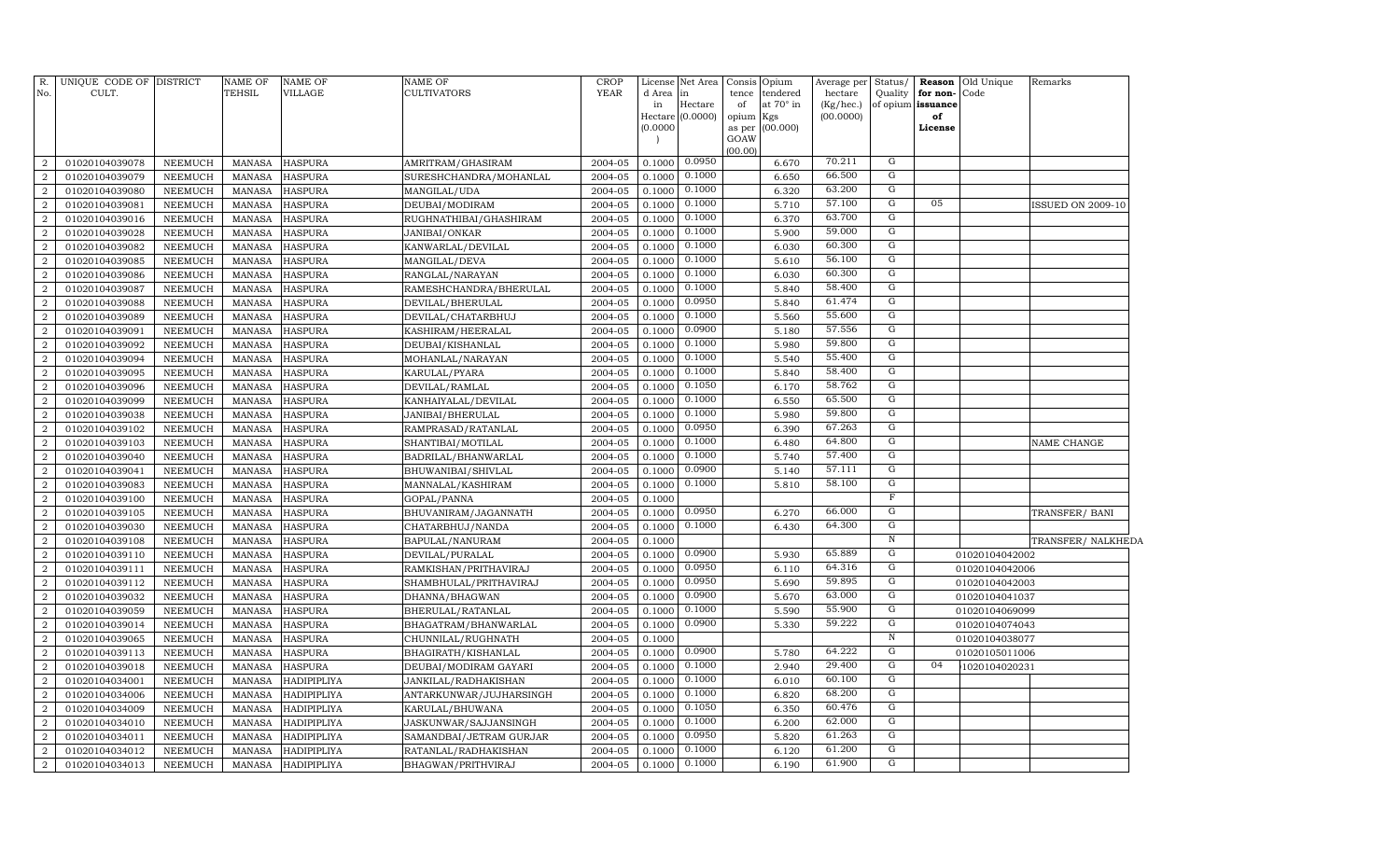| R. No. | UNIQUE CODE OF CULT. | DISTRICT | NAME OF TEHSIL | NAME OF VILLAGE | NAME OF CULTIVATORS | CROP YEAR | License d Area in Hectare (0.0000) | Net Area in Hectare (0.0000) | Consis tence of opium as per GOAW (00.00) | Opium tendered at 70° in Kgs (00.000) | Average per hectare (Kg/hec.) (00.0000) | Status/ Quality of opium | Reason for non-issuance of License | Old Unique Code | Remarks |
|---|---|---|---|---|---|---|---|---|---|---|---|---|---|---|---|
| 2 | 01020104039078 | NEEMUCH | MANASA | HASPURA | AMRITRAM/GHASIRAM | 2004-05 | 0.1000 | 0.0950 | | 6.670 | 70.211 | G | | | |
| 2 | 01020104039079 | NEEMUCH | MANASA | HASPURA | SURESHCHANDRA/MOHANLAL | 2004-05 | 0.1000 | 0.1000 | | 6.650 | 66.500 | G | | | |
| 2 | 01020104039080 | NEEMUCH | MANASA | HASPURA | MANGILAL/UDA | 2004-05 | 0.1000 | 0.1000 | | 6.320 | 63.200 | G | | | |
| 2 | 01020104039081 | NEEMUCH | MANASA | HASPURA | DEUBAI/MODIRAM | 2004-05 | 0.1000 | 0.1000 | | 5.710 | 57.100 | G | 05 | | ISSUED ON 2009-10 |
| 2 | 01020104039016 | NEEMUCH | MANASA | HASPURA | RUGHNATHIBAI/GHASHIRAM | 2004-05 | 0.1000 | 0.1000 | | 6.370 | 63.700 | G | | | |
| 2 | 01020104039028 | NEEMUCH | MANASA | HASPURA | JANIBAI/ONKAR | 2004-05 | 0.1000 | 0.1000 | | 5.900 | 59.000 | G | | | |
| 2 | 01020104039082 | NEEMUCH | MANASA | HASPURA | KANWARLAL/DEVILAL | 2004-05 | 0.1000 | 0.1000 | | 6.030 | 60.300 | G | | | |
| 2 | 01020104039085 | NEEMUCH | MANASA | HASPURA | MANGILAL/DEVA | 2004-05 | 0.1000 | 0.1000 | | 5.610 | 56.100 | G | | | |
| 2 | 01020104039086 | NEEMUCH | MANASA | HASPURA | RANGLAL/NARAYAN | 2004-05 | 0.1000 | 0.1000 | | 6.030 | 60.300 | G | | | |
| 2 | 01020104039087 | NEEMUCH | MANASA | HASPURA | RAMESHCHANDRA/BHERULAL | 2004-05 | 0.1000 | 0.1000 | | 5.840 | 58.400 | G | | | |
| 2 | 01020104039088 | NEEMUCH | MANASA | HASPURA | DEVILAL/BHERULAL | 2004-05 | 0.1000 | 0.0950 | | 5.840 | 61.474 | G | | | |
| 2 | 01020104039089 | NEEMUCH | MANASA | HASPURA | DEVILAL/CHATARBHUJ | 2004-05 | 0.1000 | 0.1000 | | 5.560 | 55.600 | G | | | |
| 2 | 01020104039091 | NEEMUCH | MANASA | HASPURA | KASHIRAM/HEERALAL | 2004-05 | 0.1000 | 0.0900 | | 5.180 | 57.556 | G | | | |
| 2 | 01020104039092 | NEEMUCH | MANASA | HASPURA | DEUBAI/KISHANLAL | 2004-05 | 0.1000 | 0.1000 | | 5.980 | 59.800 | G | | | |
| 2 | 01020104039094 | NEEMUCH | MANASA | HASPURA | MOHANLAL/NARAYAN | 2004-05 | 0.1000 | 0.1000 | | 5.540 | 55.400 | G | | | |
| 2 | 01020104039095 | NEEMUCH | MANASA | HASPURA | KARULAL/PYARA | 2004-05 | 0.1000 | 0.1000 | | 5.840 | 58.400 | G | | | |
| 2 | 01020104039096 | NEEMUCH | MANASA | HASPURA | DEVILAL/RAMLAL | 2004-05 | 0.1000 | 0.1050 | | 6.170 | 58.762 | G | | | |
| 2 | 01020104039099 | NEEMUCH | MANASA | HASPURA | KANHAIYALAL/DEVILAL | 2004-05 | 0.1000 | 0.1000 | | 6.550 | 65.500 | G | | | |
| 2 | 01020104039038 | NEEMUCH | MANASA | HASPURA | JANIBAI/BHERULAL | 2004-05 | 0.1000 | 0.1000 | | 5.980 | 59.800 | G | | | |
| 2 | 01020104039102 | NEEMUCH | MANASA | HASPURA | RAMPRASAD/RATANLAL | 2004-05 | 0.1000 | 0.0950 | | 6.390 | 67.263 | G | | | |
| 2 | 01020104039103 | NEEMUCH | MANASA | HASPURA | SHANTIBAI/MOTILAL | 2004-05 | 0.1000 | 0.1000 | | 6.480 | 64.800 | G | | | NAME CHANGE |
| 2 | 01020104039040 | NEEMUCH | MANASA | HASPURA | BADRILAL/BHANWARLAL | 2004-05 | 0.1000 | 0.1000 | | 5.740 | 57.400 | G | | | |
| 2 | 01020104039041 | NEEMUCH | MANASA | HASPURA | BHUWANIBAI/SHIVLAL | 2004-05 | 0.1000 | 0.0900 | | 5.140 | 57.111 | G | | | |
| 2 | 01020104039083 | NEEMUCH | MANASA | HASPURA | MANNALAL/KASHIRAM | 2004-05 | 0.1000 | 0.1000 | | 5.810 | 58.100 | G | | | |
| 2 | 01020104039100 | NEEMUCH | MANASA | HASPURA | GOPAL/PANNA | 2004-05 | 0.1000 | | | | | F | | | |
| 2 | 01020104039105 | NEEMUCH | MANASA | HASPURA | BHUVANIRAM/JAGANNATH | 2004-05 | 0.1000 | 0.0950 | | 6.270 | 66.000 | G | | | TRANSFER/ BANI |
| 2 | 01020104039030 | NEEMUCH | MANASA | HASPURA | CHATARBHUJ/NANDA | 2004-05 | 0.1000 | 0.1000 | | 6.430 | 64.300 | G | | | |
| 2 | 01020104039108 | NEEMUCH | MANASA | HASPURA | BAPULAL/NANURAM | 2004-05 | 0.1000 | | | | | N | | | TRANSFER/ NALKHEDA |
| 2 | 01020104039110 | NEEMUCH | MANASA | HASPURA | DEVILAL/PURALAL | 2004-05 | 0.1000 | 0.0900 | | 5.930 | 65.889 | G | | 01020104042002 | |
| 2 | 01020104039111 | NEEMUCH | MANASA | HASPURA | RAMKISHAN/PRITHAVIRAJ | 2004-05 | 0.1000 | 0.0950 | | 6.110 | 64.316 | G | | 01020104042006 | |
| 2 | 01020104039112 | NEEMUCH | MANASA | HASPURA | SHAMBHULAL/PRITHAVIRAJ | 2004-05 | 0.1000 | 0.0950 | | 5.690 | 59.895 | G | | 01020104042003 | |
| 2 | 01020104039032 | NEEMUCH | MANASA | HASPURA | DHANNA/BHAGWAN | 2004-05 | 0.1000 | 0.0900 | | 5.670 | 63.000 | G | | 01020104041037 | |
| 2 | 01020104039059 | NEEMUCH | MANASA | HASPURA | BHERULAL/RATANLAL | 2004-05 | 0.1000 | 0.1000 | | 5.590 | 55.900 | G | | 01020104069099 | |
| 2 | 01020104039014 | NEEMUCH | MANASA | HASPURA | BHAGATRAM/BHANWARLAL | 2004-05 | 0.1000 | 0.0900 | | 5.330 | 59.222 | G | | 01020104074043 | |
| 2 | 01020104039065 | NEEMUCH | MANASA | HASPURA | CHUNNILAL/RUGHNATH | 2004-05 | 0.1000 | | | | | N | | 01020104038077 | |
| 2 | 01020104039113 | NEEMUCH | MANASA | HASPURA | BHAGIRATH/KISHANLAL | 2004-05 | 0.1000 | 0.0900 | | 5.780 | 64.222 | G | | 01020105011006 | |
| 2 | 01020104039018 | NEEMUCH | MANASA | HASPURA | DEUBAI/MODIRAM GAYARI | 2004-05 | 0.1000 | 0.1000 | | 2.940 | 29.400 | G | 04 | 1020104020231 | |
| 2 | 01020104034001 | NEEMUCH | MANASA | HADIPIPLIYA | JANKILAL/RADHAKISHAN | 2004-05 | 0.1000 | 0.1000 | | 6.010 | 60.100 | G | | | |
| 2 | 01020104034006 | NEEMUCH | MANASA | HADIPIPLIYA | ANTARKUNWAR/JUJHARSINGH | 2004-05 | 0.1000 | 0.1000 | | 6.820 | 68.200 | G | | | |
| 2 | 01020104034009 | NEEMUCH | MANASA | HADIPIPLIYA | KARULAL/BHUWANA | 2004-05 | 0.1000 | 0.1050 | | 6.350 | 60.476 | G | | | |
| 2 | 01020104034010 | NEEMUCH | MANASA | HADIPIPLIYA | JASKUNWAR/SAJJANSINGH | 2004-05 | 0.1000 | 0.1000 | | 6.200 | 62.000 | G | | | |
| 2 | 01020104034011 | NEEMUCH | MANASA | HADIPIPLIYA | SAMANDBAI/JETRAM GURJAR | 2004-05 | 0.1000 | 0.0950 | | 5.820 | 61.263 | G | | | |
| 2 | 01020104034012 | NEEMUCH | MANASA | HADIPIPLIYA | RATANLAL/RADHAKISHAN | 2004-05 | 0.1000 | 0.1000 | | 6.120 | 61.200 | G | | | |
| 2 | 01020104034013 | NEEMUCH | MANASA | HADIPIPLIYA | BHAGWAN/PRITHVIRAJ | 2004-05 | 0.1000 | 0.1000 | | 6.190 | 61.900 | G | | | |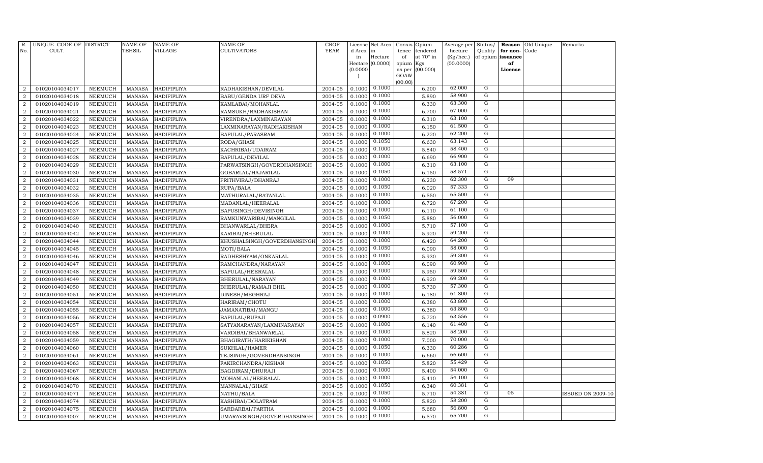| R. No. | UNIQUE CODE OF CULT. | DISTRICT | NAME OF TEHSIL | NAME OF VILLAGE | NAME OF CULTIVATORS | CROP YEAR | License d Area in Hectare (0.0000) | Net Area in Hectare (0.0000) | Consis tence of opium as per GOAW (00.00) | Opium tendered at 70° in Kgs (00.000) | Average per hectare (Kg/hec.) (00.0000) | Status/ Quality of opium | Reason for non-issuance of License | Old Unique Code | Remarks |
|---|---|---|---|---|---|---|---|---|---|---|---|---|---|---|---|
| 2 | 01020104034017 | NEEMUCH | MANASA | HADIPIPLIYA | RADHAKISHAN/DEVILAL | 2004-05 | 0.1000 | 0.1000 | | 6.200 | 62.000 | G | | | |
| 2 | 01020104034018 | NEEMUCH | MANASA | HADIPIPLIYA | BABU/GENDA URF DEVA | 2004-05 | 0.1000 | 0.1000 | | 5.890 | 58.900 | G | | | |
| 2 | 01020104034019 | NEEMUCH | MANASA | HADIPIPLIYA | KAMLABAI/MOHANLAL | 2004-05 | 0.1000 | 0.1000 | | 6.330 | 63.300 | G | | | |
| 2 | 01020104034021 | NEEMUCH | MANASA | HADIPIPLIYA | RAMSUKH/RADHAKISHAN | 2004-05 | 0.1000 | 0.1000 | | 6.700 | 67.000 | G | | | |
| 2 | 01020104034022 | NEEMUCH | MANASA | HADIPIPLIYA | VIRENDRA/LAXMINARAYAN | 2004-05 | 0.1000 | 0.1000 | | 6.310 | 63.100 | G | | | |
| 2 | 01020104034023 | NEEMUCH | MANASA | HADIPIPLIYA | LAXMINARAYAN/RADHAKISHAN | 2004-05 | 0.1000 | 0.1000 | | 6.150 | 61.500 | G | | | |
| 2 | 01020104034024 | NEEMUCH | MANASA | HADIPIPLIYA | BAPULAL/PARASRAM | 2004-05 | 0.1000 | 0.1000 | | 6.220 | 62.200 | G | | | |
| 2 | 01020104034025 | NEEMUCH | MANASA | HADIPIPLIYA | RODA/GHASI | 2004-05 | 0.1000 | 0.1050 | | 6.630 | 63.143 | G | | | |
| 2 | 01020104034027 | NEEMUCH | MANASA | HADIPIPLIYA | KACHRIBAI/UDAIRAM | 2004-05 | 0.1000 | 0.1000 | | 5.840 | 58.400 | G | | | |
| 2 | 01020104034028 | NEEMUCH | MANASA | HADIPIPLIYA | BAPULAL/DEVILAL | 2004-05 | 0.1000 | 0.1000 | | 6.690 | 66.900 | G | | | |
| 2 | 01020104034029 | NEEMUCH | MANASA | HADIPIPLIYA | PARWATSINGH/GOVERDHANSINGH | 2004-05 | 0.1000 | 0.1000 | | 6.310 | 63.100 | G | | | |
| 2 | 01020104034030 | NEEMUCH | MANASA | HADIPIPLIYA | GOBARLAL/HAJARILAL | 2004-05 | 0.1000 | 0.1050 | | 6.150 | 58.571 | G | | | |
| 2 | 01020104034031 | NEEMUCH | MANASA | HADIPIPLIYA | PRITHVIRAJ/DHANRAJ | 2004-05 | 0.1000 | 0.1000 | | 6.230 | 62.300 | G | 09 | | |
| 2 | 01020104034032 | NEEMUCH | MANASA | HADIPIPLIYA | RUPA/BALA | 2004-05 | 0.1000 | 0.1050 | | 6.020 | 57.333 | G | | | |
| 2 | 01020104034035 | NEEMUCH | MANASA | HADIPIPLIYA | MATHURALAL/RATANLAL | 2004-05 | 0.1000 | 0.1000 | | 6.550 | 65.500 | G | | | |
| 2 | 01020104034036 | NEEMUCH | MANASA | HADIPIPLIYA | MADANLAL/HEERALAL | 2004-05 | 0.1000 | 0.1000 | | 6.720 | 67.200 | G | | | |
| 2 | 01020104034037 | NEEMUCH | MANASA | HADIPIPLIYA | BAPUSINGH/DEVISINGH | 2004-05 | 0.1000 | 0.1000 | | 6.110 | 61.100 | G | | | |
| 2 | 01020104034039 | NEEMUCH | MANASA | HADIPIPLIYA | RAMKUNWARIBAI/MANGILAL | 2004-05 | 0.1000 | 0.1050 | | 5.880 | 56.000 | G | | | |
| 2 | 01020104034040 | NEEMUCH | MANASA | HADIPIPLIYA | BHANWARLAL/BHERA | 2004-05 | 0.1000 | 0.1000 | | 5.710 | 57.100 | G | | | |
| 2 | 01020104034042 | NEEMUCH | MANASA | HADIPIPLIYA | KARIBAI/BHERULAL | 2004-05 | 0.1000 | 0.1000 | | 5.920 | 59.200 | G | | | |
| 2 | 01020104034044 | NEEMUCH | MANASA | HADIPIPLIYA | KHUSHALSINGH/GOVERDHANSINGH | 2004-05 | 0.1000 | 0.1000 | | 6.420 | 64.200 | G | | | |
| 2 | 01020104034045 | NEEMUCH | MANASA | HADIPIPLIYA | MOTI/BALA | 2004-05 | 0.1000 | 0.1050 | | 6.090 | 58.000 | G | | | |
| 2 | 01020104034046 | NEEMUCH | MANASA | HADIPIPLIYA | RADHESHYAM/ONKARLAL | 2004-05 | 0.1000 | 0.1000 | | 5.930 | 59.300 | G | | | |
| 2 | 01020104034047 | NEEMUCH | MANASA | HADIPIPLIYA | RAMCHANDRA/NARAYAN | 2004-05 | 0.1000 | 0.1000 | | 6.090 | 60.900 | G | | | |
| 2 | 01020104034048 | NEEMUCH | MANASA | HADIPIPLIYA | BAPULAL/HEERALAL | 2004-05 | 0.1000 | 0.1000 | | 5.950 | 59.500 | G | | | |
| 2 | 01020104034049 | NEEMUCH | MANASA | HADIPIPLIYA | BHERULAL/NARAYAN | 2004-05 | 0.1000 | 0.1000 | | 6.920 | 69.200 | G | | | |
| 2 | 01020104034050 | NEEMUCH | MANASA | HADIPIPLIYA | BHERULAL/RAMAJI BHIL | 2004-05 | 0.1000 | 0.1000 | | 5.730 | 57.300 | G | | | |
| 2 | 01020104034051 | NEEMUCH | MANASA | HADIPIPLIYA | DINESH/MEGHRAJ | 2004-05 | 0.1000 | 0.1000 | | 6.180 | 61.800 | G | | | |
| 2 | 01020104034054 | NEEMUCH | MANASA | HADIPIPLIYA | HARIRAM/CHOTU | 2004-05 | 0.1000 | 0.1000 | | 6.380 | 63.800 | G | | | |
| 2 | 01020104034055 | NEEMUCH | MANASA | HADIPIPLIYA | JAMANATIBAI/MANGU | 2004-05 | 0.1000 | 0.1000 | | 6.380 | 63.800 | G | | | |
| 2 | 01020104034056 | NEEMUCH | MANASA | HADIPIPLIYA | BAPULAL/RUPAJI | 2004-05 | 0.1000 | 0.0900 | | 5.720 | 63.556 | G | | | |
| 2 | 01020104034057 | NEEMUCH | MANASA | HADIPIPLIYA | SATYANARAYAN/LAXMINARAYAN | 2004-05 | 0.1000 | 0.1000 | | 6.140 | 61.400 | G | | | |
| 2 | 01020104034058 | NEEMUCH | MANASA | HADIPIPLIYA | VARDIBAI/BHANWARLAL | 2004-05 | 0.1000 | 0.1000 | | 5.820 | 58.200 | G | | | |
| 2 | 01020104034059 | NEEMUCH | MANASA | HADIPIPLIYA | BHAGIRATH/HARIKISHAN | 2004-05 | 0.1000 | 0.1000 | | 7.000 | 70.000 | G | | | |
| 2 | 01020104034060 | NEEMUCH | MANASA | HADIPIPLIYA | SUKHLAL/HAMER | 2004-05 | 0.1000 | 0.1050 | | 6.330 | 60.286 | G | | | |
| 2 | 01020104034061 | NEEMUCH | MANASA | HADIPIPLIYA | TEJSINGH/GOVERDHANSINGH | 2004-05 | 0.1000 | 0.1000 | | 6.660 | 66.600 | G | | | |
| 2 | 01020104034063 | NEEMUCH | MANASA | HADIPIPLIYA | FAKIRCHANDRA/KISHAN | 2004-05 | 0.1000 | 0.1050 | | 5.820 | 55.429 | G | | | |
| 2 | 01020104034067 | NEEMUCH | MANASA | HADIPIPLIYA | BAGDIRAM/DHURAJI | 2004-05 | 0.1000 | 0.1000 | | 5.400 | 54.000 | G | | | |
| 2 | 01020104034068 | NEEMUCH | MANASA | HADIPIPLIYA | MOHANLAL/HEERALAL | 2004-05 | 0.1000 | 0.1000 | | 5.410 | 54.100 | G | | | |
| 2 | 01020104034070 | NEEMUCH | MANASA | HADIPIPLIYA | MANNALAL/GHASI | 2004-05 | 0.1000 | 0.1050 | | 6.340 | 60.381 | G | | | |
| 2 | 01020104034071 | NEEMUCH | MANASA | HADIPIPLIYA | NATHU/BALA | 2004-05 | 0.1000 | 0.1050 | | 5.710 | 54.381 | G | 05 | | ISSUED ON 2009-10 |
| 2 | 01020104034074 | NEEMUCH | MANASA | HADIPIPLIYA | KASHIBAI/DOLATRAM | 2004-05 | 0.1000 | 0.1000 | | 5.820 | 58.200 | G | | | |
| 2 | 01020104034075 | NEEMUCH | MANASA | HADIPIPLIYA | SARDARBAI/PARTHA | 2004-05 | 0.1000 | 0.1000 | | 5.680 | 56.800 | G | | | |
| 2 | 01020104034007 | NEEMUCH | MANASA | HADIPIPLIYA | UMARAVSINGH/GOVERDHANSINGH | 2004-05 | 0.1000 | 0.1000 | | 6.570 | 65.700 | G | | | |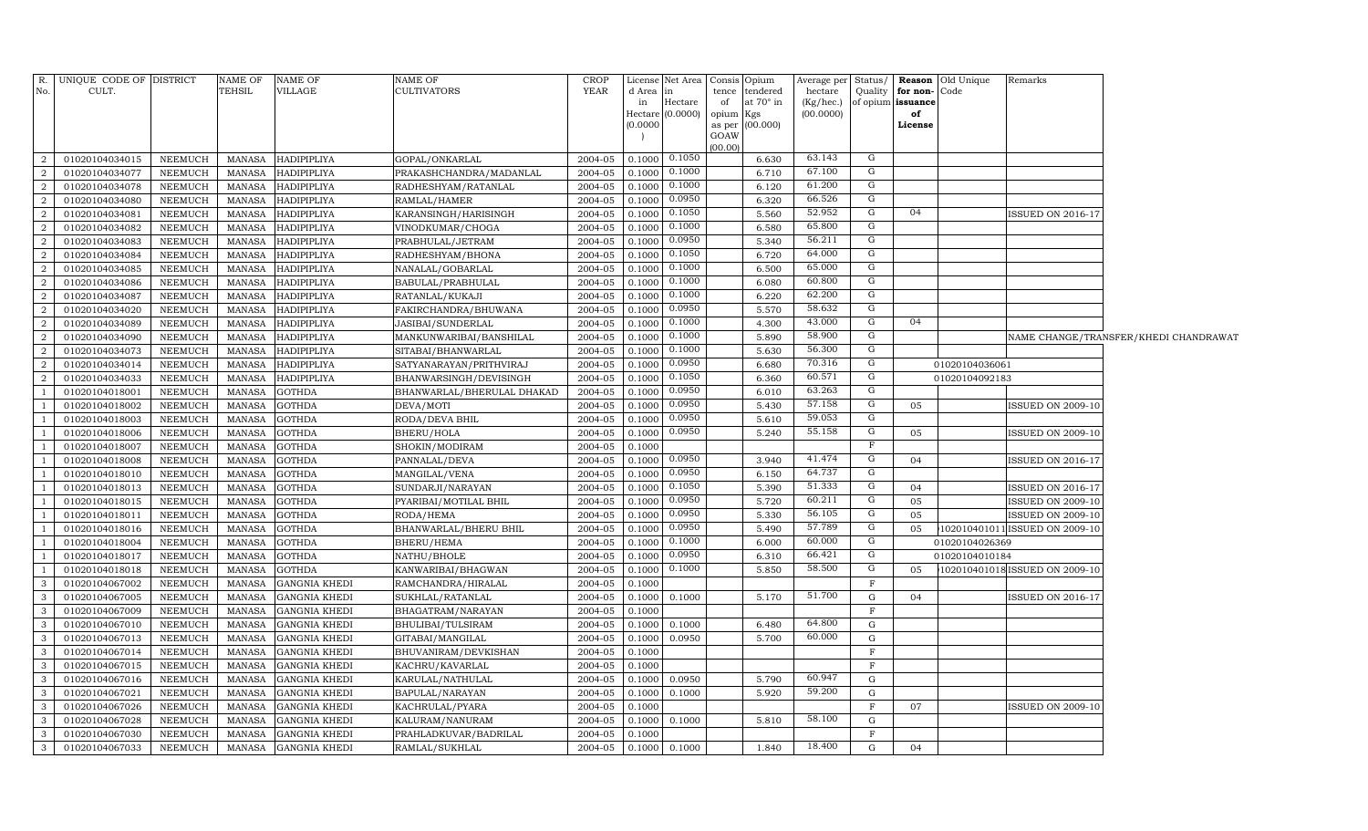| R. No. | UNIQUE CODE OF CULT. | DISTRICT | NAME OF TEHSIL | NAME OF VILLAGE | NAME OF CULTIVATORS | CROP YEAR | License d Area in Hectare (0.0000) | Net Area in Hectare (0.0000) | Consis tence of opium as per GOAW (00.00) | Opium tendered at 70° in Kgs (00.000) | Average per hectare (Kg/hec.) (00.0000) | Status/ Quality of opium | Reason for non-issuance of License | Old Unique Code | Remarks |
|---|---|---|---|---|---|---|---|---|---|---|---|---|---|---|---|
| 2 | 01020104034015 | NEEMUCH | MANASA | HADIPIPLIYA | GOPAL/ONKARLAL | 2004-05 | 0.1000 | 0.1050 | | 6.630 | 63.143 | G | | | |
| 2 | 01020104034077 | NEEMUCH | MANASA | HADIPIPLIYA | PRAKASHCHANDRA/MADANLAL | 2004-05 | 0.1000 | 0.1000 | | 6.710 | 67.100 | G | | | |
| 2 | 01020104034078 | NEEMUCH | MANASA | HADIPIPLIYA | RADHESHYAM/RATANLAL | 2004-05 | 0.1000 | 0.1000 | | 6.120 | 61.200 | G | | | |
| 2 | 01020104034080 | NEEMUCH | MANASA | HADIPIPLIYA | RAMLAL/HAMER | 2004-05 | 0.1000 | 0.0950 | | 6.320 | 66.526 | G | | | |
| 2 | 01020104034081 | NEEMUCH | MANASA | HADIPIPLIYA | KARANSINGH/HARISINGH | 2004-05 | 0.1000 | 0.1050 | | 5.560 | 52.952 | G | 04 | | ISSUED ON 2016-17 |
| 2 | 01020104034082 | NEEMUCH | MANASA | HADIPIPLIYA | VINODKUMAR/CHOGA | 2004-05 | 0.1000 | 0.1000 | | 6.580 | 65.800 | G | | | |
| 2 | 01020104034083 | NEEMUCH | MANASA | HADIPIPLIYA | PRABHULAL/JETRAM | 2004-05 | 0.1000 | 0.0950 | | 5.340 | 56.211 | G | | | |
| 2 | 01020104034084 | NEEMUCH | MANASA | HADIPIPLIYA | RADHESHYAM/BHONA | 2004-05 | 0.1000 | 0.1050 | | 6.720 | 64.000 | G | | | |
| 2 | 01020104034085 | NEEMUCH | MANASA | HADIPIPLIYA | NANALAL/GOBARLAL | 2004-05 | 0.1000 | 0.1000 | | 6.500 | 65.000 | G | | | |
| 2 | 01020104034086 | NEEMUCH | MANASA | HADIPIPLIYA | BABULAL/PRABHULAL | 2004-05 | 0.1000 | 0.1000 | | 6.080 | 60.800 | G | | | |
| 2 | 01020104034087 | NEEMUCH | MANASA | HADIPIPLIYA | RATANLAL/KUKAJI | 2004-05 | 0.1000 | 0.1000 | | 6.220 | 62.200 | G | | | |
| 2 | 01020104034020 | NEEMUCH | MANASA | HADIPIPLIYA | FAKIRCHANDRA/BHUWANA | 2004-05 | 0.1000 | 0.0950 | | 5.570 | 58.632 | G | | | |
| 2 | 01020104034089 | NEEMUCH | MANASA | HADIPIPLIYA | JASIBAI/SUNDERLAL | 2004-05 | 0.1000 | 0.1000 | | 4.300 | 43.000 | G | 04 | | |
| 2 | 01020104034090 | NEEMUCH | MANASA | HADIPIPLIYA | MANKUNWARIBAI/BANSHILAL | 2004-05 | 0.1000 | 0.1000 | | 5.890 | 58.900 | G | | | NAME CHANGE/TRANSFER/KHEDI CHANDRAWAT |
| 2 | 01020104034073 | NEEMUCH | MANASA | HADIPIPLIYA | SITABAI/BHANWARLAL | 2004-05 | 0.1000 | 0.1000 | | 5.630 | 56.300 | G | | | |
| 2 | 01020104034014 | NEEMUCH | MANASA | HADIPIPLIYA | SATYANARAYAN/PRITHVIRAJ | 2004-05 | 0.1000 | 0.0950 | | 6.680 | 70.316 | G | | 01020104036061 | |
| 2 | 01020104034033 | NEEMUCH | MANASA | HADIPIPLIYA | BHANWARSINGH/DEVISINGH | 2004-05 | 0.1000 | 0.1050 | | 6.360 | 60.571 | G | | 01020104092183 | |
| 1 | 01020104018001 | NEEMUCH | MANASA | GOTHDA | BHANWARLAL/BHERULAL DHAKAD | 2004-05 | 0.1000 | 0.0950 | | 6.010 | 63.263 | G | | | |
| 1 | 01020104018002 | NEEMUCH | MANASA | GOTHDA | DEVA/MOTI | 2004-05 | 0.1000 | 0.0950 | | 5.430 | 57.158 | G | 05 | | ISSUED ON 2009-10 |
| 1 | 01020104018003 | NEEMUCH | MANASA | GOTHDA | RODA/DEVA BHIL | 2004-05 | 0.1000 | 0.0950 | | 5.610 | 59.053 | G | | | |
| 1 | 01020104018006 | NEEMUCH | MANASA | GOTHDA | BHERU/HOLA | 2004-05 | 0.1000 | 0.0950 | | 5.240 | 55.158 | G | 05 | | ISSUED ON 2009-10 |
| 1 | 01020104018007 | NEEMUCH | MANASA | GOTHDA | SHOKIN/MODIRAM | 2004-05 | 0.1000 | | | | | F | | | |
| 1 | 01020104018008 | NEEMUCH | MANASA | GOTHDA | PANNALAL/DEVA | 2004-05 | 0.1000 | 0.0950 | | 3.940 | 41.474 | G | 04 | | ISSUED ON 2016-17 |
| 1 | 01020104018010 | NEEMUCH | MANASA | GOTHDA | MANGILAL/VENA | 2004-05 | 0.1000 | 0.0950 | | 6.150 | 64.737 | G | | | |
| 1 | 01020104018013 | NEEMUCH | MANASA | GOTHDA | SUNDARJI/NARAYAN | 2004-05 | 0.1000 | 0.1050 | | 5.390 | 51.333 | G | 04 | | ISSUED ON 2016-17 |
| 1 | 01020104018015 | NEEMUCH | MANASA | GOTHDA | PYARIBAI/MOTILAL BHIL | 2004-05 | 0.1000 | 0.0950 | | 5.720 | 60.211 | G | 05 | | ISSUED ON 2009-10 |
| 1 | 01020104018011 | NEEMUCH | MANASA | GOTHDA | RODA/HEMA | 2004-05 | 0.1000 | 0.0950 | | 5.330 | 56.105 | G | 05 | | ISSUED ON 2009-10 |
| 1 | 01020104018016 | NEEMUCH | MANASA | GOTHDA | BHANWARLAL/BHERU BHIL | 2004-05 | 0.1000 | 0.0950 | | 5.490 | 57.789 | G | 05 | 102010401011 | ISSUED ON 2009-10 |
| 1 | 01020104018004 | NEEMUCH | MANASA | GOTHDA | BHERU/HEMA | 2004-05 | 0.1000 | 0.1000 | | 6.000 | 60.000 | G | | 01020104026369 | |
| 1 | 01020104018017 | NEEMUCH | MANASA | GOTHDA | NATHU/BHOLE | 2004-05 | 0.1000 | 0.0950 | | 6.310 | 66.421 | G | | 01020104010184 | |
| 1 | 01020104018018 | NEEMUCH | MANASA | GOTHDA | KANWARIBAI/BHAGWAN | 2004-05 | 0.1000 | 0.1000 | | 5.850 | 58.500 | G | 05 | 102010401018 | ISSUED ON 2009-10 |
| 3 | 01020104067002 | NEEMUCH | MANASA | GANGNIA KHEDI | RAMCHANDRA/HIRALAL | 2004-05 | 0.1000 | | | | | F | | | |
| 3 | 01020104067005 | NEEMUCH | MANASA | GANGNIA KHEDI | SUKHLAL/RATANLAL | 2004-05 | 0.1000 | 0.1000 | | 5.170 | 51.700 | G | 04 | | ISSUED ON 2016-17 |
| 3 | 01020104067009 | NEEMUCH | MANASA | GANGNIA KHEDI | BHAGATRAM/NARAYAN | 2004-05 | 0.1000 | | | | | F | | | |
| 3 | 01020104067010 | NEEMUCH | MANASA | GANGNIA KHEDI | BHULIBAI/TULSIRAM | 2004-05 | 0.1000 | 0.1000 | | 6.480 | 64.800 | G | | | |
| 3 | 01020104067013 | NEEMUCH | MANASA | GANGNIA KHEDI | GITABAI/MANGILAL | 2004-05 | 0.1000 | 0.0950 | | 5.700 | 60.000 | G | | | |
| 3 | 01020104067014 | NEEMUCH | MANASA | GANGNIA KHEDI | BHUVANIRAM/DEVKISHAN | 2004-05 | 0.1000 | | | | | F | | | |
| 3 | 01020104067015 | NEEMUCH | MANASA | GANGNIA KHEDI | KACHRU/KAVARLAL | 2004-05 | 0.1000 | | | | | F | | | |
| 3 | 01020104067016 | NEEMUCH | MANASA | GANGNIA KHEDI | KARULAL/NATHULAL | 2004-05 | 0.1000 | 0.0950 | | 5.790 | 60.947 | G | | | |
| 3 | 01020104067021 | NEEMUCH | MANASA | GANGNIA KHEDI | BAPULAL/NARAYAN | 2004-05 | 0.1000 | 0.1000 | | 5.920 | 59.200 | G | | | |
| 3 | 01020104067026 | NEEMUCH | MANASA | GANGNIA KHEDI | KACHRULAL/PYARA | 2004-05 | 0.1000 | | | | | F | 07 | | ISSUED ON 2009-10 |
| 3 | 01020104067028 | NEEMUCH | MANASA | GANGNIA KHEDI | KALURAM/NANURAM | 2004-05 | 0.1000 | 0.1000 | | 5.810 | 58.100 | G | | | |
| 3 | 01020104067030 | NEEMUCH | MANASA | GANGNIA KHEDI | PRAHLADKUVAR/BADRILAL | 2004-05 | 0.1000 | | | | | F | | | |
| 3 | 01020104067033 | NEEMUCH | MANASA | GANGNIA KHEDI | RAMLAL/SUKHLAL | 2004-05 | 0.1000 | 0.1000 | | 1.840 | 18.400 | G | 04 | | |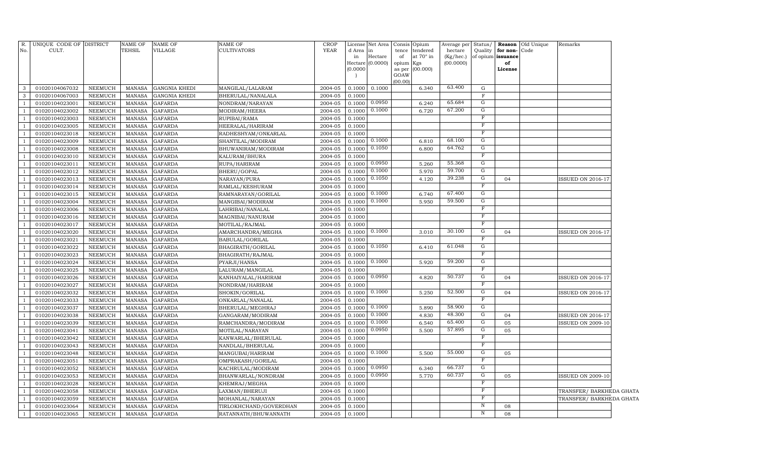| R. No. | UNIQUE CODE OF CULT. | DISTRICT | NAME OF TEHSIL | NAME OF VILLAGE | NAME OF CULTIVATORS | CROP YEAR | License d Area in Hectare (0.0000) | Net Area in Hectare (0.0000) | Consis tence of opium as per GOAW (00.00) | Opium tendered at 70° in Kgs (00.000) | Average per hectare (Kg/hec.) (00.0000) | Status/ Quality of opium | Reason for non-issuance of License | Old Unique Code | Remarks |
|---|---|---|---|---|---|---|---|---|---|---|---|---|---|---|---|
| 3 | 01020104067032 | NEEMUCH | MANASA | GANGNIA KHEDI | MANGILAL/LALARAM | 2004-05 | 0.1000 | 0.1000 | | 6.340 | 63.400 | G | | | |
| 3 | 01020104067003 | NEEMUCH | MANASA | GANGNIA KHEDI | BHERULAL/NANALALA | 2004-05 | 0.1000 | | | | | F | | | |
| 1 | 01020104023001 | NEEMUCH | MANASA | GAFARDA | NONDRAM/NARAYAN | 2004-05 | 0.1000 | 0.0950 | | 6.240 | 65.684 | G | | | |
| 1 | 01020104023002 | NEEMUCH | MANASA | GAFARDA | MODIRAM/HEERA | 2004-05 | 0.1000 | 0.1000 | | 6.720 | 67.200 | G | | | |
| 1 | 01020104023003 | NEEMUCH | MANASA | GAFARDA | RUPIBAI/RAMA | 2004-05 | 0.1000 | | | | | F | | | |
| 1 | 01020104023005 | NEEMUCH | MANASA | GAFARDA | HEERALAL/HARIRAM | 2004-05 | 0.1000 | | | | | F | | | |
| 1 | 01020104023018 | NEEMUCH | MANASA | GAFARDA | RADHESHYAM/ONKARLAL | 2004-05 | 0.1000 | | | | | F | | | |
| 1 | 01020104023009 | NEEMUCH | MANASA | GAFARDA | SHANTILAL/MODIRAM | 2004-05 | 0.1000 | 0.1000 | | 6.810 | 68.100 | G | | | |
| 1 | 01020104023008 | NEEMUCH | MANASA | GAFARDA | BHUWANIRAM/MODIRAM | 2004-05 | 0.1000 | 0.1050 | | 6.800 | 64.762 | G | | | |
| 1 | 01020104023010 | NEEMUCH | MANASA | GAFARDA | KALURAM/BHURA | 2004-05 | 0.1000 | | | | | F | | | |
| 1 | 01020104023011 | NEEMUCH | MANASA | GAFARDA | RUPA/HARIRAM | 2004-05 | 0.1000 | 0.0950 | | 5.260 | 55.368 | G | | | |
| 1 | 01020104023012 | NEEMUCH | MANASA | GAFARDA | BHERU/GOPAL | 2004-05 | 0.1000 | 0.1000 | | 5.970 | 59.700 | G | | | |
| 1 | 01020104023013 | NEEMUCH | MANASA | GAFARDA | NARAYAN/PURA | 2004-05 | 0.1000 | 0.1050 | | 4.120 | 39.238 | G | 04 | | ISSUED ON 2016-17 |
| 1 | 01020104023014 | NEEMUCH | MANASA | GAFARDA | RAMLAL/KESHURAM | 2004-05 | 0.1000 | | | | | F | | | |
| 1 | 01020104023015 | NEEMUCH | MANASA | GAFARDA | RAMNARAYAN/GORILAL | 2004-05 | 0.1000 | 0.1000 | | 6.740 | 67.400 | G | | | |
| 1 | 01020104023004 | NEEMUCH | MANASA | GAFARDA | MANGIBAI/MODIRAM | 2004-05 | 0.1000 | 0.1000 | | 5.950 | 59.500 | G | | | |
| 1 | 01020104023006 | NEEMUCH | MANASA | GAFARDA | LAHRIBAI/NANALAL | 2004-05 | 0.1000 | | | | | F | | | |
| 1 | 01020104023016 | NEEMUCH | MANASA | GAFARDA | MAGNIBAI/NANURAM | 2004-05 | 0.1000 | | | | | F | | | |
| 1 | 01020104023017 | NEEMUCH | MANASA | GAFARDA | MOTILAL/RAJMAL | 2004-05 | 0.1000 | | | | | F | | | |
| 1 | 01020104023020 | NEEMUCH | MANASA | GAFARDA | AMARCHANDRA/MEGHA | 2004-05 | 0.1000 | 0.1000 | | 3.010 | 30.100 | G | 04 | | ISSUED ON 2016-17 |
| 1 | 01020104023021 | NEEMUCH | MANASA | GAFARDA | BABULAL/GORILAL | 2004-05 | 0.1000 | | | | | F | | | |
| 1 | 01020104023022 | NEEMUCH | MANASA | GAFARDA | BHAGIRATH/GORILAL | 2004-05 | 0.1000 | 0.1050 | | 6.410 | 61.048 | G | | | |
| 1 | 01020104023023 | NEEMUCH | MANASA | GAFARDA | BHAGIRATH/RAJMAL | 2004-05 | 0.1000 | | | | | F | | | |
| 1 | 01020104023024 | NEEMUCH | MANASA | GAFARDA | PYARJI/HANSA | 2004-05 | 0.1000 | 0.1000 | | 5.920 | 59.200 | G | | | |
| 1 | 01020104023025 | NEEMUCH | MANASA | GAFARDA | LALURAM/MANGILAL | 2004-05 | 0.1000 | | | | | F | | | |
| 1 | 01020104023026 | NEEMUCH | MANASA | GAFARDA | KANHAIYALAL/HARIRAM | 2004-05 | 0.1000 | 0.0950 | | 4.820 | 50.737 | G | 04 | | ISSUED ON 2016-17 |
| 1 | 01020104023027 | NEEMUCH | MANASA | GAFARDA | NONDRAM/HARIRAM | 2004-05 | 0.1000 | | | | | F | | | |
| 1 | 01020104023032 | NEEMUCH | MANASA | GAFARDA | SHOKIN/GORILAL | 2004-05 | 0.1000 | 0.1000 | | 5.250 | 52.500 | G | 04 | | ISSUED ON 2016-17 |
| 1 | 01020104023033 | NEEMUCH | MANASA | GAFARDA | ONKARLAL/NANALAL | 2004-05 | 0.1000 | | | | | F | | | |
| 1 | 01020104023037 | NEEMUCH | MANASA | GAFARDA | BHERULAL/MEGHRAJ | 2004-05 | 0.1000 | 0.1000 | | 5.890 | 58.900 | G | | | |
| 1 | 01020104023038 | NEEMUCH | MANASA | GAFARDA | GANGARAM/MODIRAM | 2004-05 | 0.1000 | 0.1000 | | 4.830 | 48.300 | G | 04 | | ISSUED ON 2016-17 |
| 1 | 01020104023039 | NEEMUCH | MANASA | GAFARDA | RAMCHANDRA/MODIRAM | 2004-05 | 0.1000 | 0.1000 | | 6.540 | 65.400 | G | 05 | | ISSUED ON 2009-10 |
| 1 | 01020104023041 | NEEMUCH | MANASA | GAFARDA | MOTILAL/NARAYAN | 2004-05 | 0.1000 | 0.0950 | | 5.500 | 57.895 | G | 05 | | |
| 1 | 01020104023042 | NEEMUCH | MANASA | GAFARDA | KANWARLAL/BHERULAL | 2004-05 | 0.1000 | | | | | F | | | |
| 1 | 01020104023043 | NEEMUCH | MANASA | GAFARDA | NANDLAL/BHERULAL | 2004-05 | 0.1000 | | | | | F | | | |
| 1 | 01020104023048 | NEEMUCH | MANASA | GAFARDA | MANGUBAI/HARIRAM | 2004-05 | 0.1000 | 0.1000 | | 5.500 | 55.000 | G | 05 | | |
| 1 | 01020104023051 | NEEMUCH | MANASA | GAFARDA | OMPRAKASH/GORILAL | 2004-05 | 0.1000 | | | | | F | | | |
| 1 | 01020104023052 | NEEMUCH | MANASA | GAFARDA | KACHRULAL/MODIRAM | 2004-05 | 0.1000 | 0.0950 | | 6.340 | 66.737 | G | | | |
| 1 | 01020104023053 | NEEMUCH | MANASA | GAFARDA | BHANWARLAL/NONDRAM | 2004-05 | 0.1000 | 0.0950 | | 5.770 | 60.737 | G | 05 | | ISSUED ON 2009-10 |
| 1 | 01020104023028 | NEEMUCH | MANASA | GAFARDA | KHEMRAJ/MEGHA | 2004-05 | 0.1000 | | | | | F | | | |
| 1 | 01020104023058 | NEEMUCH | MANASA | GAFARDA | LAXMAN/BHERUJI | 2004-05 | 0.1000 | | | | | F | | | TRANSFER/ BARKHEDA GHATA |
| 1 | 01020104023059 | NEEMUCH | MANASA | GAFARDA | MOHANLAL/NARAYAN | 2004-05 | 0.1000 | | | | | F | | | TRANSFER/ BARKHEDA GHATA |
| 1 | 01020104023064 | NEEMUCH | MANASA | GAFARDA | TIRLOKHCHAND/GOVERDHAN | 2004-05 | 0.1000 | | | | | N | 08 | | |
| 1 | 01020104023065 | NEEMUCH | MANASA | GAFARDA | RATANNATH/BHUWANNATH | 2004-05 | 0.1000 | | | | | N | 08 | | |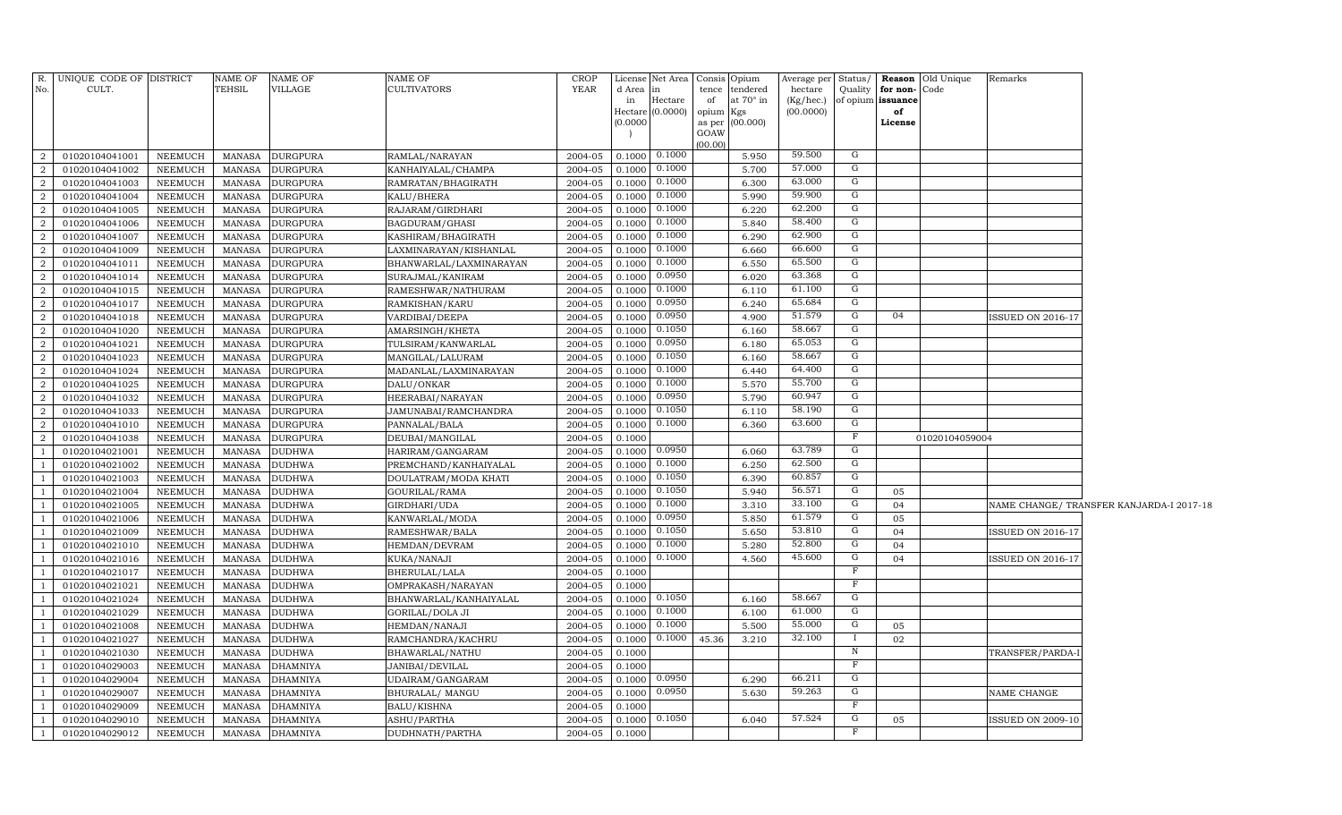| R. No. | UNIQUE CODE OF CULT. | DISTRICT | NAME OF TEHSIL | NAME OF VILLAGE | NAME OF CULTIVATORS | CROP YEAR | License d Area in Hectare (0.0000) | Net Area in Hectare (0.0000) | Consis tence of opium as per GOAW (00.00) | Opium tendered at 70° in Kgs (00.000) | Average per hectare (Kg/hec.) (00.0000) | Status/ Quality of opium | Reason for non-issuance of License | Old Unique Code | Remarks |
|---|---|---|---|---|---|---|---|---|---|---|---|---|---|---|---|
| 2 | 01020104041001 | NEEMUCH | MANASA | DURGPURA | RAMLAL/NARAYAN | 2004-05 | 0.1000 | 0.1000 | | 5.950 | 59.500 | G | | | |
| 2 | 01020104041002 | NEEMUCH | MANASA | DURGPURA | KANHAIYALAL/CHAMPA | 2004-05 | 0.1000 | 0.1000 | | 5.700 | 57.000 | G | | | |
| 2 | 01020104041003 | NEEMUCH | MANASA | DURGPURA | RAMRATAN/BHAGIRATH | 2004-05 | 0.1000 | 0.1000 | | 6.300 | 63.000 | G | | | |
| 2 | 01020104041004 | NEEMUCH | MANASA | DURGPURA | KALU/BHERA | 2004-05 | 0.1000 | 0.1000 | | 5.990 | 59.900 | G | | | |
| 2 | 01020104041005 | NEEMUCH | MANASA | DURGPURA | RAJARAM/GIRDHARI | 2004-05 | 0.1000 | 0.1000 | | 6.220 | 62.200 | G | | | |
| 2 | 01020104041006 | NEEMUCH | MANASA | DURGPURA | BAGDURAM/GHASI | 2004-05 | 0.1000 | 0.1000 | | 5.840 | 58.400 | G | | | |
| 2 | 01020104041007 | NEEMUCH | MANASA | DURGPURA | KASHIRAM/BHAGIRATH | 2004-05 | 0.1000 | 0.1000 | | 6.290 | 62.900 | G | | | |
| 2 | 01020104041009 | NEEMUCH | MANASA | DURGPURA | LAXMINARAYAN/KISHANLAL | 2004-05 | 0.1000 | 0.1000 | | 6.660 | 66.600 | G | | | |
| 2 | 01020104041011 | NEEMUCH | MANASA | DURGPURA | BHANWARLAL/LAXMINARAYAN | 2004-05 | 0.1000 | 0.1000 | | 6.550 | 65.500 | G | | | |
| 2 | 01020104041014 | NEEMUCH | MANASA | DURGPURA | SURAJMAL/KANIRAM | 2004-05 | 0.1000 | 0.0950 | | 6.020 | 63.368 | G | | | |
| 2 | 01020104041015 | NEEMUCH | MANASA | DURGPURA | RAMESHWAR/NATHURAM | 2004-05 | 0.1000 | 0.1000 | | 6.110 | 61.100 | G | | | |
| 2 | 01020104041017 | NEEMUCH | MANASA | DURGPURA | RAMKISHAN/KARU | 2004-05 | 0.1000 | 0.0950 | | 6.240 | 65.684 | G | | | |
| 2 | 01020104041018 | NEEMUCH | MANASA | DURGPURA | VARDIBAI/DEEPA | 2004-05 | 0.1000 | 0.0950 | | 4.900 | 51.579 | G | 04 | | ISSUED ON 2016-17 |
| 2 | 01020104041020 | NEEMUCH | MANASA | DURGPURA | AMARSINGH/KHETA | 2004-05 | 0.1000 | 0.1050 | | 6.160 | 58.667 | G | | | |
| 2 | 01020104041021 | NEEMUCH | MANASA | DURGPURA | TULSIRAM/KANWARLAL | 2004-05 | 0.1000 | 0.0950 | | 6.180 | 65.053 | G | | | |
| 2 | 01020104041023 | NEEMUCH | MANASA | DURGPURA | MANGILAL/LALURAM | 2004-05 | 0.1000 | 0.1050 | | 6.160 | 58.667 | G | | | |
| 2 | 01020104041024 | NEEMUCH | MANASA | DURGPURA | MADANLAL/LAXMINARAYAN | 2004-05 | 0.1000 | 0.1000 | | 6.440 | 64.400 | G | | | |
| 2 | 01020104041025 | NEEMUCH | MANASA | DURGPURA | DALU/ONKAR | 2004-05 | 0.1000 | 0.1000 | | 5.570 | 55.700 | G | | | |
| 2 | 01020104041032 | NEEMUCH | MANASA | DURGPURA | HEERABAI/NARAYAN | 2004-05 | 0.1000 | 0.0950 | | 5.790 | 60.947 | G | | | |
| 2 | 01020104041033 | NEEMUCH | MANASA | DURGPURA | JAMUNABAI/RAMCHANDRA | 2004-05 | 0.1000 | 0.1050 | | 6.110 | 58.190 | G | | | |
| 2 | 01020104041010 | NEEMUCH | MANASA | DURGPURA | PANNALAL/BALA | 2004-05 | 0.1000 | 0.1000 | | 6.360 | 63.600 | G | | | |
| 2 | 01020104041038 | NEEMUCH | MANASA | DURGPURA | DEUBAI/MANGILAL | 2004-05 | 0.1000 | | | | | F | | 01020104059004 | |
| 1 | 01020104021001 | NEEMUCH | MANASA | DUDHWA | HARIRAM/GANGARAM | 2004-05 | 0.1000 | 0.0950 | | 6.060 | 63.789 | G | | | |
| 1 | 01020104021002 | NEEMUCH | MANASA | DUDHWA | PREMCHAND/KANHAIYALAL | 2004-05 | 0.1000 | 0.1000 | | 6.250 | 62.500 | G | | | |
| 1 | 01020104021003 | NEEMUCH | MANASA | DUDHWA | DOULATRAM/MODA KHATI | 2004-05 | 0.1000 | 0.1050 | | 6.390 | 60.857 | G | | | |
| 1 | 01020104021004 | NEEMUCH | MANASA | DUDHWA | GOURILAL/RAMA | 2004-05 | 0.1000 | 0.1050 | | 5.940 | 56.571 | G | 05 | | |
| 1 | 01020104021005 | NEEMUCH | MANASA | DUDHWA | GIRDHARI/UDA | 2004-05 | 0.1000 | 0.1000 | | 3.310 | 33.100 | G | 04 | | NAME CHANGE/ TRANSFER KANJARDA-I 2017-18 |
| 1 | 01020104021006 | NEEMUCH | MANASA | DUDHWA | KANWARLAL/MODA | 2004-05 | 0.1000 | 0.0950 | | 5.850 | 61.579 | G | 05 | | |
| 1 | 01020104021009 | NEEMUCH | MANASA | DUDHWA | RAMESHWAR/BALA | 2004-05 | 0.1000 | 0.1050 | | 5.650 | 53.810 | G | 04 | | ISSUED ON 2016-17 |
| 1 | 01020104021010 | NEEMUCH | MANASA | DUDHWA | HEMDAN/DEVRAM | 2004-05 | 0.1000 | 0.1000 | | 5.280 | 52.800 | G | 04 | | |
| 1 | 01020104021016 | NEEMUCH | MANASA | DUDHWA | KUKA/NANAJI | 2004-05 | 0.1000 | 0.1000 | | 4.560 | 45.600 | G | 04 | | ISSUED ON 2016-17 |
| 1 | 01020104021017 | NEEMUCH | MANASA | DUDHWA | BHERULAL/LALA | 2004-05 | 0.1000 | | | | | F | | | |
| 1 | 01020104021021 | NEEMUCH | MANASA | DUDHWA | OMPRAKASH/NARAYAN | 2004-05 | 0.1000 | | | | | F | | | |
| 1 | 01020104021024 | NEEMUCH | MANASA | DUDHWA | BHANWARLAL/KANHAIYALAL | 2004-05 | 0.1000 | 0.1050 | | 6.160 | 58.667 | G | | | |
| 1 | 01020104021029 | NEEMUCH | MANASA | DUDHWA | GORILAL/DOLA JI | 2004-05 | 0.1000 | 0.1000 | | 6.100 | 61.000 | G | | | |
| 1 | 01020104021008 | NEEMUCH | MANASA | DUDHWA | HEMDAN/NANAJI | 2004-05 | 0.1000 | 0.1000 | | 5.500 | 55.000 | G | 05 | | |
| 1 | 01020104021027 | NEEMUCH | MANASA | DUDHWA | RAMCHANDRA/KACHRU | 2004-05 | 0.1000 | 0.1000 | 45.36 | 3.210 | 32.100 | I | 02 | | |
| 1 | 01020104021030 | NEEMUCH | MANASA | DUDHWA | BHAWARLAL/NATHU | 2004-05 | 0.1000 | | | | | N | | | TRANSFER/PARDA-I |
| 1 | 01020104029003 | NEEMUCH | MANASA | DHAMNIYA | JANIBAI/DEVILAL | 2004-05 | 0.1000 | | | | | F | | | |
| 1 | 01020104029004 | NEEMUCH | MANASA | DHAMNIYA | UDAIRAM/GANGARAM | 2004-05 | 0.1000 | 0.0950 | | 6.290 | 66.211 | G | | | |
| 1 | 01020104029007 | NEEMUCH | MANASA | DHAMNIYA | BHURALAL/ MANGU | 2004-05 | 0.1000 | 0.0950 | | 5.630 | 59.263 | G | | | NAME CHANGE |
| 1 | 01020104029009 | NEEMUCH | MANASA | DHAMNIYA | BALU/KISHNA | 2004-05 | 0.1000 | | | | | F | | | |
| 1 | 01020104029010 | NEEMUCH | MANASA | DHAMNIYA | ASHU/PARTHA | 2004-05 | 0.1000 | 0.1050 | | 6.040 | 57.524 | G | 05 | | ISSUED ON 2009-10 |
| 1 | 01020104029012 | NEEMUCH | MANASA | DHAMNIYA | DUDHNATH/PARTHA | 2004-05 | 0.1000 | | | | | F | | | |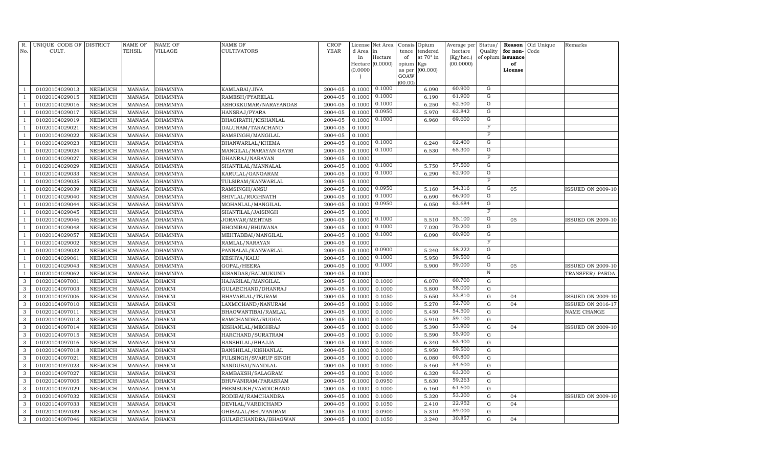| R. No. | UNIQUE CODE OF CULT. | DISTRICT | NAME OF TEHSIL | NAME OF VILLAGE | NAME OF CULTIVATORS | CROP YEAR | License d Area in Hectare (0.0000) | Net Area in Hectare (0.0000) | Consis tence of opium as per GOAW (00.00) | Opium tendered at 70° in Kgs (00.000) | Average per hectare (Kg/hec.) (00.0000) | Status/ Quality of opium | Reason for non-issuance of License | Old Unique Code | Remarks |
|---|---|---|---|---|---|---|---|---|---|---|---|---|---|---|---|
| 1 | 01020104029013 | NEEMUCH | MANASA | DHAMNIYA | KAMLABAI/JIVA | 2004-05 | 0.1000 | 0.1000 | | 6.090 | 60.900 | G | | | |
| 1 | 01020104029015 | NEEMUCH | MANASA | DHAMNIYA | RAMESH/PYARELAL | 2004-05 | 0.1000 | 0.1000 | | 6.190 | 61.900 | G | | | |
| 1 | 01020104029016 | NEEMUCH | MANASA | DHAMNIYA | ASHOKKUMAR/NARAYANDAS | 2004-05 | 0.1000 | 0.1000 | | 6.250 | 62.500 | G | | | |
| 1 | 01020104029017 | NEEMUCH | MANASA | DHAMNIYA | HANSRAJ/PYARA | 2004-05 | 0.1000 | 0.0950 | | 5.970 | 62.842 | G | | | |
| 1 | 01020104029019 | NEEMUCH | MANASA | DHAMNIYA | BHAGIRATH/KISHANLAL | 2004-05 | 0.1000 | 0.1000 | | 6.960 | 69.600 | G | | | |
| 1 | 01020104029021 | NEEMUCH | MANASA | DHAMNIYA | DALURAM/TARACHAND | 2004-05 | 0.1000 | | | | | F | | | |
| 1 | 01020104029022 | NEEMUCH | MANASA | DHAMNIYA | RAMSINGH/MANGILAL | 2004-05 | 0.1000 | | | | | F | | | |
| 1 | 01020104029023 | NEEMUCH | MANASA | DHAMNIYA | BHANWARLAL/KHEMA | 2004-05 | 0.1000 | 0.1000 | | 6.240 | 62.400 | G | | | |
| 1 | 01020104029024 | NEEMUCH | MANASA | DHAMNIYA | MANGILAL/NARAYAN GAYRI | 2004-05 | 0.1000 | 0.1000 | | 6.530 | 65.300 | G | | | |
| 1 | 01020104029027 | NEEMUCH | MANASA | DHAMNIYA | DHANRAJ/NARAYAN | 2004-05 | 0.1000 | | | | | F | | | |
| 1 | 01020104029029 | NEEMUCH | MANASA | DHAMNIYA | SHANTILAL/MANNALAL | 2004-05 | 0.1000 | 0.1000 | | 5.750 | 57.500 | G | | | |
| 1 | 01020104029033 | NEEMUCH | MANASA | DHAMNIYA | KARULAL/GANGARAM | 2004-05 | 0.1000 | 0.1000 | | 6.290 | 62.900 | G | | | |
| 1 | 01020104029035 | NEEMUCH | MANASA | DHAMNIYA | TULSIRAM/KANWARLAL | 2004-05 | 0.1000 | | | | | F | | | |
| 1 | 01020104029039 | NEEMUCH | MANASA | DHAMNIYA | RAMSINGH/ANSU | 2004-05 | 0.1000 | 0.0950 | | 5.160 | 54.316 | G | 05 | | ISSUED ON 2009-10 |
| 1 | 01020104029040 | NEEMUCH | MANASA | DHAMNIYA | SHIVLAL/RUGHNATH | 2004-05 | 0.1000 | 0.1000 | | 6.690 | 66.900 | G | | | |
| 1 | 01020104029044 | NEEMUCH | MANASA | DHAMNIYA | MOHANLAL/MANGILAL | 2004-05 | 0.1000 | 0.0950 | | 6.050 | 63.684 | G | | | |
| 1 | 01020104029045 | NEEMUCH | MANASA | DHAMNIYA | SHANTILAL/JAISINGH | 2004-05 | 0.1000 | | | | | F | | | |
| 1 | 01020104029046 | NEEMUCH | MANASA | DHAMNIYA | JORAVAR/MEHTAB | 2004-05 | 0.1000 | 0.1000 | | 5.510 | 55.100 | G | 05 | | ISSUED ON 2009-10 |
| 1 | 01020104029048 | NEEMUCH | MANASA | DHAMNIYA | BHONIBAI/BHUWANA | 2004-05 | 0.1000 | 0.1000 | | 7.020 | 70.200 | G | | | |
| 1 | 01020104029057 | NEEMUCH | MANASA | DHAMNIYA | MEHTABBAI/MANGILAL | 2004-05 | 0.1000 | 0.1000 | | 6.090 | 60.900 | G | | | |
| 1 | 01020104029002 | NEEMUCH | MANASA | DHAMNIYA | RAMLAL/NARAYAN | 2004-05 | 0.1000 | | | | | F | | | |
| 1 | 01020104029032 | NEEMUCH | MANASA | DHAMNIYA | PANNALAL/KANWARLAL | 2004-05 | 0.1000 | 0.0900 | | 5.240 | 58.222 | G | | | |
| 1 | 01020104029061 | NEEMUCH | MANASA | DHAMNIYA | KESHYA/KALU | 2004-05 | 0.1000 | 0.1000 | | 5.950 | 59.500 | G | | | |
| 1 | 01020104029043 | NEEMUCH | MANASA | DHAMNIYA | GOPAL/HEERA | 2004-05 | 0.1000 | 0.1000 | | 5.900 | 59.000 | G | 05 | | ISSUED ON 2009-10 |
| 1 | 01020104029062 | NEEMUCH | MANASA | DHAMNIYA | KISANDAS/BALMUKUND | 2004-05 | 0.1000 | | | | | N | | | TRANSFER/ PARDA |
| 3 | 01020104097001 | NEEMUCH | MANASA | DHAKNI | HAJARILAL/MANGILAL | 2004-05 | 0.1000 | 0.1000 | | 6.070 | 60.700 | G | | | |
| 3 | 01020104097003 | NEEMUCH | MANASA | DHAKNI | GULABCHAND/DHANRAJ | 2004-05 | 0.1000 | 0.1000 | | 5.800 | 58.000 | G | | | |
| 3 | 01020104097006 | NEEMUCH | MANASA | DHAKNI | BHAVARLAL/TEJRAM | 2004-05 | 0.1000 | 0.1050 | | 5.650 | 53.810 | G | 04 | | ISSUED ON 2009-10 |
| 3 | 01020104097010 | NEEMUCH | MANASA | DHAKNI | LAXMICHAND/NANURAM | 2004-05 | 0.1000 | 0.1000 | | 5.270 | 52.700 | G | 04 | | ISSUED ON 2016-17 |
| 3 | 01020104097011 | NEEMUCH | MANASA | DHAKNI | BHAGWANTIBAI/RAMLAL | 2004-05 | 0.1000 | 0.1000 | | 5.450 | 54.500 | G | | | NAME CHANGE |
| 3 | 01020104097013 | NEEMUCH | MANASA | DHAKNI | RAMCHANDRA/RUGGA | 2004-05 | 0.1000 | 0.1000 | | 5.910 | 59.100 | G | | | |
| 3 | 01020104097014 | NEEMUCH | MANASA | DHAKNI | KISHANLAL/MEGHRAJ | 2004-05 | 0.1000 | 0.1000 | | 5.390 | 53.900 | G | 04 | | ISSUED ON 2009-10 |
| 3 | 01020104097015 | NEEMUCH | MANASA | DHAKNI | HARCHAND/SURATRAM | 2004-05 | 0.1000 | 0.1000 | | 5.590 | 55.900 | G | | | |
| 3 | 01020104097016 | NEEMUCH | MANASA | DHAKNI | BANSHILAL/BHAJJA | 2004-05 | 0.1000 | 0.1000 | | 6.340 | 63.400 | G | | | |
| 3 | 01020104097018 | NEEMUCH | MANASA | DHAKNI | BANSHILAL/KISHANLAL | 2004-05 | 0.1000 | 0.1000 | | 5.950 | 59.500 | G | | | |
| 3 | 01020104097021 | NEEMUCH | MANASA | DHAKNI | FULSINGH/SVARUP SINGH | 2004-05 | 0.1000 | 0.1000 | | 6.080 | 60.800 | G | | | |
| 3 | 01020104097023 | NEEMUCH | MANASA | DHAKNI | NANDUBAI/NANDLAL | 2004-05 | 0.1000 | 0.1000 | | 5.460 | 54.600 | G | | | |
| 3 | 01020104097027 | NEEMUCH | MANASA | DHAKNI | RAMBAKSH/SALAGRAM | 2004-05 | 0.1000 | 0.1000 | | 6.320 | 63.200 | G | | | |
| 3 | 01020104097005 | NEEMUCH | MANASA | DHAKNI | BHUVANIRAM/PARASRAM | 2004-05 | 0.1000 | 0.0950 | | 5.630 | 59.263 | G | | | |
| 3 | 01020104097029 | NEEMUCH | MANASA | DHAKNI | PREMSUKH/VARDICHAND | 2004-05 | 0.1000 | 0.1000 | | 6.160 | 61.600 | G | | | |
| 3 | 01020104097032 | NEEMUCH | MANASA | DHAKNI | RODIBAI/RAMCHANDRA | 2004-05 | 0.1000 | 0.1000 | | 5.320 | 53.200 | G | 04 | | ISSUED ON 2009-10 |
| 3 | 01020104097033 | NEEMUCH | MANASA | DHAKNI | DEVILAL/VARDICHAND | 2004-05 | 0.1000 | 0.1050 | | 2.410 | 22.952 | G | 04 | | |
| 3 | 01020104097039 | NEEMUCH | MANASA | DHAKNI | GHISALAL/BHUVANIRAM | 2004-05 | 0.1000 | 0.0900 | | 5.310 | 59.000 | G | | | |
| 3 | 01020104097046 | NEEMUCH | MANASA | DHAKNI | GULABCHANDRA/BHAGWAN | 2004-05 | 0.1000 | 0.1050 | | 3.240 | 30.857 | G | 04 | | |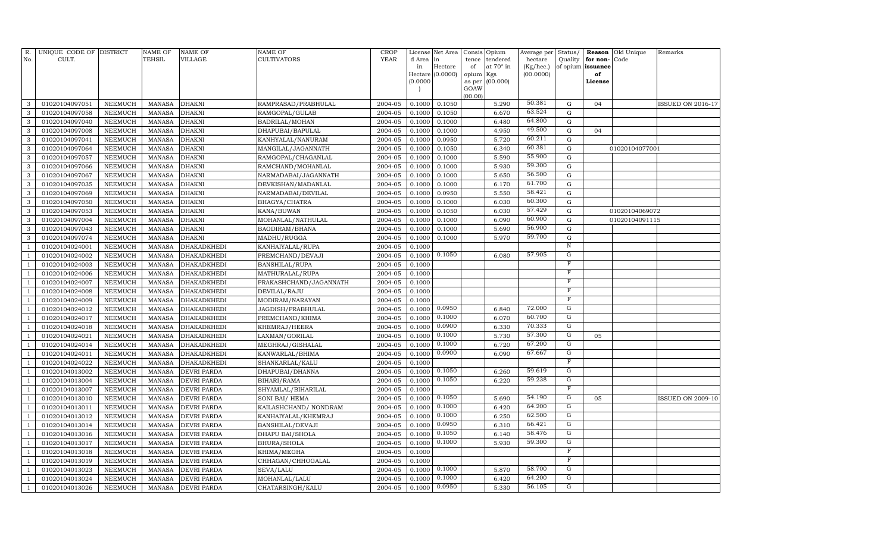| R. No. | UNIQUE CODE OF CULT. | DISTRICT | NAME OF TEHSIL | NAME OF VILLAGE | NAME OF CULTIVATORS | CROP YEAR | License d Area in Hectare (0.0000) | Net Area in Hectare (0.0000) | Consis tence of opium as per GOAW (00.00) | Opium tendered at 70° in Kgs (00.000) | Average per hectare (Kg/hec.) (00.0000) | Status/ Quality of opium | Reason for non-issuance of License | Old Unique Code | Remarks |
|---|---|---|---|---|---|---|---|---|---|---|---|---|---|---|---|
| 3 | 01020104097051 | NEEMUCH | MANASA | DHAKNI | RAMPRASAD/PRABHULAL | 2004-05 | 0.1000 | 0.1050 | | 5.290 | 50.381 | G | 04 | | ISSUED ON 2016-17 |
| 3 | 01020104097058 | NEEMUCH | MANASA | DHAKNI | RAMGOPAL/GULAB | 2004-05 | 0.1000 | 0.1050 | | 6.670 | 63.524 | G | | | |
| 3 | 01020104097040 | NEEMUCH | MANASA | DHAKNI | BADRILAL/MOHAN | 2004-05 | 0.1000 | 0.1000 | | 6.480 | 64.800 | G | | | |
| 3 | 01020104097008 | NEEMUCH | MANASA | DHAKNI | DHAPUBAI/BAPULAL | 2004-05 | 0.1000 | 0.1000 | | 4.950 | 49.500 | G | 04 | | |
| 3 | 01020104097041 | NEEMUCH | MANASA | DHAKNI | KANHYALAL/NANURAM | 2004-05 | 0.1000 | 0.0950 | | 5.720 | 60.211 | G | | | |
| 3 | 01020104097064 | NEEMUCH | MANASA | DHAKNI | MANGILAL/JAGANNATH | 2004-05 | 0.1000 | 0.1050 | | 6.340 | 60.381 | G | | 01020104077001 | |
| 3 | 01020104097057 | NEEMUCH | MANASA | DHAKNI | RAMGOPAL/CHAGANLAL | 2004-05 | 0.1000 | 0.1000 | | 5.590 | 55.900 | G | | | |
| 3 | 01020104097066 | NEEMUCH | MANASA | DHAKNI | RAMCHAND/MOHANLAL | 2004-05 | 0.1000 | 0.1000 | | 5.930 | 59.300 | G | | | |
| 3 | 01020104097067 | NEEMUCH | MANASA | DHAKNI | NARMADABAI/JAGANNATH | 2004-05 | 0.1000 | 0.1000 | | 5.650 | 56.500 | G | | | |
| 3 | 01020104097035 | NEEMUCH | MANASA | DHAKNI | DEVKISHAN/MADANLAL | 2004-05 | 0.1000 | 0.1000 | | 6.170 | 61.700 | G | | | |
| 3 | 01020104097069 | NEEMUCH | MANASA | DHAKNI | NARMADABAI/DEVILAL | 2004-05 | 0.1000 | 0.0950 | | 5.550 | 58.421 | G | | | |
| 3 | 01020104097050 | NEEMUCH | MANASA | DHAKNI | BHAGYA/CHATRA | 2004-05 | 0.1000 | 0.1000 | | 6.030 | 60.300 | G | | | |
| 3 | 01020104097053 | NEEMUCH | MANASA | DHAKNI | KANA/BUWAN | 2004-05 | 0.1000 | 0.1050 | | 6.030 | 57.429 | G | | 01020104069072 | |
| 3 | 01020104097004 | NEEMUCH | MANASA | DHAKNI | MOHANLAL/NATHULAL | 2004-05 | 0.1000 | 0.1000 | | 6.090 | 60.900 | G | | 01020104091115 | |
| 3 | 01020104097043 | NEEMUCH | MANASA | DHAKNI | BAGDIRAM/BHANA | 2004-05 | 0.1000 | 0.1000 | | 5.690 | 56.900 | G | | | |
| 3 | 01020104097074 | NEEMUCH | MANASA | DHAKNI | MADHU/RUGGA | 2004-05 | 0.1000 | 0.1000 | | 5.970 | 59.700 | G | | | |
| 1 | 01020104024001 | NEEMUCH | MANASA | DHAKADKHEDI | KANHAIYALAL/RUPA | 2004-05 | 0.1000 | | | | | N | | | |
| 1 | 01020104024002 | NEEMUCH | MANASA | DHAKADKHEDI | PREMCHAND/DEVAJI | 2004-05 | 0.1000 | 0.1050 | | 6.080 | 57.905 | G | | | |
| 1 | 01020104024003 | NEEMUCH | MANASA | DHAKADKHEDI | BANSHILAL/RUPA | 2004-05 | 0.1000 | | | | | F | | | |
| 1 | 01020104024006 | NEEMUCH | MANASA | DHAKADKHEDI | MATHURALAL/RUPA | 2004-05 | 0.1000 | | | | | F | | | |
| 1 | 01020104024007 | NEEMUCH | MANASA | DHAKADKHEDI | PRAKASHCHAND/JAGANNATH | 2004-05 | 0.1000 | | | | | F | | | |
| 1 | 01020104024008 | NEEMUCH | MANASA | DHAKADKHEDI | DEVILAL/RAJU | 2004-05 | 0.1000 | | | | | F | | | |
| 1 | 01020104024009 | NEEMUCH | MANASA | DHAKADKHEDI | MODIRAM/NARAYAN | 2004-05 | 0.1000 | | | | | F | | | |
| 1 | 01020104024012 | NEEMUCH | MANASA | DHAKADKHEDI | JAGDISH/PRABHULAL | 2004-05 | 0.1000 | 0.0950 | | 6.840 | 72.000 | G | | | |
| 1 | 01020104024017 | NEEMUCH | MANASA | DHAKADKHEDI | PREMCHAND/KHIMA | 2004-05 | 0.1000 | 0.1000 | | 6.070 | 60.700 | G | | | |
| 1 | 01020104024018 | NEEMUCH | MANASA | DHAKADKHEDI | KHEMRAJ/HEERA | 2004-05 | 0.1000 | 0.0900 | | 6.330 | 70.333 | G | | | |
| 1 | 01020104024021 | NEEMUCH | MANASA | DHAKADKHEDI | LAXMAN/GORILAL | 2004-05 | 0.1000 | 0.1000 | | 5.730 | 57.300 | G | 05 | | |
| 1 | 01020104024014 | NEEMUCH | MANASA | DHAKADKHEDI | MEGHRAJ/GISHALAL | 2004-05 | 0.1000 | 0.1000 | | 6.720 | 67.200 | G | | | |
| 1 | 01020104024011 | NEEMUCH | MANASA | DHAKADKHEDI | KANWARLAL/BHIMA | 2004-05 | 0.1000 | 0.0900 | | 6.090 | 67.667 | G | | | |
| 1 | 01020104024022 | NEEMUCH | MANASA | DHAKADKHEDI | SHANKARLAL/KALU | 2004-05 | 0.1000 | | | | | F | | | |
| 1 | 01020104013002 | NEEMUCH | MANASA | DEVRI PARDA | DHAPUBAI/DHANNA | 2004-05 | 0.1000 | 0.1050 | | 6.260 | 59.619 | G | | | |
| 1 | 01020104013004 | NEEMUCH | MANASA | DEVRI PARDA | BIHARI/RAMA | 2004-05 | 0.1000 | 0.1050 | | 6.220 | 59.238 | G | | | |
| 1 | 01020104013007 | NEEMUCH | MANASA | DEVRI PARDA | SHYAMLAL/BIHARILAL | 2004-05 | 0.1000 | | | | | F | | | |
| 1 | 01020104013010 | NEEMUCH | MANASA | DEVRI PARDA | SONI BAI/ HEMA | 2004-05 | 0.1000 | 0.1050 | | 5.690 | 54.190 | G | 05 | | ISSUED ON 2009-10 |
| 1 | 01020104013011 | NEEMUCH | MANASA | DEVRI PARDA | KAILASHCHAND/ NONDRAM | 2004-05 | 0.1000 | 0.1000 | | 6.420 | 64.200 | G | | | |
| 1 | 01020104013012 | NEEMUCH | MANASA | DEVRI PARDA | KANHAIYALAL/KHEMRAJ | 2004-05 | 0.1000 | 0.1000 | | 6.250 | 62.500 | G | | | |
| 1 | 01020104013014 | NEEMUCH | MANASA | DEVRI PARDA | BANSHILAL/DEVAJI | 2004-05 | 0.1000 | 0.0950 | | 6.310 | 66.421 | G | | | |
| 1 | 01020104013016 | NEEMUCH | MANASA | DEVRI PARDA | DHAPU BAI/SHOLA | 2004-05 | 0.1000 | 0.1050 | | 6.140 | 58.476 | G | | | |
| 1 | 01020104013017 | NEEMUCH | MANASA | DEVRI PARDA | BHURA/SHOLA | 2004-05 | 0.1000 | 0.1000 | | 5.930 | 59.300 | G | | | |
| 1 | 01020104013018 | NEEMUCH | MANASA | DEVRI PARDA | KHIMA/MEGHA | 2004-05 | 0.1000 | | | | | F | | | |
| 1 | 01020104013019 | NEEMUCH | MANASA | DEVRI PARDA | CHHAGAN/CHHOGALAL | 2004-05 | 0.1000 | | | | | F | | | |
| 1 | 01020104013023 | NEEMUCH | MANASA | DEVRI PARDA | SEVA/LALU | 2004-05 | 0.1000 | 0.1000 | | 5.870 | 58.700 | G | | | |
| 1 | 01020104013024 | NEEMUCH | MANASA | DEVRI PARDA | MOHANLAL/LALU | 2004-05 | 0.1000 | 0.1000 | | 6.420 | 64.200 | G | | | |
| 1 | 01020104013026 | NEEMUCH | MANASA | DEVRI PARDA | CHATARSINGH/KALU | 2004-05 | 0.1000 | 0.0950 | | 5.330 | 56.105 | G | | | |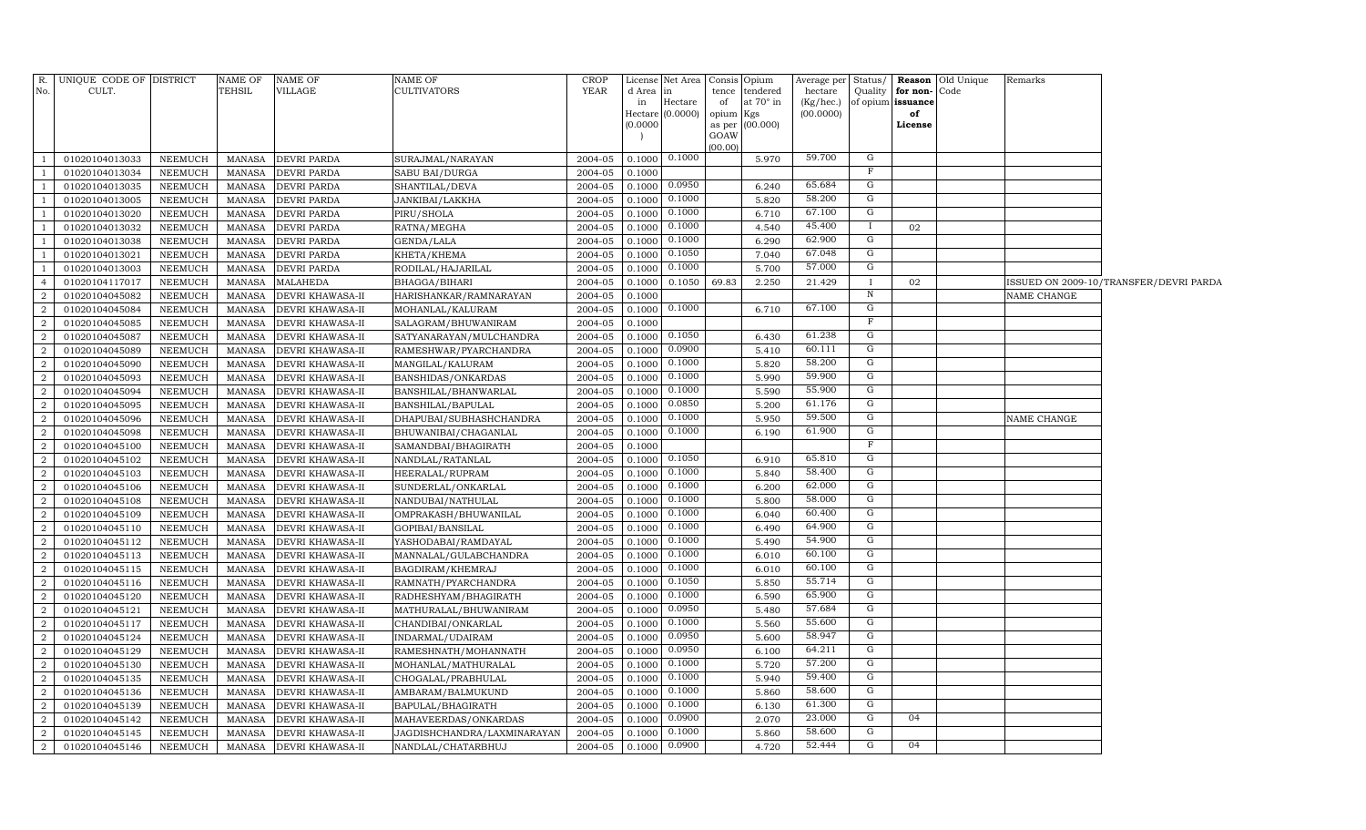| R. No. | UNIQUE CODE OF CULT. | DISTRICT | NAME OF TEHSIL | NAME OF VILLAGE | NAME OF CULTIVATORS | CROP YEAR | License d Area in Hectare (0.0000) | Net Area in Hectare (0.0000) | Consis tence of opium as per GOAW (00.00) | Opium tendered at 70° in Kgs (00.000) | Average per hectare (Kg/hec.) (00.0000) | Status/ Quality of opium | Reason for non-issuance of License | Old Unique Code | Remarks |
|---|---|---|---|---|---|---|---|---|---|---|---|---|---|---|---|
| 1 | 01020104013033 | NEEMUCH | MANASA | DEVRI PARDA | SURAJMAL/NARAYAN | 2004-05 | 0.1000 | 0.1000 | | 5.970 | 59.700 | G | | | |
| 1 | 01020104013034 | NEEMUCH | MANASA | DEVRI PARDA | SABU BAI/DURGA | 2004-05 | 0.1000 | | | | | F | | | |
| 1 | 01020104013035 | NEEMUCH | MANASA | DEVRI PARDA | SHANTILAL/DEVA | 2004-05 | 0.1000 | 0.0950 | | 6.240 | 65.684 | G | | | |
| 1 | 01020104013005 | NEEMUCH | MANASA | DEVRI PARDA | JANKIBAI/LAKKHA | 2004-05 | 0.1000 | 0.1000 | | 5.820 | 58.200 | G | | | |
| 1 | 01020104013020 | NEEMUCH | MANASA | DEVRI PARDA | PIRU/SHOLA | 2004-05 | 0.1000 | 0.1000 | | 6.710 | 67.100 | G | | | |
| 1 | 01020104013032 | NEEMUCH | MANASA | DEVRI PARDA | RATNA/MEGHA | 2004-05 | 0.1000 | 0.1000 | | 4.540 | 45.400 | I | 02 | | |
| 1 | 01020104013038 | NEEMUCH | MANASA | DEVRI PARDA | GENDA/LALA | 2004-05 | 0.1000 | 0.1000 | | 6.290 | 62.900 | G | | | |
| 1 | 01020104013021 | NEEMUCH | MANASA | DEVRI PARDA | KHETA/KHEMA | 2004-05 | 0.1000 | 0.1050 | | 7.040 | 67.048 | G | | | |
| 1 | 01020104013003 | NEEMUCH | MANASA | DEVRI PARDA | RODILAL/HAJARILAL | 2004-05 | 0.1000 | 0.1000 | | 5.700 | 57.000 | G | | | |
| 4 | 01020104117017 | NEEMUCH | MANASA | MALAHEDA | BHAGGA/BIHARI | 2004-05 | 0.1000 | 0.1050 | 69.83 | 2.250 | 21.429 | I | 02 | | ISSUED ON 2009-10/TRANSFER/DEVRI PARDA |
| 2 | 01020104045082 | NEEMUCH | MANASA | DEVRI KHAWASA-II | HARISHANKAR/RAMNARAYAN | 2004-05 | 0.1000 | | | | | N | | | NAME CHANGE |
| 2 | 01020104045084 | NEEMUCH | MANASA | DEVRI KHAWASA-II | MOHANLAL/KALURAM | 2004-05 | 0.1000 | 0.1000 | | 6.710 | 67.100 | G | | | |
| 2 | 01020104045085 | NEEMUCH | MANASA | DEVRI KHAWASA-II | SALAGRAM/BHUWANIRAM | 2004-05 | 0.1000 | | | | | F | | | |
| 2 | 01020104045087 | NEEMUCH | MANASA | DEVRI KHAWASA-II | SATYANARAYAN/MULCHANDRA | 2004-05 | 0.1000 | 0.1050 | | 6.430 | 61.238 | G | | | |
| 2 | 01020104045089 | NEEMUCH | MANASA | DEVRI KHAWASA-II | RAMESHWAR/PYARCHANDRA | 2004-05 | 0.1000 | 0.0900 | | 5.410 | 60.111 | G | | | |
| 2 | 01020104045090 | NEEMUCH | MANASA | DEVRI KHAWASA-II | MANGILAL/KALURAM | 2004-05 | 0.1000 | 0.1000 | | 5.820 | 58.200 | G | | | |
| 2 | 01020104045093 | NEEMUCH | MANASA | DEVRI KHAWASA-II | BANSHIDAS/ONKARDAS | 2004-05 | 0.1000 | 0.1000 | | 5.990 | 59.900 | G | | | |
| 2 | 01020104045094 | NEEMUCH | MANASA | DEVRI KHAWASA-II | BANSHILAL/BHANWARLAL | 2004-05 | 0.1000 | 0.1000 | | 5.590 | 55.900 | G | | | |
| 2 | 01020104045095 | NEEMUCH | MANASA | DEVRI KHAWASA-II | BANSHILAL/BAPULAL | 2004-05 | 0.1000 | 0.0850 | | 5.200 | 61.176 | G | | | |
| 2 | 01020104045096 | NEEMUCH | MANASA | DEVRI KHAWASA-II | DHAPUBAI/SUBHASHCHANDRA | 2004-05 | 0.1000 | 0.1000 | | 5.950 | 59.500 | G | | | NAME CHANGE |
| 2 | 01020104045098 | NEEMUCH | MANASA | DEVRI KHAWASA-II | BHUWANIBAI/CHAGANLAL | 2004-05 | 0.1000 | 0.1000 | | 6.190 | 61.900 | G | | | |
| 2 | 01020104045100 | NEEMUCH | MANASA | DEVRI KHAWASA-II | SAMANDBAI/BHAGIRATH | 2004-05 | 0.1000 | | | | | F | | | |
| 2 | 01020104045102 | NEEMUCH | MANASA | DEVRI KHAWASA-II | NANDLAL/RATANLAL | 2004-05 | 0.1000 | 0.1050 | | 6.910 | 65.810 | G | | | |
| 2 | 01020104045103 | NEEMUCH | MANASA | DEVRI KHAWASA-II | HEERALAL/RUPRAM | 2004-05 | 0.1000 | 0.1000 | | 5.840 | 58.400 | G | | | |
| 2 | 01020104045106 | NEEMUCH | MANASA | DEVRI KHAWASA-II | SUNDERLAL/ONKARLAL | 2004-05 | 0.1000 | 0.1000 | | 6.200 | 62.000 | G | | | |
| 2 | 01020104045108 | NEEMUCH | MANASA | DEVRI KHAWASA-II | NANDUBAI/NATHULAL | 2004-05 | 0.1000 | 0.1000 | | 5.800 | 58.000 | G | | | |
| 2 | 01020104045109 | NEEMUCH | MANASA | DEVRI KHAWASA-II | OMPRAKASH/BHUWANILAL | 2004-05 | 0.1000 | 0.1000 | | 6.040 | 60.400 | G | | | |
| 2 | 01020104045110 | NEEMUCH | MANASA | DEVRI KHAWASA-II | GOPIBAI/BANSILAL | 2004-05 | 0.1000 | 0.1000 | | 6.490 | 64.900 | G | | | |
| 2 | 01020104045112 | NEEMUCH | MANASA | DEVRI KHAWASA-II | YASHODABAI/RAMDAYAL | 2004-05 | 0.1000 | 0.1000 | | 5.490 | 54.900 | G | | | |
| 2 | 01020104045113 | NEEMUCH | MANASA | DEVRI KHAWASA-II | MANNALAL/GULABCHANDRA | 2004-05 | 0.1000 | 0.1000 | | 6.010 | 60.100 | G | | | |
| 2 | 01020104045115 | NEEMUCH | MANASA | DEVRI KHAWASA-II | BAGDIRAM/KHEMRAJ | 2004-05 | 0.1000 | 0.1000 | | 6.010 | 60.100 | G | | | |
| 2 | 01020104045116 | NEEMUCH | MANASA | DEVRI KHAWASA-II | RAMNATH/PYARCHANDRA | 2004-05 | 0.1000 | 0.1050 | | 5.850 | 55.714 | G | | | |
| 2 | 01020104045120 | NEEMUCH | MANASA | DEVRI KHAWASA-II | RADHESHYAM/BHAGIRATH | 2004-05 | 0.1000 | 0.1000 | | 6.590 | 65.900 | G | | | |
| 2 | 01020104045121 | NEEMUCH | MANASA | DEVRI KHAWASA-II | MATHURALAL/BHUWANIRAM | 2004-05 | 0.1000 | 0.0950 | | 5.480 | 57.684 | G | | | |
| 2 | 01020104045117 | NEEMUCH | MANASA | DEVRI KHAWASA-II | CHANDIBAI/ONKARLAL | 2004-05 | 0.1000 | 0.1000 | | 5.560 | 55.600 | G | | | |
| 2 | 01020104045124 | NEEMUCH | MANASA | DEVRI KHAWASA-II | INDARMAL/UDAIRAM | 2004-05 | 0.1000 | 0.0950 | | 5.600 | 58.947 | G | | | |
| 2 | 01020104045129 | NEEMUCH | MANASA | DEVRI KHAWASA-II | RAMESHNATH/MOHANNATH | 2004-05 | 0.1000 | 0.0950 | | 6.100 | 64.211 | G | | | |
| 2 | 01020104045130 | NEEMUCH | MANASA | DEVRI KHAWASA-II | MOHANLAL/MATHURALAL | 2004-05 | 0.1000 | 0.1000 | | 5.720 | 57.200 | G | | | |
| 2 | 01020104045135 | NEEMUCH | MANASA | DEVRI KHAWASA-II | CHOGALAL/PRABHULAL | 2004-05 | 0.1000 | 0.1000 | | 5.940 | 59.400 | G | | | |
| 2 | 01020104045136 | NEEMUCH | MANASA | DEVRI KHAWASA-II | AMBARAM/BALMUKUND | 2004-05 | 0.1000 | 0.1000 | | 5.860 | 58.600 | G | | | |
| 2 | 01020104045139 | NEEMUCH | MANASA | DEVRI KHAWASA-II | BAPULAL/BHAGIRATH | 2004-05 | 0.1000 | 0.1000 | | 6.130 | 61.300 | G | | | |
| 2 | 01020104045142 | NEEMUCH | MANASA | DEVRI KHAWASA-II | MAHAVEERDAS/ONKARDAS | 2004-05 | 0.1000 | 0.0900 | | 2.070 | 23.000 | G | 04 | | |
| 2 | 01020104045145 | NEEMUCH | MANASA | DEVRI KHAWASA-II | JAGDISHCHANDRA/LAXMINARAYAN | 2004-05 | 0.1000 | 0.1000 | | 5.860 | 58.600 | G | | | |
| 2 | 01020104045146 | NEEMUCH | MANASA | DEVRI KHAWASA-II | NANDLAL/CHATARBHUJ | 2004-05 | 0.1000 | 0.0900 | | 4.720 | 52.444 | G | 04 | | |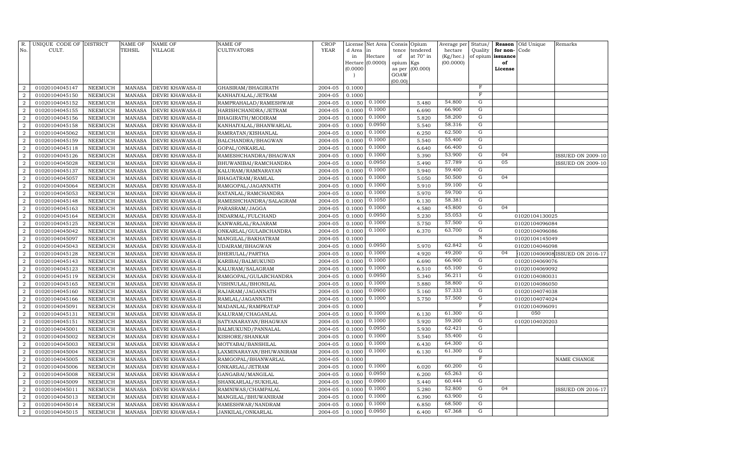| R. No. | UNIQUE CODE OF CULT. | DISTRICT | NAME OF TEHSIL | NAME OF VILLAGE | NAME OF CULTIVATORS | CROP YEAR | License d Area in Hectare (0.0000) | Net Area in Hectare (0.0000) | Consis tence of opium as per GOAW (00.00) | Opium tendered at 70° in Kgs (00.000) | Average per hectare (Kg/hec.) (00.0000) | Status/ Quality of opium | Reason for non-issuance of License | Old Unique Code | Remarks |
|---|---|---|---|---|---|---|---|---|---|---|---|---|---|---|---|
| 2 | 01020104045147 | NEEMUCH | MANASA | DEVRI KHAWASA-II | GHASIRAM/BHAGIRATH | 2004-05 | 0.1000 | | | | | F | | | |
| 2 | 01020104045150 | NEEMUCH | MANASA | DEVRI KHAWASA-II | KANHAIYALAL/JETRAM | 2004-05 | 0.1000 | | | | | F | | | |
| 2 | 01020104045152 | NEEMUCH | MANASA | DEVRI KHAWASA-II | RAMPRAHALAD/RAMESHWAR | 2004-05 | 0.1000 | 0.1000 | | 5.480 | 54.800 | G | | | |
| 2 | 01020104045155 | NEEMUCH | MANASA | DEVRI KHAWASA-II | HARISHCHANDRA/JETRAM | 2004-05 | 0.1000 | 0.1000 | | 6.690 | 66.900 | G | | | |
| 2 | 01020104045156 | NEEMUCH | MANASA | DEVRI KHAWASA-II | BHAGIRATH/MODIRAM | 2004-05 | 0.1000 | 0.1000 | | 5.820 | 58.200 | G | | | |
| 2 | 01020104045158 | NEEMUCH | MANASA | DEVRI KHAWASA-II | KANHAIYALAL/BHANWARLAL | 2004-05 | 0.1000 | 0.0950 | | 5.540 | 58.316 | G | | | |
| 2 | 01020104045062 | NEEMUCH | MANASA | DEVRI KHAWASA-II | RAMRATAN/KISHANLAL | 2004-05 | 0.1000 | 0.1000 | | 6.250 | 62.500 | G | | | |
| 2 | 01020104045159 | NEEMUCH | MANASA | DEVRI KHAWASA-II | BALCHANDRA/BHAGWAN | 2004-05 | 0.1000 | 0.1000 | | 5.540 | 55.400 | G | | | |
| 2 | 01020104045118 | NEEMUCH | MANASA | DEVRI KHAWASA-II | GOPAL/ONKARLAL | 2004-05 | 0.1000 | 0.1000 | | 6.640 | 66.400 | G | | | |
| 2 | 01020104045126 | NEEMUCH | MANASA | DEVRI KHAWASA-II | RAMESHCHANDRA/BHAGWAN | 2004-05 | 0.1000 | 0.1000 | | 5.390 | 53.900 | G | 04 | | ISSUED ON 2009-10 |
| 2 | 01020104045028 | NEEMUCH | MANASA | DEVRI KHAWASA-II | BHUWANIBAI/RAMCHANDRA | 2004-05 | 0.1000 | 0.0950 | | 5.490 | 57.789 | G | 05 | | ISSUED ON 2009-10 |
| 2 | 01020104045137 | NEEMUCH | MANASA | DEVRI KHAWASA-II | KALURAM/RAMNARAYAN | 2004-05 | 0.1000 | 0.1000 | | 5.940 | 59.400 | G | | | |
| 2 | 01020104045057 | NEEMUCH | MANASA | DEVRI KHAWASA-II | BHAGATRAM/RAMLAL | 2004-05 | 0.1000 | 0.1000 | | 5.050 | 50.500 | G | 04 | | |
| 2 | 01020104045064 | NEEMUCH | MANASA | DEVRI KHAWASA-II | RAMGOPAL/JAGANNATH | 2004-05 | 0.1000 | 0.1000 | | 5.910 | 59.100 | G | | | |
| 2 | 01020104045053 | NEEMUCH | MANASA | DEVRI KHAWASA-II | RATANLAL/RAMCHANDRA | 2004-05 | 0.1000 | 0.1000 | | 5.970 | 59.700 | G | | | |
| 2 | 01020104045148 | NEEMUCH | MANASA | DEVRI KHAWASA-II | RAMESHCHANDRA/SALAGRAM | 2004-05 | 0.1000 | 0.1050 | | 6.130 | 58.381 | G | | | |
| 2 | 01020104045163 | NEEMUCH | MANASA | DEVRI KHAWASA-II | PARASRAM/JAGGA | 2004-05 | 0.1000 | 0.1000 | | 4.580 | 45.800 | G | 04 | | |
| 2 | 01020104045164 | NEEMUCH | MANASA | DEVRI KHAWASA-II | INDARMAL/FULCHAND | 2004-05 | 0.1000 | 0.0950 | | 5.230 | 55.053 | G | | 01020104130025 | |
| 2 | 01020104045125 | NEEMUCH | MANASA | DEVRI KHAWASA-II | KANWARLAL/RAJARAM | 2004-05 | 0.1000 | 0.1000 | | 5.750 | 57.500 | G | | 01020104096084 | |
| 2 | 01020104045042 | NEEMUCH | MANASA | DEVRI KHAWASA-II | ONKARLAL/GULABCHANDRA | 2004-05 | 0.1000 | 0.1000 | | 6.370 | 63.700 | G | | 01020104096086 | |
| 2 | 01020104045097 | NEEMUCH | MANASA | DEVRI KHAWASA-II | MANGILAL/BAKHATRAM | 2004-05 | 0.1000 | | | | | N | | 01020104145049 | |
| 2 | 01020104045043 | NEEMUCH | MANASA | DEVRI KHAWASA-II | UDAIRAM/BHAGWAN | 2004-05 | 0.1000 | 0.0950 | | 5.970 | 62.842 | G | | 01020104046098 | |
| 2 | 01020104045128 | NEEMUCH | MANASA | DEVRI KHAWASA-II | BHERULAL/PARTHA | 2004-05 | 0.1000 | 0.1000 | | 4.920 | 49.200 | G | 04 | 102010406908 | ISSUED ON 2016-17 |
| 2 | 01020104045143 | NEEMUCH | MANASA | DEVRI KHAWASA-II | KARIBAI/BALMUKUND | 2004-05 | 0.1000 | 0.1000 | | 6.690 | 66.900 | G | | 01020104069076 | |
| 2 | 01020104045123 | NEEMUCH | MANASA | DEVRI KHAWASA-II | KALURAM/SALAGRAM | 2004-05 | 0.1000 | 0.1000 | | 6.510 | 65.100 | G | | 01020104069092 | |
| 2 | 01020104045119 | NEEMUCH | MANASA | DEVRI KHAWASA-II | RAMGOPAL/GULABCHANDRA | 2004-05 | 0.1000 | 0.0950 | | 5.340 | 56.211 | G | | 01020104080031 | |
| 2 | 01020104045165 | NEEMUCH | MANASA | DEVRI KHAWASA-II | VISHNULAL/BHONILAL | 2004-05 | 0.1000 | 0.1000 | | 5.880 | 58.800 | G | | 01020104086050 | |
| 2 | 01020104045160 | NEEMUCH | MANASA | DEVRI KHAWASA-II | RAJARAM/JAGANNATH | 2004-05 | 0.1000 | 0.0900 | | 5.160 | 57.333 | G | | 01020104074038 | |
| 2 | 01020104045166 | NEEMUCH | MANASA | DEVRI KHAWASA-II | RAMLAL/JAGANNATH | 2004-05 | 0.1000 | 0.1000 | | 5.750 | 57.500 | G | | 01020104074024 | |
| 2 | 01020104045091 | NEEMUCH | MANASA | DEVRI KHAWASA-II | MADANLAL/RAMPRATAP | 2004-05 | 0.1000 | | | | | F | | 01020104096091 | |
| 2 | 01020104045131 | NEEMUCH | MANASA | DEVRI KHAWASA-II | KALURAM/CHAGANLAL | 2004-05 | 0.1000 | 0.1000 | | 6.130 | 61.300 | G | | 050 | |
| 2 | 01020104045151 | NEEMUCH | MANASA | DEVRI KHAWASA-II | SATYANARAYAN/BHAGWAN | 2004-05 | 0.1000 | 0.1000 | | 5.920 | 59.200 | G | | 01020104020203 | |
| 2 | 01020104045001 | NEEMUCH | MANASA | DEVRI KHAWASA-I | BALMUKUND/PANNALAL | 2004-05 | 0.1000 | 0.0950 | | 5.930 | 62.421 | G | | | |
| 2 | 01020104045002 | NEEMUCH | MANASA | DEVRI KHAWASA-I | KISHORE/SHANKAR | 2004-05 | 0.1000 | 0.1000 | | 5.540 | 55.400 | G | | | |
| 2 | 01020104045003 | NEEMUCH | MANASA | DEVRI KHAWASA-I | MOTYABAI/BANSHILAL | 2004-05 | 0.1000 | 0.1000 | | 6.430 | 64.300 | G | | | |
| 2 | 01020104045004 | NEEMUCH | MANASA | DEVRI KHAWASA-I | LAXMINARAYAN/BHUWANIRAM | 2004-05 | 0.1000 | 0.1000 | | 6.130 | 61.300 | G | | | |
| 2 | 01020104045005 | NEEMUCH | MANASA | DEVRI KHAWASA-I | RAMGOPAL/BHANWARLAL | 2004-05 | 0.1000 | | | | | F | | | NAME CHANGE |
| 2 | 01020104045006 | NEEMUCH | MANASA | DEVRI KHAWASA-I | ONKARLAL/JETRAM | 2004-05 | 0.1000 | 0.1000 | | 6.020 | 60.200 | G | | | |
| 2 | 01020104045008 | NEEMUCH | MANASA | DEVRI KHAWASA-I | GANGABAI/MANGILAL | 2004-05 | 0.1000 | 0.0950 | | 6.200 | 65.263 | G | | | |
| 2 | 01020104045009 | NEEMUCH | MANASA | DEVRI KHAWASA-I | SHANKARLAL/SUKHLAL | 2004-05 | 0.1000 | 0.0900 | | 5.440 | 60.444 | G | | | |
| 2 | 01020104045011 | NEEMUCH | MANASA | DEVRI KHAWASA-I | RAMNIWAS/CHAMPALAL | 2004-05 | 0.1000 | 0.1000 | | 5.280 | 52.800 | G | 04 | | ISSUED ON 2016-17 |
| 2 | 01020104045013 | NEEMUCH | MANASA | DEVRI KHAWASA-I | MANGILAL/BHUWANIRAM | 2004-05 | 0.1000 | 0.1000 | | 6.390 | 63.900 | G | | | |
| 2 | 01020104045014 | NEEMUCH | MANASA | DEVRI KHAWASA-I | RAMESHWAR/NANDRAM | 2004-05 | 0.1000 | 0.1000 | | 6.850 | 68.500 | G | | | |
| 2 | 01020104045015 | NEEMUCH | MANASA | DEVRI KHAWASA-I | JANKILAL/ONKARLAL | 2004-05 | 0.1000 | 0.0950 | | 6.400 | 67.368 | G | | | |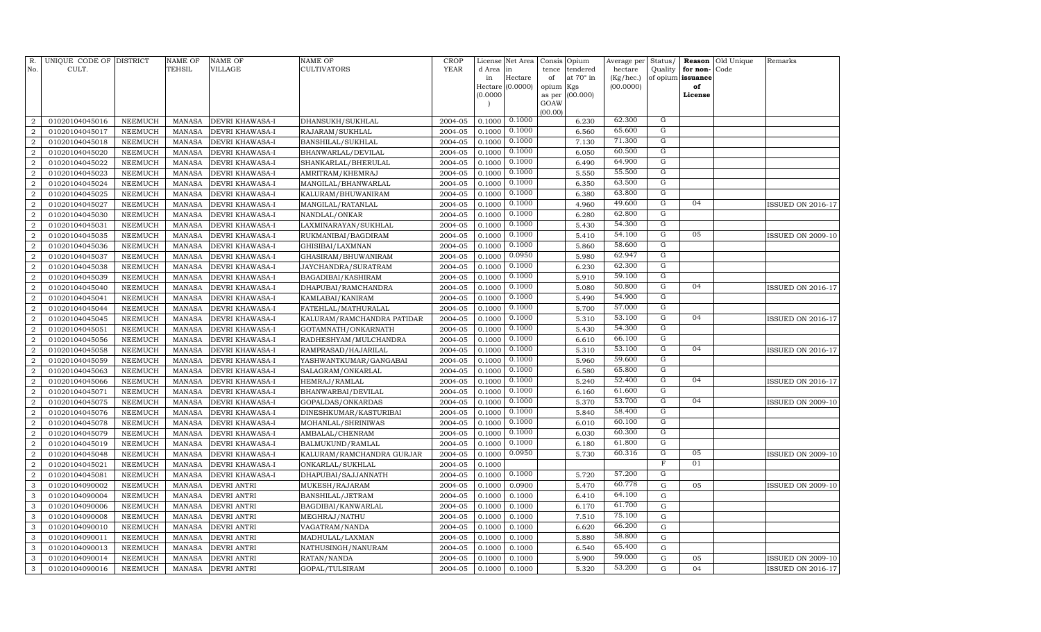| R. No. | UNIQUE CODE OF CULT. | DISTRICT | NAME OF TEHSIL | NAME OF VILLAGE | NAME OF CULTIVATORS | CROP YEAR | License d Area in Hectare (0.0000) | Net Area in Hectare (0.0000) | Consis tence of opium as per GOAW (00.00) | Opium tendered at 70° in Kgs (00.000) | Average per hectare (Kg/hec.) (00.0000) | Status/ Quality of opium | Reason for non-issuance of License | Old Unique Code | Remarks |
|---|---|---|---|---|---|---|---|---|---|---|---|---|---|---|---|
| 2 | 01020104045016 | NEEMUCH | MANASA | DEVRI KHAWASA-I | DHANSUKH/SUKHLAL | 2004-05 | 0.1000 | 0.1000 | | 6.230 | 62.300 | G | | | |
| 2 | 01020104045017 | NEEMUCH | MANASA | DEVRI KHAWASA-I | RAJARAM/SUKHLAL | 2004-05 | 0.1000 | 0.1000 | | 6.560 | 65.600 | G | | | |
| 2 | 01020104045018 | NEEMUCH | MANASA | DEVRI KHAWASA-I | BANSHILAL/SUKHLAL | 2004-05 | 0.1000 | 0.1000 | | 7.130 | 71.300 | G | | | |
| 2 | 01020104045020 | NEEMUCH | MANASA | DEVRI KHAWASA-I | BHANWARLAL/DEVILAL | 2004-05 | 0.1000 | 0.1000 | | 6.050 | 60.500 | G | | | |
| 2 | 01020104045022 | NEEMUCH | MANASA | DEVRI KHAWASA-I | SHANKARLAL/BHERULAL | 2004-05 | 0.1000 | 0.1000 | | 6.490 | 64.900 | G | | | |
| 2 | 01020104045023 | NEEMUCH | MANASA | DEVRI KHAWASA-I | AMRITRAM/KHEMRAJ | 2004-05 | 0.1000 | 0.1000 | | 5.550 | 55.500 | G | | | |
| 2 | 01020104045024 | NEEMUCH | MANASA | DEVRI KHAWASA-I | MANGILAL/BHANWARLAL | 2004-05 | 0.1000 | 0.1000 | | 6.350 | 63.500 | G | | | |
| 2 | 01020104045025 | NEEMUCH | MANASA | DEVRI KHAWASA-I | KALURAM/BHUWANIRAM | 2004-05 | 0.1000 | 0.1000 | | 6.380 | 63.800 | G | | | |
| 2 | 01020104045027 | NEEMUCH | MANASA | DEVRI KHAWASA-I | MANGILAL/RATANLAL | 2004-05 | 0.1000 | 0.1000 | | 4.960 | 49.600 | G | 04 | | ISSUED ON 2016-17 |
| 2 | 01020104045030 | NEEMUCH | MANASA | DEVRI KHAWASA-I | NANDLAL/ONKAR | 2004-05 | 0.1000 | 0.1000 | | 6.280 | 62.800 | G | | | |
| 2 | 01020104045031 | NEEMUCH | MANASA | DEVRI KHAWASA-I | LAXMINARAYAN/SUKHLAL | 2004-05 | 0.1000 | 0.1000 | | 5.430 | 54.300 | G | | | |
| 2 | 01020104045035 | NEEMUCH | MANASA | DEVRI KHAWASA-I | RUKMANIBAI/BAGDIRAM | 2004-05 | 0.1000 | 0.1000 | | 5.410 | 54.100 | G | 05 | | ISSUED ON 2009-10 |
| 2 | 01020104045036 | NEEMUCH | MANASA | DEVRI KHAWASA-I | GHISIBAI/LAXMNAN | 2004-05 | 0.1000 | 0.1000 | | 5.860 | 58.600 | G | | | |
| 2 | 01020104045037 | NEEMUCH | MANASA | DEVRI KHAWASA-I | GHASIRAM/BHUWANIRAM | 2004-05 | 0.1000 | 0.0950 | | 5.980 | 62.947 | G | | | |
| 2 | 01020104045038 | NEEMUCH | MANASA | DEVRI KHAWASA-I | JAYCHANDRA/SURATRAM | 2004-05 | 0.1000 | 0.1000 | | 6.230 | 62.300 | G | | | |
| 2 | 01020104045039 | NEEMUCH | MANASA | DEVRI KHAWASA-I | BAGADIBAI/KASHIRAM | 2004-05 | 0.1000 | 0.1000 | | 5.910 | 59.100 | G | | | |
| 2 | 01020104045040 | NEEMUCH | MANASA | DEVRI KHAWASA-I | DHAPUBAI/RAMCHANDRA | 2004-05 | 0.1000 | 0.1000 | | 5.080 | 50.800 | G | 04 | | ISSUED ON 2016-17 |
| 2 | 01020104045041 | NEEMUCH | MANASA | DEVRI KHAWASA-I | KAMLABAI/KANIRAM | 2004-05 | 0.1000 | 0.1000 | | 5.490 | 54.900 | G | | | |
| 2 | 01020104045044 | NEEMUCH | MANASA | DEVRI KHAWASA-I | FATEHLAL/MATHURALAL | 2004-05 | 0.1000 | 0.1000 | | 5.700 | 57.000 | G | | | |
| 2 | 01020104045045 | NEEMUCH | MANASA | DEVRI KHAWASA-I | KALURAM/RAMCHANDRA PATIDAR | 2004-05 | 0.1000 | 0.1000 | | 5.310 | 53.100 | G | 04 | | ISSUED ON 2016-17 |
| 2 | 01020104045051 | NEEMUCH | MANASA | DEVRI KHAWASA-I | GOTAMNATH/ONKARNATH | 2004-05 | 0.1000 | 0.1000 | | 5.430 | 54.300 | G | | | |
| 2 | 01020104045056 | NEEMUCH | MANASA | DEVRI KHAWASA-I | RADHESHYAM/MULCHANDRA | 2004-05 | 0.1000 | 0.1000 | | 6.610 | 66.100 | G | | | |
| 2 | 01020104045058 | NEEMUCH | MANASA | DEVRI KHAWASA-I | RAMPRASAD/HAJARILAL | 2004-05 | 0.1000 | 0.1000 | | 5.310 | 53.100 | G | 04 | | ISSUED ON 2016-17 |
| 2 | 01020104045059 | NEEMUCH | MANASA | DEVRI KHAWASA-I | YASHWANTKUMAR/GANGABAI | 2004-05 | 0.1000 | 0.1000 | | 5.960 | 59.600 | G | | | |
| 2 | 01020104045063 | NEEMUCH | MANASA | DEVRI KHAWASA-I | SALAGRAM/ONKARLAL | 2004-05 | 0.1000 | 0.1000 | | 6.580 | 65.800 | G | | | |
| 2 | 01020104045066 | NEEMUCH | MANASA | DEVRI KHAWASA-I | HEMRAJ/RAMLAL | 2004-05 | 0.1000 | 0.1000 | | 5.240 | 52.400 | G | 04 | | ISSUED ON 2016-17 |
| 2 | 01020104045071 | NEEMUCH | MANASA | DEVRI KHAWASA-I | BHANWARBAI/DEVILAL | 2004-05 | 0.1000 | 0.1000 | | 6.160 | 61.600 | G | | | |
| 2 | 01020104045075 | NEEMUCH | MANASA | DEVRI KHAWASA-I | GOPALDAS/ONKARDAS | 2004-05 | 0.1000 | 0.1000 | | 5.370 | 53.700 | G | 04 | | ISSUED ON 2009-10 |
| 2 | 01020104045076 | NEEMUCH | MANASA | DEVRI KHAWASA-I | DINESHKUMAR/KASTURIBAI | 2004-05 | 0.1000 | 0.1000 | | 5.840 | 58.400 | G | | | |
| 2 | 01020104045078 | NEEMUCH | MANASA | DEVRI KHAWASA-I | MOHANLAL/SHRINIWAS | 2004-05 | 0.1000 | 0.1000 | | 6.010 | 60.100 | G | | | |
| 2 | 01020104045079 | NEEMUCH | MANASA | DEVRI KHAWASA-I | AMBALAL/CHENRAM | 2004-05 | 0.1000 | 0.1000 | | 6.030 | 60.300 | G | | | |
| 2 | 01020104045019 | NEEMUCH | MANASA | DEVRI KHAWASA-I | BALMUKUND/RAMLAL | 2004-05 | 0.1000 | 0.1000 | | 6.180 | 61.800 | G | | | |
| 2 | 01020104045048 | NEEMUCH | MANASA | DEVRI KHAWASA-I | KALURAM/RAMCHANDRA GURJAR | 2004-05 | 0.1000 | 0.0950 | | 5.730 | 60.316 | G | 05 | | ISSUED ON 2009-10 |
| 2 | 01020104045021 | NEEMUCH | MANASA | DEVRI KHAWASA-I | ONKARLAL/SUKHLAL | 2004-05 | 0.1000 | | | | | F | 01 | | |
| 2 | 01020104045081 | NEEMUCH | MANASA | DEVRI KHAWASA-I | DHAPUBAI/SAJJANNATH | 2004-05 | 0.1000 | 0.1000 | | 5.720 | 57.200 | G | | | |
| 3 | 01020104090002 | NEEMUCH | MANASA | DEVRI ANTRI | MUKESH/RAJARAM | 2004-05 | 0.1000 | 0.0900 | | 5.470 | 60.778 | G | 05 | | ISSUED ON 2009-10 |
| 3 | 01020104090004 | NEEMUCH | MANASA | DEVRI ANTRI | BANSHILAL/JETRAM | 2004-05 | 0.1000 | 0.1000 | | 6.410 | 64.100 | G | | | |
| 3 | 01020104090006 | NEEMUCH | MANASA | DEVRI ANTRI | BAGDIBAI/KANWARLAL | 2004-05 | 0.1000 | 0.1000 | | 6.170 | 61.700 | G | | | |
| 3 | 01020104090008 | NEEMUCH | MANASA | DEVRI ANTRI | MEGHRAJ/NATHU | 2004-05 | 0.1000 | 0.1000 | | 7.510 | 75.100 | G | | | |
| 3 | 01020104090010 | NEEMUCH | MANASA | DEVRI ANTRI | VAGATRAM/NANDA | 2004-05 | 0.1000 | 0.1000 | | 6.620 | 66.200 | G | | | |
| 3 | 01020104090011 | NEEMUCH | MANASA | DEVRI ANTRI | MADHULAL/LAXMAN | 2004-05 | 0.1000 | 0.1000 | | 5.880 | 58.800 | G | | | |
| 3 | 01020104090013 | NEEMUCH | MANASA | DEVRI ANTRI | NATHUSINGH/NANURAM | 2004-05 | 0.1000 | 0.1000 | | 6.540 | 65.400 | G | | | |
| 3 | 01020104090014 | NEEMUCH | MANASA | DEVRI ANTRI | RATAN/NANDA | 2004-05 | 0.1000 | 0.1000 | | 5.900 | 59.000 | G | 05 | | ISSUED ON 2009-10 |
| 3 | 01020104090016 | NEEMUCH | MANASA | DEVRI ANTRI | GOPAL/TULSIRAM | 2004-05 | 0.1000 | 0.1000 | | 5.320 | 53.200 | G | 04 | | ISSUED ON 2016-17 |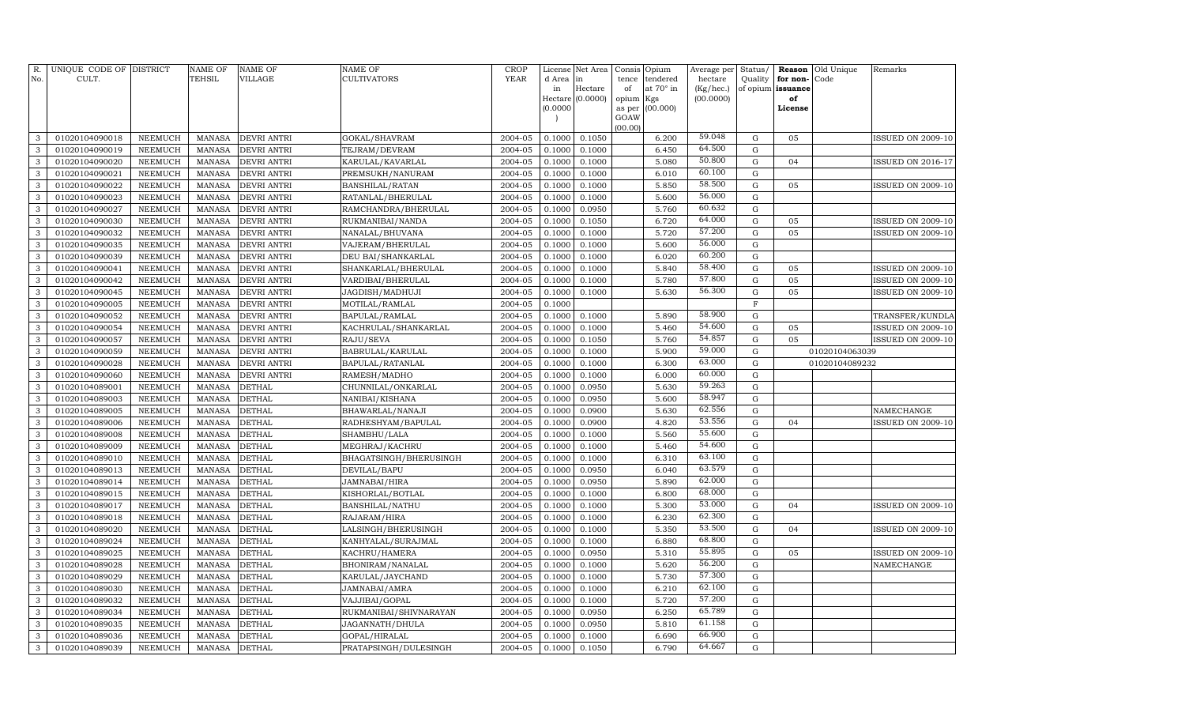| R. No. | UNIQUE CODE OF CULT. | DISTRICT | NAME OF TEHSIL | NAME OF VILLAGE | NAME OF CULTIVATORS | CROP YEAR | License d Area in Hectare (0.0000) | Net Area in Hectare (0.0000) | Consis tence of opium as per GOAW (00.00) | Opium tendered at 70° in Kgs (00.000) | Average per hectare (Kg/hec.) (00.0000) | Status/ Quality of opium | Reason for non-issuance of License | Old Unique Code | Remarks |
|---|---|---|---|---|---|---|---|---|---|---|---|---|---|---|---|
| 3 | 01020104090018 | NEEMUCH | MANASA | DEVRI ANTRI | GOKAL/SHAVRAM | 2004-05 | 0.1000 | 0.1050 | | 6.200 | 59.048 | G | 05 | | ISSUED ON 2009-10 |
| 3 | 01020104090019 | NEEMUCH | MANASA | DEVRI ANTRI | TEJRAM/DEVRAM | 2004-05 | 0.1000 | 0.1000 | | 6.450 | 64.500 | G | | | |
| 3 | 01020104090020 | NEEMUCH | MANASA | DEVRI ANTRI | KARULAL/KAVARLAL | 2004-05 | 0.1000 | 0.1000 | | 5.080 | 50.800 | G | 04 | | ISSUED ON 2016-17 |
| 3 | 01020104090021 | NEEMUCH | MANASA | DEVRI ANTRI | PREMSUKH/NANURAM | 2004-05 | 0.1000 | 0.1000 | | 6.010 | 60.100 | G | | | |
| 3 | 01020104090022 | NEEMUCH | MANASA | DEVRI ANTRI | BANSHILAL/RATAN | 2004-05 | 0.1000 | 0.1000 | | 5.850 | 58.500 | G | 05 | | ISSUED ON 2009-10 |
| 3 | 01020104090023 | NEEMUCH | MANASA | DEVRI ANTRI | RATANLAL/BHERULAL | 2004-05 | 0.1000 | 0.1000 | | 5.600 | 56.000 | G | | | |
| 3 | 01020104090027 | NEEMUCH | MANASA | DEVRI ANTRI | RAMCHANDRA/BHERULAL | 2004-05 | 0.1000 | 0.0950 | | 5.760 | 60.632 | G | | | |
| 3 | 01020104090030 | NEEMUCH | MANASA | DEVRI ANTRI | RUKMANIBAI/NANDA | 2004-05 | 0.1000 | 0.1050 | | 6.720 | 64.000 | G | 05 | | ISSUED ON 2009-10 |
| 3 | 01020104090032 | NEEMUCH | MANASA | DEVRI ANTRI | NANALAL/BHUVANA | 2004-05 | 0.1000 | 0.1000 | | 5.720 | 57.200 | G | 05 | | ISSUED ON 2009-10 |
| 3 | 01020104090035 | NEEMUCH | MANASA | DEVRI ANTRI | VAJERAM/BHERULAL | 2004-05 | 0.1000 | 0.1000 | | 5.600 | 56.000 | G | | | |
| 3 | 01020104090039 | NEEMUCH | MANASA | DEVRI ANTRI | DEU BAI/SHANKARLAL | 2004-05 | 0.1000 | 0.1000 | | 6.020 | 60.200 | G | | | |
| 3 | 01020104090041 | NEEMUCH | MANASA | DEVRI ANTRI | SHANKARLAL/BHERULAL | 2004-05 | 0.1000 | 0.1000 | | 5.840 | 58.400 | G | 05 | | ISSUED ON 2009-10 |
| 3 | 01020104090042 | NEEMUCH | MANASA | DEVRI ANTRI | VARDIBAI/BHERULAL | 2004-05 | 0.1000 | 0.1000 | | 5.780 | 57.800 | G | 05 | | ISSUED ON 2009-10 |
| 3 | 01020104090045 | NEEMUCH | MANASA | DEVRI ANTRI | JAGDISH/MADHUJI | 2004-05 | 0.1000 | 0.1000 | | 5.630 | 56.300 | G | 05 | | ISSUED ON 2009-10 |
| 3 | 01020104090005 | NEEMUCH | MANASA | DEVRI ANTRI | MOTILAL/RAMLAL | 2004-05 | 0.1000 | | | | | F | | | |
| 3 | 01020104090052 | NEEMUCH | MANASA | DEVRI ANTRI | BAPULAL/RAMLAL | 2004-05 | 0.1000 | 0.1000 | | 5.890 | 58.900 | G | | | TRANSFER/KUNDLA |
| 3 | 01020104090054 | NEEMUCH | MANASA | DEVRI ANTRI | KACHRULAL/SHANKARLAL | 2004-05 | 0.1000 | 0.1000 | | 5.460 | 54.600 | G | 05 | | ISSUED ON 2009-10 |
| 3 | 01020104090057 | NEEMUCH | MANASA | DEVRI ANTRI | RAJU/SEVA | 2004-05 | 0.1000 | 0.1050 | | 5.760 | 54.857 | G | 05 | | ISSUED ON 2009-10 |
| 3 | 01020104090059 | NEEMUCH | MANASA | DEVRI ANTRI | BABRULAL/KARULAL | 2004-05 | 0.1000 | 0.1000 | | 5.900 | 59.000 | G | | 01020104063039 | |
| 3 | 01020104090028 | NEEMUCH | MANASA | DEVRI ANTRI | BAPULAL/RATANLAL | 2004-05 | 0.1000 | 0.1000 | | 6.300 | 63.000 | G | | 01020104089232 | |
| 3 | 01020104090060 | NEEMUCH | MANASA | DEVRI ANTRI | RAMESH/MADHO | 2004-05 | 0.1000 | 0.1000 | | 6.000 | 60.000 | G | | | |
| 3 | 01020104089001 | NEEMUCH | MANASA | DETHAL | CHUNNILAL/ONKARLAL | 2004-05 | 0.1000 | 0.0950 | | 5.630 | 59.263 | G | | | |
| 3 | 01020104089003 | NEEMUCH | MANASA | DETHAL | NANIBAI/KISHANA | 2004-05 | 0.1000 | 0.0950 | | 5.600 | 58.947 | G | | | |
| 3 | 01020104089005 | NEEMUCH | MANASA | DETHAL | BHAWARLAL/NANAJI | 2004-05 | 0.1000 | 0.0900 | | 5.630 | 62.556 | G | | | NAMECHANGE |
| 3 | 01020104089006 | NEEMUCH | MANASA | DETHAL | RADHESHYAM/BAPULAL | 2004-05 | 0.1000 | 0.0900 | | 4.820 | 53.556 | G | 04 | | ISSUED ON 2009-10 |
| 3 | 01020104089008 | NEEMUCH | MANASA | DETHAL | SHAMBHU/LALA | 2004-05 | 0.1000 | 0.1000 | | 5.560 | 55.600 | G | | | |
| 3 | 01020104089009 | NEEMUCH | MANASA | DETHAL | MEGHRAJ/KACHRU | 2004-05 | 0.1000 | 0.1000 | | 5.460 | 54.600 | G | | | |
| 3 | 01020104089010 | NEEMUCH | MANASA | DETHAL | BHAGATSINGH/BHERUSINGH | 2004-05 | 0.1000 | 0.1000 | | 6.310 | 63.100 | G | | | |
| 3 | 01020104089013 | NEEMUCH | MANASA | DETHAL | DEVILAL/BAPU | 2004-05 | 0.1000 | 0.0950 | | 6.040 | 63.579 | G | | | |
| 3 | 01020104089014 | NEEMUCH | MANASA | DETHAL | JAMNABAI/HIRA | 2004-05 | 0.1000 | 0.0950 | | 5.890 | 62.000 | G | | | |
| 3 | 01020104089015 | NEEMUCH | MANASA | DETHAL | KISHORLAL/BOTLAL | 2004-05 | 0.1000 | 0.1000 | | 6.800 | 68.000 | G | | | |
| 3 | 01020104089017 | NEEMUCH | MANASA | DETHAL | BANSHILAL/NATHU | 2004-05 | 0.1000 | 0.1000 | | 5.300 | 53.000 | G | 04 | | ISSUED ON 2009-10 |
| 3 | 01020104089018 | NEEMUCH | MANASA | DETHAL | RAJARAM/HIRA | 2004-05 | 0.1000 | 0.1000 | | 6.230 | 62.300 | G | | | |
| 3 | 01020104089020 | NEEMUCH | MANASA | DETHAL | LALSINGH/BHERUSINGH | 2004-05 | 0.1000 | 0.1000 | | 5.350 | 53.500 | G | 04 | | ISSUED ON 2009-10 |
| 3 | 01020104089024 | NEEMUCH | MANASA | DETHAL | KANHYALAL/SURAJMAL | 2004-05 | 0.1000 | 0.1000 | | 6.880 | 68.800 | G | | | |
| 3 | 01020104089025 | NEEMUCH | MANASA | DETHAL | KACHRU/HAMERA | 2004-05 | 0.1000 | 0.0950 | | 5.310 | 55.895 | G | 05 | | ISSUED ON 2009-10 |
| 3 | 01020104089028 | NEEMUCH | MANASA | DETHAL | BHONIRAM/NANALAL | 2004-05 | 0.1000 | 0.1000 | | 5.620 | 56.200 | G | | | NAMECHANGE |
| 3 | 01020104089029 | NEEMUCH | MANASA | DETHAL | KARULAL/JAYCHAND | 2004-05 | 0.1000 | 0.1000 | | 5.730 | 57.300 | G | | | |
| 3 | 01020104089030 | NEEMUCH | MANASA | DETHAL | JAMNABAI/AMRA | 2004-05 | 0.1000 | 0.1000 | | 6.210 | 62.100 | G | | | |
| 3 | 01020104089032 | NEEMUCH | MANASA | DETHAL | VAJJIBAI/GOPAL | 2004-05 | 0.1000 | 0.1000 | | 5.720 | 57.200 | G | | | |
| 3 | 01020104089034 | NEEMUCH | MANASA | DETHAL | RUKMANIBAI/SHIVNARAYAN | 2004-05 | 0.1000 | 0.0950 | | 6.250 | 65.789 | G | | | |
| 3 | 01020104089035 | NEEMUCH | MANASA | DETHAL | JAGANNATH/DHULA | 2004-05 | 0.1000 | 0.0950 | | 5.810 | 61.158 | G | | | |
| 3 | 01020104089036 | NEEMUCH | MANASA | DETHAL | GOPAL/HIRALAL | 2004-05 | 0.1000 | 0.1000 | | 6.690 | 66.900 | G | | | |
| 3 | 01020104089039 | NEEMUCH | MANASA | DETHAL | PRATAPSINGH/DULESINGH | 2004-05 | 0.1000 | 0.1050 | | 6.790 | 64.667 | G | | | |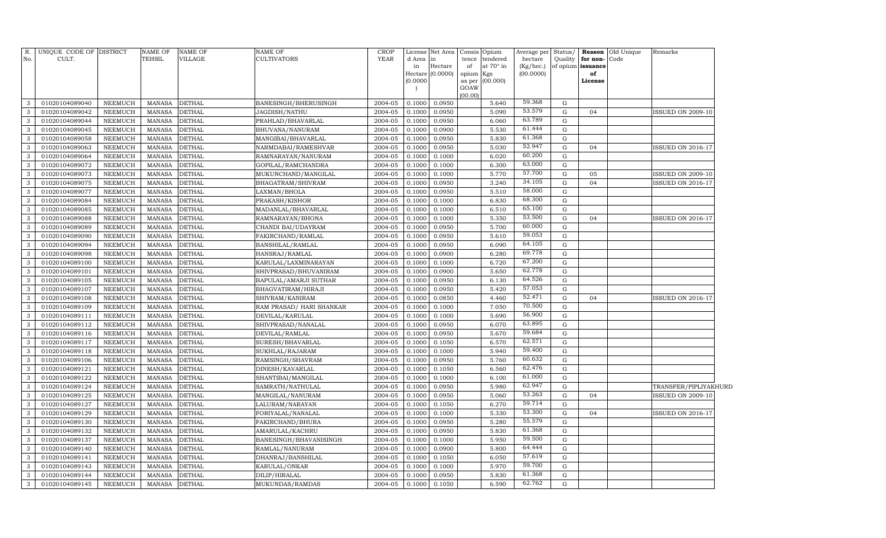| R. No. | UNIQUE CODE OF CULT. | DISTRICT | NAME OF TEHSIL | NAME OF VILLAGE | NAME OF CULTIVATORS | CROP YEAR | License d Area in Hectare (0.0000) | Net Area in Hectare (0.0000) | Consis tence of opium as per GOAW (00.00) | Opium tendered at 70° in Kgs (00.000) | Average per hectare (Kg/hec.) (00.0000) | Status/ Quality of opium | Reason for non-issuance of License | Old Unique Code | Remarks |
|---|---|---|---|---|---|---|---|---|---|---|---|---|---|---|---|
| 3 | 01020104089040 | NEEMUCH | MANASA | DETHAL | BANESINGH/BHERUSINGH | 2004-05 | 0.1000 | 0.0950 | | 5.640 | 59.368 | G | | | |
| 3 | 01020104089042 | NEEMUCH | MANASA | DETHAL | JAGDISH/NATHU | 2004-05 | 0.1000 | 0.0950 | | 5.090 | 53.579 | G | 04 | | ISSUED ON 2009-10 |
| 3 | 01020104089044 | NEEMUCH | MANASA | DETHAL | PRAHLAD/BHAVARLAL | 2004-05 | 0.1000 | 0.0950 | | 6.060 | 63.789 | G | | | |
| 3 | 01020104089045 | NEEMUCH | MANASA | DETHAL | BHUVANA/NANURAM | 2004-05 | 0.1000 | 0.0900 | | 5.530 | 61.444 | G | | | |
| 3 | 01020104089058 | NEEMUCH | MANASA | DETHAL | MANGIBAI/BHAVARLAL | 2004-05 | 0.1000 | 0.0950 | | 5.830 | 61.368 | G | | | |
| 3 | 01020104089063 | NEEMUCH | MANASA | DETHAL | NARMDABAI/RAMESHVAR | 2004-05 | 0.1000 | 0.0950 | | 5.030 | 52.947 | G | 04 | | ISSUED ON 2016-17 |
| 3 | 01020104089064 | NEEMUCH | MANASA | DETHAL | RAMNARAYAN/NANURAM | 2004-05 | 0.1000 | 0.1000 | | 6.020 | 60.200 | G | | | |
| 3 | 01020104089072 | NEEMUCH | MANASA | DETHAL | GOPILAL/RAMCHANDRA | 2004-05 | 0.1000 | 0.1000 | | 6.300 | 63.000 | G | | | |
| 3 | 01020104089073 | NEEMUCH | MANASA | DETHAL | MUKUNCHAND/MANGILAL | 2004-05 | 0.1000 | 0.1000 | | 5.770 | 57.700 | G | 05 | | ISSUED ON 2009-10 |
| 3 | 01020104089075 | NEEMUCH | MANASA | DETHAL | BHAGATRAM/SHIVRAM | 2004-05 | 0.1000 | 0.0950 | | 3.240 | 34.105 | G | 04 | | ISSUED ON 2016-17 |
| 3 | 01020104089077 | NEEMUCH | MANASA | DETHAL | LAXMAN/BHOLA | 2004-05 | 0.1000 | 0.0950 | | 5.510 | 58.000 | G | | | |
| 3 | 01020104089084 | NEEMUCH | MANASA | DETHAL | PRAKASH/KISHOR | 2004-05 | 0.1000 | 0.1000 | | 6.830 | 68.300 | G | | | |
| 3 | 01020104089085 | NEEMUCH | MANASA | DETHAL | MADANLAL/BHAVARLAL | 2004-05 | 0.1000 | 0.1000 | | 6.510 | 65.100 | G | | | |
| 3 | 01020104089088 | NEEMUCH | MANASA | DETHAL | RAMNARAYAN/BHONA | 2004-05 | 0.1000 | 0.1000 | | 5.350 | 53.500 | G | 04 | | ISSUED ON 2016-17 |
| 3 | 01020104089089 | NEEMUCH | MANASA | DETHAL | CHANDI BAI/UDAYRAM | 2004-05 | 0.1000 | 0.0950 | | 5.700 | 60.000 | G | | | |
| 3 | 01020104089090 | NEEMUCH | MANASA | DETHAL | FAKIRCHAND/RAMLAL | 2004-05 | 0.1000 | 0.0950 | | 5.610 | 59.053 | G | | | |
| 3 | 01020104089094 | NEEMUCH | MANASA | DETHAL | BANSHILAL/RAMLAL | 2004-05 | 0.1000 | 0.0950 | | 6.090 | 64.105 | G | | | |
| 3 | 01020104089098 | NEEMUCH | MANASA | DETHAL | HANSRAJ/RAMLAL | 2004-05 | 0.1000 | 0.0900 | | 6.280 | 69.778 | G | | | |
| 3 | 01020104089100 | NEEMUCH | MANASA | DETHAL | KARULAL/LAXMINARAYAN | 2004-05 | 0.1000 | 0.1000 | | 6.720 | 67.200 | G | | | |
| 3 | 01020104089101 | NEEMUCH | MANASA | DETHAL | SHIVPRASAD/BHUVANIRAM | 2004-05 | 0.1000 | 0.0900 | | 5.650 | 62.778 | G | | | |
| 3 | 01020104089105 | NEEMUCH | MANASA | DETHAL | BAPULAL/AMARJI SUTHAR | 2004-05 | 0.1000 | 0.0950 | | 6.130 | 64.526 | G | | | |
| 3 | 01020104089107 | NEEMUCH | MANASA | DETHAL | BHAGVATIRAM/HIRAJI | 2004-05 | 0.1000 | 0.0950 | | 5.420 | 57.053 | G | | | |
| 3 | 01020104089108 | NEEMUCH | MANASA | DETHAL | SHIVRAM/KANIRAM | 2004-05 | 0.1000 | 0.0850 | | 4.460 | 52.471 | G | 04 | | ISSUED ON 2016-17 |
| 3 | 01020104089109 | NEEMUCH | MANASA | DETHAL | RAM PRASAD/ HARI SHANKAR | 2004-05 | 0.1000 | 0.1000 | | 7.050 | 70.500 | G | | | |
| 3 | 01020104089111 | NEEMUCH | MANASA | DETHAL | DEVILAL/KARULAL | 2004-05 | 0.1000 | 0.1000 | | 5.690 | 56.900 | G | | | |
| 3 | 01020104089112 | NEEMUCH | MANASA | DETHAL | SHIVPRASAD/NANALAL | 2004-05 | 0.1000 | 0.0950 | | 6.070 | 63.895 | G | | | |
| 3 | 01020104089116 | NEEMUCH | MANASA | DETHAL | DEVILAL/RAMLAL | 2004-05 | 0.1000 | 0.0950 | | 5.670 | 59.684 | G | | | |
| 3 | 01020104089117 | NEEMUCH | MANASA | DETHAL | SURESH/BHAVARLAL | 2004-05 | 0.1000 | 0.1050 | | 6.570 | 62.571 | G | | | |
| 3 | 01020104089118 | NEEMUCH | MANASA | DETHAL | SUKHLAL/RAJARAM | 2004-05 | 0.1000 | 0.1000 | | 5.940 | 59.400 | G | | | |
| 3 | 01020104089106 | NEEMUCH | MANASA | DETHAL | RAMSINGH/SHAVRAM | 2004-05 | 0.1000 | 0.0950 | | 5.760 | 60.632 | G | | | |
| 3 | 01020104089121 | NEEMUCH | MANASA | DETHAL | DINESH/KAVARLAL | 2004-05 | 0.1000 | 0.1050 | | 6.560 | 62.476 | G | | | |
| 3 | 01020104089122 | NEEMUCH | MANASA | DETHAL | SHANTIBAI/MANGILAL | 2004-05 | 0.1000 | 0.1000 | | 6.100 | 61.000 | G | | | |
| 3 | 01020104089124 | NEEMUCH | MANASA | DETHAL | SAMRATH/NATHULAL | 2004-05 | 0.1000 | 0.0950 | | 5.980 | 62.947 | G | | | TRANSFER/PIPLIYAKHURD |
| 3 | 01020104089125 | NEEMUCH | MANASA | DETHAL | MANGILAL/NANURAM | 2004-05 | 0.1000 | 0.0950 | | 5.060 | 53.263 | G | 04 | | ISSUED ON 2009-10 |
| 3 | 01020104089127 | NEEMUCH | MANASA | DETHAL | LALURAM/NARAYAN | 2004-05 | 0.1000 | 0.1050 | | 6.270 | 59.714 | G | | | |
| 3 | 01020104089129 | NEEMUCH | MANASA | DETHAL | FORIYALAL/NANALAL | 2004-05 | 0.1000 | 0.1000 | | 5.330 | 53.300 | G | 04 | | ISSUED ON 2016-17 |
| 3 | 01020104089130 | NEEMUCH | MANASA | DETHAL | FAKIRCHAND/BHURA | 2004-05 | 0.1000 | 0.0950 | | 5.280 | 55.579 | G | | | |
| 3 | 01020104089132 | NEEMUCH | MANASA | DETHAL | AMARULAL/KACHRU | 2004-05 | 0.1000 | 0.0950 | | 5.830 | 61.368 | G | | | |
| 3 | 01020104089137 | NEEMUCH | MANASA | DETHAL | BANESINGH/BHAVANISINGH | 2004-05 | 0.1000 | 0.1000 | | 5.950 | 59.500 | G | | | |
| 3 | 01020104089140 | NEEMUCH | MANASA | DETHAL | RAMLAL/NANURAM | 2004-05 | 0.1000 | 0.0900 | | 5.800 | 64.444 | G | | | |
| 3 | 01020104089141 | NEEMUCH | MANASA | DETHAL | DHANRAJ/BANSHILAL | 2004-05 | 0.1000 | 0.1050 | | 6.050 | 57.619 | G | | | |
| 3 | 01020104089143 | NEEMUCH | MANASA | DETHAL | KARULAL/ONKAR | 2004-05 | 0.1000 | 0.1000 | | 5.970 | 59.700 | G | | | |
| 3 | 01020104089144 | NEEMUCH | MANASA | DETHAL | DILIP/HIRALAL | 2004-05 | 0.1000 | 0.0950 | | 5.830 | 61.368 | G | | | |
| 3 | 01020104089145 | NEEMUCH | MANASA | DETHAL | MUKUNDAS/RAMDAS | 2004-05 | 0.1000 | 0.1050 | | 6.590 | 62.762 | G | | | |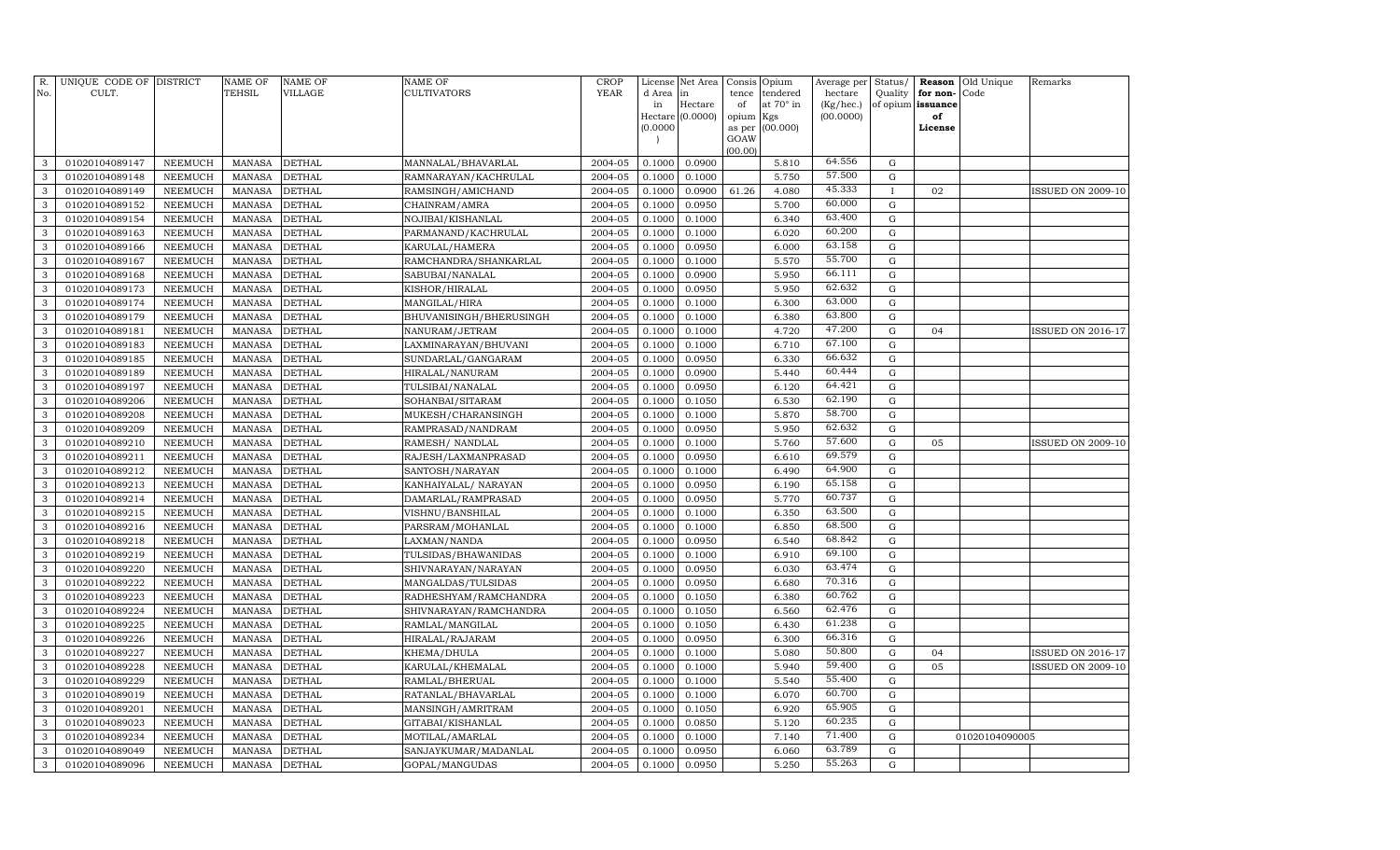| R. No. | UNIQUE CODE OF CULT. | DISTRICT | NAME OF TEHSIL | NAME OF VILLAGE | NAME OF CULTIVATORS | CROP YEAR | License d Area in Hectare (0.0000) | Net Area in Hectare (0.0000) | Consis tence of opium as per GOAW (00.00) | Opium tendered at 70° in Kgs (00.000) | Average per hectare (Kg/hec.) (00.0000) | Status/ Quality of opium | Reason for non-issuance of License | Old Unique Code | Remarks |
|---|---|---|---|---|---|---|---|---|---|---|---|---|---|---|---|
| 3 | 01020104089147 | NEEMUCH | MANASA | DETHAL | MANNALAL/BHAVARLAL | 2004-05 | 0.1000 | 0.0900 | | 5.810 | 64.556 | G | | | |
| 3 | 01020104089148 | NEEMUCH | MANASA | DETHAL | RAMNARAYAN/KACHRULAL | 2004-05 | 0.1000 | 0.1000 | | 5.750 | 57.500 | G | | | |
| 3 | 01020104089149 | NEEMUCH | MANASA | DETHAL | RAMSINGH/AMICHAND | 2004-05 | 0.1000 | 0.0900 | 61.26 | 4.080 | 45.333 | I | 02 | | ISSUED ON 2009-10 |
| 3 | 01020104089152 | NEEMUCH | MANASA | DETHAL | CHAINRAM/AMRA | 2004-05 | 0.1000 | 0.0950 | | 5.700 | 60.000 | G | | | |
| 3 | 01020104089154 | NEEMUCH | MANASA | DETHAL | NOJIBAI/KISHANLAL | 2004-05 | 0.1000 | 0.1000 | | 6.340 | 63.400 | G | | | |
| 3 | 01020104089163 | NEEMUCH | MANASA | DETHAL | PARMANAND/KACHRULAL | 2004-05 | 0.1000 | 0.1000 | | 6.020 | 60.200 | G | | | |
| 3 | 01020104089166 | NEEMUCH | MANASA | DETHAL | KARULAL/HAMERA | 2004-05 | 0.1000 | 0.0950 | | 6.000 | 63.158 | G | | | |
| 3 | 01020104089167 | NEEMUCH | MANASA | DETHAL | RAMCHANDRA/SHANKARLAL | 2004-05 | 0.1000 | 0.1000 | | 5.570 | 55.700 | G | | | |
| 3 | 01020104089168 | NEEMUCH | MANASA | DETHAL | SABUBAI/NANALAL | 2004-05 | 0.1000 | 0.0900 | | 5.950 | 66.111 | G | | | |
| 3 | 01020104089173 | NEEMUCH | MANASA | DETHAL | KISHOR/HIRALAL | 2004-05 | 0.1000 | 0.0950 | | 5.950 | 62.632 | G | | | |
| 3 | 01020104089174 | NEEMUCH | MANASA | DETHAL | MANGILAL/HIRA | 2004-05 | 0.1000 | 0.1000 | | 6.300 | 63.000 | G | | | |
| 3 | 01020104089179 | NEEMUCH | MANASA | DETHAL | BHUVANISINGH/BHERUSINGH | 2004-05 | 0.1000 | 0.1000 | | 6.380 | 63.800 | G | | | |
| 3 | 01020104089181 | NEEMUCH | MANASA | DETHAL | NANURAM/JETRAM | 2004-05 | 0.1000 | 0.1000 | | 4.720 | 47.200 | G | 04 | | ISSUED ON 2016-17 |
| 3 | 01020104089183 | NEEMUCH | MANASA | DETHAL | LAXMINARAYAN/BHUVANI | 2004-05 | 0.1000 | 0.1000 | | 6.710 | 67.100 | G | | | |
| 3 | 01020104089185 | NEEMUCH | MANASA | DETHAL | SUNDARLAL/GANGARAM | 2004-05 | 0.1000 | 0.0950 | | 6.330 | 66.632 | G | | | |
| 3 | 01020104089189 | NEEMUCH | MANASA | DETHAL | HIRALAL/NANURAM | 2004-05 | 0.1000 | 0.0900 | | 5.440 | 60.444 | G | | | |
| 3 | 01020104089197 | NEEMUCH | MANASA | DETHAL | TULSIBAI/NANALAL | 2004-05 | 0.1000 | 0.0950 | | 6.120 | 64.421 | G | | | |
| 3 | 01020104089206 | NEEMUCH | MANASA | DETHAL | SOHANBAI/SITARAM | 2004-05 | 0.1000 | 0.1050 | | 6.530 | 62.190 | G | | | |
| 3 | 01020104089208 | NEEMUCH | MANASA | DETHAL | MUKESH/CHARANSINGH | 2004-05 | 0.1000 | 0.1000 | | 5.870 | 58.700 | G | | | |
| 3 | 01020104089209 | NEEMUCH | MANASA | DETHAL | RAMPRASAD/NANDRAM | 2004-05 | 0.1000 | 0.0950 | | 5.950 | 62.632 | G | | | |
| 3 | 01020104089210 | NEEMUCH | MANASA | DETHAL | RAMESH/ NANDLAL | 2004-05 | 0.1000 | 0.1000 | | 5.760 | 57.600 | G | 05 | | ISSUED ON 2009-10 |
| 3 | 01020104089211 | NEEMUCH | MANASA | DETHAL | RAJESH/LAXMANPRASAD | 2004-05 | 0.1000 | 0.0950 | | 6.610 | 69.579 | G | | | |
| 3 | 01020104089212 | NEEMUCH | MANASA | DETHAL | SANTOSH/NARAYAN | 2004-05 | 0.1000 | 0.1000 | | 6.490 | 64.900 | G | | | |
| 3 | 01020104089213 | NEEMUCH | MANASA | DETHAL | KANHAIYALAL/ NARAYAN | 2004-05 | 0.1000 | 0.0950 | | 6.190 | 65.158 | G | | | |
| 3 | 01020104089214 | NEEMUCH | MANASA | DETHAL | DAMARLAL/RAMPRASAD | 2004-05 | 0.1000 | 0.0950 | | 5.770 | 60.737 | G | | | |
| 3 | 01020104089215 | NEEMUCH | MANASA | DETHAL | VISHNU/BANSHILAL | 2004-05 | 0.1000 | 0.1000 | | 6.350 | 63.500 | G | | | |
| 3 | 01020104089216 | NEEMUCH | MANASA | DETHAL | PARSRAM/MOHANLAL | 2004-05 | 0.1000 | 0.1000 | | 6.850 | 68.500 | G | | | |
| 3 | 01020104089218 | NEEMUCH | MANASA | DETHAL | LAXMAN/NANDA | 2004-05 | 0.1000 | 0.0950 | | 6.540 | 68.842 | G | | | |
| 3 | 01020104089219 | NEEMUCH | MANASA | DETHAL | TULSIDAS/BHAWANIDAS | 2004-05 | 0.1000 | 0.1000 | | 6.910 | 69.100 | G | | | |
| 3 | 01020104089220 | NEEMUCH | MANASA | DETHAL | SHIVNARAYAN/NARAYAN | 2004-05 | 0.1000 | 0.0950 | | 6.030 | 63.474 | G | | | |
| 3 | 01020104089222 | NEEMUCH | MANASA | DETHAL | MANGALDAS/TULSIDAS | 2004-05 | 0.1000 | 0.0950 | | 6.680 | 70.316 | G | | | |
| 3 | 01020104089223 | NEEMUCH | MANASA | DETHAL | RADHESHYAM/RAMCHANDRA | 2004-05 | 0.1000 | 0.1050 | | 6.380 | 60.762 | G | | | |
| 3 | 01020104089224 | NEEMUCH | MANASA | DETHAL | SHIVNARAYAN/RAMCHANDRA | 2004-05 | 0.1000 | 0.1050 | | 6.560 | 62.476 | G | | | |
| 3 | 01020104089225 | NEEMUCH | MANASA | DETHAL | RAMLAL/MANGILAL | 2004-05 | 0.1000 | 0.1050 | | 6.430 | 61.238 | G | | | |
| 3 | 01020104089226 | NEEMUCH | MANASA | DETHAL | HIRALAL/RAJARAM | 2004-05 | 0.1000 | 0.0950 | | 6.300 | 66.316 | G | | | |
| 3 | 01020104089227 | NEEMUCH | MANASA | DETHAL | KHEMA/DHULA | 2004-05 | 0.1000 | 0.1000 | | 5.080 | 50.800 | G | 04 | | ISSUED ON 2016-17 |
| 3 | 01020104089228 | NEEMUCH | MANASA | DETHAL | KARULAL/KHEMALAL | 2004-05 | 0.1000 | 0.1000 | | 5.940 | 59.400 | G | 05 | | ISSUED ON 2009-10 |
| 3 | 01020104089229 | NEEMUCH | MANASA | DETHAL | RAMLAL/BHERUAL | 2004-05 | 0.1000 | 0.1000 | | 5.540 | 55.400 | G | | | |
| 3 | 01020104089019 | NEEMUCH | MANASA | DETHAL | RATANLAL/BHAVARLAL | 2004-05 | 0.1000 | 0.1000 | | 6.070 | 60.700 | G | | | |
| 3 | 01020104089201 | NEEMUCH | MANASA | DETHAL | MANSINGH/AMRITRAM | 2004-05 | 0.1000 | 0.1050 | | 6.920 | 65.905 | G | | | |
| 3 | 01020104089023 | NEEMUCH | MANASA | DETHAL | GITABAI/KISHANLAL | 2004-05 | 0.1000 | 0.0850 | | 5.120 | 60.235 | G | | | |
| 3 | 01020104089234 | NEEMUCH | MANASA | DETHAL | MOTILAL/AMARLAL | 2004-05 | 0.1000 | 0.1000 | | 7.140 | 71.400 | G | | 01020104090005 | |
| 3 | 01020104089049 | NEEMUCH | MANASA | DETHAL | SANJAYKUMAR/MADANLAL | 2004-05 | 0.1000 | 0.0950 | | 6.060 | 63.789 | G | | | |
| 3 | 01020104089096 | NEEMUCH | MANASA | DETHAL | GOPAL/MANGUDAS | 2004-05 | 0.1000 | 0.0950 | | 5.250 | 55.263 | G | | | |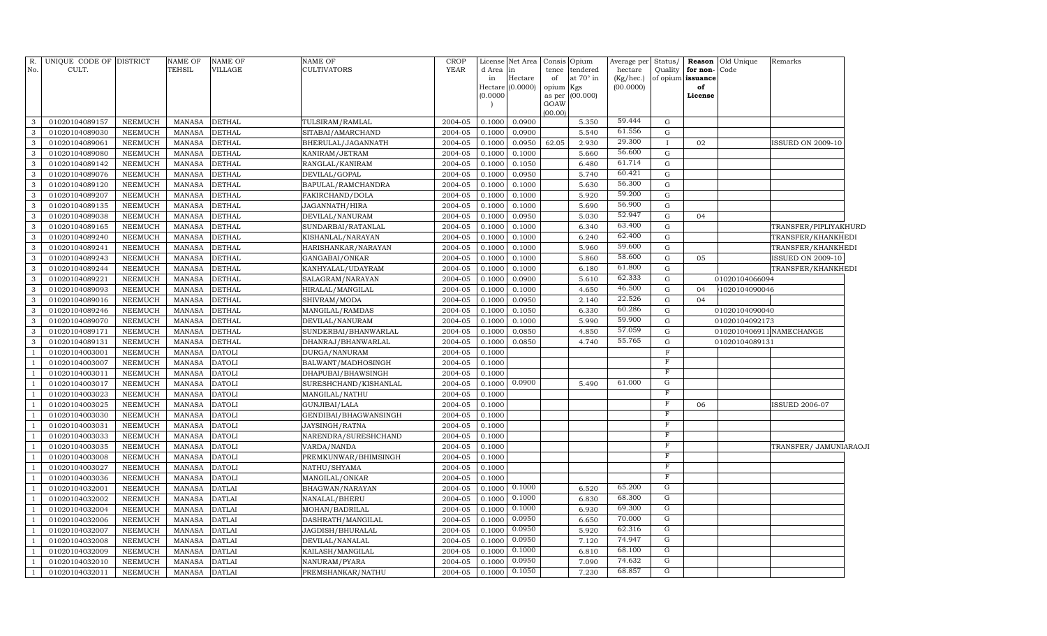| R. No. | UNIQUE CODE OF CULT. | DISTRICT | NAME OF TEHSIL | NAME OF VILLAGE | NAME OF CULTIVATORS | CROP YEAR | License d Area in Hectare (0.0000) | Net Area in Hectare (0.0000) | Consis tence of opium as per GOAW (00.00) | Opium tendered at 70° in Kgs (00.000) | Average per hectare (Kg/hec.) (00.0000) | Status/ Quality of opium | Reason for non-issuance of License | Old Unique Code | Remarks |
|---|---|---|---|---|---|---|---|---|---|---|---|---|---|---|---|
| 3 | 01020104089157 | NEEMUCH | MANASA | DETHAL | TULSIRAM/RAMLAL | 2004-05 | 0.1000 | 0.0900 | | 5.350 | 59.444 | G | | | |
| 3 | 01020104089030 | NEEMUCH | MANASA | DETHAL | SITABAI/AMARCHAND | 2004-05 | 0.1000 | 0.0900 | | 5.540 | 61.556 | G | | | |
| 3 | 01020104089061 | NEEMUCH | MANASA | DETHAL | BHERULAL/JAGANNATH | 2004-05 | 0.1000 | 0.0950 | 62.05 | 2.930 | 29.300 | I | 02 | | ISSUED ON 2009-10 |
| 3 | 01020104089080 | NEEMUCH | MANASA | DETHAL | KANIRAM/JETRAM | 2004-05 | 0.1000 | 0.1000 | | 5.660 | 56.600 | G | | | |
| 3 | 01020104089142 | NEEMUCH | MANASA | DETHAL | RANGLAL/KANIRAM | 2004-05 | 0.1000 | 0.1050 | | 6.480 | 61.714 | G | | | |
| 3 | 01020104089076 | NEEMUCH | MANASA | DETHAL | DEVILAL/GOPAL | 2004-05 | 0.1000 | 0.0950 | | 5.740 | 60.421 | G | | | |
| 3 | 01020104089120 | NEEMUCH | MANASA | DETHAL | BAPULAL/RAMCHANDRA | 2004-05 | 0.1000 | 0.1000 | | 5.630 | 56.300 | G | | | |
| 3 | 01020104089207 | NEEMUCH | MANASA | DETHAL | FAKIRCHAND/DOLA | 2004-05 | 0.1000 | 0.1000 | | 5.920 | 59.200 | G | | | |
| 3 | 01020104089135 | NEEMUCH | MANASA | DETHAL | JAGANNATH/HIRA | 2004-05 | 0.1000 | 0.1000 | | 5.690 | 56.900 | G | | | |
| 3 | 01020104089038 | NEEMUCH | MANASA | DETHAL | DEVILAL/NANURAM | 2004-05 | 0.1000 | 0.0950 | | 5.030 | 52.947 | G | 04 | | |
| 3 | 01020104089165 | NEEMUCH | MANASA | DETHAL | SUNDARBAI/RATANLAL | 2004-05 | 0.1000 | 0.1000 | | 6.340 | 63.400 | G | | | TRANSFER/PIPLIYAKHURD |
| 3 | 01020104089240 | NEEMUCH | MANASA | DETHAL | KISHANLAL/NARAYAN | 2004-05 | 0.1000 | 0.1000 | | 6.240 | 62.400 | G | | | TRANSFER/KHANKHEDI |
| 3 | 01020104089241 | NEEMUCH | MANASA | DETHAL | HARISHANKAR/NARAYAN | 2004-05 | 0.1000 | 0.1000 | | 5.960 | 59.600 | G | | | TRANSFER/KHANKHEDI |
| 3 | 01020104089243 | NEEMUCH | MANASA | DETHAL | GANGABAI/ONKAR | 2004-05 | 0.1000 | 0.1000 | | 5.860 | 58.600 | G | 05 | | ISSUED ON 2009-10 |
| 3 | 01020104089244 | NEEMUCH | MANASA | DETHAL | KANHYALAL/UDAYRAM | 2004-05 | 0.1000 | 0.1000 | | 6.180 | 61.800 | G | | | TRANSFER/KHANKHEDI |
| 3 | 01020104089221 | NEEMUCH | MANASA | DETHAL | SALAGRAM/NARAYAN | 2004-05 | 0.1000 | 0.0900 | | 5.610 | 62.333 | G | | 01020104066094 | |
| 3 | 01020104089093 | NEEMUCH | MANASA | DETHAL | HIRALAL/MANGILAL | 2004-05 | 0.1000 | 0.1000 | | 4.650 | 46.500 | G | 04 | 1020104090046 | |
| 3 | 01020104089016 | NEEMUCH | MANASA | DETHAL | SHIVRAM/MODA | 2004-05 | 0.1000 | 0.0950 | | 2.140 | 22.526 | G | 04 | | |
| 3 | 01020104089246 | NEEMUCH | MANASA | DETHAL | MANGILAL/RAMDAS | 2004-05 | 0.1000 | 0.1050 | | 6.330 | 60.286 | G | | 01020104090040 | |
| 3 | 01020104089070 | NEEMUCH | MANASA | DETHAL | DEVILAL/NANURAM | 2004-05 | 0.1000 | 0.1000 | | 5.990 | 59.900 | G | | 01020104092173 | |
| 3 | 01020104089171 | NEEMUCH | MANASA | DETHAL | SUNDERBAI/BHANWARLAL | 2004-05 | 0.1000 | 0.0850 | | 4.850 | 57.059 | G | | 01020104069111 | NAMECHANGE |
| 3 | 01020104089131 | NEEMUCH | MANASA | DETHAL | DHANRAJ/BHANWARLAL | 2004-05 | 0.1000 | 0.0850 | | 4.740 | 55.765 | G | | 01020104089131 | |
| 1 | 01020104003001 | NEEMUCH | MANASA | DATOLI | DURGA/NANURAM | 2004-05 | 0.1000 | | | | | F | | | |
| 1 | 01020104003007 | NEEMUCH | MANASA | DATOLI | BALWANT/MADHOSINGH | 2004-05 | 0.1000 | | | | | F | | | |
| 1 | 01020104003011 | NEEMUCH | MANASA | DATOLI | DHAPUBAI/BHAWSINGH | 2004-05 | 0.1000 | | | | | F | | | |
| 1 | 01020104003017 | NEEMUCH | MANASA | DATOLI | SURESHCHAND/KISHANLAL | 2004-05 | 0.1000 | 0.0900 | | 5.490 | 61.000 | G | | | |
| 1 | 01020104003023 | NEEMUCH | MANASA | DATOLI | MANGILAL/NATHU | 2004-05 | 0.1000 | | | | | F | | | |
| 1 | 01020104003025 | NEEMUCH | MANASA | DATOLI | GUNJIBAI/LALA | 2004-05 | 0.1000 | | | | | F | 06 | | ISSUED 2006-07 |
| 1 | 01020104003030 | NEEMUCH | MANASA | DATOLI | GENDIBAI/BHAGWANSINGH | 2004-05 | 0.1000 | | | | | F | | | |
| 1 | 01020104003031 | NEEMUCH | MANASA | DATOLI | JAYSINGH/RATNA | 2004-05 | 0.1000 | | | | | F | | | |
| 1 | 01020104003033 | NEEMUCH | MANASA | DATOLI | NARENDRA/SURESHCHAND | 2004-05 | 0.1000 | | | | | F | | | |
| 1 | 01020104003035 | NEEMUCH | MANASA | DATOLI | VARDA/NANDA | 2004-05 | 0.1000 | | | | | F | | | TRANSFER/ JAMUNIARAOJI |
| 1 | 01020104003008 | NEEMUCH | MANASA | DATOLI | PREMKUNWAR/BHIMSINGH | 2004-05 | 0.1000 | | | | | F | | | |
| 1 | 01020104003027 | NEEMUCH | MANASA | DATOLI | NATHU/SHYAMA | 2004-05 | 0.1000 | | | | | F | | | |
| 1 | 01020104003036 | NEEMUCH | MANASA | DATOLI | MANGILAL/ONKAR | 2004-05 | 0.1000 | | | | | F | | | |
| 1 | 01020104032001 | NEEMUCH | MANASA | DATLAI | BHAGWAN/NARAYAN | 2004-05 | 0.1000 | 0.1000 | | 6.520 | 65.200 | G | | | |
| 1 | 01020104032002 | NEEMUCH | MANASA | DATLAI | NANALAL/BHERU | 2004-05 | 0.1000 | 0.1000 | | 6.830 | 68.300 | G | | | |
| 1 | 01020104032004 | NEEMUCH | MANASA | DATLAI | MOHAN/BADRILAL | 2004-05 | 0.1000 | 0.1000 | | 6.930 | 69.300 | G | | | |
| 1 | 01020104032006 | NEEMUCH | MANASA | DATLAI | DASHRATH/MANGILAL | 2004-05 | 0.1000 | 0.0950 | | 6.650 | 70.000 | G | | | |
| 1 | 01020104032007 | NEEMUCH | MANASA | DATLAI | JAGDISH/BHURALAL | 2004-05 | 0.1000 | 0.0950 | | 5.920 | 62.316 | G | | | |
| 1 | 01020104032008 | NEEMUCH | MANASA | DATLAI | DEVILAL/NANALAL | 2004-05 | 0.1000 | 0.0950 | | 7.120 | 74.947 | G | | | |
| 1 | 01020104032009 | NEEMUCH | MANASA | DATLAI | KAILASH/MANGILAL | 2004-05 | 0.1000 | 0.1000 | | 6.810 | 68.100 | G | | | |
| 1 | 01020104032010 | NEEMUCH | MANASA | DATLAI | NANURAM/PYARA | 2004-05 | 0.1000 | 0.0950 | | 7.090 | 74.632 | G | | | |
| 1 | 01020104032011 | NEEMUCH | MANASA | DATLAI | PREMSHANKAR/NATHU | 2004-05 | 0.1000 | 0.1050 | | 7.230 | 68.857 | G | | | |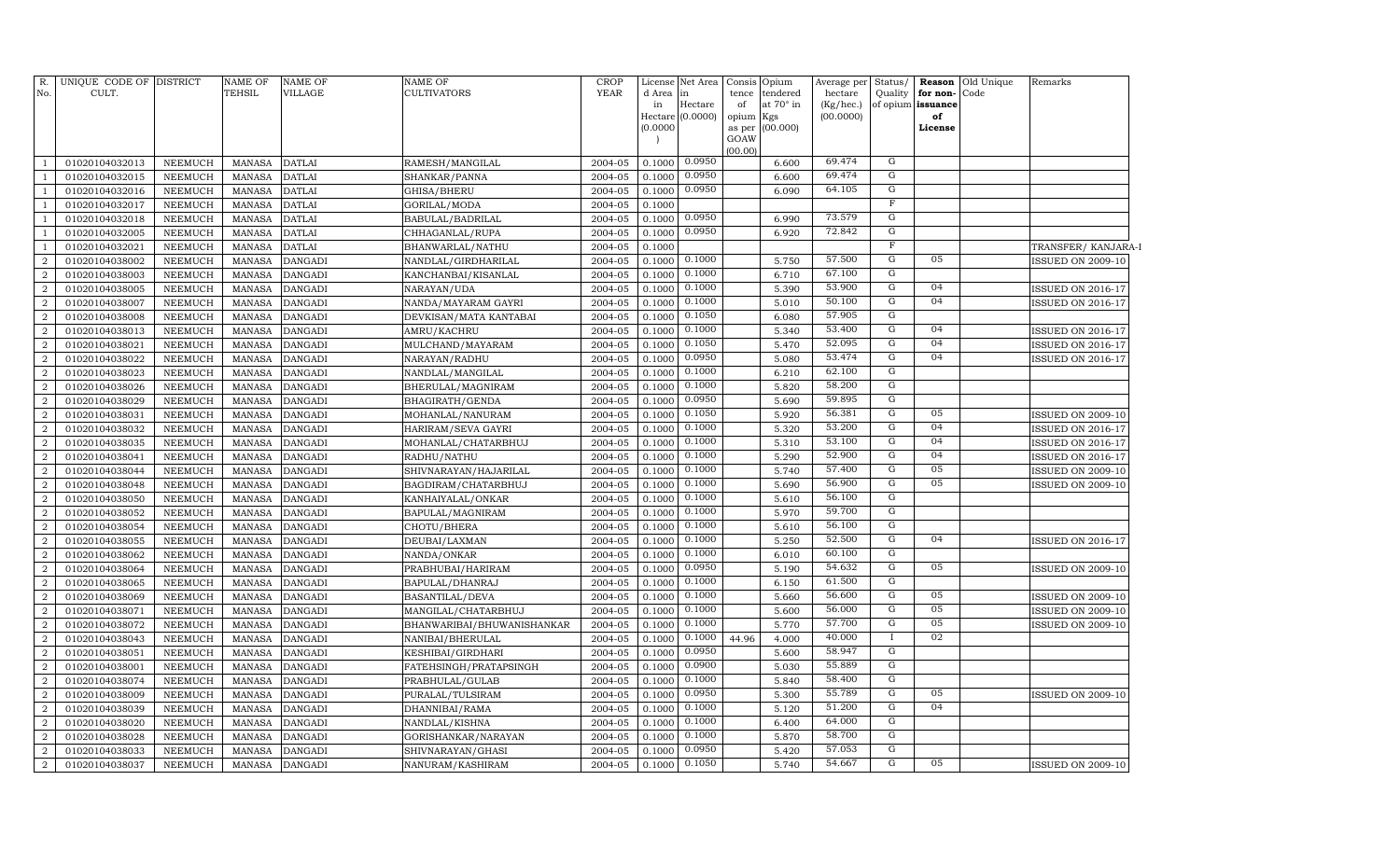| R. No. | UNIQUE CODE OF CULT. | DISTRICT | NAME OF TEHSIL | NAME OF VILLAGE | NAME OF CULTIVATORS | CROP YEAR | License d Area in Hectare (0.0000) | Net Area in Hectare (0.0000) | Consis tence of opium as per GOAW (00.00) | Opium tendered at 70° in Kgs (00.000) | Average per hectare (Kg/hec.) (00.0000) | Status/ Quality of opium | Reason for non-issuance of License | Old Unique Code | Remarks |
|---|---|---|---|---|---|---|---|---|---|---|---|---|---|---|---|
| 1 | 01020104032013 | NEEMUCH | MANASA | DATLAI | RAMESH/MANGILAL | 2004-05 | 0.1000 | 0.0950 | | 6.600 | 69.474 | G | | | |
| 1 | 01020104032015 | NEEMUCH | MANASA | DATLAI | SHANKAR/PANNA | 2004-05 | 0.1000 | 0.0950 | | 6.600 | 69.474 | G | | | |
| 1 | 01020104032016 | NEEMUCH | MANASA | DATLAI | GHISA/BHERU | 2004-05 | 0.1000 | 0.0950 | | 6.090 | 64.105 | G | | | |
| 1 | 01020104032017 | NEEMUCH | MANASA | DATLAI | GORILAL/MODA | 2004-05 | 0.1000 | | | | | F | | | |
| 1 | 01020104032018 | NEEMUCH | MANASA | DATLAI | BABULAL/BADRILAL | 2004-05 | 0.1000 | 0.0950 | | 6.990 | 73.579 | G | | | |
| 1 | 01020104032005 | NEEMUCH | MANASA | DATLAI | CHHAGANLAL/RUPA | 2004-05 | 0.1000 | 0.0950 | | 6.920 | 72.842 | G | | | |
| 1 | 01020104032021 | NEEMUCH | MANASA | DATLAI | BHANWARLAL/NATHU | 2004-05 | 0.1000 | | | | | F | | | TRANSFER/ KANJARA-I |
| 2 | 01020104038002 | NEEMUCH | MANASA | DANGADI | NANDLAL/GIRDHARILAL | 2004-05 | 0.1000 | 0.1000 | | 5.750 | 57.500 | G | 05 | | ISSUED ON 2009-10 |
| 2 | 01020104038003 | NEEMUCH | MANASA | DANGADI | KANCHANBAI/KISANLAL | 2004-05 | 0.1000 | 0.1000 | | 6.710 | 67.100 | G | | | |
| 2 | 01020104038005 | NEEMUCH | MANASA | DANGADI | NARAYAN/UDA | 2004-05 | 0.1000 | 0.1000 | | 5.390 | 53.900 | G | 04 | | ISSUED ON 2016-17 |
| 2 | 01020104038007 | NEEMUCH | MANASA | DANGADI | NANDA/MAYARAM GAYRI | 2004-05 | 0.1000 | 0.1000 | | 5.010 | 50.100 | G | 04 | | ISSUED ON 2016-17 |
| 2 | 01020104038008 | NEEMUCH | MANASA | DANGADI | DEVKISAN/MATA KANTABAI | 2004-05 | 0.1000 | 0.1050 | | 6.080 | 57.905 | G | | | |
| 2 | 01020104038013 | NEEMUCH | MANASA | DANGADI | AMRU/KACHRU | 2004-05 | 0.1000 | 0.1000 | | 5.340 | 53.400 | G | 04 | | ISSUED ON 2016-17 |
| 2 | 01020104038021 | NEEMUCH | MANASA | DANGADI | MULCHAND/MAYARAM | 2004-05 | 0.1000 | 0.1050 | | 5.470 | 52.095 | G | 04 | | ISSUED ON 2016-17 |
| 2 | 01020104038022 | NEEMUCH | MANASA | DANGADI | NARAYAN/RADHU | 2004-05 | 0.1000 | 0.0950 | | 5.080 | 53.474 | G | 04 | | ISSUED ON 2016-17 |
| 2 | 01020104038023 | NEEMUCH | MANASA | DANGADI | NANDLAL/MANGILAL | 2004-05 | 0.1000 | 0.1000 | | 6.210 | 62.100 | G | | | |
| 2 | 01020104038026 | NEEMUCH | MANASA | DANGADI | BHERULAL/MAGNIRAM | 2004-05 | 0.1000 | 0.1000 | | 5.820 | 58.200 | G | | | |
| 2 | 01020104038029 | NEEMUCH | MANASA | DANGADI | BHAGIRATH/GENDA | 2004-05 | 0.1000 | 0.0950 | | 5.690 | 59.895 | G | | | |
| 2 | 01020104038031 | NEEMUCH | MANASA | DANGADI | MOHANLAL/NANURAM | 2004-05 | 0.1000 | 0.1050 | | 5.920 | 56.381 | G | 05 | | ISSUED ON 2009-10 |
| 2 | 01020104038032 | NEEMUCH | MANASA | DANGADI | HARIRAM/SEVA GAYRI | 2004-05 | 0.1000 | 0.1000 | | 5.320 | 53.200 | G | 04 | | ISSUED ON 2016-17 |
| 2 | 01020104038035 | NEEMUCH | MANASA | DANGADI | MOHANLAL/CHATARBHUJ | 2004-05 | 0.1000 | 0.1000 | | 5.310 | 53.100 | G | 04 | | ISSUED ON 2016-17 |
| 2 | 01020104038041 | NEEMUCH | MANASA | DANGADI | RADHU/NATHU | 2004-05 | 0.1000 | 0.1000 | | 5.290 | 52.900 | G | 04 | | ISSUED ON 2016-17 |
| 2 | 01020104038044 | NEEMUCH | MANASA | DANGADI | SHIVNARAYAN/HAJARILAL | 2004-05 | 0.1000 | 0.1000 | | 5.740 | 57.400 | G | 05 | | ISSUED ON 2009-10 |
| 2 | 01020104038048 | NEEMUCH | MANASA | DANGADI | BAGDIRAM/CHATARBHUJ | 2004-05 | 0.1000 | 0.1000 | | 5.690 | 56.900 | G | 05 | | ISSUED ON 2009-10 |
| 2 | 01020104038050 | NEEMUCH | MANASA | DANGADI | KANHAIYALAL/ONKAR | 2004-05 | 0.1000 | 0.1000 | | 5.610 | 56.100 | G | | | |
| 2 | 01020104038052 | NEEMUCH | MANASA | DANGADI | BAPULAL/MAGNIRAM | 2004-05 | 0.1000 | 0.1000 | | 5.970 | 59.700 | G | | | |
| 2 | 01020104038054 | NEEMUCH | MANASA | DANGADI | CHOTU/BHERA | 2004-05 | 0.1000 | 0.1000 | | 5.610 | 56.100 | G | | | |
| 2 | 01020104038055 | NEEMUCH | MANASA | DANGADI | DEUBAI/LAXMAN | 2004-05 | 0.1000 | 0.1000 | | 5.250 | 52.500 | G | 04 | | ISSUED ON 2016-17 |
| 2 | 01020104038062 | NEEMUCH | MANASA | DANGADI | NANDA/ONKAR | 2004-05 | 0.1000 | 0.1000 | | 6.010 | 60.100 | G | | | |
| 2 | 01020104038064 | NEEMUCH | MANASA | DANGADI | PRABHUBAI/HARIRAM | 2004-05 | 0.1000 | 0.0950 | | 5.190 | 54.632 | G | 05 | | ISSUED ON 2009-10 |
| 2 | 01020104038065 | NEEMUCH | MANASA | DANGADI | BAPULAL/DHANRAJ | 2004-05 | 0.1000 | 0.1000 | | 6.150 | 61.500 | G | | | |
| 2 | 01020104038069 | NEEMUCH | MANASA | DANGADI | BASANTILAL/DEVA | 2004-05 | 0.1000 | 0.1000 | | 5.660 | 56.600 | G | 05 | | ISSUED ON 2009-10 |
| 2 | 01020104038071 | NEEMUCH | MANASA | DANGADI | MANGILAL/CHATARBHUJ | 2004-05 | 0.1000 | 0.1000 | | 5.600 | 56.000 | G | 05 | | ISSUED ON 2009-10 |
| 2 | 01020104038072 | NEEMUCH | MANASA | DANGADI | BHANWARIBAI/BHUWANISHANKAR | 2004-05 | 0.1000 | 0.1000 | | 5.770 | 57.700 | G | 05 | | ISSUED ON 2009-10 |
| 2 | 01020104038043 | NEEMUCH | MANASA | DANGADI | NANIBAI/BHERULAL | 2004-05 | 0.1000 | 0.1000 | 44.96 | 4.000 | 40.000 | I | 02 | | |
| 2 | 01020104038051 | NEEMUCH | MANASA | DANGADI | KESHIBAI/GIRDHARI | 2004-05 | 0.1000 | 0.0950 | | 5.600 | 58.947 | G | | | |
| 2 | 01020104038001 | NEEMUCH | MANASA | DANGADI | FATEHSINGH/PRATAPSINGH | 2004-05 | 0.1000 | 0.0900 | | 5.030 | 55.889 | G | | | |
| 2 | 01020104038074 | NEEMUCH | MANASA | DANGADI | PRABHULAL/GULAB | 2004-05 | 0.1000 | 0.1000 | | 5.840 | 58.400 | G | | | |
| 2 | 01020104038009 | NEEMUCH | MANASA | DANGADI | PURALAL/TULSIRAM | 2004-05 | 0.1000 | 0.0950 | | 5.300 | 55.789 | G | 05 | | ISSUED ON 2009-10 |
| 2 | 01020104038039 | NEEMUCH | MANASA | DANGADI | DHANNIBAI/RAMA | 2004-05 | 0.1000 | 0.1000 | | 5.120 | 51.200 | G | 04 | | |
| 2 | 01020104038020 | NEEMUCH | MANASA | DANGADI | NANDLAL/KISHNA | 2004-05 | 0.1000 | 0.1000 | | 6.400 | 64.000 | G | | | |
| 2 | 01020104038028 | NEEMUCH | MANASA | DANGADI | GORISHANKAR/NARAYAN | 2004-05 | 0.1000 | 0.1000 | | 5.870 | 58.700 | G | | | |
| 2 | 01020104038033 | NEEMUCH | MANASA | DANGADI | SHIVNARAYAN/GHASI | 2004-05 | 0.1000 | 0.0950 | | 5.420 | 57.053 | G | | | |
| 2 | 01020104038037 | NEEMUCH | MANASA | DANGADI | NANURAM/KASHIRAM | 2004-05 | 0.1000 | 0.1050 | | 5.740 | 54.667 | G | 05 | | ISSUED ON 2009-10 |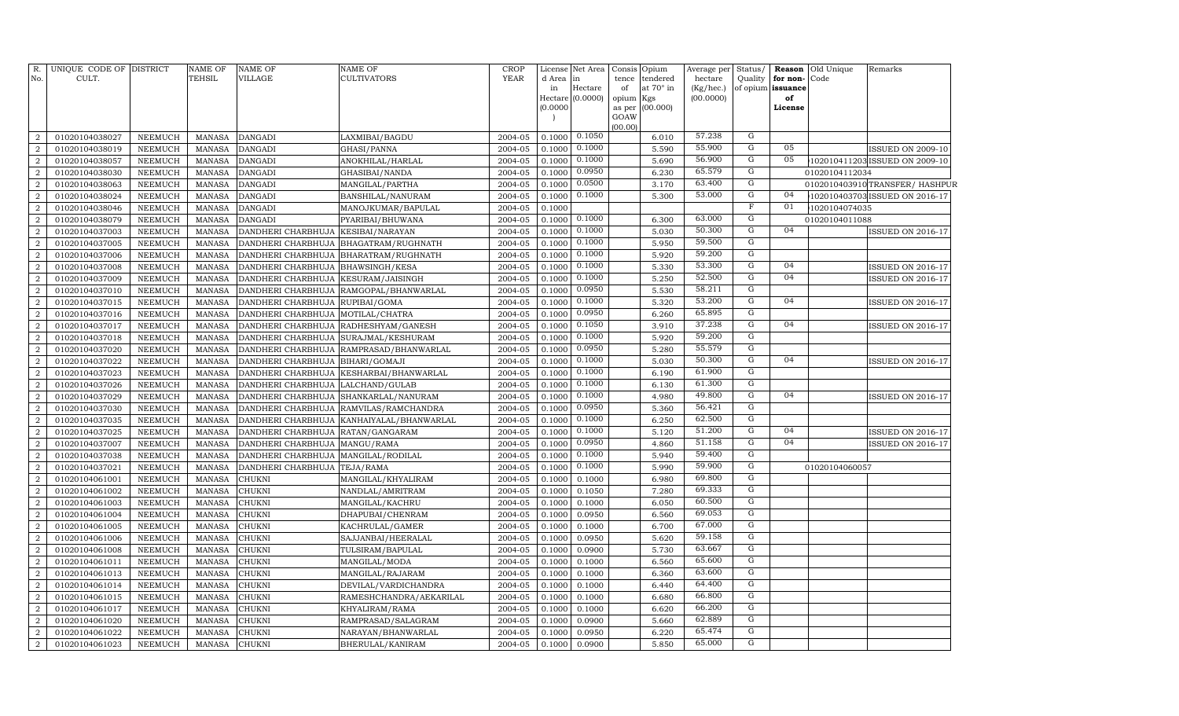| R. No. | UNIQUE CODE OF CULT. | DISTRICT | NAME OF TEHSIL | NAME OF VILLAGE | NAME OF CULTIVATORS | CROP YEAR | License d Area in Hectare (0.0000) | Net Area in Hectare (0.0000) | Consis tence of opium as per GOAW (00.00) | Opium tendered at 70° in Kgs (00.000) | Average per hectare (Kg/hec.) (00.0000) | Status/ Quality of opium | Reason for non-issuance of License | Old Unique Code | Remarks |
|---|---|---|---|---|---|---|---|---|---|---|---|---|---|---|---|
| 2 | 01020104038027 | NEEMUCH | MANASA | DANGADI | LAXMIBAI/BAGDU | 2004-05 | 0.1000 | 0.1050 | | 6.010 | 57.238 | G | | | |
| 2 | 01020104038019 | NEEMUCH | MANASA | DANGADI | GHASI/PANNA | 2004-05 | 0.1000 | 0.1000 | | 5.590 | 55.900 | G | 05 | | ISSUED ON 2009-10 |
| 2 | 01020104038057 | NEEMUCH | MANASA | DANGADI | ANOKHILAL/HARLAL | 2004-05 | 0.1000 | 0.1000 | | 5.690 | 56.900 | G | 05 | 1020104112030 | ISSUED ON 2009-10 |
| 2 | 01020104038030 | NEEMUCH | MANASA | DANGADI | GHASIBAI/NANDA | 2004-05 | 0.1000 | 0.0950 | | 6.230 | 65.579 | G | | 01020104112034 | |
| 2 | 01020104038063 | NEEMUCH | MANASA | DANGADI | MANGILAL/PARTHA | 2004-05 | 0.1000 | 0.0500 | | 3.170 | 63.400 | G | | 01020104039100 | TRANSFER/ HASHPUR |
| 2 | 01020104038024 | NEEMUCH | MANASA | DANGADI | BANSHILAL/NANURAM | 2004-05 | 0.1000 | 0.1000 | | 5.300 | 53.000 | G | 04 | 1020104037030 | ISSUED ON 2016-17 |
| 2 | 01020104038046 | NEEMUCH | MANASA | DANGADI | MANOJKUMAR/BAPULAL | 2004-05 | 0.1000 | | | | | F | 01 | 1020104074035 | |
| 2 | 01020104038079 | NEEMUCH | MANASA | DANGADI | PYARIBAI/BHUWANA | 2004-05 | 0.1000 | 0.1000 | | 6.300 | 63.000 | G | | 01020104011088 | |
| 2 | 01020104037003 | NEEMUCH | MANASA | DANDHERI CHARBHUJA | KESIBAI/NARAYAN | 2004-05 | 0.1000 | 0.1000 | | 5.030 | 50.300 | G | 04 | | ISSUED ON 2016-17 |
| 2 | 01020104037005 | NEEMUCH | MANASA | DANDHERI CHARBHUJA | BHAGATRAM/RUGHNATH | 2004-05 | 0.1000 | 0.1000 | | 5.950 | 59.500 | G | | | |
| 2 | 01020104037006 | NEEMUCH | MANASA | DANDHERI CHARBHUJA | BHARATRAM/RUGHNATH | 2004-05 | 0.1000 | 0.1000 | | 5.920 | 59.200 | G | | | |
| 2 | 01020104037008 | NEEMUCH | MANASA | DANDHERI CHARBHUJA | BHAWSINGH/KESA | 2004-05 | 0.1000 | 0.1000 | | 5.330 | 53.300 | G | 04 | | ISSUED ON 2016-17 |
| 2 | 01020104037009 | NEEMUCH | MANASA | DANDHERI CHARBHUJA | KESURAM/JAISINGH | 2004-05 | 0.1000 | 0.1000 | | 5.250 | 52.500 | G | 04 | | ISSUED ON 2016-17 |
| 2 | 01020104037010 | NEEMUCH | MANASA | DANDHERI CHARBHUJA | RAMGOPAL/BHANWARLAL | 2004-05 | 0.1000 | 0.0950 | | 5.530 | 58.211 | G | | | |
| 2 | 01020104037015 | NEEMUCH | MANASA | DANDHERI CHARBHUJA | RUPIBAI/GOMA | 2004-05 | 0.1000 | 0.1000 | | 5.320 | 53.200 | G | 04 | | ISSUED ON 2016-17 |
| 2 | 01020104037016 | NEEMUCH | MANASA | DANDHERI CHARBHUJA | MOTILAL/CHATRA | 2004-05 | 0.1000 | 0.0950 | | 6.260 | 65.895 | G | | | |
| 2 | 01020104037017 | NEEMUCH | MANASA | DANDHERI CHARBHUJA | RADHESHYAM/GANESH | 2004-05 | 0.1000 | 0.1050 | | 3.910 | 37.238 | G | 04 | | ISSUED ON 2016-17 |
| 2 | 01020104037018 | NEEMUCH | MANASA | DANDHERI CHARBHUJA | SURAJMAL/KESHURAM | 2004-05 | 0.1000 | 0.1000 | | 5.920 | 59.200 | G | | | |
| 2 | 01020104037020 | NEEMUCH | MANASA | DANDHERI CHARBHUJA | RAMPRASAD/BHANWARLAL | 2004-05 | 0.1000 | 0.0950 | | 5.280 | 55.579 | G | | | |
| 2 | 01020104037022 | NEEMUCH | MANASA | DANDHERI CHARBHUJA | BIHARI/GOMAJI | 2004-05 | 0.1000 | 0.1000 | | 5.030 | 50.300 | G | 04 | | ISSUED ON 2016-17 |
| 2 | 01020104037023 | NEEMUCH | MANASA | DANDHERI CHARBHUJA | KESHARBAI/BHANWARLAL | 2004-05 | 0.1000 | 0.1000 | | 6.190 | 61.900 | G | | | |
| 2 | 01020104037026 | NEEMUCH | MANASA | DANDHERI CHARBHUJA | LALCHAND/GULAB | 2004-05 | 0.1000 | 0.1000 | | 6.130 | 61.300 | G | | | |
| 2 | 01020104037029 | NEEMUCH | MANASA | DANDHERI CHARBHUJA | SHANKARLAL/NANURAM | 2004-05 | 0.1000 | 0.1000 | | 4.980 | 49.800 | G | 04 | | ISSUED ON 2016-17 |
| 2 | 01020104037030 | NEEMUCH | MANASA | DANDHERI CHARBHUJA | RAMVILAS/RAMCHANDRA | 2004-05 | 0.1000 | 0.0950 | | 5.360 | 56.421 | G | | | |
| 2 | 01020104037035 | NEEMUCH | MANASA | DANDHERI CHARBHUJA | KANHAIYALAL/BHANWARLAL | 2004-05 | 0.1000 | 0.1000 | | 6.250 | 62.500 | G | | | |
| 2 | 01020104037025 | NEEMUCH | MANASA | DANDHERI CHARBHUJA | RATAN/GANGARAM | 2004-05 | 0.1000 | 0.1000 | | 5.120 | 51.200 | G | 04 | | ISSUED ON 2016-17 |
| 2 | 01020104037007 | NEEMUCH | MANASA | DANDHERI CHARBHUJA | MANGU/RAMA | 2004-05 | 0.1000 | 0.0950 | | 4.860 | 51.158 | G | 04 | | ISSUED ON 2016-17 |
| 2 | 01020104037038 | NEEMUCH | MANASA | DANDHERI CHARBHUJA | MANGILAL/RODILAL | 2004-05 | 0.1000 | 0.1000 | | 5.940 | 59.400 | G | | | |
| 2 | 01020104037021 | NEEMUCH | MANASA | DANDHERI CHARBHUJA | TEJA/RAMA | 2004-05 | 0.1000 | 0.1000 | | 5.990 | 59.900 | G | | 01020104060057 | |
| 2 | 01020104061001 | NEEMUCH | MANASA | CHUKNI | MANGILAL/KHYALIRAM | 2004-05 | 0.1000 | 0.1000 | | 6.980 | 69.800 | G | | | |
| 2 | 01020104061002 | NEEMUCH | MANASA | CHUKNI | NANDLAL/AMRITRAM | 2004-05 | 0.1000 | 0.1050 | | 7.280 | 69.333 | G | | | |
| 2 | 01020104061003 | NEEMUCH | MANASA | CHUKNI | MANGILAL/KACHRU | 2004-05 | 0.1000 | 0.1000 | | 6.050 | 60.500 | G | | | |
| 2 | 01020104061004 | NEEMUCH | MANASA | CHUKNI | DHAPUBAI/CHENRAM | 2004-05 | 0.1000 | 0.0950 | | 6.560 | 69.053 | G | | | |
| 2 | 01020104061005 | NEEMUCH | MANASA | CHUKNI | KACHRULAL/GAMER | 2004-05 | 0.1000 | 0.1000 | | 6.700 | 67.000 | G | | | |
| 2 | 01020104061006 | NEEMUCH | MANASA | CHUKNI | SAJJANBAI/HEERALAL | 2004-05 | 0.1000 | 0.0950 | | 5.620 | 59.158 | G | | | |
| 2 | 01020104061008 | NEEMUCH | MANASA | CHUKNI | TULSIRAM/BAPULAL | 2004-05 | 0.1000 | 0.0900 | | 5.730 | 63.667 | G | | | |
| 2 | 01020104061011 | NEEMUCH | MANASA | CHUKNI | MANGILAL/MODA | 2004-05 | 0.1000 | 0.1000 | | 6.560 | 65.600 | G | | | |
| 2 | 01020104061013 | NEEMUCH | MANASA | CHUKNI | MANGILAL/RAJARAM | 2004-05 | 0.1000 | 0.1000 | | 6.360 | 63.600 | G | | | |
| 2 | 01020104061014 | NEEMUCH | MANASA | CHUKNI | DEVILAL/VARDICHANDRA | 2004-05 | 0.1000 | 0.1000 | | 6.440 | 64.400 | G | | | |
| 2 | 01020104061015 | NEEMUCH | MANASA | CHUKNI | RAMESHCHANDRA/AEKARILAL | 2004-05 | 0.1000 | 0.1000 | | 6.680 | 66.800 | G | | | |
| 2 | 01020104061017 | NEEMUCH | MANASA | CHUKNI | KHYALIRAM/RAMA | 2004-05 | 0.1000 | 0.1000 | | 6.620 | 66.200 | G | | | |
| 2 | 01020104061020 | NEEMUCH | MANASA | CHUKNI | RAMPRASAD/SALAGRAM | 2004-05 | 0.1000 | 0.0900 | | 5.660 | 62.889 | G | | | |
| 2 | 01020104061022 | NEEMUCH | MANASA | CHUKNI | NARAYAN/BHANWARLAL | 2004-05 | 0.1000 | 0.0950 | | 6.220 | 65.474 | G | | | |
| 2 | 01020104061023 | NEEMUCH | MANASA | CHUKNI | BHERULAL/KANIRAM | 2004-05 | 0.1000 | 0.0900 | | 5.850 | 65.000 | G | | | |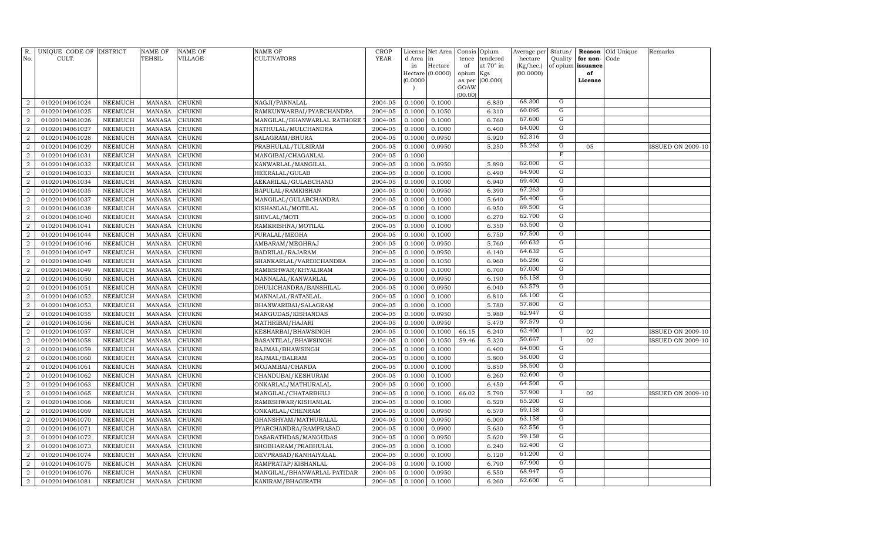| R. No. | UNIQUE CODE OF CULT. | DISTRICT | NAME OF TEHSIL | NAME OF VILLAGE | NAME OF CULTIVATORS | CROP YEAR | License d Area in Hectare (0.0000) | Net Area in Hectare (0.0000) | Consis tence of opium as per GOAW (00.00) | Opium tendered at 70° in Kgs (00.000) | Average per hectare (Kg/hec.) (00.0000) | Status/ Quality of opium | Reason for non-issuance of License | Old Unique Code | Remarks |
|---|---|---|---|---|---|---|---|---|---|---|---|---|---|---|---|
| 2 | 01020104061024 | NEEMUCH | MANASA | CHUKNI | NAGJI/PANNALAL | 2004-05 | 0.1000 | 0.1000 | | 6.830 | 68.300 | G | | | |
| 2 | 01020104061025 | NEEMUCH | MANASA | CHUKNI | RAMKUNWARBAI/PYARCHANDRA | 2004-05 | 0.1000 | 0.1050 | | 6.310 | 60.095 | G | | | |
| 2 | 01020104061026 | NEEMUCH | MANASA | CHUKNI | MANGILAL/BHANWARLAL RATHORE T | 2004-05 | 0.1000 | 0.1000 | | 6.760 | 67.600 | G | | | |
| 2 | 01020104061027 | NEEMUCH | MANASA | CHUKNI | NATHULAL/MULCHANDRA | 2004-05 | 0.1000 | 0.1000 | | 6.400 | 64.000 | G | | | |
| 2 | 01020104061028 | NEEMUCH | MANASA | CHUKNI | SALAGRAM/BHURA | 2004-05 | 0.1000 | 0.0950 | | 5.920 | 62.316 | G | | | |
| 2 | 01020104061029 | NEEMUCH | MANASA | CHUKNI | PRABHULAL/TULSIRAM | 2004-05 | 0.1000 | 0.0950 | | 5.250 | 55.263 | G | 05 | | ISSUED ON 2009-10 |
| 2 | 01020104061031 | NEEMUCH | MANASA | CHUKNI | MANGIBAI/CHAGANLAL | 2004-05 | 0.1000 | | | | | F | | | |
| 2 | 01020104061032 | NEEMUCH | MANASA | CHUKNI | KANWARLAL/MANGILAL | 2004-05 | 0.1000 | 0.0950 | | 5.890 | 62.000 | G | | | |
| 2 | 01020104061033 | NEEMUCH | MANASA | CHUKNI | HEERALAL/GULAB | 2004-05 | 0.1000 | 0.1000 | | 6.490 | 64.900 | G | | | |
| 2 | 01020104061034 | NEEMUCH | MANASA | CHUKNI | AEKARILAL/GULABCHAND | 2004-05 | 0.1000 | 0.1000 | | 6.940 | 69.400 | G | | | |
| 2 | 01020104061035 | NEEMUCH | MANASA | CHUKNI | BAPULAL/RAMKISHAN | 2004-05 | 0.1000 | 0.0950 | | 6.390 | 67.263 | G | | | |
| 2 | 01020104061037 | NEEMUCH | MANASA | CHUKNI | MANGILAL/GULABCHANDRA | 2004-05 | 0.1000 | 0.1000 | | 5.640 | 56.400 | G | | | |
| 2 | 01020104061038 | NEEMUCH | MANASA | CHUKNI | KISHANLAL/MOTILAL | 2004-05 | 0.1000 | 0.1000 | | 6.950 | 69.500 | G | | | |
| 2 | 01020104061040 | NEEMUCH | MANASA | CHUKNI | SHIVLAL/MOTI | 2004-05 | 0.1000 | 0.1000 | | 6.270 | 62.700 | G | | | |
| 2 | 01020104061041 | NEEMUCH | MANASA | CHUKNI | RAMKRISHNA/MOTILAL | 2004-05 | 0.1000 | 0.1000 | | 6.350 | 63.500 | G | | | |
| 2 | 01020104061044 | NEEMUCH | MANASA | CHUKNI | PURALAL/MEGHA | 2004-05 | 0.1000 | 0.1000 | | 6.750 | 67.500 | G | | | |
| 2 | 01020104061046 | NEEMUCH | MANASA | CHUKNI | AMBARAM/MEGHRAJ | 2004-05 | 0.1000 | 0.0950 | | 5.760 | 60.632 | G | | | |
| 2 | 01020104061047 | NEEMUCH | MANASA | CHUKNI | BADRILAL/RAJARAM | 2004-05 | 0.1000 | 0.0950 | | 6.140 | 64.632 | G | | | |
| 2 | 01020104061048 | NEEMUCH | MANASA | CHUKNI | SHANKARLAL/VARDICHANDRA | 2004-05 | 0.1000 | 0.1050 | | 6.960 | 66.286 | G | | | |
| 2 | 01020104061049 | NEEMUCH | MANASA | CHUKNI | RAMESHWAR/KHYALIRAM | 2004-05 | 0.1000 | 0.1000 | | 6.700 | 67.000 | G | | | |
| 2 | 01020104061050 | NEEMUCH | MANASA | CHUKNI | MANNALAL/KANWARLAL | 2004-05 | 0.1000 | 0.0950 | | 6.190 | 65.158 | G | | | |
| 2 | 01020104061051 | NEEMUCH | MANASA | CHUKNI | DHULICHANDRA/BANSHILAL | 2004-05 | 0.1000 | 0.0950 | | 6.040 | 63.579 | G | | | |
| 2 | 01020104061052 | NEEMUCH | MANASA | CHUKNI | MANNALAL/RATANLAL | 2004-05 | 0.1000 | 0.1000 | | 6.810 | 68.100 | G | | | |
| 2 | 01020104061053 | NEEMUCH | MANASA | CHUKNI | BHANWARIBAI/SALAGRAM | 2004-05 | 0.1000 | 0.1000 | | 5.780 | 57.800 | G | | | |
| 2 | 01020104061055 | NEEMUCH | MANASA | CHUKNI | MANGUDAS/KISHANDAS | 2004-05 | 0.1000 | 0.0950 | | 5.980 | 62.947 | G | | | |
| 2 | 01020104061056 | NEEMUCH | MANASA | CHUKNI | MATHRIBAI/HAJARI | 2004-05 | 0.1000 | 0.0950 | | 5.470 | 57.579 | G | | | |
| 2 | 01020104061057 | NEEMUCH | MANASA | CHUKNI | KESHARBAI/BHAWSINGH | 2004-05 | 0.1000 | 0.1000 | 66.15 | 6.240 | 62.400 | I | 02 | | ISSUED ON 2009-10 |
| 2 | 01020104061058 | NEEMUCH | MANASA | CHUKNI | BASANTILAL/BHAWSINGH | 2004-05 | 0.1000 | 0.1050 | 59.46 | 5.320 | 50.667 | I | 02 | | ISSUED ON 2009-10 |
| 2 | 01020104061059 | NEEMUCH | MANASA | CHUKNI | RAJMAL/BHAWSINGH | 2004-05 | 0.1000 | 0.1000 | | 6.400 | 64.000 | G | | | |
| 2 | 01020104061060 | NEEMUCH | MANASA | CHUKNI | RAJMAL/BALRAM | 2004-05 | 0.1000 | 0.1000 | | 5.800 | 58.000 | G | | | |
| 2 | 01020104061061 | NEEMUCH | MANASA | CHUKNI | MOJAMBAI/CHANDA | 2004-05 | 0.1000 | 0.1000 | | 5.850 | 58.500 | G | | | |
| 2 | 01020104061062 | NEEMUCH | MANASA | CHUKNI | CHANDUBAI/KESHURAM | 2004-05 | 0.1000 | 0.1000 | | 6.260 | 62.600 | G | | | |
| 2 | 01020104061063 | NEEMUCH | MANASA | CHUKNI | ONKARLAL/MATHURALAL | 2004-05 | 0.1000 | 0.1000 | | 6.450 | 64.500 | G | | | |
| 2 | 01020104061065 | NEEMUCH | MANASA | CHUKNI | MANGILAL/CHATARBHUJ | 2004-05 | 0.1000 | 0.1000 | 66.02 | 5.790 | 57.900 | I | 02 | | ISSUED ON 2009-10 |
| 2 | 01020104061066 | NEEMUCH | MANASA | CHUKNI | RAMESHWAR/KISHANLAL | 2004-05 | 0.1000 | 0.1000 | | 6.520 | 65.200 | G | | | |
| 2 | 01020104061069 | NEEMUCH | MANASA | CHUKNI | ONKARLAL/CHENRAM | 2004-05 | 0.1000 | 0.0950 | | 6.570 | 69.158 | G | | | |
| 2 | 01020104061070 | NEEMUCH | MANASA | CHUKNI | GHANSHYAM/MATHURALAL | 2004-05 | 0.1000 | 0.0950 | | 6.000 | 63.158 | G | | | |
| 2 | 01020104061071 | NEEMUCH | MANASA | CHUKNI | PYARCHANDRA/RAMPRASAD | 2004-05 | 0.1000 | 0.0900 | | 5.630 | 62.556 | G | | | |
| 2 | 01020104061072 | NEEMUCH | MANASA | CHUKNI | DASARATHDAS/MANGUDAS | 2004-05 | 0.1000 | 0.0950 | | 5.620 | 59.158 | G | | | |
| 2 | 01020104061073 | NEEMUCH | MANASA | CHUKNI | SHOBHARAM/PRABHULAL | 2004-05 | 0.1000 | 0.1000 | | 6.240 | 62.400 | G | | | |
| 2 | 01020104061074 | NEEMUCH | MANASA | CHUKNI | DEVPRASAD/KANHAIYALAL | 2004-05 | 0.1000 | 0.1000 | | 6.120 | 61.200 | G | | | |
| 2 | 01020104061075 | NEEMUCH | MANASA | CHUKNI | RAMPRATAP/KISHANLAL | 2004-05 | 0.1000 | 0.1000 | | 6.790 | 67.900 | G | | | |
| 2 | 01020104061076 | NEEMUCH | MANASA | CHUKNI | MANGILAL/BHANWARLAL PATIDAR | 2004-05 | 0.1000 | 0.0950 | | 6.550 | 68.947 | G | | | |
| 2 | 01020104061081 | NEEMUCH | MANASA | CHUKNI | KANIRAM/BHAGIRATH | 2004-05 | 0.1000 | 0.1000 | | 6.260 | 62.600 | G | | | |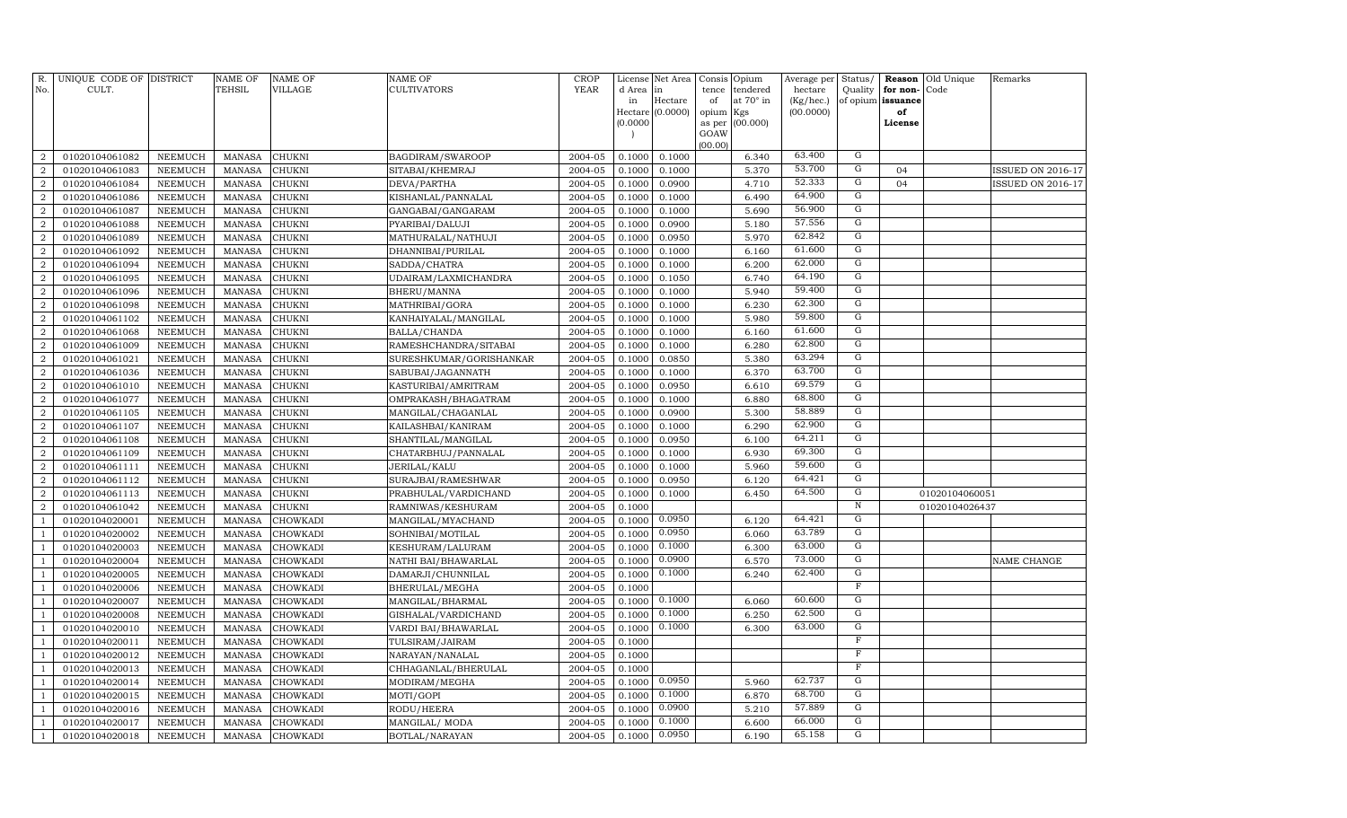| R. No. | UNIQUE CODE OF CULT. | DISTRICT | NAME OF TEHSIL | NAME OF VILLAGE | NAME OF CULTIVATORS | CROP YEAR | License d Area in Hectare (0.0000) | Net Area in Hectare (0.0000) | Consis tence of opium as per GOAW (00.00) | Opium tendered at 70° in Kgs (00.000) | Average per hectare (Kg/hec.) (00.0000) | Status/ Quality of opium | Reason for non-issuance of License | Old Unique Code | Remarks |
|---|---|---|---|---|---|---|---|---|---|---|---|---|---|---|---|
| 2 | 01020104061082 | NEEMUCH | MANASA | CHUKNI | BAGDIRAM/SWAROOP | 2004-05 | 0.1000 | 0.1000 | | 6.340 | 63.400 | G | | | |
| 2 | 01020104061083 | NEEMUCH | MANASA | CHUKNI | SITABAI/KHEMRAJ | 2004-05 | 0.1000 | 0.1000 | | 5.370 | 53.700 | G | 04 | | ISSUED ON 2016-17 |
| 2 | 01020104061084 | NEEMUCH | MANASA | CHUKNI | DEVA/PARTHA | 2004-05 | 0.1000 | 0.0900 | | 4.710 | 52.333 | G | 04 | | ISSUED ON 2016-17 |
| 2 | 01020104061086 | NEEMUCH | MANASA | CHUKNI | KISHANLAL/PANNALAL | 2004-05 | 0.1000 | 0.1000 | | 6.490 | 64.900 | G | | | |
| 2 | 01020104061087 | NEEMUCH | MANASA | CHUKNI | GANGABAI/GANGARAM | 2004-05 | 0.1000 | 0.1000 | | 5.690 | 56.900 | G | | | |
| 2 | 01020104061088 | NEEMUCH | MANASA | CHUKNI | PYARIBAI/DALUJI | 2004-05 | 0.1000 | 0.0900 | | 5.180 | 57.556 | G | | | |
| 2 | 01020104061089 | NEEMUCH | MANASA | CHUKNI | MATHURALAL/NATHUJI | 2004-05 | 0.1000 | 0.0950 | | 5.970 | 62.842 | G | | | |
| 2 | 01020104061092 | NEEMUCH | MANASA | CHUKNI | DHANNIBAI/PURILAL | 2004-05 | 0.1000 | 0.1000 | | 6.160 | 61.600 | G | | | |
| 2 | 01020104061094 | NEEMUCH | MANASA | CHUKNI | SADDA/CHATRA | 2004-05 | 0.1000 | 0.1000 | | 6.200 | 62.000 | G | | | |
| 2 | 01020104061095 | NEEMUCH | MANASA | CHUKNI | UDAIRAM/LAXMICHANDRA | 2004-05 | 0.1000 | 0.1050 | | 6.740 | 64.190 | G | | | |
| 2 | 01020104061096 | NEEMUCH | MANASA | CHUKNI | BHERU/MANNA | 2004-05 | 0.1000 | 0.1000 | | 5.940 | 59.400 | G | | | |
| 2 | 01020104061098 | NEEMUCH | MANASA | CHUKNI | MATHRIBAI/GORA | 2004-05 | 0.1000 | 0.1000 | | 6.230 | 62.300 | G | | | |
| 2 | 01020104061102 | NEEMUCH | MANASA | CHUKNI | KANHAIYALAL/MANGILAL | 2004-05 | 0.1000 | 0.1000 | | 5.980 | 59.800 | G | | | |
| 2 | 01020104061068 | NEEMUCH | MANASA | CHUKNI | BALLA/CHANDA | 2004-05 | 0.1000 | 0.1000 | | 6.160 | 61.600 | G | | | |
| 2 | 01020104061009 | NEEMUCH | MANASA | CHUKNI | RAMESHCHANDRA/SITABAI | 2004-05 | 0.1000 | 0.1000 | | 6.280 | 62.800 | G | | | |
| 2 | 01020104061021 | NEEMUCH | MANASA | CHUKNI | SURESHKUMAR/GORISHANKAR | 2004-05 | 0.1000 | 0.0850 | | 5.380 | 63.294 | G | | | |
| 2 | 01020104061036 | NEEMUCH | MANASA | CHUKNI | SABUBAI/JAGANNATH | 2004-05 | 0.1000 | 0.1000 | | 6.370 | 63.700 | G | | | |
| 2 | 01020104061010 | NEEMUCH | MANASA | CHUKNI | KASTURIBAI/AMRITRAM | 2004-05 | 0.1000 | 0.0950 | | 6.610 | 69.579 | G | | | |
| 2 | 01020104061077 | NEEMUCH | MANASA | CHUKNI | OMPRAKASH/BHAGATRAM | 2004-05 | 0.1000 | 0.1000 | | 6.880 | 68.800 | G | | | |
| 2 | 01020104061105 | NEEMUCH | MANASA | CHUKNI | MANGILAL/CHAGANLAL | 2004-05 | 0.1000 | 0.0900 | | 5.300 | 58.889 | G | | | |
| 2 | 01020104061107 | NEEMUCH | MANASA | CHUKNI | KAILASHBAI/KANIRAM | 2004-05 | 0.1000 | 0.1000 | | 6.290 | 62.900 | G | | | |
| 2 | 01020104061108 | NEEMUCH | MANASA | CHUKNI | SHANTILAL/MANGILAL | 2004-05 | 0.1000 | 0.0950 | | 6.100 | 64.211 | G | | | |
| 2 | 01020104061109 | NEEMUCH | MANASA | CHUKNI | CHATARBHUJ/PANNALAL | 2004-05 | 0.1000 | 0.1000 | | 6.930 | 69.300 | G | | | |
| 2 | 01020104061111 | NEEMUCH | MANASA | CHUKNI | JERILAL/KALU | 2004-05 | 0.1000 | 0.1000 | | 5.960 | 59.600 | G | | | |
| 2 | 01020104061112 | NEEMUCH | MANASA | CHUKNI | SURAJBAI/RAMESHWAR | 2004-05 | 0.1000 | 0.0950 | | 6.120 | 64.421 | G | | | |
| 2 | 01020104061113 | NEEMUCH | MANASA | CHUKNI | PRABHULAL/VARDICHAND | 2004-05 | 0.1000 | 0.1000 | | 6.450 | 64.500 | G | | 01020104060051 | |
| 2 | 01020104061042 | NEEMUCH | MANASA | CHUKNI | RAMNIWAS/KESHURAM | 2004-05 | 0.1000 | | | | | N | | 01020104026437 | |
| 1 | 01020104020001 | NEEMUCH | MANASA | CHOWKADI | MANGILAL/MYACHAND | 2004-05 | 0.1000 | 0.0950 | | 6.120 | 64.421 | G | | | |
| 1 | 01020104020002 | NEEMUCH | MANASA | CHOWKADI | SOHNIBAI/MOTILAL | 2004-05 | 0.1000 | 0.0950 | | 6.060 | 63.789 | G | | | |
| 1 | 01020104020003 | NEEMUCH | MANASA | CHOWKADI | KESHURAM/LALURAM | 2004-05 | 0.1000 | 0.1000 | | 6.300 | 63.000 | G | | | |
| 1 | 01020104020004 | NEEMUCH | MANASA | CHOWKADI | NATHI BAI/BHAWARLAL | 2004-05 | 0.1000 | 0.0900 | | 6.570 | 73.000 | G | | | NAME CHANGE |
| 1 | 01020104020005 | NEEMUCH | MANASA | CHOWKADI | DAMARJI/CHUNNILAL | 2004-05 | 0.1000 | 0.1000 | | 6.240 | 62.400 | G | | | |
| 1 | 01020104020006 | NEEMUCH | MANASA | CHOWKADI | BHERULAL/MEGHA | 2004-05 | 0.1000 | | | | | F | | | |
| 1 | 01020104020007 | NEEMUCH | MANASA | CHOWKADI | MANGILAL/BHARMAL | 2004-05 | 0.1000 | 0.1000 | | 6.060 | 60.600 | G | | | |
| 1 | 01020104020008 | NEEMUCH | MANASA | CHOWKADI | GISHALAL/VARDICHAND | 2004-05 | 0.1000 | 0.1000 | | 6.250 | 62.500 | G | | | |
| 1 | 01020104020010 | NEEMUCH | MANASA | CHOWKADI | VARDI BAI/BHAWARLAL | 2004-05 | 0.1000 | 0.1000 | | 6.300 | 63.000 | G | | | |
| 1 | 01020104020011 | NEEMUCH | MANASA | CHOWKADI | TULSIRAM/JAIRAM | 2004-05 | 0.1000 | | | | | F | | | |
| 1 | 01020104020012 | NEEMUCH | MANASA | CHOWKADI | NARAYAN/NANALAL | 2004-05 | 0.1000 | | | | | F | | | |
| 1 | 01020104020013 | NEEMUCH | MANASA | CHOWKADI | CHHAGANLAL/BHERULAL | 2004-05 | 0.1000 | | | | | F | | | |
| 1 | 01020104020014 | NEEMUCH | MANASA | CHOWKADI | MODIRAM/MEGHA | 2004-05 | 0.1000 | 0.0950 | | 5.960 | 62.737 | G | | | |
| 1 | 01020104020015 | NEEMUCH | MANASA | CHOWKADI | MOTI/GOPI | 2004-05 | 0.1000 | 0.1000 | | 6.870 | 68.700 | G | | | |
| 1 | 01020104020016 | NEEMUCH | MANASA | CHOWKADI | RODU/HEERA | 2004-05 | 0.1000 | 0.0900 | | 5.210 | 57.889 | G | | | |
| 1 | 01020104020017 | NEEMUCH | MANASA | CHOWKADI | MANGILAL/ MODA | 2004-05 | 0.1000 | 0.1000 | | 6.600 | 66.000 | G | | | |
| 1 | 01020104020018 | NEEMUCH | MANASA | CHOWKADI | BOTLAL/NARAYAN | 2004-05 | 0.1000 | 0.0950 | | 6.190 | 65.158 | G | | | |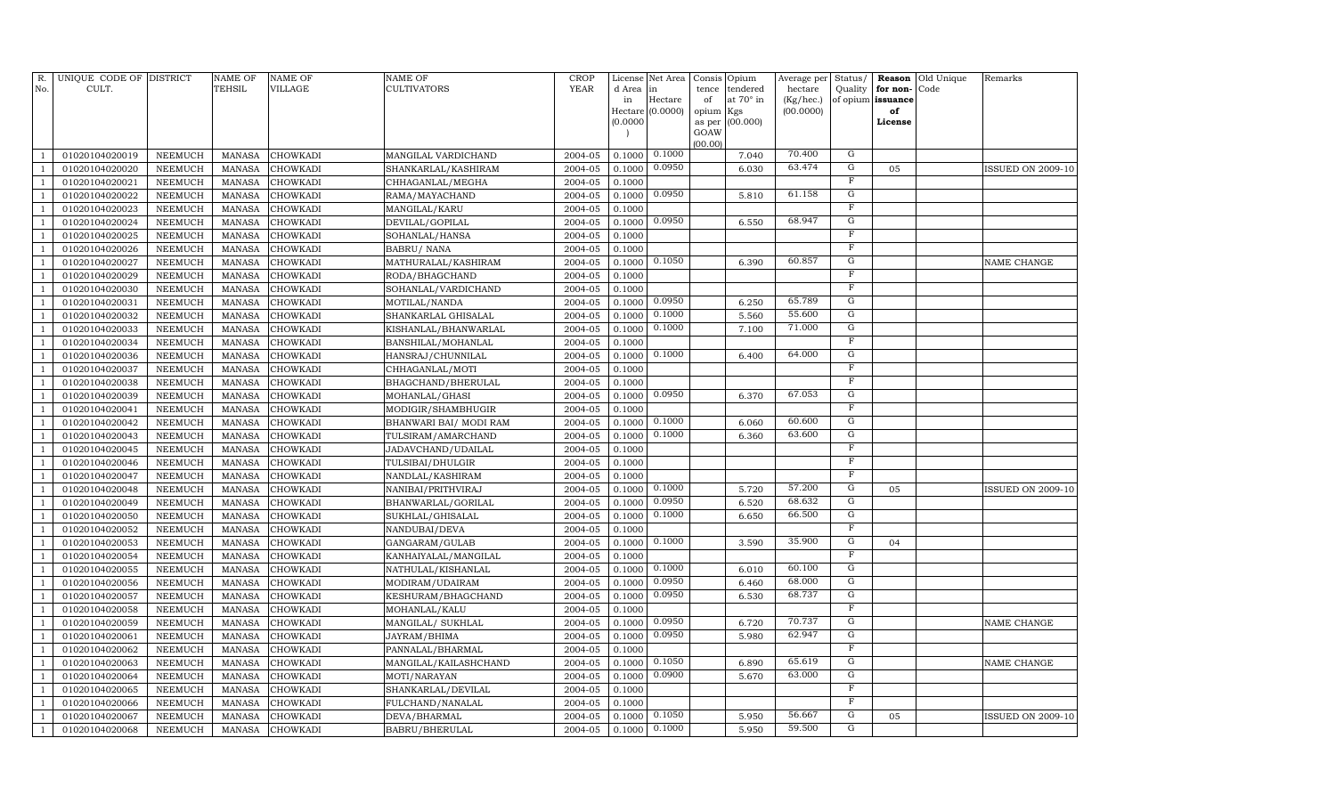| R. No. | UNIQUE CODE OF CULT. | DISTRICT | NAME OF TEHSIL | NAME OF VILLAGE | NAME OF CULTIVATORS | CROP YEAR | License d Area in Hectare (0.0000) | Net Area in Hectare (0.0000) | Consis tence of opium as per GOAW (00.00) | Opium tendered at 70° in Kgs (00.000) | Average per hectare (Kg/hec.) (00.0000) | Status/ Quality of opium | Reason for non-issuance of License | Old Unique Code | Remarks |
|---|---|---|---|---|---|---|---|---|---|---|---|---|---|---|---|
| 1 | 01020104020019 | NEEMUCH | MANASA | CHOWKADI | MANGILAL VARDICHAND | 2004-05 | 0.1000 | 0.1000 | | 7.040 | 70.400 | G | | | |
| 1 | 01020104020020 | NEEMUCH | MANASA | CHOWKADI | SHANKARLAL/KASHIRAM | 2004-05 | 0.1000 | 0.0950 | | 6.030 | 63.474 | G | 05 | | ISSUED ON 2009-10 |
| 1 | 01020104020021 | NEEMUCH | MANASA | CHOWKADI | CHHAGANLAL/MEGHA | 2004-05 | 0.1000 | | | | | F | | | |
| 1 | 01020104020022 | NEEMUCH | MANASA | CHOWKADI | RAMA/MAYACHAND | 2004-05 | 0.1000 | 0.0950 | | 5.810 | 61.158 | G | | | |
| 1 | 01020104020023 | NEEMUCH | MANASA | CHOWKADI | MANGILAL/KARU | 2004-05 | 0.1000 | | | | | F | | | |
| 1 | 01020104020024 | NEEMUCH | MANASA | CHOWKADI | DEVILAL/GOPILAL | 2004-05 | 0.1000 | 0.0950 | | 6.550 | 68.947 | G | | | |
| 1 | 01020104020025 | NEEMUCH | MANASA | CHOWKADI | SOHANLAL/HANSA | 2004-05 | 0.1000 | | | | | F | | | |
| 1 | 01020104020026 | NEEMUCH | MANASA | CHOWKADI | BABRU/ NANA | 2004-05 | 0.1000 | | | | | F | | | |
| 1 | 01020104020027 | NEEMUCH | MANASA | CHOWKADI | MATHURALAL/KASHIRAM | 2004-05 | 0.1000 | 0.1050 | | 6.390 | 60.857 | G | | | NAME CHANGE |
| 1 | 01020104020029 | NEEMUCH | MANASA | CHOWKADI | RODA/BHAGCHAND | 2004-05 | 0.1000 | | | | | F | | | |
| 1 | 01020104020030 | NEEMUCH | MANASA | CHOWKADI | SOHANLAL/VARDICHAND | 2004-05 | 0.1000 | | | | | F | | | |
| 1 | 01020104020031 | NEEMUCH | MANASA | CHOWKADI | MOTILAL/NANDA | 2004-05 | 0.1000 | 0.0950 | | 6.250 | 65.789 | G | | | |
| 1 | 01020104020032 | NEEMUCH | MANASA | CHOWKADI | SHANKARLAL GHISALAL | 2004-05 | 0.1000 | 0.1000 | | 5.560 | 55.600 | G | | | |
| 1 | 01020104020033 | NEEMUCH | MANASA | CHOWKADI | KISHANLAL/BHANWARLAL | 2004-05 | 0.1000 | 0.1000 | | 7.100 | 71.000 | G | | | |
| 1 | 01020104020034 | NEEMUCH | MANASA | CHOWKADI | BANSHILAL/MOHANLAL | 2004-05 | 0.1000 | | | | | F | | | |
| 1 | 01020104020036 | NEEMUCH | MANASA | CHOWKADI | HANSRAJ/CHUNNILAL | 2004-05 | 0.1000 | 0.1000 | | 6.400 | 64.000 | G | | | |
| 1 | 01020104020037 | NEEMUCH | MANASA | CHOWKADI | CHHAGANLAL/MOTI | 2004-05 | 0.1000 | | | | | F | | | |
| 1 | 01020104020038 | NEEMUCH | MANASA | CHOWKADI | BHAGCHAND/BHERULAL | 2004-05 | 0.1000 | | | | | F | | | |
| 1 | 01020104020039 | NEEMUCH | MANASA | CHOWKADI | MOHANLAL/GHASI | 2004-05 | 0.1000 | 0.0950 | | 6.370 | 67.053 | G | | | |
| 1 | 01020104020041 | NEEMUCH | MANASA | CHOWKADI | MODIGIR/SHAMBHUGIR | 2004-05 | 0.1000 | | | | | F | | | |
| 1 | 01020104020042 | NEEMUCH | MANASA | CHOWKADI | BHANWARI BAI/ MODI RAM | 2004-05 | 0.1000 | 0.1000 | | 6.060 | 60.600 | G | | | |
| 1 | 01020104020043 | NEEMUCH | MANASA | CHOWKADI | TULSIRAM/AMARCHAND | 2004-05 | 0.1000 | 0.1000 | | 6.360 | 63.600 | G | | | |
| 1 | 01020104020045 | NEEMUCH | MANASA | CHOWKADI | JADAVCHAND/UDAILAL | 2004-05 | 0.1000 | | | | | F | | | |
| 1 | 01020104020046 | NEEMUCH | MANASA | CHOWKADI | TULSIBAI/DHULGIR | 2004-05 | 0.1000 | | | | | F | | | |
| 1 | 01020104020047 | NEEMUCH | MANASA | CHOWKADI | NANDLAL/KASHIRAM | 2004-05 | 0.1000 | | | | | F | | | |
| 1 | 01020104020048 | NEEMUCH | MANASA | CHOWKADI | NANIBAI/PRITHVIRAJ | 2004-05 | 0.1000 | 0.1000 | | 5.720 | 57.200 | G | 05 | | ISSUED ON 2009-10 |
| 1 | 01020104020049 | NEEMUCH | MANASA | CHOWKADI | BHANWARLAL/GORILAL | 2004-05 | 0.1000 | 0.0950 | | 6.520 | 68.632 | G | | | |
| 1 | 01020104020050 | NEEMUCH | MANASA | CHOWKADI | SUKHLAL/GHISALAL | 2004-05 | 0.1000 | 0.1000 | | 6.650 | 66.500 | G | | | |
| 1 | 01020104020052 | NEEMUCH | MANASA | CHOWKADI | NANDUBAI/DEVA | 2004-05 | 0.1000 | | | | | F | | | |
| 1 | 01020104020053 | NEEMUCH | MANASA | CHOWKADI | GANGARAM/GULAB | 2004-05 | 0.1000 | 0.1000 | | 3.590 | 35.900 | G | 04 | | |
| 1 | 01020104020054 | NEEMUCH | MANASA | CHOWKADI | KANHAIYALAL/MANGILAL | 2004-05 | 0.1000 | | | | | F | | | |
| 1 | 01020104020055 | NEEMUCH | MANASA | CHOWKADI | NATHULAL/KISHANLAL | 2004-05 | 0.1000 | 0.1000 | | 6.010 | 60.100 | G | | | |
| 1 | 01020104020056 | NEEMUCH | MANASA | CHOWKADI | MODIRAM/UDAIRAM | 2004-05 | 0.1000 | 0.0950 | | 6.460 | 68.000 | G | | | |
| 1 | 01020104020057 | NEEMUCH | MANASA | CHOWKADI | KESHURAM/BHAGCHAND | 2004-05 | 0.1000 | 0.0950 | | 6.530 | 68.737 | G | | | |
| 1 | 01020104020058 | NEEMUCH | MANASA | CHOWKADI | MOHANLAL/KALU | 2004-05 | 0.1000 | | | | | F | | | |
| 1 | 01020104020059 | NEEMUCH | MANASA | CHOWKADI | MANGILAL/ SUKHLAL | 2004-05 | 0.1000 | 0.0950 | | 6.720 | 70.737 | G | | | NAME CHANGE |
| 1 | 01020104020061 | NEEMUCH | MANASA | CHOWKADI | JAYRAM/BHIMA | 2004-05 | 0.1000 | 0.0950 | | 5.980 | 62.947 | G | | | |
| 1 | 01020104020062 | NEEMUCH | MANASA | CHOWKADI | PANNALAL/BHARMAL | 2004-05 | 0.1000 | | | | | F | | | |
| 1 | 01020104020063 | NEEMUCH | MANASA | CHOWKADI | MANGILAL/KAILASHCHAND | 2004-05 | 0.1000 | 0.1050 | | 6.890 | 65.619 | G | | | NAME CHANGE |
| 1 | 01020104020064 | NEEMUCH | MANASA | CHOWKADI | MOTI/NARAYAN | 2004-05 | 0.1000 | 0.0900 | | 5.670 | 63.000 | G | | | |
| 1 | 01020104020065 | NEEMUCH | MANASA | CHOWKADI | SHANKARLAL/DEVILAL | 2004-05 | 0.1000 | | | | | F | | | |
| 1 | 01020104020066 | NEEMUCH | MANASA | CHOWKADI | FULCHAND/NANALAL | 2004-05 | 0.1000 | | | | | F | | | |
| 1 | 01020104020067 | NEEMUCH | MANASA | CHOWKADI | DEVA/BHARMAL | 2004-05 | 0.1000 | 0.1050 | | 5.950 | 56.667 | G | 05 | | ISSUED ON 2009-10 |
| 1 | 01020104020068 | NEEMUCH | MANASA | CHOWKADI | BABRU/BHERULAL | 2004-05 | 0.1000 | 0.1000 | | 5.950 | 59.500 | G | | | |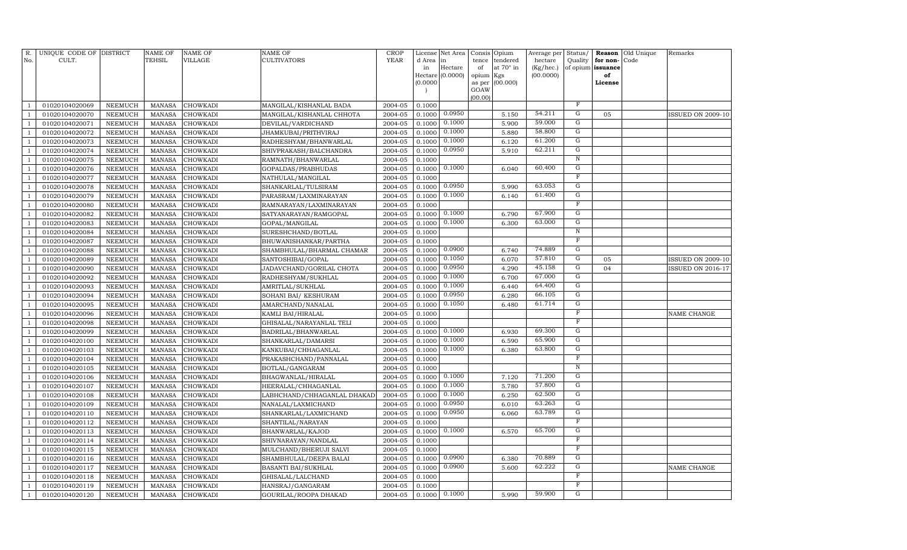| R. No. | UNIQUE CODE OF CULT. | DISTRICT | NAME OF TEHSIL | NAME OF VILLAGE | NAME OF CULTIVATORS | CROP YEAR | License d Area in Hectare (0.0000) | Net Area in Hectare (0.0000) | Consis tence of opium as per GOAW (00.00) | Opium tendered at 70° in Kgs (00.000) | Average per hectare (Kg/hec.) (00.0000) | Status/ Quality of opium | Reason for non-issuance of License | Old Unique Code | Remarks |
|---|---|---|---|---|---|---|---|---|---|---|---|---|---|---|---|
| 1 | 01020104020069 | NEEMUCH | MANASA | CHOWKADI | MANGILAL/KISHANLAL BADA | 2004-05 | 0.1000 | | | | | F | | | |
| 1 | 01020104020070 | NEEMUCH | MANASA | CHOWKADI | MANGILAL/KISHANLAL CHHOTA | 2004-05 | 0.1000 | 0.0950 | | 5.150 | 54.211 | G | 05 | | ISSUED ON 2009-10 |
| 1 | 01020104020071 | NEEMUCH | MANASA | CHOWKADI | DEVILAL/VARDICHAND | 2004-05 | 0.1000 | 0.1000 | | 5.900 | 59.000 | G | | | |
| 1 | 01020104020072 | NEEMUCH | MANASA | CHOWKADI | JHAMKUBAI/PRITHVIRAJ | 2004-05 | 0.1000 | 0.1000 | | 5.880 | 58.800 | G | | | |
| 1 | 01020104020073 | NEEMUCH | MANASA | CHOWKADI | RADHESHYAM/BHANWARLAL | 2004-05 | 0.1000 | 0.1000 | | 6.120 | 61.200 | G | | | |
| 1 | 01020104020074 | NEEMUCH | MANASA | CHOWKADI | SHIVPRAKASH/BALCHANDRA | 2004-05 | 0.1000 | 0.0950 | | 5.910 | 62.211 | G | | | |
| 1 | 01020104020075 | NEEMUCH | MANASA | CHOWKADI | RAMNATH/BHANWARLAL | 2004-05 | 0.1000 | | | | | N | | | |
| 1 | 01020104020076 | NEEMUCH | MANASA | CHOWKADI | GOPALDAS/PRABHUDAS | 2004-05 | 0.1000 | 0.1000 | | 6.040 | 60.400 | G | | | |
| 1 | 01020104020077 | NEEMUCH | MANASA | CHOWKADI | NATHULAL/MANGILAL | 2004-05 | 0.1000 | | | | | F | | | |
| 1 | 01020104020078 | NEEMUCH | MANASA | CHOWKADI | SHANKARLAL/TULSIRAM | 2004-05 | 0.1000 | 0.0950 | | 5.990 | 63.053 | G | | | |
| 1 | 01020104020079 | NEEMUCH | MANASA | CHOWKADI | PARASRAM/LAXMINARAYAN | 2004-05 | 0.1000 | 0.1000 | | 6.140 | 61.400 | G | | | |
| 1 | 01020104020080 | NEEMUCH | MANASA | CHOWKADI | RAMNARAYAN/LAXMINARAYAN | 2004-05 | 0.1000 | | | | | F | | | |
| 1 | 01020104020082 | NEEMUCH | MANASA | CHOWKADI | SATYANARAYAN/RAMGOPAL | 2004-05 | 0.1000 | 0.1000 | | 6.790 | 67.900 | G | | | |
| 1 | 01020104020083 | NEEMUCH | MANASA | CHOWKADI | GOPAL/MANGILAL | 2004-05 | 0.1000 | 0.1000 | | 6.300 | 63.000 | G | | | |
| 1 | 01020104020084 | NEEMUCH | MANASA | CHOWKADI | SURESHCHAND/BOTLAL | 2004-05 | 0.1000 | | | | | N | | | |
| 1 | 01020104020087 | NEEMUCH | MANASA | CHOWKADI | BHUWANISHANKAR/PARTHA | 2004-05 | 0.1000 | | | | | F | | | |
| 1 | 01020104020088 | NEEMUCH | MANASA | CHOWKADI | SHAMBHULAL/BHARMAL CHAMAR | 2004-05 | 0.1000 | 0.0900 | | 6.740 | 74.889 | G | | | |
| 1 | 01020104020089 | NEEMUCH | MANASA | CHOWKADI | SANTOSHIBAI/GOPAL | 2004-05 | 0.1000 | 0.1050 | | 6.070 | 57.810 | G | 05 | | ISSUED ON 2009-10 |
| 1 | 01020104020090 | NEEMUCH | MANASA | CHOWKADI | JADAVCHAND/GORILAL CHOTA | 2004-05 | 0.1000 | 0.0950 | | 4.290 | 45.158 | G | 04 | | ISSUED ON 2016-17 |
| 1 | 01020104020092 | NEEMUCH | MANASA | CHOWKADI | RADHESHYAM/SUKHLAL | 2004-05 | 0.1000 | 0.1000 | | 6.700 | 67.000 | G | | | |
| 1 | 01020104020093 | NEEMUCH | MANASA | CHOWKADI | AMRITLAL/SUKHLAL | 2004-05 | 0.1000 | 0.1000 | | 6.440 | 64.400 | G | | | |
| 1 | 01020104020094 | NEEMUCH | MANASA | CHOWKADI | SOHANI BAI/ KESHURAM | 2004-05 | 0.1000 | 0.0950 | | 6.280 | 66.105 | G | | | |
| 1 | 01020104020095 | NEEMUCH | MANASA | CHOWKADI | AMARCHAND/NANALAL | 2004-05 | 0.1000 | 0.1050 | | 6.480 | 61.714 | G | | | |
| 1 | 01020104020096 | NEEMUCH | MANASA | CHOWKADI | KAMLI BAI/HIRALAL | 2004-05 | 0.1000 | | | | | F | | | NAME CHANGE |
| 1 | 01020104020098 | NEEMUCH | MANASA | CHOWKADI | GHISALAL/NARAYANLAL TELI | 2004-05 | 0.1000 | | | | | F | | | |
| 1 | 01020104020099 | NEEMUCH | MANASA | CHOWKADI | BADRILAL/BHANWARLAL | 2004-05 | 0.1000 | 0.1000 | | 6.930 | 69.300 | G | | | |
| 1 | 01020104020100 | NEEMUCH | MANASA | CHOWKADI | SHANKARLAL/DAMARSI | 2004-05 | 0.1000 | 0.1000 | | 6.590 | 65.900 | G | | | |
| 1 | 01020104020103 | NEEMUCH | MANASA | CHOWKADI | KANKUBAI/CHHAGANLAL | 2004-05 | 0.1000 | 0.1000 | | 6.380 | 63.800 | G | | | |
| 1 | 01020104020104 | NEEMUCH | MANASA | CHOWKADI | PRAKASHCHAND/PANNALAL | 2004-05 | 0.1000 | | | | | F | | | |
| 1 | 01020104020105 | NEEMUCH | MANASA | CHOWKADI | BOTLAL/GANGARAM | 2004-05 | 0.1000 | | | | | N | | | |
| 1 | 01020104020106 | NEEMUCH | MANASA | CHOWKADI | BHAGWANLAL/HIRALAL | 2004-05 | 0.1000 | 0.1000 | | 7.120 | 71.200 | G | | | |
| 1 | 01020104020107 | NEEMUCH | MANASA | CHOWKADI | HEERALAL/CHHAGANLAL | 2004-05 | 0.1000 | 0.1000 | | 5.780 | 57.800 | G | | | |
| 1 | 01020104020108 | NEEMUCH | MANASA | CHOWKADI | LABHCHAND/CHHAGANLAL DHAKAD | 2004-05 | 0.1000 | 0.1000 | | 6.250 | 62.500 | G | | | |
| 1 | 01020104020109 | NEEMUCH | MANASA | CHOWKADI | NANALAL/LAXMICHAND | 2004-05 | 0.1000 | 0.0950 | | 6.010 | 63.263 | G | | | |
| 1 | 01020104020110 | NEEMUCH | MANASA | CHOWKADI | SHANKARLAL/LAXMICHAND | 2004-05 | 0.1000 | 0.0950 | | 6.060 | 63.789 | G | | | |
| 1 | 01020104020112 | NEEMUCH | MANASA | CHOWKADI | SHANTILAL/NARAYAN | 2004-05 | 0.1000 | | | | | F | | | |
| 1 | 01020104020113 | NEEMUCH | MANASA | CHOWKADI | BHANWARLAL/KAJOD | 2004-05 | 0.1000 | 0.1000 | | 6.570 | 65.700 | G | | | |
| 1 | 01020104020114 | NEEMUCH | MANASA | CHOWKADI | SHIVNARAYAN/NANDLAL | 2004-05 | 0.1000 | | | | | F | | | |
| 1 | 01020104020115 | NEEMUCH | MANASA | CHOWKADI | MULCHAND/BHERUJI SALVI | 2004-05 | 0.1000 | | | | | F | | | |
| 1 | 01020104020116 | NEEMUCH | MANASA | CHOWKADI | SHAMBHULAL/DEEPA BALAI | 2004-05 | 0.1000 | 0.0900 | | 6.380 | 70.889 | G | | | |
| 1 | 01020104020117 | NEEMUCH | MANASA | CHOWKADI | BASANTI BAI/SUKHLAL | 2004-05 | 0.1000 | 0.0900 | | 5.600 | 62.222 | G | | | NAME CHANGE |
| 1 | 01020104020118 | NEEMUCH | MANASA | CHOWKADI | GHISALAL/LALCHAND | 2004-05 | 0.1000 | | | | | F | | | |
| 1 | 01020104020119 | NEEMUCH | MANASA | CHOWKADI | HANSRAJ/GANGARAM | 2004-05 | 0.1000 | | | | | F | | | |
| 1 | 01020104020120 | NEEMUCH | MANASA | CHOWKADI | GOURILAL/ROOPA DHAKAD | 2004-05 | 0.1000 | 0.1000 | | 5.990 | 59.900 | G | | | |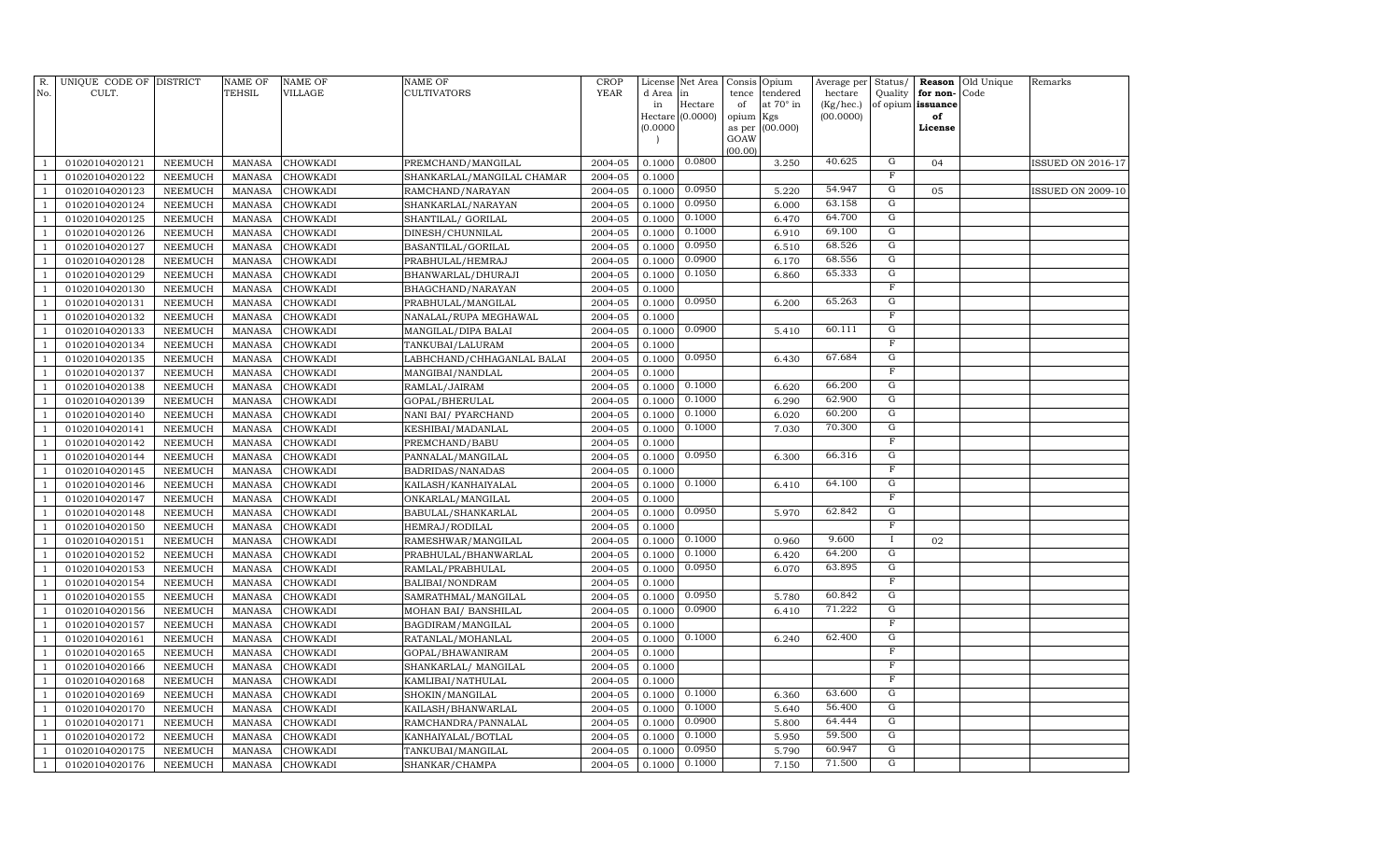| R. No. | UNIQUE CODE OF CULT. | DISTRICT | NAME OF TEHSIL | NAME OF VILLAGE | NAME OF CULTIVATORS | CROP YEAR | License d Area in Hectare (0.0000) | Net Area in Hectare (0.0000) | Consis tence of opium as per GOAW (00.00) | Opium tendered at 70° in Kgs (00.000) | Average per hectare (Kg/hec.) (00.0000) | Status/ Quality of opium | Reason for non-issuance of License | Old Unique Code | Remarks |
|---|---|---|---|---|---|---|---|---|---|---|---|---|---|---|---|
| 1 | 01020104020121 | NEEMUCH | MANASA | CHOWKADI | PREMCHAND/MANGILAL | 2004-05 | 0.1000 | 0.0800 | | 3.250 | 40.625 | G | 04 | | ISSUED ON 2016-17 |
| 1 | 01020104020122 | NEEMUCH | MANASA | CHOWKADI | SHANKARLAL/MANGILAL CHAMAR | 2004-05 | 0.1000 | | | | | F | | | |
| 1 | 01020104020123 | NEEMUCH | MANASA | CHOWKADI | RAMCHAND/NARAYAN | 2004-05 | 0.1000 | 0.0950 | | 5.220 | 54.947 | G | 05 | | ISSUED ON 2009-10 |
| 1 | 01020104020124 | NEEMUCH | MANASA | CHOWKADI | SHANKARLAL/NARAYAN | 2004-05 | 0.1000 | 0.0950 | | 6.000 | 63.158 | G | | | |
| 1 | 01020104020125 | NEEMUCH | MANASA | CHOWKADI | SHANTILAL/ GORILAL | 2004-05 | 0.1000 | 0.1000 | | 6.470 | 64.700 | G | | | |
| 1 | 01020104020126 | NEEMUCH | MANASA | CHOWKADI | DINESH/CHUNNILAL | 2004-05 | 0.1000 | 0.1000 | | 6.910 | 69.100 | G | | | |
| 1 | 01020104020127 | NEEMUCH | MANASA | CHOWKADI | BASANTILAL/GORILAL | 2004-05 | 0.1000 | 0.0950 | | 6.510 | 68.526 | G | | | |
| 1 | 01020104020128 | NEEMUCH | MANASA | CHOWKADI | PRABHULAL/HEMRAJ | 2004-05 | 0.1000 | 0.0900 | | 6.170 | 68.556 | G | | | |
| 1 | 01020104020129 | NEEMUCH | MANASA | CHOWKADI | BHANWARLAL/DHURAJI | 2004-05 | 0.1000 | 0.1050 | | 6.860 | 65.333 | G | | | |
| 1 | 01020104020130 | NEEMUCH | MANASA | CHOWKADI | BHAGCHAND/NARAYAN | 2004-05 | 0.1000 | | | | | F | | | |
| 1 | 01020104020131 | NEEMUCH | MANASA | CHOWKADI | PRABHULAL/MANGILAL | 2004-05 | 0.1000 | 0.0950 | | 6.200 | 65.263 | G | | | |
| 1 | 01020104020132 | NEEMUCH | MANASA | CHOWKADI | NANALAL/RUPA MEGHAWAL | 2004-05 | 0.1000 | | | | | F | | | |
| 1 | 01020104020133 | NEEMUCH | MANASA | CHOWKADI | MANGILAL/DIPA BALAI | 2004-05 | 0.1000 | 0.0900 | | 5.410 | 60.111 | G | | | |
| 1 | 01020104020134 | NEEMUCH | MANASA | CHOWKADI | TANKUBAI/LALURAM | 2004-05 | 0.1000 | | | | | F | | | |
| 1 | 01020104020135 | NEEMUCH | MANASA | CHOWKADI | LABHCHAND/CHHAGANLAL BALAI | 2004-05 | 0.1000 | 0.0950 | | 6.430 | 67.684 | G | | | |
| 1 | 01020104020137 | NEEMUCH | MANASA | CHOWKADI | MANGIBAI/NANDLAL | 2004-05 | 0.1000 | | | | | F | | | |
| 1 | 01020104020138 | NEEMUCH | MANASA | CHOWKADI | RAMLAL/JAIRAM | 2004-05 | 0.1000 | 0.1000 | | 6.620 | 66.200 | G | | | |
| 1 | 01020104020139 | NEEMUCH | MANASA | CHOWKADI | GOPAL/BHERULAL | 2004-05 | 0.1000 | 0.1000 | | 6.290 | 62.900 | G | | | |
| 1 | 01020104020140 | NEEMUCH | MANASA | CHOWKADI | NANI BAI/ PYARCHAND | 2004-05 | 0.1000 | 0.1000 | | 6.020 | 60.200 | G | | | |
| 1 | 01020104020141 | NEEMUCH | MANASA | CHOWKADI | KESHIBAI/MADANLAL | 2004-05 | 0.1000 | 0.1000 | | 7.030 | 70.300 | G | | | |
| 1 | 01020104020142 | NEEMUCH | MANASA | CHOWKADI | PREMCHAND/BABU | 2004-05 | 0.1000 | | | | | F | | | |
| 1 | 01020104020144 | NEEMUCH | MANASA | CHOWKADI | PANNALAL/MANGILAL | 2004-05 | 0.1000 | 0.0950 | | 6.300 | 66.316 | G | | | |
| 1 | 01020104020145 | NEEMUCH | MANASA | CHOWKADI | BADRIDAS/NANADAS | 2004-05 | 0.1000 | | | | | F | | | |
| 1 | 01020104020146 | NEEMUCH | MANASA | CHOWKADI | KAILASH/KANHAIYALAL | 2004-05 | 0.1000 | 0.1000 | | 6.410 | 64.100 | G | | | |
| 1 | 01020104020147 | NEEMUCH | MANASA | CHOWKADI | ONKARLAL/MANGILAL | 2004-05 | 0.1000 | | | | | F | | | |
| 1 | 01020104020148 | NEEMUCH | MANASA | CHOWKADI | BABULAL/SHANKARLAL | 2004-05 | 0.1000 | 0.0950 | | 5.970 | 62.842 | G | | | |
| 1 | 01020104020150 | NEEMUCH | MANASA | CHOWKADI | HEMRAJ/RODILAL | 2004-05 | 0.1000 | | | | | F | | | |
| 1 | 01020104020151 | NEEMUCH | MANASA | CHOWKADI | RAMESHWAR/MANGILAL | 2004-05 | 0.1000 | 0.1000 | | 0.960 | 9.600 | I | 02 | | |
| 1 | 01020104020152 | NEEMUCH | MANASA | CHOWKADI | PRABHULAL/BHANWARLAL | 2004-05 | 0.1000 | 0.1000 | | 6.420 | 64.200 | G | | | |
| 1 | 01020104020153 | NEEMUCH | MANASA | CHOWKADI | RAMLAL/PRABHULAL | 2004-05 | 0.1000 | 0.0950 | | 6.070 | 63.895 | G | | | |
| 1 | 01020104020154 | NEEMUCH | MANASA | CHOWKADI | BALIBAI/NONDRAM | 2004-05 | 0.1000 | | | | | F | | | |
| 1 | 01020104020155 | NEEMUCH | MANASA | CHOWKADI | SAMRATHMAL/MANGILAL | 2004-05 | 0.1000 | 0.0950 | | 5.780 | 60.842 | G | | | |
| 1 | 01020104020156 | NEEMUCH | MANASA | CHOWKADI | MOHAN BAI/ BANSHILAL | 2004-05 | 0.1000 | 0.0900 | | 6.410 | 71.222 | G | | | |
| 1 | 01020104020157 | NEEMUCH | MANASA | CHOWKADI | BAGDIRAM/MANGILAL | 2004-05 | 0.1000 | | | | | F | | | |
| 1 | 01020104020161 | NEEMUCH | MANASA | CHOWKADI | RATANLAL/MOHANLAL | 2004-05 | 0.1000 | 0.1000 | | 6.240 | 62.400 | G | | | |
| 1 | 01020104020165 | NEEMUCH | MANASA | CHOWKADI | GOPAL/BHAWANIRAM | 2004-05 | 0.1000 | | | | | F | | | |
| 1 | 01020104020166 | NEEMUCH | MANASA | CHOWKADI | SHANKARLAL/ MANGILAL | 2004-05 | 0.1000 | | | | | F | | | |
| 1 | 01020104020168 | NEEMUCH | MANASA | CHOWKADI | KAMLIBAI/NATHULAL | 2004-05 | 0.1000 | | | | | F | | | |
| 1 | 01020104020169 | NEEMUCH | MANASA | CHOWKADI | SHOKIN/MANGILAL | 2004-05 | 0.1000 | 0.1000 | | 6.360 | 63.600 | G | | | |
| 1 | 01020104020170 | NEEMUCH | MANASA | CHOWKADI | KAILASH/BHANWARLAL | 2004-05 | 0.1000 | 0.1000 | | 5.640 | 56.400 | G | | | |
| 1 | 01020104020171 | NEEMUCH | MANASA | CHOWKADI | RAMCHANDRA/PANNALAL | 2004-05 | 0.1000 | 0.0900 | | 5.800 | 64.444 | G | | | |
| 1 | 01020104020172 | NEEMUCH | MANASA | CHOWKADI | KANHAIYALAL/BOTLAL | 2004-05 | 0.1000 | 0.1000 | | 5.950 | 59.500 | G | | | |
| 1 | 01020104020175 | NEEMUCH | MANASA | CHOWKADI | TANKUBAI/MANGILAL | 2004-05 | 0.1000 | 0.0950 | | 5.790 | 60.947 | G | | | |
| 1 | 01020104020176 | NEEMUCH | MANASA | CHOWKADI | SHANKAR/CHAMPA | 2004-05 | 0.1000 | 0.1000 | | 7.150 | 71.500 | G | | | |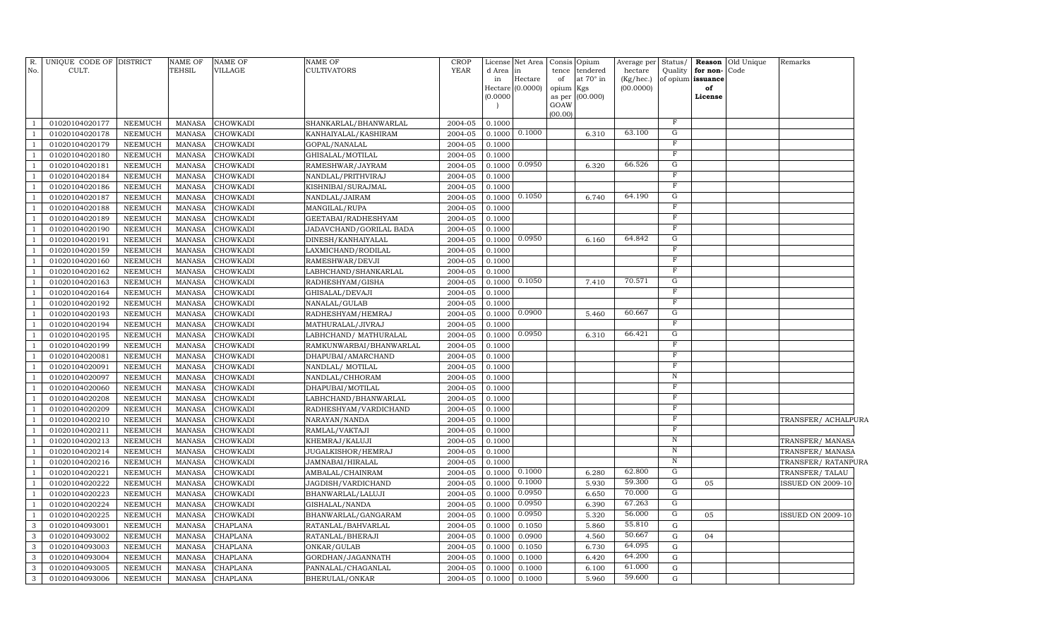| R. No. | UNIQUE CODE OF CULT. | DISTRICT | NAME OF TEHSIL | NAME OF VILLAGE | NAME OF CULTIVATORS | CROP YEAR | License d Area in Hectare (0.0000) | Net Area in Hectare (0.0000) | Consis tence of opium as per GOAW (00.00) | Opium tendered at 70° in Kgs (00.000) | Average per hectare (Kg/hec.) (00.0000) | Status/ Quality of opium | Reason for non-issuance of License | Old Unique Code | Remarks |
|---|---|---|---|---|---|---|---|---|---|---|---|---|---|---|---|
| 1 | 01020104020177 | NEEMUCH | MANASA | CHOWKADI | SHANKARLAL/BHANWARLAL | 2004-05 | 0.1000 | | | | | F | | | |
| 1 | 01020104020178 | NEEMUCH | MANASA | CHOWKADI | KANHAIYALAL/KASHIRAM | 2004-05 | 0.1000 | 0.1000 | | 6.310 | 63.100 | G | | | |
| 1 | 01020104020179 | NEEMUCH | MANASA | CHOWKADI | GOPAL/NANALAL | 2004-05 | 0.1000 | | | | | F | | | |
| 1 | 01020104020180 | NEEMUCH | MANASA | CHOWKADI | GHISALAL/MOTILAL | 2004-05 | 0.1000 | | | | | F | | | |
| 1 | 01020104020181 | NEEMUCH | MANASA | CHOWKADI | RAMESHWAR/JAYRAM | 2004-05 | 0.1000 | 0.0950 | | 6.320 | 66.526 | G | | | |
| 1 | 01020104020184 | NEEMUCH | MANASA | CHOWKADI | NANDLAL/PRITHVIRAJ | 2004-05 | 0.1000 | | | | | F | | | |
| 1 | 01020104020186 | NEEMUCH | MANASA | CHOWKADI | KISHNIBAI/SURAJMAL | 2004-05 | 0.1000 | | | | | F | | | |
| 1 | 01020104020187 | NEEMUCH | MANASA | CHOWKADI | NANDLAL/JAIRAM | 2004-05 | 0.1000 | 0.1050 | | 6.740 | 64.190 | G | | | |
| 1 | 01020104020188 | NEEMUCH | MANASA | CHOWKADI | MANGILAL/RUPA | 2004-05 | 0.1000 | | | | | F | | | |
| 1 | 01020104020189 | NEEMUCH | MANASA | CHOWKADI | GEETABAI/RADHESHYAM | 2004-05 | 0.1000 | | | | | F | | | |
| 1 | 01020104020190 | NEEMUCH | MANASA | CHOWKADI | JADAVCHAND/GORILAL BADA | 2004-05 | 0.1000 | | | | | F | | | |
| 1 | 01020104020191 | NEEMUCH | MANASA | CHOWKADI | DINESH/KANHAIYALAL | 2004-05 | 0.1000 | 0.0950 | | 6.160 | 64.842 | G | | | |
| 1 | 01020104020159 | NEEMUCH | MANASA | CHOWKADI | LAXMICHAND/RODILAL | 2004-05 | 0.1000 | | | | | F | | | |
| 1 | 01020104020160 | NEEMUCH | MANASA | CHOWKADI | RAMESHWAR/DEVJI | 2004-05 | 0.1000 | | | | | F | | | |
| 1 | 01020104020162 | NEEMUCH | MANASA | CHOWKADI | LABHCHAND/SHANKARLAL | 2004-05 | 0.1000 | | | | | F | | | |
| 1 | 01020104020163 | NEEMUCH | MANASA | CHOWKADI | RADHESHYAM/GISHA | 2004-05 | 0.1000 | 0.1050 | | 7.410 | 70.571 | G | | | |
| 1 | 01020104020164 | NEEMUCH | MANASA | CHOWKADI | GHISALAL/DEVAJI | 2004-05 | 0.1000 | | | | | F | | | |
| 1 | 01020104020192 | NEEMUCH | MANASA | CHOWKADI | NANALAL/GULAB | 2004-05 | 0.1000 | | | | | F | | | |
| 1 | 01020104020193 | NEEMUCH | MANASA | CHOWKADI | RADHESHYAM/HEMRAJ | 2004-05 | 0.1000 | 0.0900 | | 5.460 | 60.667 | G | | | |
| 1 | 01020104020194 | NEEMUCH | MANASA | CHOWKADI | MATHURALAL/JIVRAJ | 2004-05 | 0.1000 | | | | | F | | | |
| 1 | 01020104020195 | NEEMUCH | MANASA | CHOWKADI | LABHCHAND/ MATHURALAL | 2004-05 | 0.1000 | 0.0950 | | 6.310 | 66.421 | G | | | |
| 1 | 01020104020199 | NEEMUCH | MANASA | CHOWKADI | RAMKUNWARBAI/BHANWARLAL | 2004-05 | 0.1000 | | | | | F | | | |
| 1 | 01020104020081 | NEEMUCH | MANASA | CHOWKADI | DHAPUBAI/AMARCHAND | 2004-05 | 0.1000 | | | | | F | | | |
| 1 | 01020104020091 | NEEMUCH | MANASA | CHOWKADI | NANDLAL/ MOTILAL | 2004-05 | 0.1000 | | | | | F | | | |
| 1 | 01020104020097 | NEEMUCH | MANASA | CHOWKADI | NANDLAL/CHHORAM | 2004-05 | 0.1000 | | | | | N | | | |
| 1 | 01020104020060 | NEEMUCH | MANASA | CHOWKADI | DHAPUBAI/MOTILAL | 2004-05 | 0.1000 | | | | | F | | | |
| 1 | 01020104020208 | NEEMUCH | MANASA | CHOWKADI | LABHCHAND/BHANWARLAL | 2004-05 | 0.1000 | | | | | F | | | |
| 1 | 01020104020209 | NEEMUCH | MANASA | CHOWKADI | RADHESHYAM/VARDICHAND | 2004-05 | 0.1000 | | | | | F | | | |
| 1 | 01020104020210 | NEEMUCH | MANASA | CHOWKADI | NARAYAN/NANDA | 2004-05 | 0.1000 | | | | | F | | | TRANSFER/ ACHALPURA |
| 1 | 01020104020211 | NEEMUCH | MANASA | CHOWKADI | RAMLAL/VAKTAJI | 2004-05 | 0.1000 | | | | | F | | | |
| 1 | 01020104020213 | NEEMUCH | MANASA | CHOWKADI | KHEMRAJ/KALUJI | 2004-05 | 0.1000 | | | | | N | | | TRANSFER/ MANASA |
| 1 | 01020104020214 | NEEMUCH | MANASA | CHOWKADI | JUGALKISHOR/HEMRAJ | 2004-05 | 0.1000 | | | | | N | | | TRANSFER/ MANASA |
| 1 | 01020104020216 | NEEMUCH | MANASA | CHOWKADI | JAMNABAI/HIRALAL | 2004-05 | 0.1000 | | | | | N | | | TRANSFER/ RATANPURA |
| 1 | 01020104020221 | NEEMUCH | MANASA | CHOWKADI | AMBALAL/CHAINRAM | 2004-05 | 0.1000 | 0.1000 | | 6.280 | 62.800 | G | | | TRANSFER/ TALAU |
| 1 | 01020104020222 | NEEMUCH | MANASA | CHOWKADI | JAGDISH/VARDICHAND | 2004-05 | 0.1000 | 0.1000 | | 5.930 | 59.300 | G | 05 | | ISSUED ON 2009-10 |
| 1 | 01020104020223 | NEEMUCH | MANASA | CHOWKADI | BHANWARLAL/LALUJI | 2004-05 | 0.1000 | 0.0950 | | 6.650 | 70.000 | G | | | |
| 1 | 01020104020224 | NEEMUCH | MANASA | CHOWKADI | GISHALAL/NANDA | 2004-05 | 0.1000 | 0.0950 | | 6.390 | 67.263 | G | | | |
| 1 | 01020104020225 | NEEMUCH | MANASA | CHOWKADI | BHANWARLAL/GANGARAM | 2004-05 | 0.1000 | 0.0950 | | 5.320 | 56.000 | G | 05 | | ISSUED ON 2009-10 |
| 3 | 01020104093001 | NEEMUCH | MANASA | CHAPLANA | RATANLAL/BAHVARLAL | 2004-05 | 0.1000 | 0.1050 | | 5.860 | 55.810 | G | | | |
| 3 | 01020104093002 | NEEMUCH | MANASA | CHAPLANA | RATANLAL/BHERAJI | 2004-05 | 0.1000 | 0.0900 | | 4.560 | 50.667 | G | 04 | | |
| 3 | 01020104093003 | NEEMUCH | MANASA | CHAPLANA | ONKAR/GULAB | 2004-05 | 0.1000 | 0.1050 | | 6.730 | 64.095 | G | | | |
| 3 | 01020104093004 | NEEMUCH | MANASA | CHAPLANA | GORDHAN/JAGANNATH | 2004-05 | 0.1000 | 0.1000 | | 6.420 | 64.200 | G | | | |
| 3 | 01020104093005 | NEEMUCH | MANASA | CHAPLANA | PANNALAL/CHAGANLAL | 2004-05 | 0.1000 | 0.1000 | | 6.100 | 61.000 | G | | | |
| 3 | 01020104093006 | NEEMUCH | MANASA | CHAPLANA | BHERULAL/ONKAR | 2004-05 | 0.1000 | 0.1000 | | 5.960 | 59.600 | G | | | |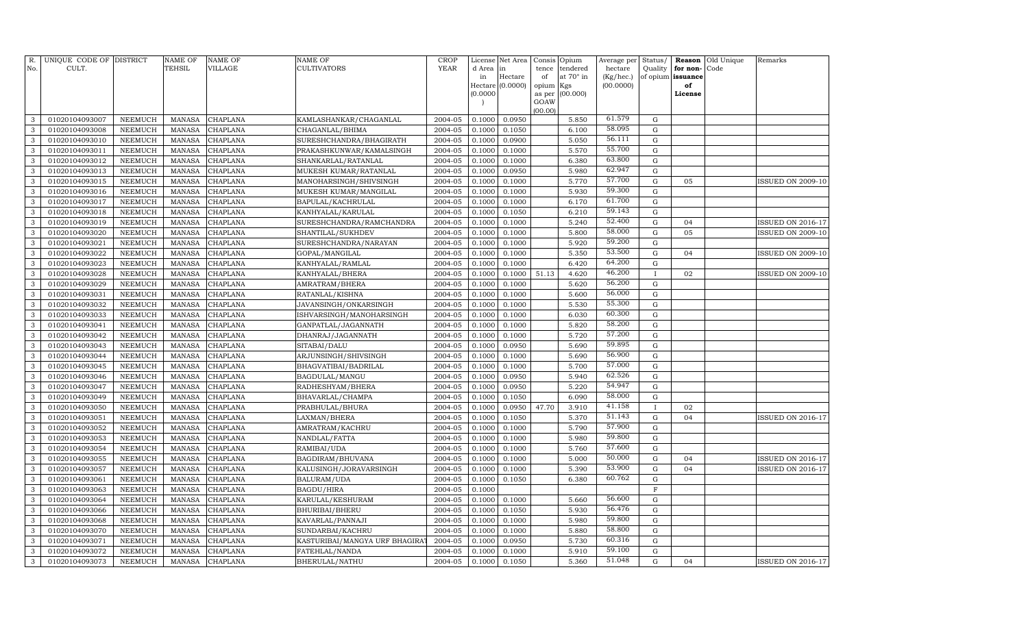| R. No. | UNIQUE CODE OF CULT. | DISTRICT | NAME OF TEHSIL | NAME OF VILLAGE | NAME OF CULTIVATORS | CROP YEAR | License d Area in Hectare (0.0000) | Net Area in Hectare (0.0000) | Consis tence of opium as per GOAW (00.00) | Opium tendered at 70° in Kgs (00.000) | Average per hectare (Kg/hec.) (00.0000) | Status/ Quality of opium | Reason for non-issuance of License | Old Unique Code | Remarks |
|---|---|---|---|---|---|---|---|---|---|---|---|---|---|---|---|
| 3 | 01020104093007 | NEEMUCH | MANASA | CHAPLANA | KAMLASHANKAR/CHAGANLAL | 2004-05 | 0.1000 | 0.0950 | | 5.850 | 61.579 | G | | | |
| 3 | 01020104093008 | NEEMUCH | MANASA | CHAPLANA | CHAGANLAL/BHIMA | 2004-05 | 0.1000 | 0.1050 | | 6.100 | 58.095 | G | | | |
| 3 | 01020104093010 | NEEMUCH | MANASA | CHAPLANA | SURESHCHANDRA/BHAGIRATH | 2004-05 | 0.1000 | 0.0900 | | 5.050 | 56.111 | G | | | |
| 3 | 01020104093011 | NEEMUCH | MANASA | CHAPLANA | PRAKASHKUNWAR/KAMALSINGH | 2004-05 | 0.1000 | 0.1000 | | 5.570 | 55.700 | G | | | |
| 3 | 01020104093012 | NEEMUCH | MANASA | CHAPLANA | SHANKARLAL/RATANLAL | 2004-05 | 0.1000 | 0.1000 | | 6.380 | 63.800 | G | | | |
| 3 | 01020104093013 | NEEMUCH | MANASA | CHAPLANA | MUKESH KUMAR/RATANLAL | 2004-05 | 0.1000 | 0.0950 | | 5.980 | 62.947 | G | | | |
| 3 | 01020104093015 | NEEMUCH | MANASA | CHAPLANA | MANOHARSINGH/SHIVSINGH | 2004-05 | 0.1000 | 0.1000 | | 5.770 | 57.700 | G | 05 | | ISSUED ON 2009-10 |
| 3 | 01020104093016 | NEEMUCH | MANASA | CHAPLANA | MUKESH KUMAR/MANGILAL | 2004-05 | 0.1000 | 0.1000 | | 5.930 | 59.300 | G | | | |
| 3 | 01020104093017 | NEEMUCH | MANASA | CHAPLANA | BAPULAL/KACHRULAL | 2004-05 | 0.1000 | 0.1000 | | 6.170 | 61.700 | G | | | |
| 3 | 01020104093018 | NEEMUCH | MANASA | CHAPLANA | KANHYALAL/KARULAL | 2004-05 | 0.1000 | 0.1050 | | 6.210 | 59.143 | G | | | |
| 3 | 01020104093019 | NEEMUCH | MANASA | CHAPLANA | SURESHCHANDRA/RAMCHANDRA | 2004-05 | 0.1000 | 0.1000 | | 5.240 | 52.400 | G | 04 | | ISSUED ON 2016-17 |
| 3 | 01020104093020 | NEEMUCH | MANASA | CHAPLANA | SHANTILAL/SUKHDEV | 2004-05 | 0.1000 | 0.1000 | | 5.800 | 58.000 | G | 05 | | ISSUED ON 2009-10 |
| 3 | 01020104093021 | NEEMUCH | MANASA | CHAPLANA | SURESHCHANDRA/NARAYAN | 2004-05 | 0.1000 | 0.1000 | | 5.920 | 59.200 | G | | | |
| 3 | 01020104093022 | NEEMUCH | MANASA | CHAPLANA | GOPAL/MANGILAL | 2004-05 | 0.1000 | 0.1000 | | 5.350 | 53.500 | G | 04 | | ISSUED ON 2009-10 |
| 3 | 01020104093023 | NEEMUCH | MANASA | CHAPLANA | KANHYALAL/RAMLAL | 2004-05 | 0.1000 | 0.1000 | | 6.420 | 64.200 | G | | | |
| 3 | 01020104093028 | NEEMUCH | MANASA | CHAPLANA | KANHYALAL/BHERA | 2004-05 | 0.1000 | 0.1000 | 51.13 | 4.620 | 46.200 | I | 02 | | ISSUED ON 2009-10 |
| 3 | 01020104093029 | NEEMUCH | MANASA | CHAPLANA | AMRATRAM/BHERA | 2004-05 | 0.1000 | 0.1000 | | 5.620 | 56.200 | G | | | |
| 3 | 01020104093031 | NEEMUCH | MANASA | CHAPLANA | RATANLAL/KISHNA | 2004-05 | 0.1000 | 0.1000 | | 5.600 | 56.000 | G | | | |
| 3 | 01020104093032 | NEEMUCH | MANASA | CHAPLANA | JAVANSINGH/ONKARSINGH | 2004-05 | 0.1000 | 0.1000 | | 5.530 | 55.300 | G | | | |
| 3 | 01020104093033 | NEEMUCH | MANASA | CHAPLANA | ISHVARSINGH/MANOHARSINGH | 2004-05 | 0.1000 | 0.1000 | | 6.030 | 60.300 | G | | | |
| 3 | 01020104093041 | NEEMUCH | MANASA | CHAPLANA | GANPATLAL/JAGANNATH | 2004-05 | 0.1000 | 0.1000 | | 5.820 | 58.200 | G | | | |
| 3 | 01020104093042 | NEEMUCH | MANASA | CHAPLANA | DHANRAJ/JAGANNATH | 2004-05 | 0.1000 | 0.1000 | | 5.720 | 57.200 | G | | | |
| 3 | 01020104093043 | NEEMUCH | MANASA | CHAPLANA | SITABAI/DALU | 2004-05 | 0.1000 | 0.0950 | | 5.690 | 59.895 | G | | | |
| 3 | 01020104093044 | NEEMUCH | MANASA | CHAPLANA | ARJUNSINGH/SHIVSINGH | 2004-05 | 0.1000 | 0.1000 | | 5.690 | 56.900 | G | | | |
| 3 | 01020104093045 | NEEMUCH | MANASA | CHAPLANA | BHAGVATIBAI/BADRILAL | 2004-05 | 0.1000 | 0.1000 | | 5.700 | 57.000 | G | | | |
| 3 | 01020104093046 | NEEMUCH | MANASA | CHAPLANA | BAGDULAL/MANGU | 2004-05 | 0.1000 | 0.0950 | | 5.940 | 62.526 | G | | | |
| 3 | 01020104093047 | NEEMUCH | MANASA | CHAPLANA | RADHESHYAM/BHERA | 2004-05 | 0.1000 | 0.0950 | | 5.220 | 54.947 | G | | | |
| 3 | 01020104093049 | NEEMUCH | MANASA | CHAPLANA | BHAVARLAL/CHAMPA | 2004-05 | 0.1000 | 0.1050 | | 6.090 | 58.000 | G | | | |
| 3 | 01020104093050 | NEEMUCH | MANASA | CHAPLANA | PRABHULAL/BHURA | 2004-05 | 0.1000 | 0.0950 | 47.70 | 3.910 | 41.158 | I | 02 | | |
| 3 | 01020104093051 | NEEMUCH | MANASA | CHAPLANA | LAXMAN/BHERA | 2004-05 | 0.1000 | 0.1050 | | 5.370 | 51.143 | G | 04 | | ISSUED ON 2016-17 |
| 3 | 01020104093052 | NEEMUCH | MANASA | CHAPLANA | AMRATRAM/KACHRU | 2004-05 | 0.1000 | 0.1000 | | 5.790 | 57.900 | G | | | |
| 3 | 01020104093053 | NEEMUCH | MANASA | CHAPLANA | NANDLAL/FATTA | 2004-05 | 0.1000 | 0.1000 | | 5.980 | 59.800 | G | | | |
| 3 | 01020104093054 | NEEMUCH | MANASA | CHAPLANA | RAMIBAI/UDA | 2004-05 | 0.1000 | 0.1000 | | 5.760 | 57.600 | G | | | |
| 3 | 01020104093055 | NEEMUCH | MANASA | CHAPLANA | BAGDIRAM/BHUVANA | 2004-05 | 0.1000 | 0.1000 | | 5.000 | 50.000 | G | 04 | | ISSUED ON 2016-17 |
| 3 | 01020104093057 | NEEMUCH | MANASA | CHAPLANA | KALUSINGH/JORAVARSINGH | 2004-05 | 0.1000 | 0.1000 | | 5.390 | 53.900 | G | 04 | | ISSUED ON 2016-17 |
| 3 | 01020104093061 | NEEMUCH | MANASA | CHAPLANA | BALURAM/UDA | 2004-05 | 0.1000 | 0.1050 | | 6.380 | 60.762 | G | | | |
| 3 | 01020104093063 | NEEMUCH | MANASA | CHAPLANA | BAGDU/HIRA | 2004-05 | 0.1000 | | | | | F | | | |
| 3 | 01020104093064 | NEEMUCH | MANASA | CHAPLANA | KARULAL/KESHURAM | 2004-05 | 0.1000 | 0.1000 | | 5.660 | 56.600 | G | | | |
| 3 | 01020104093066 | NEEMUCH | MANASA | CHAPLANA | BHURIBAI/BHERU | 2004-05 | 0.1000 | 0.1050 | | 5.930 | 56.476 | G | | | |
| 3 | 01020104093068 | NEEMUCH | MANASA | CHAPLANA | KAVARLAL/PANNAJI | 2004-05 | 0.1000 | 0.1000 | | 5.980 | 59.800 | G | | | |
| 3 | 01020104093070 | NEEMUCH | MANASA | CHAPLANA | SUNDARBAI/KACHRU | 2004-05 | 0.1000 | 0.1000 | | 5.880 | 58.800 | G | | | |
| 3 | 01020104093071 | NEEMUCH | MANASA | CHAPLANA | KASTURIBAI/MANGYA URF BHAGIRAT | 2004-05 | 0.1000 | 0.0950 | | 5.730 | 60.316 | G | | | |
| 3 | 01020104093072 | NEEMUCH | MANASA | CHAPLANA | FATEHLAL/NANDA | 2004-05 | 0.1000 | 0.1000 | | 5.910 | 59.100 | G | | | |
| 3 | 01020104093073 | NEEMUCH | MANASA | CHAPLANA | BHERULAL/NATHU | 2004-05 | 0.1000 | 0.1050 | | 5.360 | 51.048 | G | 04 | | ISSUED ON 2016-17 |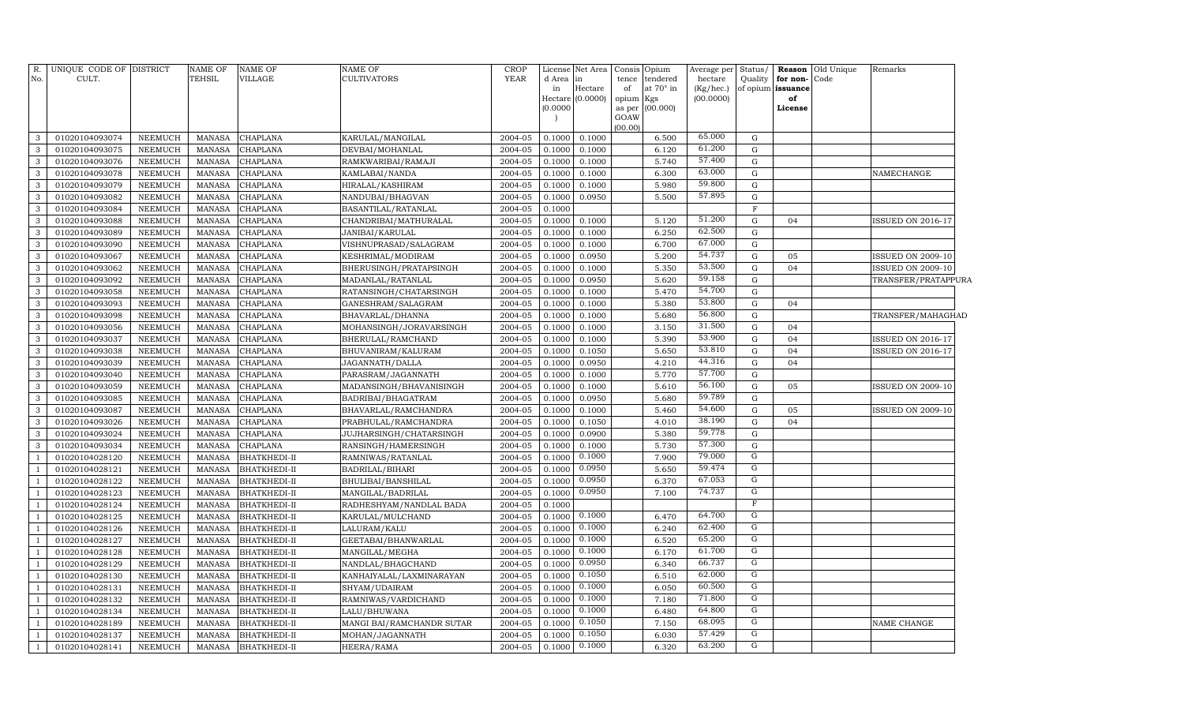| R. No. | UNIQUE CODE OF CULT. | DISTRICT | NAME OF TEHSIL | NAME OF VILLAGE | NAME OF CULTIVATORS | CROP YEAR | License d Area in Hectare (0.0000) | Net Area in Hectare (0.0000) | Consis tence of opium as per GOAW (00.00) | Opium tendered at 70° in Kgs (00.000) | Average per hectare (Kg/hec.) (00.0000) | Status/ Quality of opium | Reason for non-issuance of License | Old Unique Code | Remarks |
|---|---|---|---|---|---|---|---|---|---|---|---|---|---|---|---|
| 3 | 01020104093074 | NEEMUCH | MANASA | CHAPLANA | KARULAL/MANGILAL | 2004-05 | 0.1000 | 0.1000 | | 6.500 | 65.000 | G | | | |
| 3 | 01020104093075 | NEEMUCH | MANASA | CHAPLANA | DEVBAI/MOHANLAL | 2004-05 | 0.1000 | 0.1000 | | 6.120 | 61.200 | G | | | |
| 3 | 01020104093076 | NEEMUCH | MANASA | CHAPLANA | RAMKWARIBAI/RAMAJI | 2004-05 | 0.1000 | 0.1000 | | 5.740 | 57.400 | G | | | |
| 3 | 01020104093078 | NEEMUCH | MANASA | CHAPLANA | KAMLABAI/NANDA | 2004-05 | 0.1000 | 0.1000 | | 6.300 | 63.000 | G | | | NAMECHANGE |
| 3 | 01020104093079 | NEEMUCH | MANASA | CHAPLANA | HIRALAL/KASHIRAM | 2004-05 | 0.1000 | 0.1000 | | 5.980 | 59.800 | G | | | |
| 3 | 01020104093082 | NEEMUCH | MANASA | CHAPLANA | NANDUBAI/BHAGVAN | 2004-05 | 0.1000 | 0.0950 | | 5.500 | 57.895 | G | | | |
| 3 | 01020104093084 | NEEMUCH | MANASA | CHAPLANA | BASANTILAL/RATANLAL | 2004-05 | 0.1000 | | | | | F | | | |
| 3 | 01020104093088 | NEEMUCH | MANASA | CHAPLANA | CHANDRIBAI/MATHURALAL | 2004-05 | 0.1000 | 0.1000 | | 5.120 | 51.200 | G | 04 | | ISSUED ON 2016-17 |
| 3 | 01020104093089 | NEEMUCH | MANASA | CHAPLANA | JANIBAI/KARULAL | 2004-05 | 0.1000 | 0.1000 | | 6.250 | 62.500 | G | | | |
| 3 | 01020104093090 | NEEMUCH | MANASA | CHAPLANA | VISHNUPRASAD/SALAGRAM | 2004-05 | 0.1000 | 0.1000 | | 6.700 | 67.000 | G | | | |
| 3 | 01020104093067 | NEEMUCH | MANASA | CHAPLANA | KESHRIMAL/MODIRAM | 2004-05 | 0.1000 | 0.0950 | | 5.200 | 54.737 | G | 05 | | ISSUED ON 2009-10 |
| 3 | 01020104093062 | NEEMUCH | MANASA | CHAPLANA | BHERUSINGH/PRATAPSINGH | 2004-05 | 0.1000 | 0.1000 | | 5.350 | 53.500 | G | 04 | | ISSUED ON 2009-10 |
| 3 | 01020104093092 | NEEMUCH | MANASA | CHAPLANA | MADANLAL/RATANLAL | 2004-05 | 0.1000 | 0.0950 | | 5.620 | 59.158 | G | | | TRANSFER/PRATAPPURA |
| 3 | 01020104093058 | NEEMUCH | MANASA | CHAPLANA | RATANSINGH/CHATARSINGH | 2004-05 | 0.1000 | 0.1000 | | 5.470 | 54.700 | G | | | |
| 3 | 01020104093093 | NEEMUCH | MANASA | CHAPLANA | GANESHRAM/SALAGRAM | 2004-05 | 0.1000 | 0.1000 | | 5.380 | 53.800 | G | 04 | | |
| 3 | 01020104093098 | NEEMUCH | MANASA | CHAPLANA | BHAVARLAL/DHANNA | 2004-05 | 0.1000 | 0.1000 | | 5.680 | 56.800 | G | | | TRANSFER/MAHAGHAD |
| 3 | 01020104093056 | NEEMUCH | MANASA | CHAPLANA | MOHANSINGH/JORAVARSINGH | 2004-05 | 0.1000 | 0.1000 | | 3.150 | 31.500 | G | 04 | | |
| 3 | 01020104093037 | NEEMUCH | MANASA | CHAPLANA | BHERULAL/RAMCHAND | 2004-05 | 0.1000 | 0.1000 | | 5.390 | 53.900 | G | 04 | | ISSUED ON 2016-17 |
| 3 | 01020104093038 | NEEMUCH | MANASA | CHAPLANA | BHUVANIRAM/KALURAM | 2004-05 | 0.1000 | 0.1050 | | 5.650 | 53.810 | G | 04 | | ISSUED ON 2016-17 |
| 3 | 01020104093039 | NEEMUCH | MANASA | CHAPLANA | JAGANNATH/DALLA | 2004-05 | 0.1000 | 0.0950 | | 4.210 | 44.316 | G | 04 | | |
| 3 | 01020104093040 | NEEMUCH | MANASA | CHAPLANA | PARASRAM/JAGANNATH | 2004-05 | 0.1000 | 0.1000 | | 5.770 | 57.700 | G | | | |
| 3 | 01020104093059 | NEEMUCH | MANASA | CHAPLANA | MADANSINGH/BHAVANISINGH | 2004-05 | 0.1000 | 0.1000 | | 5.610 | 56.100 | G | 05 | | ISSUED ON 2009-10 |
| 3 | 01020104093085 | NEEMUCH | MANASA | CHAPLANA | BADRIBAI/BHAGATRAM | 2004-05 | 0.1000 | 0.0950 | | 5.680 | 59.789 | G | | | |
| 3 | 01020104093087 | NEEMUCH | MANASA | CHAPLANA | BHAVARLAL/RAMCHANDRA | 2004-05 | 0.1000 | 0.1000 | | 5.460 | 54.600 | G | 05 | | ISSUED ON 2009-10 |
| 3 | 01020104093026 | NEEMUCH | MANASA | CHAPLANA | PRABHULAL/RAMCHANDRA | 2004-05 | 0.1000 | 0.1050 | | 4.010 | 38.190 | G | 04 | | |
| 3 | 01020104093024 | NEEMUCH | MANASA | CHAPLANA | JUJHARSINGH/CHATARSINGH | 2004-05 | 0.1000 | 0.0900 | | 5.380 | 59.778 | G | | | |
| 3 | 01020104093034 | NEEMUCH | MANASA | CHAPLANA | RANSINGH/HAMERSINGH | 2004-05 | 0.1000 | 0.1000 | | 5.730 | 57.300 | G | | | |
| 1 | 01020104028120 | NEEMUCH | MANASA | BHATKHEDI-II | RAMNIWAS/RATANLAL | 2004-05 | 0.1000 | 0.1000 | | 7.900 | 79.000 | G | | | |
| 1 | 01020104028121 | NEEMUCH | MANASA | BHATKHEDI-II | BADRILAL/BIHARI | 2004-05 | 0.1000 | 0.0950 | | 5.650 | 59.474 | G | | | |
| 1 | 01020104028122 | NEEMUCH | MANASA | BHATKHEDI-II | BHULIBAI/BANSHILAL | 2004-05 | 0.1000 | 0.0950 | | 6.370 | 67.053 | G | | | |
| 1 | 01020104028123 | NEEMUCH | MANASA | BHATKHEDI-II | MANGILAL/BADRILAL | 2004-05 | 0.1000 | 0.0950 | | 7.100 | 74.737 | G | | | |
| 1 | 01020104028124 | NEEMUCH | MANASA | BHATKHEDI-II | RADHESHYAM/NANDLAL BADA | 2004-05 | 0.1000 | | | | | F | | | |
| 1 | 01020104028125 | NEEMUCH | MANASA | BHATKHEDI-II | KARULAL/MULCHAND | 2004-05 | 0.1000 | 0.1000 | | 6.470 | 64.700 | G | | | |
| 1 | 01020104028126 | NEEMUCH | MANASA | BHATKHEDI-II | LALURAM/KALU | 2004-05 | 0.1000 | 0.1000 | | 6.240 | 62.400 | G | | | |
| 1 | 01020104028127 | NEEMUCH | MANASA | BHATKHEDI-II | GEETABAI/BHANWARLAL | 2004-05 | 0.1000 | 0.1000 | | 6.520 | 65.200 | G | | | |
| 1 | 01020104028128 | NEEMUCH | MANASA | BHATKHEDI-II | MANGILAL/MEGHA | 2004-05 | 0.1000 | 0.1000 | | 6.170 | 61.700 | G | | | |
| 1 | 01020104028129 | NEEMUCH | MANASA | BHATKHEDI-II | NANDLAL/BHAGCHAND | 2004-05 | 0.1000 | 0.0950 | | 6.340 | 66.737 | G | | | |
| 1 | 01020104028130 | NEEMUCH | MANASA | BHATKHEDI-II | KANHAIYALAL/LAXMINARAYAN | 2004-05 | 0.1000 | 0.1050 | | 6.510 | 62.000 | G | | | |
| 1 | 01020104028131 | NEEMUCH | MANASA | BHATKHEDI-II | SHYAM/UDAIRAM | 2004-05 | 0.1000 | 0.1000 | | 6.050 | 60.500 | G | | | |
| 1 | 01020104028132 | NEEMUCH | MANASA | BHATKHEDI-II | RAMNIWAS/VARDICHAND | 2004-05 | 0.1000 | 0.1000 | | 7.180 | 71.800 | G | | | |
| 1 | 01020104028134 | NEEMUCH | MANASA | BHATKHEDI-II | LALU/BHUWANA | 2004-05 | 0.1000 | 0.1000 | | 6.480 | 64.800 | G | | | |
| 1 | 01020104028189 | NEEMUCH | MANASA | BHATKHEDI-II | MANGI BAI/RAMCHANDR SUTAR | 2004-05 | 0.1000 | 0.1050 | | 7.150 | 68.095 | G | | | NAME CHANGE |
| 1 | 01020104028137 | NEEMUCH | MANASA | BHATKHEDI-II | MOHAN/JAGANNATH | 2004-05 | 0.1000 | 0.1050 | | 6.030 | 57.429 | G | | | |
| 1 | 01020104028141 | NEEMUCH | MANASA | BHATKHEDI-II | HEERA/RAMA | 2004-05 | 0.1000 | 0.1000 | | 6.320 | 63.200 | G | | | |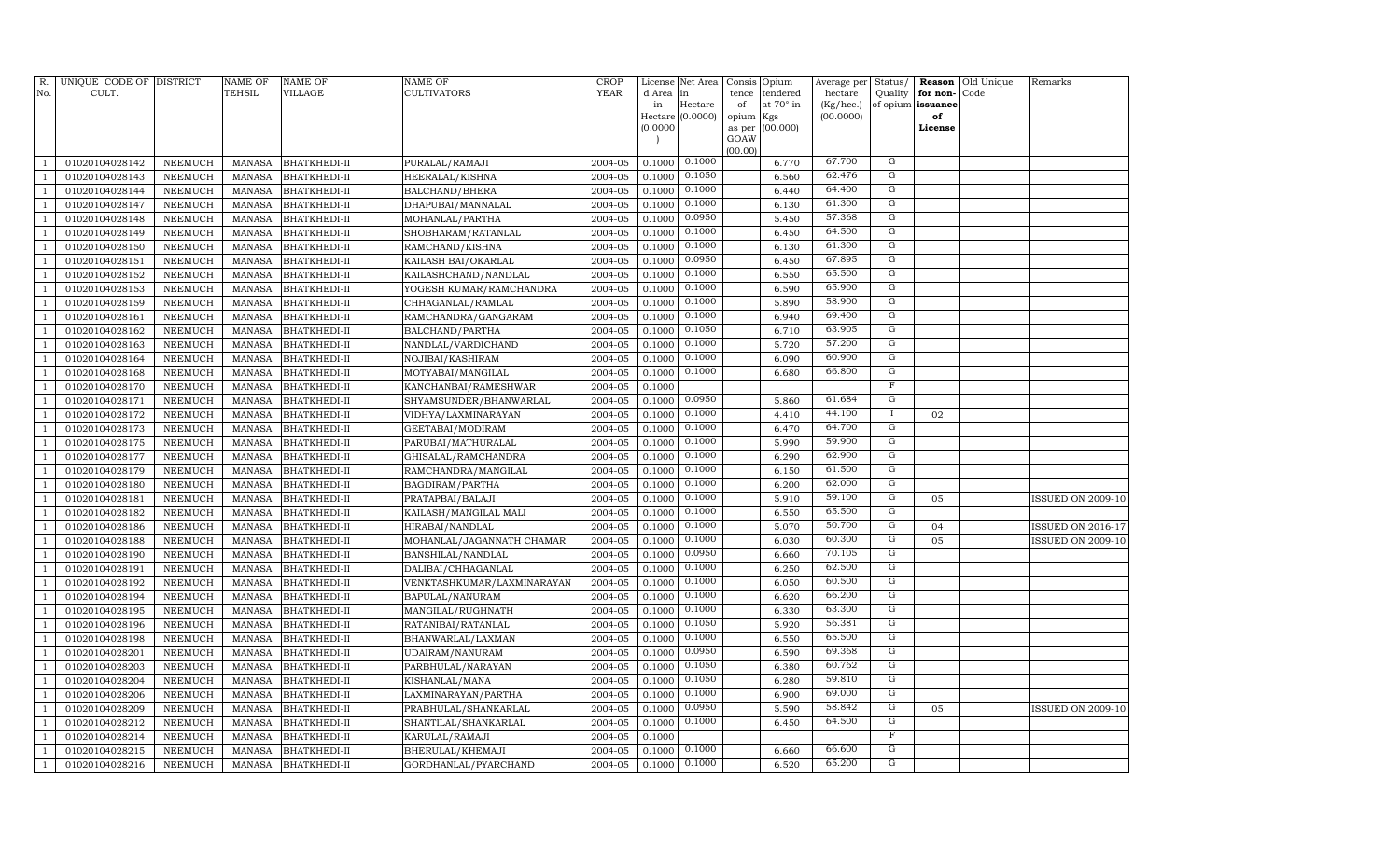| R. No. | UNIQUE CODE OF CULT. | DISTRICT | NAME OF TEHSIL | NAME OF VILLAGE | NAME OF CULTIVATORS | CROP YEAR | License d Area in Hectare (0.0000) | Net Area in Hectare (0.0000) | Consis tence of opium as per GOAW (00.00) | Opium tendered at 70° in Kgs (00.000) | Average per hectare (Kg/hec.) (00.0000) | Status/ Quality of opium | Reason for non-issuance of License | Old Unique Code | Remarks |
|---|---|---|---|---|---|---|---|---|---|---|---|---|---|---|---|
| 1 | 01020104028142 | NEEMUCH | MANASA | BHATKHEDI-II | PURALAL/RAMAJI | 2004-05 | 0.1000 | 0.1000 | | 6.770 | 67.700 | G | | | |
| 1 | 01020104028143 | NEEMUCH | MANASA | BHATKHEDI-II | HEERALAL/KISHNA | 2004-05 | 0.1000 | 0.1050 | | 6.560 | 62.476 | G | | | |
| 1 | 01020104028144 | NEEMUCH | MANASA | BHATKHEDI-II | BALCHAND/BHERA | 2004-05 | 0.1000 | 0.1000 | | 6.440 | 64.400 | G | | | |
| 1 | 01020104028147 | NEEMUCH | MANASA | BHATKHEDI-II | DHAPUBAI/MANNALAL | 2004-05 | 0.1000 | 0.1000 | | 6.130 | 61.300 | G | | | |
| 1 | 01020104028148 | NEEMUCH | MANASA | BHATKHEDI-II | MOHANLAL/PARTHA | 2004-05 | 0.1000 | 0.0950 | | 5.450 | 57.368 | G | | | |
| 1 | 01020104028149 | NEEMUCH | MANASA | BHATKHEDI-II | SHOBHARAM/RATANLAL | 2004-05 | 0.1000 | 0.1000 | | 6.450 | 64.500 | G | | | |
| 1 | 01020104028150 | NEEMUCH | MANASA | BHATKHEDI-II | RAMCHAND/KISHNA | 2004-05 | 0.1000 | 0.1000 | | 6.130 | 61.300 | G | | | |
| 1 | 01020104028151 | NEEMUCH | MANASA | BHATKHEDI-II | KAILASH BAI/OKARLAL | 2004-05 | 0.1000 | 0.0950 | | 6.450 | 67.895 | G | | | |
| 1 | 01020104028152 | NEEMUCH | MANASA | BHATKHEDI-II | KAILASHCHAND/NANDLAL | 2004-05 | 0.1000 | 0.1000 | | 6.550 | 65.500 | G | | | |
| 1 | 01020104028153 | NEEMUCH | MANASA | BHATKHEDI-II | YOGESH KUMAR/RAMCHANDRA | 2004-05 | 0.1000 | 0.1000 | | 6.590 | 65.900 | G | | | |
| 1 | 01020104028159 | NEEMUCH | MANASA | BHATKHEDI-II | CHHAGANLAL/RAMLAL | 2004-05 | 0.1000 | 0.1000 | | 5.890 | 58.900 | G | | | |
| 1 | 01020104028161 | NEEMUCH | MANASA | BHATKHEDI-II | RAMCHANDRA/GANGARAM | 2004-05 | 0.1000 | 0.1000 | | 6.940 | 69.400 | G | | | |
| 1 | 01020104028162 | NEEMUCH | MANASA | BHATKHEDI-II | BALCHAND/PARTHA | 2004-05 | 0.1000 | 0.1050 | | 6.710 | 63.905 | G | | | |
| 1 | 01020104028163 | NEEMUCH | MANASA | BHATKHEDI-II | NANDLAL/VARDICHAND | 2004-05 | 0.1000 | 0.1000 | | 5.720 | 57.200 | G | | | |
| 1 | 01020104028164 | NEEMUCH | MANASA | BHATKHEDI-II | NOJIBAI/KASHIRAM | 2004-05 | 0.1000 | 0.1000 | | 6.090 | 60.900 | G | | | |
| 1 | 01020104028168 | NEEMUCH | MANASA | BHATKHEDI-II | MOTYABAI/MANGILAL | 2004-05 | 0.1000 | 0.1000 | | 6.680 | 66.800 | G | | | |
| 1 | 01020104028170 | NEEMUCH | MANASA | BHATKHEDI-II | KANCHANBAI/RAMESHWAR | 2004-05 | 0.1000 | | | | | F | | | |
| 1 | 01020104028171 | NEEMUCH | MANASA | BHATKHEDI-II | SHYAMSUNDER/BHANWARLAL | 2004-05 | 0.1000 | 0.0950 | | 5.860 | 61.684 | G | | | |
| 1 | 01020104028172 | NEEMUCH | MANASA | BHATKHEDI-II | VIDHYA/LAXMINARAYAN | 2004-05 | 0.1000 | 0.1000 | | 4.410 | 44.100 | I | 02 | | |
| 1 | 01020104028173 | NEEMUCH | MANASA | BHATKHEDI-II | GEETABAI/MODIRAM | 2004-05 | 0.1000 | 0.1000 | | 6.470 | 64.700 | G | | | |
| 1 | 01020104028175 | NEEMUCH | MANASA | BHATKHEDI-II | PARUBAI/MATHURALAL | 2004-05 | 0.1000 | 0.1000 | | 5.990 | 59.900 | G | | | |
| 1 | 01020104028177 | NEEMUCH | MANASA | BHATKHEDI-II | GHISALAL/RAMCHANDRA | 2004-05 | 0.1000 | 0.1000 | | 6.290 | 62.900 | G | | | |
| 1 | 01020104028179 | NEEMUCH | MANASA | BHATKHEDI-II | RAMCHANDRA/MANGILAL | 2004-05 | 0.1000 | 0.1000 | | 6.150 | 61.500 | G | | | |
| 1 | 01020104028180 | NEEMUCH | MANASA | BHATKHEDI-II | BAGDIRAM/PARTHA | 2004-05 | 0.1000 | 0.1000 | | 6.200 | 62.000 | G | | | |
| 1 | 01020104028181 | NEEMUCH | MANASA | BHATKHEDI-II | PRATAPBAI/BALAJI | 2004-05 | 0.1000 | 0.1000 | | 5.910 | 59.100 | G | 05 | | ISSUED ON 2009-10 |
| 1 | 01020104028182 | NEEMUCH | MANASA | BHATKHEDI-II | KAILASH/MANGILAL MALI | 2004-05 | 0.1000 | 0.1000 | | 6.550 | 65.500 | G | | | |
| 1 | 01020104028186 | NEEMUCH | MANASA | BHATKHEDI-II | HIRABAI/NANDLAL | 2004-05 | 0.1000 | 0.1000 | | 5.070 | 50.700 | G | 04 | | ISSUED ON 2016-17 |
| 1 | 01020104028188 | NEEMUCH | MANASA | BHATKHEDI-II | MOHANLAL/JAGANNATH CHAMAR | 2004-05 | 0.1000 | 0.1000 | | 6.030 | 60.300 | G | 05 | | ISSUED ON 2009-10 |
| 1 | 01020104028190 | NEEMUCH | MANASA | BHATKHEDI-II | BANSHILAL/NANDLAL | 2004-05 | 0.1000 | 0.0950 | | 6.660 | 70.105 | G | | | |
| 1 | 01020104028191 | NEEMUCH | MANASA | BHATKHEDI-II | DALIBAI/CHHAGANLAL | 2004-05 | 0.1000 | 0.1000 | | 6.250 | 62.500 | G | | | |
| 1 | 01020104028192 | NEEMUCH | MANASA | BHATKHEDI-II | VENKTASHKUMAR/LAXMINARAYAN | 2004-05 | 0.1000 | 0.1000 | | 6.050 | 60.500 | G | | | |
| 1 | 01020104028194 | NEEMUCH | MANASA | BHATKHEDI-II | BAPULAL/NANURAM | 2004-05 | 0.1000 | 0.1000 | | 6.620 | 66.200 | G | | | |
| 1 | 01020104028195 | NEEMUCH | MANASA | BHATKHEDI-II | MANGILAL/RUGHNATH | 2004-05 | 0.1000 | 0.1000 | | 6.330 | 63.300 | G | | | |
| 1 | 01020104028196 | NEEMUCH | MANASA | BHATKHEDI-II | RATANIBAI/RATANLAL | 2004-05 | 0.1000 | 0.1050 | | 5.920 | 56.381 | G | | | |
| 1 | 01020104028198 | NEEMUCH | MANASA | BHATKHEDI-II | BHANWARLAL/LAXMAN | 2004-05 | 0.1000 | 0.1000 | | 6.550 | 65.500 | G | | | |
| 1 | 01020104028201 | NEEMUCH | MANASA | BHATKHEDI-II | UDAIRAM/NANURAM | 2004-05 | 0.1000 | 0.0950 | | 6.590 | 69.368 | G | | | |
| 1 | 01020104028203 | NEEMUCH | MANASA | BHATKHEDI-II | PARBHULAL/NARAYAN | 2004-05 | 0.1000 | 0.1050 | | 6.380 | 60.762 | G | | | |
| 1 | 01020104028204 | NEEMUCH | MANASA | BHATKHEDI-II | KISHANLAL/MANA | 2004-05 | 0.1000 | 0.1050 | | 6.280 | 59.810 | G | | | |
| 1 | 01020104028206 | NEEMUCH | MANASA | BHATKHEDI-II | LAXMINARAYAN/PARTHA | 2004-05 | 0.1000 | 0.1000 | | 6.900 | 69.000 | G | | | |
| 1 | 01020104028209 | NEEMUCH | MANASA | BHATKHEDI-II | PRABHULAL/SHANKARLAL | 2004-05 | 0.1000 | 0.0950 | | 5.590 | 58.842 | G | 05 | | ISSUED ON 2009-10 |
| 1 | 01020104028212 | NEEMUCH | MANASA | BHATKHEDI-II | SHANTILAL/SHANKARLAL | 2004-05 | 0.1000 | 0.1000 | | 6.450 | 64.500 | G | | | |
| 1 | 01020104028214 | NEEMUCH | MANASA | BHATKHEDI-II | KARULAL/RAMAJI | 2004-05 | 0.1000 | | | | | F | | | |
| 1 | 01020104028215 | NEEMUCH | MANASA | BHATKHEDI-II | BHERULAL/KHEMAJI | 2004-05 | 0.1000 | 0.1000 | | 6.660 | 66.600 | G | | | |
| 1 | 01020104028216 | NEEMUCH | MANASA | BHATKHEDI-II | GORDHANLAL/PYARCHAND | 2004-05 | 0.1000 | 0.1000 | | 6.520 | 65.200 | G | | | |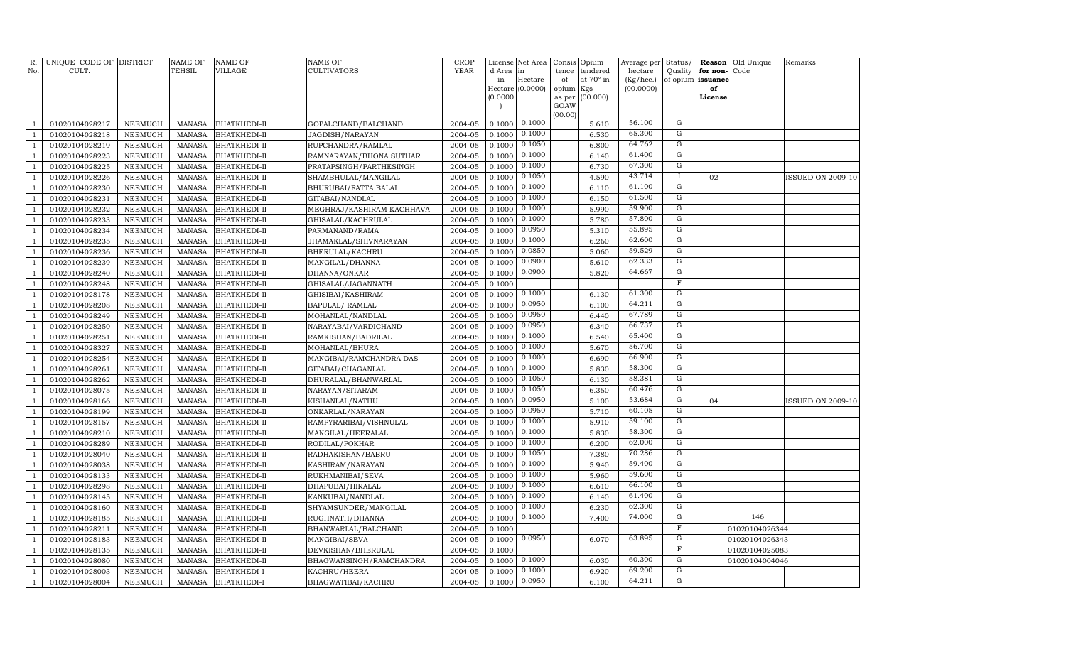| R. No. | UNIQUE CODE OF CULT. | DISTRICT | NAME OF TEHSIL | NAME OF VILLAGE | NAME OF CULTIVATORS | CROP YEAR | License d Area in Hectare (0.0000) | Net Area in Hectare (0.0000) | Consis tence of opium as per GOAW (00.00) | Opium tendered at 70° in Kgs (00.000) | Average per hectare (Kg/hec.) (00.0000) | Status/ Quality of opium | Reason for non-issuance of License | Old Unique Code | Remarks |
|---|---|---|---|---|---|---|---|---|---|---|---|---|---|---|---|
| 1 | 01020104028217 | NEEMUCH | MANASA | BHATKHEDI-II | GOPALCHAND/BALCHAND | 2004-05 | 0.1000 | 0.1000 | | 5.610 | 56.100 | G | | | |
| 1 | 01020104028218 | NEEMUCH | MANASA | BHATKHEDI-II | JAGDISH/NARAYAN | 2004-05 | 0.1000 | 0.1000 | | 6.530 | 65.300 | G | | | |
| 1 | 01020104028219 | NEEMUCH | MANASA | BHATKHEDI-II | RUPCHANDRA/RAMLAL | 2004-05 | 0.1000 | 0.1050 | | 6.800 | 64.762 | G | | | |
| 1 | 01020104028223 | NEEMUCH | MANASA | BHATKHEDI-II | RAMNARAYAN/BHONA SUTHAR | 2004-05 | 0.1000 | 0.1000 | | 6.140 | 61.400 | G | | | |
| 1 | 01020104028225 | NEEMUCH | MANASA | BHATKHEDI-II | PRATAPSINGH/PARTHESINGH | 2004-05 | 0.1000 | 0.1000 | | 6.730 | 67.300 | G | | | |
| 1 | 01020104028226 | NEEMUCH | MANASA | BHATKHEDI-II | SHAMBHULAL/MANGILAL | 2004-05 | 0.1000 | 0.1050 | | 4.590 | 43.714 | I | 02 | | ISSUED ON 2009-10 |
| 1 | 01020104028230 | NEEMUCH | MANASA | BHATKHEDI-II | BHURUBAI/FATTA BALAI | 2004-05 | 0.1000 | 0.1000 | | 6.110 | 61.100 | G | | | |
| 1 | 01020104028231 | NEEMUCH | MANASA | BHATKHEDI-II | GITABAI/NANDLAL | 2004-05 | 0.1000 | 0.1000 | | 6.150 | 61.500 | G | | | |
| 1 | 01020104028232 | NEEMUCH | MANASA | BHATKHEDI-II | MEGHRAJ/KASHIRAM KACHHAVA | 2004-05 | 0.1000 | 0.1000 | | 5.990 | 59.900 | G | | | |
| 1 | 01020104028233 | NEEMUCH | MANASA | BHATKHEDI-II | GHISALAL/KACHRULAL | 2004-05 | 0.1000 | 0.1000 | | 5.780 | 57.800 | G | | | |
| 1 | 01020104028234 | NEEMUCH | MANASA | BHATKHEDI-II | PARMANAND/RAMA | 2004-05 | 0.1000 | 0.0950 | | 5.310 | 55.895 | G | | | |
| 1 | 01020104028235 | NEEMUCH | MANASA | BHATKHEDI-II | JHAMAKLAL/SHIVNARAYAN | 2004-05 | 0.1000 | 0.1000 | | 6.260 | 62.600 | G | | | |
| 1 | 01020104028236 | NEEMUCH | MANASA | BHATKHEDI-II | BHERULAL/KACHRU | 2004-05 | 0.1000 | 0.0850 | | 5.060 | 59.529 | G | | | |
| 1 | 01020104028239 | NEEMUCH | MANASA | BHATKHEDI-II | MANGILAL/DHANNA | 2004-05 | 0.1000 | 0.0900 | | 5.610 | 62.333 | G | | | |
| 1 | 01020104028240 | NEEMUCH | MANASA | BHATKHEDI-II | DHANNA/ONKAR | 2004-05 | 0.1000 | 0.0900 | | 5.820 | 64.667 | G | | | |
| 1 | 01020104028248 | NEEMUCH | MANASA | BHATKHEDI-II | GHISALAL/JAGANNATH | 2004-05 | 0.1000 | | | | | F | | | |
| 1 | 01020104028178 | NEEMUCH | MANASA | BHATKHEDI-II | GHISIBAI/KASHIRAM | 2004-05 | 0.1000 | 0.1000 | | 6.130 | 61.300 | G | | | |
| 1 | 01020104028208 | NEEMUCH | MANASA | BHATKHEDI-II | BAPULAL/ RAMLAL | 2004-05 | 0.1000 | 0.0950 | | 6.100 | 64.211 | G | | | |
| 1 | 01020104028249 | NEEMUCH | MANASA | BHATKHEDI-II | MOHANLAL/NANDLAL | 2004-05 | 0.1000 | 0.0950 | | 6.440 | 67.789 | G | | | |
| 1 | 01020104028250 | NEEMUCH | MANASA | BHATKHEDI-II | NARAYABAI/VARDICHAND | 2004-05 | 0.1000 | 0.0950 | | 6.340 | 66.737 | G | | | |
| 1 | 01020104028251 | NEEMUCH | MANASA | BHATKHEDI-II | RAMKISHAN/BADRILAL | 2004-05 | 0.1000 | 0.1000 | | 6.540 | 65.400 | G | | | |
| 1 | 01020104028327 | NEEMUCH | MANASA | BHATKHEDI-II | MOHANLAL/BHURA | 2004-05 | 0.1000 | 0.1000 | | 5.670 | 56.700 | G | | | |
| 1 | 01020104028254 | NEEMUCH | MANASA | BHATKHEDI-II | MANGIBAI/RAMCHANDRA DAS | 2004-05 | 0.1000 | 0.1000 | | 6.690 | 66.900 | G | | | |
| 1 | 01020104028261 | NEEMUCH | MANASA | BHATKHEDI-II | GITABAI/CHAGANLAL | 2004-05 | 0.1000 | 0.1000 | | 5.830 | 58.300 | G | | | |
| 1 | 01020104028262 | NEEMUCH | MANASA | BHATKHEDI-II | DHURALAL/BHANWARLAL | 2004-05 | 0.1000 | 0.1050 | | 6.130 | 58.381 | G | | | |
| 1 | 01020104028075 | NEEMUCH | MANASA | BHATKHEDI-II | NARAYAN/SITARAM | 2004-05 | 0.1000 | 0.1050 | | 6.350 | 60.476 | G | | | |
| 1 | 01020104028166 | NEEMUCH | MANASA | BHATKHEDI-II | KISHANLAL/NATHU | 2004-05 | 0.1000 | 0.0950 | | 5.100 | 53.684 | G | 04 | | ISSUED ON 2009-10 |
| 1 | 01020104028199 | NEEMUCH | MANASA | BHATKHEDI-II | ONKARLAL/NARAYAN | 2004-05 | 0.1000 | 0.0950 | | 5.710 | 60.105 | G | | | |
| 1 | 01020104028157 | NEEMUCH | MANASA | BHATKHEDI-II | RAMPYRARIBAI/VISHNULAL | 2004-05 | 0.1000 | 0.1000 | | 5.910 | 59.100 | G | | | |
| 1 | 01020104028210 | NEEMUCH | MANASA | BHATKHEDI-II | MANGILAL/HEERALAL | 2004-05 | 0.1000 | 0.1000 | | 5.830 | 58.300 | G | | | |
| 1 | 01020104028289 | NEEMUCH | MANASA | BHATKHEDI-II | RODILAL/POKHAR | 2004-05 | 0.1000 | 0.1000 | | 6.200 | 62.000 | G | | | |
| 1 | 01020104028040 | NEEMUCH | MANASA | BHATKHEDI-II | RADHAKISHAN/BABRU | 2004-05 | 0.1000 | 0.1050 | | 7.380 | 70.286 | G | | | |
| 1 | 01020104028038 | NEEMUCH | MANASA | BHATKHEDI-II | KASHIRAM/NARAYAN | 2004-05 | 0.1000 | 0.1000 | | 5.940 | 59.400 | G | | | |
| 1 | 01020104028133 | NEEMUCH | MANASA | BHATKHEDI-II | RUKHMANIBAI/SEVA | 2004-05 | 0.1000 | 0.1000 | | 5.960 | 59.600 | G | | | |
| 1 | 01020104028298 | NEEMUCH | MANASA | BHATKHEDI-II | DHAPUBAI/HIRALAL | 2004-05 | 0.1000 | 0.1000 | | 6.610 | 66.100 | G | | | |
| 1 | 01020104028145 | NEEMUCH | MANASA | BHATKHEDI-II | KANKUBAI/NANDLAL | 2004-05 | 0.1000 | 0.1000 | | 6.140 | 61.400 | G | | | |
| 1 | 01020104028160 | NEEMUCH | MANASA | BHATKHEDI-II | SHYAMSUNDER/MANGILAL | 2004-05 | 0.1000 | 0.1000 | | 6.230 | 62.300 | G | | | |
| 1 | 01020104028185 | NEEMUCH | MANASA | BHATKHEDI-II | RUGHNATH/DHANNA | 2004-05 | 0.1000 | 0.1000 | | 7.400 | 74.000 | G | | 146 | |
| 1 | 01020104028211 | NEEMUCH | MANASA | BHATKHEDI-II | BHANWARLAL/BALCHAND | 2004-05 | 0.1000 | | | | | F | | 01020104026344 | |
| 1 | 01020104028183 | NEEMUCH | MANASA | BHATKHEDI-II | MANGIBAI/SEVA | 2004-05 | 0.1000 | 0.0950 | | 6.070 | 63.895 | G | | 01020104026343 | |
| 1 | 01020104028135 | NEEMUCH | MANASA | BHATKHEDI-II | DEVKISHAN/BHERULAL | 2004-05 | 0.1000 | | | | | F | | 01020104025083 | |
| 1 | 01020104028080 | NEEMUCH | MANASA | BHATKHEDI-II | BHAGWANSINGH/RAMCHANDRA | 2004-05 | 0.1000 | 0.1000 | | 6.030 | 60.300 | G | | 01020104004046 | |
| 1 | 01020104028003 | NEEMUCH | MANASA | BHATKHEDI-I | KACHRU/HEERA | 2004-05 | 0.1000 | 0.1000 | | 6.920 | 69.200 | G | | | |
| 1 | 01020104028004 | NEEMUCH | MANASA | BHATKHEDI-I | BHAGWATIBAI/KACHRU | 2004-05 | 0.1000 | 0.0950 | | 6.100 | 64.211 | G | | | |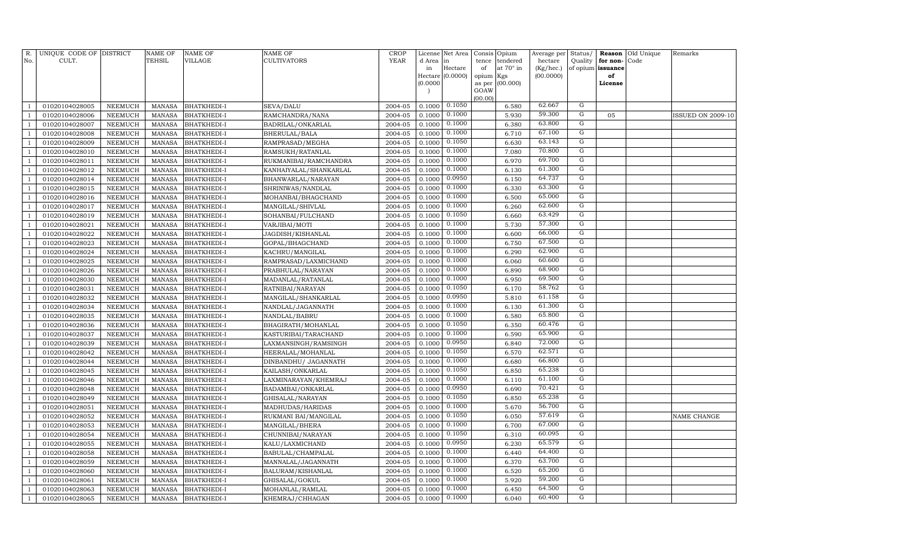| R. No. | UNIQUE CODE OF CULT. | DISTRICT | NAME OF TEHSIL | NAME OF VILLAGE | NAME OF CULTIVATORS | CROP YEAR | License d Area in Hectare (0.0000) | Net Area in Hectare (0.0000) | Consis tence of opium as per GOAW (00.00) | Opium tendered at 70° in Kgs (00.000) | Average per hectare (Kg/hec.) (00.0000) | Status/ Quality of opium | Reason for non-issuance of License | Old Unique Code | Remarks |
|---|---|---|---|---|---|---|---|---|---|---|---|---|---|---|---|
| 1 | 01020104028005 | NEEMUCH | MANASA | BHATKHEDI-I | SEVA/DALU | 2004-05 | 0.1000 | 0.1050 | | 6.580 | 62.667 | G | | | |
| 1 | 01020104028006 | NEEMUCH | MANASA | BHATKHEDI-I | RAMCHANDRA/NANA | 2004-05 | 0.1000 | 0.1000 | | 5.930 | 59.300 | G | 05 | | ISSUED ON 2009-10 |
| 1 | 01020104028007 | NEEMUCH | MANASA | BHATKHEDI-I | BADRILAL/ONKARLAL | 2004-05 | 0.1000 | 0.1000 | | 6.380 | 63.800 | G | | | |
| 1 | 01020104028008 | NEEMUCH | MANASA | BHATKHEDI-I | BHERULAL/BALA | 2004-05 | 0.1000 | 0.1000 | | 6.710 | 67.100 | G | | | |
| 1 | 01020104028009 | NEEMUCH | MANASA | BHATKHEDI-I | RAMPRASAD/MEGHA | 2004-05 | 0.1000 | 0.1050 | | 6.630 | 63.143 | G | | | |
| 1 | 01020104028010 | NEEMUCH | MANASA | BHATKHEDI-I | RAMSUKH/RATANLAL | 2004-05 | 0.1000 | 0.1000 | | 7.080 | 70.800 | G | | | |
| 1 | 01020104028011 | NEEMUCH | MANASA | BHATKHEDI-I | RUKMANIBAI/RAMCHANDRA | 2004-05 | 0.1000 | 0.1000 | | 6.970 | 69.700 | G | | | |
| 1 | 01020104028012 | NEEMUCH | MANASA | BHATKHEDI-I | KANHAIYALAL/SHANKARLAL | 2004-05 | 0.1000 | 0.1000 | | 6.130 | 61.300 | G | | | |
| 1 | 01020104028014 | NEEMUCH | MANASA | BHATKHEDI-I | BHANWARLAL/NARAYAN | 2004-05 | 0.1000 | 0.0950 | | 6.150 | 64.737 | G | | | |
| 1 | 01020104028015 | NEEMUCH | MANASA | BHATKHEDI-I | SHRINIWAS/NANDLAL | 2004-05 | 0.1000 | 0.1000 | | 6.330 | 63.300 | G | | | |
| 1 | 01020104028016 | NEEMUCH | MANASA | BHATKHEDI-I | MOHANBAI/BHAGCHAND | 2004-05 | 0.1000 | 0.1000 | | 6.500 | 65.000 | G | | | |
| 1 | 01020104028017 | NEEMUCH | MANASA | BHATKHEDI-I | MANGILAL/SHIVLAL | 2004-05 | 0.1000 | 0.1000 | | 6.260 | 62.600 | G | | | |
| 1 | 01020104028019 | NEEMUCH | MANASA | BHATKHEDI-I | SOHANBAI/FULCHAND | 2004-05 | 0.1000 | 0.1050 | | 6.660 | 63.429 | G | | | |
| 1 | 01020104028021 | NEEMUCH | MANASA | BHATKHEDI-I | VARJIBAI/MOTI | 2004-05 | 0.1000 | 0.1000 | | 5.730 | 57.300 | G | | | |
| 1 | 01020104028022 | NEEMUCH | MANASA | BHATKHEDI-I | JAGDISH/KISHANLAL | 2004-05 | 0.1000 | 0.1000 | | 6.600 | 66.000 | G | | | |
| 1 | 01020104028023 | NEEMUCH | MANASA | BHATKHEDI-I | GOPAL/BHAGCHAND | 2004-05 | 0.1000 | 0.1000 | | 6.750 | 67.500 | G | | | |
| 1 | 01020104028024 | NEEMUCH | MANASA | BHATKHEDI-I | KACHRU/MANGILAL | 2004-05 | 0.1000 | 0.1000 | | 6.290 | 62.900 | G | | | |
| 1 | 01020104028025 | NEEMUCH | MANASA | BHATKHEDI-I | RAMPRASAD/LAXMICHAND | 2004-05 | 0.1000 | 0.1000 | | 6.060 | 60.600 | G | | | |
| 1 | 01020104028026 | NEEMUCH | MANASA | BHATKHEDI-I | PRABHULAL/NARAYAN | 2004-05 | 0.1000 | 0.1000 | | 6.890 | 68.900 | G | | | |
| 1 | 01020104028030 | NEEMUCH | MANASA | BHATKHEDI-I | MADANLAL/RATANLAL | 2004-05 | 0.1000 | 0.1000 | | 6.950 | 69.500 | G | | | |
| 1 | 01020104028031 | NEEMUCH | MANASA | BHATKHEDI-I | RATNIBAI/NARAYAN | 2004-05 | 0.1000 | 0.1050 | | 6.170 | 58.762 | G | | | |
| 1 | 01020104028032 | NEEMUCH | MANASA | BHATKHEDI-I | MANGILAL/SHANKARLAL | 2004-05 | 0.1000 | 0.0950 | | 5.810 | 61.158 | G | | | |
| 1 | 01020104028034 | NEEMUCH | MANASA | BHATKHEDI-I | NANDLAL/JAGANNATH | 2004-05 | 0.1000 | 0.1000 | | 6.130 | 61.300 | G | | | |
| 1 | 01020104028035 | NEEMUCH | MANASA | BHATKHEDI-I | NANDLAL/BABRU | 2004-05 | 0.1000 | 0.1000 | | 6.580 | 65.800 | G | | | |
| 1 | 01020104028036 | NEEMUCH | MANASA | BHATKHEDI-I | BHAGIRATH/MOHANLAL | 2004-05 | 0.1000 | 0.1050 | | 6.350 | 60.476 | G | | | |
| 1 | 01020104028037 | NEEMUCH | MANASA | BHATKHEDI-I | KASTURIBAI/TARACHAND | 2004-05 | 0.1000 | 0.1000 | | 6.590 | 65.900 | G | | | |
| 1 | 01020104028039 | NEEMUCH | MANASA | BHATKHEDI-I | LAXMANSINGH/RAMSINGH | 2004-05 | 0.1000 | 0.0950 | | 6.840 | 72.000 | G | | | |
| 1 | 01020104028042 | NEEMUCH | MANASA | BHATKHEDI-I | HEERALAL/MOHANLAL | 2004-05 | 0.1000 | 0.1050 | | 6.570 | 62.571 | G | | | |
| 1 | 01020104028044 | NEEMUCH | MANASA | BHATKHEDI-I | DINBANDHU/ JAGANNATH | 2004-05 | 0.1000 | 0.1000 | | 6.680 | 66.800 | G | | | |
| 1 | 01020104028045 | NEEMUCH | MANASA | BHATKHEDI-I | KAILASH/ONKARLAL | 2004-05 | 0.1000 | 0.1050 | | 6.850 | 65.238 | G | | | |
| 1 | 01020104028046 | NEEMUCH | MANASA | BHATKHEDI-I | LAXMINARAYAN/KHEMRAJ | 2004-05 | 0.1000 | 0.1000 | | 6.110 | 61.100 | G | | | |
| 1 | 01020104028048 | NEEMUCH | MANASA | BHATKHEDI-I | BADAMBAI/ONKARLAL | 2004-05 | 0.1000 | 0.0950 | | 6.690 | 70.421 | G | | | |
| 1 | 01020104028049 | NEEMUCH | MANASA | BHATKHEDI-I | GHISALAL/NARAYAN | 2004-05 | 0.1000 | 0.1050 | | 6.850 | 65.238 | G | | | |
| 1 | 01020104028051 | NEEMUCH | MANASA | BHATKHEDI-I | MADHUDAS/HARIDAS | 2004-05 | 0.1000 | 0.1000 | | 5.670 | 56.700 | G | | | |
| 1 | 01020104028052 | NEEMUCH | MANASA | BHATKHEDI-I | RUKMANI BAI/MANGILAL | 2004-05 | 0.1000 | 0.1050 | | 6.050 | 57.619 | G | | | NAME CHANGE |
| 1 | 01020104028053 | NEEMUCH | MANASA | BHATKHEDI-I | MANGILAL/BHERA | 2004-05 | 0.1000 | 0.1000 | | 6.700 | 67.000 | G | | | |
| 1 | 01020104028054 | NEEMUCH | MANASA | BHATKHEDI-I | CHUNNIBAI/NARAYAN | 2004-05 | 0.1000 | 0.1050 | | 6.310 | 60.095 | G | | | |
| 1 | 01020104028055 | NEEMUCH | MANASA | BHATKHEDI-I | KALU/LAXMICHAND | 2004-05 | 0.1000 | 0.0950 | | 6.230 | 65.579 | G | | | |
| 1 | 01020104028058 | NEEMUCH | MANASA | BHATKHEDI-I | BABULAL/CHAMPALAL | 2004-05 | 0.1000 | 0.1000 | | 6.440 | 64.400 | G | | | |
| 1 | 01020104028059 | NEEMUCH | MANASA | BHATKHEDI-I | MANNALAL/JAGANNATH | 2004-05 | 0.1000 | 0.1000 | | 6.370 | 63.700 | G | | | |
| 1 | 01020104028060 | NEEMUCH | MANASA | BHATKHEDI-I | BALURAM/KISHANLAL | 2004-05 | 0.1000 | 0.1000 | | 6.520 | 65.200 | G | | | |
| 1 | 01020104028061 | NEEMUCH | MANASA | BHATKHEDI-I | GHISALAL/GOKUL | 2004-05 | 0.1000 | 0.1000 | | 5.920 | 59.200 | G | | | |
| 1 | 01020104028063 | NEEMUCH | MANASA | BHATKHEDI-I | MOHANLAL/RAMLAL | 2004-05 | 0.1000 | 0.1000 | | 6.450 | 64.500 | G | | | |
| 1 | 01020104028065 | NEEMUCH | MANASA | BHATKHEDI-I | KHEMRAJ/CHHAGAN | 2004-05 | 0.1000 | 0.1000 | | 6.040 | 60.400 | G | | | |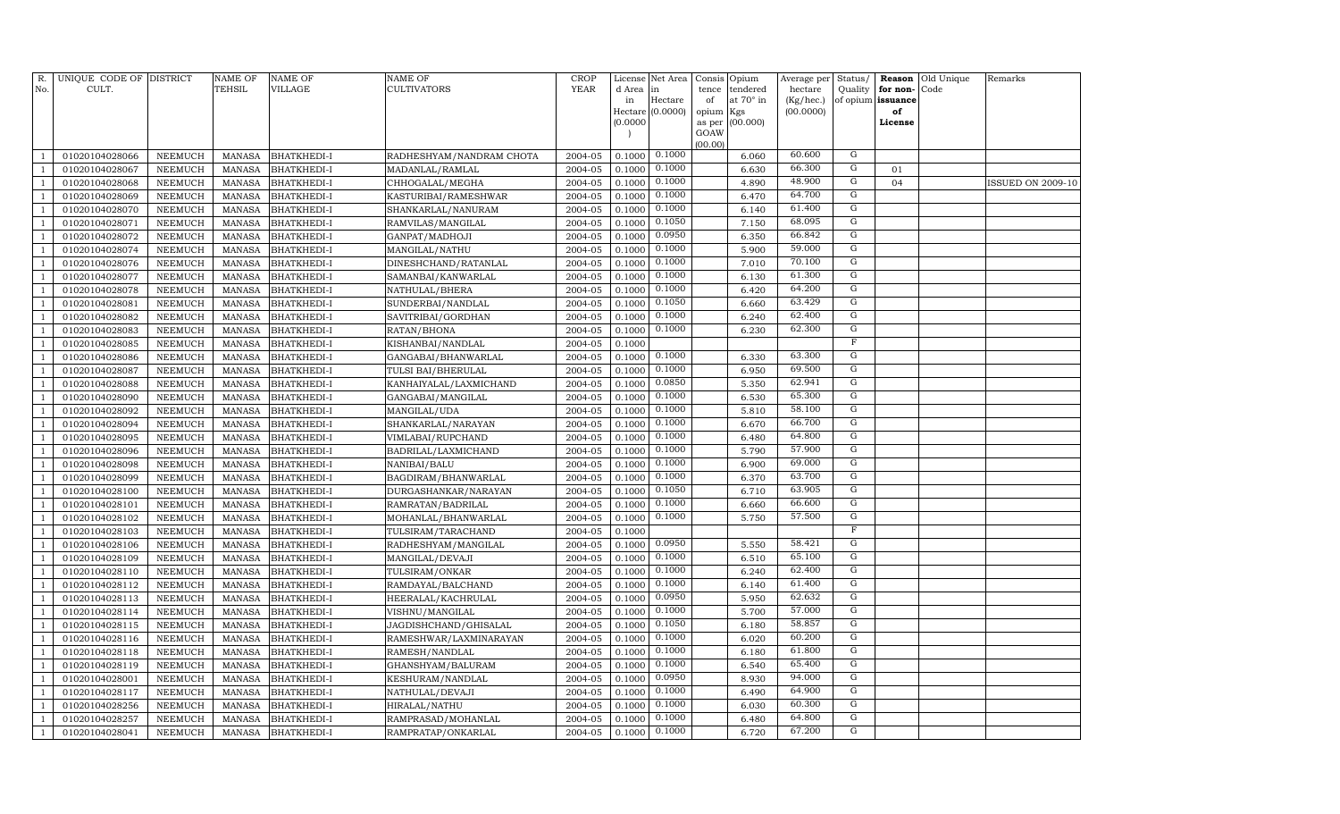| R. No. | UNIQUE CODE OF CULT. | DISTRICT | NAME OF TEHSIL | NAME OF VILLAGE | NAME OF CULTIVATORS | CROP YEAR | License d Area in Hectare (0.0000) | Net Area in Hectare (0.0000) | Consis tence of opium as per GOAW (00.00) | Opium tendered at 70° in Kgs (00.000) | Average per hectare (Kg/hec.) (00.0000) | Status/ Quality of opium | Reason for non-issuance of License | Old Unique Code | Remarks |
|---|---|---|---|---|---|---|---|---|---|---|---|---|---|---|---|
| 1 | 01020104028066 | NEEMUCH | MANASA | BHATKHEDI-I | RADHESHYAM/NANDRAM CHOTA | 2004-05 | 0.1000 | 0.1000 | | 6.060 | 60.600 | G | | | |
| 1 | 01020104028067 | NEEMUCH | MANASA | BHATKHEDI-I | MADANLAL/RAMLAL | 2004-05 | 0.1000 | 0.1000 | | 6.630 | 66.300 | G | 01 | | |
| 1 | 01020104028068 | NEEMUCH | MANASA | BHATKHEDI-I | CHHOGALAL/MEGHA | 2004-05 | 0.1000 | 0.1000 | | 4.890 | 48.900 | G | 04 | | ISSUED ON 2009-10 |
| 1 | 01020104028069 | NEEMUCH | MANASA | BHATKHEDI-I | KASTURIBAI/RAMESHWAR | 2004-05 | 0.1000 | 0.1000 | | 6.470 | 64.700 | G | | | |
| 1 | 01020104028070 | NEEMUCH | MANASA | BHATKHEDI-I | SHANKARLAL/NANURAM | 2004-05 | 0.1000 | 0.1000 | | 6.140 | 61.400 | G | | | |
| 1 | 01020104028071 | NEEMUCH | MANASA | BHATKHEDI-I | RAMVILAS/MANGILAL | 2004-05 | 0.1000 | 0.1050 | | 7.150 | 68.095 | G | | | |
| 1 | 01020104028072 | NEEMUCH | MANASA | BHATKHEDI-I | GANPAT/MADHOJI | 2004-05 | 0.1000 | 0.0950 | | 6.350 | 66.842 | G | | | |
| 1 | 01020104028074 | NEEMUCH | MANASA | BHATKHEDI-I | MANGILAL/NATHU | 2004-05 | 0.1000 | 0.1000 | | 5.900 | 59.000 | G | | | |
| 1 | 01020104028076 | NEEMUCH | MANASA | BHATKHEDI-I | DINESHCHAND/RATANLAL | 2004-05 | 0.1000 | 0.1000 | | 7.010 | 70.100 | G | | | |
| 1 | 01020104028077 | NEEMUCH | MANASA | BHATKHEDI-I | SAMANBAI/KANWARLAL | 2004-05 | 0.1000 | 0.1000 | | 6.130 | 61.300 | G | | | |
| 1 | 01020104028078 | NEEMUCH | MANASA | BHATKHEDI-I | NATHULAL/BHERA | 2004-05 | 0.1000 | 0.1000 | | 6.420 | 64.200 | G | | | |
| 1 | 01020104028081 | NEEMUCH | MANASA | BHATKHEDI-I | SUNDERBAI/NANDLAL | 2004-05 | 0.1000 | 0.1050 | | 6.660 | 63.429 | G | | | |
| 1 | 01020104028082 | NEEMUCH | MANASA | BHATKHEDI-I | SAVITRIBAI/GORDHAN | 2004-05 | 0.1000 | 0.1000 | | 6.240 | 62.400 | G | | | |
| 1 | 01020104028083 | NEEMUCH | MANASA | BHATKHEDI-I | RATAN/BHONA | 2004-05 | 0.1000 | 0.1000 | | 6.230 | 62.300 | G | | | |
| 1 | 01020104028085 | NEEMUCH | MANASA | BHATKHEDI-I | KISHANBAI/NANDLAL | 2004-05 | 0.1000 | | | | | F | | | |
| 1 | 01020104028086 | NEEMUCH | MANASA | BHATKHEDI-I | GANGABAI/BHANWARLAL | 2004-05 | 0.1000 | 0.1000 | | 6.330 | 63.300 | G | | | |
| 1 | 01020104028087 | NEEMUCH | MANASA | BHATKHEDI-I | TULSI BAI/BHERULAL | 2004-05 | 0.1000 | 0.1000 | | 6.950 | 69.500 | G | | | |
| 1 | 01020104028088 | NEEMUCH | MANASA | BHATKHEDI-I | KANHAIYALAL/LAXMICHAND | 2004-05 | 0.1000 | 0.0850 | | 5.350 | 62.941 | G | | | |
| 1 | 01020104028090 | NEEMUCH | MANASA | BHATKHEDI-I | GANGABAI/MANGILAL | 2004-05 | 0.1000 | 0.1000 | | 6.530 | 65.300 | G | | | |
| 1 | 01020104028092 | NEEMUCH | MANASA | BHATKHEDI-I | MANGILAL/UDA | 2004-05 | 0.1000 | 0.1000 | | 5.810 | 58.100 | G | | | |
| 1 | 01020104028094 | NEEMUCH | MANASA | BHATKHEDI-I | SHANKARLAL/NARAYAN | 2004-05 | 0.1000 | 0.1000 | | 6.670 | 66.700 | G | | | |
| 1 | 01020104028095 | NEEMUCH | MANASA | BHATKHEDI-I | VIMLABAI/RUPCHAND | 2004-05 | 0.1000 | 0.1000 | | 6.480 | 64.800 | G | | | |
| 1 | 01020104028096 | NEEMUCH | MANASA | BHATKHEDI-I | BADRILAL/LAXMICHAND | 2004-05 | 0.1000 | 0.1000 | | 5.790 | 57.900 | G | | | |
| 1 | 01020104028098 | NEEMUCH | MANASA | BHATKHEDI-I | NANIBAI/BALU | 2004-05 | 0.1000 | 0.1000 | | 6.900 | 69.000 | G | | | |
| 1 | 01020104028099 | NEEMUCH | MANASA | BHATKHEDI-I | BAGDIRAM/BHANWARLAL | 2004-05 | 0.1000 | 0.1000 | | 6.370 | 63.700 | G | | | |
| 1 | 01020104028100 | NEEMUCH | MANASA | BHATKHEDI-I | DURGASHANKAR/NARAYAN | 2004-05 | 0.1000 | 0.1050 | | 6.710 | 63.905 | G | | | |
| 1 | 01020104028101 | NEEMUCH | MANASA | BHATKHEDI-I | RAMRATAN/BADRILAL | 2004-05 | 0.1000 | 0.1000 | | 6.660 | 66.600 | G | | | |
| 1 | 01020104028102 | NEEMUCH | MANASA | BHATKHEDI-I | MOHANLAL/BHANWARLAL | 2004-05 | 0.1000 | 0.1000 | | 5.750 | 57.500 | G | | | |
| 1 | 01020104028103 | NEEMUCH | MANASA | BHATKHEDI-I | TULSIRAM/TARACHAND | 2004-05 | 0.1000 | | | | | F | | | |
| 1 | 01020104028106 | NEEMUCH | MANASA | BHATKHEDI-I | RADHESHYAM/MANGILAL | 2004-05 | 0.1000 | 0.0950 | | 5.550 | 58.421 | G | | | |
| 1 | 01020104028109 | NEEMUCH | MANASA | BHATKHEDI-I | MANGILAL/DEVAJI | 2004-05 | 0.1000 | 0.1000 | | 6.510 | 65.100 | G | | | |
| 1 | 01020104028110 | NEEMUCH | MANASA | BHATKHEDI-I | TULSIRAM/ONKAR | 2004-05 | 0.1000 | 0.1000 | | 6.240 | 62.400 | G | | | |
| 1 | 01020104028112 | NEEMUCH | MANASA | BHATKHEDI-I | RAMDAYAL/BALCHAND | 2004-05 | 0.1000 | 0.1000 | | 6.140 | 61.400 | G | | | |
| 1 | 01020104028113 | NEEMUCH | MANASA | BHATKHEDI-I | HEERALAL/KACHRULAL | 2004-05 | 0.1000 | 0.0950 | | 5.950 | 62.632 | G | | | |
| 1 | 01020104028114 | NEEMUCH | MANASA | BHATKHEDI-I | VISHNU/MANGILAL | 2004-05 | 0.1000 | 0.1000 | | 5.700 | 57.000 | G | | | |
| 1 | 01020104028115 | NEEMUCH | MANASA | BHATKHEDI-I | JAGDISHCHAND/GHISALAL | 2004-05 | 0.1000 | 0.1050 | | 6.180 | 58.857 | G | | | |
| 1 | 01020104028116 | NEEMUCH | MANASA | BHATKHEDI-I | RAMESHWAR/LAXMINARAYAN | 2004-05 | 0.1000 | 0.1000 | | 6.020 | 60.200 | G | | | |
| 1 | 01020104028118 | NEEMUCH | MANASA | BHATKHEDI-I | RAMESH/NANDLAL | 2004-05 | 0.1000 | 0.1000 | | 6.180 | 61.800 | G | | | |
| 1 | 01020104028119 | NEEMUCH | MANASA | BHATKHEDI-I | GHANSHYAM/BALURAM | 2004-05 | 0.1000 | 0.1000 | | 6.540 | 65.400 | G | | | |
| 1 | 01020104028001 | NEEMUCH | MANASA | BHATKHEDI-I | KESHURAM/NANDLAL | 2004-05 | 0.1000 | 0.0950 | | 8.930 | 94.000 | G | | | |
| 1 | 01020104028117 | NEEMUCH | MANASA | BHATKHEDI-I | NATHULAL/DEVAJI | 2004-05 | 0.1000 | 0.1000 | | 6.490 | 64.900 | G | | | |
| 1 | 01020104028256 | NEEMUCH | MANASA | BHATKHEDI-I | HIRALAL/NATHU | 2004-05 | 0.1000 | 0.1000 | | 6.030 | 60.300 | G | | | |
| 1 | 01020104028257 | NEEMUCH | MANASA | BHATKHEDI-I | RAMPRASAD/MOHANLAL | 2004-05 | 0.1000 | 0.1000 | | 6.480 | 64.800 | G | | | |
| 1 | 01020104028041 | NEEMUCH | MANASA | BHATKHEDI-I | RAMPRATAP/ONKARLAL | 2004-05 | 0.1000 | 0.1000 | | 6.720 | 67.200 | G | | | |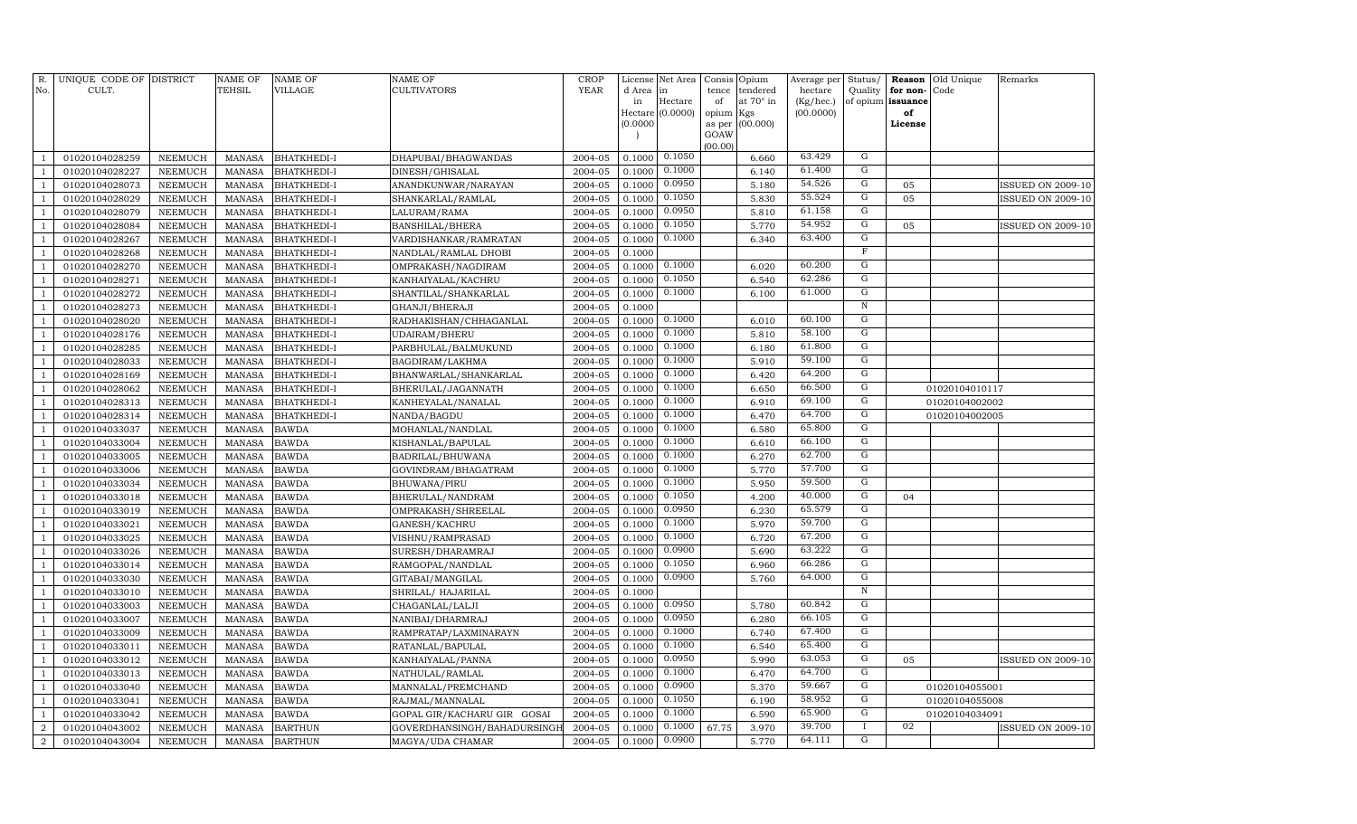| R. No. | UNIQUE CODE OF CULT. | DISTRICT | NAME OF TEHSIL | NAME OF VILLAGE | NAME OF CULTIVATORS | CROP YEAR | License d Area in Hectare (0.0000) | Net Area in Hectare (0.0000) | Consis tence of opium as per GOAW (00.00) | Opium tendered at 70° in Kgs (00.000) | Average per hectare (Kg/hec.) (00.0000) | Status/ Quality of opium | Reason for non-issuance of License | Old Unique Code | Remarks |
|---|---|---|---|---|---|---|---|---|---|---|---|---|---|---|---|
| 1 | 01020104028259 | NEEMUCH | MANASA | BHATKHEDI-I | DHAPUBAI/BHAGWANDAS | 2004-05 | 0.1000 | 0.1050 | | 6.660 | 63.429 | G | | | |
| 1 | 01020104028227 | NEEMUCH | MANASA | BHATKHEDI-I | DINESH/GHISALAL | 2004-05 | 0.1000 | 0.1000 | | 6.140 | 61.400 | G | | | |
| 1 | 01020104028073 | NEEMUCH | MANASA | BHATKHEDI-I | ANANDKUNWAR/NARAYAN | 2004-05 | 0.1000 | 0.0950 | | 5.180 | 54.526 | G | 05 | | ISSUED ON 2009-10 |
| 1 | 01020104028029 | NEEMUCH | MANASA | BHATKHEDI-I | SHANKARLAL/RAMLAL | 2004-05 | 0.1000 | 0.1050 | | 5.830 | 55.524 | G | 05 | | ISSUED ON 2009-10 |
| 1 | 01020104028079 | NEEMUCH | MANASA | BHATKHEDI-I | LALURAM/RAMA | 2004-05 | 0.1000 | 0.0950 | | 5.810 | 61.158 | G | | | |
| 1 | 01020104028084 | NEEMUCH | MANASA | BHATKHEDI-I | BANSHILAL/BHERA | 2004-05 | 0.1000 | 0.1050 | | 5.770 | 54.952 | G | 05 | | ISSUED ON 2009-10 |
| 1 | 01020104028267 | NEEMUCH | MANASA | BHATKHEDI-I | VARDISHANKAR/RAMRATAN | 2004-05 | 0.1000 | 0.1000 | | 6.340 | 63.400 | G | | | |
| 1 | 01020104028268 | NEEMUCH | MANASA | BHATKHEDI-I | NANDLAL/RAMLAL DHOBI | 2004-05 | 0.1000 | | | | | F | | | |
| 1 | 01020104028270 | NEEMUCH | MANASA | BHATKHEDI-I | OMPRAKASH/NAGDIRAM | 2004-05 | 0.1000 | 0.1000 | | 6.020 | 60.200 | G | | | |
| 1 | 01020104028271 | NEEMUCH | MANASA | BHATKHEDI-I | KANHAIYALAL/KACHRU | 2004-05 | 0.1000 | 0.1050 | | 6.540 | 62.286 | G | | | |
| 1 | 01020104028272 | NEEMUCH | MANASA | BHATKHEDI-I | SHANTILAL/SHANKARLAL | 2004-05 | 0.1000 | 0.1000 | | 6.100 | 61.000 | G | | | |
| 1 | 01020104028273 | NEEMUCH | MANASA | BHATKHEDI-I | GHANJI/BHERAJI | 2004-05 | 0.1000 | | | | | N | | | |
| 1 | 01020104028020 | NEEMUCH | MANASA | BHATKHEDI-I | RADHAKISHAN/CHHAGANLAL | 2004-05 | 0.1000 | 0.1000 | | 6.010 | 60.100 | G | | | |
| 1 | 01020104028176 | NEEMUCH | MANASA | BHATKHEDI-I | UDAIRAM/BHERU | 2004-05 | 0.1000 | 0.1000 | | 5.810 | 58.100 | G | | | |
| 1 | 01020104028285 | NEEMUCH | MANASA | BHATKHEDI-I | PARBHULAL/BALMUKUND | 2004-05 | 0.1000 | 0.1000 | | 6.180 | 61.800 | G | | | |
| 1 | 01020104028033 | NEEMUCH | MANASA | BHATKHEDI-I | BAGDIRAM/LAKHMA | 2004-05 | 0.1000 | 0.1000 | | 5.910 | 59.100 | G | | | |
| 1 | 01020104028169 | NEEMUCH | MANASA | BHATKHEDI-I | BHANWARLAL/SHANKARLAL | 2004-05 | 0.1000 | 0.1000 | | 6.420 | 64.200 | G | | | |
| 1 | 01020104028062 | NEEMUCH | MANASA | BHATKHEDI-I | BHERULAL/JAGANNATH | 2004-05 | 0.1000 | 0.1000 | | 6.650 | 66.500 | G | | 01020104010117 | |
| 1 | 01020104028313 | NEEMUCH | MANASA | BHATKHEDI-I | KANHEYALAL/NANALAL | 2004-05 | 0.1000 | 0.1000 | | 6.910 | 69.100 | G | | 01020104002002 | |
| 1 | 01020104028314 | NEEMUCH | MANASA | BHATKHEDI-I | NANDA/BAGDU | 2004-05 | 0.1000 | 0.1000 | | 6.470 | 64.700 | G | | 01020104002005 | |
| 1 | 01020104033037 | NEEMUCH | MANASA | BAWDA | MOHANLAL/NANDLAL | 2004-05 | 0.1000 | 0.1000 | | 6.580 | 65.800 | G | | | |
| 1 | 01020104033004 | NEEMUCH | MANASA | BAWDA | KISHANLAL/BAPULAL | 2004-05 | 0.1000 | 0.1000 | | 6.610 | 66.100 | G | | | |
| 1 | 01020104033005 | NEEMUCH | MANASA | BAWDA | BADRILAL/BHUWANA | 2004-05 | 0.1000 | 0.1000 | | 6.270 | 62.700 | G | | | |
| 1 | 01020104033006 | NEEMUCH | MANASA | BAWDA | GOVINDRAM/BHAGATRAM | 2004-05 | 0.1000 | 0.1000 | | 5.770 | 57.700 | G | | | |
| 1 | 01020104033034 | NEEMUCH | MANASA | BAWDA | BHUWANA/PIRU | 2004-05 | 0.1000 | 0.1000 | | 5.950 | 59.500 | G | | | |
| 1 | 01020104033018 | NEEMUCH | MANASA | BAWDA | BHERULAL/NANDRAM | 2004-05 | 0.1000 | 0.1050 | | 4.200 | 40.000 | G | 04 | | |
| 1 | 01020104033019 | NEEMUCH | MANASA | BAWDA | OMPRAKASH/SHREELAL | 2004-05 | 0.1000 | 0.0950 | | 6.230 | 65.579 | G | | | |
| 1 | 01020104033021 | NEEMUCH | MANASA | BAWDA | GANESH/KACHRU | 2004-05 | 0.1000 | 0.1000 | | 5.970 | 59.700 | G | | | |
| 1 | 01020104033025 | NEEMUCH | MANASA | BAWDA | VISHNU/RAMPRASAD | 2004-05 | 0.1000 | 0.1000 | | 6.720 | 67.200 | G | | | |
| 1 | 01020104033026 | NEEMUCH | MANASA | BAWDA | SURESH/DHARAMRAJ | 2004-05 | 0.1000 | 0.0900 | | 5.690 | 63.222 | G | | | |
| 1 | 01020104033014 | NEEMUCH | MANASA | BAWDA | RAMGOPAL/NANDLAL | 2004-05 | 0.1000 | 0.1050 | | 6.960 | 66.286 | G | | | |
| 1 | 01020104033030 | NEEMUCH | MANASA | BAWDA | GITABAI/MANGILAL | 2004-05 | 0.1000 | 0.0900 | | 5.760 | 64.000 | G | | | |
| 1 | 01020104033010 | NEEMUCH | MANASA | BAWDA | SHRILAL/ HAJARILAL | 2004-05 | 0.1000 | | | | | N | | | |
| 1 | 01020104033003 | NEEMUCH | MANASA | BAWDA | CHAGANLAL/LALJI | 2004-05 | 0.1000 | 0.0950 | | 5.780 | 60.842 | G | | | |
| 1 | 01020104033007 | NEEMUCH | MANASA | BAWDA | NANIBAI/DHARMRAJ | 2004-05 | 0.1000 | 0.0950 | | 6.280 | 66.105 | G | | | |
| 1 | 01020104033009 | NEEMUCH | MANASA | BAWDA | RAMPRATAP/LAXMINARAYN | 2004-05 | 0.1000 | 0.1000 | | 6.740 | 67.400 | G | | | |
| 1 | 01020104033011 | NEEMUCH | MANASA | BAWDA | RATANLAL/BAPULAL | 2004-05 | 0.1000 | 0.1000 | | 6.540 | 65.400 | G | | | |
| 1 | 01020104033012 | NEEMUCH | MANASA | BAWDA | KANHAIYALAL/PANNA | 2004-05 | 0.1000 | 0.0950 | | 5.990 | 63.053 | G | 05 | | ISSUED ON 2009-10 |
| 1 | 01020104033013 | NEEMUCH | MANASA | BAWDA | NATHULAL/RAMLAL | 2004-05 | 0.1000 | 0.1000 | | 6.470 | 64.700 | G | | | |
| 1 | 01020104033040 | NEEMUCH | MANASA | BAWDA | MANNALAL/PREMCHAND | 2004-05 | 0.1000 | 0.0900 | | 5.370 | 59.667 | G | | 01020104055001 | |
| 1 | 01020104033041 | NEEMUCH | MANASA | BAWDA | RAJMAL/MANNALAL | 2004-05 | 0.1000 | 0.1050 | | 6.190 | 58.952 | G | | 01020104055008 | |
| 1 | 01020104033042 | NEEMUCH | MANASA | BAWDA | GOPAL GIR/KACHARU GIR GOSAI | 2004-05 | 0.1000 | 0.1000 | | 6.590 | 65.900 | G | | 01020104034091 | |
| 2 | 01020104043002 | NEEMUCH | MANASA | BARTHUN | GOVERDHANSINGH/BAHADURSINGH | 2004-05 | 0.1000 | 0.1000 | 67.75 | 3.970 | 39.700 | I | 02 | | ISSUED ON 2009-10 |
| 2 | 01020104043004 | NEEMUCH | MANASA | BARTHUN | MAGYA/UDA CHAMAR | 2004-05 | 0.1000 | 0.0900 | | 5.770 | 64.111 | G | | | |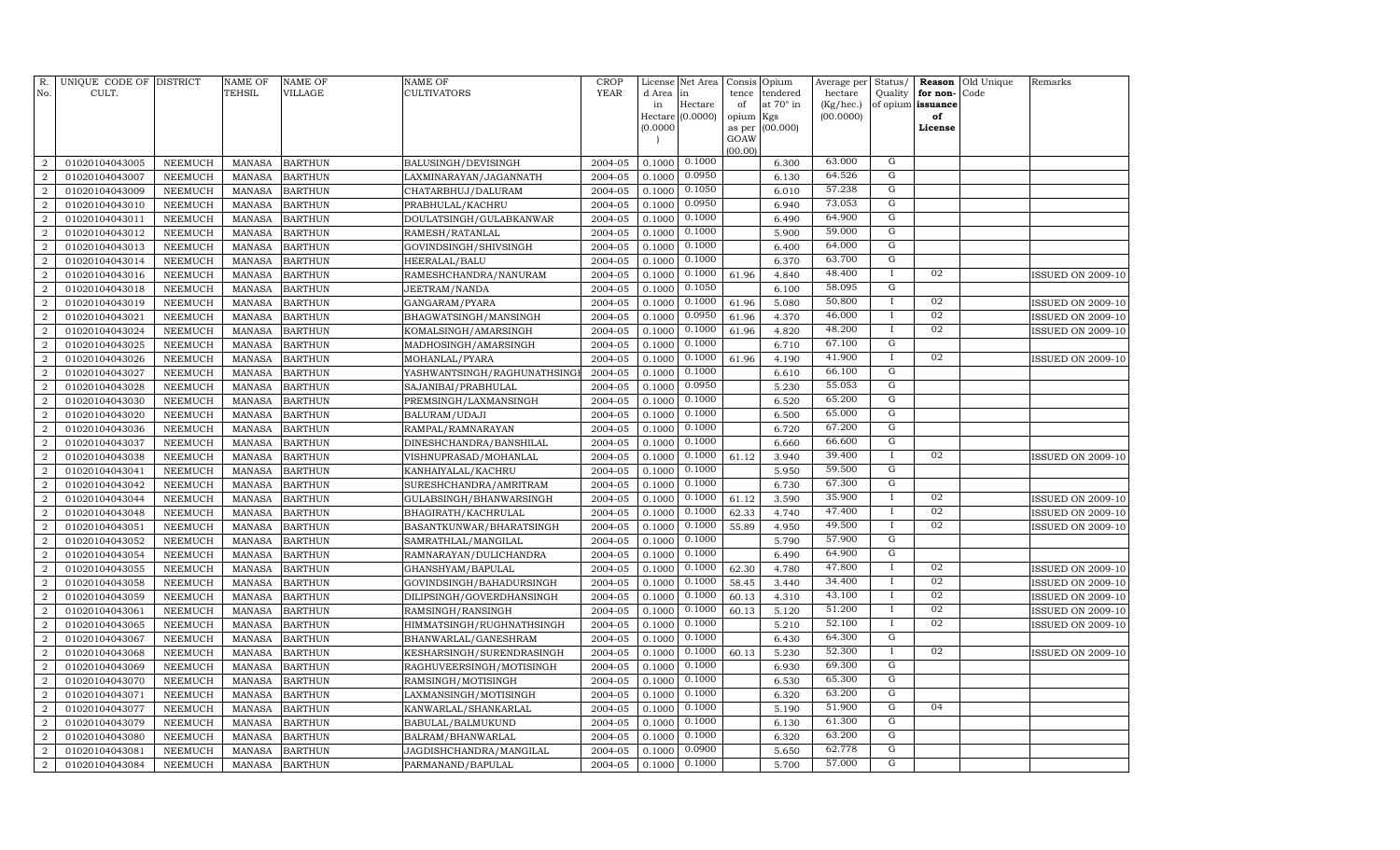| R. No. | UNIQUE CODE OF CULT. | DISTRICT | NAME OF TEHSIL | NAME OF VILLAGE | NAME OF CULTIVATORS | CROP YEAR | License d Area in Hectare (0.0000) | Net Area in Hectare (0.0000) | Consis tence of opium as per GOAW (00.00) | Opium tendered at 70° in Kgs (00.000) | Average per hectare (Kg/hec.) (00.0000) | Status/ Quality of opium | Reason for non-issuance of License | Old Unique Code | Remarks |
|---|---|---|---|---|---|---|---|---|---|---|---|---|---|---|---|
| 2 | 01020104043005 | NEEMUCH | MANASA | BARTHUN | BALUSINGH/DEVISINGH | 2004-05 | 0.1000 | 0.1000 | | 6.300 | 63.000 | G | | | |
| 2 | 01020104043007 | NEEMUCH | MANASA | BARTHUN | LAXMINARAYAN/JAGANNATH | 2004-05 | 0.1000 | 0.0950 | | 6.130 | 64.526 | G | | | |
| 2 | 01020104043009 | NEEMUCH | MANASA | BARTHUN | CHATARBHUJ/DALURAM | 2004-05 | 0.1000 | 0.1050 | | 6.010 | 57.238 | G | | | |
| 2 | 01020104043010 | NEEMUCH | MANASA | BARTHUN | PRABHULAL/KACHRU | 2004-05 | 0.1000 | 0.0950 | | 6.940 | 73.053 | G | | | |
| 2 | 01020104043011 | NEEMUCH | MANASA | BARTHUN | DOULATSINGH/GULABKANWAR | 2004-05 | 0.1000 | 0.1000 | | 6.490 | 64.900 | G | | | |
| 2 | 01020104043012 | NEEMUCH | MANASA | BARTHUN | RAMESH/RATANLAL | 2004-05 | 0.1000 | 0.1000 | | 5.900 | 59.000 | G | | | |
| 2 | 01020104043013 | NEEMUCH | MANASA | BARTHUN | GOVINDSINGH/SHIVSINGH | 2004-05 | 0.1000 | 0.1000 | | 6.400 | 64.000 | G | | | |
| 2 | 01020104043014 | NEEMUCH | MANASA | BARTHUN | HEERALAL/BALU | 2004-05 | 0.1000 | 0.1000 | | 6.370 | 63.700 | G | | | |
| 2 | 01020104043016 | NEEMUCH | MANASA | BARTHUN | RAMESHCHANDRA/NANURAM | 2004-05 | 0.1000 | 0.1000 | 61.96 | 4.840 | 48.400 | I | 02 | | ISSUED ON 2009-10 |
| 2 | 01020104043018 | NEEMUCH | MANASA | BARTHUN | JEETRAM/NANDA | 2004-05 | 0.1000 | 0.1050 | | 6.100 | 58.095 | G | | | |
| 2 | 01020104043019 | NEEMUCH | MANASA | BARTHUN | GANGARAM/PYARA | 2004-05 | 0.1000 | 0.1000 | 61.96 | 5.080 | 50.800 | I | 02 | | ISSUED ON 2009-10 |
| 2 | 01020104043021 | NEEMUCH | MANASA | BARTHUN | BHAGWATSINGH/MANSINGH | 2004-05 | 0.1000 | 0.0950 | 61.96 | 4.370 | 46.000 | I | 02 | | ISSUED ON 2009-10 |
| 2 | 01020104043024 | NEEMUCH | MANASA | BARTHUN | KOMALSINGH/AMARSINGH | 2004-05 | 0.1000 | 0.1000 | 61.96 | 4.820 | 48.200 | I | 02 | | ISSUED ON 2009-10 |
| 2 | 01020104043025 | NEEMUCH | MANASA | BARTHUN | MADHOSINGH/AMARSINGH | 2004-05 | 0.1000 | 0.1000 | | 6.710 | 67.100 | G | | | |
| 2 | 01020104043026 | NEEMUCH | MANASA | BARTHUN | MOHANLAL/PYARA | 2004-05 | 0.1000 | 0.1000 | 61.96 | 4.190 | 41.900 | I | 02 | | ISSUED ON 2009-10 |
| 2 | 01020104043027 | NEEMUCH | MANASA | BARTHUN | YASHWANTSINGH/RAGHUNATHSINGH | 2004-05 | 0.1000 | 0.1000 | | 6.610 | 66.100 | G | | | |
| 2 | 01020104043028 | NEEMUCH | MANASA | BARTHUN | SAJANIBAI/PRABHULAL | 2004-05 | 0.1000 | 0.0950 | | 5.230 | 55.053 | G | | | |
| 2 | 01020104043030 | NEEMUCH | MANASA | BARTHUN | PREMSINGH/LAXMANSINGH | 2004-05 | 0.1000 | 0.1000 | | 6.520 | 65.200 | G | | | |
| 2 | 01020104043020 | NEEMUCH | MANASA | BARTHUN | BALURAM/UDAJI | 2004-05 | 0.1000 | 0.1000 | | 6.500 | 65.000 | G | | | |
| 2 | 01020104043036 | NEEMUCH | MANASA | BARTHUN | RAMPAL/RAMNARAYAN | 2004-05 | 0.1000 | 0.1000 | | 6.720 | 67.200 | G | | | |
| 2 | 01020104043037 | NEEMUCH | MANASA | BARTHUN | DINESHCHANDRA/BANSHILAL | 2004-05 | 0.1000 | 0.1000 | | 6.660 | 66.600 | G | | | |
| 2 | 01020104043038 | NEEMUCH | MANASA | BARTHUN | VISHNUPRASAD/MOHANLAL | 2004-05 | 0.1000 | 0.1000 | 61.12 | 3.940 | 39.400 | I | 02 | | ISSUED ON 2009-10 |
| 2 | 01020104043041 | NEEMUCH | MANASA | BARTHUN | KANHAIYALAL/KACHRU | 2004-05 | 0.1000 | 0.1000 | | 5.950 | 59.500 | G | | | |
| 2 | 01020104043042 | NEEMUCH | MANASA | BARTHUN | SURESHCHANDRA/AMRITRAM | 2004-05 | 0.1000 | 0.1000 | | 6.730 | 67.300 | G | | | |
| 2 | 01020104043044 | NEEMUCH | MANASA | BARTHUN | GULABSINGH/BHANWARSINGH | 2004-05 | 0.1000 | 0.1000 | 61.12 | 3.590 | 35.900 | I | 02 | | ISSUED ON 2009-10 |
| 2 | 01020104043048 | NEEMUCH | MANASA | BARTHUN | BHAGIRATH/KACHRULAL | 2004-05 | 0.1000 | 0.1000 | 62.33 | 4.740 | 47.400 | I | 02 | | ISSUED ON 2009-10 |
| 2 | 01020104043051 | NEEMUCH | MANASA | BARTHUN | BASANTKUNWAR/BHARATSINGH | 2004-05 | 0.1000 | 0.1000 | 55.89 | 4.950 | 49.500 | I | 02 | | ISSUED ON 2009-10 |
| 2 | 01020104043052 | NEEMUCH | MANASA | BARTHUN | SAMRATHLAL/MANGILAL | 2004-05 | 0.1000 | 0.1000 | | 5.790 | 57.900 | G | | | |
| 2 | 01020104043054 | NEEMUCH | MANASA | BARTHUN | RAMNARAYAN/DULICHANDRA | 2004-05 | 0.1000 | 0.1000 | | 6.490 | 64.900 | G | | | |
| 2 | 01020104043055 | NEEMUCH | MANASA | BARTHUN | GHANSHYAM/BAPULAL | 2004-05 | 0.1000 | 0.1000 | 62.30 | 4.780 | 47.800 | I | 02 | | ISSUED ON 2009-10 |
| 2 | 01020104043058 | NEEMUCH | MANASA | BARTHUN | GOVINDSINGH/BAHADURSINGH | 2004-05 | 0.1000 | 0.1000 | 58.45 | 3.440 | 34.400 | I | 02 | | ISSUED ON 2009-10 |
| 2 | 01020104043059 | NEEMUCH | MANASA | BARTHUN | DILIPSINGH/GOVERDHANSINGH | 2004-05 | 0.1000 | 0.1000 | 60.13 | 4.310 | 43.100 | I | 02 | | ISSUED ON 2009-10 |
| 2 | 01020104043061 | NEEMUCH | MANASA | BARTHUN | RAMSINGH/RANSINGH | 2004-05 | 0.1000 | 0.1000 | 60.13 | 5.120 | 51.200 | I | 02 | | ISSUED ON 2009-10 |
| 2 | 01020104043065 | NEEMUCH | MANASA | BARTHUN | HIMMATSINGH/RUGHNATHSINGH | 2004-05 | 0.1000 | 0.1000 | | 5.210 | 52.100 | I | 02 | | ISSUED ON 2009-10 |
| 2 | 01020104043067 | NEEMUCH | MANASA | BARTHUN | BHANWARLAL/GANESHRAM | 2004-05 | 0.1000 | 0.1000 | | 6.430 | 64.300 | G | | | |
| 2 | 01020104043068 | NEEMUCH | MANASA | BARTHUN | KESHARSINGH/SURENDRASINGH | 2004-05 | 0.1000 | 0.1000 | 60.13 | 5.230 | 52.300 | I | 02 | | ISSUED ON 2009-10 |
| 2 | 01020104043069 | NEEMUCH | MANASA | BARTHUN | RAGHUVEERSINGH/MOTISINGH | 2004-05 | 0.1000 | 0.1000 | | 6.930 | 69.300 | G | | | |
| 2 | 01020104043070 | NEEMUCH | MANASA | BARTHUN | RAMSINGH/MOTISINGH | 2004-05 | 0.1000 | 0.1000 | | 6.530 | 65.300 | G | | | |
| 2 | 01020104043071 | NEEMUCH | MANASA | BARTHUN | LAXMANSINGH/MOTISINGH | 2004-05 | 0.1000 | 0.1000 | | 6.320 | 63.200 | G | | | |
| 2 | 01020104043077 | NEEMUCH | MANASA | BARTHUN | KANWARLAL/SHANKARLAL | 2004-05 | 0.1000 | 0.1000 | | 5.190 | 51.900 | G | 04 | | |
| 2 | 01020104043079 | NEEMUCH | MANASA | BARTHUN | BABULAL/BALMUKUND | 2004-05 | 0.1000 | 0.1000 | | 6.130 | 61.300 | G | | | |
| 2 | 01020104043080 | NEEMUCH | MANASA | BARTHUN | BALRAM/BHANWARLAL | 2004-05 | 0.1000 | 0.1000 | | 6.320 | 63.200 | G | | | |
| 2 | 01020104043081 | NEEMUCH | MANASA | BARTHUN | JAGDISHCHANDRA/MANGILAL | 2004-05 | 0.1000 | 0.0900 | | 5.650 | 62.778 | G | | | |
| 2 | 01020104043084 | NEEMUCH | MANASA | BARTHUN | PARMANAND/BAPULAL | 2004-05 | 0.1000 | 0.1000 | | 5.700 | 57.000 | G | | | |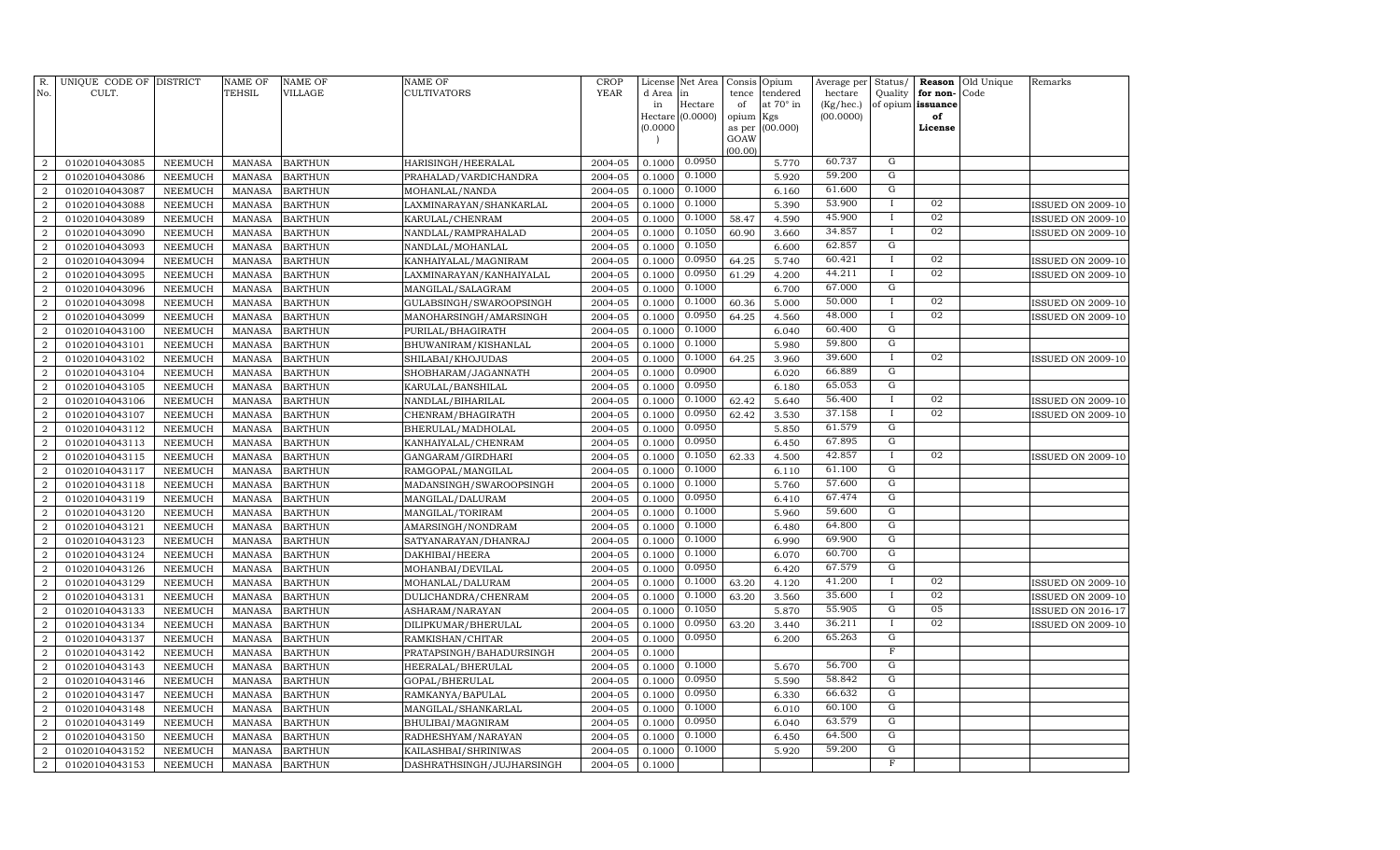| R. No. | UNIQUE CODE OF CULT. | DISTRICT | NAME OF TEHSIL | NAME OF VILLAGE | NAME OF CULTIVATORS | CROP YEAR | License d Area in Hectare (0.0000) | Net Area in Hectare (0.0000) | Consis tence of opium as per GOAW (00.00) | Opium tendered at 70° in Kgs (00.000) | Average per hectare (Kg/hec.) (00.0000) | Status/ Quality of opium | Reason for non-issuance of License | Old Unique Code | Remarks |
|---|---|---|---|---|---|---|---|---|---|---|---|---|---|---|---|
| 2 | 01020104043085 | NEEMUCH | MANASA | BARTHUN | HARISINGH/HEERALAL | 2004-05 | 0.1000 | 0.0950 | | 5.770 | 60.737 | G | | | |
| 2 | 01020104043086 | NEEMUCH | MANASA | BARTHUN | PRAHALAD/VARDICHANDRA | 2004-05 | 0.1000 | 0.1000 | | 5.920 | 59.200 | G | | | |
| 2 | 01020104043087 | NEEMUCH | MANASA | BARTHUN | MOHANLAL/NANDA | 2004-05 | 0.1000 | 0.1000 | | 6.160 | 61.600 | G | | | |
| 2 | 01020104043088 | NEEMUCH | MANASA | BARTHUN | LAXMINARAYAN/SHANKARLAL | 2004-05 | 0.1000 | 0.1000 | | 5.390 | 53.900 | I | 02 | | ISSUED ON 2009-10 |
| 2 | 01020104043089 | NEEMUCH | MANASA | BARTHUN | KARULAL/CHENRAM | 2004-05 | 0.1000 | 0.1000 | 58.47 | 4.590 | 45.900 | I | 02 | | ISSUED ON 2009-10 |
| 2 | 01020104043090 | NEEMUCH | MANASA | BARTHUN | NANDLAL/RAMPRAHALAD | 2004-05 | 0.1000 | 0.1050 | 60.90 | 3.660 | 34.857 | I | 02 | | ISSUED ON 2009-10 |
| 2 | 01020104043093 | NEEMUCH | MANASA | BARTHUN | NANDLAL/MOHANLAL | 2004-05 | 0.1000 | 0.1050 | | 6.600 | 62.857 | G | | | |
| 2 | 01020104043094 | NEEMUCH | MANASA | BARTHUN | KANHAIYALAL/MAGNIRAM | 2004-05 | 0.1000 | 0.0950 | 64.25 | 5.740 | 60.421 | I | 02 | | ISSUED ON 2009-10 |
| 2 | 01020104043095 | NEEMUCH | MANASA | BARTHUN | LAXMINARAYAN/KANHAIYALAL | 2004-05 | 0.1000 | 0.0950 | 61.29 | 4.200 | 44.211 | I | 02 | | ISSUED ON 2009-10 |
| 2 | 01020104043096 | NEEMUCH | MANASA | BARTHUN | MANGILAL/SALAGRAM | 2004-05 | 0.1000 | 0.1000 | | 6.700 | 67.000 | G | | | |
| 2 | 01020104043098 | NEEMUCH | MANASA | BARTHUN | GULABSINGH/SWAROOPSINGH | 2004-05 | 0.1000 | 0.1000 | 60.36 | 5.000 | 50.000 | I | 02 | | ISSUED ON 2009-10 |
| 2 | 01020104043099 | NEEMUCH | MANASA | BARTHUN | MANOHARSINGH/AMARSINGH | 2004-05 | 0.1000 | 0.0950 | 64.25 | 4.560 | 48.000 | I | 02 | | ISSUED ON 2009-10 |
| 2 | 01020104043100 | NEEMUCH | MANASA | BARTHUN | PURILAL/BHAGIRATH | 2004-05 | 0.1000 | 0.1000 | | 6.040 | 60.400 | G | | | |
| 2 | 01020104043101 | NEEMUCH | MANASA | BARTHUN | BHUWANIRAM/KISHANLAL | 2004-05 | 0.1000 | 0.1000 | | 5.980 | 59.800 | G | | | |
| 2 | 01020104043102 | NEEMUCH | MANASA | BARTHUN | SHILABAI/KHOJUDAS | 2004-05 | 0.1000 | 0.1000 | 64.25 | 3.960 | 39.600 | I | 02 | | ISSUED ON 2009-10 |
| 2 | 01020104043104 | NEEMUCH | MANASA | BARTHUN | SHOBHARAM/JAGANNATH | 2004-05 | 0.1000 | 0.0900 | | 6.020 | 66.889 | G | | | |
| 2 | 01020104043105 | NEEMUCH | MANASA | BARTHUN | KARULAL/BANSHILAL | 2004-05 | 0.1000 | 0.0950 | | 6.180 | 65.053 | G | | | |
| 2 | 01020104043106 | NEEMUCH | MANASA | BARTHUN | NANDLAL/BIHARILAL | 2004-05 | 0.1000 | 0.1000 | 62.42 | 5.640 | 56.400 | I | 02 | | ISSUED ON 2009-10 |
| 2 | 01020104043107 | NEEMUCH | MANASA | BARTHUN | CHENRAM/BHAGIRATH | 2004-05 | 0.1000 | 0.0950 | 62.42 | 3.530 | 37.158 | I | 02 | | ISSUED ON 2009-10 |
| 2 | 01020104043112 | NEEMUCH | MANASA | BARTHUN | BHERULAL/MADHOLAL | 2004-05 | 0.1000 | 0.0950 | | 5.850 | 61.579 | G | | | |
| 2 | 01020104043113 | NEEMUCH | MANASA | BARTHUN | KANHAIYALAL/CHENRAM | 2004-05 | 0.1000 | 0.0950 | | 6.450 | 67.895 | G | | | |
| 2 | 01020104043115 | NEEMUCH | MANASA | BARTHUN | GANGARAM/GIRDHARI | 2004-05 | 0.1000 | 0.1050 | 62.33 | 4.500 | 42.857 | I | 02 | | ISSUED ON 2009-10 |
| 2 | 01020104043117 | NEEMUCH | MANASA | BARTHUN | RAMGOPAL/MANGILAL | 2004-05 | 0.1000 | 0.1000 | | 6.110 | 61.100 | G | | | |
| 2 | 01020104043118 | NEEMUCH | MANASA | BARTHUN | MADANSINGH/SWAROOPSINGH | 2004-05 | 0.1000 | 0.1000 | | 5.760 | 57.600 | G | | | |
| 2 | 01020104043119 | NEEMUCH | MANASA | BARTHUN | MANGILAL/DALURAM | 2004-05 | 0.1000 | 0.0950 | | 6.410 | 67.474 | G | | | |
| 2 | 01020104043120 | NEEMUCH | MANASA | BARTHUN | MANGILAL/TORIRAM | 2004-05 | 0.1000 | 0.1000 | | 5.960 | 59.600 | G | | | |
| 2 | 01020104043121 | NEEMUCH | MANASA | BARTHUN | AMARSINGH/NONDRAM | 2004-05 | 0.1000 | 0.1000 | | 6.480 | 64.800 | G | | | |
| 2 | 01020104043123 | NEEMUCH | MANASA | BARTHUN | SATYANARAYAN/DHANRAJ | 2004-05 | 0.1000 | 0.1000 | | 6.990 | 69.900 | G | | | |
| 2 | 01020104043124 | NEEMUCH | MANASA | BARTHUN | DAKHIBAI/HEERA | 2004-05 | 0.1000 | 0.1000 | | 6.070 | 60.700 | G | | | |
| 2 | 01020104043126 | NEEMUCH | MANASA | BARTHUN | MOHANBAI/DEVILAL | 2004-05 | 0.1000 | 0.0950 | | 6.420 | 67.579 | G | | | |
| 2 | 01020104043129 | NEEMUCH | MANASA | BARTHUN | MOHANLAL/DALURAM | 2004-05 | 0.1000 | 0.1000 | 63.20 | 4.120 | 41.200 | I | 02 | | ISSUED ON 2009-10 |
| 2 | 01020104043131 | NEEMUCH | MANASA | BARTHUN | DULICHANDRA/CHENRAM | 2004-05 | 0.1000 | 0.1000 | 63.20 | 3.560 | 35.600 | I | 02 | | ISSUED ON 2009-10 |
| 2 | 01020104043133 | NEEMUCH | MANASA | BARTHUN | ASHARAM/NARAYAN | 2004-05 | 0.1000 | 0.1050 | | 5.870 | 55.905 | G | 05 | | ISSUED ON 2016-17 |
| 2 | 01020104043134 | NEEMUCH | MANASA | BARTHUN | DILIPKUMAR/BHERULAL | 2004-05 | 0.1000 | 0.0950 | 63.20 | 3.440 | 36.211 | I | 02 | | ISSUED ON 2009-10 |
| 2 | 01020104043137 | NEEMUCH | MANASA | BARTHUN | RAMKISHAN/CHITAR | 2004-05 | 0.1000 | 0.0950 | | 6.200 | 65.263 | G | | | |
| 2 | 01020104043142 | NEEMUCH | MANASA | BARTHUN | PRATAPSINGH/BAHADURSINGH | 2004-05 | 0.1000 | | | | | F | | | |
| 2 | 01020104043143 | NEEMUCH | MANASA | BARTHUN | HEERALAL/BHERULAL | 2004-05 | 0.1000 | 0.1000 | | 5.670 | 56.700 | G | | | |
| 2 | 01020104043146 | NEEMUCH | MANASA | BARTHUN | GOPAL/BHERULAL | 2004-05 | 0.1000 | 0.0950 | | 5.590 | 58.842 | G | | | |
| 2 | 01020104043147 | NEEMUCH | MANASA | BARTHUN | RAMKANYA/BAPULAL | 2004-05 | 0.1000 | 0.0950 | | 6.330 | 66.632 | G | | | |
| 2 | 01020104043148 | NEEMUCH | MANASA | BARTHUN | MANGILAL/SHANKARLAL | 2004-05 | 0.1000 | 0.1000 | | 6.010 | 60.100 | G | | | |
| 2 | 01020104043149 | NEEMUCH | MANASA | BARTHUN | BHULIBAI/MAGNIRAM | 2004-05 | 0.1000 | 0.0950 | | 6.040 | 63.579 | G | | | |
| 2 | 01020104043150 | NEEMUCH | MANASA | BARTHUN | RADHESHYAM/NARAYAN | 2004-05 | 0.1000 | 0.1000 | | 6.450 | 64.500 | G | | | |
| 2 | 01020104043152 | NEEMUCH | MANASA | BARTHUN | KAILASHBAI/SHRINIWAS | 2004-05 | 0.1000 | 0.1000 | | 5.920 | 59.200 | G | | | |
| 2 | 01020104043153 | NEEMUCH | MANASA | BARTHUN | DASHRATHSINGH/JUJHARSINGH | 2004-05 | 0.1000 | | | | | F | | | |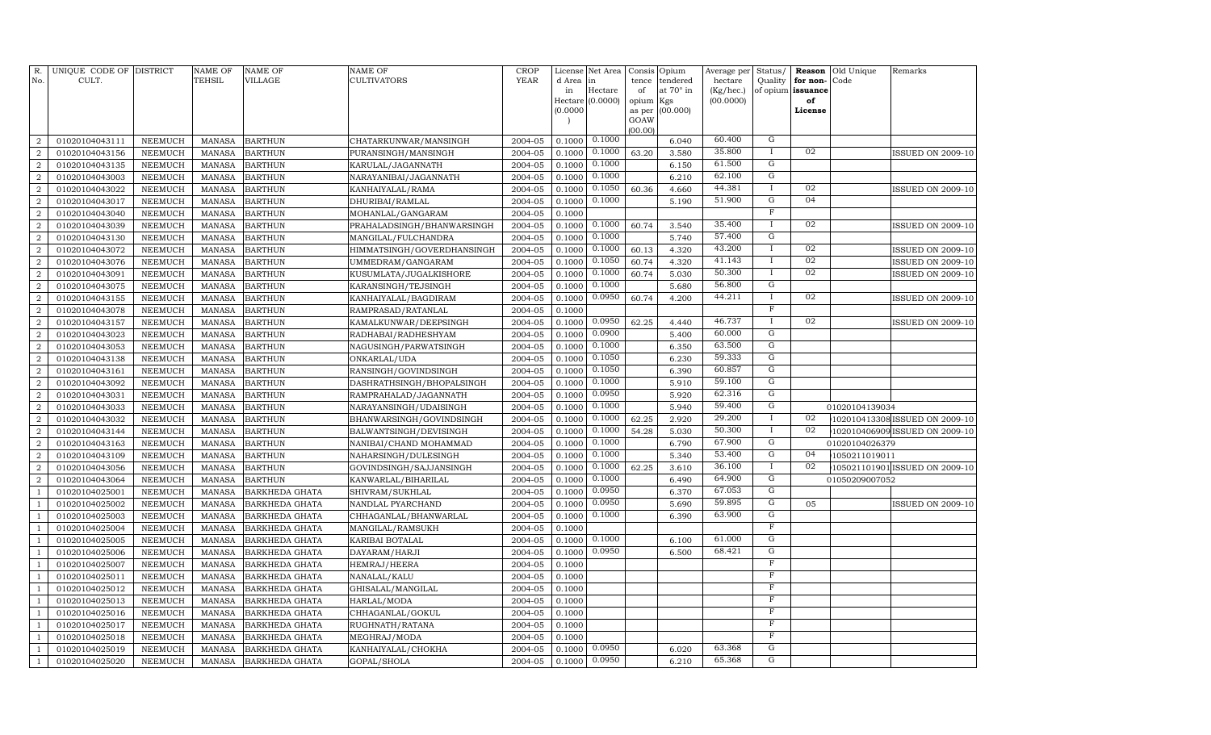| R. No. | UNIQUE CODE OF CULT. | DISTRICT | NAME OF TEHSIL | NAME OF VILLAGE | NAME OF CULTIVATORS | CROP YEAR | License d Area in Hectare (0.0000) | Net Area in Hectare (0.0000) | Consis tence of opium as per GOAW (00.00) | Opium tendered at 70° in Kgs (00.000) | Average per hectare (Kg/hec.) (00.0000) | Status/ Quality of opium | Reason for non-issuance of License | Old Unique Code | Remarks |
|---|---|---|---|---|---|---|---|---|---|---|---|---|---|---|---|
| 2 | 01020104043111 | NEEMUCH | MANASA | BARTHUN | CHATARKUNWAR/MANSINGH | 2004-05 | 0.1000 | 0.1000 | | 6.040 | 60.400 | G | | | |
| 2 | 01020104043156 | NEEMUCH | MANASA | BARTHUN | PURANSINGH/MANSINGH | 2004-05 | 0.1000 | 0.1000 | 63.20 | 3.580 | 35.800 | I | 02 | | ISSUED ON 2009-10 |
| 2 | 01020104043135 | NEEMUCH | MANASA | BARTHUN | KARULAL/JAGANNATH | 2004-05 | 0.1000 | 0.1000 | | 6.150 | 61.500 | G | | | |
| 2 | 01020104043003 | NEEMUCH | MANASA | BARTHUN | NARAYANIBAI/JAGANNATH | 2004-05 | 0.1000 | 0.1000 | | 6.210 | 62.100 | G | | | |
| 2 | 01020104043022 | NEEMUCH | MANASA | BARTHUN | KANHAIYALAL/RAMA | 2004-05 | 0.1000 | 0.1050 | 60.36 | 4.660 | 44.381 | I | 02 | | ISSUED ON 2009-10 |
| 2 | 01020104043017 | NEEMUCH | MANASA | BARTHUN | DHURIBAI/RAMLAL | 2004-05 | 0.1000 | 0.1000 | | 5.190 | 51.900 | G | 04 | | |
| 2 | 01020104043040 | NEEMUCH | MANASA | BARTHUN | MOHANLAL/GANGARAM | 2004-05 | 0.1000 | | | | | F | | | |
| 2 | 01020104043039 | NEEMUCH | MANASA | BARTHUN | PRAHALADSINGH/BHANWARSINGH | 2004-05 | 0.1000 | 0.1000 | 60.74 | 3.540 | 35.400 | I | 02 | | ISSUED ON 2009-10 |
| 2 | 01020104043130 | NEEMUCH | MANASA | BARTHUN | MANGILAL/FULCHANDRA | 2004-05 | 0.1000 | 0.1000 | | 5.740 | 57.400 | G | | | |
| 2 | 01020104043072 | NEEMUCH | MANASA | BARTHUN | HIMMATSINGH/GOVERDHANSINGH | 2004-05 | 0.1000 | 0.1000 | 60.13 | 4.320 | 43.200 | I | 02 | | ISSUED ON 2009-10 |
| 2 | 01020104043076 | NEEMUCH | MANASA | BARTHUN | UMMEDRAM/GANGARAM | 2004-05 | 0.1000 | 0.1050 | 60.74 | 4.320 | 41.143 | I | 02 | | ISSUED ON 2009-10 |
| 2 | 01020104043091 | NEEMUCH | MANASA | BARTHUN | KUSUMLATA/JUGALKISHORE | 2004-05 | 0.1000 | 0.1000 | 60.74 | 5.030 | 50.300 | I | 02 | | ISSUED ON 2009-10 |
| 2 | 01020104043075 | NEEMUCH | MANASA | BARTHUN | KARANSINGH/TEJSINGH | 2004-05 | 0.1000 | 0.1000 | | 5.680 | 56.800 | G | | | |
| 2 | 01020104043155 | NEEMUCH | MANASA | BARTHUN | KANHAIYALAL/BAGDIRAM | 2004-05 | 0.1000 | 0.0950 | 60.74 | 4.200 | 44.211 | I | 02 | | ISSUED ON 2009-10 |
| 2 | 01020104043078 | NEEMUCH | MANASA | BARTHUN | RAMPRASAD/RATANLAL | 2004-05 | 0.1000 | | | | | F | | | |
| 2 | 01020104043157 | NEEMUCH | MANASA | BARTHUN | KAMALKUNWAR/DEEPSINGH | 2004-05 | 0.1000 | 0.0950 | 62.25 | 4.440 | 46.737 | I | 02 | | ISSUED ON 2009-10 |
| 2 | 01020104043023 | NEEMUCH | MANASA | BARTHUN | RADHABAI/RADHESHYAM | 2004-05 | 0.1000 | 0.0900 | | 5.400 | 60.000 | G | | | |
| 2 | 01020104043053 | NEEMUCH | MANASA | BARTHUN | NAGUSINGH/PARWATSINGH | 2004-05 | 0.1000 | 0.1000 | | 6.350 | 63.500 | G | | | |
| 2 | 01020104043138 | NEEMUCH | MANASA | BARTHUN | ONKARLAL/UDA | 2004-05 | 0.1000 | 0.1050 | | 6.230 | 59.333 | G | | | |
| 2 | 01020104043161 | NEEMUCH | MANASA | BARTHUN | RANSINGH/GOVINDSINGH | 2004-05 | 0.1000 | 0.1050 | | 6.390 | 60.857 | G | | | |
| 2 | 01020104043092 | NEEMUCH | MANASA | BARTHUN | DASHRATHSINGH/BHOPALSINGH | 2004-05 | 0.1000 | 0.1000 | | 5.910 | 59.100 | G | | | |
| 2 | 01020104043031 | NEEMUCH | MANASA | BARTHUN | RAMPRAHALAD/JAGANNATH | 2004-05 | 0.1000 | 0.0950 | | 5.920 | 62.316 | G | | | |
| 2 | 01020104043033 | NEEMUCH | MANASA | BARTHUN | NARAYANSINGH/UDAISINGH | 2004-05 | 0.1000 | 0.1000 | | 5.940 | 59.400 | G | | 01020104139034 | |
| 2 | 01020104043032 | NEEMUCH | MANASA | BARTHUN | BHANWARSINGH/GOVINDSINGH | 2004-05 | 0.1000 | 0.1000 | 62.25 | 2.920 | 29.200 | I | 02 | 102010413308 | ISSUED ON 2009-10 |
| 2 | 01020104043144 | NEEMUCH | MANASA | BARTHUN | BALWANTSINGH/DEVISINGH | 2004-05 | 0.1000 | 0.1000 | 54.28 | 5.030 | 50.300 | I | 02 | 102010406909 | ISSUED ON 2009-10 |
| 2 | 01020104043163 | NEEMUCH | MANASA | BARTHUN | NANIBAI/CHAND MOHAMMAD | 2004-05 | 0.1000 | 0.1000 | | 6.790 | 67.900 | G | | 01020104026379 | |
| 2 | 01020104043109 | NEEMUCH | MANASA | BARTHUN | NAHARSINGH/DULESINGH | 2004-05 | 0.1000 | 0.1000 | | 5.340 | 53.400 | G | 04 | 1050211019011 | |
| 2 | 01020104043056 | NEEMUCH | MANASA | BARTHUN | GOVINDSINGH/SAJJANSINGH | 2004-05 | 0.1000 | 0.1000 | 62.25 | 3.610 | 36.100 | I | 02 | 105021101901 | ISSUED ON 2009-10 |
| 2 | 01020104043064 | NEEMUCH | MANASA | BARTHUN | KANWARLAL/BIHARILAL | 2004-05 | 0.1000 | 0.1000 | | 6.490 | 64.900 | G | | 01050209007052 | |
| 1 | 01020104025001 | NEEMUCH | MANASA | BARKHEDA GHATA | SHIVRAM/SUKHLAL | 2004-05 | 0.1000 | 0.0950 | | 6.370 | 67.053 | G | | | |
| 1 | 01020104025002 | NEEMUCH | MANASA | BARKHEDA GHATA | NANDLAL PYARCHAND | 2004-05 | 0.1000 | 0.0950 | | 5.690 | 59.895 | G | 05 | | ISSUED ON 2009-10 |
| 1 | 01020104025003 | NEEMUCH | MANASA | BARKHEDA GHATA | CHHAGANLAL/BHANWARLAL | 2004-05 | 0.1000 | 0.1000 | | 6.390 | 63.900 | G | | | |
| 1 | 01020104025004 | NEEMUCH | MANASA | BARKHEDA GHATA | MANGILAL/RAMSUKH | 2004-05 | 0.1000 | | | | | F | | | |
| 1 | 01020104025005 | NEEMUCH | MANASA | BARKHEDA GHATA | KARIBAI BOTALAL | 2004-05 | 0.1000 | 0.1000 | | 6.100 | 61.000 | G | | | |
| 1 | 01020104025006 | NEEMUCH | MANASA | BARKHEDA GHATA | DAYARAM/HARJI | 2004-05 | 0.1000 | 0.0950 | | 6.500 | 68.421 | G | | | |
| 1 | 01020104025007 | NEEMUCH | MANASA | BARKHEDA GHATA | HEMRAJ/HEERA | 2004-05 | 0.1000 | | | | | F | | | |
| 1 | 01020104025011 | NEEMUCH | MANASA | BARKHEDA GHATA | NANALAL/KALU | 2004-05 | 0.1000 | | | | | F | | | |
| 1 | 01020104025012 | NEEMUCH | MANASA | BARKHEDA GHATA | GHISALAL/MANGILAL | 2004-05 | 0.1000 | | | | | F | | | |
| 1 | 01020104025013 | NEEMUCH | MANASA | BARKHEDA GHATA | HARLAL/MODA | 2004-05 | 0.1000 | | | | | F | | | |
| 1 | 01020104025016 | NEEMUCH | MANASA | BARKHEDA GHATA | CHHAGANLAL/GOKUL | 2004-05 | 0.1000 | | | | | F | | | |
| 1 | 01020104025017 | NEEMUCH | MANASA | BARKHEDA GHATA | RUGHNATH/RATANA | 2004-05 | 0.1000 | | | | | F | | | |
| 1 | 01020104025018 | NEEMUCH | MANASA | BARKHEDA GHATA | MEGHRAJ/MODA | 2004-05 | 0.1000 | | | | | F | | | |
| 1 | 01020104025019 | NEEMUCH | MANASA | BARKHEDA GHATA | KANHAIYALAL/CHOKHA | 2004-05 | 0.1000 | 0.0950 | | 6.020 | 63.368 | G | | | |
| 1 | 01020104025020 | NEEMUCH | MANASA | BARKHEDA GHATA | GOPAL/SHOLA | 2004-05 | 0.1000 | 0.0950 | | 6.210 | 65.368 | G | | | |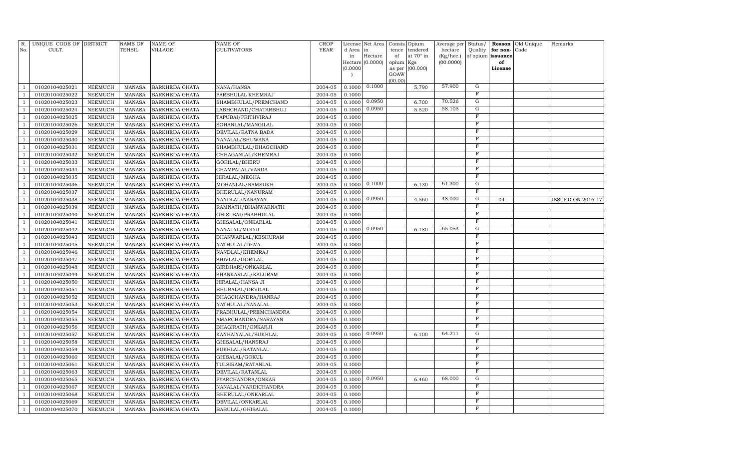| R. No. | UNIQUE CODE OF CULT. | DISTRICT | NAME OF TEHSIL | NAME OF VILLAGE | NAME OF CULTIVATORS | CROP YEAR | License d Area in Hectare (0.0000) | Net Area in Hectare (0.0000) | Consis tence of opium as per GOAW (00.00) | Opium tendered at 70° in Kgs (00.000) | Average per hectare (Kg/hec.) (00.0000) | Status/ Quality of opium | Reason for non-issuance of License | Old Unique Code | Remarks |
|---|---|---|---|---|---|---|---|---|---|---|---|---|---|---|---|
| 1 | 01020104025021 | NEEMUCH | MANASA | BARKHEDA GHATA | NANA/HANSA | 2004-05 | 0.1000 | 0.1000 | | 5.790 | 57.900 | G | | | |
| 1 | 01020104025022 | NEEMUCH | MANASA | BARKHEDA GHATA | PARBHULAL KHEMRAJ | 2004-05 | 0.1000 | | | | | F | | | |
| 1 | 01020104025023 | NEEMUCH | MANASA | BARKHEDA GHATA | SHAMBHULAL/PREMCHAND | 2004-05 | 0.1000 | 0.0950 | | 6.700 | 70.526 | G | | | |
| 1 | 01020104025024 | NEEMUCH | MANASA | BARKHEDA GHATA | LABHCHAND/CHATARBHUJ | 2004-05 | 0.1000 | 0.0950 | | 5.520 | 58.105 | G | | | |
| 1 | 01020104025025 | NEEMUCH | MANASA | BARKHEDA GHATA | TAPUBAI/PRITHVIRAJ | 2004-05 | 0.1000 | | | | | F | | | |
| 1 | 01020104025026 | NEEMUCH | MANASA | BARKHEDA GHATA | SOHANLAL/MANGILAL | 2004-05 | 0.1000 | | | | | F | | | |
| 1 | 01020104025029 | NEEMUCH | MANASA | BARKHEDA GHATA | DEVILAL/RATNA BADA | 2004-05 | 0.1000 | | | | | F | | | |
| 1 | 01020104025030 | NEEMUCH | MANASA | BARKHEDA GHATA | NANALAL/BHUWANA | 2004-05 | 0.1000 | | | | | F | | | |
| 1 | 01020104025031 | NEEMUCH | MANASA | BARKHEDA GHATA | SHAMBHULAL/BHAGCHAND | 2004-05 | 0.1000 | | | | | F | | | |
| 1 | 01020104025032 | NEEMUCH | MANASA | BARKHEDA GHATA | CHHAGANLAL/KHEMRAJ | 2004-05 | 0.1000 | | | | | F | | | |
| 1 | 01020104025033 | NEEMUCH | MANASA | BARKHEDA GHATA | GORILAL/BHERU | 2004-05 | 0.1000 | | | | | F | | | |
| 1 | 01020104025034 | NEEMUCH | MANASA | BARKHEDA GHATA | CHAMPALAL/VARDA | 2004-05 | 0.1000 | | | | | F | | | |
| 1 | 01020104025035 | NEEMUCH | MANASA | BARKHEDA GHATA | HIRALAL/MEGHA | 2004-05 | 0.1000 | | | | | F | | | |
| 1 | 01020104025036 | NEEMUCH | MANASA | BARKHEDA GHATA | MOHANLAL/RAMSUKH | 2004-05 | 0.1000 | 0.1000 | | 6.130 | 61.300 | G | | | |
| 1 | 01020104025037 | NEEMUCH | MANASA | BARKHEDA GHATA | BHERULAL/NANURAM | 2004-05 | 0.1000 | | | | | F | | | |
| 1 | 01020104025038 | NEEMUCH | MANASA | BARKHEDA GHATA | NANDLAL/NARAYAN | 2004-05 | 0.1000 | 0.0950 | | 4.560 | 48.000 | G | 04 | | ISSUED ON 2016-17 |
| 1 | 01020104025039 | NEEMUCH | MANASA | BARKHEDA GHATA | RAMNATH/BHANWARNATH | 2004-05 | 0.1000 | | | | | F | | | |
| 1 | 01020104025040 | NEEMUCH | MANASA | BARKHEDA GHATA | GHISI BAI/PRABHULAL | 2004-05 | 0.1000 | | | | | F | | | |
| 1 | 01020104025041 | NEEMUCH | MANASA | BARKHEDA GHATA | GHISALAL/ONKARLAL | 2004-05 | 0.1000 | | | | | F | | | |
| 1 | 01020104025042 | NEEMUCH | MANASA | BARKHEDA GHATA | NANALAL/MODJI | 2004-05 | 0.1000 | 0.0950 | | 6.180 | 65.053 | G | | | |
| 1 | 01020104025043 | NEEMUCH | MANASA | BARKHEDA GHATA | BHANWARLAL/KESHURAM | 2004-05 | 0.1000 | | | | | F | | | |
| 1 | 01020104025045 | NEEMUCH | MANASA | BARKHEDA GHATA | NATHULAL/DEVA | 2004-05 | 0.1000 | | | | | F | | | |
| 1 | 01020104025046 | NEEMUCH | MANASA | BARKHEDA GHATA | NANDLAL/KHEMRAJ | 2004-05 | 0.1000 | | | | | F | | | |
| 1 | 01020104025047 | NEEMUCH | MANASA | BARKHEDA GHATA | SHIVLAL/GORILAL | 2004-05 | 0.1000 | | | | | F | | | |
| 1 | 01020104025048 | NEEMUCH | MANASA | BARKHEDA GHATA | GIRDHARI/ONKARLAL | 2004-05 | 0.1000 | | | | | F | | | |
| 1 | 01020104025049 | NEEMUCH | MANASA | BARKHEDA GHATA | SHANKARLAL/KALURAM | 2004-05 | 0.1000 | | | | | F | | | |
| 1 | 01020104025050 | NEEMUCH | MANASA | BARKHEDA GHATA | HIRALAL/HANSA JI | 2004-05 | 0.1000 | | | | | F | | | |
| 1 | 01020104025051 | NEEMUCH | MANASA | BARKHEDA GHATA | BHURALAL/DEVILAL | 2004-05 | 0.1000 | | | | | F | | | |
| 1 | 01020104025052 | NEEMUCH | MANASA | BARKHEDA GHATA | BHAGCHANDRA/HANRAJ | 2004-05 | 0.1000 | | | | | F | | | |
| 1 | 01020104025053 | NEEMUCH | MANASA | BARKHEDA GHATA | NATHULAL/NANALAL | 2004-05 | 0.1000 | | | | | F | | | |
| 1 | 01020104025054 | NEEMUCH | MANASA | BARKHEDA GHATA | PRABHULAL/PREMCHANDRA | 2004-05 | 0.1000 | | | | | F | | | |
| 1 | 01020104025055 | NEEMUCH | MANASA | BARKHEDA GHATA | AMARCHANDRA/NARAYAN | 2004-05 | 0.1000 | | | | | F | | | |
| 1 | 01020104025056 | NEEMUCH | MANASA | BARKHEDA GHATA | BHAGIRATH/ONKARJI | 2004-05 | 0.1000 | | | | | F | | | |
| 1 | 01020104025057 | NEEMUCH | MANASA | BARKHEDA GHATA | KANHAIYALAL/SUKHLAL | 2004-05 | 0.1000 | 0.0950 | | 6.100 | 64.211 | G | | | |
| 1 | 01020104025058 | NEEMUCH | MANASA | BARKHEDA GHATA | GHISALAL/HANSRAJ | 2004-05 | 0.1000 | | | | | F | | | |
| 1 | 01020104025059 | NEEMUCH | MANASA | BARKHEDA GHATA | SUKHLAL/RATANLAL | 2004-05 | 0.1000 | | | | | F | | | |
| 1 | 01020104025060 | NEEMUCH | MANASA | BARKHEDA GHATA | GHISALAL/GOKUL | 2004-05 | 0.1000 | | | | | F | | | |
| 1 | 01020104025061 | NEEMUCH | MANASA | BARKHEDA GHATA | TULSIRAM/RATANLAL | 2004-05 | 0.1000 | | | | | F | | | |
| 1 | 01020104025063 | NEEMUCH | MANASA | BARKHEDA GHATA | DEVILAL/RATANLAL | 2004-05 | 0.1000 | | | | | F | | | |
| 1 | 01020104025065 | NEEMUCH | MANASA | BARKHEDA GHATA | PYARCHANDRA/ONKAR | 2004-05 | 0.1000 | 0.0950 | | 6.460 | 68.000 | G | | | |
| 1 | 01020104025067 | NEEMUCH | MANASA | BARKHEDA GHATA | NANALAL/VARDICHANDRA | 2004-05 | 0.1000 | | | | | F | | | |
| 1 | 01020104025068 | NEEMUCH | MANASA | BARKHEDA GHATA | BHERULAL/ONKARLAL | 2004-05 | 0.1000 | | | | | F | | | |
| 1 | 01020104025069 | NEEMUCH | MANASA | BARKHEDA GHATA | DEVILAL/ONKARLAL | 2004-05 | 0.1000 | | | | | F | | | |
| 1 | 01020104025070 | NEEMUCH | MANASA | BARKHEDA GHATA | BABULAL/GHISALAL | 2004-05 | 0.1000 | | | | | F | | | |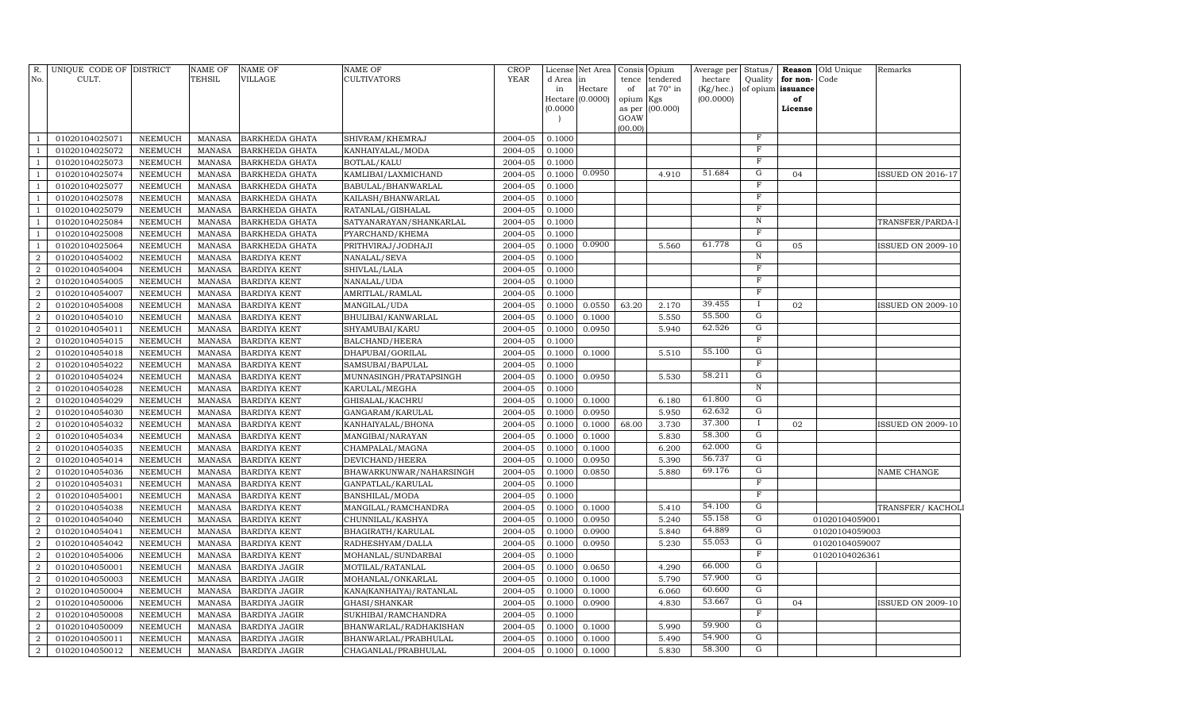| R. No. | UNIQUE CODE OF CULT. | DISTRICT | NAME OF TEHSIL | NAME OF VILLAGE | NAME OF CULTIVATORS | CROP YEAR | License d Area in Hectare (0.0000) | Net Area in Hectare (0.0000) | Consis tence of opium as per GOAW (00.00) | Opium tendered at 70° in Kgs (00.000) | Average per hectare (Kg/hec.) (00.0000) | Status/ Quality of opium | Reason for non-issuance of License | Old Unique Code | Remarks |
|---|---|---|---|---|---|---|---|---|---|---|---|---|---|---|---|
| 1 | 01020104025071 | NEEMUCH | MANASA | BARKHEDA GHATA | SHIVRAM/KHEMRAJ | 2004-05 | 0.1000 | | | | | F | | | |
| 1 | 01020104025072 | NEEMUCH | MANASA | BARKHEDA GHATA | KANHAIYALAL/MODA | 2004-05 | 0.1000 | | | | | F | | | |
| 1 | 01020104025073 | NEEMUCH | MANASA | BARKHEDA GHATA | BOTLAL/KALU | 2004-05 | 0.1000 | | | | | F | | | |
| 1 | 01020104025074 | NEEMUCH | MANASA | BARKHEDA GHATA | KAMLIBAI/LAXMICHAND | 2004-05 | 0.1000 | 0.0950 | | 4.910 | 51.684 | G | 04 | | ISSUED ON 2016-17 |
| 1 | 01020104025077 | NEEMUCH | MANASA | BARKHEDA GHATA | BABULAL/BHANWARLAL | 2004-05 | 0.1000 | | | | | F | | | |
| 1 | 01020104025078 | NEEMUCH | MANASA | BARKHEDA GHATA | KAILASH/BHANWARLAL | 2004-05 | 0.1000 | | | | | F | | | |
| 1 | 01020104025079 | NEEMUCH | MANASA | BARKHEDA GHATA | RATANLAL/GISHALAL | 2004-05 | 0.1000 | | | | | F | | | |
| 1 | 01020104025084 | NEEMUCH | MANASA | BARKHEDA GHATA | SATYANARAYAN/SHANKARLAL | 2004-05 | 0.1000 | | | | | N | | | TRANSFER/PARDA-I |
| 1 | 01020104025008 | NEEMUCH | MANASA | BARKHEDA GHATA | PYARCHAND/KHEMA | 2004-05 | 0.1000 | | | | | F | | | |
| 1 | 01020104025064 | NEEMUCH | MANASA | BARKHEDA GHATA | PRITHVIRAJ/JODHAJI | 2004-05 | 0.1000 | 0.0900 | | 5.560 | 61.778 | G | 05 | | ISSUED ON 2009-10 |
| 2 | 01020104054002 | NEEMUCH | MANASA | BARDIYA KENT | NANALAL/SEVA | 2004-05 | 0.1000 | | | | | N | | | |
| 2 | 01020104054004 | NEEMUCH | MANASA | BARDIYA KENT | SHIVLAL/LALA | 2004-05 | 0.1000 | | | | | F | | | |
| 2 | 01020104054005 | NEEMUCH | MANASA | BARDIYA KENT | NANALAL/UDA | 2004-05 | 0.1000 | | | | | F | | | |
| 2 | 01020104054007 | NEEMUCH | MANASA | BARDIYA KENT | AMRITLAL/RAMLAL | 2004-05 | 0.1000 | | | | | F | | | |
| 2 | 01020104054008 | NEEMUCH | MANASA | BARDIYA KENT | MANGILAL/UDA | 2004-05 | 0.1000 | 0.0550 | 63.20 | 2.170 | 39.455 | I | 02 | | ISSUED ON 2009-10 |
| 2 | 01020104054010 | NEEMUCH | MANASA | BARDIYA KENT | BHULIBAI/KANWARLAL | 2004-05 | 0.1000 | 0.1000 | | 5.550 | 55.500 | G | | | |
| 2 | 01020104054011 | NEEMUCH | MANASA | BARDIYA KENT | SHYAMUBAI/KARU | 2004-05 | 0.1000 | 0.0950 | | 5.940 | 62.526 | G | | | |
| 2 | 01020104054015 | NEEMUCH | MANASA | BARDIYA KENT | BALCHAND/HEERA | 2004-05 | 0.1000 | | | | | F | | | |
| 2 | 01020104054018 | NEEMUCH | MANASA | BARDIYA KENT | DHAPUBAI/GORILAL | 2004-05 | 0.1000 | 0.1000 | | 5.510 | 55.100 | G | | | |
| 2 | 01020104054022 | NEEMUCH | MANASA | BARDIYA KENT | SAMSUBAI/BAPULAL | 2004-05 | 0.1000 | | | | | F | | | |
| 2 | 01020104054024 | NEEMUCH | MANASA | BARDIYA KENT | MUNNASINGH/PRATAPSINGH | 2004-05 | 0.1000 | 0.0950 | | 5.530 | 58.211 | G | | | |
| 2 | 01020104054028 | NEEMUCH | MANASA | BARDIYA KENT | KARULAL/MEGHA | 2004-05 | 0.1000 | | | | | N | | | |
| 2 | 01020104054029 | NEEMUCH | MANASA | BARDIYA KENT | GHISALAL/KACHRU | 2004-05 | 0.1000 | 0.1000 | | 6.180 | 61.800 | G | | | |
| 2 | 01020104054030 | NEEMUCH | MANASA | BARDIYA KENT | GANGARAM/KARULAL | 2004-05 | 0.1000 | 0.0950 | | 5.950 | 62.632 | G | | | |
| 2 | 01020104054032 | NEEMUCH | MANASA | BARDIYA KENT | KANHAIYALAL/BHONA | 2004-05 | 0.1000 | 0.1000 | 68.00 | 3.730 | 37.300 | I | 02 | | ISSUED ON 2009-10 |
| 2 | 01020104054034 | NEEMUCH | MANASA | BARDIYA KENT | MANGIBAI/NARAYAN | 2004-05 | 0.1000 | 0.1000 | | 5.830 | 58.300 | G | | | |
| 2 | 01020104054035 | NEEMUCH | MANASA | BARDIYA KENT | CHAMPALAL/MAGNA | 2004-05 | 0.1000 | 0.1000 | | 6.200 | 62.000 | G | | | |
| 2 | 01020104054014 | NEEMUCH | MANASA | BARDIYA KENT | DEVICHAND/HEERA | 2004-05 | 0.1000 | 0.0950 | | 5.390 | 56.737 | G | | | |
| 2 | 01020104054036 | NEEMUCH | MANASA | BARDIYA KENT | BHAWARKUNWAR/NAHARSINGH | 2004-05 | 0.1000 | 0.0850 | | 5.880 | 69.176 | G | | | NAME CHANGE |
| 2 | 01020104054031 | NEEMUCH | MANASA | BARDIYA KENT | GANPATLAL/KARULAL | 2004-05 | 0.1000 | | | | | F | | | |
| 2 | 01020104054001 | NEEMUCH | MANASA | BARDIYA KENT | BANSHILAL/MODA | 2004-05 | 0.1000 | | | | | F | | | |
| 2 | 01020104054038 | NEEMUCH | MANASA | BARDIYA KENT | MANGILAL/RAMCHANDRA | 2004-05 | 0.1000 | 0.1000 | | 5.410 | 54.100 | G | | | TRANSFER/ KACHOLI |
| 2 | 01020104054040 | NEEMUCH | MANASA | BARDIYA KENT | CHUNNILAL/KASHYA | 2004-05 | 0.1000 | 0.0950 | | 5.240 | 55.158 | G | | 01020104059001 | |
| 2 | 01020104054041 | NEEMUCH | MANASA | BARDIYA KENT | BHAGIRATH/KARULAL | 2004-05 | 0.1000 | 0.0900 | | 5.840 | 64.889 | G | | 01020104059003 | |
| 2 | 01020104054042 | NEEMUCH | MANASA | BARDIYA KENT | RADHESHYAM/DALLA | 2004-05 | 0.1000 | 0.0950 | | 5.230 | 55.053 | G | | 01020104059007 | |
| 2 | 01020104054006 | NEEMUCH | MANASA | BARDIYA KENT | MOHANLAL/SUNDARBAI | 2004-05 | 0.1000 | | | | | F | | 01020104026361 | |
| 2 | 01020104050001 | NEEMUCH | MANASA | BARDIYA JAGIR | MOTILAL/RATANLAL | 2004-05 | 0.1000 | 0.0650 | | 4.290 | 66.000 | G | | | |
| 2 | 01020104050003 | NEEMUCH | MANASA | BARDIYA JAGIR | MOHANLAL/ONKARLAL | 2004-05 | 0.1000 | 0.1000 | | 5.790 | 57.900 | G | | | |
| 2 | 01020104050004 | NEEMUCH | MANASA | BARDIYA JAGIR | KANA(KANHAIYA)/RATANLAL | 2004-05 | 0.1000 | 0.1000 | | 6.060 | 60.600 | G | | | |
| 2 | 01020104050006 | NEEMUCH | MANASA | BARDIYA JAGIR | GHASI/SHANKAR | 2004-05 | 0.1000 | 0.0900 | | 4.830 | 53.667 | G | 04 | | ISSUED ON 2009-10 |
| 2 | 01020104050008 | NEEMUCH | MANASA | BARDIYA JAGIR | SUKHIBAI/RAMCHANDRA | 2004-05 | 0.1000 | | | | | F | | | |
| 2 | 01020104050009 | NEEMUCH | MANASA | BARDIYA JAGIR | BHANWARLAL/RADHAKISHAN | 2004-05 | 0.1000 | 0.1000 | | 5.990 | 59.900 | G | | | |
| 2 | 01020104050011 | NEEMUCH | MANASA | BARDIYA JAGIR | BHANWARLAL/PRABHULAL | 2004-05 | 0.1000 | 0.1000 | | 5.490 | 54.900 | G | | | |
| 2 | 01020104050012 | NEEMUCH | MANASA | BARDIYA JAGIR | CHAGANLAL/PRABHULAL | 2004-05 | 0.1000 | 0.1000 | | 5.830 | 58.300 | G | | | |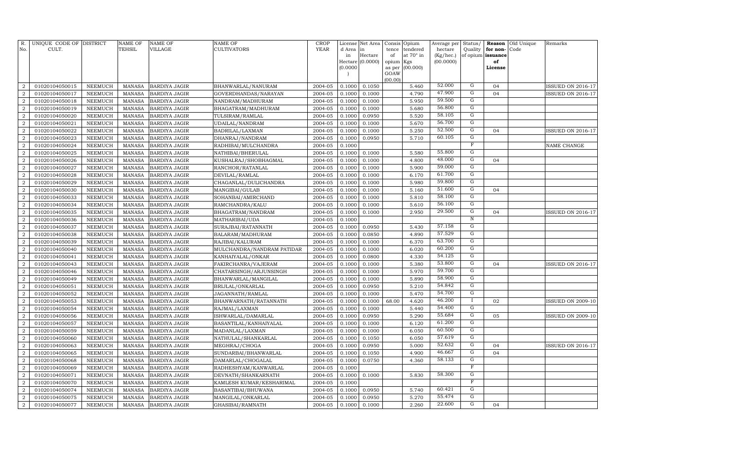| R. No. | UNIQUE CODE OF CULT. | DISTRICT | NAME OF TEHSIL | NAME OF VILLAGE | NAME OF CULTIVATORS | CROP YEAR | License d Area in Hectare (0.0000) | Net Area in Hectare (0.0000) | Consis tence of opium as per GOAW (00.00) | Opium tendered at 70° in Kgs (00.000) | Average per hectare (Kg/hec.) (00.0000) | Status/ Quality of opium | Reason for non-issuance of License | Old Unique Code | Remarks |
|---|---|---|---|---|---|---|---|---|---|---|---|---|---|---|---|
| 2 | 01020104050015 | NEEMUCH | MANASA | BARDIYA JAGIR | BHANWARLAL/NANURAM | 2004-05 | 0.1000 | 0.1050 | | 5.460 | 52.000 | G | 04 | | ISSUED ON 2016-17 |
| 2 | 01020104050017 | NEEMUCH | MANASA | BARDIYA JAGIR | GOVERDHANDAS/NARAYAN | 2004-05 | 0.1000 | 0.1000 | | 4.790 | 47.900 | G | 04 | | ISSUED ON 2016-17 |
| 2 | 01020104050018 | NEEMUCH | MANASA | BARDIYA JAGIR | NANDRAM/MADHURAM | 2004-05 | 0.1000 | 0.1000 | | 5.950 | 59.500 | G | | | |
| 2 | 01020104050019 | NEEMUCH | MANASA | BARDIYA JAGIR | BHAGATRAM/MADHURAM | 2004-05 | 0.1000 | 0.1000 | | 5.680 | 56.800 | G | | | |
| 2 | 01020104050020 | NEEMUCH | MANASA | BARDIYA JAGIR | TULSIRAM/RAMLAL | 2004-05 | 0.1000 | 0.0950 | | 5.520 | 58.105 | G | | | |
| 2 | 01020104050021 | NEEMUCH | MANASA | BARDIYA JAGIR | UDAILAL/NANDRAM | 2004-05 | 0.1000 | 0.1000 | | 5.670 | 56.700 | G | | | |
| 2 | 01020104050022 | NEEMUCH | MANASA | BARDIYA JAGIR | BADRILAL/LAXMAN | 2004-05 | 0.1000 | 0.1000 | | 5.250 | 52.500 | G | 04 | | ISSUED ON 2016-17 |
| 2 | 01020104050023 | NEEMUCH | MANASA | BARDIYA JAGIR | DHANRAJ/NANDRAM | 2004-05 | 0.1000 | 0.0950 | | 5.710 | 60.105 | G | | | |
| 2 | 01020104050024 | NEEMUCH | MANASA | BARDIYA JAGIR | RADHIBAI/MULCHANDRA | 2004-05 | 0.1000 | | | | | F | | | NAME CHANGE |
| 2 | 01020104050025 | NEEMUCH | MANASA | BARDIYA JAGIR | NATHIBAI/BHERULAL | 2004-05 | 0.1000 | 0.1000 | | 5.580 | 55.800 | G | | | |
| 2 | 01020104050026 | NEEMUCH | MANASA | BARDIYA JAGIR | KUSHALRAJ/SHOBHAGMAL | 2004-05 | 0.1000 | 0.1000 | | 4.800 | 48.000 | G | 04 | | |
| 2 | 01020104050027 | NEEMUCH | MANASA | BARDIYA JAGIR | RANCHOR/RATANLAL | 2004-05 | 0.1000 | 0.1000 | | 5.900 | 59.000 | G | | | |
| 2 | 01020104050028 | NEEMUCH | MANASA | BARDIYA JAGIR | DEVILAL/RAMLAL | 2004-05 | 0.1000 | 0.1000 | | 6.170 | 61.700 | G | | | |
| 2 | 01020104050029 | NEEMUCH | MANASA | BARDIYA JAGIR | CHAGANLAL/DULICHANDRA | 2004-05 | 0.1000 | 0.1000 | | 5.980 | 59.800 | G | | | |
| 2 | 01020104050030 | NEEMUCH | MANASA | BARDIYA JAGIR | MANGIBAI/GULAB | 2004-05 | 0.1000 | 0.1000 | | 5.160 | 51.600 | G | 04 | | |
| 2 | 01020104050033 | NEEMUCH | MANASA | BARDIYA JAGIR | SOHANBAI/AMIRCHAND | 2004-05 | 0.1000 | 0.1000 | | 5.810 | 58.100 | G | | | |
| 2 | 01020104050034 | NEEMUCH | MANASA | BARDIYA JAGIR | RAMCHANDRA/KALU | 2004-05 | 0.1000 | 0.1000 | | 5.610 | 56.100 | G | | | |
| 2 | 01020104050035 | NEEMUCH | MANASA | BARDIYA JAGIR | BHAGATRAM/NANDRAM | 2004-05 | 0.1000 | 0.1000 | | 2.950 | 29.500 | G | 04 | | ISSUED ON 2016-17 |
| 2 | 01020104050036 | NEEMUCH | MANASA | BARDIYA JAGIR | MATHARIBAI/UDA | 2004-05 | 0.1000 | | | | | N | | | |
| 2 | 01020104050037 | NEEMUCH | MANASA | BARDIYA JAGIR | SURAJBAI/RATANNATH | 2004-05 | 0.1000 | 0.0950 | | 5.430 | 57.158 | G | | | |
| 2 | 01020104050038 | NEEMUCH | MANASA | BARDIYA JAGIR | BALARAM/MADHURAM | 2004-05 | 0.1000 | 0.0850 | | 4.890 | 57.529 | G | | | |
| 2 | 01020104050039 | NEEMUCH | MANASA | BARDIYA JAGIR | RAJIBAI/KALURAM | 2004-05 | 0.1000 | 0.1000 | | 6.370 | 63.700 | G | | | |
| 2 | 01020104050040 | NEEMUCH | MANASA | BARDIYA JAGIR | MULCHANDRA/NANDRAM PATIDAR | 2004-05 | 0.1000 | 0.1000 | | 6.020 | 60.200 | G | | | |
| 2 | 01020104050041 | NEEMUCH | MANASA | BARDIYA JAGIR | KANHAIYALAL/ONKAR | 2004-05 | 0.1000 | 0.0800 | | 4.330 | 54.125 | G | | | |
| 2 | 01020104050043 | NEEMUCH | MANASA | BARDIYA JAGIR | FAKIRCHANRA/VAJERAM | 2004-05 | 0.1000 | 0.1000 | | 5.380 | 53.800 | G | 04 | | ISSUED ON 2016-17 |
| 2 | 01020104050046 | NEEMUCH | MANASA | BARDIYA JAGIR | CHATARSINGH/ARJUNSINGH | 2004-05 | 0.1000 | 0.1000 | | 5.970 | 59.700 | G | | | |
| 2 | 01020104050049 | NEEMUCH | MANASA | BARDIYA JAGIR | BHANWARLAL/MANGILAL | 2004-05 | 0.1000 | 0.1000 | | 5.890 | 58.900 | G | | | |
| 2 | 01020104050051 | NEEMUCH | MANASA | BARDIYA JAGIR | BRIJLAL/ONKARLAL | 2004-05 | 0.1000 | 0.0950 | | 5.210 | 54.842 | G | | | |
| 2 | 01020104050052 | NEEMUCH | MANASA | BARDIYA JAGIR | JAGANNATH/RAMLAL | 2004-05 | 0.1000 | 0.1000 | | 5.470 | 54.700 | G | | | |
| 2 | 01020104050053 | NEEMUCH | MANASA | BARDIYA JAGIR | BHANWARNATH/RATANNATH | 2004-05 | 0.1000 | 0.1000 | 68.00 | 4.620 | 46.200 | I | 02 | | ISSUED ON 2009-10 |
| 2 | 01020104050054 | NEEMUCH | MANASA | BARDIYA JAGIR | RAJMAL/LAXMAN | 2004-05 | 0.1000 | 0.1000 | | 5.440 | 54.400 | G | | | |
| 2 | 01020104050056 | NEEMUCH | MANASA | BARDIYA JAGIR | ISHWARLAL/DAMARLAL | 2004-05 | 0.1000 | 0.0950 | | 5.290 | 55.684 | G | 05 | | ISSUED ON 2009-10 |
| 2 | 01020104050057 | NEEMUCH | MANASA | BARDIYA JAGIR | BASANTILAL/KANHAIYALAL | 2004-05 | 0.1000 | 0.1000 | | 6.120 | 61.200 | G | | | |
| 2 | 01020104050059 | NEEMUCH | MANASA | BARDIYA JAGIR | MADANLAL/LAXMAN | 2004-05 | 0.1000 | 0.1000 | | 6.050 | 60.500 | G | | | |
| 2 | 01020104050060 | NEEMUCH | MANASA | BARDIYA JAGIR | NATHULAL/SHANKARLAL | 2004-05 | 0.1000 | 0.1050 | | 6.050 | 57.619 | G | | | |
| 2 | 01020104050063 | NEEMUCH | MANASA | BARDIYA JAGIR | MEGHRAJ/CHOGA | 2004-05 | 0.1000 | 0.0950 | | 5.000 | 52.632 | G | 04 | | ISSUED ON 2016-17 |
| 2 | 01020104050065 | NEEMUCH | MANASA | BARDIYA JAGIR | SUNDARBAI/BHANWARLAL | 2004-05 | 0.1000 | 0.1050 | | 4.900 | 46.667 | G | 04 | | |
| 2 | 01020104050068 | NEEMUCH | MANASA | BARDIYA JAGIR | DAMARLAL/CHOGALAL | 2004-05 | 0.1000 | 0.0750 | | 4.360 | 58.133 | G | | | |
| 2 | 01020104050069 | NEEMUCH | MANASA | BARDIYA JAGIR | RADHESHYAM/KANWARLAL | 2004-05 | 0.1000 | | | | | F | | | |
| 2 | 01020104050071 | NEEMUCH | MANASA | BARDIYA JAGIR | DEVNATH/SHANKARNATH | 2004-05 | 0.1000 | 0.1000 | | 5.830 | 58.300 | G | | | |
| 2 | 01020104050070 | NEEMUCH | MANASA | BARDIYA JAGIR | KAMLESH KUMAR/KESHARIMAL | 2004-05 | 0.1000 | | | | | F | | | |
| 2 | 01020104050074 | NEEMUCH | MANASA | BARDIYA JAGIR | BASANTIBAI/BHUWANA | 2004-05 | 0.1000 | 0.0950 | | 5.740 | 60.421 | G | | | |
| 2 | 01020104050075 | NEEMUCH | MANASA | BARDIYA JAGIR | MANGILAL/ONKARLAL | 2004-05 | 0.1000 | 0.0950 | | 5.270 | 55.474 | G | | | |
| 2 | 01020104050077 | NEEMUCH | MANASA | BARDIYA JAGIR | GHASIBAI/RAMNATH | 2004-05 | 0.1000 | 0.1000 | | 2.260 | 22.600 | G | 04 | | |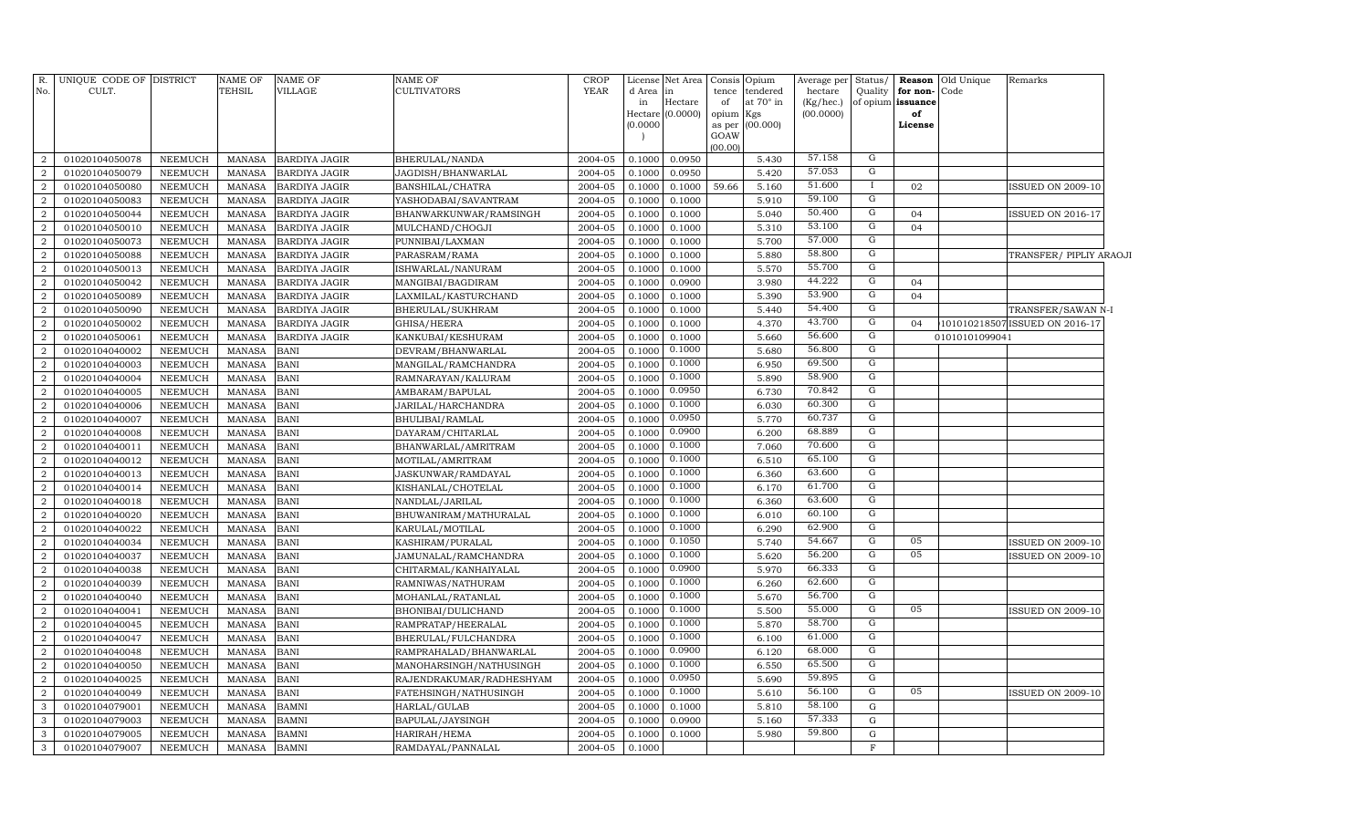| R. No. | UNIQUE CODE OF CULT. | DISTRICT | NAME OF TEHSIL | NAME OF VILLAGE | NAME OF CULTIVATORS | CROP YEAR | License d Area in Hectare (0.0000) | Net Area in Hectare (0.0000) | Consis tence of opium as per GOAW (00.00) | Opium tendered at 70° in Kgs (00.000) | Average per hectare (Kg/hec.) (00.0000) | Status/ Quality of opium | Reason for non-issuance of License | Old Unique Code | Remarks |
|---|---|---|---|---|---|---|---|---|---|---|---|---|---|---|---|
| 2 | 01020104050078 | NEEMUCH | MANASA | BARDIYA JAGIR | BHERULAL/NANDA | 2004-05 | 0.1000 | 0.0950 | | 5.430 | 57.158 | G | | | |
| 2 | 01020104050079 | NEEMUCH | MANASA | BARDIYA JAGIR | JAGDISH/BHANWARLAL | 2004-05 | 0.1000 | 0.0950 | | 5.420 | 57.053 | G | | | |
| 2 | 01020104050080 | NEEMUCH | MANASA | BARDIYA JAGIR | BANSHILAL/CHATRA | 2004-05 | 0.1000 | 0.1000 | 59.66 | 5.160 | 51.600 | I | 02 | | ISSUED ON 2009-10 |
| 2 | 01020104050083 | NEEMUCH | MANASA | BARDIYA JAGIR | YASHODABAI/SAVANTRAM | 2004-05 | 0.1000 | 0.1000 | | 5.910 | 59.100 | G | | | |
| 2 | 01020104050044 | NEEMUCH | MANASA | BARDIYA JAGIR | BHANWARKUNWAR/RAMSINGH | 2004-05 | 0.1000 | 0.1000 | | 5.040 | 50.400 | G | 04 | | ISSUED ON 2016-17 |
| 2 | 01020104050010 | NEEMUCH | MANASA | BARDIYA JAGIR | MULCHAND/CHOGJI | 2004-05 | 0.1000 | 0.1000 | | 5.310 | 53.100 | G | 04 | | |
| 2 | 01020104050073 | NEEMUCH | MANASA | BARDIYA JAGIR | PUNNIBAI/LAXMAN | 2004-05 | 0.1000 | 0.1000 | | 5.700 | 57.000 | G | | | |
| 2 | 01020104050088 | NEEMUCH | MANASA | BARDIYA JAGIR | PARASRAM/RAMA | 2004-05 | 0.1000 | 0.1000 | | 5.880 | 58.800 | G | | | TRANSFER/ PIPLIY ARAOJI |
| 2 | 01020104050013 | NEEMUCH | MANASA | BARDIYA JAGIR | ISHWARLAL/NANURAM | 2004-05 | 0.1000 | 0.1000 | | 5.570 | 55.700 | G | | | |
| 2 | 01020104050042 | NEEMUCH | MANASA | BARDIYA JAGIR | MANGIBAI/BAGDIRAM | 2004-05 | 0.1000 | 0.0900 | | 3.980 | 44.222 | G | 04 | | |
| 2 | 01020104050089 | NEEMUCH | MANASA | BARDIYA JAGIR | LAXMILAL/KASTURCHAND | 2004-05 | 0.1000 | 0.1000 | | 5.390 | 53.900 | G | 04 | | |
| 2 | 01020104050090 | NEEMUCH | MANASA | BARDIYA JAGIR | BHERULAL/SUKHRAM | 2004-05 | 0.1000 | 0.1000 | | 5.440 | 54.400 | G | | | TRANSFER/SAWAN N-I |
| 2 | 01020104050002 | NEEMUCH | MANASA | BARDIYA JAGIR | GHISA/HEERA | 2004-05 | 0.1000 | 0.1000 | | 4.370 | 43.700 | G | 04 | 1010102185071 | ISSUED ON 2016-17 |
| 2 | 01020104050061 | NEEMUCH | MANASA | BARDIYA JAGIR | KANKUBAI/KESHURAM | 2004-05 | 0.1000 | 0.1000 | | 5.660 | 56.600 | G | | 01010101099041 | |
| 2 | 01020104040002 | NEEMUCH | MANASA | BANI | DEVRAM/BHANWARLAL | 2004-05 | 0.1000 | 0.1000 | | 5.680 | 56.800 | G | | | |
| 2 | 01020104040003 | NEEMUCH | MANASA | BANI | MANGILAL/RAMCHANDRA | 2004-05 | 0.1000 | 0.1000 | | 6.950 | 69.500 | G | | | |
| 2 | 01020104040004 | NEEMUCH | MANASA | BANI | RAMNARAYAN/KALURAM | 2004-05 | 0.1000 | 0.1000 | | 5.890 | 58.900 | G | | | |
| 2 | 01020104040005 | NEEMUCH | MANASA | BANI | AMBARAM/BAPULAL | 2004-05 | 0.1000 | 0.0950 | | 6.730 | 70.842 | G | | | |
| 2 | 01020104040006 | NEEMUCH | MANASA | BANI | JARILAL/HARCHANDRA | 2004-05 | 0.1000 | 0.1000 | | 6.030 | 60.300 | G | | | |
| 2 | 01020104040007 | NEEMUCH | MANASA | BANI | BHULIBAI/RAMLAL | 2004-05 | 0.1000 | 0.0950 | | 5.770 | 60.737 | G | | | |
| 2 | 01020104040008 | NEEMUCH | MANASA | BANI | DAYARAM/CHITARLAL | 2004-05 | 0.1000 | 0.0900 | | 6.200 | 68.889 | G | | | |
| 2 | 01020104040011 | NEEMUCH | MANASA | BANI | BHANWARLAL/AMRITRAM | 2004-05 | 0.1000 | 0.1000 | | 7.060 | 70.600 | G | | | |
| 2 | 01020104040012 | NEEMUCH | MANASA | BANI | MOTILAL/AMRITRAM | 2004-05 | 0.1000 | 0.1000 | | 6.510 | 65.100 | G | | | |
| 2 | 01020104040013 | NEEMUCH | MANASA | BANI | JASKUNWAR/RAMDAYAL | 2004-05 | 0.1000 | 0.1000 | | 6.360 | 63.600 | G | | | |
| 2 | 01020104040014 | NEEMUCH | MANASA | BANI | KISHANLAL/CHOTELAL | 2004-05 | 0.1000 | 0.1000 | | 6.170 | 61.700 | G | | | |
| 2 | 01020104040018 | NEEMUCH | MANASA | BANI | NANDLAL/JARILAL | 2004-05 | 0.1000 | 0.1000 | | 6.360 | 63.600 | G | | | |
| 2 | 01020104040020 | NEEMUCH | MANASA | BANI | BHUWANIRAM/MATHURALAL | 2004-05 | 0.1000 | 0.1000 | | 6.010 | 60.100 | G | | | |
| 2 | 01020104040022 | NEEMUCH | MANASA | BANI | KARULAL/MOTILAL | 2004-05 | 0.1000 | 0.1000 | | 6.290 | 62.900 | G | | | |
| 2 | 01020104040034 | NEEMUCH | MANASA | BANI | KASHIRAM/PURALAL | 2004-05 | 0.1000 | 0.1050 | | 5.740 | 54.667 | G | 05 | | ISSUED ON 2009-10 |
| 2 | 01020104040037 | NEEMUCH | MANASA | BANI | JAMUNALAL/RAMCHANDRA | 2004-05 | 0.1000 | 0.1000 | | 5.620 | 56.200 | G | 05 | | ISSUED ON 2009-10 |
| 2 | 01020104040038 | NEEMUCH | MANASA | BANI | CHITARMAL/KANHAIYALAL | 2004-05 | 0.1000 | 0.0900 | | 5.970 | 66.333 | G | | | |
| 2 | 01020104040039 | NEEMUCH | MANASA | BANI | RAMNIWAS/NATHURAM | 2004-05 | 0.1000 | 0.1000 | | 6.260 | 62.600 | G | | | |
| 2 | 01020104040040 | NEEMUCH | MANASA | BANI | MOHANLAL/RATANLAL | 2004-05 | 0.1000 | 0.1000 | | 5.670 | 56.700 | G | | | |
| 2 | 01020104040041 | NEEMUCH | MANASA | BANI | BHONIBAI/DULICHAND | 2004-05 | 0.1000 | 0.1000 | | 5.500 | 55.000 | G | 05 | | ISSUED ON 2009-10 |
| 2 | 01020104040045 | NEEMUCH | MANASA | BANI | RAMPRATAP/HEERALAL | 2004-05 | 0.1000 | 0.1000 | | 5.870 | 58.700 | G | | | |
| 2 | 01020104040047 | NEEMUCH | MANASA | BANI | BHERULAL/FULCHANDRA | 2004-05 | 0.1000 | 0.1000 | | 6.100 | 61.000 | G | | | |
| 2 | 01020104040048 | NEEMUCH | MANASA | BANI | RAMPRAHALAD/BHANWARLAL | 2004-05 | 0.1000 | 0.0900 | | 6.120 | 68.000 | G | | | |
| 2 | 01020104040050 | NEEMUCH | MANASA | BANI | MANOHARSINGH/NATHUSINGH | 2004-05 | 0.1000 | 0.1000 | | 6.550 | 65.500 | G | | | |
| 2 | 01020104040025 | NEEMUCH | MANASA | BANI | RAJENDRAKUMAR/RADHESHYAM | 2004-05 | 0.1000 | 0.0950 | | 5.690 | 59.895 | G | | | |
| 2 | 01020104040049 | NEEMUCH | MANASA | BANI | FATEHSINGH/NATHUSINGH | 2004-05 | 0.1000 | 0.1000 | | 5.610 | 56.100 | G | 05 | | ISSUED ON 2009-10 |
| 3 | 01020104079001 | NEEMUCH | MANASA | BAMNI | HARLAL/GULAB | 2004-05 | 0.1000 | 0.1000 | | 5.810 | 58.100 | G | | | |
| 3 | 01020104079003 | NEEMUCH | MANASA | BAMNI | BAPULAL/JAYSINGH | 2004-05 | 0.1000 | 0.0900 | | 5.160 | 57.333 | G | | | |
| 3 | 01020104079005 | NEEMUCH | MANASA | BAMNI | HARIRAH/HEMA | 2004-05 | 0.1000 | 0.1000 | | 5.980 | 59.800 | G | | | |
| 3 | 01020104079007 | NEEMUCH | MANASA | BAMNI | RAMDAYAL/PANNALAL | 2004-05 | 0.1000 | | | | | F | | | |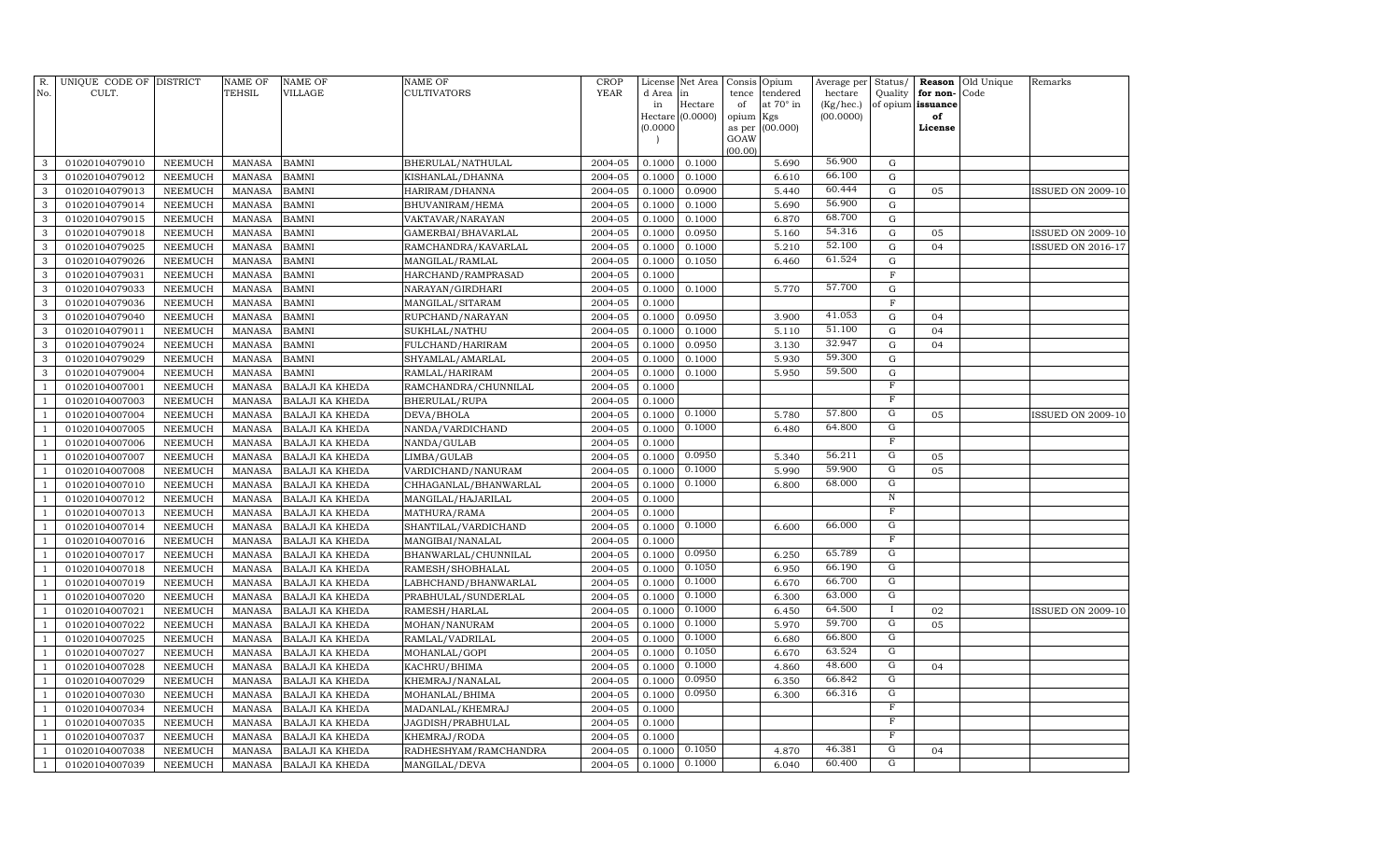| R. No. | UNIQUE CODE OF CULT. | DISTRICT | NAME OF TEHSIL | NAME OF VILLAGE | NAME OF CULTIVATORS | CROP YEAR | License d Area in Hectare (0.0000) | Net Area in Hectare (0.0000) | Consis tence of opium as per GOAW (00.00) | Opium tendered at 70° in Kgs (00.000) | Average per hectare (Kg/hec.) (00.0000) | Status/ Quality of opium | Reason for non-issuance of License | Old Unique Code | Remarks |
|---|---|---|---|---|---|---|---|---|---|---|---|---|---|---|---|
| 3 | 01020104079010 | NEEMUCH | MANASA | BAMNI | BHERULAL/NATHULAL | 2004-05 | 0.1000 | 0.1000 | | 5.690 | 56.900 | G | | | |
| 3 | 01020104079012 | NEEMUCH | MANASA | BAMNI | KISHANLAL/DHANNA | 2004-05 | 0.1000 | 0.1000 | | 6.610 | 66.100 | G | | | |
| 3 | 01020104079013 | NEEMUCH | MANASA | BAMNI | HARIRAM/DHANNA | 2004-05 | 0.1000 | 0.0900 | | 5.440 | 60.444 | G | 05 | | ISSUED ON 2009-10 |
| 3 | 01020104079014 | NEEMUCH | MANASA | BAMNI | BHUVANIRAM/HEMA | 2004-05 | 0.1000 | 0.1000 | | 5.690 | 56.900 | G | | | |
| 3 | 01020104079015 | NEEMUCH | MANASA | BAMNI | VAKTAVAR/NARAYAN | 2004-05 | 0.1000 | 0.1000 | | 6.870 | 68.700 | G | | | |
| 3 | 01020104079018 | NEEMUCH | MANASA | BAMNI | GAMERBAI/BHAVARLAL | 2004-05 | 0.1000 | 0.0950 | | 5.160 | 54.316 | G | 05 | | ISSUED ON 2009-10 |
| 3 | 01020104079025 | NEEMUCH | MANASA | BAMNI | RAMCHANDRA/KAVARLAL | 2004-05 | 0.1000 | 0.1000 | | 5.210 | 52.100 | G | 04 | | ISSUED ON 2016-17 |
| 3 | 01020104079026 | NEEMUCH | MANASA | BAMNI | MANGILAL/RAMLAL | 2004-05 | 0.1000 | 0.1050 | | 6.460 | 61.524 | G | | | |
| 3 | 01020104079031 | NEEMUCH | MANASA | BAMNI | HARCHAND/RAMPRASAD | 2004-05 | 0.1000 | | | | | F | | | |
| 3 | 01020104079033 | NEEMUCH | MANASA | BAMNI | NARAYAN/GIRDHARI | 2004-05 | 0.1000 | 0.1000 | | 5.770 | 57.700 | G | | | |
| 3 | 01020104079036 | NEEMUCH | MANASA | BAMNI | MANGILAL/SITARAM | 2004-05 | 0.1000 | | | | | F | | | |
| 3 | 01020104079040 | NEEMUCH | MANASA | BAMNI | RUPCHAND/NARAYAN | 2004-05 | 0.1000 | 0.0950 | | 3.900 | 41.053 | G | 04 | | |
| 3 | 01020104079011 | NEEMUCH | MANASA | BAMNI | SUKHLAL/NATHU | 2004-05 | 0.1000 | 0.1000 | | 5.110 | 51.100 | G | 04 | | |
| 3 | 01020104079024 | NEEMUCH | MANASA | BAMNI | FULCHAND/HARIRAM | 2004-05 | 0.1000 | 0.0950 | | 3.130 | 32.947 | G | 04 | | |
| 3 | 01020104079029 | NEEMUCH | MANASA | BAMNI | SHYAMLAL/AMARLAL | 2004-05 | 0.1000 | 0.1000 | | 5.930 | 59.300 | G | | | |
| 3 | 01020104079004 | NEEMUCH | MANASA | BAMNI | RAMLAL/HARIRAM | 2004-05 | 0.1000 | 0.1000 | | 5.950 | 59.500 | G | | | |
| 1 | 01020104007001 | NEEMUCH | MANASA | BALAJI KA KHEDA | RAMCHANDRA/CHUNNILAL | 2004-05 | 0.1000 | | | | | F | | | |
| 1 | 01020104007003 | NEEMUCH | MANASA | BALAJI KA KHEDA | BHERULAL/RUPA | 2004-05 | 0.1000 | | | | | F | | | |
| 1 | 01020104007004 | NEEMUCH | MANASA | BALAJI KA KHEDA | DEVA/BHOLA | 2004-05 | 0.1000 | 0.1000 | | 5.780 | 57.800 | G | 05 | | ISSUED ON 2009-10 |
| 1 | 01020104007005 | NEEMUCH | MANASA | BALAJI KA KHEDA | NANDA/VARDICHAND | 2004-05 | 0.1000 | 0.1000 | | 6.480 | 64.800 | G | | | |
| 1 | 01020104007006 | NEEMUCH | MANASA | BALAJI KA KHEDA | NANDA/GULAB | 2004-05 | 0.1000 | | | | | F | | | |
| 1 | 01020104007007 | NEEMUCH | MANASA | BALAJI KA KHEDA | LIMBA/GULAB | 2004-05 | 0.1000 | 0.0950 | | 5.340 | 56.211 | G | 05 | | |
| 1 | 01020104007008 | NEEMUCH | MANASA | BALAJI KA KHEDA | VARDICHAND/NANURAM | 2004-05 | 0.1000 | 0.1000 | | 5.990 | 59.900 | G | 05 | | |
| 1 | 01020104007010 | NEEMUCH | MANASA | BALAJI KA KHEDA | CHHAGANLAL/BHANWARLAL | 2004-05 | 0.1000 | 0.1000 | | 6.800 | 68.000 | G | | | |
| 1 | 01020104007012 | NEEMUCH | MANASA | BALAJI KA KHEDA | MANGILAL/HAJARILAL | 2004-05 | 0.1000 | | | | | N | | | |
| 1 | 01020104007013 | NEEMUCH | MANASA | BALAJI KA KHEDA | MATHURA/RAMA | 2004-05 | 0.1000 | | | | | F | | | |
| 1 | 01020104007014 | NEEMUCH | MANASA | BALAJI KA KHEDA | SHANTILAL/VARDICHAND | 2004-05 | 0.1000 | 0.1000 | | 6.600 | 66.000 | G | | | |
| 1 | 01020104007016 | NEEMUCH | MANASA | BALAJI KA KHEDA | MANGIBAI/NANALAL | 2004-05 | 0.1000 | | | | | F | | | |
| 1 | 01020104007017 | NEEMUCH | MANASA | BALAJI KA KHEDA | BHANWARLAL/CHUNNILAL | 2004-05 | 0.1000 | 0.0950 | | 6.250 | 65.789 | G | | | |
| 1 | 01020104007018 | NEEMUCH | MANASA | BALAJI KA KHEDA | RAMESH/SHOBHALAL | 2004-05 | 0.1000 | 0.1050 | | 6.950 | 66.190 | G | | | |
| 1 | 01020104007019 | NEEMUCH | MANASA | BALAJI KA KHEDA | LABHCHAND/BHANWARLAL | 2004-05 | 0.1000 | 0.1000 | | 6.670 | 66.700 | G | | | |
| 1 | 01020104007020 | NEEMUCH | MANASA | BALAJI KA KHEDA | PRABHULAL/SUNDERLAL | 2004-05 | 0.1000 | 0.1000 | | 6.300 | 63.000 | G | | | |
| 1 | 01020104007021 | NEEMUCH | MANASA | BALAJI KA KHEDA | RAMESH/HARLAL | 2004-05 | 0.1000 | 0.1000 | | 6.450 | 64.500 | I | 02 | | ISSUED ON 2009-10 |
| 1 | 01020104007022 | NEEMUCH | MANASA | BALAJI KA KHEDA | MOHAN/NANURAM | 2004-05 | 0.1000 | 0.1000 | | 5.970 | 59.700 | G | 05 | | |
| 1 | 01020104007025 | NEEMUCH | MANASA | BALAJI KA KHEDA | RAMLAL/VADRILAL | 2004-05 | 0.1000 | 0.1000 | | 6.680 | 66.800 | G | | | |
| 1 | 01020104007027 | NEEMUCH | MANASA | BALAJI KA KHEDA | MOHANLAL/GOPI | 2004-05 | 0.1000 | 0.1050 | | 6.670 | 63.524 | G | | | |
| 1 | 01020104007028 | NEEMUCH | MANASA | BALAJI KA KHEDA | KACHRU/BHIMA | 2004-05 | 0.1000 | 0.1000 | | 4.860 | 48.600 | G | 04 | | |
| 1 | 01020104007029 | NEEMUCH | MANASA | BALAJI KA KHEDA | KHEMRAJ/NANALAL | 2004-05 | 0.1000 | 0.0950 | | 6.350 | 66.842 | G | | | |
| 1 | 01020104007030 | NEEMUCH | MANASA | BALAJI KA KHEDA | MOHANLAL/BHIMA | 2004-05 | 0.1000 | 0.0950 | | 6.300 | 66.316 | G | | | |
| 1 | 01020104007034 | NEEMUCH | MANASA | BALAJI KA KHEDA | MADANLAL/KHEMRAJ | 2004-05 | 0.1000 | | | | | F | | | |
| 1 | 01020104007035 | NEEMUCH | MANASA | BALAJI KA KHEDA | JAGDISH/PRABHULAL | 2004-05 | 0.1000 | | | | | F | | | |
| 1 | 01020104007037 | NEEMUCH | MANASA | BALAJI KA KHEDA | KHEMRAJ/RODA | 2004-05 | 0.1000 | | | | | F | | | |
| 1 | 01020104007038 | NEEMUCH | MANASA | BALAJI KA KHEDA | RADHESHYAM/RAMCHANDRA | 2004-05 | 0.1000 | 0.1050 | | 4.870 | 46.381 | G | 04 | | |
| 1 | 01020104007039 | NEEMUCH | MANASA | BALAJI KA KHEDA | MANGILAL/DEVA | 2004-05 | 0.1000 | 0.1000 | | 6.040 | 60.400 | G | | | |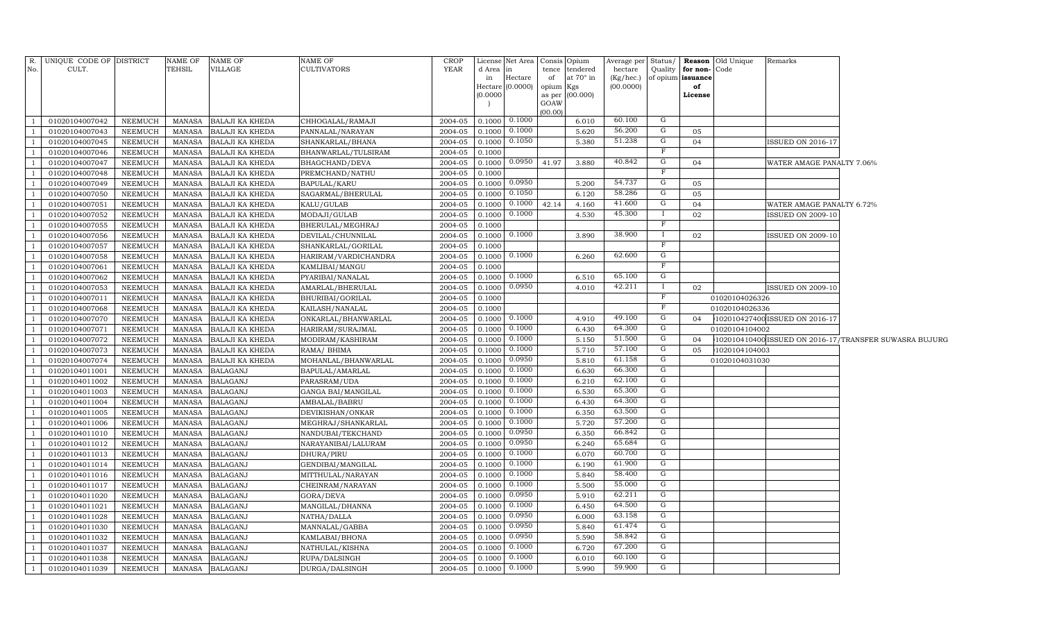| R. No. | UNIQUE CODE OF CULT. | DISTRICT | NAME OF TEHSIL | NAME OF VILLAGE | NAME OF CULTIVATORS | CROP YEAR | License d Area in Hectare (0.0000) | Net Area in Hectare (0.0000) | Consis tence of opium as per GOAW (00.00) | Opium tendered at 70° in Kgs (00.000) | Average per hectare (Kg/hec.) (00.0000) | Status/ Quality of opium | Reason for non-issuance of License | Old Unique Code | Remarks |
|---|---|---|---|---|---|---|---|---|---|---|---|---|---|---|---|
| 1 | 01020104007042 | NEEMUCH | MANASA | BALAJI KA KHEDA | CHHOGALAL/RAMAJI | 2004-05 | 0.1000 | 0.1000 | | 6.010 | 60.100 | G | | | |
| 1 | 01020104007043 | NEEMUCH | MANASA | BALAJI KA KHEDA | PANNALAL/NARAYAN | 2004-05 | 0.1000 | 0.1000 | | 5.620 | 56.200 | G | 05 | | |
| 1 | 01020104007045 | NEEMUCH | MANASA | BALAJI KA KHEDA | SHANKARLAL/BHANA | 2004-05 | 0.1000 | 0.1050 | | 5.380 | 51.238 | G | 04 | | ISSUED ON 2016-17 |
| 1 | 01020104007046 | NEEMUCH | MANASA | BALAJI KA KHEDA | BHANWARLAL/TULSIRAM | 2004-05 | 0.1000 | | | | | F | | | |
| 1 | 01020104007047 | NEEMUCH | MANASA | BALAJI KA KHEDA | BHAGCHAND/DEVA | 2004-05 | 0.1000 | 0.0950 | 41.97 | 3.880 | 40.842 | G | 04 | | WATER AMAGE PANALTY 7.06% |
| 1 | 01020104007048 | NEEMUCH | MANASA | BALAJI KA KHEDA | PREMCHAND/NATHU | 2004-05 | 0.1000 | | | | | F | | | |
| 1 | 01020104007049 | NEEMUCH | MANASA | BALAJI KA KHEDA | BAPULAL/KARU | 2004-05 | 0.1000 | 0.0950 | | 5.200 | 54.737 | G | 05 | | |
| 1 | 01020104007050 | NEEMUCH | MANASA | BALAJI KA KHEDA | SAGARMAL/BHERULAL | 2004-05 | 0.1000 | 0.1050 | | 6.120 | 58.286 | G | 05 | | |
| 1 | 01020104007051 | NEEMUCH | MANASA | BALAJI KA KHEDA | KALU/GULAB | 2004-05 | 0.1000 | 0.1000 | 42.14 | 4.160 | 41.600 | G | 04 | | WATER AMAGE PANALTY 6.72% |
| 1 | 01020104007052 | NEEMUCH | MANASA | BALAJI KA KHEDA | MODAJI/GULAB | 2004-05 | 0.1000 | 0.1000 | | 4.530 | 45.300 | I | 02 | | ISSUED ON 2009-10 |
| 1 | 01020104007055 | NEEMUCH | MANASA | BALAJI KA KHEDA | BHERULAL/MEGHRAJ | 2004-05 | 0.1000 | | | | | F | | | |
| 1 | 01020104007056 | NEEMUCH | MANASA | BALAJI KA KHEDA | DEVILAL/CHUNNILAL | 2004-05 | 0.1000 | 0.1000 | | 3.890 | 38.900 | I | 02 | | ISSUED ON 2009-10 |
| 1 | 01020104007057 | NEEMUCH | MANASA | BALAJI KA KHEDA | SHANKARLAL/GORILAL | 2004-05 | 0.1000 | | | | | F | | | |
| 1 | 01020104007058 | NEEMUCH | MANASA | BALAJI KA KHEDA | HARIRAM/VARDICHANDRA | 2004-05 | 0.1000 | 0.1000 | | 6.260 | 62.600 | G | | | |
| 1 | 01020104007061 | NEEMUCH | MANASA | BALAJI KA KHEDA | KAMLIBAI/MANGU | 2004-05 | 0.1000 | | | | | F | | | |
| 1 | 01020104007062 | NEEMUCH | MANASA | BALAJI KA KHEDA | PYARIBAI/NANALAL | 2004-05 | 0.1000 | 0.1000 | | 6.510 | 65.100 | G | | | |
| 1 | 01020104007053 | NEEMUCH | MANASA | BALAJI KA KHEDA | AMARLAL/BHERULAL | 2004-05 | 0.1000 | 0.0950 | | 4.010 | 42.211 | I | 02 | | ISSUED ON 2009-10 |
| 1 | 01020104007011 | NEEMUCH | MANASA | BALAJI KA KHEDA | BHURIBAI/GORILAL | 2004-05 | 0.1000 | | | | | F | | 01020104026326 | |
| 1 | 01020104007068 | NEEMUCH | MANASA | BALAJI KA KHEDA | KAILASH/NANALAL | 2004-05 | 0.1000 | | | | | F | | 01020104026336 | |
| 1 | 01020104007070 | NEEMUCH | MANASA | BALAJI KA KHEDA | ONKARLAL/BHANWARLAL | 2004-05 | 0.1000 | 0.1000 | | 4.910 | 49.100 | G | 04 | 102010427400 | ISSUED ON 2016-17 |
| 1 | 01020104007071 | NEEMUCH | MANASA | BALAJI KA KHEDA | HARIRAM/SURAJMAL | 2004-05 | 0.1000 | 0.1000 | | 6.430 | 64.300 | G | | 01020104104002 | |
| 1 | 01020104007072 | NEEMUCH | MANASA | BALAJI KA KHEDA | MODIRAM/KASHIRAM | 2004-05 | 0.1000 | 0.1000 | | 5.150 | 51.500 | G | 04 | 102010410400 | ISSUED ON 2016-17/TRANSFER SUWASRA BUJURG |
| 1 | 01020104007073 | NEEMUCH | MANASA | BALAJI KA KHEDA | RAMA/ BHIMA | 2004-05 | 0.1000 | 0.1000 | | 5.710 | 57.100 | G | 05 | 1020104104003 | |
| 1 | 01020104007074 | NEEMUCH | MANASA | BALAJI KA KHEDA | MOHANLAL/BHANWARLAL | 2004-05 | 0.1000 | 0.0950 | | 5.810 | 61.158 | G | | 01020104031030 | |
| 1 | 01020104011001 | NEEMUCH | MANASA | BALAGANJ | BAPULAL/AMARLAL | 2004-05 | 0.1000 | 0.1000 | | 6.630 | 66.300 | G | | | |
| 1 | 01020104011002 | NEEMUCH | MANASA | BALAGANJ | PARASRAM/UDA | 2004-05 | 0.1000 | 0.1000 | | 6.210 | 62.100 | G | | | |
| 1 | 01020104011003 | NEEMUCH | MANASA | BALAGANJ | GANGA BAI/MANGILAL | 2004-05 | 0.1000 | 0.1000 | | 6.530 | 65.300 | G | | | |
| 1 | 01020104011004 | NEEMUCH | MANASA | BALAGANJ | AMBALAL/BABRU | 2004-05 | 0.1000 | 0.1000 | | 6.430 | 64.300 | G | | | |
| 1 | 01020104011005 | NEEMUCH | MANASA | BALAGANJ | DEVIKISHAN/ONKAR | 2004-05 | 0.1000 | 0.1000 | | 6.350 | 63.500 | G | | | |
| 1 | 01020104011006 | NEEMUCH | MANASA | BALAGANJ | MEGHRAJ/SHANKARLAL | 2004-05 | 0.1000 | 0.1000 | | 5.720 | 57.200 | G | | | |
| 1 | 01020104011010 | NEEMUCH | MANASA | BALAGANJ | NANDUBAI/TEKCHAND | 2004-05 | 0.1000 | 0.0950 | | 6.350 | 66.842 | G | | | |
| 1 | 01020104011012 | NEEMUCH | MANASA | BALAGANJ | NARAYANIBAI/LALURAM | 2004-05 | 0.1000 | 0.0950 | | 6.240 | 65.684 | G | | | |
| 1 | 01020104011013 | NEEMUCH | MANASA | BALAGANJ | DHURA/PIRU | 2004-05 | 0.1000 | 0.1000 | | 6.070 | 60.700 | G | | | |
| 1 | 01020104011014 | NEEMUCH | MANASA | BALAGANJ | GENDIBAI/MANGILAL | 2004-05 | 0.1000 | 0.1000 | | 6.190 | 61.900 | G | | | |
| 1 | 01020104011016 | NEEMUCH | MANASA | BALAGANJ | MITTHULAL/NARAYAN | 2004-05 | 0.1000 | 0.1000 | | 5.840 | 58.400 | G | | | |
| 1 | 01020104011017 | NEEMUCH | MANASA | BALAGANJ | CHEINRAM/NARAYAN | 2004-05 | 0.1000 | 0.1000 | | 5.500 | 55.000 | G | | | |
| 1 | 01020104011020 | NEEMUCH | MANASA | BALAGANJ | GORA/DEVA | 2004-05 | 0.1000 | 0.0950 | | 5.910 | 62.211 | G | | | |
| 1 | 01020104011021 | NEEMUCH | MANASA | BALAGANJ | MANGILAL/DHANNA | 2004-05 | 0.1000 | 0.1000 | | 6.450 | 64.500 | G | | | |
| 1 | 01020104011028 | NEEMUCH | MANASA | BALAGANJ | NATHA/DALLA | 2004-05 | 0.1000 | 0.0950 | | 6.000 | 63.158 | G | | | |
| 1 | 01020104011030 | NEEMUCH | MANASA | BALAGANJ | MANNALAL/GABBA | 2004-05 | 0.1000 | 0.0950 | | 5.840 | 61.474 | G | | | |
| 1 | 01020104011032 | NEEMUCH | MANASA | BALAGANJ | KAMLABAI/BHONA | 2004-05 | 0.1000 | 0.0950 | | 5.590 | 58.842 | G | | | |
| 1 | 01020104011037 | NEEMUCH | MANASA | BALAGANJ | NATHULAL/KISHNA | 2004-05 | 0.1000 | 0.1000 | | 6.720 | 67.200 | G | | | |
| 1 | 01020104011038 | NEEMUCH | MANASA | BALAGANJ | RUPA/DALSINGH | 2004-05 | 0.1000 | 0.1000 | | 6.010 | 60.100 | G | | | |
| 1 | 01020104011039 | NEEMUCH | MANASA | BALAGANJ | DURGA/DALSINGH | 2004-05 | 0.1000 | 0.1000 | | 5.990 | 59.900 | G | | | |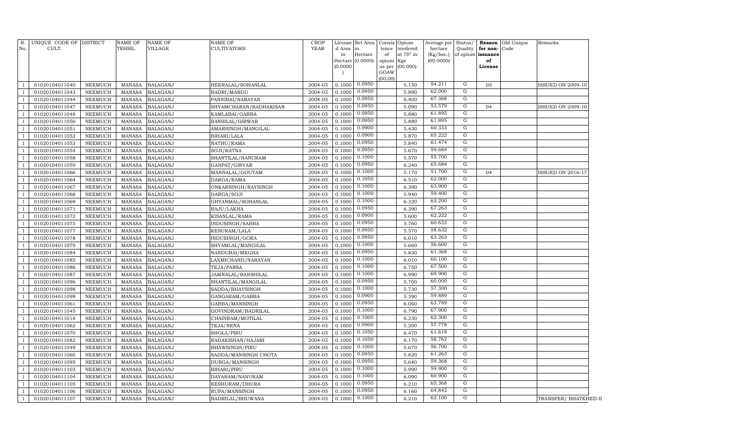| R. No. | UNIQUE CODE OF CULT. | DISTRICT | NAME OF TEHSIL | NAME OF VILLAGE | NAME OF CULTIVATORS | CROP YEAR | License d Area in Hectare (0.0000) | Net Area in Hectare (0.0000) | Consis tence of opium as per GOAW (00.00) | Opium tendered at 70° in Kgs (00.000) | Average per hectare (Kg/hec.) (00.0000) | Status/ Quality of opium | Reason for non-issuance of License | Old Unique Code | Remarks |
|---|---|---|---|---|---|---|---|---|---|---|---|---|---|---|---|
| 1 | 01020104011040 | NEEMUCH | MANASA | BALAGANJ | HEERALAL/SOHANLAL | 2004-05 | 0.1000 | 0.0950 | | 5.150 | 54.211 | G | 05 | | ISSUED ON 2009-10 |
| 1 | 01020104011043 | NEEMUCH | MANASA | BALAGANJ | BADRI/MANGU | 2004-05 | 0.1000 | 0.0950 | | 5.890 | 62.000 | G | | | |
| 1 | 01020104011044 | NEEMUCH | MANASA | BALAGANJ | PANNIBAI/NARAYAN | 2004-05 | 0.1000 | 0.0950 | | 6.400 | 67.368 | G | | | |
| 1 | 01020104011047 | NEEMUCH | MANASA | BALAGANJ | SHYAMCHARAN/RADHAKISAN | 2004-05 | 0.1000 | 0.0950 | | 5.090 | 53.579 | G | 04 | | ISSUED ON 2009-10 |
| 1 | 01020104011048 | NEEMUCH | MANASA | BALAGANJ | KAMLABAI/GABBA | 2004-05 | 0.1000 | 0.0950 | | 5.880 | 61.895 | G | | | |
| 1 | 01020104011050 | NEEMUCH | MANASA | BALAGANJ | BANSILAL/GIRWAR | 2004-05 | 0.1000 | 0.0950 | | 5.880 | 61.895 | G | | | |
| 1 | 01020104011051 | NEEMUCH | MANASA | BALAGANJ | AMARSINGH/MANGILAL | 2004-05 | 0.1000 | 0.0900 | | 5.430 | 60.333 | G | | | |
| 1 | 01020104011052 | NEEMUCH | MANASA | BALAGANJ | BIHARI/LALA | 2004-05 | 0.1000 | 0.0900 | | 5.870 | 65.222 | G | | | |
| 1 | 01020104011053 | NEEMUCH | MANASA | BALAGANJ | NATHU/RAMA | 2004-05 | 0.1000 | 0.0950 | | 5.840 | 61.474 | G | | | |
| 1 | 01020104011054 | NEEMUCH | MANASA | BALAGANJ | SOJI/RATNA | 2004-05 | 0.1000 | 0.0950 | | 5.670 | 59.684 | G | | | |
| 1 | 01020104011058 | NEEMUCH | MANASA | BALAGANJ | SHANTILAL/NANURAM | 2004-05 | 0.1000 | 0.1000 | | 5.570 | 55.700 | G | | | |
| 1 | 01020104011059 | NEEMUCH | MANASA | BALAGANJ | GANPAT/GIRVAR | 2004-05 | 0.1000 | 0.0950 | | 6.240 | 65.684 | G | | | |
| 1 | 01020104011066 | NEEMUCH | MANASA | BALAGANJ | MANNALAL/GOUTAM | 2004-05 | 0.1000 | 0.1000 | | 5.170 | 51.700 | G | 04 | | ISSUED ON 2016-17 |
| 1 | 01020104011064 | NEEMUCH | MANASA | BALAGANJ | DARGA/RAMA | 2004-05 | 0.1000 | 0.1050 | | 6.510 | 62.000 | G | | | |
| 1 | 01020104011067 | NEEMUCH | MANASA | BALAGANJ | ONKARSINGH/RAYSINGH | 2004-05 | 0.1000 | 0.1000 | | 6.390 | 63.900 | G | | | |
| 1 | 01020104011068 | NEEMUCH | MANASA | BALAGANJ | DARGA/SOJI | 2004-05 | 0.1000 | 0.1000 | | 5.940 | 59.400 | G | | | |
| 1 | 01020104011069 | NEEMUCH | MANASA | BALAGANJ | GHYANMAL/SOHANLAL | 2004-05 | 0.1000 | 0.1000 | | 6.320 | 63.200 | G | | | |
| 1 | 01020104011071 | NEEMUCH | MANASA | BALAGANJ | RAJU/LAKHA | 2004-05 | 0.1000 | 0.0950 | | 6.390 | 67.263 | G | | | |
| 1 | 01020104011072 | NEEMUCH | MANASA | BALAGANJ | KISANLAL/RAMA | 2004-05 | 0.1000 | 0.0900 | | 5.600 | 62.222 | G | | | |
| 1 | 01020104011075 | NEEMUCH | MANASA | BALAGANJ | INDUSINGH/SABBA | 2004-05 | 0.1000 | 0.0950 | | 5.760 | 60.632 | G | | | |
| 1 | 01020104011077 | NEEMUCH | MANASA | BALAGANJ | KESURAM/LALA | 2004-05 | 0.1000 | 0.0950 | | 5.570 | 58.632 | G | | | |
| 1 | 01020104011078 | NEEMUCH | MANASA | BALAGANJ | INDUSINGH/GORA | 2004-05 | 0.1000 | 0.0950 | | 6.010 | 63.263 | G | | | |
| 1 | 01020104011079 | NEEMUCH | MANASA | BALAGANJ | SHYAMLAL/MANGILAL | 2004-05 | 0.1000 | 0.1000 | | 5.660 | 56.600 | G | | | |
| 1 | 01020104011084 | NEEMUCH | MANASA | BALAGANJ | NANDUBAI/MEGHA | 2004-05 | 0.1000 | 0.0950 | | 5.830 | 61.368 | G | | | |
| 1 | 01020104011085 | NEEMUCH | MANASA | BALAGANJ | LAXMICHAND/NARAYAN | 2004-05 | 0.1000 | 0.1000 | | 6.010 | 60.100 | G | | | |
| 1 | 01020104011086 | NEEMUCH | MANASA | BALAGANJ | TEJA/PARSA | 2004-05 | 0.1000 | 0.1000 | | 6.750 | 67.500 | G | | | |
| 1 | 01020104011087 | NEEMUCH | MANASA | BALAGANJ | JAMNALAL/BANSHILAL | 2004-05 | 0.1000 | 0.1000 | | 6.990 | 69.900 | G | | | |
| 1 | 01020104011096 | NEEMUCH | MANASA | BALAGANJ | SHANTILAL/MANGILAL | 2004-05 | 0.1000 | 0.0950 | | 5.700 | 60.000 | G | | | |
| 1 | 01020104011098 | NEEMUCH | MANASA | BALAGANJ | SADDA/BHAVSINGH | 2004-05 | 0.1000 | 0.1000 | | 5.730 | 57.300 | G | | | |
| 1 | 01020104011099 | NEEMUCH | MANASA | BALAGANJ | GANGARAM/GABBA | 2004-05 | 0.1000 | 0.0900 | | 5.390 | 59.889 | G | | | |
| 1 | 01020104011061 | NEEMUCH | MANASA | BALAGANJ | GABBA/MANSINGH | 2004-05 | 0.1000 | 0.0950 | | 6.060 | 63.789 | G | | | |
| 1 | 01020104011045 | NEEMUCH | MANASA | BALAGANJ | GOVINDRAM/BADRILAL | 2004-05 | 0.1000 | 0.1000 | | 6.790 | 67.900 | G | | | |
| 1 | 01020104011018 | NEEMUCH | MANASA | BALAGANJ | CHAINRAM/MOTILAL | 2004-05 | 0.1000 | 0.1000 | | 6.230 | 62.300 | G | | | |
| 1 | 01020104011062 | NEEMUCH | MANASA | BALAGANJ | TEJA/NENA | 2004-05 | 0.1000 | 0.0900 | | 5.200 | 57.778 | G | | | |
| 1 | 01020104011070 | NEEMUCH | MANASA | BALAGANJ | SHOLA/PIRU | 2004-05 | 0.1000 | 0.1050 | | 6.470 | 61.619 | G | | | |
| 1 | 01020104011082 | NEEMUCH | MANASA | BALAGANJ | RADAKISHAN/HAJARI | 2004-05 | 0.1000 | 0.1050 | | 6.170 | 58.762 | G | | | |
| 1 | 01020104011049 | NEEMUCH | MANASA | BALAGANJ | BHAWSINGH/PIRU | 2004-05 | 0.1000 | 0.1000 | | 5.670 | 56.700 | G | | | |
| 1 | 01020104011060 | NEEMUCH | MANASA | BALAGANJ | SADDA/MANSINGH CHOTA | 2004-05 | 0.1000 | 0.0950 | | 5.820 | 61.263 | G | | | |
| 1 | 01020104011095 | NEEMUCH | MANASA | BALAGANJ | DURGA/MANSINGH | 2004-05 | 0.1000 | 0.0950 | | 5.640 | 59.368 | G | | | |
| 1 | 01020104011103 | NEEMUCH | MANASA | BALAGANJ | BIHARI/PIRU | 2004-05 | 0.1000 | 0.1000 | | 5.990 | 59.900 | G | | | |
| 1 | 01020104011104 | NEEMUCH | MANASA | BALAGANJ | DAYARAM/NANURAM | 2004-05 | 0.1000 | 0.1000 | | 6.090 | 60.900 | G | | | |
| 1 | 01020104011105 | NEEMUCH | MANASA | BALAGANJ | KESHURAM/DHURA | 2004-05 | 0.1000 | 0.0950 | | 6.210 | 65.368 | G | | | |
| 1 | 01020104011106 | NEEMUCH | MANASA | BALAGANJ | RUPA/MANSINGH | 2004-05 | 0.1000 | 0.0950 | | 6.160 | 64.842 | G | | | |
| 1 | 01020104011107 | NEEMUCH | MANASA | BALAGANJ | BADRILAL/BHUWANA | 2004-05 | 0.1000 | 0.1000 | | 6.210 | 62.100 | G | | | TRANSFER/ BHATKHED-II |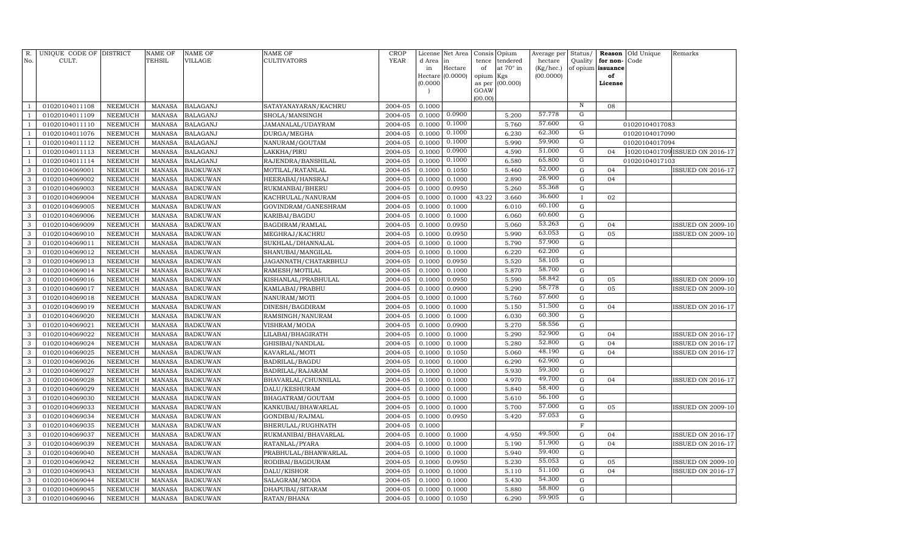| R. No. | UNIQUE CODE OF CULT. | DISTRICT | NAME OF TEHSIL | NAME OF VILLAGE | NAME OF CULTIVATORS | CROP YEAR | License d Area in Hectare (0.0000) | Net Area in Hectare (0.0000) | Consis tence of opium as per GOAW (00.00) | Opium tendered at 70° in Kgs (00.000) | Average per hectare (Kg/hec.) (00.0000) | Status/ Quality of opium | Reason for non-issuance of License | Old Unique Code | Remarks |
|---|---|---|---|---|---|---|---|---|---|---|---|---|---|---|---|
| 1 | 01020104011108 | NEEMUCH | MANASA | BALAGANJ | SATAYANAYARAN/KACHRU | 2004-05 | 0.1000 | | | | | N | 08 | | |
| 1 | 01020104011109 | NEEMUCH | MANASA | BALAGANJ | SHOLA/MANSINGH | 2004-05 | 0.1000 | 0.0900 | | 5.200 | 57.778 | G | | | |
| 1 | 01020104011110 | NEEMUCH | MANASA | BALAGANJ | JAMANALAL/UDAYRAM | 2004-05 | 0.1000 | 0.1000 | | 5.760 | 57.600 | G | | 01020104017083 | |
| 1 | 01020104011076 | NEEMUCH | MANASA | BALAGANJ | DURGA/MEGHA | 2004-05 | 0.1000 | 0.1000 | | 6.230 | 62.300 | G | | 01020104017090 | |
| 1 | 01020104011112 | NEEMUCH | MANASA | BALAGANJ | NANURAM/GOUTAM | 2004-05 | 0.1000 | 0.1000 | | 5.990 | 59.900 | G | | 01020104017094 | |
| 1 | 01020104011113 | NEEMUCH | MANASA | BALAGANJ | LAKKHA/PIRU | 2004-05 | 0.1000 | 0.0900 | | 4.590 | 51.000 | G | 04 | 1020104017109 | ISSUED ON 2016-17 |
| 1 | 01020104011114 | NEEMUCH | MANASA | BALAGANJ | RAJENDRA/BANSHILAL | 2004-05 | 0.1000 | 0.1000 | | 6.580 | 65.800 | G | | 01020104017103 | |
| 3 | 01020104069001 | NEEMUCH | MANASA | BADKUWAN | MOTILAL/RATANLAL | 2004-05 | 0.1000 | 0.1050 | | 5.460 | 52.000 | G | 04 | | ISSUED ON 2016-17 |
| 3 | 01020104069002 | NEEMUCH | MANASA | BADKUWAN | HEERABAI/HANSRAJ | 2004-05 | 0.1000 | 0.1000 | | 2.890 | 28.900 | G | 04 | | |
| 3 | 01020104069003 | NEEMUCH | MANASA | BADKUWAN | RUKMANBAI/BHERU | 2004-05 | 0.1000 | 0.0950 | | 5.260 | 55.368 | G | | | |
| 3 | 01020104069004 | NEEMUCH | MANASA | BADKUWAN | KACHRULAL/NANURAM | 2004-05 | 0.1000 | 0.1000 | 43.22 | 3.660 | 36.600 | I | 02 | | |
| 3 | 01020104069005 | NEEMUCH | MANASA | BADKUWAN | GOVINDRAM/GANESHRAM | 2004-05 | 0.1000 | 0.1000 | | 6.010 | 60.100 | G | | | |
| 3 | 01020104069006 | NEEMUCH | MANASA | BADKUWAN | KARIBAI/BAGDU | 2004-05 | 0.1000 | 0.1000 | | 6.060 | 60.600 | G | | | |
| 3 | 01020104069009 | NEEMUCH | MANASA | BADKUWAN | BAGDIRAM/RAMLAL | 2004-05 | 0.1000 | 0.0950 | | 5.060 | 53.263 | G | 04 | | ISSUED ON 2009-10 |
| 3 | 01020104069010 | NEEMUCH | MANASA | BADKUWAN | MEGHRAJ/KACHRU | 2004-05 | 0.1000 | 0.0950 | | 5.990 | 63.053 | G | 05 | | ISSUED ON 2009-10 |
| 3 | 01020104069011 | NEEMUCH | MANASA | BADKUWAN | SUKHLAL/DHANNALAL | 2004-05 | 0.1000 | 0.1000 | | 5.790 | 57.900 | G | | | |
| 3 | 01020104069012 | NEEMUCH | MANASA | BADKUWAN | SHANUBAI/MANGILAL | 2004-05 | 0.1000 | 0.1000 | | 6.220 | 62.200 | G | | | |
| 3 | 01020104069013 | NEEMUCH | MANASA | BADKUWAN | JAGANNATH/CHATARBHUJ | 2004-05 | 0.1000 | 0.0950 | | 5.520 | 58.105 | G | | | |
| 3 | 01020104069014 | NEEMUCH | MANASA | BADKUWAN | RAMESH/MOTILAL | 2004-05 | 0.1000 | 0.1000 | | 5.870 | 58.700 | G | | | |
| 3 | 01020104069016 | NEEMUCH | MANASA | BADKUWAN | KISHANLAL/PRABHULAL | 2004-05 | 0.1000 | 0.0950 | | 5.590 | 58.842 | G | 05 | | ISSUED ON 2009-10 |
| 3 | 01020104069017 | NEEMUCH | MANASA | BADKUWAN | KAMLABAI/PRABHU | 2004-05 | 0.1000 | 0.0900 | | 5.290 | 58.778 | G | 05 | | ISSUED ON 2009-10 |
| 3 | 01020104069018 | NEEMUCH | MANASA | BADKUWAN | NANURAM/MOTI | 2004-05 | 0.1000 | 0.1000 | | 5.760 | 57.600 | G | | | |
| 3 | 01020104069019 | NEEMUCH | MANASA | BADKUWAN | DINESH/BAGDIRAM | 2004-05 | 0.1000 | 0.1000 | | 5.150 | 51.500 | G | 04 | | ISSUED ON 2016-17 |
| 3 | 01020104069020 | NEEMUCH | MANASA | BADKUWAN | RAMSINGH/NANURAM | 2004-05 | 0.1000 | 0.1000 | | 6.030 | 60.300 | G | | | |
| 3 | 01020104069021 | NEEMUCH | MANASA | BADKUWAN | VISHRAM/MODA | 2004-05 | 0.1000 | 0.0900 | | 5.270 | 58.556 | G | | | |
| 3 | 01020104069022 | NEEMUCH | MANASA | BADKUWAN | LILABAI/BHAGIRATH | 2004-05 | 0.1000 | 0.1000 | | 5.290 | 52.900 | G | 04 | | ISSUED ON 2016-17 |
| 3 | 01020104069024 | NEEMUCH | MANASA | BADKUWAN | GHISIBAI/NANDLAL | 2004-05 | 0.1000 | 0.1000 | | 5.280 | 52.800 | G | 04 | | ISSUED ON 2016-17 |
| 3 | 01020104069025 | NEEMUCH | MANASA | BADKUWAN | KAVARLAL/MOTI | 2004-05 | 0.1000 | 0.1050 | | 5.060 | 48.190 | G | 04 | | ISSUED ON 2016-17 |
| 3 | 01020104069026 | NEEMUCH | MANASA | BADKUWAN | BADRILAL/BAGDU | 2004-05 | 0.1000 | 0.1000 | | 6.290 | 62.900 | G | | | |
| 3 | 01020104069027 | NEEMUCH | MANASA | BADKUWAN | BADRILAL/RAJARAM | 2004-05 | 0.1000 | 0.1000 | | 5.930 | 59.300 | G | | | |
| 3 | 01020104069028 | NEEMUCH | MANASA | BADKUWAN | BHAVARLAL/CHUNNILAL | 2004-05 | 0.1000 | 0.1000 | | 4.970 | 49.700 | G | 04 | | ISSUED ON 2016-17 |
| 3 | 01020104069029 | NEEMUCH | MANASA | BADKUWAN | DALU/KESHURAM | 2004-05 | 0.1000 | 0.1000 | | 5.840 | 58.400 | G | | | |
| 3 | 01020104069030 | NEEMUCH | MANASA | BADKUWAN | BHAGATRAM/GOUTAM | 2004-05 | 0.1000 | 0.1000 | | 5.610 | 56.100 | G | | | |
| 3 | 01020104069033 | NEEMUCH | MANASA | BADKUWAN | KANKUBAI/BHAWARLAL | 2004-05 | 0.1000 | 0.1000 | | 5.700 | 57.000 | G | 05 | | ISSUED ON 2009-10 |
| 3 | 01020104069034 | NEEMUCH | MANASA | BADKUWAN | GONDIBAI/RAJMAL | 2004-05 | 0.1000 | 0.0950 | | 5.420 | 57.053 | G | | | |
| 3 | 01020104069035 | NEEMUCH | MANASA | BADKUWAN | BHERULAL/RUGHNATH | 2004-05 | 0.1000 | | | | | F | | | |
| 3 | 01020104069037 | NEEMUCH | MANASA | BADKUWAN | RUKMANIBAI/BHAVARLAL | 2004-05 | 0.1000 | 0.1000 | | 4.950 | 49.500 | G | 04 | | ISSUED ON 2016-17 |
| 3 | 01020104069039 | NEEMUCH | MANASA | BADKUWAN | RATANLAL/PYARA | 2004-05 | 0.1000 | 0.1000 | | 5.190 | 51.900 | G | 04 | | ISSUED ON 2016-17 |
| 3 | 01020104069040 | NEEMUCH | MANASA | BADKUWAN | PRABHULAL/BHANWARLAL | 2004-05 | 0.1000 | 0.1000 | | 5.940 | 59.400 | G | | | |
| 3 | 01020104069042 | NEEMUCH | MANASA | BADKUWAN | RODIBAI/BAGDURAM | 2004-05 | 0.1000 | 0.0950 | | 5.230 | 55.053 | G | 05 | | ISSUED ON 2009-10 |
| 3 | 01020104069043 | NEEMUCH | MANASA | BADKUWAN | DALU/KISHOR | 2004-05 | 0.1000 | 0.1000 | | 5.110 | 51.100 | G | 04 | | ISSUED ON 2016-17 |
| 3 | 01020104069044 | NEEMUCH | MANASA | BADKUWAN | SALAGRAM/MODA | 2004-05 | 0.1000 | 0.1000 | | 5.430 | 54.300 | G | | | |
| 3 | 01020104069045 | NEEMUCH | MANASA | BADKUWAN | DHAPUBAI/SITARAM | 2004-05 | 0.1000 | 0.1000 | | 5.880 | 58.800 | G | | | |
| 3 | 01020104069046 | NEEMUCH | MANASA | BADKUWAN | RATAN/BHANA | 2004-05 | 0.1000 | 0.1050 | | 6.290 | 59.905 | G | | | |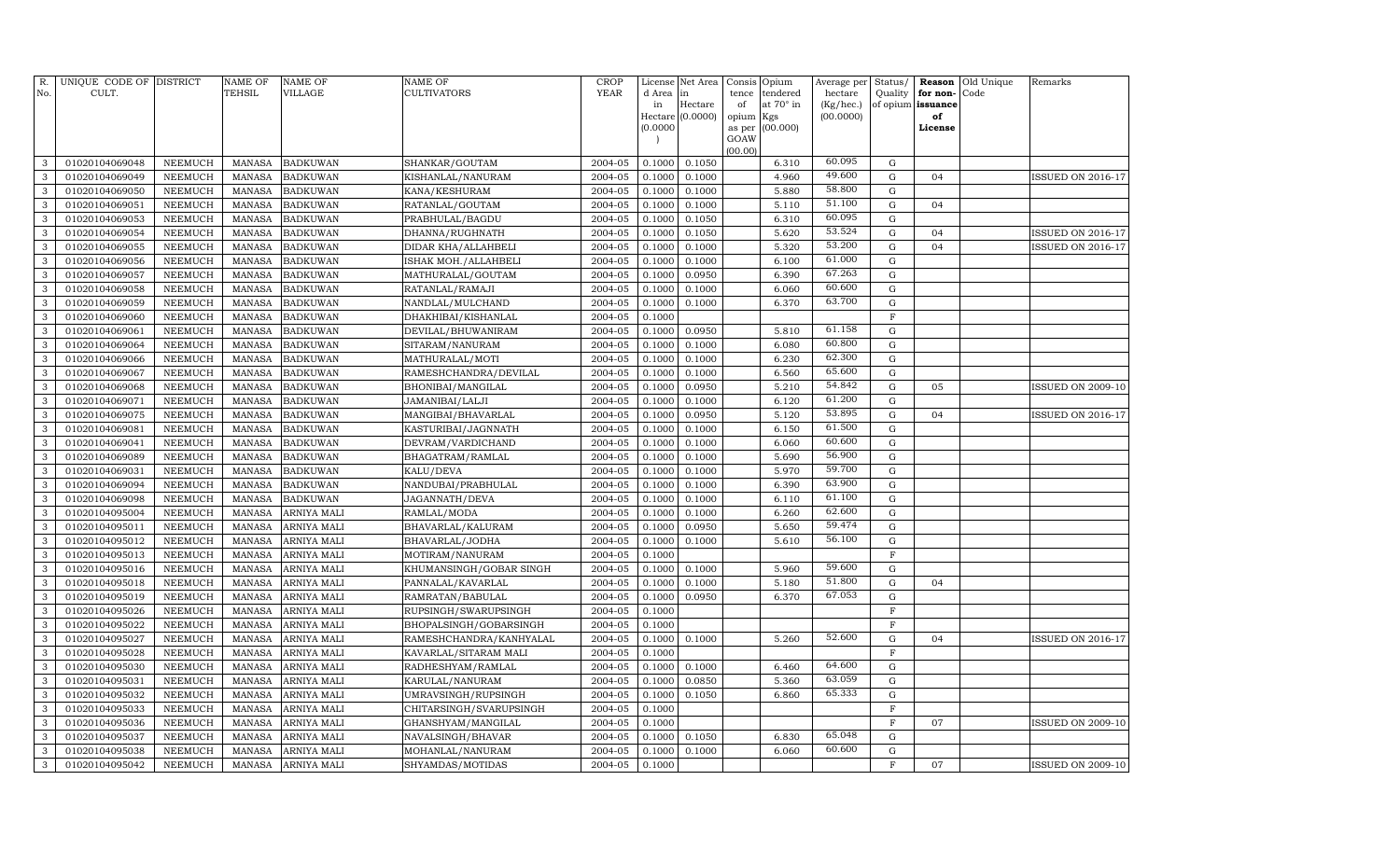| R. No. | UNIQUE CODE OF CULT. | DISTRICT | NAME OF TEHSIL | NAME OF VILLAGE | NAME OF CULTIVATORS | CROP YEAR | License d Area in Hectare (0.0000) | Net Area in Hectare (0.0000) | Consis tence of opium as per GOAW (00.00) | Opium tendered at 70° in Kgs (00.000) | Average per hectare (Kg/hec.) (00.0000) | Status/ Quality of opium | Reason for non-issuance of License | Old Unique Code | Remarks |
|---|---|---|---|---|---|---|---|---|---|---|---|---|---|---|---|
| 3 | 01020104069048 | NEEMUCH | MANASA | BADKUWAN | SHANKAR/GOUTAM | 2004-05 | 0.1000 | 0.1050 | | 6.310 | 60.095 | G | | | |
| 3 | 01020104069049 | NEEMUCH | MANASA | BADKUWAN | KISHANLAL/NANURAM | 2004-05 | 0.1000 | 0.1000 | | 4.960 | 49.600 | G | 04 | | ISSUED ON 2016-17 |
| 3 | 01020104069050 | NEEMUCH | MANASA | BADKUWAN | KANA/KESHURAM | 2004-05 | 0.1000 | 0.1000 | | 5.880 | 58.800 | G | | | |
| 3 | 01020104069051 | NEEMUCH | MANASA | BADKUWAN | RATANLAL/GOUTAM | 2004-05 | 0.1000 | 0.1000 | | 5.110 | 51.100 | G | 04 | | |
| 3 | 01020104069053 | NEEMUCH | MANASA | BADKUWAN | PRABHULAL/BAGDU | 2004-05 | 0.1000 | 0.1050 | | 6.310 | 60.095 | G | | | |
| 3 | 01020104069054 | NEEMUCH | MANASA | BADKUWAN | DHANNA/RUGHNATH | 2004-05 | 0.1000 | 0.1050 | | 5.620 | 53.524 | G | 04 | | ISSUED ON 2016-17 |
| 3 | 01020104069055 | NEEMUCH | MANASA | BADKUWAN | DIDAR KHA/ALLAHBELI | 2004-05 | 0.1000 | 0.1000 | | 5.320 | 53.200 | G | 04 | | ISSUED ON 2016-17 |
| 3 | 01020104069056 | NEEMUCH | MANASA | BADKUWAN | ISHAK MOH./ALLAHBELI | 2004-05 | 0.1000 | 0.1000 | | 6.100 | 61.000 | G | | | |
| 3 | 01020104069057 | NEEMUCH | MANASA | BADKUWAN | MATHURALAL/GOUTAM | 2004-05 | 0.1000 | 0.0950 | | 6.390 | 67.263 | G | | | |
| 3 | 01020104069058 | NEEMUCH | MANASA | BADKUWAN | RATANLAL/RAMAJI | 2004-05 | 0.1000 | 0.1000 | | 6.060 | 60.600 | G | | | |
| 3 | 01020104069059 | NEEMUCH | MANASA | BADKUWAN | NANDLAL/MULCHAND | 2004-05 | 0.1000 | 0.1000 | | 6.370 | 63.700 | G | | | |
| 3 | 01020104069060 | NEEMUCH | MANASA | BADKUWAN | DHAKHIBAI/KISHANLAL | 2004-05 | 0.1000 | | | | | F | | | |
| 3 | 01020104069061 | NEEMUCH | MANASA | BADKUWAN | DEVILAL/BHUWANIRAM | 2004-05 | 0.1000 | 0.0950 | | 5.810 | 61.158 | G | | | |
| 3 | 01020104069064 | NEEMUCH | MANASA | BADKUWAN | SITARAM/NANURAM | 2004-05 | 0.1000 | 0.1000 | | 6.080 | 60.800 | G | | | |
| 3 | 01020104069066 | NEEMUCH | MANASA | BADKUWAN | MATHURALAL/MOTI | 2004-05 | 0.1000 | 0.1000 | | 6.230 | 62.300 | G | | | |
| 3 | 01020104069067 | NEEMUCH | MANASA | BADKUWAN | RAMESHCHANDRA/DEVILAL | 2004-05 | 0.1000 | 0.1000 | | 6.560 | 65.600 | G | | | |
| 3 | 01020104069068 | NEEMUCH | MANASA | BADKUWAN | BHONIBAI/MANGILAL | 2004-05 | 0.1000 | 0.0950 | | 5.210 | 54.842 | G | 05 | | ISSUED ON 2009-10 |
| 3 | 01020104069071 | NEEMUCH | MANASA | BADKUWAN | JAMANIBAI/LALJI | 2004-05 | 0.1000 | 0.1000 | | 6.120 | 61.200 | G | | | |
| 3 | 01020104069075 | NEEMUCH | MANASA | BADKUWAN | MANGIBAI/BHAVARLAL | 2004-05 | 0.1000 | 0.0950 | | 5.120 | 53.895 | G | 04 | | ISSUED ON 2016-17 |
| 3 | 01020104069081 | NEEMUCH | MANASA | BADKUWAN | KASTURIBAI/JAGNNATH | 2004-05 | 0.1000 | 0.1000 | | 6.150 | 61.500 | G | | | |
| 3 | 01020104069041 | NEEMUCH | MANASA | BADKUWAN | DEVRAM/VARDICHAND | 2004-05 | 0.1000 | 0.1000 | | 6.060 | 60.600 | G | | | |
| 3 | 01020104069089 | NEEMUCH | MANASA | BADKUWAN | BHAGATRAM/RAMLAL | 2004-05 | 0.1000 | 0.1000 | | 5.690 | 56.900 | G | | | |
| 3 | 01020104069031 | NEEMUCH | MANASA | BADKUWAN | KALU/DEVA | 2004-05 | 0.1000 | 0.1000 | | 5.970 | 59.700 | G | | | |
| 3 | 01020104069094 | NEEMUCH | MANASA | BADKUWAN | NANDUBAI/PRABHULAL | 2004-05 | 0.1000 | 0.1000 | | 6.390 | 63.900 | G | | | |
| 3 | 01020104069098 | NEEMUCH | MANASA | BADKUWAN | JAGANNATH/DEVA | 2004-05 | 0.1000 | 0.1000 | | 6.110 | 61.100 | G | | | |
| 3 | 01020104095004 | NEEMUCH | MANASA | ARNIYA MALI | RAMLAL/MODA | 2004-05 | 0.1000 | 0.1000 | | 6.260 | 62.600 | G | | | |
| 3 | 01020104095011 | NEEMUCH | MANASA | ARNIYA MALI | BHAVARLAL/KALURAM | 2004-05 | 0.1000 | 0.0950 | | 5.650 | 59.474 | G | | | |
| 3 | 01020104095012 | NEEMUCH | MANASA | ARNIYA MALI | BHAVARLAL/JODHA | 2004-05 | 0.1000 | 0.1000 | | 5.610 | 56.100 | G | | | |
| 3 | 01020104095013 | NEEMUCH | MANASA | ARNIYA MALI | MOTIRAM/NANURAM | 2004-05 | 0.1000 | | | | | F | | | |
| 3 | 01020104095016 | NEEMUCH | MANASA | ARNIYA MALI | KHUMANSINGH/GOBAR SINGH | 2004-05 | 0.1000 | 0.1000 | | 5.960 | 59.600 | G | | | |
| 3 | 01020104095018 | NEEMUCH | MANASA | ARNIYA MALI | PANNALAL/KAVARLAL | 2004-05 | 0.1000 | 0.1000 | | 5.180 | 51.800 | G | 04 | | |
| 3 | 01020104095019 | NEEMUCH | MANASA | ARNIYA MALI | RAMRATAN/BABULAL | 2004-05 | 0.1000 | 0.0950 | | 6.370 | 67.053 | G | | | |
| 3 | 01020104095026 | NEEMUCH | MANASA | ARNIYA MALI | RUPSINGH/SWARUPSINGH | 2004-05 | 0.1000 | | | | | F | | | |
| 3 | 01020104095022 | NEEMUCH | MANASA | ARNIYA MALI | BHOPALSINGH/GOBARSINGH | 2004-05 | 0.1000 | | | | | F | | | |
| 3 | 01020104095027 | NEEMUCH | MANASA | ARNIYA MALI | RAMESHCHANDRA/KANHYALAL | 2004-05 | 0.1000 | 0.1000 | | 5.260 | 52.600 | G | 04 | | ISSUED ON 2016-17 |
| 3 | 01020104095028 | NEEMUCH | MANASA | ARNIYA MALI | KAVARLAL/SITARAM MALI | 2004-05 | 0.1000 | | | | | F | | | |
| 3 | 01020104095030 | NEEMUCH | MANASA | ARNIYA MALI | RADHESHYAM/RAMLAL | 2004-05 | 0.1000 | 0.1000 | | 6.460 | 64.600 | G | | | |
| 3 | 01020104095031 | NEEMUCH | MANASA | ARNIYA MALI | KARULAL/NANURAM | 2004-05 | 0.1000 | 0.0850 | | 5.360 | 63.059 | G | | | |
| 3 | 01020104095032 | NEEMUCH | MANASA | ARNIYA MALI | UMRAVSINGH/RUPSINGH | 2004-05 | 0.1000 | 0.1050 | | 6.860 | 65.333 | G | | | |
| 3 | 01020104095033 | NEEMUCH | MANASA | ARNIYA MALI | CHITARSINGH/SVARUPSINGH | 2004-05 | 0.1000 | | | | | F | | | |
| 3 | 01020104095036 | NEEMUCH | MANASA | ARNIYA MALI | GHANSHYAM/MANGILAL | 2004-05 | 0.1000 | | | | | F | 07 | | ISSUED ON 2009-10 |
| 3 | 01020104095037 | NEEMUCH | MANASA | ARNIYA MALI | NAVALSINGH/BHAVAR | 2004-05 | 0.1000 | 0.1050 | | 6.830 | 65.048 | G | | | |
| 3 | 01020104095038 | NEEMUCH | MANASA | ARNIYA MALI | MOHANLAL/NANURAM | 2004-05 | 0.1000 | 0.1000 | | 6.060 | 60.600 | G | | | |
| 3 | 01020104095042 | NEEMUCH | MANASA | ARNIYA MALI | SHYAMDAS/MOTIDAS | 2004-05 | 0.1000 | | | | | F | 07 | | ISSUED ON 2009-10 |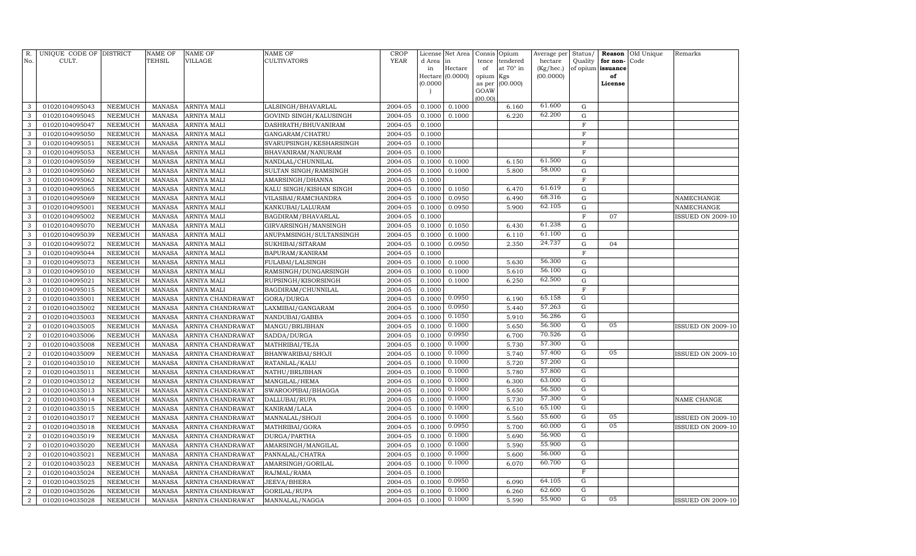| R. No. | UNIQUE CODE OF CULT. | DISTRICT | NAME OF TEHSIL | NAME OF VILLAGE | NAME OF CULTIVATORS | CROP YEAR | License d Area in Hectare (0.0000) | Net Area in Hectare (0.0000) | Consis tence of opium as per GOAW (00.00) | Opium tendered at 70° in Kgs (00.000) | Average per hectare (Kg/hec.) (00.0000) | Status/ Quality of opium | Reason for non-issuance of License | Old Unique Code | Remarks |
|---|---|---|---|---|---|---|---|---|---|---|---|---|---|---|---|
| 3 | 01020104095043 | NEEMUCH | MANASA | ARNIYA MALI | LALSINGH/BHAVARLAL | 2004-05 | 0.1000 | 0.1000 | | 6.160 | 61.600 | G | | | |
| 3 | 01020104095045 | NEEMUCH | MANASA | ARNIYA MALI | GOVIND SINGH/KALUSINGH | 2004-05 | 0.1000 | 0.1000 | | 6.220 | 62.200 | G | | | |
| 3 | 01020104095047 | NEEMUCH | MANASA | ARNIYA MALI | DASHRATH/BHUVANIRAM | 2004-05 | 0.1000 | | | | | F | | | |
| 3 | 01020104095050 | NEEMUCH | MANASA | ARNIYA MALI | GANGARAM/CHATRU | 2004-05 | 0.1000 | | | | | F | | | |
| 3 | 01020104095051 | NEEMUCH | MANASA | ARNIYA MALI | SVARUPSINGH/KESHARSINGH | 2004-05 | 0.1000 | | | | | F | | | |
| 3 | 01020104095053 | NEEMUCH | MANASA | ARNIYA MALI | BHAVANIRAM/NANURAM | 2004-05 | 0.1000 | | | | | F | | | |
| 3 | 01020104095059 | NEEMUCH | MANASA | ARNIYA MALI | NANDLAL/CHUNNILAL | 2004-05 | 0.1000 | 0.1000 | | 6.150 | 61.500 | G | | | |
| 3 | 01020104095060 | NEEMUCH | MANASA | ARNIYA MALI | SULTAN SINGH/RAMSINGH | 2004-05 | 0.1000 | 0.1000 | | 5.800 | 58.000 | G | | | |
| 3 | 01020104095062 | NEEMUCH | MANASA | ARNIYA MALI | AMARSINGH/DHANNA | 2004-05 | 0.1000 | | | | | F | | | |
| 3 | 01020104095065 | NEEMUCH | MANASA | ARNIYA MALI | KALU SINGH/KISHAN SINGH | 2004-05 | 0.1000 | 0.1050 | | 6.470 | 61.619 | G | | | |
| 3 | 01020104095069 | NEEMUCH | MANASA | ARNIYA MALI | VILASBAI/RAMCHANDRA | 2004-05 | 0.1000 | 0.0950 | | 6.490 | 68.316 | G | | | NAMECHANGE |
| 3 | 01020104095001 | NEEMUCH | MANASA | ARNIYA MALI | KANKUBAI/LALURAM | 2004-05 | 0.1000 | 0.0950 | | 5.900 | 62.105 | G | | | NAMECHANGE |
| 3 | 01020104095002 | NEEMUCH | MANASA | ARNIYA MALI | BAGDIRAM/BHAVARLAL | 2004-05 | 0.1000 | | | | | F | 07 | | ISSUED ON 2009-10 |
| 3 | 01020104095070 | NEEMUCH | MANASA | ARNIYA MALI | GIRVARSINGH/MANSINGH | 2004-05 | 0.1000 | 0.1050 | | 6.430 | 61.238 | G | | | |
| 3 | 01020104095039 | NEEMUCH | MANASA | ARNIYA MALI | ANUPAMSINGH/SULTANSINGH | 2004-05 | 0.1000 | 0.1000 | | 6.110 | 61.100 | G | | | |
| 3 | 01020104095072 | NEEMUCH | MANASA | ARNIYA MALI | SUKHIBAI/SITARAM | 2004-05 | 0.1000 | 0.0950 | | 2.350 | 24.737 | G | 04 | | |
| 3 | 01020104095044 | NEEMUCH | MANASA | ARNIYA MALI | BAPURAM/KANIRAM | 2004-05 | 0.1000 | | | | | F | | | |
| 3 | 01020104095073 | NEEMUCH | MANASA | ARNIYA MALI | FULABAI/LALSINGH | 2004-05 | 0.1000 | 0.1000 | | 5.630 | 56.300 | G | | | |
| 3 | 01020104095010 | NEEMUCH | MANASA | ARNIYA MALI | RAMSINGH/DUNGARSINGH | 2004-05 | 0.1000 | 0.1000 | | 5.610 | 56.100 | G | | | |
| 3 | 01020104095021 | NEEMUCH | MANASA | ARNIYA MALI | RUPSINGH/KISORSINGH | 2004-05 | 0.1000 | 0.1000 | | 6.250 | 62.500 | G | | | |
| 3 | 01020104095015 | NEEMUCH | MANASA | ARNIYA MALI | BAGDIRAM/CHUNNILAL | 2004-05 | 0.1000 | | | | | F | | | |
| 2 | 01020104035001 | NEEMUCH | MANASA | ARNIYA CHANDRAWAT | GORA/DURGA | 2004-05 | 0.1000 | 0.0950 | | 6.190 | 65.158 | G | | | |
| 2 | 01020104035002 | NEEMUCH | MANASA | ARNIYA CHANDRAWAT | LAXMIBAI/GANGARAM | 2004-05 | 0.1000 | 0.0950 | | 5.440 | 57.263 | G | | | |
| 2 | 01020104035003 | NEEMUCH | MANASA | ARNIYA CHANDRAWAT | NANDUBAI/GABBA | 2004-05 | 0.1000 | 0.1050 | | 5.910 | 56.286 | G | | | |
| 2 | 01020104035005 | NEEMUCH | MANASA | ARNIYA CHANDRAWAT | MANGU/BRIJBHAN | 2004-05 | 0.1000 | 0.1000 | | 5.650 | 56.500 | G | 05 | | ISSUED ON 2009-10 |
| 2 | 01020104035006 | NEEMUCH | MANASA | ARNIYA CHANDRAWAT | SADDA/DURGA | 2004-05 | 0.1000 | 0.0950 | | 6.700 | 70.526 | G | | | |
| 2 | 01020104035008 | NEEMUCH | MANASA | ARNIYA CHANDRAWAT | MATHRIBAI/TEJA | 2004-05 | 0.1000 | 0.1000 | | 5.730 | 57.300 | G | | | |
| 2 | 01020104035009 | NEEMUCH | MANASA | ARNIYA CHANDRAWAT | BHANWARIBAI/SHOJI | 2004-05 | 0.1000 | 0.1000 | | 5.740 | 57.400 | G | 05 | | ISSUED ON 2009-10 |
| 2 | 01020104035010 | NEEMUCH | MANASA | ARNIYA CHANDRAWAT | RATANLAL/KALU | 2004-05 | 0.1000 | 0.1000 | | 5.720 | 57.200 | G | | | |
| 2 | 01020104035011 | NEEMUCH | MANASA | ARNIYA CHANDRAWAT | NATHU/BRIJBHAN | 2004-05 | 0.1000 | 0.1000 | | 5.780 | 57.800 | G | | | |
| 2 | 01020104035012 | NEEMUCH | MANASA | ARNIYA CHANDRAWAT | MANGILAL/HEMA | 2004-05 | 0.1000 | 0.1000 | | 6.300 | 63.000 | G | | | |
| 2 | 01020104035013 | NEEMUCH | MANASA | ARNIYA CHANDRAWAT | SWAROOPIBAI/BHAGGA | 2004-05 | 0.1000 | 0.1000 | | 5.650 | 56.500 | G | | | |
| 2 | 01020104035014 | NEEMUCH | MANASA | ARNIYA CHANDRAWAT | DALLUBAI/RUPA | 2004-05 | 0.1000 | 0.1000 | | 5.730 | 57.300 | G | | | NAME CHANGE |
| 2 | 01020104035015 | NEEMUCH | MANASA | ARNIYA CHANDRAWAT | KANIRAM/LALA | 2004-05 | 0.1000 | 0.1000 | | 6.510 | 65.100 | G | | | |
| 2 | 01020104035017 | NEEMUCH | MANASA | ARNIYA CHANDRAWAT | MANNALAL/SHOJI | 2004-05 | 0.1000 | 0.1000 | | 5.560 | 55.600 | G | 05 | | ISSUED ON 2009-10 |
| 2 | 01020104035018 | NEEMUCH | MANASA | ARNIYA CHANDRAWAT | MATHRIBAI/GORA | 2004-05 | 0.1000 | 0.0950 | | 5.700 | 60.000 | G | 05 | | ISSUED ON 2009-10 |
| 2 | 01020104035019 | NEEMUCH | MANASA | ARNIYA CHANDRAWAT | DURGA/PARTHA | 2004-05 | 0.1000 | 0.1000 | | 5.690 | 56.900 | G | | | |
| 2 | 01020104035020 | NEEMUCH | MANASA | ARNIYA CHANDRAWAT | AMARSINGH/MANGILAL | 2004-05 | 0.1000 | 0.1000 | | 5.590 | 55.900 | G | | | |
| 2 | 01020104035021 | NEEMUCH | MANASA | ARNIYA CHANDRAWAT | PANNALAL/CHATRA | 2004-05 | 0.1000 | 0.1000 | | 5.600 | 56.000 | G | | | |
| 2 | 01020104035023 | NEEMUCH | MANASA | ARNIYA CHANDRAWAT | AMARSINGH/GORILAL | 2004-05 | 0.1000 | 0.1000 | | 6.070 | 60.700 | G | | | |
| 2 | 01020104035024 | NEEMUCH | MANASA | ARNIYA CHANDRAWAT | RAJMAL/RAMA | 2004-05 | 0.1000 | | | | | F | | | |
| 2 | 01020104035025 | NEEMUCH | MANASA | ARNIYA CHANDRAWAT | JEEVA/BHERA | 2004-05 | 0.1000 | 0.0950 | | 6.090 | 64.105 | G | | | |
| 2 | 01020104035026 | NEEMUCH | MANASA | ARNIYA CHANDRAWAT | GORILAL/RUPA | 2004-05 | 0.1000 | 0.1000 | | 6.260 | 62.600 | G | | | |
| 2 | 01020104035028 | NEEMUCH | MANASA | ARNIYA CHANDRAWAT | MANNALAL/NAGGA | 2004-05 | 0.1000 | 0.1000 | | 5.590 | 55.900 | G | 05 | | ISSUED ON 2009-10 |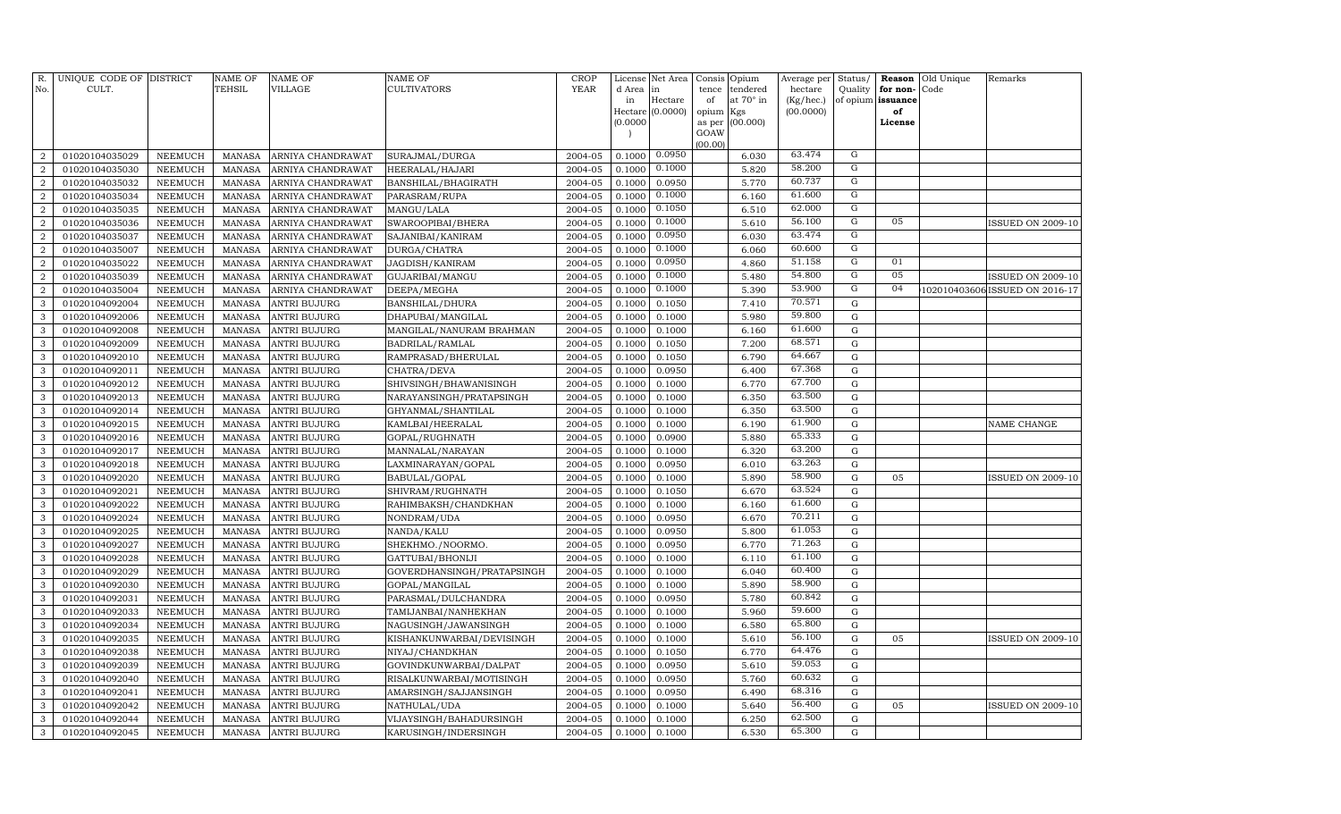| R. No. | UNIQUE CODE OF CULT. | DISTRICT | NAME OF TEHSIL | NAME OF VILLAGE | NAME OF CULTIVATORS | CROP YEAR | License d Area in Hectare (0.0000) | Net Area in Hectare (0.0000) | Consis tence of opium as per GOAW (00.00) | Opium tendered at 70° in Kgs (00.000) | Average per hectare (Kg/hec.) (00.0000) | Status/ Quality of opium | Reason for non-issuance of License | Old Unique Code | Remarks |
|---|---|---|---|---|---|---|---|---|---|---|---|---|---|---|---|
| 2 | 01020104035029 | NEEMUCH | MANASA | ARNIYA CHANDRAWAT | SURAJMAL/DURGA | 2004-05 | 0.1000 | 0.0950 | | 6.030 | 63.474 | G | | | |
| 2 | 01020104035030 | NEEMUCH | MANASA | ARNIYA CHANDRAWAT | HEERALAL/HAJARI | 2004-05 | 0.1000 | 0.1000 | | 5.820 | 58.200 | G | | | |
| 2 | 01020104035032 | NEEMUCH | MANASA | ARNIYA CHANDRAWAT | BANSHILAL/BHAGIRATH | 2004-05 | 0.1000 | 0.0950 | | 5.770 | 60.737 | G | | | |
| 2 | 01020104035034 | NEEMUCH | MANASA | ARNIYA CHANDRAWAT | PARASRAM/RUPA | 2004-05 | 0.1000 | 0.1000 | | 6.160 | 61.600 | G | | | |
| 2 | 01020104035035 | NEEMUCH | MANASA | ARNIYA CHANDRAWAT | MANGU/LALA | 2004-05 | 0.1000 | 0.1050 | | 6.510 | 62.000 | G | | | |
| 2 | 01020104035036 | NEEMUCH | MANASA | ARNIYA CHANDRAWAT | SWAROOPIBAI/BHERA | 2004-05 | 0.1000 | 0.1000 | | 5.610 | 56.100 | G | 05 | | ISSUED ON 2009-10 |
| 2 | 01020104035037 | NEEMUCH | MANASA | ARNIYA CHANDRAWAT | SAJANIBAI/KANIRAM | 2004-05 | 0.1000 | 0.0950 | | 6.030 | 63.474 | G | | | |
| 2 | 01020104035007 | NEEMUCH | MANASA | ARNIYA CHANDRAWAT | DURGA/CHATRA | 2004-05 | 0.1000 | 0.1000 | | 6.060 | 60.600 | G | | | |
| 2 | 01020104035022 | NEEMUCH | MANASA | ARNIYA CHANDRAWAT | JAGDISH/KANIRAM | 2004-05 | 0.1000 | 0.0950 | | 4.860 | 51.158 | G | 01 | | |
| 2 | 01020104035039 | NEEMUCH | MANASA | ARNIYA CHANDRAWAT | GUJARIBAI/MANGU | 2004-05 | 0.1000 | 0.1000 | | 5.480 | 54.800 | G | 05 | | ISSUED ON 2009-10 |
| 2 | 01020104035004 | NEEMUCH | MANASA | ARNIYA CHANDRAWAT | DEEPA/MEGHA | 2004-05 | 0.1000 | 0.1000 | | 5.390 | 53.900 | G | 04 | 102010403606 | ISSUED ON 2016-17 |
| 3 | 01020104092004 | NEEMUCH | MANASA | ANTRI BUJURG | BANSHILAL/DHURA | 2004-05 | 0.1000 | 0.1050 | | 7.410 | 70.571 | G | | | |
| 3 | 01020104092006 | NEEMUCH | MANASA | ANTRI BUJURG | DHAPUBAI/MANGILAL | 2004-05 | 0.1000 | 0.1000 | | 5.980 | 59.800 | G | | | |
| 3 | 01020104092008 | NEEMUCH | MANASA | ANTRI BUJURG | MANGILAL/NANURAM BRAHMAN | 2004-05 | 0.1000 | 0.1000 | | 6.160 | 61.600 | G | | | |
| 3 | 01020104092009 | NEEMUCH | MANASA | ANTRI BUJURG | BADRILAL/RAMLAL | 2004-05 | 0.1000 | 0.1050 | | 7.200 | 68.571 | G | | | |
| 3 | 01020104092010 | NEEMUCH | MANASA | ANTRI BUJURG | RAMPRASAD/BHERULAL | 2004-05 | 0.1000 | 0.1050 | | 6.790 | 64.667 | G | | | |
| 3 | 01020104092011 | NEEMUCH | MANASA | ANTRI BUJURG | CHATRA/DEVA | 2004-05 | 0.1000 | 0.0950 | | 6.400 | 67.368 | G | | | |
| 3 | 01020104092012 | NEEMUCH | MANASA | ANTRI BUJURG | SHIVSINGH/BHAWANISINGH | 2004-05 | 0.1000 | 0.1000 | | 6.770 | 67.700 | G | | | |
| 3 | 01020104092013 | NEEMUCH | MANASA | ANTRI BUJURG | NARAYANSINGH/PRATAPSINGH | 2004-05 | 0.1000 | 0.1000 | | 6.350 | 63.500 | G | | | |
| 3 | 01020104092014 | NEEMUCH | MANASA | ANTRI BUJURG | GHYANMAL/SHANTILAL | 2004-05 | 0.1000 | 0.1000 | | 6.350 | 63.500 | G | | | |
| 3 | 01020104092015 | NEEMUCH | MANASA | ANTRI BUJURG | KAMLBAI/HEERALAL | 2004-05 | 0.1000 | 0.1000 | | 6.190 | 61.900 | G | | | NAME CHANGE |
| 3 | 01020104092016 | NEEMUCH | MANASA | ANTRI BUJURG | GOPAL/RUGHNATH | 2004-05 | 0.1000 | 0.0900 | | 5.880 | 65.333 | G | | | |
| 3 | 01020104092017 | NEEMUCH | MANASA | ANTRI BUJURG | MANNALAL/NARAYAN | 2004-05 | 0.1000 | 0.1000 | | 6.320 | 63.200 | G | | | |
| 3 | 01020104092018 | NEEMUCH | MANASA | ANTRI BUJURG | LAXMINARAYAN/GOPAL | 2004-05 | 0.1000 | 0.0950 | | 6.010 | 63.263 | G | | | |
| 3 | 01020104092020 | NEEMUCH | MANASA | ANTRI BUJURG | BABULAL/GOPAL | 2004-05 | 0.1000 | 0.1000 | | 5.890 | 58.900 | G | 05 | | ISSUED ON 2009-10 |
| 3 | 01020104092021 | NEEMUCH | MANASA | ANTRI BUJURG | SHIVRAM/RUGHNATH | 2004-05 | 0.1000 | 0.1050 | | 6.670 | 63.524 | G | | | |
| 3 | 01020104092022 | NEEMUCH | MANASA | ANTRI BUJURG | RAHIMBAKSH/CHANDKHAN | 2004-05 | 0.1000 | 0.1000 | | 6.160 | 61.600 | G | | | |
| 3 | 01020104092024 | NEEMUCH | MANASA | ANTRI BUJURG | NONDRAM/UDA | 2004-05 | 0.1000 | 0.0950 | | 6.670 | 70.211 | G | | | |
| 3 | 01020104092025 | NEEMUCH | MANASA | ANTRI BUJURG | NANDA/KALU | 2004-05 | 0.1000 | 0.0950 | | 5.800 | 61.053 | G | | | |
| 3 | 01020104092027 | NEEMUCH | MANASA | ANTRI BUJURG | SHEKHMO./NOORMO. | 2004-05 | 0.1000 | 0.0950 | | 6.770 | 71.263 | G | | | |
| 3 | 01020104092028 | NEEMUCH | MANASA | ANTRI BUJURG | GATTUBAI/BHONIJI | 2004-05 | 0.1000 | 0.1000 | | 6.110 | 61.100 | G | | | |
| 3 | 01020104092029 | NEEMUCH | MANASA | ANTRI BUJURG | GOVERDHANSINGH/PRATAPSINGH | 2004-05 | 0.1000 | 0.1000 | | 6.040 | 60.400 | G | | | |
| 3 | 01020104092030 | NEEMUCH | MANASA | ANTRI BUJURG | GOPAL/MANGILAL | 2004-05 | 0.1000 | 0.1000 | | 5.890 | 58.900 | G | | | |
| 3 | 01020104092031 | NEEMUCH | MANASA | ANTRI BUJURG | PARASMAL/DULCHANDRA | 2004-05 | 0.1000 | 0.0950 | | 5.780 | 60.842 | G | | | |
| 3 | 01020104092033 | NEEMUCH | MANASA | ANTRI BUJURG | TAMIJANBAI/NANHEKHAN | 2004-05 | 0.1000 | 0.1000 | | 5.960 | 59.600 | G | | | |
| 3 | 01020104092034 | NEEMUCH | MANASA | ANTRI BUJURG | NAGUSINGH/JAWANSINGH | 2004-05 | 0.1000 | 0.1000 | | 6.580 | 65.800 | G | | | |
| 3 | 01020104092035 | NEEMUCH | MANASA | ANTRI BUJURG | KISHANKUNWARBAI/DEVISINGH | 2004-05 | 0.1000 | 0.1000 | | 5.610 | 56.100 | G | 05 | | ISSUED ON 2009-10 |
| 3 | 01020104092038 | NEEMUCH | MANASA | ANTRI BUJURG | NIYAJ/CHANDKHAN | 2004-05 | 0.1000 | 0.1050 | | 6.770 | 64.476 | G | | | |
| 3 | 01020104092039 | NEEMUCH | MANASA | ANTRI BUJURG | GOVINDKUNWARBAI/DALPAT | 2004-05 | 0.1000 | 0.0950 | | 5.610 | 59.053 | G | | | |
| 3 | 01020104092040 | NEEMUCH | MANASA | ANTRI BUJURG | RISALKUNWARBAI/MOTISINGH | 2004-05 | 0.1000 | 0.0950 | | 5.760 | 60.632 | G | | | |
| 3 | 01020104092041 | NEEMUCH | MANASA | ANTRI BUJURG | AMARSINGH/SAJJANSINGH | 2004-05 | 0.1000 | 0.0950 | | 6.490 | 68.316 | G | | | |
| 3 | 01020104092042 | NEEMUCH | MANASA | ANTRI BUJURG | NATHULAL/UDA | 2004-05 | 0.1000 | 0.1000 | | 5.640 | 56.400 | G | 05 | | ISSUED ON 2009-10 |
| 3 | 01020104092044 | NEEMUCH | MANASA | ANTRI BUJURG | VIJAYSINGH/BAHADURSINGH | 2004-05 | 0.1000 | 0.1000 | | 6.250 | 62.500 | G | | | |
| 3 | 01020104092045 | NEEMUCH | MANASA | ANTRI BUJURG | KARUSINGH/INDERSINGH | 2004-05 | 0.1000 | 0.1000 | | 6.530 | 65.300 | G | | | |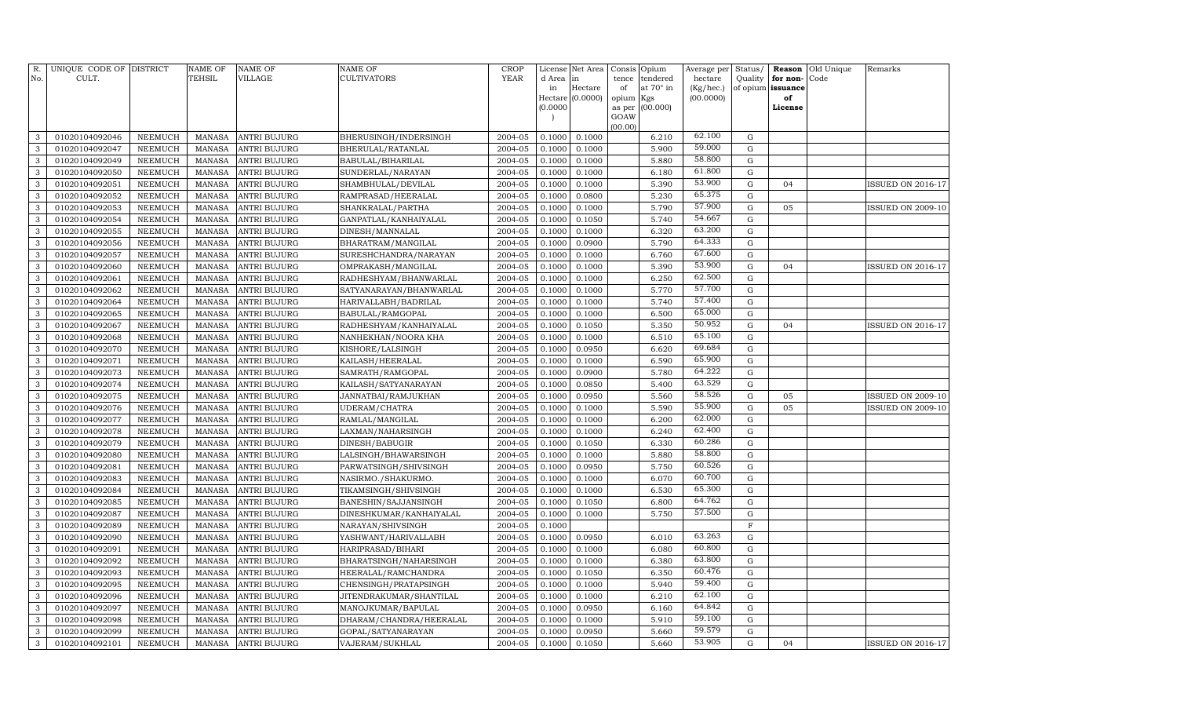| R. No. | UNIQUE CODE OF CULT. | DISTRICT | NAME OF TEHSIL | NAME OF VILLAGE | NAME OF CULTIVATORS | CROP YEAR | License d Area in Hectare (0.0000) | Net Area in Hectare (0.0000) | Consis tence of opium as per GOAW (00.00) | Opium tendered at 70° in Kgs (00.000) | Average per hectare (Kg/hec.) (00.0000) | Status/ Quality of opium | Reason for non-issuance of License | Old Unique Code | Remarks |
|---|---|---|---|---|---|---|---|---|---|---|---|---|---|---|---|
| 3 | 01020104092046 | NEEMUCH | MANASA | ANTRI BUJURG | BHERUSINGH/INDERSINGH | 2004-05 | 0.1000 | 0.1000 | | 6.210 | 62.100 | G | | | |
| 3 | 01020104092047 | NEEMUCH | MANASA | ANTRI BUJURG | BHERULAL/RATANLAL | 2004-05 | 0.1000 | 0.1000 | | 5.900 | 59.000 | G | | | |
| 3 | 01020104092049 | NEEMUCH | MANASA | ANTRI BUJURG | BABULAL/BIHARILAL | 2004-05 | 0.1000 | 0.1000 | | 5.880 | 58.800 | G | | | |
| 3 | 01020104092050 | NEEMUCH | MANASA | ANTRI BUJURG | SUNDERLAL/NARAYAN | 2004-05 | 0.1000 | 0.1000 | | 6.180 | 61.800 | G | | | |
| 3 | 01020104092051 | NEEMUCH | MANASA | ANTRI BUJURG | SHAMBHULAL/DEVILAL | 2004-05 | 0.1000 | 0.1000 | | 5.390 | 53.900 | G | 04 | | ISSUED ON 2016-17 |
| 3 | 01020104092052 | NEEMUCH | MANASA | ANTRI BUJURG | RAMPRASAD/HEERALAL | 2004-05 | 0.1000 | 0.0800 | | 5.230 | 65.375 | G | | | |
| 3 | 01020104092053 | NEEMUCH | MANASA | ANTRI BUJURG | SHANKRALAL/PARTHA | 2004-05 | 0.1000 | 0.1000 | | 5.790 | 57.900 | G | 05 | | ISSUED ON 2009-10 |
| 3 | 01020104092054 | NEEMUCH | MANASA | ANTRI BUJURG | GANPATLAL/KANHAIYALAL | 2004-05 | 0.1000 | 0.1050 | | 5.740 | 54.667 | G | | | |
| 3 | 01020104092055 | NEEMUCH | MANASA | ANTRI BUJURG | DINESH/MANNALAL | 2004-05 | 0.1000 | 0.1000 | | 6.320 | 63.200 | G | | | |
| 3 | 01020104092056 | NEEMUCH | MANASA | ANTRI BUJURG | BHARATRAM/MANGILAL | 2004-05 | 0.1000 | 0.0900 | | 5.790 | 64.333 | G | | | |
| 3 | 01020104092057 | NEEMUCH | MANASA | ANTRI BUJURG | SURESHCHANDRA/NARAYAN | 2004-05 | 0.1000 | 0.1000 | | 6.760 | 67.600 | G | | | |
| 3 | 01020104092060 | NEEMUCH | MANASA | ANTRI BUJURG | OMPRAKASH/MANGILAL | 2004-05 | 0.1000 | 0.1000 | | 5.390 | 53.900 | G | 04 | | ISSUED ON 2016-17 |
| 3 | 01020104092061 | NEEMUCH | MANASA | ANTRI BUJURG | RADHESHYAM/BHANWARLAL | 2004-05 | 0.1000 | 0.1000 | | 6.250 | 62.500 | G | | | |
| 3 | 01020104092062 | NEEMUCH | MANASA | ANTRI BUJURG | SATYANARAYAN/BHANWARLAL | 2004-05 | 0.1000 | 0.1000 | | 5.770 | 57.700 | G | | | |
| 3 | 01020104092064 | NEEMUCH | MANASA | ANTRI BUJURG | HARIVALLABH/BADRILAL | 2004-05 | 0.1000 | 0.1000 | | 5.740 | 57.400 | G | | | |
| 3 | 01020104092065 | NEEMUCH | MANASA | ANTRI BUJURG | BABULAL/RAMGOPAL | 2004-05 | 0.1000 | 0.1000 | | 6.500 | 65.000 | G | | | |
| 3 | 01020104092067 | NEEMUCH | MANASA | ANTRI BUJURG | RADHESHYAM/KANHAIYALAL | 2004-05 | 0.1000 | 0.1050 | | 5.350 | 50.952 | G | 04 | | ISSUED ON 2016-17 |
| 3 | 01020104092068 | NEEMUCH | MANASA | ANTRI BUJURG | NANHEKHAN/NOORA KHA | 2004-05 | 0.1000 | 0.1000 | | 6.510 | 65.100 | G | | | |
| 3 | 01020104092070 | NEEMUCH | MANASA | ANTRI BUJURG | KISHORE/LALSINGH | 2004-05 | 0.1000 | 0.0950 | | 6.620 | 69.684 | G | | | |
| 3 | 01020104092071 | NEEMUCH | MANASA | ANTRI BUJURG | KAILASH/HEERALAL | 2004-05 | 0.1000 | 0.1000 | | 6.590 | 65.900 | G | | | |
| 3 | 01020104092073 | NEEMUCH | MANASA | ANTRI BUJURG | SAMRATH/RAMGOPAL | 2004-05 | 0.1000 | 0.0900 | | 5.780 | 64.222 | G | | | |
| 3 | 01020104092074 | NEEMUCH | MANASA | ANTRI BUJURG | KAILASH/SATYANARAYAN | 2004-05 | 0.1000 | 0.0850 | | 5.400 | 63.529 | G | | | |
| 3 | 01020104092075 | NEEMUCH | MANASA | ANTRI BUJURG | JANNATBAI/RAMJUKHAN | 2004-05 | 0.1000 | 0.0950 | | 5.560 | 58.526 | G | 05 | | ISSUED ON 2009-10 |
| 3 | 01020104092076 | NEEMUCH | MANASA | ANTRI BUJURG | UDERAM/CHATRA | 2004-05 | 0.1000 | 0.1000 | | 5.590 | 55.900 | G | 05 | | ISSUED ON 2009-10 |
| 3 | 01020104092077 | NEEMUCH | MANASA | ANTRI BUJURG | RAMLAL/MANGILAL | 2004-05 | 0.1000 | 0.1000 | | 6.200 | 62.000 | G | | | |
| 3 | 01020104092078 | NEEMUCH | MANASA | ANTRI BUJURG | LAXMAN/NAHARSINGH | 2004-05 | 0.1000 | 0.1000 | | 6.240 | 62.400 | G | | | |
| 3 | 01020104092079 | NEEMUCH | MANASA | ANTRI BUJURG | DINESH/BABUGIR | 2004-05 | 0.1000 | 0.1050 | | 6.330 | 60.286 | G | | | |
| 3 | 01020104092080 | NEEMUCH | MANASA | ANTRI BUJURG | LALSINGH/BHAWARSINGH | 2004-05 | 0.1000 | 0.1000 | | 5.880 | 58.800 | G | | | |
| 3 | 01020104092081 | NEEMUCH | MANASA | ANTRI BUJURG | PARWATSINGH/SHIVSINGH | 2004-05 | 0.1000 | 0.0950 | | 5.750 | 60.526 | G | | | |
| 3 | 01020104092083 | NEEMUCH | MANASA | ANTRI BUJURG | NASIRMO./SHAKURMO. | 2004-05 | 0.1000 | 0.1000 | | 6.070 | 60.700 | G | | | |
| 3 | 01020104092084 | NEEMUCH | MANASA | ANTRI BUJURG | TIKAMSINGH/SHIVSINGH | 2004-05 | 0.1000 | 0.1000 | | 6.530 | 65.300 | G | | | |
| 3 | 01020104092085 | NEEMUCH | MANASA | ANTRI BUJURG | BANESHIN/SAJJANSINGH | 2004-05 | 0.1000 | 0.1050 | | 6.800 | 64.762 | G | | | |
| 3 | 01020104092087 | NEEMUCH | MANASA | ANTRI BUJURG | DINESHKUMAR/KANHAIYALAL | 2004-05 | 0.1000 | 0.1000 | | 5.750 | 57.500 | G | | | |
| 3 | 01020104092089 | NEEMUCH | MANASA | ANTRI BUJURG | NARAYAN/SHIVSINGH | 2004-05 | 0.1000 | | | | | F | | | |
| 3 | 01020104092090 | NEEMUCH | MANASA | ANTRI BUJURG | YASHWANT/HARIVALLABH | 2004-05 | 0.1000 | 0.0950 | | 6.010 | 63.263 | G | | | |
| 3 | 01020104092091 | NEEMUCH | MANASA | ANTRI BUJURG | HARIPRASAD/BIHARI | 2004-05 | 0.1000 | 0.1000 | | 6.080 | 60.800 | G | | | |
| 3 | 01020104092092 | NEEMUCH | MANASA | ANTRI BUJURG | BHARATSINGH/NAHARSINGH | 2004-05 | 0.1000 | 0.1000 | | 6.380 | 63.800 | G | | | |
| 3 | 01020104092093 | NEEMUCH | MANASA | ANTRI BUJURG | HEERALAL/RAMCHANDRA | 2004-05 | 0.1000 | 0.1050 | | 6.350 | 60.476 | G | | | |
| 3 | 01020104092095 | NEEMUCH | MANASA | ANTRI BUJURG | CHENSINGH/PRATAPSINGH | 2004-05 | 0.1000 | 0.1000 | | 5.940 | 59.400 | G | | | |
| 3 | 01020104092096 | NEEMUCH | MANASA | ANTRI BUJURG | JITENDRAKUMAR/SHANTILAL | 2004-05 | 0.1000 | 0.1000 | | 6.210 | 62.100 | G | | | |
| 3 | 01020104092097 | NEEMUCH | MANASA | ANTRI BUJURG | MANOJKUMAR/BAPULAL | 2004-05 | 0.1000 | 0.0950 | | 6.160 | 64.842 | G | | | |
| 3 | 01020104092098 | NEEMUCH | MANASA | ANTRI BUJURG | DHARAM/CHANDRA/HEERALAL | 2004-05 | 0.1000 | 0.1000 | | 5.910 | 59.100 | G | | | |
| 3 | 01020104092099 | NEEMUCH | MANASA | ANTRI BUJURG | GOPAL/SATYANARAYAN | 2004-05 | 0.1000 | 0.0950 | | 5.660 | 59.579 | G | | | |
| 3 | 01020104092101 | NEEMUCH | MANASA | ANTRI BUJURG | VAJERAM/SUKHLAL | 2004-05 | 0.1000 | 0.1050 | | 5.660 | 53.905 | G | 04 | | ISSUED ON 2016-17 |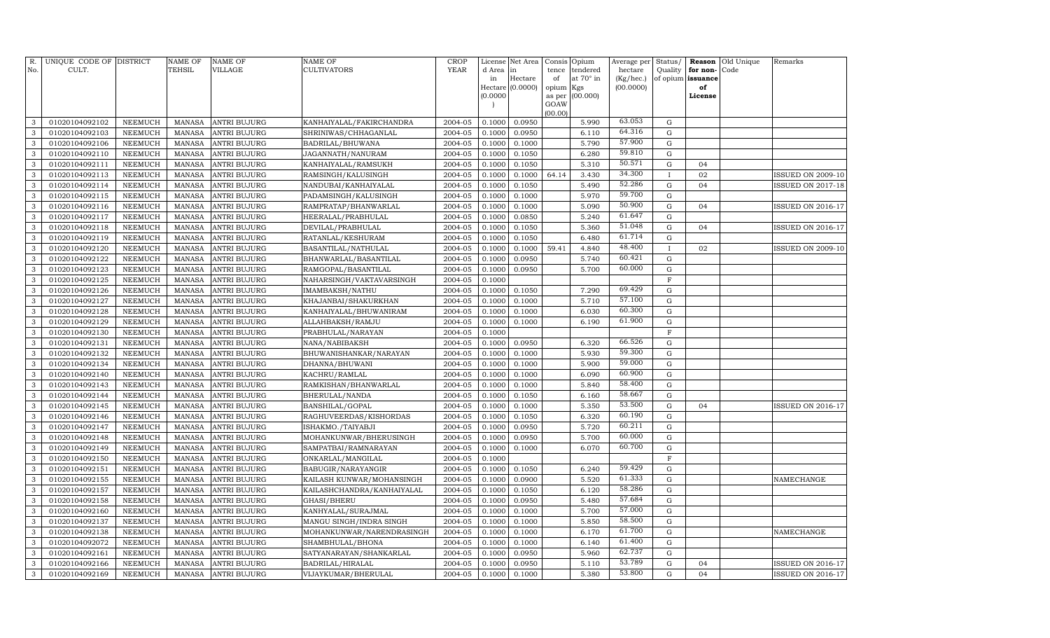| R. No. | UNIQUE CODE OF CULT. | DISTRICT | NAME OF TEHSIL | NAME OF VILLAGE | NAME OF CULTIVATORS | CROP YEAR | License d Area in Hectare (0.0000) | Net Area in Hectare (0.0000) | Consis tence of opium as per GOAW (00.00) | Opium tendered at 70° in Kgs (00.000) | Average per hectare (Kg/hec.) (00.0000) | Status/ Quality of opium | Reason for non-issuance of License | Old Unique Code | Remarks |
|---|---|---|---|---|---|---|---|---|---|---|---|---|---|---|---|
| 3 | 01020104092102 | NEEMUCH | MANASA | ANTRI BUJURG | KANHAIYALAL/FAKIRCHANDRA | 2004-05 | 0.1000 | 0.0950 | | 5.990 | 63.053 | G | | | |
| 3 | 01020104092103 | NEEMUCH | MANASA | ANTRI BUJURG | SHRINIWAS/CHHAGANLAL | 2004-05 | 0.1000 | 0.0950 | | 6.110 | 64.316 | G | | | |
| 3 | 01020104092106 | NEEMUCH | MANASA | ANTRI BUJURG | BADRILAL/BHUWANA | 2004-05 | 0.1000 | 0.1000 | | 5.790 | 57.900 | G | | | |
| 3 | 01020104092110 | NEEMUCH | MANASA | ANTRI BUJURG | JAGANNATH/NANURAM | 2004-05 | 0.1000 | 0.1050 | | 6.280 | 59.810 | G | | | |
| 3 | 01020104092111 | NEEMUCH | MANASA | ANTRI BUJURG | KANHAIYALAL/RAMSUKH | 2004-05 | 0.1000 | 0.1050 | | 5.310 | 50.571 | G | 04 | | |
| 3 | 01020104092113 | NEEMUCH | MANASA | ANTRI BUJURG | RAMSINGH/KALUSINGH | 2004-05 | 0.1000 | 0.1000 | 64.14 | 3.430 | 34.300 | I | 02 | | ISSUED ON 2009-10 |
| 3 | 01020104092114 | NEEMUCH | MANASA | ANTRI BUJURG | NANDUBAI/KANHAIYALAL | 2004-05 | 0.1000 | 0.1050 | | 5.490 | 52.286 | G | 04 | | ISSUED ON 2017-18 |
| 3 | 01020104092115 | NEEMUCH | MANASA | ANTRI BUJURG | PADAMSINGH/KALUSINGH | 2004-05 | 0.1000 | 0.1000 | | 5.970 | 59.700 | G | | | |
| 3 | 01020104092116 | NEEMUCH | MANASA | ANTRI BUJURG | RAMPRATAP/BHANWARLAL | 2004-05 | 0.1000 | 0.1000 | | 5.090 | 50.900 | G | 04 | | ISSUED ON 2016-17 |
| 3 | 01020104092117 | NEEMUCH | MANASA | ANTRI BUJURG | HEERALAL/PRABHULAL | 2004-05 | 0.1000 | 0.0850 | | 5.240 | 61.647 | G | | | |
| 3 | 01020104092118 | NEEMUCH | MANASA | ANTRI BUJURG | DEVILAL/PRABHULAL | 2004-05 | 0.1000 | 0.1050 | | 5.360 | 51.048 | G | 04 | | ISSUED ON 2016-17 |
| 3 | 01020104092119 | NEEMUCH | MANASA | ANTRI BUJURG | RATANLAL/KESHURAM | 2004-05 | 0.1000 | 0.1050 | | 6.480 | 61.714 | G | | | |
| 3 | 01020104092120 | NEEMUCH | MANASA | ANTRI BUJURG | BASANTILAL/NATHULAL | 2004-05 | 0.1000 | 0.1000 | 59.41 | 4.840 | 48.400 | I | 02 | | ISSUED ON 2009-10 |
| 3 | 01020104092122 | NEEMUCH | MANASA | ANTRI BUJURG | BHANWARLAL/BASANTILAL | 2004-05 | 0.1000 | 0.0950 | | 5.740 | 60.421 | G | | | |
| 3 | 01020104092123 | NEEMUCH | MANASA | ANTRI BUJURG | RAMGOPAL/BASANTILAL | 2004-05 | 0.1000 | 0.0950 | | 5.700 | 60.000 | G | | | |
| 3 | 01020104092125 | NEEMUCH | MANASA | ANTRI BUJURG | NAHARSINGH/VAKTAVARSINGH | 2004-05 | 0.1000 | | | | | F | | | |
| 3 | 01020104092126 | NEEMUCH | MANASA | ANTRI BUJURG | IMAMBAKSH/NATHU | 2004-05 | 0.1000 | 0.1050 | | 7.290 | 69.429 | G | | | |
| 3 | 01020104092127 | NEEMUCH | MANASA | ANTRI BUJURG | KHAJANBAI/SHAKURKHAN | 2004-05 | 0.1000 | 0.1000 | | 5.710 | 57.100 | G | | | |
| 3 | 01020104092128 | NEEMUCH | MANASA | ANTRI BUJURG | KANHAIYALAL/BHUWANIRAM | 2004-05 | 0.1000 | 0.1000 | | 6.030 | 60.300 | G | | | |
| 3 | 01020104092129 | NEEMUCH | MANASA | ANTRI BUJURG | ALLAHBAKSH/RAMJU | 2004-05 | 0.1000 | 0.1000 | | 6.190 | 61.900 | G | | | |
| 3 | 01020104092130 | NEEMUCH | MANASA | ANTRI BUJURG | PRABHULAL/NARAYAN | 2004-05 | 0.1000 | | | | | F | | | |
| 3 | 01020104092131 | NEEMUCH | MANASA | ANTRI BUJURG | NANA/NABIBAKSH | 2004-05 | 0.1000 | 0.0950 | | 6.320 | 66.526 | G | | | |
| 3 | 01020104092132 | NEEMUCH | MANASA | ANTRI BUJURG | BHUWANISHANKAR/NARAYAN | 2004-05 | 0.1000 | 0.1000 | | 5.930 | 59.300 | G | | | |
| 3 | 01020104092134 | NEEMUCH | MANASA | ANTRI BUJURG | DHANNA/BHUWANI | 2004-05 | 0.1000 | 0.1000 | | 5.900 | 59.000 | G | | | |
| 3 | 01020104092140 | NEEMUCH | MANASA | ANTRI BUJURG | KACHRU/RAMLAL | 2004-05 | 0.1000 | 0.1000 | | 6.090 | 60.900 | G | | | |
| 3 | 01020104092143 | NEEMUCH | MANASA | ANTRI BUJURG | RAMKISHAN/BHANWARLAL | 2004-05 | 0.1000 | 0.1000 | | 5.840 | 58.400 | G | | | |
| 3 | 01020104092144 | NEEMUCH | MANASA | ANTRI BUJURG | BHERULAL/NANDA | 2004-05 | 0.1000 | 0.1050 | | 6.160 | 58.667 | G | | | |
| 3 | 01020104092145 | NEEMUCH | MANASA | ANTRI BUJURG | BANSHILAL/GOPAL | 2004-05 | 0.1000 | 0.1000 | | 5.350 | 53.500 | G | 04 | | ISSUED ON 2016-17 |
| 3 | 01020104092146 | NEEMUCH | MANASA | ANTRI BUJURG | RAGHUVEERDAS/KISHORDAS | 2004-05 | 0.1000 | 0.1050 | | 6.320 | 60.190 | G | | | |
| 3 | 01020104092147 | NEEMUCH | MANASA | ANTRI BUJURG | ISHAKMO./TAIYABJI | 2004-05 | 0.1000 | 0.0950 | | 5.720 | 60.211 | G | | | |
| 3 | 01020104092148 | NEEMUCH | MANASA | ANTRI BUJURG | MOHANKUNWAR/BHERUSINGH | 2004-05 | 0.1000 | 0.0950 | | 5.700 | 60.000 | G | | | |
| 3 | 01020104092149 | NEEMUCH | MANASA | ANTRI BUJURG | SAMPATBAI/RAMNARAYAN | 2004-05 | 0.1000 | 0.1000 | | 6.070 | 60.700 | G | | | |
| 3 | 01020104092150 | NEEMUCH | MANASA | ANTRI BUJURG | ONKARLAL/MANGILAL | 2004-05 | 0.1000 | | | | | F | | | |
| 3 | 01020104092151 | NEEMUCH | MANASA | ANTRI BUJURG | BABUGIR/NARAYANGIR | 2004-05 | 0.1000 | 0.1050 | | 6.240 | 59.429 | G | | | |
| 3 | 01020104092155 | NEEMUCH | MANASA | ANTRI BUJURG | KAILASH KUNWAR/MOHANSINGH | 2004-05 | 0.1000 | 0.0900 | | 5.520 | 61.333 | G | | | NAMECHANGE |
| 3 | 01020104092157 | NEEMUCH | MANASA | ANTRI BUJURG | KAILASHCHANDRA/KANHAIYALAL | 2004-05 | 0.1000 | 0.1050 | | 6.120 | 58.286 | G | | | |
| 3 | 01020104092158 | NEEMUCH | MANASA | ANTRI BUJURG | GHASI/BHERU | 2004-05 | 0.1000 | 0.0950 | | 5.480 | 57.684 | G | | | |
| 3 | 01020104092160 | NEEMUCH | MANASA | ANTRI BUJURG | KANHYALAL/SURAJMAL | 2004-05 | 0.1000 | 0.1000 | | 5.700 | 57.000 | G | | | |
| 3 | 01020104092137 | NEEMUCH | MANASA | ANTRI BUJURG | MANGU SINGH/INDRA SINGH | 2004-05 | 0.1000 | 0.1000 | | 5.850 | 58.500 | G | | | |
| 3 | 01020104092138 | NEEMUCH | MANASA | ANTRI BUJURG | MOHANKUNWAR/NARENDRASINGH | 2004-05 | 0.1000 | 0.1000 | | 6.170 | 61.700 | G | | | NAMECHANGE |
| 3 | 01020104092072 | NEEMUCH | MANASA | ANTRI BUJURG | SHAMBHULAL/BHONA | 2004-05 | 0.1000 | 0.1000 | | 6.140 | 61.400 | G | | | |
| 3 | 01020104092161 | NEEMUCH | MANASA | ANTRI BUJURG | SATYANARAYAN/SHANKARLAL | 2004-05 | 0.1000 | 0.0950 | | 5.960 | 62.737 | G | | | |
| 3 | 01020104092166 | NEEMUCH | MANASA | ANTRI BUJURG | BADRILAL/HIRALAL | 2004-05 | 0.1000 | 0.0950 | | 5.110 | 53.789 | G | 04 | | ISSUED ON 2016-17 |
| 3 | 01020104092169 | NEEMUCH | MANASA | ANTRI BUJURG | VIJAYKUMAR/BHERULAL | 2004-05 | 0.1000 | 0.1000 | | 5.380 | 53.800 | G | 04 | | ISSUED ON 2016-17 |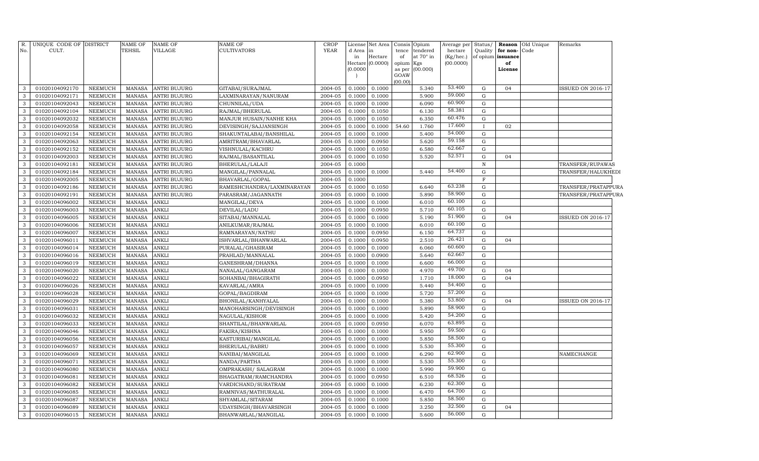| R. No. | UNIQUE CODE OF CULT. | DISTRICT | NAME OF TEHSIL | NAME OF VILLAGE | NAME OF CULTIVATORS | CROP YEAR | License d Area in Hectare (0.0000) | Net Area in Hectare (0.0000) | Consis tence of opium as per GOAW (00.00) | Opium tendered at 70° in Kgs (00.000) | Average per hectare (Kg/hec.) (00.0000) | Status/ Quality of opium | Reason for non- issuance of License | Old Unique Code | Remarks |
|---|---|---|---|---|---|---|---|---|---|---|---|---|---|---|---|
| 3 | 01020104092170 | NEEMUCH | MANASA | ANTRI BUJURG | GITABAI/SURAJMAL | 2004-05 | 0.1000 | 0.1000 | | 5.340 | 53.400 | G | 04 | | ISSUED ON 2016-17 |
| 3 | 01020104092171 | NEEMUCH | MANASA | ANTRI BUJURG | LAXMINARAYAN/NANURAM | 2004-05 | 0.1000 | 0.1000 | | 5.900 | 59.000 | G | | | |
| 3 | 01020104092043 | NEEMUCH | MANASA | ANTRI BUJURG | CHUNNILAL/UDA | 2004-05 | 0.1000 | 0.1000 | | 6.090 | 60.900 | G | | | |
| 3 | 01020104092104 | NEEMUCH | MANASA | ANTRI BUJURG | RAJMAL/BHERULAL | 2004-05 | 0.1000 | 0.1050 | | 6.130 | 58.381 | G | | | |
| 3 | 01020104092032 | NEEMUCH | MANASA | ANTRI BUJURG | MANJUR HUSAIN/NANHE KHA | 2004-05 | 0.1000 | 0.1050 | | 6.350 | 60.476 | G | | | |
| 3 | 01020104092058 | NEEMUCH | MANASA | ANTRI BUJURG | DEVISINGH/SAJJANSINGH | 2004-05 | 0.1000 | 0.1000 | 54.60 | 1.760 | 17.600 | I | 02 | | |
| 3 | 01020104092154 | NEEMUCH | MANASA | ANTRI BUJURG | SHAKUNTALABAI/BANSHILAL | 2004-05 | 0.1000 | 0.1000 | | 5.400 | 54.000 | G | | | |
| 3 | 01020104092063 | NEEMUCH | MANASA | ANTRI BUJURG | AMRITRAM/BHAVARLAL | 2004-05 | 0.1000 | 0.0950 | | 5.620 | 59.158 | G | | | |
| 3 | 01020104092152 | NEEMUCH | MANASA | ANTRI BUJURG | VISHNULAL/KACHRU | 2004-05 | 0.1000 | 0.1050 | | 6.580 | 62.667 | G | | | |
| 3 | 01020104092003 | NEEMUCH | MANASA | ANTRI BUJURG | RAJMAL/BASANTILAL | 2004-05 | 0.1000 | 0.1050 | | 5.520 | 52.571 | G | 04 | | |
| 3 | 01020104092181 | NEEMUCH | MANASA | ANTRI BUJURG | BHERULAL/LALAJI | 2004-05 | 0.1000 | | | | | N | | | TRANSFER/RUPAWAS |
| 3 | 01020104092184 | NEEMUCH | MANASA | ANTRI BUJURG | MANGILAL/PANNALAL | 2004-05 | 0.1000 | 0.1000 | | 5.440 | 54.400 | G | | | TRANSFER/HALUKHEDI |
| 3 | 01020104092005 | NEEMUCH | MANASA | ANTRI BUJURG | BHAVARLAL/GOPAL | 2004-05 | 0.1000 | | | | | F | | | |
| 3 | 01020104092186 | NEEMUCH | MANASA | ANTRI BUJURG | RAMESHCHANDRA/LAXMINARAYAN | 2004-05 | 0.1000 | 0.1050 | | 6.640 | 63.238 | G | | | TRANSFER/PRATAPPURA |
| 3 | 01020104092191 | NEEMUCH | MANASA | ANTRI BUJURG | PARASRAM/JAGANNATH | 2004-05 | 0.1000 | 0.1000 | | 5.890 | 58.900 | G | | | TRANSFER/PRATAPPURA |
| 3 | 01020104096002 | NEEMUCH | MANASA | ANKLI | MANGILAL/DEVA | 2004-05 | 0.1000 | 0.1000 | | 6.010 | 60.100 | G | | | |
| 3 | 01020104096003 | NEEMUCH | MANASA | ANKLI | DEVILAL/LADU | 2004-05 | 0.1000 | 0.0950 | | 5.710 | 60.105 | G | | | |
| 3 | 01020104096005 | NEEMUCH | MANASA | ANKLI | SITABAI/MANNALAL | 2004-05 | 0.1000 | 0.1000 | | 5.190 | 51.900 | G | 04 | | ISSUED ON 2016-17 |
| 3 | 01020104096006 | NEEMUCH | MANASA | ANKLI | ANILKUMAR/RAJMAL | 2004-05 | 0.1000 | 0.1000 | | 6.010 | 60.100 | G | | | |
| 3 | 01020104096007 | NEEMUCH | MANASA | ANKLI | RAMNARAYAN/NATHU | 2004-05 | 0.1000 | 0.0950 | | 6.150 | 64.737 | G | | | |
| 3 | 01020104096011 | NEEMUCH | MANASA | ANKLI | ISHVARLAL/BHANWARLAL | 2004-05 | 0.1000 | 0.0950 | | 2.510 | 26.421 | G | 04 | | |
| 3 | 01020104096014 | NEEMUCH | MANASA | ANKLI | PURALAL/GHASIRAM | 2004-05 | 0.1000 | 0.1000 | | 6.060 | 60.600 | G | | | |
| 3 | 01020104096016 | NEEMUCH | MANASA | ANKLI | PRAHLAD/MANNALAL | 2004-05 | 0.1000 | 0.0900 | | 5.640 | 62.667 | G | | | |
| 3 | 01020104096019 | NEEMUCH | MANASA | ANKLI | GANESHRAM/DHANNA | 2004-05 | 0.1000 | 0.1000 | | 6.600 | 66.000 | G | | | |
| 3 | 01020104096020 | NEEMUCH | MANASA | ANKLI | NANALAL/GANGARAM | 2004-05 | 0.1000 | 0.1000 | | 4.970 | 49.700 | G | 04 | | |
| 3 | 01020104096022 | NEEMUCH | MANASA | ANKLI | SOHANBAI/BHAGIRATH | 2004-05 | 0.1000 | 0.0950 | | 1.710 | 18.000 | G | 04 | | |
| 3 | 01020104096026 | NEEMUCH | MANASA | ANKLI | KAVARLAL/AMRA | 2004-05 | 0.1000 | 0.1000 | | 5.440 | 54.400 | G | | | |
| 3 | 01020104096028 | NEEMUCH | MANASA | ANKLI | GOPAL/BAGDIRAM | 2004-05 | 0.1000 | 0.1000 | | 5.720 | 57.200 | G | | | |
| 3 | 01020104096029 | NEEMUCH | MANASA | ANKLI | BHONILAL/KANHYALAL | 2004-05 | 0.1000 | 0.1000 | | 5.380 | 53.800 | G | 04 | | ISSUED ON 2016-17 |
| 3 | 01020104096031 | NEEMUCH | MANASA | ANKLI | MANOHARSINGH/DEVISINGH | 2004-05 | 0.1000 | 0.1000 | | 5.890 | 58.900 | G | | | |
| 3 | 01020104096032 | NEEMUCH | MANASA | ANKLI | NAGULAL/KISHOR | 2004-05 | 0.1000 | 0.1000 | | 5.420 | 54.200 | G | | | |
| 3 | 01020104096033 | NEEMUCH | MANASA | ANKLI | SHANTILAL/BHANWARLAL | 2004-05 | 0.1000 | 0.0950 | | 6.070 | 63.895 | G | | | |
| 3 | 01020104096046 | NEEMUCH | MANASA | ANKLI | FAKIRA/KISHNA | 2004-05 | 0.1000 | 0.1000 | | 5.950 | 59.500 | G | | | |
| 3 | 01020104096056 | NEEMUCH | MANASA | ANKLI | KASTURIBAI/MANGILAL | 2004-05 | 0.1000 | 0.1000 | | 5.850 | 58.500 | G | | | |
| 3 | 01020104096057 | NEEMUCH | MANASA | ANKLI | BHERULAL/BABRU | 2004-05 | 0.1000 | 0.1000 | | 5.530 | 55.300 | G | | | |
| 3 | 01020104096069 | NEEMUCH | MANASA | ANKLI | NANIBAI/MANGILAL | 2004-05 | 0.1000 | 0.1000 | | 6.290 | 62.900 | G | | | NAMECHANGE |
| 3 | 01020104096071 | NEEMUCH | MANASA | ANKLI | NANDA/PARTHA | 2004-05 | 0.1000 | 0.1000 | | 5.530 | 55.300 | G | | | |
| 3 | 01020104096080 | NEEMUCH | MANASA | ANKLI | OMPRAKASH/ SALAGRAM | 2004-05 | 0.1000 | 0.1000 | | 5.990 | 59.900 | G | | | |
| 3 | 01020104096081 | NEEMUCH | MANASA | ANKLI | BHAGATRAM/RAMCHANDRA | 2004-05 | 0.1000 | 0.0950 | | 6.510 | 68.526 | G | | | |
| 3 | 01020104096082 | NEEMUCH | MANASA | ANKLI | VARDICHAND/SURATRAM | 2004-05 | 0.1000 | 0.1000 | | 6.230 | 62.300 | G | | | |
| 3 | 01020104096085 | NEEMUCH | MANASA | ANKLI | RAMNIVAS/MATHURALAL | 2004-05 | 0.1000 | 0.1000 | | 6.470 | 64.700 | G | | | |
| 3 | 01020104096087 | NEEMUCH | MANASA | ANKLI | SHYAMLAL/SITARAM | 2004-05 | 0.1000 | 0.1000 | | 5.850 | 58.500 | G | | | |
| 3 | 01020104096089 | NEEMUCH | MANASA | ANKLI | UDAYSINGH/BHAVARSINGH | 2004-05 | 0.1000 | 0.1000 | | 3.250 | 32.500 | G | 04 | | |
| 3 | 01020104096015 | NEEMUCH | MANASA | ANKLI | BHANWARLAL/MANGILAL | 2004-05 | 0.1000 | 0.1000 | | 5.600 | 56.000 | G | | | |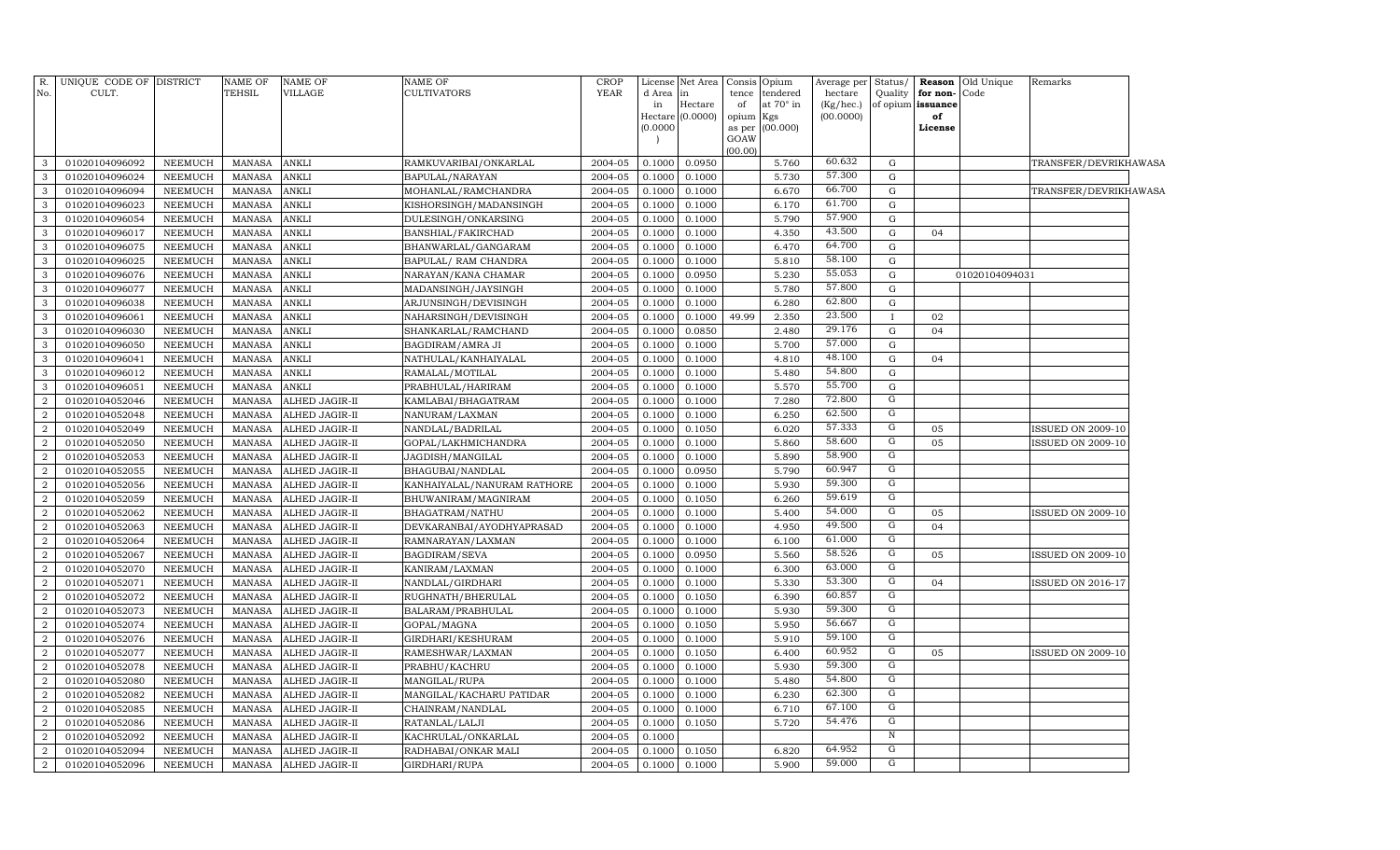| R. No. | UNIQUE CODE OF CULT. | DISTRICT | NAME OF TEHSIL | NAME OF VILLAGE | NAME OF CULTIVATORS | CROP YEAR | License d Area in Hectare (0.0000) | Net Area in Hectare (0.0000) | Consis tence of opium as per GOAW (00.00) | Opium tendered at 70° in Kgs (00.000) | Average per hectare (Kg/hec.) (00.0000) | Status/ Quality of opium | Reason for non-issuance of License | Old Unique Code | Remarks |
|---|---|---|---|---|---|---|---|---|---|---|---|---|---|---|---|
| 3 | 01020104096092 | NEEMUCH | MANASA | ANKLI | RAMKUVARIBAI/ONKARLAL | 2004-05 | 0.1000 | 0.0950 | | 5.760 | 60.632 | G | | | TRANSFER/DEVRIKHAWASA |
| 3 | 01020104096024 | NEEMUCH | MANASA | ANKLI | BAPULAL/NARAYAN | 2004-05 | 0.1000 | 0.1000 | | 5.730 | 57.300 | G | | | |
| 3 | 01020104096094 | NEEMUCH | MANASA | ANKLI | MOHANLAL/RAMCHANDRA | 2004-05 | 0.1000 | 0.1000 | | 6.670 | 66.700 | G | | | TRANSFER/DEVRIKHAWASA |
| 3 | 01020104096023 | NEEMUCH | MANASA | ANKLI | KISHORSINGH/MADANSINGH | 2004-05 | 0.1000 | 0.1000 | | 6.170 | 61.700 | G | | | |
| 3 | 01020104096054 | NEEMUCH | MANASA | ANKLI | DULESINGH/ONKARSING | 2004-05 | 0.1000 | 0.1000 | | 5.790 | 57.900 | G | | | |
| 3 | 01020104096017 | NEEMUCH | MANASA | ANKLI | BANSHIAL/FAKIRCHAD | 2004-05 | 0.1000 | 0.1000 | | 4.350 | 43.500 | G | 04 | | |
| 3 | 01020104096075 | NEEMUCH | MANASA | ANKLI | BHANWARLAL/GANGARAM | 2004-05 | 0.1000 | 0.1000 | | 6.470 | 64.700 | G | | | |
| 3 | 01020104096025 | NEEMUCH | MANASA | ANKLI | BAPULAL/ RAM CHANDRA | 2004-05 | 0.1000 | 0.1000 | | 5.810 | 58.100 | G | | | |
| 3 | 01020104096076 | NEEMUCH | MANASA | ANKLI | NARAYAN/KANA CHAMAR | 2004-05 | 0.1000 | 0.0950 | | 5.230 | 55.053 | G | | 01020104094031 | |
| 3 | 01020104096077 | NEEMUCH | MANASA | ANKLI | MADANSINGH/JAYSINGH | 2004-05 | 0.1000 | 0.1000 | | 5.780 | 57.800 | G | | | |
| 3 | 01020104096038 | NEEMUCH | MANASA | ANKLI | ARJUNSINGH/DEVISINGH | 2004-05 | 0.1000 | 0.1000 | | 6.280 | 62.800 | G | | | |
| 3 | 01020104096061 | NEEMUCH | MANASA | ANKLI | NAHARSINGH/DEVISINGH | 2004-05 | 0.1000 | 0.1000 | 49.99 | 2.350 | 23.500 | I | 02 | | |
| 3 | 01020104096030 | NEEMUCH | MANASA | ANKLI | SHANKARLAL/RAMCHAND | 2004-05 | 0.1000 | 0.0850 | | 2.480 | 29.176 | G | 04 | | |
| 3 | 01020104096050 | NEEMUCH | MANASA | ANKLI | BAGDIRAM/AMRA JI | 2004-05 | 0.1000 | 0.1000 | | 5.700 | 57.000 | G | | | |
| 3 | 01020104096041 | NEEMUCH | MANASA | ANKLI | NATHULAL/KANHAIYALAL | 2004-05 | 0.1000 | 0.1000 | | 4.810 | 48.100 | G | 04 | | |
| 3 | 01020104096012 | NEEMUCH | MANASA | ANKLI | RAMALAL/MOTILAL | 2004-05 | 0.1000 | 0.1000 | | 5.480 | 54.800 | G | | | |
| 3 | 01020104096051 | NEEMUCH | MANASA | ANKLI | PRABHULAL/HARIRAM | 2004-05 | 0.1000 | 0.1000 | | 5.570 | 55.700 | G | | | |
| 2 | 01020104052046 | NEEMUCH | MANASA | ALHED JAGIR-II | KAMLABAI/BHAGATRAM | 2004-05 | 0.1000 | 0.1000 | | 7.280 | 72.800 | G | | | |
| 2 | 01020104052048 | NEEMUCH | MANASA | ALHED JAGIR-II | NANURAM/LAXMAN | 2004-05 | 0.1000 | 0.1000 | | 6.250 | 62.500 | G | | | |
| 2 | 01020104052049 | NEEMUCH | MANASA | ALHED JAGIR-II | NANDLAL/BADRILAL | 2004-05 | 0.1000 | 0.1050 | | 6.020 | 57.333 | G | 05 | | ISSUED ON 2009-10 |
| 2 | 01020104052050 | NEEMUCH | MANASA | ALHED JAGIR-II | GOPAL/LAKHMICHANDRA | 2004-05 | 0.1000 | 0.1000 | | 5.860 | 58.600 | G | 05 | | ISSUED ON 2009-10 |
| 2 | 01020104052053 | NEEMUCH | MANASA | ALHED JAGIR-II | JAGDISH/MANGILAL | 2004-05 | 0.1000 | 0.1000 | | 5.890 | 58.900 | G | | | |
| 2 | 01020104052055 | NEEMUCH | MANASA | ALHED JAGIR-II | BHAGUBAI/NANDLAL | 2004-05 | 0.1000 | 0.0950 | | 5.790 | 60.947 | G | | | |
| 2 | 01020104052056 | NEEMUCH | MANASA | ALHED JAGIR-II | KANHAIYALAL/NANURAM RATHORE | 2004-05 | 0.1000 | 0.1000 | | 5.930 | 59.300 | G | | | |
| 2 | 01020104052059 | NEEMUCH | MANASA | ALHED JAGIR-II | BHUWANIRAM/MAGNIRAM | 2004-05 | 0.1000 | 0.1050 | | 6.260 | 59.619 | G | | | |
| 2 | 01020104052062 | NEEMUCH | MANASA | ALHED JAGIR-II | BHAGATRAM/NATHU | 2004-05 | 0.1000 | 0.1000 | | 5.400 | 54.000 | G | 05 | | ISSUED ON 2009-10 |
| 2 | 01020104052063 | NEEMUCH | MANASA | ALHED JAGIR-II | DEVKARANBAI/AYODHYAPRASAD | 2004-05 | 0.1000 | 0.1000 | | 4.950 | 49.500 | G | 04 | | |
| 2 | 01020104052064 | NEEMUCH | MANASA | ALHED JAGIR-II | RAMNARAYAN/LAXMAN | 2004-05 | 0.1000 | 0.1000 | | 6.100 | 61.000 | G | | | |
| 2 | 01020104052067 | NEEMUCH | MANASA | ALHED JAGIR-II | BAGDIRAM/SEVA | 2004-05 | 0.1000 | 0.0950 | | 5.560 | 58.526 | G | 05 | | ISSUED ON 2009-10 |
| 2 | 01020104052070 | NEEMUCH | MANASA | ALHED JAGIR-II | KANIRAM/LAXMAN | 2004-05 | 0.1000 | 0.1000 | | 6.300 | 63.000 | G | | | |
| 2 | 01020104052071 | NEEMUCH | MANASA | ALHED JAGIR-II | NANDLAL/GIRDHARI | 2004-05 | 0.1000 | 0.1000 | | 5.330 | 53.300 | G | 04 | | ISSUED ON 2016-17 |
| 2 | 01020104052072 | NEEMUCH | MANASA | ALHED JAGIR-II | RUGHNATH/BHERULAL | 2004-05 | 0.1000 | 0.1050 | | 6.390 | 60.857 | G | | | |
| 2 | 01020104052073 | NEEMUCH | MANASA | ALHED JAGIR-II | BALARAM/PRABHULAL | 2004-05 | 0.1000 | 0.1000 | | 5.930 | 59.300 | G | | | |
| 2 | 01020104052074 | NEEMUCH | MANASA | ALHED JAGIR-II | GOPAL/MAGNA | 2004-05 | 0.1000 | 0.1050 | | 5.950 | 56.667 | G | | | |
| 2 | 01020104052076 | NEEMUCH | MANASA | ALHED JAGIR-II | GIRDHARI/KESHURAM | 2004-05 | 0.1000 | 0.1000 | | 5.910 | 59.100 | G | | | |
| 2 | 01020104052077 | NEEMUCH | MANASA | ALHED JAGIR-II | RAMESHWAR/LAXMAN | 2004-05 | 0.1000 | 0.1050 | | 6.400 | 60.952 | G | 05 | | ISSUED ON 2009-10 |
| 2 | 01020104052078 | NEEMUCH | MANASA | ALHED JAGIR-II | PRABHU/KACHRU | 2004-05 | 0.1000 | 0.1000 | | 5.930 | 59.300 | G | | | |
| 2 | 01020104052080 | NEEMUCH | MANASA | ALHED JAGIR-II | MANGILAL/RUPA | 2004-05 | 0.1000 | 0.1000 | | 5.480 | 54.800 | G | | | |
| 2 | 01020104052082 | NEEMUCH | MANASA | ALHED JAGIR-II | MANGILAL/KACHARU PATIDAR | 2004-05 | 0.1000 | 0.1000 | | 6.230 | 62.300 | G | | | |
| 2 | 01020104052085 | NEEMUCH | MANASA | ALHED JAGIR-II | CHAINRAM/NANDLAL | 2004-05 | 0.1000 | 0.1000 | | 6.710 | 67.100 | G | | | |
| 2 | 01020104052086 | NEEMUCH | MANASA | ALHED JAGIR-II | RATANLAL/LALJI | 2004-05 | 0.1000 | 0.1050 | | 5.720 | 54.476 | G | | | |
| 2 | 01020104052092 | NEEMUCH | MANASA | ALHED JAGIR-II | KACHRULAL/ONKARLAL | 2004-05 | 0.1000 | | | | | N | | | |
| 2 | 01020104052094 | NEEMUCH | MANASA | ALHED JAGIR-II | RADHABAI/ONKAR MALI | 2004-05 | 0.1000 | 0.1050 | | 6.820 | 64.952 | G | | | |
| 2 | 01020104052096 | NEEMUCH | MANASA | ALHED JAGIR-II | GIRDHARI/RUPA | 2004-05 | 0.1000 | 0.1000 | | 5.900 | 59.000 | G | | | |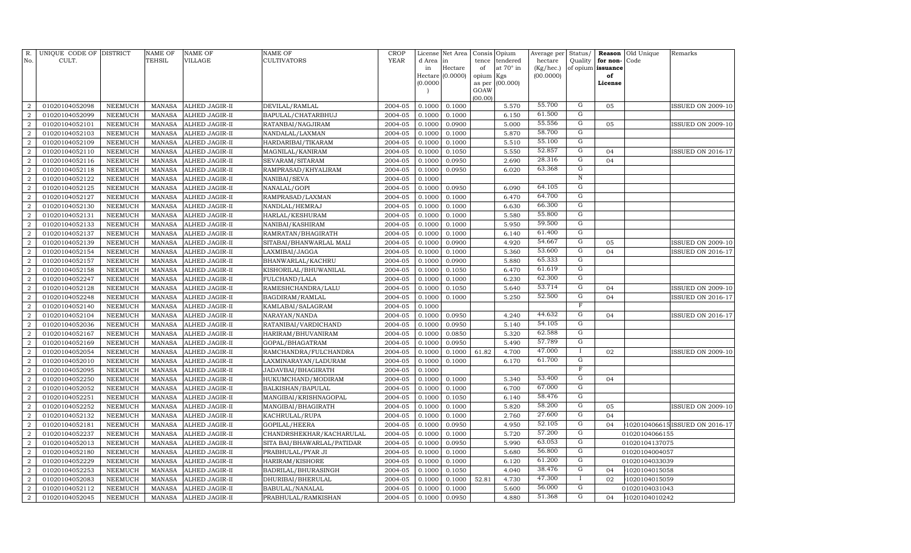| R. No. | UNIQUE CODE OF CULT. | DISTRICT | NAME OF TEHSIL | NAME OF VILLAGE | NAME OF CULTIVATORS | CROP YEAR | License d Area in Hectare (0.0000) | Net Area in Hectare (0.0000) | Consis tence of opium as per GOAW (00.00) | Opium tendered at 70° in Kgs (00.000) | Average per hectare (Kg/hec.) (00.0000) | Status/ Quality of opium | Reason for non-issuance of License | Old Unique Code | Remarks |
|---|---|---|---|---|---|---|---|---|---|---|---|---|---|---|---|
| 2 | 01020104052098 | NEEMUCH | MANASA | ALHED JAGIR-II | DEVILAL/RAMLAL | 2004-05 | 0.1000 | 0.1000 | | 5.570 | 55.700 | G | 05 | | ISSUED ON 2009-10 |
| 2 | 01020104052099 | NEEMUCH | MANASA | ALHED JAGIR-II | BAPULAL/CHATARBHUJ | 2004-05 | 0.1000 | 0.1000 | | 6.150 | 61.500 | G | | | |
| 2 | 01020104052101 | NEEMUCH | MANASA | ALHED JAGIR-II | RATANBAI/NAGJIRAM | 2004-05 | 0.1000 | 0.0900 | | 5.000 | 55.556 | G | 05 | | ISSUED ON 2009-10 |
| 2 | 01020104052103 | NEEMUCH | MANASA | ALHED JAGIR-II | NANDALAL/LAXMAN | 2004-05 | 0.1000 | 0.1000 | | 5.870 | 58.700 | G | | | |
| 2 | 01020104052109 | NEEMUCH | MANASA | ALHED JAGIR-II | HARDARIBAI/TIKARAM | 2004-05 | 0.1000 | 0.1000 | | 5.510 | 55.100 | G | | | |
| 2 | 01020104052110 | NEEMUCH | MANASA | ALHED JAGIR-II | MAGNILAL/KANIRAM | 2004-05 | 0.1000 | 0.1050 | | 5.550 | 52.857 | G | 04 | | ISSUED ON 2016-17 |
| 2 | 01020104052116 | NEEMUCH | MANASA | ALHED JAGIR-II | SEVARAM/SITARAM | 2004-05 | 0.1000 | 0.0950 | | 2.690 | 28.316 | G | 04 | | |
| 2 | 01020104052118 | NEEMUCH | MANASA | ALHED JAGIR-II | RAMPRASAD/KHYALIRAM | 2004-05 | 0.1000 | 0.0950 | | 6.020 | 63.368 | G | | | |
| 2 | 01020104052122 | NEEMUCH | MANASA | ALHED JAGIR-II | NANIBAI/SEVA | 2004-05 | 0.1000 | | | | | N | | | |
| 2 | 01020104052125 | NEEMUCH | MANASA | ALHED JAGIR-II | NANALAL/GOPI | 2004-05 | 0.1000 | 0.0950 | | 6.090 | 64.105 | G | | | |
| 2 | 01020104052127 | NEEMUCH | MANASA | ALHED JAGIR-II | RAMPRASAD/LAXMAN | 2004-05 | 0.1000 | 0.1000 | | 6.470 | 64.700 | G | | | |
| 2 | 01020104052130 | NEEMUCH | MANASA | ALHED JAGIR-II | NANDLAL/HEMRAJ | 2004-05 | 0.1000 | 0.1000 | | 6.630 | 66.300 | G | | | |
| 2 | 01020104052131 | NEEMUCH | MANASA | ALHED JAGIR-II | HARLAL/KESHURAM | 2004-05 | 0.1000 | 0.1000 | | 5.580 | 55.800 | G | | | |
| 2 | 01020104052133 | NEEMUCH | MANASA | ALHED JAGIR-II | NANIBAI/KASHIRAM | 2004-05 | 0.1000 | 0.1000 | | 5.950 | 59.500 | G | | | |
| 2 | 01020104052137 | NEEMUCH | MANASA | ALHED JAGIR-II | RAMRATAN/BHAGIRATH | 2004-05 | 0.1000 | 0.1000 | | 6.140 | 61.400 | G | | | |
| 2 | 01020104052139 | NEEMUCH | MANASA | ALHED JAGIR-II | SITABAI/BHANWARLAL MALI | 2004-05 | 0.1000 | 0.0900 | | 4.920 | 54.667 | G | 05 | | ISSUED ON 2009-10 |
| 2 | 01020104052154 | NEEMUCH | MANASA | ALHED JAGIR-II | LAXMIBAI/JAGGA | 2004-05 | 0.1000 | 0.1000 | | 5.360 | 53.600 | G | 04 | | ISSUED ON 2016-17 |
| 2 | 01020104052157 | NEEMUCH | MANASA | ALHED JAGIR-II | BHANWARLAL/KACHRU | 2004-05 | 0.1000 | 0.0900 | | 5.880 | 65.333 | G | | | |
| 2 | 01020104052158 | NEEMUCH | MANASA | ALHED JAGIR-II | KISHORILAL/BHUWANILAL | 2004-05 | 0.1000 | 0.1050 | | 6.470 | 61.619 | G | | | |
| 2 | 01020104052247 | NEEMUCH | MANASA | ALHED JAGIR-II | FULCHAND/LALA | 2004-05 | 0.1000 | 0.1000 | | 6.230 | 62.300 | G | | | |
| 2 | 01020104052128 | NEEMUCH | MANASA | ALHED JAGIR-II | RAMESHCHANDRA/LALU | 2004-05 | 0.1000 | 0.1050 | | 5.640 | 53.714 | G | 04 | | ISSUED ON 2009-10 |
| 2 | 01020104052248 | NEEMUCH | MANASA | ALHED JAGIR-II | BAGDIRAM/RAMLAL | 2004-05 | 0.1000 | 0.1000 | | 5.250 | 52.500 | G | 04 | | ISSUED ON 2016-17 |
| 2 | 01020104052140 | NEEMUCH | MANASA | ALHED JAGIR-II | KAMLABAI/SALAGRAM | 2004-05 | 0.1000 | | | | | F | | | |
| 2 | 01020104052104 | NEEMUCH | MANASA | ALHED JAGIR-II | NARAYAN/NANDA | 2004-05 | 0.1000 | 0.0950 | | 4.240 | 44.632 | G | 04 | | ISSUED ON 2016-17 |
| 2 | 01020104052036 | NEEMUCH | MANASA | ALHED JAGIR-II | RATANIBAI/VARDICHAND | 2004-05 | 0.1000 | 0.0950 | | 5.140 | 54.105 | G | | | |
| 2 | 01020104052167 | NEEMUCH | MANASA | ALHED JAGIR-II | HARIRAM/BHUVANIRAM | 2004-05 | 0.1000 | 0.0850 | | 5.320 | 62.588 | G | | | |
| 2 | 01020104052169 | NEEMUCH | MANASA | ALHED JAGIR-II | GOPAL/BHAGATRAM | 2004-05 | 0.1000 | 0.0950 | | 5.490 | 57.789 | G | | | |
| 2 | 01020104052054 | NEEMUCH | MANASA | ALHED JAGIR-II | RAMCHANDRA/FULCHANDRA | 2004-05 | 0.1000 | 0.1000 | 61.82 | 4.700 | 47.000 | I | 02 | | ISSUED ON 2009-10 |
| 2 | 01020104052010 | NEEMUCH | MANASA | ALHED JAGIR-II | LAXMINARAYAN/LADURAM | 2004-05 | 0.1000 | 0.1000 | | 6.170 | 61.700 | G | | | |
| 2 | 01020104052095 | NEEMUCH | MANASA | ALHED JAGIR-II | JADAVBAI/BHAGIRATH | 2004-05 | 0.1000 | | | | | F | | | |
| 2 | 01020104052250 | NEEMUCH | MANASA | ALHED JAGIR-II | HUKUMCHAND/MODIRAM | 2004-05 | 0.1000 | 0.1000 | | 5.340 | 53.400 | G | 04 | | |
| 2 | 01020104052052 | NEEMUCH | MANASA | ALHED JAGIR-II | BALKISHAN/BAPULAL | 2004-05 | 0.1000 | 0.1000 | | 6.700 | 67.000 | G | | | |
| 2 | 01020104052251 | NEEMUCH | MANASA | ALHED JAGIR-II | MANGIBAI/KRISHNAGOPAL | 2004-05 | 0.1000 | 0.1050 | | 6.140 | 58.476 | G | | | |
| 2 | 01020104052252 | NEEMUCH | MANASA | ALHED JAGIR-II | MANGIBAI/BHAGIRATH | 2004-05 | 0.1000 | 0.1000 | | 5.820 | 58.200 | G | 05 | | ISSUED ON 2009-10 |
| 2 | 01020104052132 | NEEMUCH | MANASA | ALHED JAGIR-II | KACHRULAL/RUPA | 2004-05 | 0.1000 | 0.1000 | | 2.760 | 27.600 | G | 04 | | |
| 2 | 01020104052181 | NEEMUCH | MANASA | ALHED JAGIR-II | GOPILAL/HEERA | 2004-05 | 0.1000 | 0.0950 | | 4.950 | 52.105 | G | 04 | 1020104066615 | ISSUED ON 2016-17 |
| 2 | 01020104052237 | NEEMUCH | MANASA | ALHED JAGIR-II | CHANDRSHEKHAR/KACHARULAL | 2004-05 | 0.1000 | 0.1000 | | 5.720 | 57.200 | G | | 01020104066155 | |
| 2 | 01020104052013 | NEEMUCH | MANASA | ALHED JAGIR-II | SITA BAI/BHAWARLAL/PATIDAR | 2004-05 | 0.1000 | 0.0950 | | 5.990 | 63.053 | G | | 01020104137075 | |
| 2 | 01020104052180 | NEEMUCH | MANASA | ALHED JAGIR-II | PRABHULAL/PYAR JI | 2004-05 | 0.1000 | 0.1000 | | 5.680 | 56.800 | G | | 01020104004057 | |
| 2 | 01020104052229 | NEEMUCH | MANASA | ALHED JAGIR-II | HARIRAM/KISHORE | 2004-05 | 0.1000 | 0.1000 | | 6.120 | 61.200 | G | | 01020104033039 | |
| 2 | 01020104052253 | NEEMUCH | MANASA | ALHED JAGIR-II | BADRILAL/BHURASINGH | 2004-05 | 0.1000 | 0.1050 | | 4.040 | 38.476 | G | 04 | 1020104015058 | |
| 2 | 01020104052083 | NEEMUCH | MANASA | ALHED JAGIR-II | DHURIBAI/BHERULAL | 2004-05 | 0.1000 | 0.1000 | 52.81 | 4.730 | 47.300 | I | 02 | 1020104015059 | |
| 2 | 01020104052112 | NEEMUCH | MANASA | ALHED JAGIR-II | BABULAL/NANALAL | 2004-05 | 0.1000 | 0.1000 | | 5.600 | 56.000 | G | | 01020104031043 | |
| 2 | 01020104052045 | NEEMUCH | MANASA | ALHED JAGIR-II | PRABHULAL/RAMKISHAN | 2004-05 | 0.1000 | 0.0950 | | 4.880 | 51.368 | G | 04 | 1020104010242 | |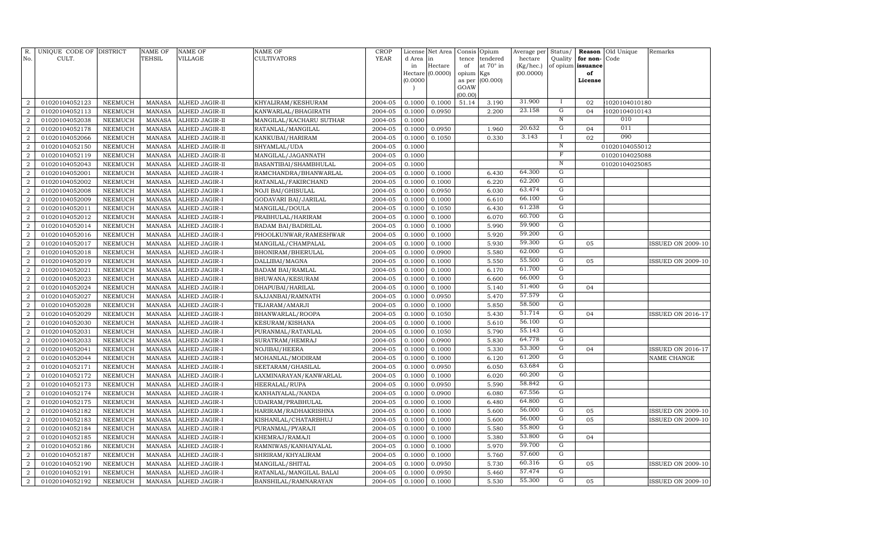| R. No. | UNIQUE CODE OF CULT. | DISTRICT | NAME OF TEHSIL | NAME OF VILLAGE | NAME OF CULTIVATORS | CROP YEAR | License d Area in Hectare (0.0000) | Net Area in Hectare (0.0000) | Consis tence of opium as per GOAW (00.00) | Opium tendered at 70° in Kgs (00.000) | Average per hectare (Kg/hec.) (00.0000) | Status/ Quality of opium | Reason for non-issuance of License | Old Unique Code | Remarks |
|---|---|---|---|---|---|---|---|---|---|---|---|---|---|---|---|
| 2 | 01020104052123 | NEEMUCH | MANASA | ALHED JAGIR-II | KHYALIRAM/KESHURAM | 2004-05 | 0.1000 | 0.1000 | 51.14 | 3.190 | 31.900 | I | 02 | 1020104010180 | |
| 2 | 01020104052113 | NEEMUCH | MANASA | ALHED JAGIR-II | KANWARLAL/BHAGIRATH | 2004-05 | 0.1000 | 0.0950 | | 2.200 | 23.158 | G | 04 | 1020104010143 | |
| 2 | 01020104052038 | NEEMUCH | MANASA | ALHED JAGIR-II | MANGILAL/KACHARU SUTHAR | 2004-05 | 0.1000 | | | | | N | | 010 | |
| 2 | 01020104052178 | NEEMUCH | MANASA | ALHED JAGIR-II | RATANLAL/MANGILAL | 2004-05 | 0.1000 | 0.0950 | | 1.960 | 20.632 | G | 04 | 011 | |
| 2 | 01020104052066 | NEEMUCH | MANASA | ALHED JAGIR-II | KANKUBAI/HARIRAM | 2004-05 | 0.1000 | 0.1050 | | 0.330 | 3.143 | I | 02 | 090 | |
| 2 | 01020104052150 | NEEMUCH | MANASA | ALHED JAGIR-II | SHYAMLAL/UDA | 2004-05 | 0.1000 | | | | | N | | 01020104055012 | |
| 2 | 01020104052119 | NEEMUCH | MANASA | ALHED JAGIR-II | MANGILAL/JAGANNATH | 2004-05 | 0.1000 | | | | | F | | 01020104025088 | |
| 2 | 01020104052043 | NEEMUCH | MANASA | ALHED JAGIR-II | BASANTIBAI/SHAMBHULAL | 2004-05 | 0.1000 | | | | | N | | 01020104025085 | |
| 2 | 01020104052001 | NEEMUCH | MANASA | ALHED JAGIR-I | RAMCHANDRA/BHANWARLAL | 2004-05 | 0.1000 | 0.1000 | | 6.430 | 64.300 | G | | | |
| 2 | 01020104052002 | NEEMUCH | MANASA | ALHED JAGIR-I | RATANLAL/FAKIRCHAND | 2004-05 | 0.1000 | 0.1000 | | 6.220 | 62.200 | G | | | |
| 2 | 01020104052008 | NEEMUCH | MANASA | ALHED JAGIR-I | NOJI BAI/GHISULAL | 2004-05 | 0.1000 | 0.0950 | | 6.030 | 63.474 | G | | | |
| 2 | 01020104052009 | NEEMUCH | MANASA | ALHED JAGIR-I | GODAVARI BAI/JARILAL | 2004-05 | 0.1000 | 0.1000 | | 6.610 | 66.100 | G | | | |
| 2 | 01020104052011 | NEEMUCH | MANASA | ALHED JAGIR-I | MANGILAL/DOULA | 2004-05 | 0.1000 | 0.1050 | | 6.430 | 61.238 | G | | | |
| 2 | 01020104052012 | NEEMUCH | MANASA | ALHED JAGIR-I | PRABHULAL/HARIRAM | 2004-05 | 0.1000 | 0.1000 | | 6.070 | 60.700 | G | | | |
| 2 | 01020104052014 | NEEMUCH | MANASA | ALHED JAGIR-I | BADAM BAI/BADRILAL | 2004-05 | 0.1000 | 0.1000 | | 5.990 | 59.900 | G | | | |
| 2 | 01020104052016 | NEEMUCH | MANASA | ALHED JAGIR-I | PHOOLKUNWAR/RAMESHWAR | 2004-05 | 0.1000 | 0.1000 | | 5.920 | 59.200 | G | | | |
| 2 | 01020104052017 | NEEMUCH | MANASA | ALHED JAGIR-I | MANGILAL/CHAMPALAL | 2004-05 | 0.1000 | 0.1000 | | 5.930 | 59.300 | G | 05 | | ISSUED ON 2009-10 |
| 2 | 01020104052018 | NEEMUCH | MANASA | ALHED JAGIR-I | BHONIRAM/BHERULAL | 2004-05 | 0.1000 | 0.0900 | | 5.580 | 62.000 | G | | | |
| 2 | 01020104052019 | NEEMUCH | MANASA | ALHED JAGIR-I | DALLIBAI/MAGNA | 2004-05 | 0.1000 | 0.1000 | | 5.550 | 55.500 | G | 05 | | ISSUED ON 2009-10 |
| 2 | 01020104052021 | NEEMUCH | MANASA | ALHED JAGIR-I | BADAM BAI/RAMLAL | 2004-05 | 0.1000 | 0.1000 | | 6.170 | 61.700 | G | | | |
| 2 | 01020104052023 | NEEMUCH | MANASA | ALHED JAGIR-I | BHUWANA/KESURAM | 2004-05 | 0.1000 | 0.1000 | | 6.600 | 66.000 | G | | | |
| 2 | 01020104052024 | NEEMUCH | MANASA | ALHED JAGIR-I | DHAPUBAI/HARILAL | 2004-05 | 0.1000 | 0.1000 | | 5.140 | 51.400 | G | 04 | | |
| 2 | 01020104052027 | NEEMUCH | MANASA | ALHED JAGIR-I | SAJJANBAI/RAMNATH | 2004-05 | 0.1000 | 0.0950 | | 5.470 | 57.579 | G | | | |
| 2 | 01020104052028 | NEEMUCH | MANASA | ALHED JAGIR-I | TEJARAM/AMARJI | 2004-05 | 0.1000 | 0.1000 | | 5.850 | 58.500 | G | | | |
| 2 | 01020104052029 | NEEMUCH | MANASA | ALHED JAGIR-I | BHANWARLAL/ROOPA | 2004-05 | 0.1000 | 0.1050 | | 5.430 | 51.714 | G | 04 | | ISSUED ON 2016-17 |
| 2 | 01020104052030 | NEEMUCH | MANASA | ALHED JAGIR-I | KESURAM/KISHANA | 2004-05 | 0.1000 | 0.1000 | | 5.610 | 56.100 | G | | | |
| 2 | 01020104052031 | NEEMUCH | MANASA | ALHED JAGIR-I | PURANMAL/RATANLAL | 2004-05 | 0.1000 | 0.1050 | | 5.790 | 55.143 | G | | | |
| 2 | 01020104052033 | NEEMUCH | MANASA | ALHED JAGIR-I | SURATRAM/HEMRAJ | 2004-05 | 0.1000 | 0.0900 | | 5.830 | 64.778 | G | | | |
| 2 | 01020104052041 | NEEMUCH | MANASA | ALHED JAGIR-I | NOJIBAI/HEERA | 2004-05 | 0.1000 | 0.1000 | | 5.330 | 53.300 | G | 04 | | ISSUED ON 2016-17 |
| 2 | 01020104052044 | NEEMUCH | MANASA | ALHED JAGIR-I | MOHANLAL/MODIRAM | 2004-05 | 0.1000 | 0.1000 | | 6.120 | 61.200 | G | | | NAME CHANGE |
| 2 | 01020104052171 | NEEMUCH | MANASA | ALHED JAGIR-I | SEETARAM/GHASILAL | 2004-05 | 0.1000 | 0.0950 | | 6.050 | 63.684 | G | | | |
| 2 | 01020104052172 | NEEMUCH | MANASA | ALHED JAGIR-I | LAXMINARAYAN/KANWARLAL | 2004-05 | 0.1000 | 0.1000 | | 6.020 | 60.200 | G | | | |
| 2 | 01020104052173 | NEEMUCH | MANASA | ALHED JAGIR-I | HEERALAL/RUPA | 2004-05 | 0.1000 | 0.0950 | | 5.590 | 58.842 | G | | | |
| 2 | 01020104052174 | NEEMUCH | MANASA | ALHED JAGIR-I | KANHAIYALAL/NANDA | 2004-05 | 0.1000 | 0.0900 | | 6.080 | 67.556 | G | | | |
| 2 | 01020104052175 | NEEMUCH | MANASA | ALHED JAGIR-I | UDAIRAM/PRABHULAL | 2004-05 | 0.1000 | 0.1000 | | 6.480 | 64.800 | G | | | |
| 2 | 01020104052182 | NEEMUCH | MANASA | ALHED JAGIR-I | HARIRAM/RADHAKRISHNA | 2004-05 | 0.1000 | 0.1000 | | 5.600 | 56.000 | G | 05 | | ISSUED ON 2009-10 |
| 2 | 01020104052183 | NEEMUCH | MANASA | ALHED JAGIR-I | KISHANLAL/CHATARBHUJ | 2004-05 | 0.1000 | 0.1000 | | 5.600 | 56.000 | G | 05 | | ISSUED ON 2009-10 |
| 2 | 01020104052184 | NEEMUCH | MANASA | ALHED JAGIR-I | PURANMAL/PYARAJI | 2004-05 | 0.1000 | 0.1000 | | 5.580 | 55.800 | G | | | |
| 2 | 01020104052185 | NEEMUCH | MANASA | ALHED JAGIR-I | KHEMRAJ/RAMAJI | 2004-05 | 0.1000 | 0.1000 | | 5.380 | 53.800 | G | 04 | | |
| 2 | 01020104052186 | NEEMUCH | MANASA | ALHED JAGIR-I | RAMNIWAS/KANHAIYALAL | 2004-05 | 0.1000 | 0.1000 | | 5.970 | 59.700 | G | | | |
| 2 | 01020104052187 | NEEMUCH | MANASA | ALHED JAGIR-I | SHRIRAM/KHYALIRAM | 2004-05 | 0.1000 | 0.1000 | | 5.760 | 57.600 | G | | | |
| 2 | 01020104052190 | NEEMUCH | MANASA | ALHED JAGIR-I | MANGILAL/SHITAL | 2004-05 | 0.1000 | 0.0950 | | 5.730 | 60.316 | G | 05 | | ISSUED ON 2009-10 |
| 2 | 01020104052191 | NEEMUCH | MANASA | ALHED JAGIR-I | RATANLAL/MANGILAL BALAI | 2004-05 | 0.1000 | 0.0950 | | 5.460 | 57.474 | G | | | |
| 2 | 01020104052192 | NEEMUCH | MANASA | ALHED JAGIR-I | BANSHILAL/RAMNARAYAN | 2004-05 | 0.1000 | 0.1000 | | 5.530 | 55.300 | G | 05 | | ISSUED ON 2009-10 |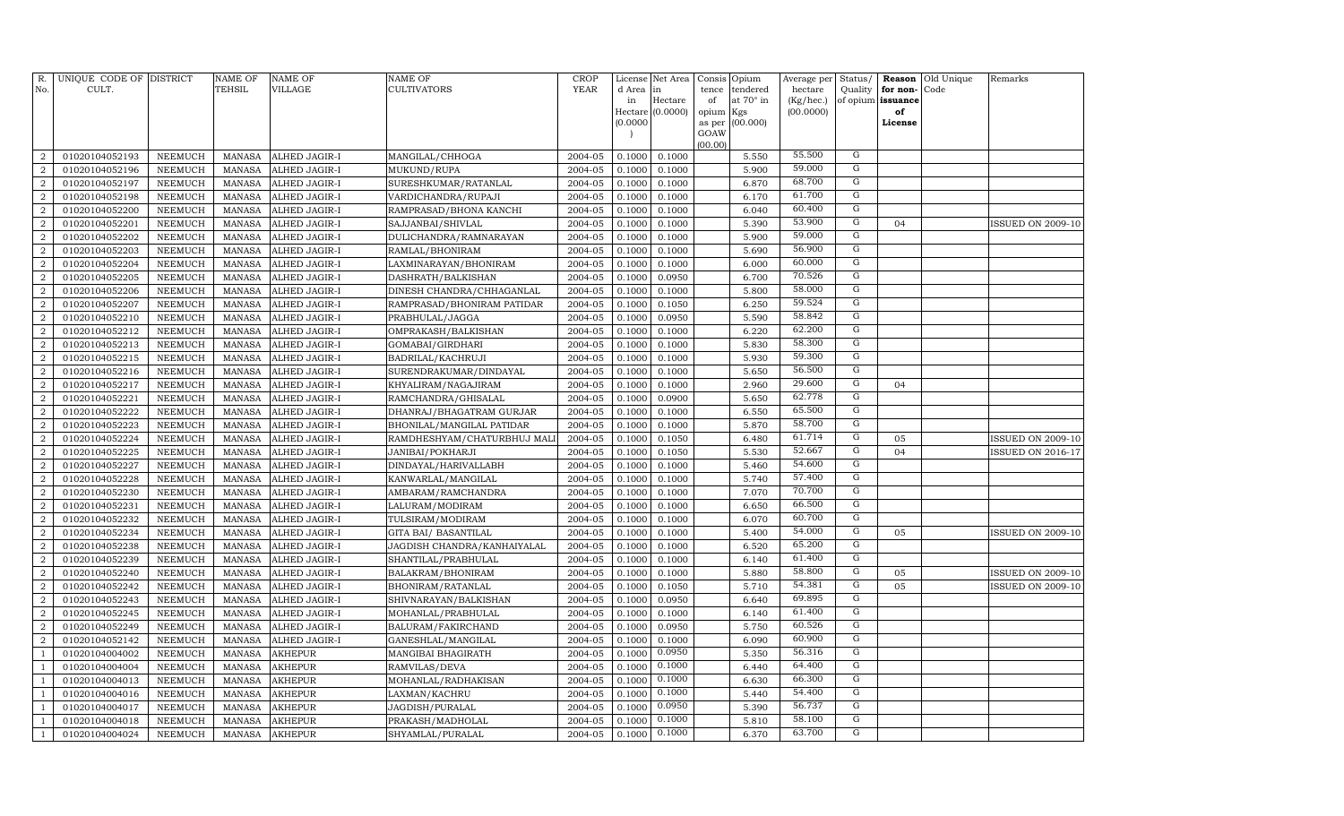| R. No. | UNIQUE CODE OF CULT. | DISTRICT | NAME OF TEHSIL | NAME OF VILLAGE | NAME OF CULTIVATORS | CROP YEAR | License d Area in Hectare (0.0000) | Net Area in Hectare (0.0000) | Consis tence of opium as per GOAW (00.00) | Opium tendered at 70° in Kgs (00.000) | Average per hectare (Kg/hec.) (00.0000) | Status/ Quality of opium | Reason for non-issuance of License | Old Unique Code | Remarks |
|---|---|---|---|---|---|---|---|---|---|---|---|---|---|---|---|
| 2 | 01020104052193 | NEEMUCH | MANASA | ALHED JAGIR-I | MANGILAL/CHHOGA | 2004-05 | 0.1000 | 0.1000 | | 5.550 | 55.500 | G | | | |
| 2 | 01020104052196 | NEEMUCH | MANASA | ALHED JAGIR-I | MUKUND/RUPA | 2004-05 | 0.1000 | 0.1000 | | 5.900 | 59.000 | G | | | |
| 2 | 01020104052197 | NEEMUCH | MANASA | ALHED JAGIR-I | SURESHKUMAR/RATANLAL | 2004-05 | 0.1000 | 0.1000 | | 6.870 | 68.700 | G | | | |
| 2 | 01020104052198 | NEEMUCH | MANASA | ALHED JAGIR-I | VARDICHANDRA/RUPAJI | 2004-05 | 0.1000 | 0.1000 | | 6.170 | 61.700 | G | | | |
| 2 | 01020104052200 | NEEMUCH | MANASA | ALHED JAGIR-I | RAMPRASAD/BHONA KANCHI | 2004-05 | 0.1000 | 0.1000 | | 6.040 | 60.400 | G | | | |
| 2 | 01020104052201 | NEEMUCH | MANASA | ALHED JAGIR-I | SAJJANBAI/SHIVLAL | 2004-05 | 0.1000 | 0.1000 | | 5.390 | 53.900 | G | 04 | | ISSUED ON 2009-10 |
| 2 | 01020104052202 | NEEMUCH | MANASA | ALHED JAGIR-I | DULICHANDRA/RAMNARAYAN | 2004-05 | 0.1000 | 0.1000 | | 5.900 | 59.000 | G | | | |
| 2 | 01020104052203 | NEEMUCH | MANASA | ALHED JAGIR-I | RAMLAL/BHONIRAM | 2004-05 | 0.1000 | 0.1000 | | 5.690 | 56.900 | G | | | |
| 2 | 01020104052204 | NEEMUCH | MANASA | ALHED JAGIR-I | LAXMINARAYAN/BHONIRAM | 2004-05 | 0.1000 | 0.1000 | | 6.000 | 60.000 | G | | | |
| 2 | 01020104052205 | NEEMUCH | MANASA | ALHED JAGIR-I | DASHRATH/BALKISHAN | 2004-05 | 0.1000 | 0.0950 | | 6.700 | 70.526 | G | | | |
| 2 | 01020104052206 | NEEMUCH | MANASA | ALHED JAGIR-I | DINESH CHANDRA/CHHAGANLAL | 2004-05 | 0.1000 | 0.1000 | | 5.800 | 58.000 | G | | | |
| 2 | 01020104052207 | NEEMUCH | MANASA | ALHED JAGIR-I | RAMPRASAD/BHONIRAM PATIDAR | 2004-05 | 0.1000 | 0.1050 | | 6.250 | 59.524 | G | | | |
| 2 | 01020104052210 | NEEMUCH | MANASA | ALHED JAGIR-I | PRABHULAL/JAGGA | 2004-05 | 0.1000 | 0.0950 | | 5.590 | 58.842 | G | | | |
| 2 | 01020104052212 | NEEMUCH | MANASA | ALHED JAGIR-I | OMPRAKASH/BALKISHAN | 2004-05 | 0.1000 | 0.1000 | | 6.220 | 62.200 | G | | | |
| 2 | 01020104052213 | NEEMUCH | MANASA | ALHED JAGIR-I | GOMABAI/GIRDHARI | 2004-05 | 0.1000 | 0.1000 | | 5.830 | 58.300 | G | | | |
| 2 | 01020104052215 | NEEMUCH | MANASA | ALHED JAGIR-I | BADRILAL/KACHRUJI | 2004-05 | 0.1000 | 0.1000 | | 5.930 | 59.300 | G | | | |
| 2 | 01020104052216 | NEEMUCH | MANASA | ALHED JAGIR-I | SURENDRAKUMAR/DINDAYAL | 2004-05 | 0.1000 | 0.1000 | | 5.650 | 56.500 | G | | | |
| 2 | 01020104052217 | NEEMUCH | MANASA | ALHED JAGIR-I | KHYALIRAM/NAGAJIRAM | 2004-05 | 0.1000 | 0.1000 | | 2.960 | 29.600 | G | 04 | | |
| 2 | 01020104052221 | NEEMUCH | MANASA | ALHED JAGIR-I | RAMCHANDRA/GHISALAL | 2004-05 | 0.1000 | 0.0900 | | 5.650 | 62.778 | G | | | |
| 2 | 01020104052222 | NEEMUCH | MANASA | ALHED JAGIR-I | DHANRAJ/BHAGATRAM GURJAR | 2004-05 | 0.1000 | 0.1000 | | 6.550 | 65.500 | G | | | |
| 2 | 01020104052223 | NEEMUCH | MANASA | ALHED JAGIR-I | BHONILAL/MANGILAL PATIDAR | 2004-05 | 0.1000 | 0.1000 | | 5.870 | 58.700 | G | | | |
| 2 | 01020104052224 | NEEMUCH | MANASA | ALHED JAGIR-I | RAMDHESHYAM/CHATURBHUJ MALI | 2004-05 | 0.1000 | 0.1050 | | 6.480 | 61.714 | G | 05 | | ISSUED ON 2009-10 |
| 2 | 01020104052225 | NEEMUCH | MANASA | ALHED JAGIR-I | JANIBAI/POKHARJI | 2004-05 | 0.1000 | 0.1050 | | 5.530 | 52.667 | G | 04 | | ISSUED ON 2016-17 |
| 2 | 01020104052227 | NEEMUCH | MANASA | ALHED JAGIR-I | DINDAYAL/HARIVALLABH | 2004-05 | 0.1000 | 0.1000 | | 5.460 | 54.600 | G | | | |
| 2 | 01020104052228 | NEEMUCH | MANASA | ALHED JAGIR-I | KANWARLAL/MANGILAL | 2004-05 | 0.1000 | 0.1000 | | 5.740 | 57.400 | G | | | |
| 2 | 01020104052230 | NEEMUCH | MANASA | ALHED JAGIR-I | AMBARAM/RAMCHANDRA | 2004-05 | 0.1000 | 0.1000 | | 7.070 | 70.700 | G | | | |
| 2 | 01020104052231 | NEEMUCH | MANASA | ALHED JAGIR-I | LALURAM/MODIRAM | 2004-05 | 0.1000 | 0.1000 | | 6.650 | 66.500 | G | | | |
| 2 | 01020104052232 | NEEMUCH | MANASA | ALHED JAGIR-I | TULSIRAM/MODIRAM | 2004-05 | 0.1000 | 0.1000 | | 6.070 | 60.700 | G | | | |
| 2 | 01020104052234 | NEEMUCH | MANASA | ALHED JAGIR-I | GITA BAI/ BASANTILAL | 2004-05 | 0.1000 | 0.1000 | | 5.400 | 54.000 | G | 05 | | ISSUED ON 2009-10 |
| 2 | 01020104052238 | NEEMUCH | MANASA | ALHED JAGIR-I | JAGDISH CHANDRA/KANHAIYALAL | 2004-05 | 0.1000 | 0.1000 | | 6.520 | 65.200 | G | | | |
| 2 | 01020104052239 | NEEMUCH | MANASA | ALHED JAGIR-I | SHANTILAL/PRABHULAL | 2004-05 | 0.1000 | 0.1000 | | 6.140 | 61.400 | G | | | |
| 2 | 01020104052240 | NEEMUCH | MANASA | ALHED JAGIR-I | BALAKRAM/BHONIRAM | 2004-05 | 0.1000 | 0.1000 | | 5.880 | 58.800 | G | 05 | | ISSUED ON 2009-10 |
| 2 | 01020104052242 | NEEMUCH | MANASA | ALHED JAGIR-I | BHONIRAM/RATANLAL | 2004-05 | 0.1000 | 0.1050 | | 5.710 | 54.381 | G | 05 | | ISSUED ON 2009-10 |
| 2 | 01020104052243 | NEEMUCH | MANASA | ALHED JAGIR-I | SHIVNARAYAN/BALKISHAN | 2004-05 | 0.1000 | 0.0950 | | 6.640 | 69.895 | G | | | |
| 2 | 01020104052245 | NEEMUCH | MANASA | ALHED JAGIR-I | MOHANLAL/PRABHULAL | 2004-05 | 0.1000 | 0.1000 | | 6.140 | 61.400 | G | | | |
| 2 | 01020104052249 | NEEMUCH | MANASA | ALHED JAGIR-I | BALURAM/FAKIRCHAND | 2004-05 | 0.1000 | 0.0950 | | 5.750 | 60.526 | G | | | |
| 2 | 01020104052142 | NEEMUCH | MANASA | ALHED JAGIR-I | GANESHLAL/MANGILAL | 2004-05 | 0.1000 | 0.1000 | | 6.090 | 60.900 | G | | | |
| 1 | 01020104004002 | NEEMUCH | MANASA | AKHEPUR | MANGIBAI BHAGIRATH | 2004-05 | 0.1000 | 0.0950 | | 5.350 | 56.316 | G | | | |
| 1 | 01020104004004 | NEEMUCH | MANASA | AKHEPUR | RAMVILAS/DEVA | 2004-05 | 0.1000 | 0.1000 | | 6.440 | 64.400 | G | | | |
| 1 | 01020104004013 | NEEMUCH | MANASA | AKHEPUR | MOHANLAL/RADHAKISAN | 2004-05 | 0.1000 | 0.1000 | | 6.630 | 66.300 | G | | | |
| 1 | 01020104004016 | NEEMUCH | MANASA | AKHEPUR | LAXMAN/KACHRU | 2004-05 | 0.1000 | 0.1000 | | 5.440 | 54.400 | G | | | |
| 1 | 01020104004017 | NEEMUCH | MANASA | AKHEPUR | JAGDISH/PURALAL | 2004-05 | 0.1000 | 0.0950 | | 5.390 | 56.737 | G | | | |
| 1 | 01020104004018 | NEEMUCH | MANASA | AKHEPUR | PRAKASH/MADHOLAL | 2004-05 | 0.1000 | 0.1000 | | 5.810 | 58.100 | G | | | |
| 1 | 01020104004024 | NEEMUCH | MANASA | AKHEPUR | SHYAMLAL/PURALAL | 2004-05 | 0.1000 | 0.1000 | | 6.370 | 63.700 | G | | | |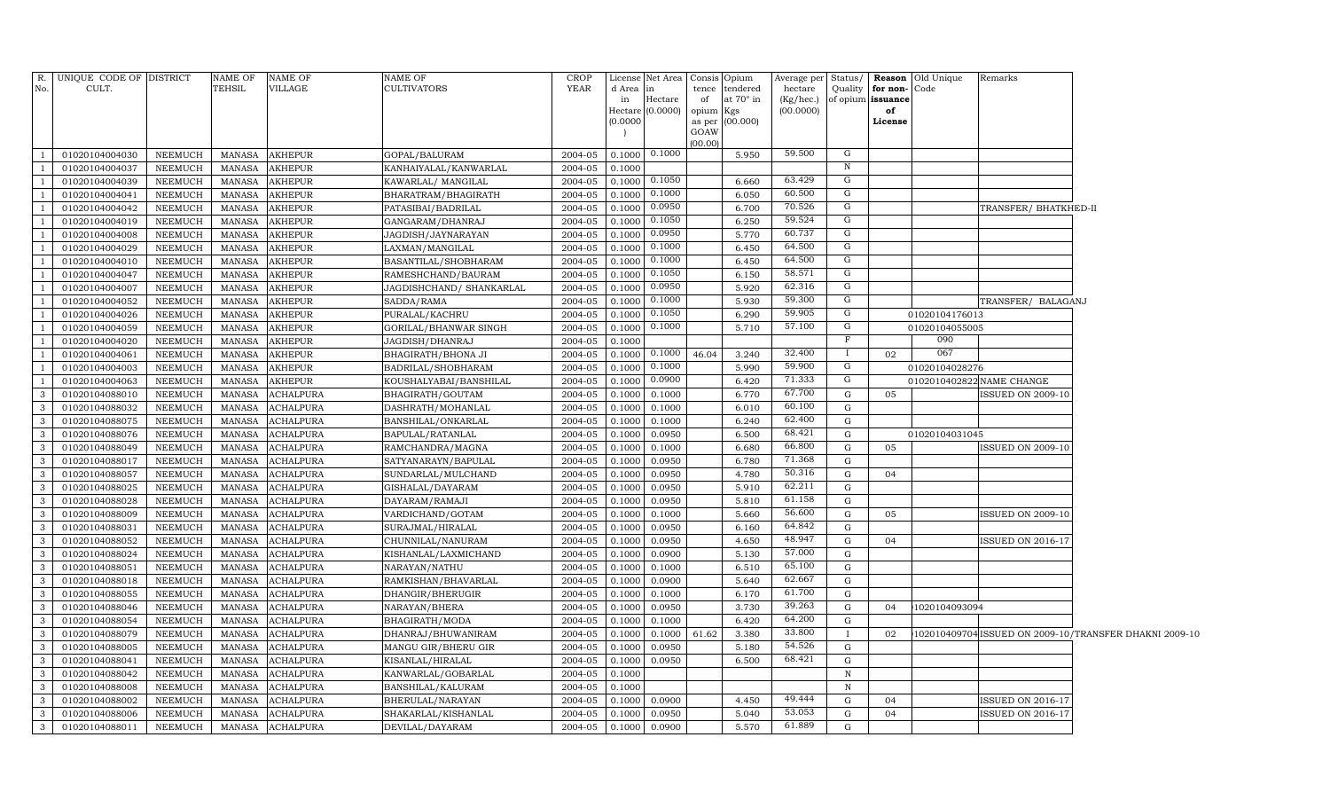| R. No. | UNIQUE CODE OF CULT. | DISTRICT | NAME OF TEHSIL | NAME OF VILLAGE | NAME OF CULTIVATORS | CROP YEAR | License d Area in Hectare (0.0000) | Net Area in Hectare (0.0000) | Consis tence of opium as per GOAW (00.00) | Opium tendered at 70° in Kgs (00.000) | Average per hectare (Kg/hec.) (00.0000) | Status/ Quality of opium | Reason for non-issuance of License | Old Unique Code | Remarks |
|---|---|---|---|---|---|---|---|---|---|---|---|---|---|---|---|
| 1 | 01020104004030 | NEEMUCH | MANASA | AKHEPUR | GOPAL/BALURAM | 2004-05 | 0.1000 | 0.1000 | | 5.950 | 59.500 | G | | | |
| 1 | 01020104004037 | NEEMUCH | MANASA | AKHEPUR | KANHAIYALAL/KANWARLAL | 2004-05 | 0.1000 | | | | | N | | | |
| 1 | 01020104004039 | NEEMUCH | MANASA | AKHEPUR | KAWARLAL/ MANGILAL | 2004-05 | 0.1000 | 0.1050 | | 6.660 | 63.429 | G | | | |
| 1 | 01020104004041 | NEEMUCH | MANASA | AKHEPUR | BHARATRAM/BHAGIRATH | 2004-05 | 0.1000 | 0.1000 | | 6.050 | 60.500 | G | | | |
| 1 | 01020104004042 | NEEMUCH | MANASA | AKHEPUR | PATASIBAI/BADRILAL | 2004-05 | 0.1000 | 0.0950 | | 6.700 | 70.526 | G | | | TRANSFER/ BHATKHED-II |
| 1 | 01020104004019 | NEEMUCH | MANASA | AKHEPUR | GANGARAM/DHANRAJ | 2004-05 | 0.1000 | 0.1050 | | 6.250 | 59.524 | G | | | |
| 1 | 01020104004008 | NEEMUCH | MANASA | AKHEPUR | JAGDISH/JAYNARAYAN | 2004-05 | 0.1000 | 0.0950 | | 5.770 | 60.737 | G | | | |
| 1 | 01020104004029 | NEEMUCH | MANASA | AKHEPUR | LAXMAN/MANGILAL | 2004-05 | 0.1000 | 0.1000 | | 6.450 | 64.500 | G | | | |
| 1 | 01020104004010 | NEEMUCH | MANASA | AKHEPUR | BASANTILAL/SHOBHARAM | 2004-05 | 0.1000 | 0.1000 | | 6.450 | 64.500 | G | | | |
| 1 | 01020104004047 | NEEMUCH | MANASA | AKHEPUR | RAMESHCHAND/BAURAM | 2004-05 | 0.1000 | 0.1050 | | 6.150 | 58.571 | G | | | |
| 1 | 01020104004007 | NEEMUCH | MANASA | AKHEPUR | JAGDISHCHAND/ SHANKARLAL | 2004-05 | 0.1000 | 0.0950 | | 5.920 | 62.316 | G | | | |
| 1 | 01020104004052 | NEEMUCH | MANASA | AKHEPUR | SADDA/RAMA | 2004-05 | 0.1000 | 0.1000 | | 5.930 | 59.300 | G | | | TRANSFER/ BALAGANJ |
| 1 | 01020104004026 | NEEMUCH | MANASA | AKHEPUR | PURALAL/KACHRU | 2004-05 | 0.1000 | 0.1050 | | 6.290 | 59.905 | G | | 01020104176013 | |
| 1 | 01020104004059 | NEEMUCH | MANASA | AKHEPUR | GORILAL/BHANWAR SINGH | 2004-05 | 0.1000 | 0.1000 | | 5.710 | 57.100 | G | | 01020104055005 | |
| 1 | 01020104004020 | NEEMUCH | MANASA | AKHEPUR | JAGDISH/DHANRAJ | 2004-05 | 0.1000 | | | | | F | | 090 | |
| 1 | 01020104004061 | NEEMUCH | MANASA | AKHEPUR | BHAGIRATH/BHONA JI | 2004-05 | 0.1000 | 0.1000 | 46.04 | 3.240 | 32.400 | I | 02 | 067 | |
| 1 | 01020104004003 | NEEMUCH | MANASA | AKHEPUR | BADRILAL/SHOBHARAM | 2004-05 | 0.1000 | 0.1000 | | 5.990 | 59.900 | G | | 01020104028276 | |
| 1 | 01020104004063 | NEEMUCH | MANASA | AKHEPUR | KOUSHALYABAI/BANSHILAL | 2004-05 | 0.1000 | 0.0900 | | 6.420 | 71.333 | G | | 01020104028220 | NAME CHANGE |
| 3 | 01020104088010 | NEEMUCH | MANASA | ACHALPURA | BHAGIRATH/GOUTAM | 2004-05 | 0.1000 | 0.1000 | | 6.770 | 67.700 | G | 05 | | ISSUED ON 2009-10 |
| 3 | 01020104088032 | NEEMUCH | MANASA | ACHALPURA | DASHRATH/MOHANLAL | 2004-05 | 0.1000 | 0.1000 | | 6.010 | 60.100 | G | | | |
| 3 | 01020104088075 | NEEMUCH | MANASA | ACHALPURA | BANSHILAL/ONKARLAL | 2004-05 | 0.1000 | 0.1000 | | 6.240 | 62.400 | G | | | |
| 3 | 01020104088076 | NEEMUCH | MANASA | ACHALPURA | BAPULAL/RATANLAL | 2004-05 | 0.1000 | 0.0950 | | 6.500 | 68.421 | G | | 01020104031045 | |
| 3 | 01020104088049 | NEEMUCH | MANASA | ACHALPURA | RAMCHANDRA/MAGNA | 2004-05 | 0.1000 | 0.1000 | | 6.680 | 66.800 | G | 05 | | ISSUED ON 2009-10 |
| 3 | 01020104088017 | NEEMUCH | MANASA | ACHALPURA | SATYANARAYN/BAPULAL | 2004-05 | 0.1000 | 0.0950 | | 6.780 | 71.368 | G | | | |
| 3 | 01020104088057 | NEEMUCH | MANASA | ACHALPURA | SUNDARLAL/MULCHAND | 2004-05 | 0.1000 | 0.0950 | | 4.780 | 50.316 | G | 04 | | |
| 3 | 01020104088025 | NEEMUCH | MANASA | ACHALPURA | GISHALAL/DAYARAM | 2004-05 | 0.1000 | 0.0950 | | 5.910 | 62.211 | G | | | |
| 3 | 01020104088028 | NEEMUCH | MANASA | ACHALPURA | DAYARAM/RAMAJI | 2004-05 | 0.1000 | 0.0950 | | 5.810 | 61.158 | G | | | |
| 3 | 01020104088009 | NEEMUCH | MANASA | ACHALPURA | VARDICHAND/GOTAM | 2004-05 | 0.1000 | 0.1000 | | 5.660 | 56.600 | G | 05 | | ISSUED ON 2009-10 |
| 3 | 01020104088031 | NEEMUCH | MANASA | ACHALPURA | SURAJMAL/HIRALAL | 2004-05 | 0.1000 | 0.0950 | | 6.160 | 64.842 | G | | | |
| 3 | 01020104088052 | NEEMUCH | MANASA | ACHALPURA | CHUNNILAL/NANURAM | 2004-05 | 0.1000 | 0.0950 | | 4.650 | 48.947 | G | 04 | | ISSUED ON 2016-17 |
| 3 | 01020104088024 | NEEMUCH | MANASA | ACHALPURA | KISHANLAL/LAXMICHAND | 2004-05 | 0.1000 | 0.0900 | | 5.130 | 57.000 | G | | | |
| 3 | 01020104088051 | NEEMUCH | MANASA | ACHALPURA | NARAYAN/NATHU | 2004-05 | 0.1000 | 0.1000 | | 6.510 | 65.100 | G | | | |
| 3 | 01020104088018 | NEEMUCH | MANASA | ACHALPURA | RAMKISHAN/BHAVARLAL | 2004-05 | 0.1000 | 0.0900 | | 5.640 | 62.667 | G | | | |
| 3 | 01020104088055 | NEEMUCH | MANASA | ACHALPURA | DHANGIR/BHERUGIR | 2004-05 | 0.1000 | 0.1000 | | 6.170 | 61.700 | G | | | |
| 3 | 01020104088046 | NEEMUCH | MANASA | ACHALPURA | NARAYAN/BHERA | 2004-05 | 0.1000 | 0.0950 | | 3.730 | 39.263 | G | 04 | 1020104093094 | |
| 3 | 01020104088054 | NEEMUCH | MANASA | ACHALPURA | BHAGIRATH/MODA | 2004-05 | 0.1000 | 0.1000 | | 6.420 | 64.200 | G | | | |
| 3 | 01020104088079 | NEEMUCH | MANASA | ACHALPURA | DHANRAJ/BHUWANIRAM | 2004-05 | 0.1000 | 0.1000 | 61.62 | 3.380 | 33.800 | I | 02 | 1020104097040 | ISSUED ON 2009-10/TRANSFER DHAKNI 2009-10 |
| 3 | 01020104088005 | NEEMUCH | MANASA | ACHALPURA | MANGU GIR/BHERU GIR | 2004-05 | 0.1000 | 0.0950 | | 5.180 | 54.526 | G | | | |
| 3 | 01020104088041 | NEEMUCH | MANASA | ACHALPURA | KISANLAL/HIRALAL | 2004-05 | 0.1000 | 0.0950 | | 6.500 | 68.421 | G | | | |
| 3 | 01020104088042 | NEEMUCH | MANASA | ACHALPURA | KANWARLAL/GOBARLAL | 2004-05 | 0.1000 | | | | | N | | | |
| 3 | 01020104088008 | NEEMUCH | MANASA | ACHALPURA | BANSHILAL/KALURAM | 2004-05 | 0.1000 | | | | | N | | | |
| 3 | 01020104088002 | NEEMUCH | MANASA | ACHALPURA | BHERULAL/NARAYAN | 2004-05 | 0.1000 | 0.0900 | | 4.450 | 49.444 | G | 04 | | ISSUED ON 2016-17 |
| 3 | 01020104088006 | NEEMUCH | MANASA | ACHALPURA | SHAKARLAL/KISHANLAL | 2004-05 | 0.1000 | 0.0950 | | 5.040 | 53.053 | G | 04 | | ISSUED ON 2016-17 |
| 3 | 01020104088011 | NEEMUCH | MANASA | ACHALPURA | DEVILAL/DAYARAM | 2004-05 | 0.1000 | 0.0900 | | 5.570 | 61.889 | G | | | |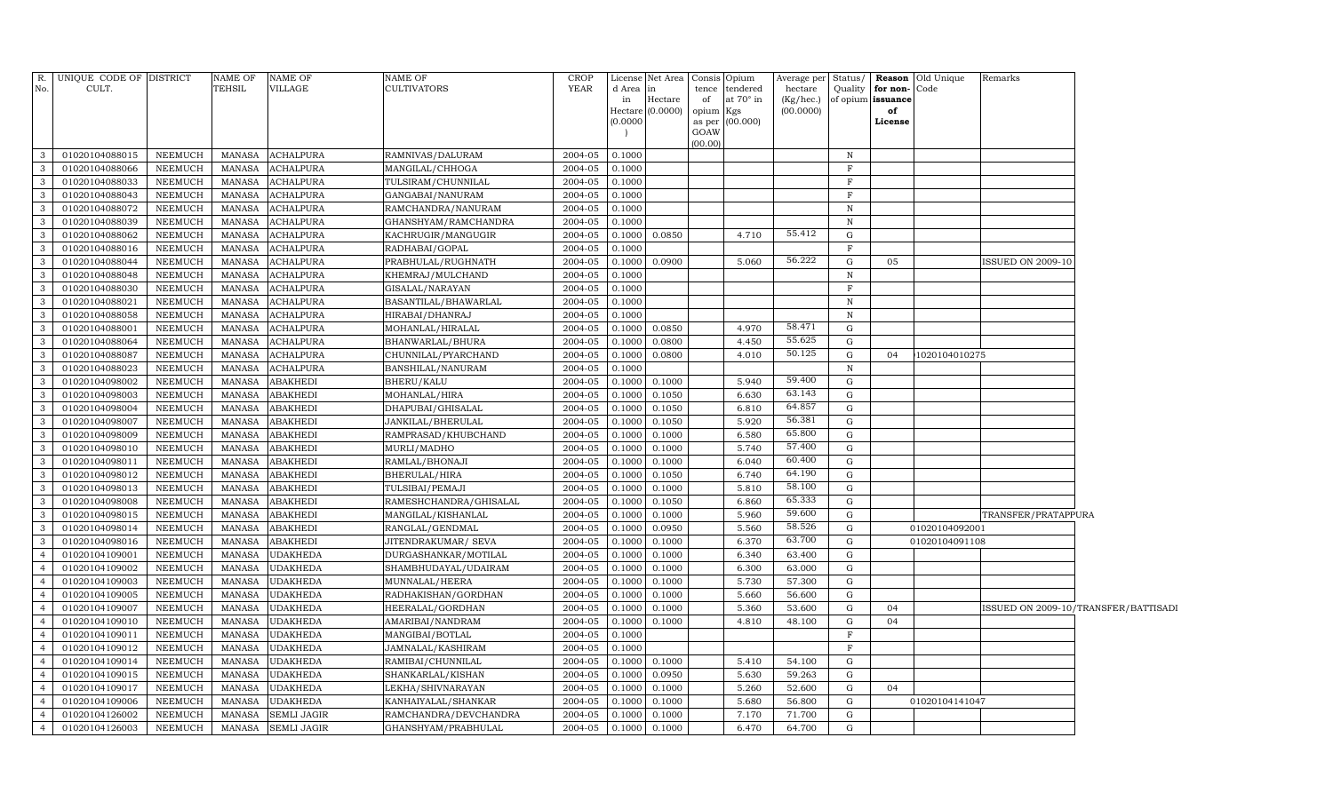| R. No. | UNIQUE CODE OF CULT. | DISTRICT | NAME OF TEHSIL | NAME OF VILLAGE | NAME OF CULTIVATORS | CROP YEAR | License d Area in Hectare (0.0000) | Net Area in Hectare (0.0000) | Consis tence of opium as per GOAW (00.00) | Opium tendered at 70° in Kgs (00.000) | Average per hectare (Kg/hec.) (00.0000) | Status/ Quality of opium | Reason for non-issuance of License | Old Unique Code | Remarks |
|---|---|---|---|---|---|---|---|---|---|---|---|---|---|---|---|
| 3 | 01020104088015 | NEEMUCH | MANASA | ACHALPURA | RAMNIVAS/DALURAM | 2004-05 | 0.1000 | | | | | N | | | |
| 3 | 01020104088066 | NEEMUCH | MANASA | ACHALPURA | MANGILAL/CHHOGA | 2004-05 | 0.1000 | | | | | F | | | |
| 3 | 01020104088033 | NEEMUCH | MANASA | ACHALPURA | TULSIRAM/CHUNNILAL | 2004-05 | 0.1000 | | | | | F | | | |
| 3 | 01020104088043 | NEEMUCH | MANASA | ACHALPURA | GANGABAI/NANURAM | 2004-05 | 0.1000 | | | | | F | | | |
| 3 | 01020104088072 | NEEMUCH | MANASA | ACHALPURA | RAMCHANDRA/NANURAM | 2004-05 | 0.1000 | | | | | N | | | |
| 3 | 01020104088039 | NEEMUCH | MANASA | ACHALPURA | GHANSHYAM/RAMCHANDRA | 2004-05 | 0.1000 | | | | | N | | | |
| 3 | 01020104088062 | NEEMUCH | MANASA | ACHALPURA | KACHRUGIR/MANGUGIR | 2004-05 | 0.1000 | 0.0850 | | 4.710 | 55.412 | G | | | |
| 3 | 01020104088016 | NEEMUCH | MANASA | ACHALPURA | RADHABAI/GOPAL | 2004-05 | 0.1000 | | | | | F | | | |
| 3 | 01020104088044 | NEEMUCH | MANASA | ACHALPURA | PRABHULAL/RUGHNATH | 2004-05 | 0.1000 | 0.0900 | | 5.060 | 56.222 | G | 05 | | ISSUED ON 2009-10 |
| 3 | 01020104088048 | NEEMUCH | MANASA | ACHALPURA | KHEMRAJ/MULCHAND | 2004-05 | 0.1000 | | | | | N | | | |
| 3 | 01020104088030 | NEEMUCH | MANASA | ACHALPURA | GISALAL/NARAYAN | 2004-05 | 0.1000 | | | | | F | | | |
| 3 | 01020104088021 | NEEMUCH | MANASA | ACHALPURA | BASANTILAL/BHAWARLAL | 2004-05 | 0.1000 | | | | | N | | | |
| 3 | 01020104088058 | NEEMUCH | MANASA | ACHALPURA | HIRABAI/DHANRAJ | 2004-05 | 0.1000 | | | | | N | | | |
| 3 | 01020104088001 | NEEMUCH | MANASA | ACHALPURA | MOHANLAL/HIRALAL | 2004-05 | 0.1000 | 0.0850 | | 4.970 | 58.471 | G | | | |
| 3 | 01020104088064 | NEEMUCH | MANASA | ACHALPURA | BHANWARLAL/BHURA | 2004-05 | 0.1000 | 0.0800 | | 4.450 | 55.625 | G | | | |
| 3 | 01020104088087 | NEEMUCH | MANASA | ACHALPURA | CHUNNILAL/PYARCHAND | 2004-05 | 0.1000 | 0.0800 | | 4.010 | 50.125 | G | 04 | 1020104010275 | |
| 3 | 01020104088023 | NEEMUCH | MANASA | ACHALPURA | BANSHILAL/NANURAM | 2004-05 | 0.1000 | | | | | N | | | |
| 3 | 01020104098002 | NEEMUCH | MANASA | ABAKHEDI | BHERU/KALU | 2004-05 | 0.1000 | 0.1000 | | 5.940 | 59.400 | G | | | |
| 3 | 01020104098003 | NEEMUCH | MANASA | ABAKHEDI | MOHANLAL/HIRA | 2004-05 | 0.1000 | 0.1050 | | 6.630 | 63.143 | G | | | |
| 3 | 01020104098004 | NEEMUCH | MANASA | ABAKHEDI | DHAPUBAI/GHISALAL | 2004-05 | 0.1000 | 0.1050 | | 6.810 | 64.857 | G | | | |
| 3 | 01020104098007 | NEEMUCH | MANASA | ABAKHEDI | JANKILAL/BHERULAL | 2004-05 | 0.1000 | 0.1050 | | 5.920 | 56.381 | G | | | |
| 3 | 01020104098009 | NEEMUCH | MANASA | ABAKHEDI | RAMPRASAD/KHUBCHAND | 2004-05 | 0.1000 | 0.1000 | | 6.580 | 65.800 | G | | | |
| 3 | 01020104098010 | NEEMUCH | MANASA | ABAKHEDI | MURLI/MADHO | 2004-05 | 0.1000 | 0.1000 | | 5.740 | 57.400 | G | | | |
| 3 | 01020104098011 | NEEMUCH | MANASA | ABAKHEDI | RAMLAL/BHONAJI | 2004-05 | 0.1000 | 0.1000 | | 6.040 | 60.400 | G | | | |
| 3 | 01020104098012 | NEEMUCH | MANASA | ABAKHEDI | BHERULAL/HIRA | 2004-05 | 0.1000 | 0.1050 | | 6.740 | 64.190 | G | | | |
| 3 | 01020104098013 | NEEMUCH | MANASA | ABAKHEDI | TULSIBAI/PEMAJI | 2004-05 | 0.1000 | 0.1000 | | 5.810 | 58.100 | G | | | |
| 3 | 01020104098008 | NEEMUCH | MANASA | ABAKHEDI | RAMESHCHANDRA/GHISALAL | 2004-05 | 0.1000 | 0.1050 | | 6.860 | 65.333 | G | | | |
| 3 | 01020104098015 | NEEMUCH | MANASA | ABAKHEDI | MANGILAL/KISHANLAL | 2004-05 | 0.1000 | 0.1000 | | 5.960 | 59.600 | G | | | TRANSFER/PRATAPPURA |
| 3 | 01020104098014 | NEEMUCH | MANASA | ABAKHEDI | RANGLAL/GENDMAL | 2004-05 | 0.1000 | 0.0950 | | 5.560 | 58.526 | G | | 01020104092001 | |
| 3 | 01020104098016 | NEEMUCH | MANASA | ABAKHEDI | JITENDRAKUMAR/ SEVA | 2004-05 | 0.1000 | 0.1000 | | 6.370 | 63.700 | G | | 01020104091108 | |
| 4 | 01020104109001 | NEEMUCH | MANASA | UDAKHEDA | DURGASHANKAR/MOTILAL | 2004-05 | 0.1000 | 0.1000 | | 6.340 | 63.400 | G | | | |
| 4 | 01020104109002 | NEEMUCH | MANASA | UDAKHEDA | SHAMBHUDAYAL/UDAIRAM | 2004-05 | 0.1000 | 0.1000 | | 6.300 | 63.000 | G | | | |
| 4 | 01020104109003 | NEEMUCH | MANASA | UDAKHEDA | MUNNALAL/HEERA | 2004-05 | 0.1000 | 0.1000 | | 5.730 | 57.300 | G | | | |
| 4 | 01020104109005 | NEEMUCH | MANASA | UDAKHEDA | RADHAKISHAN/GORDHAN | 2004-05 | 0.1000 | 0.1000 | | 5.660 | 56.600 | G | | | |
| 4 | 01020104109007 | NEEMUCH | MANASA | UDAKHEDA | HEERALAL/GORDHAN | 2004-05 | 0.1000 | 0.1000 | | 5.360 | 53.600 | G | 04 | | ISSUED ON 2009-10/TRANSFER/BATTISADI |
| 4 | 01020104109010 | NEEMUCH | MANASA | UDAKHEDA | AMARIBAI/NANDRAM | 2004-05 | 0.1000 | 0.1000 | | 4.810 | 48.100 | G | 04 | | |
| 4 | 01020104109011 | NEEMUCH | MANASA | UDAKHEDA | MANGIBAI/BOTLAL | 2004-05 | 0.1000 | | | | | F | | | |
| 4 | 01020104109012 | NEEMUCH | MANASA | UDAKHEDA | JAMNALAL/KASHIRAM | 2004-05 | 0.1000 | | | | | F | | | |
| 4 | 01020104109014 | NEEMUCH | MANASA | UDAKHEDA | RAMIBAI/CHUNNILAL | 2004-05 | 0.1000 | 0.1000 | | 5.410 | 54.100 | G | | | |
| 4 | 01020104109015 | NEEMUCH | MANASA | UDAKHEDA | SHANKARLAL/KISHAN | 2004-05 | 0.1000 | 0.0950 | | 5.630 | 59.263 | G | | | |
| 4 | 01020104109017 | NEEMUCH | MANASA | UDAKHEDA | LEKHA/SHIVNARAYAN | 2004-05 | 0.1000 | 0.1000 | | 5.260 | 52.600 | G | 04 | | |
| 4 | 01020104109006 | NEEMUCH | MANASA | UDAKHEDA | KANHAIYALAL/SHANKAR | 2004-05 | 0.1000 | 0.1000 | | 5.680 | 56.800 | G | | 01020104141047 | |
| 4 | 01020104126002 | NEEMUCH | MANASA | SEMLI JAGIR | RAMCHANDRA/DEVCHANDRA | 2004-05 | 0.1000 | 0.1000 | | 7.170 | 71.700 | G | | | |
| 4 | 01020104126003 | NEEMUCH | MANASA | SEMLI JAGIR | GHANSHYAM/PRABHULAL | 2004-05 | 0.1000 | 0.1000 | | 6.470 | 64.700 | G | | | |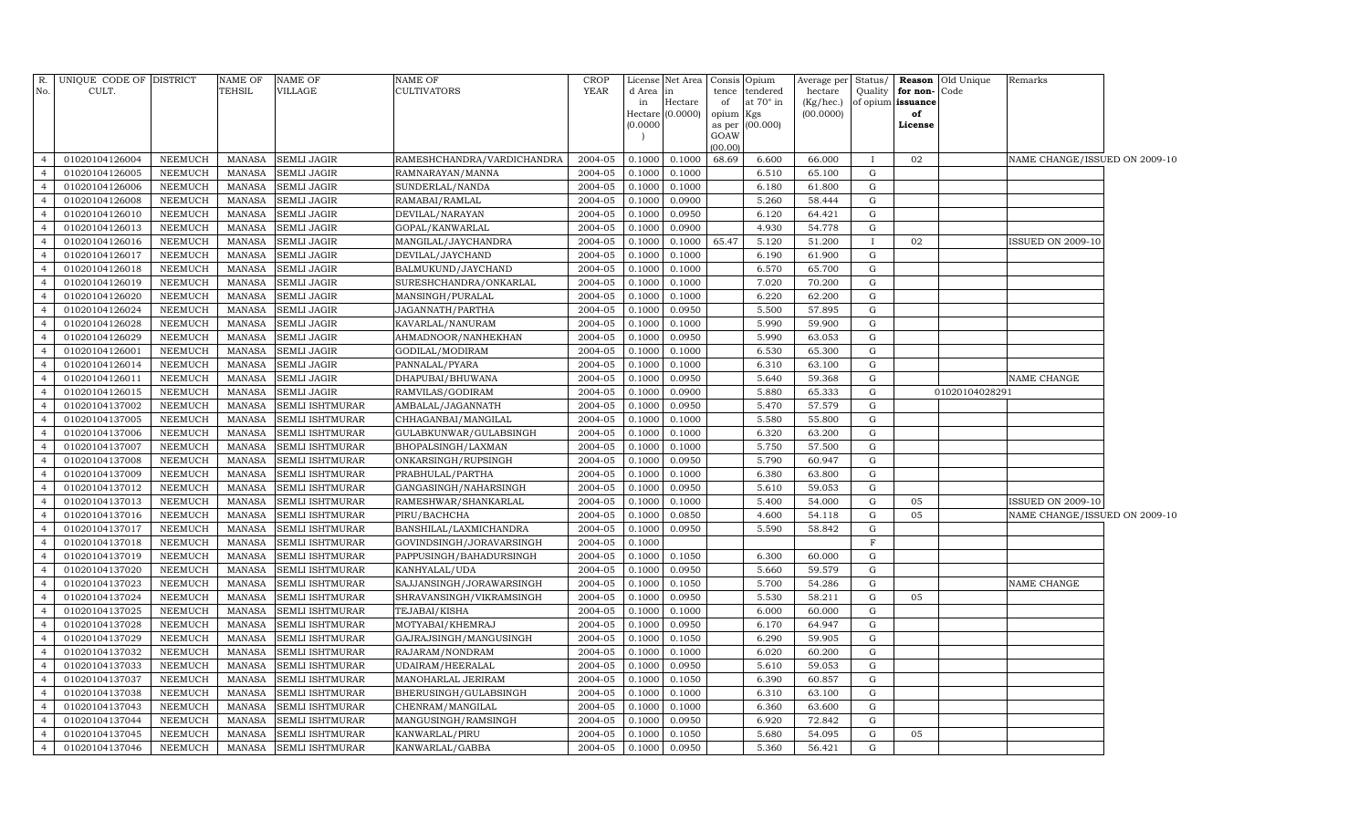| R. No. | UNIQUE CODE OF CULT. | DISTRICT | NAME OF TEHSIL | NAME OF VILLAGE | NAME OF CULTIVATORS | CROP YEAR | License d Area in Hectare (0.0000) | Net Area in Hectare (0.0000) | Consis tence of opium as per GOAW (00.00) | Opium tendered at 70° in Kgs (00.000) | Average per hectare (Kg/hec.) (00.0000) | Status/ Quality of opium | Reason for non-issuance of License | Old Unique Code | Remarks |
|---|---|---|---|---|---|---|---|---|---|---|---|---|---|---|---|
| 4 | 01020104126004 | NEEMUCH | MANASA | SEMLI JAGIR | RAMESHCHANDRA/VARDICHANDRA | 2004-05 | 0.1000 | 0.1000 | 68.69 | 6.600 | 66.000 | I | 02 | | NAME CHANGE/ISSUED ON 2009-10 |
| 4 | 01020104126005 | NEEMUCH | MANASA | SEMLI JAGIR | RAMNARAYAN/MANNA | 2004-05 | 0.1000 | 0.1000 | | 6.510 | 65.100 | G | | | |
| 4 | 01020104126006 | NEEMUCH | MANASA | SEMLI JAGIR | SUNDERLAL/NANDA | 2004-05 | 0.1000 | 0.1000 | | 6.180 | 61.800 | G | | | |
| 4 | 01020104126008 | NEEMUCH | MANASA | SEMLI JAGIR | RAMABAI/RAMLAL | 2004-05 | 0.1000 | 0.0900 | | 5.260 | 58.444 | G | | | |
| 4 | 01020104126010 | NEEMUCH | MANASA | SEMLI JAGIR | DEVILAL/NARAYAN | 2004-05 | 0.1000 | 0.0950 | | 6.120 | 64.421 | G | | | |
| 4 | 01020104126013 | NEEMUCH | MANASA | SEMLI JAGIR | GOPAL/KANWARLAL | 2004-05 | 0.1000 | 0.0900 | | 4.930 | 54.778 | G | | | |
| 4 | 01020104126016 | NEEMUCH | MANASA | SEMLI JAGIR | MANGILAL/JAYCHANDRA | 2004-05 | 0.1000 | 0.1000 | 65.47 | 5.120 | 51.200 | I | 02 | | ISSUED ON 2009-10 |
| 4 | 01020104126017 | NEEMUCH | MANASA | SEMLI JAGIR | DEVILAL/JAYCHAND | 2004-05 | 0.1000 | 0.1000 | | 6.190 | 61.900 | G | | | |
| 4 | 01020104126018 | NEEMUCH | MANASA | SEMLI JAGIR | BALMUKUND/JAYCHAND | 2004-05 | 0.1000 | 0.1000 | | 6.570 | 65.700 | G | | | |
| 4 | 01020104126019 | NEEMUCH | MANASA | SEMLI JAGIR | SURESHCHANDRA/ONKARLAL | 2004-05 | 0.1000 | 0.1000 | | 7.020 | 70.200 | G | | | |
| 4 | 01020104126020 | NEEMUCH | MANASA | SEMLI JAGIR | MANSINGH/PURALAL | 2004-05 | 0.1000 | 0.1000 | | 6.220 | 62.200 | G | | | |
| 4 | 01020104126024 | NEEMUCH | MANASA | SEMLI JAGIR | JAGANNATH/PARTHA | 2004-05 | 0.1000 | 0.0950 | | 5.500 | 57.895 | G | | | |
| 4 | 01020104126028 | NEEMUCH | MANASA | SEMLI JAGIR | KAVARLAL/NANURAM | 2004-05 | 0.1000 | 0.1000 | | 5.990 | 59.900 | G | | | |
| 4 | 01020104126029 | NEEMUCH | MANASA | SEMLI JAGIR | AHMADNOOR/NANHEKHAN | 2004-05 | 0.1000 | 0.0950 | | 5.990 | 63.053 | G | | | |
| 4 | 01020104126001 | NEEMUCH | MANASA | SEMLI JAGIR | GODILAL/MODIRAM | 2004-05 | 0.1000 | 0.1000 | | 6.530 | 65.300 | G | | | |
| 4 | 01020104126014 | NEEMUCH | MANASA | SEMLI JAGIR | PANNALAL/PYARA | 2004-05 | 0.1000 | 0.1000 | | 6.310 | 63.100 | G | | | |
| 4 | 01020104126011 | NEEMUCH | MANASA | SEMLI JAGIR | DHAPUBAI/BHUWANA | 2004-05 | 0.1000 | 0.0950 | | 5.640 | 59.368 | G | | | NAME CHANGE |
| 4 | 01020104126015 | NEEMUCH | MANASA | SEMLI JAGIR | RAMVILAS/GODIRAM | 2004-05 | 0.1000 | 0.0900 | | 5.880 | 65.333 | G | | 01020104028291 | |
| 4 | 01020104137002 | NEEMUCH | MANASA | SEMLI ISHTMURAR | AMBALAL/JAGANNATH | 2004-05 | 0.1000 | 0.0950 | | 5.470 | 57.579 | G | | | |
| 4 | 01020104137005 | NEEMUCH | MANASA | SEMLI ISHTMURAR | CHHAGANBAI/MANGILAL | 2004-05 | 0.1000 | 0.1000 | | 5.580 | 55.800 | G | | | |
| 4 | 01020104137006 | NEEMUCH | MANASA | SEMLI ISHTMURAR | GULABKUNWAR/GULABSINGH | 2004-05 | 0.1000 | 0.1000 | | 6.320 | 63.200 | G | | | |
| 4 | 01020104137007 | NEEMUCH | MANASA | SEMLI ISHTMURAR | BHOPALSINGH/LAXMAN | 2004-05 | 0.1000 | 0.1000 | | 5.750 | 57.500 | G | | | |
| 4 | 01020104137008 | NEEMUCH | MANASA | SEMLI ISHTMURAR | ONKARSINGH/RUPSINGH | 2004-05 | 0.1000 | 0.0950 | | 5.790 | 60.947 | G | | | |
| 4 | 01020104137009 | NEEMUCH | MANASA | SEMLI ISHTMURAR | PRABHULAL/PARTHA | 2004-05 | 0.1000 | 0.1000 | | 6.380 | 63.800 | G | | | |
| 4 | 01020104137012 | NEEMUCH | MANASA | SEMLI ISHTMURAR | GANGASINGH/NAHARSINGH | 2004-05 | 0.1000 | 0.0950 | | 5.610 | 59.053 | G | | | |
| 4 | 01020104137013 | NEEMUCH | MANASA | SEMLI ISHTMURAR | RAMESHWAR/SHANKARLAL | 2004-05 | 0.1000 | 0.1000 | | 5.400 | 54.000 | G | 05 | | ISSUED ON 2009-10 |
| 4 | 01020104137016 | NEEMUCH | MANASA | SEMLI ISHTMURAR | PIRU/BACHCHA | 2004-05 | 0.1000 | 0.0850 | | 4.600 | 54.118 | G | 05 | | NAME CHANGE/ISSUED ON 2009-10 |
| 4 | 01020104137017 | NEEMUCH | MANASA | SEMLI ISHTMURAR | BANSHILAL/LAXMICHANDRA | 2004-05 | 0.1000 | 0.0950 | | 5.590 | 58.842 | G | | | |
| 4 | 01020104137018 | NEEMUCH | MANASA | SEMLI ISHTMURAR | GOVINDSINGH/JORAVARSINGH | 2004-05 | 0.1000 | | | | | F | | | |
| 4 | 01020104137019 | NEEMUCH | MANASA | SEMLI ISHTMURAR | PAPPUSINGH/BAHADURSINGH | 2004-05 | 0.1000 | 0.1050 | | 6.300 | 60.000 | G | | | |
| 4 | 01020104137020 | NEEMUCH | MANASA | SEMLI ISHTMURAR | KANHYALAL/UDA | 2004-05 | 0.1000 | 0.0950 | | 5.660 | 59.579 | G | | | |
| 4 | 01020104137023 | NEEMUCH | MANASA | SEMLI ISHTMURAR | SAJJANSINGH/JORAWARSINGH | 2004-05 | 0.1000 | 0.1050 | | 5.700 | 54.286 | G | | | NAME CHANGE |
| 4 | 01020104137024 | NEEMUCH | MANASA | SEMLI ISHTMURAR | SHRAVANSINGH/VIKRAMSINGH | 2004-05 | 0.1000 | 0.0950 | | 5.530 | 58.211 | G | 05 | | |
| 4 | 01020104137025 | NEEMUCH | MANASA | SEMLI ISHTMURAR | TEJABAI/KISHA | 2004-05 | 0.1000 | 0.1000 | | 6.000 | 60.000 | G | | | |
| 4 | 01020104137028 | NEEMUCH | MANASA | SEMLI ISHTMURAR | MOTYABAI/KHEMRAJ | 2004-05 | 0.1000 | 0.0950 | | 6.170 | 64.947 | G | | | |
| 4 | 01020104137029 | NEEMUCH | MANASA | SEMLI ISHTMURAR | GAJRAJSINGH/MANGUSINGH | 2004-05 | 0.1000 | 0.1050 | | 6.290 | 59.905 | G | | | |
| 4 | 01020104137032 | NEEMUCH | MANASA | SEMLI ISHTMURAR | RAJARAM/NONDRAM | 2004-05 | 0.1000 | 0.1000 | | 6.020 | 60.200 | G | | | |
| 4 | 01020104137033 | NEEMUCH | MANASA | SEMLI ISHTMURAR | UDAIRAM/HEERALAL | 2004-05 | 0.1000 | 0.0950 | | 5.610 | 59.053 | G | | | |
| 4 | 01020104137037 | NEEMUCH | MANASA | SEMLI ISHTMURAR | MANOHARLAL JERIRAM | 2004-05 | 0.1000 | 0.1050 | | 6.390 | 60.857 | G | | | |
| 4 | 01020104137038 | NEEMUCH | MANASA | SEMLI ISHTMURAR | BHERUSINGH/GULABSINGH | 2004-05 | 0.1000 | 0.1000 | | 6.310 | 63.100 | G | | | |
| 4 | 01020104137043 | NEEMUCH | MANASA | SEMLI ISHTMURAR | CHENRAM/MANGILAL | 2004-05 | 0.1000 | 0.1000 | | 6.360 | 63.600 | G | | | |
| 4 | 01020104137044 | NEEMUCH | MANASA | SEMLI ISHTMURAR | MANGUSINGH/RAMSINGH | 2004-05 | 0.1000 | 0.0950 | | 6.920 | 72.842 | G | | | |
| 4 | 01020104137045 | NEEMUCH | MANASA | SEMLI ISHTMURAR | KANWARLAL/PIRU | 2004-05 | 0.1000 | 0.1050 | | 5.680 | 54.095 | G | 05 | | |
| 4 | 01020104137046 | NEEMUCH | MANASA | SEMLI ISHTMURAR | KANWARLAL/GABBA | 2004-05 | 0.1000 | 0.0950 | | 5.360 | 56.421 | G | | | |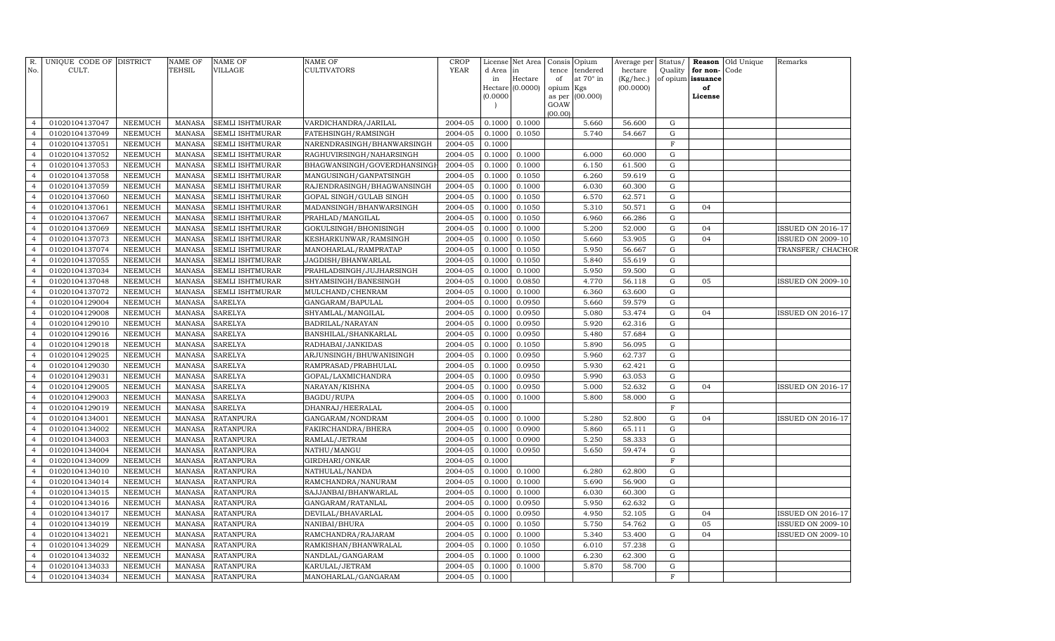| R. No. | UNIQUE CODE OF CULT. | DISTRICT | NAME OF TEHSIL | NAME OF VILLAGE | NAME OF CULTIVATORS | CROP YEAR | License d Area in Hectare (0.0000) | Net Area in Hectare (0.0000) | Consis tence of opium as per GOAW (00.00) | Opium tendered at 70° in Kgs (00.000) | Average per hectare (Kg/hec.) (00.0000) | Status/ Quality of opium | Reason for non-issuance of License | Old Unique Code | Remarks |
|---|---|---|---|---|---|---|---|---|---|---|---|---|---|---|---|
| 4 | 01020104137047 | NEEMUCH | MANASA | SEMLI ISHTMURAR | VARDICHANDRA/JARILAL | 2004-05 | 0.1000 | 0.1000 | | 5.660 | 56.600 | G | | | |
| 4 | 01020104137049 | NEEMUCH | MANASA | SEMLI ISHTMURAR | FATEHSINGH/RAMSINGH | 2004-05 | 0.1000 | 0.1050 | | 5.740 | 54.667 | G | | | |
| 4 | 01020104137051 | NEEMUCH | MANASA | SEMLI ISHTMURAR | NARENDRASINGH/BHANWARSINGH | 2004-05 | 0.1000 | | | | | F | | | |
| 4 | 01020104137052 | NEEMUCH | MANASA | SEMLI ISHTMURAR | RAGHUVIRSINGH/NAHARSINGH | 2004-05 | 0.1000 | 0.1000 | | 6.000 | 60.000 | G | | | |
| 4 | 01020104137053 | NEEMUCH | MANASA | SEMLI ISHTMURAR | BHAGWANSINGH/GOVERDHANSINGH | 2004-05 | 0.1000 | 0.1000 | | 6.150 | 61.500 | G | | | |
| 4 | 01020104137058 | NEEMUCH | MANASA | SEMLI ISHTMURAR | MANGUSINGH/GANPATSINGH | 2004-05 | 0.1000 | 0.1050 | | 6.260 | 59.619 | G | | | |
| 4 | 01020104137059 | NEEMUCH | MANASA | SEMLI ISHTMURAR | RAJENDRASINGH/BHAGWANSINGH | 2004-05 | 0.1000 | 0.1000 | | 6.030 | 60.300 | G | | | |
| 4 | 01020104137060 | NEEMUCH | MANASA | SEMLI ISHTMURAR | GOPAL SINGH/GULAB SINGH | 2004-05 | 0.1000 | 0.1050 | | 6.570 | 62.571 | G | | | |
| 4 | 01020104137061 | NEEMUCH | MANASA | SEMLI ISHTMURAR | MADANSINGH/BHANWARSINGH | 2004-05 | 0.1000 | 0.1050 | | 5.310 | 50.571 | G | 04 | | |
| 4 | 01020104137067 | NEEMUCH | MANASA | SEMLI ISHTMURAR | PRAHLAD/MANGILAL | 2004-05 | 0.1000 | 0.1050 | | 6.960 | 66.286 | G | | | |
| 4 | 01020104137069 | NEEMUCH | MANASA | SEMLI ISHTMURAR | GOKULSINGH/BHONISINGH | 2004-05 | 0.1000 | 0.1000 | | 5.200 | 52.000 | G | 04 | | ISSUED ON 2016-17 |
| 4 | 01020104137073 | NEEMUCH | MANASA | SEMLI ISHTMURAR | KESHARKUNWAR/RAMSINGH | 2004-05 | 0.1000 | 0.1050 | | 5.660 | 53.905 | G | 04 | | ISSUED ON 2009-10 |
| 4 | 01020104137074 | NEEMUCH | MANASA | SEMLI ISHTMURAR | MANOHARLAL/RAMPRATAP | 2004-05 | 0.1000 | 0.1050 | | 5.950 | 56.667 | G | | | TRANSFER/ CHACHOR |
| 4 | 01020104137055 | NEEMUCH | MANASA | SEMLI ISHTMURAR | JAGDISH/BHANWARLAL | 2004-05 | 0.1000 | 0.1050 | | 5.840 | 55.619 | G | | | |
| 4 | 01020104137034 | NEEMUCH | MANASA | SEMLI ISHTMURAR | PRAHLADSINGH/JUJHARSINGH | 2004-05 | 0.1000 | 0.1000 | | 5.950 | 59.500 | G | | | |
| 4 | 01020104137048 | NEEMUCH | MANASA | SEMLI ISHTMURAR | SHYAMSINGH/BANESINGH | 2004-05 | 0.1000 | 0.0850 | | 4.770 | 56.118 | G | 05 | | ISSUED ON 2009-10 |
| 4 | 01020104137072 | NEEMUCH | MANASA | SEMLI ISHTMURAR | MULCHAND/CHENRAM | 2004-05 | 0.1000 | 0.1000 | | 6.360 | 63.600 | G | | | |
| 4 | 01020104129004 | NEEMUCH | MANASA | SARELYA | GANGARAM/BAPULAL | 2004-05 | 0.1000 | 0.0950 | | 5.660 | 59.579 | G | | | |
| 4 | 01020104129008 | NEEMUCH | MANASA | SARELYA | SHYAMLAL/MANGILAL | 2004-05 | 0.1000 | 0.0950 | | 5.080 | 53.474 | G | 04 | | ISSUED ON 2016-17 |
| 4 | 01020104129010 | NEEMUCH | MANASA | SARELYA | BADRILAL/NARAYAN | 2004-05 | 0.1000 | 0.0950 | | 5.920 | 62.316 | G | | | |
| 4 | 01020104129016 | NEEMUCH | MANASA | SARELYA | BANSHILAL/SHANKARLAL | 2004-05 | 0.1000 | 0.0950 | | 5.480 | 57.684 | G | | | |
| 4 | 01020104129018 | NEEMUCH | MANASA | SARELYA | RADHABAI/JANKIDAS | 2004-05 | 0.1000 | 0.1050 | | 5.890 | 56.095 | G | | | |
| 4 | 01020104129025 | NEEMUCH | MANASA | SARELYA | ARJUNSINGH/BHUWANISINGH | 2004-05 | 0.1000 | 0.0950 | | 5.960 | 62.737 | G | | | |
| 4 | 01020104129030 | NEEMUCH | MANASA | SARELYA | RAMPRASAD/PRABHULAL | 2004-05 | 0.1000 | 0.0950 | | 5.930 | 62.421 | G | | | |
| 4 | 01020104129031 | NEEMUCH | MANASA | SARELYA | GOPAL/LAXMICHANDRA | 2004-05 | 0.1000 | 0.0950 | | 5.990 | 63.053 | G | | | |
| 4 | 01020104129005 | NEEMUCH | MANASA | SARELYA | NARAYAN/KISHNA | 2004-05 | 0.1000 | 0.0950 | | 5.000 | 52.632 | G | 04 | | ISSUED ON 2016-17 |
| 4 | 01020104129003 | NEEMUCH | MANASA | SARELYA | BAGDU/RUPA | 2004-05 | 0.1000 | 0.1000 | | 5.800 | 58.000 | G | | | |
| 4 | 01020104129019 | NEEMUCH | MANASA | SARELYA | DHANRAJ/HEERALAL | 2004-05 | 0.1000 | | | | | F | | | |
| 4 | 01020104134001 | NEEMUCH | MANASA | RATANPURA | GANGARAM/NONDRAM | 2004-05 | 0.1000 | 0.1000 | | 5.280 | 52.800 | G | 04 | | ISSUED ON 2016-17 |
| 4 | 01020104134002 | NEEMUCH | MANASA | RATANPURA | FAKIRCHANDRA/BHERA | 2004-05 | 0.1000 | 0.0900 | | 5.860 | 65.111 | G | | | |
| 4 | 01020104134003 | NEEMUCH | MANASA | RATANPURA | RAMLAL/JETRAM | 2004-05 | 0.1000 | 0.0900 | | 5.250 | 58.333 | G | | | |
| 4 | 01020104134004 | NEEMUCH | MANASA | RATANPURA | NATHU/MANGU | 2004-05 | 0.1000 | 0.0950 | | 5.650 | 59.474 | G | | | |
| 4 | 01020104134009 | NEEMUCH | MANASA | RATANPURA | GIRDHARI/ONKAR | 2004-05 | 0.1000 | | | | | F | | | |
| 4 | 01020104134010 | NEEMUCH | MANASA | RATANPURA | NATHULAL/NANDA | 2004-05 | 0.1000 | 0.1000 | | 6.280 | 62.800 | G | | | |
| 4 | 01020104134014 | NEEMUCH | MANASA | RATANPURA | RAMCHANDRA/NANURAM | 2004-05 | 0.1000 | 0.1000 | | 5.690 | 56.900 | G | | | |
| 4 | 01020104134015 | NEEMUCH | MANASA | RATANPURA | SAJJANBAI/BHANWARLAL | 2004-05 | 0.1000 | 0.1000 | | 6.030 | 60.300 | G | | | |
| 4 | 01020104134016 | NEEMUCH | MANASA | RATANPURA | GANGARAM/RATANLAL | 2004-05 | 0.1000 | 0.0950 | | 5.950 | 62.632 | G | | | |
| 4 | 01020104134017 | NEEMUCH | MANASA | RATANPURA | DEVILAL/BHAVARLAL | 2004-05 | 0.1000 | 0.0950 | | 4.950 | 52.105 | G | 04 | | ISSUED ON 2016-17 |
| 4 | 01020104134019 | NEEMUCH | MANASA | RATANPURA | NANIBAI/BHURA | 2004-05 | 0.1000 | 0.1050 | | 5.750 | 54.762 | G | 05 | | ISSUED ON 2009-10 |
| 4 | 01020104134021 | NEEMUCH | MANASA | RATANPURA | RAMCHANDRA/RAJARAM | 2004-05 | 0.1000 | 0.1000 | | 5.340 | 53.400 | G | 04 | | ISSUED ON 2009-10 |
| 4 | 01020104134029 | NEEMUCH | MANASA | RATANPURA | RAMKISHAN/BHANWRALAL | 2004-05 | 0.1000 | 0.1050 | | 6.010 | 57.238 | G | | | |
| 4 | 01020104134032 | NEEMUCH | MANASA | RATANPURA | NANDLAL/GANGARAM | 2004-05 | 0.1000 | 0.1000 | | 6.230 | 62.300 | G | | | |
| 4 | 01020104134033 | NEEMUCH | MANASA | RATANPURA | KARULAL/JETRAM | 2004-05 | 0.1000 | 0.1000 | | 5.870 | 58.700 | G | | | |
| 4 | 01020104134034 | NEEMUCH | MANASA | RATANPURA | MANOHARLAL/GANGARAM | 2004-05 | 0.1000 | | | | | F | | | |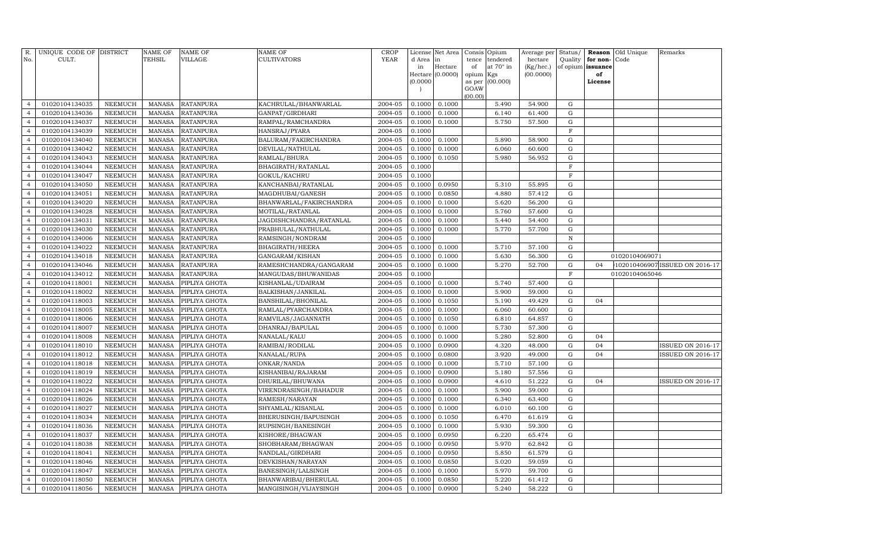| R. No. | UNIQUE CODE OF CULT. | DISTRICT | NAME OF TEHSIL | NAME OF VILLAGE | NAME OF CULTIVATORS | CROP YEAR | License d Area in Hectare (0.0000) | Net Area in Hectare (0.0000) | Consis tence of opium as per GOAW (00.00) | Opium tendered at 70° in Kgs (00.000) | Average per hectare (Kg/hec.) (00.0000) | Status/ Quality of opium | Reason for non-issuance of License | Old Unique Code | Remarks |
|---|---|---|---|---|---|---|---|---|---|---|---|---|---|---|---|
| 4 | 01020104134035 | NEEMUCH | MANASA | RATANPURA | KACHRULAL/BHANWARLAL | 2004-05 | 0.1000 | 0.1000 | | 5.490 | 54.900 | G | | | |
| 4 | 01020104134036 | NEEMUCH | MANASA | RATANPURA | GANPAT/GIRDHARI | 2004-05 | 0.1000 | 0.1000 | | 6.140 | 61.400 | G | | | |
| 4 | 01020104134037 | NEEMUCH | MANASA | RATANPURA | RAMPAL/RAMCHANDRA | 2004-05 | 0.1000 | 0.1000 | | 5.750 | 57.500 | G | | | |
| 4 | 01020104134039 | NEEMUCH | MANASA | RATANPURA | HANSRAJ/PYARA | 2004-05 | 0.1000 | | | | | F | | | |
| 4 | 01020104134040 | NEEMUCH | MANASA | RATANPURA | BALURAM/FAKIRCHANDRA | 2004-05 | 0.1000 | 0.1000 | | 5.890 | 58.900 | G | | | |
| 4 | 01020104134042 | NEEMUCH | MANASA | RATANPURA | DEVILAL/NATHULAL | 2004-05 | 0.1000 | 0.1000 | | 6.060 | 60.600 | G | | | |
| 4 | 01020104134043 | NEEMUCH | MANASA | RATANPURA | RAMLAL/BHURA | 2004-05 | 0.1000 | 0.1050 | | 5.980 | 56.952 | G | | | |
| 4 | 01020104134044 | NEEMUCH | MANASA | RATANPURA | BHAGIRATH/RATANLAL | 2004-05 | 0.1000 | | | | | F | | | |
| 4 | 01020104134047 | NEEMUCH | MANASA | RATANPURA | GOKUL/KACHRU | 2004-05 | 0.1000 | | | | | F | | | |
| 4 | 01020104134050 | NEEMUCH | MANASA | RATANPURA | KANCHANBAI/RATANLAL | 2004-05 | 0.1000 | 0.0950 | | 5.310 | 55.895 | G | | | |
| 4 | 01020104134051 | NEEMUCH | MANASA | RATANPURA | MAGDHUBAI/GANESH | 2004-05 | 0.1000 | 0.0850 | | 4.880 | 57.412 | G | | | |
| 4 | 01020104134020 | NEEMUCH | MANASA | RATANPURA | BHANWARLAL/FAKIRCHANDRA | 2004-05 | 0.1000 | 0.1000 | | 5.620 | 56.200 | G | | | |
| 4 | 01020104134028 | NEEMUCH | MANASA | RATANPURA | MOTILAL/RATANLAL | 2004-05 | 0.1000 | 0.1000 | | 5.760 | 57.600 | G | | | |
| 4 | 01020104134031 | NEEMUCH | MANASA | RATANPURA | JAGDISHCHANDRA/RATANLAL | 2004-05 | 0.1000 | 0.1000 | | 5.440 | 54.400 | G | | | |
| 4 | 01020104134030 | NEEMUCH | MANASA | RATANPURA | PRABHULAL/NATHULAL | 2004-05 | 0.1000 | 0.1000 | | 5.770 | 57.700 | G | | | |
| 4 | 01020104134006 | NEEMUCH | MANASA | RATANPURA | RAMSINGH/NONDRAM | 2004-05 | 0.1000 | | | | | N | | | |
| 4 | 01020104134022 | NEEMUCH | MANASA | RATANPURA | BHAGIRATH/HEERA | 2004-05 | 0.1000 | 0.1000 | | 5.710 | 57.100 | G | | | |
| 4 | 01020104134018 | NEEMUCH | MANASA | RATANPURA | GANGARAM/KISHAN | 2004-05 | 0.1000 | 0.1000 | | 5.630 | 56.300 | G | | 01020104069071 | |
| 4 | 01020104134046 | NEEMUCH | MANASA | RATANPURA | RAMESHCHANDRA/GANGARAM | 2004-05 | 0.1000 | 0.1000 | | 5.270 | 52.700 | G | 04 | 1020104069071 | ISSUED ON 2016-17 |
| 4 | 01020104134012 | NEEMUCH | MANASA | RATANPURA | MANGUDAS/BHUWANIDAS | 2004-05 | 0.1000 | | | | | F | | 01020104065046 | |
| 4 | 01020104118001 | NEEMUCH | MANASA | PIPLIYA GHOTA | KISHANLAL/UDAIRAM | 2004-05 | 0.1000 | 0.1000 | | 5.740 | 57.400 | G | | | |
| 4 | 01020104118002 | NEEMUCH | MANASA | PIPLIYA GHOTA | BALKISHAN/JANKILAL | 2004-05 | 0.1000 | 0.1000 | | 5.900 | 59.000 | G | | | |
| 4 | 01020104118003 | NEEMUCH | MANASA | PIPLIYA GHOTA | BANSHILAL/BHONILAL | 2004-05 | 0.1000 | 0.1050 | | 5.190 | 49.429 | G | 04 | | |
| 4 | 01020104118005 | NEEMUCH | MANASA | PIPLIYA GHOTA | RAMLAL/PYARCHANDRA | 2004-05 | 0.1000 | 0.1000 | | 6.060 | 60.600 | G | | | |
| 4 | 01020104118006 | NEEMUCH | MANASA | PIPLIYA GHOTA | RAMVILAS/JAGANNATH | 2004-05 | 0.1000 | 0.1050 | | 6.810 | 64.857 | G | | | |
| 4 | 01020104118007 | NEEMUCH | MANASA | PIPLIYA GHOTA | DHANRAJ/BAPULAL | 2004-05 | 0.1000 | 0.1000 | | 5.730 | 57.300 | G | | | |
| 4 | 01020104118008 | NEEMUCH | MANASA | PIPLIYA GHOTA | NANALAL/KALU | 2004-05 | 0.1000 | 0.1000 | | 5.280 | 52.800 | G | 04 | | |
| 4 | 01020104118010 | NEEMUCH | MANASA | PIPLIYA GHOTA | RAMIBAI/RODILAL | 2004-05 | 0.1000 | 0.0900 | | 4.320 | 48.000 | G | 04 | | ISSUED ON 2016-17 |
| 4 | 01020104118012 | NEEMUCH | MANASA | PIPLIYA GHOTA | NANALAL/RUPA | 2004-05 | 0.1000 | 0.0800 | | 3.920 | 49.000 | G | 04 | | ISSUED ON 2016-17 |
| 4 | 01020104118018 | NEEMUCH | MANASA | PIPLIYA GHOTA | ONKAR/NANDA | 2004-05 | 0.1000 | 0.1000 | | 5.710 | 57.100 | G | | | |
| 4 | 01020104118019 | NEEMUCH | MANASA | PIPLIYA GHOTA | KISHANIBAI/RAJARAM | 2004-05 | 0.1000 | 0.0900 | | 5.180 | 57.556 | G | | | |
| 4 | 01020104118022 | NEEMUCH | MANASA | PIPLIYA GHOTA | DHURILAL/BHUWANA | 2004-05 | 0.1000 | 0.0900 | | 4.610 | 51.222 | G | 04 | | ISSUED ON 2016-17 |
| 4 | 01020104118024 | NEEMUCH | MANASA | PIPLIYA GHOTA | VIRENDRASINGH/BAHADUR | 2004-05 | 0.1000 | 0.1000 | | 5.900 | 59.000 | G | | | |
| 4 | 01020104118026 | NEEMUCH | MANASA | PIPLIYA GHOTA | RAMESH/NARAYAN | 2004-05 | 0.1000 | 0.1000 | | 6.340 | 63.400 | G | | | |
| 4 | 01020104118027 | NEEMUCH | MANASA | PIPLIYA GHOTA | SHYAMLAL/KISANLAL | 2004-05 | 0.1000 | 0.1000 | | 6.010 | 60.100 | G | | | |
| 4 | 01020104118034 | NEEMUCH | MANASA | PIPLIYA GHOTA | BHERUSINGH/BAPUSINGH | 2004-05 | 0.1000 | 0.1050 | | 6.470 | 61.619 | G | | | |
| 4 | 01020104118036 | NEEMUCH | MANASA | PIPLIYA GHOTA | RUPSINGH/BANESINGH | 2004-05 | 0.1000 | 0.1000 | | 5.930 | 59.300 | G | | | |
| 4 | 01020104118037 | NEEMUCH | MANASA | PIPLIYA GHOTA | KISHORE/BHAGWAN | 2004-05 | 0.1000 | 0.0950 | | 6.220 | 65.474 | G | | | |
| 4 | 01020104118038 | NEEMUCH | MANASA | PIPLIYA GHOTA | SHOBHARAM/BHAGWAN | 2004-05 | 0.1000 | 0.0950 | | 5.970 | 62.842 | G | | | |
| 4 | 01020104118041 | NEEMUCH | MANASA | PIPLIYA GHOTA | NANDLAL/GIRDHARI | 2004-05 | 0.1000 | 0.0950 | | 5.850 | 61.579 | G | | | |
| 4 | 01020104118046 | NEEMUCH | MANASA | PIPLIYA GHOTA | DEVKISHAN/NARAYAN | 2004-05 | 0.1000 | 0.0850 | | 5.020 | 59.059 | G | | | |
| 4 | 01020104118047 | NEEMUCH | MANASA | PIPLIYA GHOTA | BANESINGH/LALSINGH | 2004-05 | 0.1000 | 0.1000 | | 5.970 | 59.700 | G | | | |
| 4 | 01020104118050 | NEEMUCH | MANASA | PIPLIYA GHOTA | BHANWARIBAI/BHERULAL | 2004-05 | 0.1000 | 0.0850 | | 5.220 | 61.412 | G | | | |
| 4 | 01020104118056 | NEEMUCH | MANASA | PIPLIYA GHOTA | MANGISINGH/VIJAYSINGH | 2004-05 | 0.1000 | 0.0900 | | 5.240 | 58.222 | G | | | |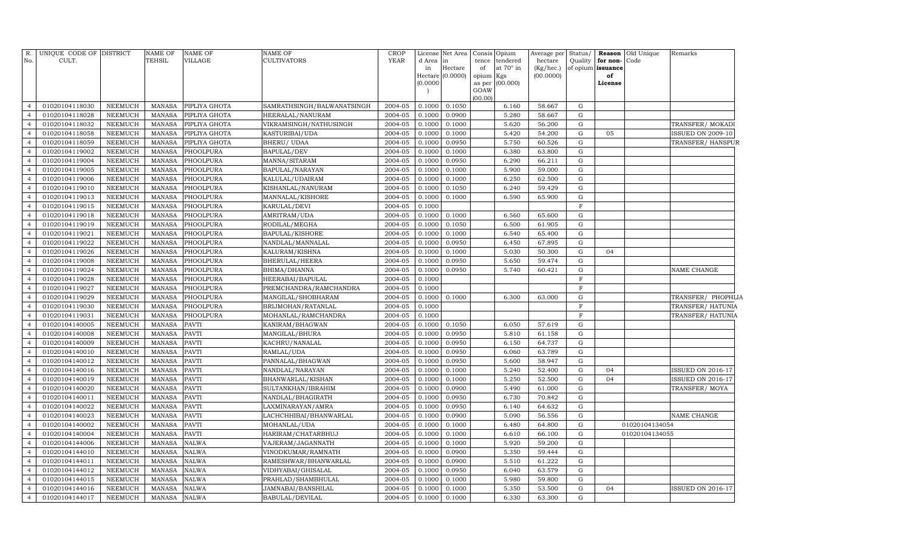| R. No. | UNIQUE CODE OF CULT. | DISTRICT | NAME OF TEHSIL | NAME OF VILLAGE | NAME OF CULTIVATORS | CROP YEAR | License d Area in Hectare (0.0000) | Net Area in Hectare (0.0000) | Consis tence of opium as per GOAW (00.00) | Opium tendered at 70° in Kgs (00.000) | Average per hectare (Kg/hec.) (00.0000) | Status/ Quality of opium | Reason for non-issuance of License | Old Unique Code | Remarks |
|---|---|---|---|---|---|---|---|---|---|---|---|---|---|---|---|
| 4 | 01020104118030 | NEEMUCH | MANASA | PIPLIYA GHOTA | SAMRATHSINGH/BALWANATSINGH | 2004-05 | 0.1000 | 0.1050 | | 6.160 | 58.667 | G | | | |
| 4 | 01020104118028 | NEEMUCH | MANASA | PIPLIYA GHOTA | HEERALAL/NANURAM | 2004-05 | 0.1000 | 0.0900 | | 5.280 | 58.667 | G | | | |
| 4 | 01020104118032 | NEEMUCH | MANASA | PIPLIYA GHOTA | VIKRAMSINGH/NATHUSINGH | 2004-05 | 0.1000 | 0.1000 | | 5.620 | 56.200 | G | | | TRANSFER/ MOKADI |
| 4 | 01020104118058 | NEEMUCH | MANASA | PIPLIYA GHOTA | KASTURIBAI/UDA | 2004-05 | 0.1000 | 0.1000 | | 5.420 | 54.200 | G | 05 | | ISSUED ON 2009-10 |
| 4 | 01020104118059 | NEEMUCH | MANASA | PIPLIYA GHOTA | BHERU/ UDAA | 2004-05 | 0.1000 | 0.0950 | | 5.750 | 60.526 | G | | | TRANSFER/ HANSPUR |
| 4 | 01020104119002 | NEEMUCH | MANASA | PHOOLPURA | BAPULAL/DEV | 2004-05 | 0.1000 | 0.1000 | | 6.380 | 63.800 | G | | | |
| 4 | 01020104119004 | NEEMUCH | MANASA | PHOOLPURA | MANNA/SITARAM | 2004-05 | 0.1000 | 0.0950 | | 6.290 | 66.211 | G | | | |
| 4 | 01020104119005 | NEEMUCH | MANASA | PHOOLPURA | BAPULAL/NARAYAN | 2004-05 | 0.1000 | 0.1000 | | 5.900 | 59.000 | G | | | |
| 4 | 01020104119006 | NEEMUCH | MANASA | PHOOLPURA | KALULAL/UDAIRAM | 2004-05 | 0.1000 | 0.1000 | | 6.250 | 62.500 | G | | | |
| 4 | 01020104119010 | NEEMUCH | MANASA | PHOOLPURA | KISHANLAL/NANURAM | 2004-05 | 0.1000 | 0.1050 | | 6.240 | 59.429 | G | | | |
| 4 | 01020104119013 | NEEMUCH | MANASA | PHOOLPURA | MANNALAL/KISHORE | 2004-05 | 0.1000 | 0.1000 | | 6.590 | 65.900 | G | | | |
| 4 | 01020104119015 | NEEMUCH | MANASA | PHOOLPURA | KARULAL/DEVI | 2004-05 | 0.1000 | | | | | F | | | |
| 4 | 01020104119018 | NEEMUCH | MANASA | PHOOLPURA | AMRITRAM/UDA | 2004-05 | 0.1000 | 0.1000 | | 6.560 | 65.600 | G | | | |
| 4 | 01020104119019 | NEEMUCH | MANASA | PHOOLPURA | RODILAL/MEGHA | 2004-05 | 0.1000 | 0.1050 | | 6.500 | 61.905 | G | | | |
| 4 | 01020104119021 | NEEMUCH | MANASA | PHOOLPURA | BAPULAL/KISHORE | 2004-05 | 0.1000 | 0.1000 | | 6.540 | 65.400 | G | | | |
| 4 | 01020104119022 | NEEMUCH | MANASA | PHOOLPURA | NANDLAL/MANNALAL | 2004-05 | 0.1000 | 0.0950 | | 6.450 | 67.895 | G | | | |
| 4 | 01020104119026 | NEEMUCH | MANASA | PHOOLPURA | KALURAM/KISHNA | 2004-05 | 0.1000 | 0.1000 | | 5.030 | 50.300 | G | 04 | | |
| 4 | 01020104119008 | NEEMUCH | MANASA | PHOOLPURA | BHERULAL/HEERA | 2004-05 | 0.1000 | 0.0950 | | 5.650 | 59.474 | G | | | |
| 4 | 01020104119024 | NEEMUCH | MANASA | PHOOLPURA | BHIMA/DHANNA | 2004-05 | 0.1000 | 0.0950 | | 5.740 | 60.421 | G | | | NAME CHANGE |
| 4 | 01020104119028 | NEEMUCH | MANASA | PHOOLPURA | HEERABAI/BAPULAL | 2004-05 | 0.1000 | | | | | F | | | |
| 4 | 01020104119027 | NEEMUCH | MANASA | PHOOLPURA | PREMCHANDRA/RAMCHANDRA | 2004-05 | 0.1000 | | | | | F | | | |
| 4 | 01020104119029 | NEEMUCH | MANASA | PHOOLPURA | MANGILAL/SHOBHARAM | 2004-05 | 0.1000 | 0.1000 | | 6.300 | 63.000 | G | | | TRANSFER/ PHOPHLIA |
| 4 | 01020104119030 | NEEMUCH | MANASA | PHOOLPURA | BRIJMOHAN/RATANLAL | 2004-05 | 0.1000 | | | | | F | | | TRANSFER/ HATUNIA |
| 4 | 01020104119031 | NEEMUCH | MANASA | PHOOLPURA | MOHANLAL/RAMCHANDRA | 2004-05 | 0.1000 | | | | | F | | | TRANSFER/ HATUNIA |
| 4 | 01020104140005 | NEEMUCH | MANASA | PAVTI | KANIRAM/BHAGWAN | 2004-05 | 0.1000 | 0.1050 | | 6.050 | 57.619 | G | | | |
| 4 | 01020104140008 | NEEMUCH | MANASA | PAVTI | MANGILAL/BHURA | 2004-05 | 0.1000 | 0.0950 | | 5.810 | 61.158 | G | | | |
| 4 | 01020104140009 | NEEMUCH | MANASA | PAVTI | KACHRU/NANALAL | 2004-05 | 0.1000 | 0.0950 | | 6.150 | 64.737 | G | | | |
| 4 | 01020104140010 | NEEMUCH | MANASA | PAVTI | RAMLAL/UDA | 2004-05 | 0.1000 | 0.0950 | | 6.060 | 63.789 | G | | | |
| 4 | 01020104140012 | NEEMUCH | MANASA | PAVTI | PANNALAL/BHAGWAN | 2004-05 | 0.1000 | 0.0950 | | 5.600 | 58.947 | G | | | |
| 4 | 01020104140016 | NEEMUCH | MANASA | PAVTI | NANDLAL/NARAYAN | 2004-05 | 0.1000 | 0.1000 | | 5.240 | 52.400 | G | 04 | | ISSUED ON 2016-17 |
| 4 | 01020104140019 | NEEMUCH | MANASA | PAVTI | BHANWARLAL/KISHAN | 2004-05 | 0.1000 | 0.1000 | | 5.250 | 52.500 | G | 04 | | ISSUED ON 2016-17 |
| 4 | 01020104140020 | NEEMUCH | MANASA | PAVTI | SULTANKHAN/IBRAHIM | 2004-05 | 0.1000 | 0.0900 | | 5.490 | 61.000 | G | | | TRANSFER/ MOYA |
| 4 | 01020104140011 | NEEMUCH | MANASA | PAVTI | NANDLAL/BHAGIRATH | 2004-05 | 0.1000 | 0.0950 | | 6.730 | 70.842 | G | | | |
| 4 | 01020104140022 | NEEMUCH | MANASA | PAVTI | LAXMINARAYAN/AMRA | 2004-05 | 0.1000 | 0.0950 | | 6.140 | 64.632 | G | | | |
| 4 | 01020104140023 | NEEMUCH | MANASA | PAVTI | LACHCHHIBAI/BHANWARLAL | 2004-05 | 0.1000 | 0.0900 | | 5.090 | 56.556 | G | | | NAME CHANGE |
| 4 | 01020104140002 | NEEMUCH | MANASA | PAVTI | MOHANLAL/UDA | 2004-05 | 0.1000 | 0.1000 | | 6.480 | 64.800 | G | | 01020104134054 | |
| 4 | 01020104140004 | NEEMUCH | MANASA | PAVTI | HARIRAM/CHATARBHUJ | 2004-05 | 0.1000 | 0.1000 | | 6.610 | 66.100 | G | | 01020104134055 | |
| 4 | 01020104144006 | NEEMUCH | MANASA | NALWA | VAJERAM/JAGANNATH | 2004-05 | 0.1000 | 0.1000 | | 5.920 | 59.200 | G | | | |
| 4 | 01020104144010 | NEEMUCH | MANASA | NALWA | VINODKUMAR/RAMNATH | 2004-05 | 0.1000 | 0.0900 | | 5.350 | 59.444 | G | | | |
| 4 | 01020104144011 | NEEMUCH | MANASA | NALWA | RAMESHWAR/BHANWARLAL | 2004-05 | 0.1000 | 0.0900 | | 5.510 | 61.222 | G | | | |
| 4 | 01020104144012 | NEEMUCH | MANASA | NALWA | VIDHYABAI/GHISALAL | 2004-05 | 0.1000 | 0.0950 | | 6.040 | 63.579 | G | | | |
| 4 | 01020104144015 | NEEMUCH | MANASA | NALWA | PRAHLAD/SHAMBHULAL | 2004-05 | 0.1000 | 0.1000 | | 5.980 | 59.800 | G | | | |
| 4 | 01020104144016 | NEEMUCH | MANASA | NALWA | JAMNABAI/BANSHILAL | 2004-05 | 0.1000 | 0.1000 | | 5.350 | 53.500 | G | 04 | | ISSUED ON 2016-17 |
| 4 | 01020104144017 | NEEMUCH | MANASA | NALWA | BABULAL/DEVILAL | 2004-05 | 0.1000 | 0.1000 | | 6.330 | 63.300 | G | | | |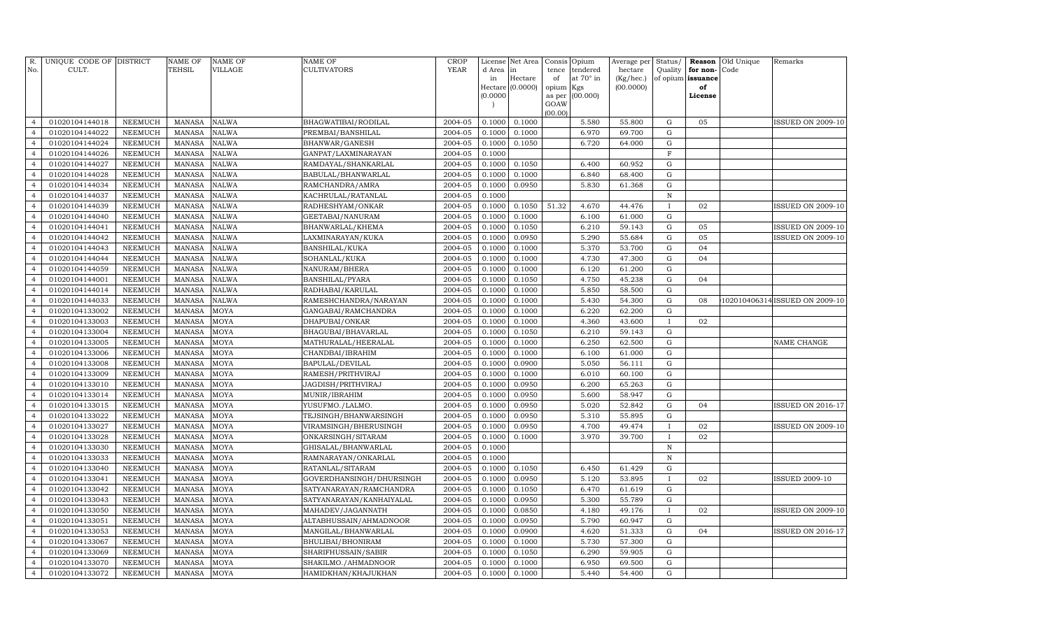| R. No. | UNIQUE CODE OF CULT. | DISTRICT | NAME OF TEHSIL | NAME OF VILLAGE | NAME OF CULTIVATORS | CROP YEAR | License d Area in Hectare (0.0000) | Net Area in Hectare (0.0000) | Consis tence of opium as per GOAW (00.00) | Opium tendered at 70° in Kgs (00.000) | Average per hectare (Kg/hec.) (00.0000) | Status/ Quality of opium | Reason for non-issuance of License | Old Unique Code | Remarks |
|---|---|---|---|---|---|---|---|---|---|---|---|---|---|---|---|
| 4 | 01020104144018 | NEEMUCH | MANASA | NALWA | BHAGWATIBAI/RODILAL | 2004-05 | 0.1000 | 0.1000 | | 5.580 | 55.800 | G | 05 | | ISSUED ON 2009-10 |
| 4 | 01020104144022 | NEEMUCH | MANASA | NALWA | PREMBAI/BANSHILAL | 2004-05 | 0.1000 | 0.1000 | | 6.970 | 69.700 | G | | | |
| 4 | 01020104144024 | NEEMUCH | MANASA | NALWA | BHANWAR/GANESH | 2004-05 | 0.1000 | 0.1050 | | 6.720 | 64.000 | G | | | |
| 4 | 01020104144026 | NEEMUCH | MANASA | NALWA | GANPAT/LAXMINARAYAN | 2004-05 | 0.1000 | | | | | F | | | |
| 4 | 01020104144027 | NEEMUCH | MANASA | NALWA | RAMDAYAL/SHANKARLAL | 2004-05 | 0.1000 | 0.1050 | | 6.400 | 60.952 | G | | | |
| 4 | 01020104144028 | NEEMUCH | MANASA | NALWA | BABULAL/BHANWARLAL | 2004-05 | 0.1000 | 0.1000 | | 6.840 | 68.400 | G | | | |
| 4 | 01020104144034 | NEEMUCH | MANASA | NALWA | RAMCHANDRA/AMRA | 2004-05 | 0.1000 | 0.0950 | | 5.830 | 61.368 | G | | | |
| 4 | 01020104144037 | NEEMUCH | MANASA | NALWA | KACHRULAL/RATANLAL | 2004-05 | 0.1000 | | | | | N | | | |
| 4 | 01020104144039 | NEEMUCH | MANASA | NALWA | RADHESHYAM/ONKAR | 2004-05 | 0.1000 | 0.1050 | 51.32 | 4.670 | 44.476 | I | 02 | | ISSUED ON 2009-10 |
| 4 | 01020104144040 | NEEMUCH | MANASA | NALWA | GEETABAI/NANURAM | 2004-05 | 0.1000 | 0.1000 | | 6.100 | 61.000 | G | | | |
| 4 | 01020104144041 | NEEMUCH | MANASA | NALWA | BHANWARLAL/KHEMA | 2004-05 | 0.1000 | 0.1050 | | 6.210 | 59.143 | G | 05 | | ISSUED ON 2009-10 |
| 4 | 01020104144042 | NEEMUCH | MANASA | NALWA | LAXMINARAYAN/KUKA | 2004-05 | 0.1000 | 0.0950 | | 5.290 | 55.684 | G | 05 | | ISSUED ON 2009-10 |
| 4 | 01020104144043 | NEEMUCH | MANASA | NALWA | BANSHILAL/KUKA | 2004-05 | 0.1000 | 0.1000 | | 5.370 | 53.700 | G | 04 | | |
| 4 | 01020104144044 | NEEMUCH | MANASA | NALWA | SOHANLAL/KUKA | 2004-05 | 0.1000 | 0.1000 | | 4.730 | 47.300 | G | 04 | | |
| 4 | 01020104144059 | NEEMUCH | MANASA | NALWA | NANURAM/BHERA | 2004-05 | 0.1000 | 0.1000 | | 6.120 | 61.200 | G | | | |
| 4 | 01020104144001 | NEEMUCH | MANASA | NALWA | BANSHILAL/PYARA | 2004-05 | 0.1000 | 0.1050 | | 4.750 | 45.238 | G | 04 | | |
| 4 | 01020104144014 | NEEMUCH | MANASA | NALWA | RADHABAI/KARULAL | 2004-05 | 0.1000 | 0.1000 | | 5.850 | 58.500 | G | | | |
| 4 | 01020104144033 | NEEMUCH | MANASA | NALWA | RAMESHCHANDRA/NARAYAN | 2004-05 | 0.1000 | 0.1000 | | 5.430 | 54.300 | G | 08 | 102010406314 | ISSUED ON 2009-10 |
| 4 | 01020104133002 | NEEMUCH | MANASA | MOYA | GANGABAI/RAMCHANDRA | 2004-05 | 0.1000 | 0.1000 | | 6.220 | 62.200 | G | | | |
| 4 | 01020104133003 | NEEMUCH | MANASA | MOYA | DHAPUBAI/ONKAR | 2004-05 | 0.1000 | 0.1000 | | 4.360 | 43.600 | I | 02 | | |
| 4 | 01020104133004 | NEEMUCH | MANASA | MOYA | BHAGUBAI/BHAVARLAL | 2004-05 | 0.1000 | 0.1050 | | 6.210 | 59.143 | G | | | |
| 4 | 01020104133005 | NEEMUCH | MANASA | MOYA | MATHURALAL/HEERALAL | 2004-05 | 0.1000 | 0.1000 | | 6.250 | 62.500 | G | | | NAME CHANGE |
| 4 | 01020104133006 | NEEMUCH | MANASA | MOYA | CHANDBAI/IBRAHIM | 2004-05 | 0.1000 | 0.1000 | | 6.100 | 61.000 | G | | | |
| 4 | 01020104133008 | NEEMUCH | MANASA | MOYA | BAPULAL/DEVILAL | 2004-05 | 0.1000 | 0.0900 | | 5.050 | 56.111 | G | | | |
| 4 | 01020104133009 | NEEMUCH | MANASA | MOYA | RAMESH/PRITHVIRAJ | 2004-05 | 0.1000 | 0.1000 | | 6.010 | 60.100 | G | | | |
| 4 | 01020104133010 | NEEMUCH | MANASA | MOYA | JAGDISH/PRITHVIRAJ | 2004-05 | 0.1000 | 0.0950 | | 6.200 | 65.263 | G | | | |
| 4 | 01020104133014 | NEEMUCH | MANASA | MOYA | MUNIR/IBRAHIM | 2004-05 | 0.1000 | 0.0950 | | 5.600 | 58.947 | G | | | |
| 4 | 01020104133015 | NEEMUCH | MANASA | MOYA | YUSUFMO./LALMO. | 2004-05 | 0.1000 | 0.0950 | | 5.020 | 52.842 | G | 04 | | ISSUED ON 2016-17 |
| 4 | 01020104133022 | NEEMUCH | MANASA | MOYA | TEJSINGH/BHANWARSINGH | 2004-05 | 0.1000 | 0.0950 | | 5.310 | 55.895 | G | | | |
| 4 | 01020104133027 | NEEMUCH | MANASA | MOYA | VIRAMSINGH/BHERUSINGH | 2004-05 | 0.1000 | 0.0950 | | 4.700 | 49.474 | I | 02 | | ISSUED ON 2009-10 |
| 4 | 01020104133028 | NEEMUCH | MANASA | MOYA | ONKARSINGH/SITARAM | 2004-05 | 0.1000 | 0.1000 | | 3.970 | 39.700 | I | 02 | | |
| 4 | 01020104133030 | NEEMUCH | MANASA | MOYA | GHISALAL/BHANWARLAL | 2004-05 | 0.1000 | | | | | N | | | |
| 4 | 01020104133033 | NEEMUCH | MANASA | MOYA | RAMNARAYAN/ONKARLAL | 2004-05 | 0.1000 | | | | | N | | | |
| 4 | 01020104133040 | NEEMUCH | MANASA | MOYA | RATANLAL/SITARAM | 2004-05 | 0.1000 | 0.1050 | | 6.450 | 61.429 | G | | | |
| 4 | 01020104133041 | NEEMUCH | MANASA | MOYA | GOVERDHANSINGH/DHURSINGH | 2004-05 | 0.1000 | 0.0950 | | 5.120 | 53.895 | I | 02 | | ISSUED 2009-10 |
| 4 | 01020104133042 | NEEMUCH | MANASA | MOYA | SATYANARAYAN/RAMCHANDRA | 2004-05 | 0.1000 | 0.1050 | | 6.470 | 61.619 | G | | | |
| 4 | 01020104133043 | NEEMUCH | MANASA | MOYA | SATYANARAYAN/KANHAIYALAL | 2004-05 | 0.1000 | 0.0950 | | 5.300 | 55.789 | G | | | |
| 4 | 01020104133050 | NEEMUCH | MANASA | MOYA | MAHADEV/JAGANNATH | 2004-05 | 0.1000 | 0.0850 | | 4.180 | 49.176 | I | 02 | | ISSUED ON 2009-10 |
| 4 | 01020104133051 | NEEMUCH | MANASA | MOYA | ALTABHUSSAIN/AHMADNOOR | 2004-05 | 0.1000 | 0.0950 | | 5.790 | 60.947 | G | | | |
| 4 | 01020104133053 | NEEMUCH | MANASA | MOYA | MANGILAL/BHANWARLAL | 2004-05 | 0.1000 | 0.0900 | | 4.620 | 51.333 | G | 04 | | ISSUED ON 2016-17 |
| 4 | 01020104133067 | NEEMUCH | MANASA | MOYA | BHULIBAI/BHONIRAM | 2004-05 | 0.1000 | 0.1000 | | 5.730 | 57.300 | G | | | |
| 4 | 01020104133069 | NEEMUCH | MANASA | MOYA | SHARIFHUSSAIN/SABIR | 2004-05 | 0.1000 | 0.1050 | | 6.290 | 59.905 | G | | | |
| 4 | 01020104133070 | NEEMUCH | MANASA | MOYA | SHAKILMO./AHMADNOOR | 2004-05 | 0.1000 | 0.1000 | | 6.950 | 69.500 | G | | | |
| 4 | 01020104133072 | NEEMUCH | MANASA | MOYA | HAMIDKHAN/KHAJUKHAN | 2004-05 | 0.1000 | 0.1000 | | 5.440 | 54.400 | G | | | |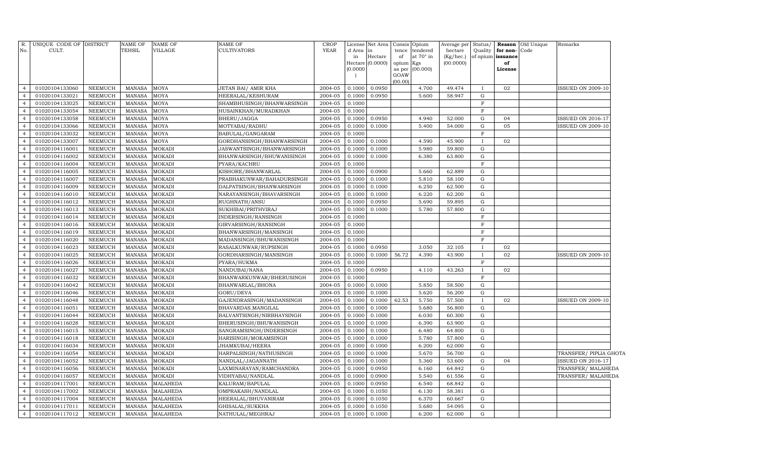| R. No. | UNIQUE CODE OF CULT. | DISTRICT | NAME OF TEHSIL | NAME OF VILLAGE | NAME OF CULTIVATORS | CROP YEAR | License d Area in Hectare (0.0000) | Net Area in Hectare (0.0000) | Consis tence of opium as per GOAW (00.00) | Opium tendered at 70° in Kgs (00.000) | Average per hectare (Kg/hec.) (00.0000) | Status/ Quality of opium | Reason for non-issuance of License | Old Unique Code | Remarks |
|---|---|---|---|---|---|---|---|---|---|---|---|---|---|---|---|
| 4 | 01020104133060 | NEEMUCH | MANASA | MOYA | JETAN BAI/ AMIR KHA | 2004-05 | 0.1000 | 0.0950 | | 4.700 | 49.474 | I | 02 | | ISSUED ON 2009-10 |
| 4 | 01020104133021 | NEEMUCH | MANASA | MOYA | HEERALAL/KESHURAM | 2004-05 | 0.1000 | 0.0950 | | 5.600 | 58.947 | G | | | |
| 4 | 01020104133025 | NEEMUCH | MANASA | MOYA | SHAMBHUSINGH/BHANWARSINGH | 2004-05 | 0.1000 | | | | | F | | | |
| 4 | 01020104133054 | NEEMUCH | MANASA | MOYA | HUSAINKHAN/MURADKHAN | 2004-05 | 0.1000 | | | | | F | | | |
| 4 | 01020104133058 | NEEMUCH | MANASA | MOYA | BHERU/JAGGA | 2004-05 | 0.1000 | 0.0950 | | 4.940 | 52.000 | G | 04 | | ISSUED ON 2016-17 |
| 4 | 01020104133066 | NEEMUCH | MANASA | MOYA | MOTYABAI/RADHU | 2004-05 | 0.1000 | 0.1000 | | 5.400 | 54.000 | G | 05 | | ISSUED ON 2009-10 |
| 4 | 01020104133032 | NEEMUCH | MANASA | MOYA | BABULAL/GANGARAM | 2004-05 | 0.1000 | | | | | F | | | |
| 4 | 01020104133007 | NEEMUCH | MANASA | MOYA | GORDHANSINGH/BHANWARSINGH | 2004-05 | 0.1000 | 0.1000 | | 4.590 | 45.900 | I | 02 | | |
| 4 | 01020104116001 | NEEMUCH | MANASA | MOKADI | JASWANTSINGH/BHANWARSINGH | 2004-05 | 0.1000 | 0.1000 | | 5.980 | 59.800 | G | | | |
| 4 | 01020104116002 | NEEMUCH | MANASA | MOKADI | BHANWARSINGH/BHUWANISINGH | 2004-05 | 0.1000 | 0.1000 | | 6.380 | 63.800 | G | | | |
| 4 | 01020104116004 | NEEMUCH | MANASA | MOKADI | PYARA/KACHRU | 2004-05 | 0.1000 | | | | | F | | | |
| 4 | 01020104116005 | NEEMUCH | MANASA | MOKADI | KISHORE/BHANWARLAL | 2004-05 | 0.1000 | 0.0900 | | 5.660 | 62.889 | G | | | |
| 4 | 01020104116007 | NEEMUCH | MANASA | MOKADI | PRABHAKUNWAR/BAHADURSINGH | 2004-05 | 0.1000 | 0.1000 | | 5.810 | 58.100 | G | | | |
| 4 | 01020104116009 | NEEMUCH | MANASA | MOKADI | DALPATSINGH/BHANWARSINGH | 2004-05 | 0.1000 | 0.1000 | | 6.250 | 62.500 | G | | | |
| 4 | 01020104116010 | NEEMUCH | MANASA | MOKADI | NARAYANSINGH/BHAVARSINGH | 2004-05 | 0.1000 | 0.1000 | | 6.220 | 62.200 | G | | | |
| 4 | 01020104116012 | NEEMUCH | MANASA | MOKADI | RUGHNATH/ANSU | 2004-05 | 0.1000 | 0.0950 | | 5.690 | 59.895 | G | | | |
| 4 | 01020104116013 | NEEMUCH | MANASA | MOKADI | SUKHIBAI/PRITHVIRAJ | 2004-05 | 0.1000 | 0.1000 | | 5.780 | 57.800 | G | | | |
| 4 | 01020104116014 | NEEMUCH | MANASA | MOKADI | INDERSINGH/RANSINGH | 2004-05 | 0.1000 | | | | | F | | | |
| 4 | 01020104116016 | NEEMUCH | MANASA | MOKADI | GIRVARSINGH/RANSINGH | 2004-05 | 0.1000 | | | | | F | | | |
| 4 | 01020104116019 | NEEMUCH | MANASA | MOKADI | BHANWARSINGH/MANSINGH | 2004-05 | 0.1000 | | | | | F | | | |
| 4 | 01020104116020 | NEEMUCH | MANASA | MOKADI | MADANSINGH/BHUWANISINGH | 2004-05 | 0.1000 | | | | | F | | | |
| 4 | 01020104116023 | NEEMUCH | MANASA | MOKADI | RASALKUNWAR/RUPSINGH | 2004-05 | 0.1000 | 0.0950 | | 3.050 | 32.105 | I | 02 | | |
| 4 | 01020104116025 | NEEMUCH | MANASA | MOKADI | GORDHARSINGH/MANSINGH | 2004-05 | 0.1000 | 0.1000 | 56.72 | 4.390 | 43.900 | I | 02 | | ISSUED ON 2009-10 |
| 4 | 01020104116026 | NEEMUCH | MANASA | MOKADI | PYARA/HUKMA | 2004-05 | 0.1000 | | | | | F | | | |
| 4 | 01020104116027 | NEEMUCH | MANASA | MOKADI | NANDUBAI/NANA | 2004-05 | 0.1000 | 0.0950 | | 4.110 | 43.263 | I | 02 | | |
| 4 | 01020104116032 | NEEMUCH | MANASA | MOKADI | BHANWARKUNWAR/BHERUSINGH | 2004-05 | 0.1000 | | | | | F | | | |
| 4 | 01020104116042 | NEEMUCH | MANASA | MOKADI | BHANWARLAL/BHONA | 2004-05 | 0.1000 | 0.1000 | | 5.850 | 58.500 | G | | | |
| 4 | 01020104116046 | NEEMUCH | MANASA | MOKADI | GORU/DEVA | 2004-05 | 0.1000 | 0.1000 | | 5.620 | 56.200 | G | | | |
| 4 | 01020104116048 | NEEMUCH | MANASA | MOKADI | GAJENDRASINGH/MADANSINGH | 2004-05 | 0.1000 | 0.1000 | 62.53 | 5.750 | 57.500 | I | 02 | | ISSUED ON 2009-10 |
| 4 | 01020104116051 | NEEMUCH | MANASA | MOKADI | BHAVARDAS.MANGILAL | 2004-05 | 0.1000 | 0.1000 | | 5.680 | 56.800 | G | | | |
| 4 | 01020104116044 | NEEMUCH | MANASA | MOKADI | BALVANTSINGH/NIRBHAYSINGH | 2004-05 | 0.1000 | 0.1000 | | 6.030 | 60.300 | G | | | |
| 4 | 01020104116028 | NEEMUCH | MANASA | MOKADI | BHERUSINGH/BHUWANISINGH | 2004-05 | 0.1000 | 0.1000 | | 6.390 | 63.900 | G | | | |
| 4 | 01020104116015 | NEEMUCH | MANASA | MOKADI | SANGRAMSINGH/INDERSINGH | 2004-05 | 0.1000 | 0.1000 | | 6.480 | 64.800 | G | | | |
| 4 | 01020104116018 | NEEMUCH | MANASA | MOKADI | HARISINGH/MOKAMSINGH | 2004-05 | 0.1000 | 0.1000 | | 5.780 | 57.800 | G | | | |
| 4 | 01020104116034 | NEEMUCH | MANASA | MOKADI | JHAMKUBAI/HEERA | 2004-05 | 0.1000 | 0.1000 | | 6.200 | 62.000 | G | | | |
| 4 | 01020104116054 | NEEMUCH | MANASA | MOKADI | HARPALSINGH/NATHUSINGH | 2004-05 | 0.1000 | 0.1000 | | 5.670 | 56.700 | G | | | TRANSFER/ PIPLIA GHOTA |
| 4 | 01020104116052 | NEEMUCH | MANASA | MOKADI | NANDLAL/JAGANNATH | 2004-05 | 0.1000 | 0.1000 | | 5.360 | 53.600 | G | 04 | | ISSUED ON 2016-17 |
| 4 | 01020104116056 | NEEMUCH | MANASA | MOKADI | LAXMINARAYAN/RAMCHANDRA | 2004-05 | 0.1000 | 0.0950 | | 6.160 | 64.842 | G | | | TRANSFER/ MALAHEDA |
| 4 | 01020104116057 | NEEMUCH | MANASA | MOKADI | VIDHYABAI/NANDLAL | 2004-05 | 0.1000 | 0.0900 | | 5.540 | 61.556 | G | | | TRANSFER/ MALAHEDA |
| 4 | 01020104117001 | NEEMUCH | MANASA | MALAHEDA | KALURAM/BAPULAL | 2004-05 | 0.1000 | 0.0950 | | 6.540 | 68.842 | G | | | |
| 4 | 01020104117002 | NEEMUCH | MANASA | MALAHEDA | OMPRAKASH/NANDLAL | 2004-05 | 0.1000 | 0.1050 | | 6.130 | 58.381 | G | | | |
| 4 | 01020104117004 | NEEMUCH | MANASA | MALAHEDA | HEERALAL/BHUVANIRAM | 2004-05 | 0.1000 | 0.1050 | | 6.370 | 60.667 | G | | | |
| 4 | 01020104117011 | NEEMUCH | MANASA | MALAHEDA | GHISALAL/SUKKHA | 2004-05 | 0.1000 | 0.1050 | | 5.680 | 54.095 | G | | | |
| 4 | 01020104117012 | NEEMUCH | MANASA | MALAHEDA | NATHULAL/MEGHRAJ | 2004-05 | 0.1000 | 0.1000 | | 6.200 | 62.000 | G | | | |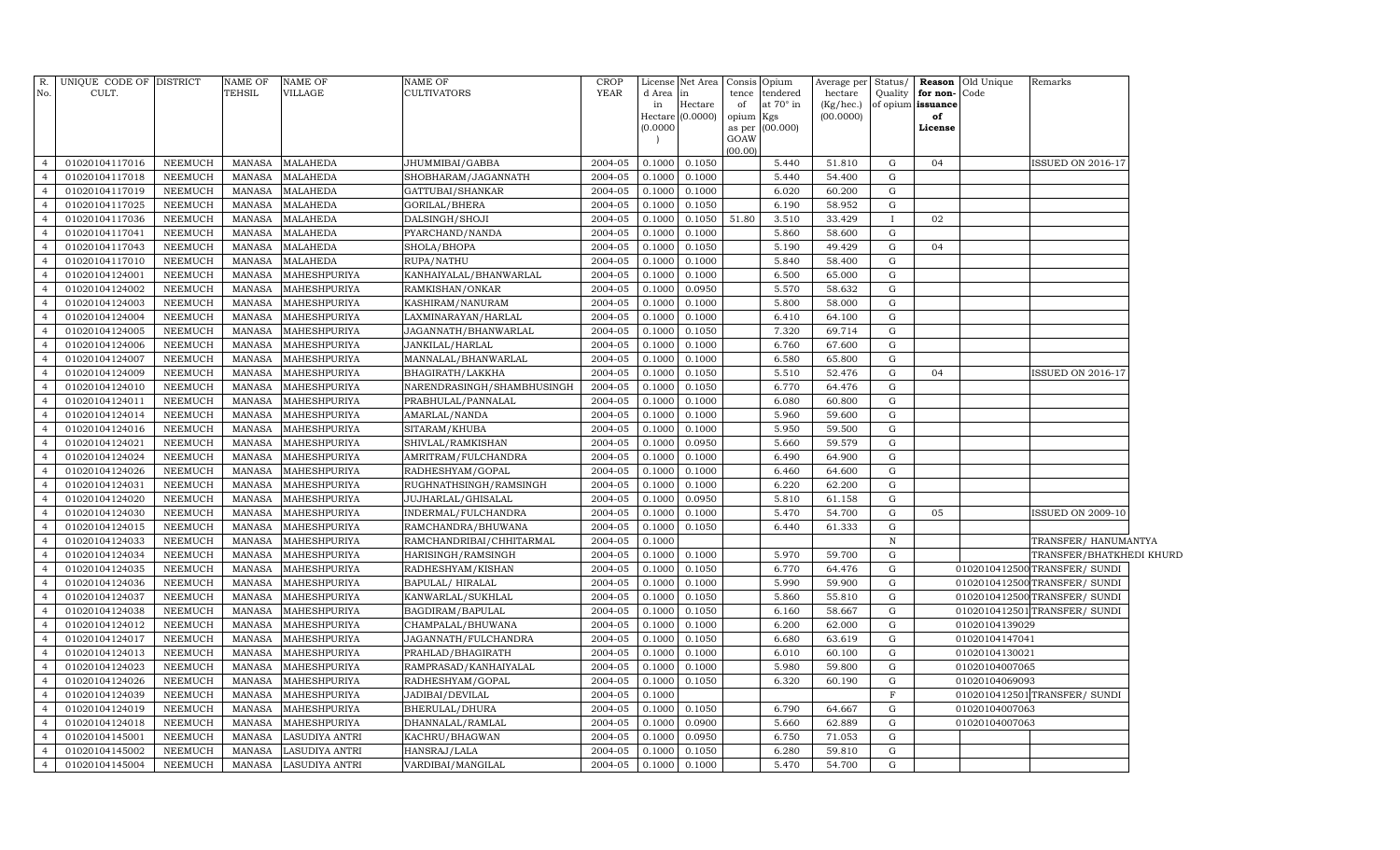| R. No. | UNIQUE CODE OF CULT. | DISTRICT | NAME OF TEHSIL | NAME OF VILLAGE | NAME OF CULTIVATORS | CROP YEAR | License d Area in Hectare (0.0000) | Net Area in Hectare (0.0000) | Consis tence of opium as per GOAW (00.00) | Opium tendered at 70° in Kgs (00.000) | Average per hectare (Kg/hec.) (00.0000) | Status/ Quality of opium | Reason for non-issuance of License | Old Unique Code | Remarks |
|---|---|---|---|---|---|---|---|---|---|---|---|---|---|---|---|
| 4 | 01020104117016 | NEEMUCH | MANASA | MALAHEDA | JHUMMIBAI/GABBA | 2004-05 | 0.1000 | 0.1050 | | 5.440 | 51.810 | G | 04 | | ISSUED ON 2016-17 |
| 4 | 01020104117018 | NEEMUCH | MANASA | MALAHEDA | SHOBHARAM/JAGANNATH | 2004-05 | 0.1000 | 0.1000 | | 5.440 | 54.400 | G | | | |
| 4 | 01020104117019 | NEEMUCH | MANASA | MALAHEDA | GATTUBAI/SHANKAR | 2004-05 | 0.1000 | 0.1000 | | 6.020 | 60.200 | G | | | |
| 4 | 01020104117025 | NEEMUCH | MANASA | MALAHEDA | GORILAL/BHERA | 2004-05 | 0.1000 | 0.1050 | | 6.190 | 58.952 | G | | | |
| 4 | 01020104117036 | NEEMUCH | MANASA | MALAHEDA | DALSINGH/SHOJI | 2004-05 | 0.1000 | 0.1050 | 51.80 | 3.510 | 33.429 | I | 02 | | |
| 4 | 01020104117041 | NEEMUCH | MANASA | MALAHEDA | PYARCHAND/NANDA | 2004-05 | 0.1000 | 0.1000 | | 5.860 | 58.600 | G | | | |
| 4 | 01020104117043 | NEEMUCH | MANASA | MALAHEDA | SHOLA/BHOPA | 2004-05 | 0.1000 | 0.1050 | | 5.190 | 49.429 | G | 04 | | |
| 4 | 01020104117010 | NEEMUCH | MANASA | MALAHEDA | RUPA/NATHU | 2004-05 | 0.1000 | 0.1000 | | 5.840 | 58.400 | G | | | |
| 4 | 01020104124001 | NEEMUCH | MANASA | MAHESHPURIYA | KANHAIYALAL/BHANWARLAL | 2004-05 | 0.1000 | 0.1000 | | 6.500 | 65.000 | G | | | |
| 4 | 01020104124002 | NEEMUCH | MANASA | MAHESHPURIYA | RAMKISHAN/ONKAR | 2004-05 | 0.1000 | 0.0950 | | 5.570 | 58.632 | G | | | |
| 4 | 01020104124003 | NEEMUCH | MANASA | MAHESHPURIYA | KASHIRAM/NANURAM | 2004-05 | 0.1000 | 0.1000 | | 5.800 | 58.000 | G | | | |
| 4 | 01020104124004 | NEEMUCH | MANASA | MAHESHPURIYA | LAXMINARAYAN/HARLAL | 2004-05 | 0.1000 | 0.1000 | | 6.410 | 64.100 | G | | | |
| 4 | 01020104124005 | NEEMUCH | MANASA | MAHESHPURIYA | JAGANNATH/BHANWARLAL | 2004-05 | 0.1000 | 0.1050 | | 7.320 | 69.714 | G | | | |
| 4 | 01020104124006 | NEEMUCH | MANASA | MAHESHPURIYA | JANKILAL/HARLAL | 2004-05 | 0.1000 | 0.1000 | | 6.760 | 67.600 | G | | | |
| 4 | 01020104124007 | NEEMUCH | MANASA | MAHESHPURIYA | MANNALAL/BHANWARLAL | 2004-05 | 0.1000 | 0.1000 | | 6.580 | 65.800 | G | | | |
| 4 | 01020104124009 | NEEMUCH | MANASA | MAHESHPURIYA | BHAGIRATH/LAKKHA | 2004-05 | 0.1000 | 0.1050 | | 5.510 | 52.476 | G | 04 | | ISSUED ON 2016-17 |
| 4 | 01020104124010 | NEEMUCH | MANASA | MAHESHPURIYA | NARENDRASINGH/SHAMBHUSINGH | 2004-05 | 0.1000 | 0.1050 | | 6.770 | 64.476 | G | | | |
| 4 | 01020104124011 | NEEMUCH | MANASA | MAHESHPURIYA | PRABHULAL/PANNALAL | 2004-05 | 0.1000 | 0.1000 | | 6.080 | 60.800 | G | | | |
| 4 | 01020104124014 | NEEMUCH | MANASA | MAHESHPURIYA | AMARLAL/NANDA | 2004-05 | 0.1000 | 0.1000 | | 5.960 | 59.600 | G | | | |
| 4 | 01020104124016 | NEEMUCH | MANASA | MAHESHPURIYA | SITARAM/KHUBA | 2004-05 | 0.1000 | 0.1000 | | 5.950 | 59.500 | G | | | |
| 4 | 01020104124021 | NEEMUCH | MANASA | MAHESHPURIYA | SHIVLAL/RAMKISHAN | 2004-05 | 0.1000 | 0.0950 | | 5.660 | 59.579 | G | | | |
| 4 | 01020104124024 | NEEMUCH | MANASA | MAHESHPURIYA | AMRITRAM/FULCHANDRA | 2004-05 | 0.1000 | 0.1000 | | 6.490 | 64.900 | G | | | |
| 4 | 01020104124026 | NEEMUCH | MANASA | MAHESHPURIYA | RADHESHYAM/GOPAL | 2004-05 | 0.1000 | 0.1000 | | 6.460 | 64.600 | G | | | |
| 4 | 01020104124031 | NEEMUCH | MANASA | MAHESHPURIYA | RUGHNATHSINGH/RAMSINGH | 2004-05 | 0.1000 | 0.1000 | | 6.220 | 62.200 | G | | | |
| 4 | 01020104124020 | NEEMUCH | MANASA | MAHESHPURIYA | JUJHARLAL/GHISALAL | 2004-05 | 0.1000 | 0.0950 | | 5.810 | 61.158 | G | | | |
| 4 | 01020104124030 | NEEMUCH | MANASA | MAHESHPURIYA | INDERMAL/FULCHANDRA | 2004-05 | 0.1000 | 0.1000 | | 5.470 | 54.700 | G | 05 | | ISSUED ON 2009-10 |
| 4 | 01020104124015 | NEEMUCH | MANASA | MAHESHPURIYA | RAMCHANDRA/BHUWANA | 2004-05 | 0.1000 | 0.1050 | | 6.440 | 61.333 | G | | | |
| 4 | 01020104124033 | NEEMUCH | MANASA | MAHESHPURIYA | RAMCHANDRIBAI/CHHITARMAL | 2004-05 | 0.1000 | | | | | N | | | TRANSFER/ HANUMANTYA |
| 4 | 01020104124034 | NEEMUCH | MANASA | MAHESHPURIYA | HARISINGH/RAMSINGH | 2004-05 | 0.1000 | 0.1000 | | 5.970 | 59.700 | G | | | TRANSFER/BHATKHEDI KHURD |
| 4 | 01020104124035 | NEEMUCH | MANASA | MAHESHPURIYA | RADHESHYAM/KISHAN | 2004-05 | 0.1000 | 0.1050 | | 6.770 | 64.476 | G | | 01020104125006 | TRANSFER/ SUNDI |
| 4 | 01020104124036 | NEEMUCH | MANASA | MAHESHPURIYA | BAPULAL/ HIRALAL | 2004-05 | 0.1000 | 0.1000 | | 5.990 | 59.900 | G | | 01020104125006 | TRANSFER/ SUNDI |
| 4 | 01020104124037 | NEEMUCH | MANASA | MAHESHPURIYA | KANWARLAL/SUKHLAL | 2004-05 | 0.1000 | 0.1050 | | 5.860 | 55.810 | G | | 01020104125006 | TRANSFER/ SUNDI |
| 4 | 01020104124038 | NEEMUCH | MANASA | MAHESHPURIYA | BAGDIRAM/BAPULAL | 2004-05 | 0.1000 | 0.1050 | | 6.160 | 58.667 | G | | 01020104125016 | TRANSFER/ SUNDI |
| 4 | 01020104124012 | NEEMUCH | MANASA | MAHESHPURIYA | CHAMPALAL/BHUWANA | 2004-05 | 0.1000 | 0.1000 | | 6.200 | 62.000 | G | | 01020104139029 | |
| 4 | 01020104124017 | NEEMUCH | MANASA | MAHESHPURIYA | JAGANNATH/FULCHANDRA | 2004-05 | 0.1000 | 0.1050 | | 6.680 | 63.619 | G | | 01020104147041 | |
| 4 | 01020104124013 | NEEMUCH | MANASA | MAHESHPURIYA | PRAHLAD/BHAGIRATH | 2004-05 | 0.1000 | 0.1000 | | 6.010 | 60.100 | G | | 01020104130021 | |
| 4 | 01020104124023 | NEEMUCH | MANASA | MAHESHPURIYA | RAMPRASAD/KANHAIYALAL | 2004-05 | 0.1000 | 0.1000 | | 5.980 | 59.800 | G | | 01020104007065 | |
| 4 | 01020104124026 | NEEMUCH | MANASA | MAHESHPURIYA | RADHESHYAM/GOPAL | 2004-05 | 0.1000 | 0.1050 | | 6.320 | 60.190 | G | | 01020104069093 | |
| 4 | 01020104124039 | NEEMUCH | MANASA | MAHESHPURIYA | JADIBAI/DEVILAL | 2004-05 | 0.1000 | | | | | F | | 01020104125016 | TRANSFER/ SUNDI |
| 4 | 01020104124019 | NEEMUCH | MANASA | MAHESHPURIYA | BHERULAL/DHURA | 2004-05 | 0.1000 | 0.1050 | | 6.790 | 64.667 | G | | 01020104007063 | |
| 4 | 01020104124018 | NEEMUCH | MANASA | MAHESHPURIYA | DHANNALAL/RAMLAL | 2004-05 | 0.1000 | 0.0900 | | 5.660 | 62.889 | G | | 01020104007063 | |
| 4 | 01020104145001 | NEEMUCH | MANASA | LASUDIYA ANTRI | KACHRU/BHAGWAN | 2004-05 | 0.1000 | 0.0950 | | 6.750 | 71.053 | G | | | |
| 4 | 01020104145002 | NEEMUCH | MANASA | LASUDIYA ANTRI | HANSRAJ/LALA | 2004-05 | 0.1000 | 0.1050 | | 6.280 | 59.810 | G | | | |
| 4 | 01020104145004 | NEEMUCH | MANASA | LASUDIYA ANTRI | VARDIBAI/MANGILAL | 2004-05 | 0.1000 | 0.1000 | | 5.470 | 54.700 | G | | | |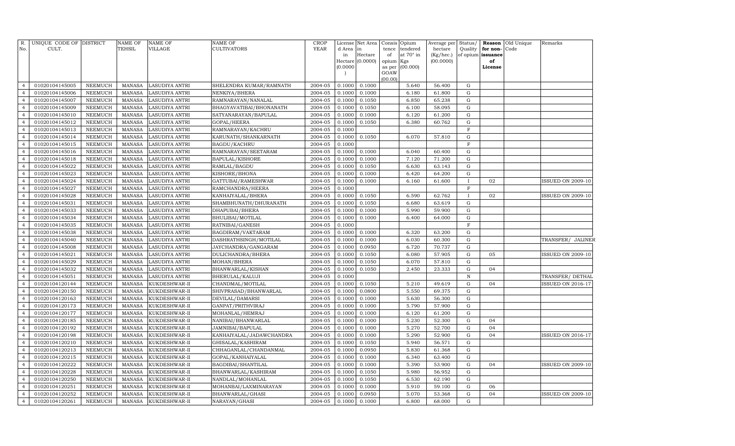| R. No. | UNIQUE CODE OF CULT. | DISTRICT | NAME OF TEHSIL | NAME OF VILLAGE | NAME OF CULTIVATORS | CROP YEAR | License d Area in Hectare (0.0000) | Net Area in Hectare (0.0000) | Consis tence of opium as per GOAW (00.00) | Opium tendered at 70° in Kgs (00.000) | Average per hectare (Kg/hec.) (00.0000) | Status/ Quality of opium | Reason for non-issuance of License | Old Unique Code | Remarks |
|---|---|---|---|---|---|---|---|---|---|---|---|---|---|---|---|
| 4 | 01020104145005 | NEEMUCH | MANASA | LASUDIYA ANTRI | SHELENDRA KUMAR/RAMNATH | 2004-05 | 0.1000 | 0.1000 | | 5.640 | 56.400 | G | | | |
| 4 | 01020104145006 | NEEMUCH | MANASA | LASUDIYA ANTRI | NENKIYA/BHERA | 2004-05 | 0.1000 | 0.1000 | | 6.180 | 61.800 | G | | | |
| 4 | 01020104145007 | NEEMUCH | MANASA | LASUDIYA ANTRI | RAMNARAYAN/NANALAL | 2004-05 | 0.1000 | 0.1050 | | 6.850 | 65.238 | G | | | |
| 4 | 01020104145009 | NEEMUCH | MANASA | LASUDIYA ANTRI | BHAGYAVATIBAI/BHONANATH | 2004-05 | 0.1000 | 0.1050 | | 6.100 | 58.095 | G | | | |
| 4 | 01020104145010 | NEEMUCH | MANASA | LASUDIYA ANTRI | SATYANARAYAN/BAPULAL | 2004-05 | 0.1000 | 0.1000 | | 6.120 | 61.200 | G | | | |
| 4 | 01020104145012 | NEEMUCH | MANASA | LASUDIYA ANTRI | GOPAL/HEERA | 2004-05 | 0.1000 | 0.1050 | | 6.380 | 60.762 | G | | | |
| 4 | 01020104145013 | NEEMUCH | MANASA | LASUDIYA ANTRI | RAMNARAYAN/KACHRU | 2004-05 | 0.1000 | | | | | F | | | |
| 4 | 01020104145014 | NEEMUCH | MANASA | LASUDIYA ANTRI | KARUNATH/SHANKARNATH | 2004-05 | 0.1000 | 0.1050 | | 6.070 | 57.810 | G | | | |
| 4 | 01020104145015 | NEEMUCH | MANASA | LASUDIYA ANTRI | BAGDU/KACHRU | 2004-05 | 0.1000 | | | | | F | | | |
| 4 | 01020104145016 | NEEMUCH | MANASA | LASUDIYA ANTRI | RAMNARAYAN/SEETARAM | 2004-05 | 0.1000 | 0.1000 | | 6.040 | 60.400 | G | | | |
| 4 | 01020104145018 | NEEMUCH | MANASA | LASUDIYA ANTRI | BAPULAL/KISHORE | 2004-05 | 0.1000 | 0.1000 | | 7.120 | 71.200 | G | | | |
| 4 | 01020104145022 | NEEMUCH | MANASA | LASUDIYA ANTRI | RAMLAL/BAGDU | 2004-05 | 0.1000 | 0.1050 | | 6.630 | 63.143 | G | | | |
| 4 | 01020104145023 | NEEMUCH | MANASA | LASUDIYA ANTRI | KISHORE/BHONA | 2004-05 | 0.1000 | 0.1000 | | 6.420 | 64.200 | G | | | |
| 4 | 01020104145024 | NEEMUCH | MANASA | LASUDIYA ANTRI | GATTUBAI/RAMESHWAR | 2004-05 | 0.1000 | 0.1000 | | 6.160 | 61.600 | I | 02 | | ISSUED ON 2009-10 |
| 4 | 01020104145027 | NEEMUCH | MANASA | LASUDIYA ANTRI | RAMCHANDRA/HEERA | 2004-05 | 0.1000 | | | | | F | | | |
| 4 | 01020104145028 | NEEMUCH | MANASA | LASUDIYA ANTRI | KANHAIYALAL/BHERA | 2004-05 | 0.1000 | 0.1050 | | 6.590 | 62.762 | I | 02 | | ISSUED ON 2009-10 |
| 4 | 01020104145031 | NEEMUCH | MANASA | LASUDIYA ANTRI | SHAMBHUNATH/DHURANATH | 2004-05 | 0.1000 | 0.1050 | | 6.680 | 63.619 | G | | | |
| 4 | 01020104145033 | NEEMUCH | MANASA | LASUDIYA ANTRI | DHAPUBAI/BHERA | 2004-05 | 0.1000 | 0.1000 | | 5.990 | 59.900 | G | | | |
| 4 | 01020104145034 | NEEMUCH | MANASA | LASUDIYA ANTRI | BHULIBAI/MOTILAL | 2004-05 | 0.1000 | 0.1000 | | 6.400 | 64.000 | G | | | |
| 4 | 01020104145035 | NEEMUCH | MANASA | LASUDIYA ANTRI | RATNIBAI/GANESH | 2004-05 | 0.1000 | | | | | F | | | |
| 4 | 01020104145038 | NEEMUCH | MANASA | LASUDIYA ANTRI | BAGDIRAM/VAKTARAM | 2004-05 | 0.1000 | 0.1000 | | 6.320 | 63.200 | G | | | |
| 4 | 01020104145040 | NEEMUCH | MANASA | LASUDIYA ANTRI | DASHRATHSINGH/MOTILAL | 2004-05 | 0.1000 | 0.1000 | | 6.030 | 60.300 | G | | | TRANSFER/ JALINER |
| 4 | 01020104145008 | NEEMUCH | MANASA | LASUDIYA ANTRI | JAYCHANDRA/GANGARAM | 2004-05 | 0.1000 | 0.0950 | | 6.720 | 70.737 | G | | | |
| 4 | 01020104145021 | NEEMUCH | MANASA | LASUDIYA ANTRI | DULICHANDRA/BHERA | 2004-05 | 0.1000 | 0.1050 | | 6.080 | 57.905 | G | 05 | | ISSUED ON 2009-10 |
| 4 | 01020104145029 | NEEMUCH | MANASA | LASUDIYA ANTRI | MOHAN/BHERA | 2004-05 | 0.1000 | 0.1050 | | 6.070 | 57.810 | G | | | |
| 4 | 01020104145032 | NEEMUCH | MANASA | LASUDIYA ANTRI | BHANWARLAL/KISHAN | 2004-05 | 0.1000 | 0.1050 | | 2.450 | 23.333 | G | 04 | | |
| 4 | 01020104145051 | NEEMUCH | MANASA | LASUDIYA ANTRI | BHERULAL/KALUJI | 2004-05 | 0.1000 | | | | | N | | | TRANSFER/ DETHAL |
| 4 | 01020104120144 | NEEMUCH | MANASA | KUKDESHWAR-II | CHANDMAL/MOTILAL | 2004-05 | 0.1000 | 0.1050 | | 5.210 | 49.619 | G | 04 | | ISSUED ON 2016-17 |
| 4 | 01020104120150 | NEEMUCH | MANASA | KUKDESHWAR-II | SHIVPRASAD/BHANWARLAL | 2004-05 | 0.1000 | 0.0800 | | 5.550 | 69.375 | G | | | |
| 4 | 01020104120163 | NEEMUCH | MANASA | KUKDESHWAR-II | DEVILAL/DAMARSI | 2004-05 | 0.1000 | 0.1000 | | 5.630 | 56.300 | G | | | |
| 4 | 01020104120173 | NEEMUCH | MANASA | KUKDESHWAR-II | GANPAT/PRITHVIRAJ | 2004-05 | 0.1000 | 0.1000 | | 5.790 | 57.900 | G | | | |
| 4 | 01020104120177 | NEEMUCH | MANASA | KUKDESHWAR-II | MOHANLAL/HEMRAJ | 2004-05 | 0.1000 | 0.1000 | | 6.120 | 61.200 | G | | | |
| 4 | 01020104120185 | NEEMUCH | MANASA | KUKDESHWAR-II | NANIBAI/BHANWARLAL | 2004-05 | 0.1000 | 0.1000 | | 5.230 | 52.300 | G | 04 | | |
| 4 | 01020104120192 | NEEMUCH | MANASA | KUKDESHWAR-II | JAMNIBAI/BAPULAL | 2004-05 | 0.1000 | 0.1000 | | 5.270 | 52.700 | G | 04 | | |
| 4 | 01020104120198 | NEEMUCH | MANASA | KUKDESHWAR-II | KANHAIYALAL/JADAWCHANDRA | 2004-05 | 0.1000 | 0.1000 | | 5.290 | 52.900 | G | 04 | | ISSUED ON 2016-17 |
| 4 | 01020104120210 | NEEMUCH | MANASA | KUKDESHWAR-II | GHISALAL/KASHIRAM | 2004-05 | 0.1000 | 0.1050 | | 5.940 | 56.571 | G | | | |
| 4 | 01020104120213 | NEEMUCH | MANASA | KUKDESHWAR-II | CHHAGANLAL/CHANDANMAL | 2004-05 | 0.1000 | 0.0950 | | 5.830 | 61.368 | G | | | |
| 4 | 01020104120215 | NEEMUCH | MANASA | KUKDESHWAR-II | GOPAL/KANHAIYALAL | 2004-05 | 0.1000 | 0.1000 | | 6.340 | 63.400 | G | | | |
| 4 | 01020104120222 | NEEMUCH | MANASA | KUKDESHWAR-II | BAGDIBAI/SHANTILAL | 2004-05 | 0.1000 | 0.1000 | | 5.390 | 53.900 | G | 04 | | ISSUED ON 2009-10 |
| 4 | 01020104120228 | NEEMUCH | MANASA | KUKDESHWAR-II | BHANWARLAL/KASHIRAM | 2004-05 | 0.1000 | 0.1050 | | 5.980 | 56.952 | G | | | |
| 4 | 01020104120250 | NEEMUCH | MANASA | KUKDESHWAR-II | NANDLAL/MOHANLAL | 2004-05 | 0.1000 | 0.1050 | | 6.530 | 62.190 | G | | | |
| 4 | 01020104120251 | NEEMUCH | MANASA | KUKDESHWAR-II | MOHANBAI/LAXMINARAYAN | 2004-05 | 0.1000 | 0.1000 | | 5.910 | 59.100 | G | 06 | | |
| 4 | 01020104120252 | NEEMUCH | MANASA | KUKDESHWAR-II | BHANWARLAL/GHASI | 2004-05 | 0.1000 | 0.0950 | | 5.070 | 53.368 | G | 04 | | ISSUED ON 2009-10 |
| 4 | 01020104120261 | NEEMUCH | MANASA | KUKDESHWAR-II | NARAYAN/GHASI | 2004-05 | 0.1000 | 0.1000 | | 6.800 | 68.000 | G | | | |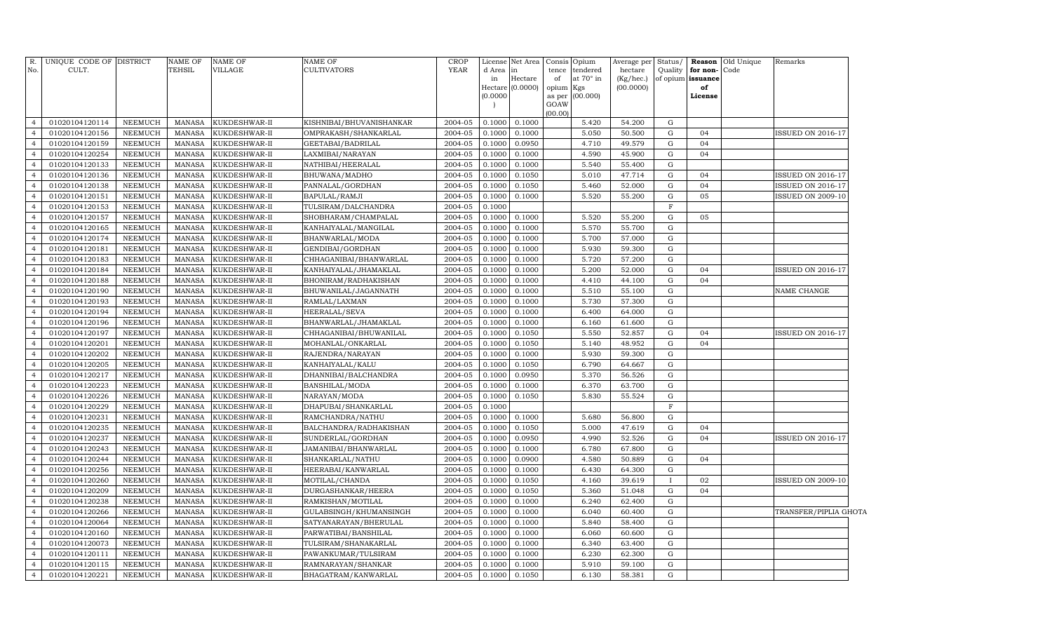| R. No. | UNIQUE CODE OF CULT. | DISTRICT | NAME OF TEHSIL | NAME OF VILLAGE | NAME OF CULTIVATORS | CROP YEAR | License d Area in Hectare (0.0000) | Net Area in Hectare (0.0000) | Consis tence of opium as per GOAW (00.00) | Opium tendered at 70° in Kgs (00.000) | Average per hectare (Kg/hec.) (00.0000) | Status/ Quality of opium | Reason for non-issuance of License | Old Unique Code | Remarks |
|---|---|---|---|---|---|---|---|---|---|---|---|---|---|---|---|
| 4 | 01020104120114 | NEEMUCH | MANASA | KUKDESHWAR-II | KISHNIBAI/BHUVANISHANKAR | 2004-05 | 0.1000 | 0.1000 | | 5.420 | 54.200 | G | | | |
| 4 | 01020104120156 | NEEMUCH | MANASA | KUKDESHWAR-II | OMPRAKASH/SHANKARLAL | 2004-05 | 0.1000 | 0.1000 | | 5.050 | 50.500 | G | 04 | | ISSUED ON 2016-17 |
| 4 | 01020104120159 | NEEMUCH | MANASA | KUKDESHWAR-II | GEETABAI/BADRILAL | 2004-05 | 0.1000 | 0.0950 | | 4.710 | 49.579 | G | 04 | | |
| 4 | 01020104120254 | NEEMUCH | MANASA | KUKDESHWAR-II | LAXMIBAI/NARAYAN | 2004-05 | 0.1000 | 0.1000 | | 4.590 | 45.900 | G | 04 | | |
| 4 | 01020104120133 | NEEMUCH | MANASA | KUKDESHWAR-II | NATHIBAI/HEERALAL | 2004-05 | 0.1000 | 0.1000 | | 5.540 | 55.400 | G | | | |
| 4 | 01020104120136 | NEEMUCH | MANASA | KUKDESHWAR-II | BHUWANA/MADHO | 2004-05 | 0.1000 | 0.1050 | | 5.010 | 47.714 | G | 04 | | ISSUED ON 2016-17 |
| 4 | 01020104120138 | NEEMUCH | MANASA | KUKDESHWAR-II | PANNALAL/GORDHAN | 2004-05 | 0.1000 | 0.1050 | | 5.460 | 52.000 | G | 04 | | ISSUED ON 2016-17 |
| 4 | 01020104120151 | NEEMUCH | MANASA | KUKDESHWAR-II | BAPULAL/RAMJI | 2004-05 | 0.1000 | 0.1000 | | 5.520 | 55.200 | G | 05 | | ISSUED ON 2009-10 |
| 4 | 01020104120153 | NEEMUCH | MANASA | KUKDESHWAR-II | TULSIRAM/DALCHANDRA | 2004-05 | 0.1000 | | | | | F | | | |
| 4 | 01020104120157 | NEEMUCH | MANASA | KUKDESHWAR-II | SHOBHARAM/CHAMPALAL | 2004-05 | 0.1000 | 0.1000 | | 5.520 | 55.200 | G | 05 | | |
| 4 | 01020104120165 | NEEMUCH | MANASA | KUKDESHWAR-II | KANHAIYALAL/MANGILAL | 2004-05 | 0.1000 | 0.1000 | | 5.570 | 55.700 | G | | | |
| 4 | 01020104120174 | NEEMUCH | MANASA | KUKDESHWAR-II | BHANWARLAL/MODA | 2004-05 | 0.1000 | 0.1000 | | 5.700 | 57.000 | G | | | |
| 4 | 01020104120181 | NEEMUCH | MANASA | KUKDESHWAR-II | GENDIBAI/GORDHAN | 2004-05 | 0.1000 | 0.1000 | | 5.930 | 59.300 | G | | | |
| 4 | 01020104120183 | NEEMUCH | MANASA | KUKDESHWAR-II | CHHAGANIBAI/BHANWARLAL | 2004-05 | 0.1000 | 0.1000 | | 5.720 | 57.200 | G | | | |
| 4 | 01020104120184 | NEEMUCH | MANASA | KUKDESHWAR-II | KANHAIYALAL/JHAMAKLAL | 2004-05 | 0.1000 | 0.1000 | | 5.200 | 52.000 | G | 04 | | ISSUED ON 2016-17 |
| 4 | 01020104120188 | NEEMUCH | MANASA | KUKDESHWAR-II | BHONIRAM/RADHAKISHAN | 2004-05 | 0.1000 | 0.1000 | | 4.410 | 44.100 | G | 04 | | |
| 4 | 01020104120190 | NEEMUCH | MANASA | KUKDESHWAR-II | BHUWANILAL/JAGANNATH | 2004-05 | 0.1000 | 0.1000 | | 5.510 | 55.100 | G | | | NAME CHANGE |
| 4 | 01020104120193 | NEEMUCH | MANASA | KUKDESHWAR-II | RAMLAL/LAXMAN | 2004-05 | 0.1000 | 0.1000 | | 5.730 | 57.300 | G | | | |
| 4 | 01020104120194 | NEEMUCH | MANASA | KUKDESHWAR-II | HEERALAL/SEVA | 2004-05 | 0.1000 | 0.1000 | | 6.400 | 64.000 | G | | | |
| 4 | 01020104120196 | NEEMUCH | MANASA | KUKDESHWAR-II | BHANWARLAL/JHAMAKLAL | 2004-05 | 0.1000 | 0.1000 | | 6.160 | 61.600 | G | | | |
| 4 | 01020104120197 | NEEMUCH | MANASA | KUKDESHWAR-II | CHHAGANIBAI/BHUWANILAL | 2004-05 | 0.1000 | 0.1050 | | 5.550 | 52.857 | G | 04 | | ISSUED ON 2016-17 |
| 4 | 01020104120201 | NEEMUCH | MANASA | KUKDESHWAR-II | MOHANLAL/ONKARLAL | 2004-05 | 0.1000 | 0.1050 | | 5.140 | 48.952 | G | 04 | | |
| 4 | 01020104120202 | NEEMUCH | MANASA | KUKDESHWAR-II | RAJENDRA/NARAYAN | 2004-05 | 0.1000 | 0.1000 | | 5.930 | 59.300 | G | | | |
| 4 | 01020104120205 | NEEMUCH | MANASA | KUKDESHWAR-II | KANHAIYALAL/KALU | 2004-05 | 0.1000 | 0.1050 | | 6.790 | 64.667 | G | | | |
| 4 | 01020104120217 | NEEMUCH | MANASA | KUKDESHWAR-II | DHANNIBAI/BALCHANDRA | 2004-05 | 0.1000 | 0.0950 | | 5.370 | 56.526 | G | | | |
| 4 | 01020104120223 | NEEMUCH | MANASA | KUKDESHWAR-II | BANSHILAL/MODA | 2004-05 | 0.1000 | 0.1000 | | 6.370 | 63.700 | G | | | |
| 4 | 01020104120226 | NEEMUCH | MANASA | KUKDESHWAR-II | NARAYAN/MODA | 2004-05 | 0.1000 | 0.1050 | | 5.830 | 55.524 | G | | | |
| 4 | 01020104120229 | NEEMUCH | MANASA | KUKDESHWAR-II | DHAPUBAI/SHANKARLAL | 2004-05 | 0.1000 | | | | | F | | | |
| 4 | 01020104120231 | NEEMUCH | MANASA | KUKDESHWAR-II | RAMCHANDRA/NATHU | 2004-05 | 0.1000 | 0.1000 | | 5.680 | 56.800 | G | | | |
| 4 | 01020104120235 | NEEMUCH | MANASA | KUKDESHWAR-II | BALCHANDRA/RADHAKISHAN | 2004-05 | 0.1000 | 0.1050 | | 5.000 | 47.619 | G | 04 | | |
| 4 | 01020104120237 | NEEMUCH | MANASA | KUKDESHWAR-II | SUNDERLAL/GORDHAN | 2004-05 | 0.1000 | 0.0950 | | 4.990 | 52.526 | G | 04 | | ISSUED ON 2016-17 |
| 4 | 01020104120243 | NEEMUCH | MANASA | KUKDESHWAR-II | JAMANIBAI/BHANWARLAL | 2004-05 | 0.1000 | 0.1000 | | 6.780 | 67.800 | G | | | |
| 4 | 01020104120244 | NEEMUCH | MANASA | KUKDESHWAR-II | SHANKARLAL/NATHU | 2004-05 | 0.1000 | 0.0900 | | 4.580 | 50.889 | G | 04 | | |
| 4 | 01020104120256 | NEEMUCH | MANASA | KUKDESHWAR-II | HEERABAI/KANWARLAL | 2004-05 | 0.1000 | 0.1000 | | 6.430 | 64.300 | G | | | |
| 4 | 01020104120260 | NEEMUCH | MANASA | KUKDESHWAR-II | MOTILAL/CHANDA | 2004-05 | 0.1000 | 0.1050 | | 4.160 | 39.619 | I | 02 | | ISSUED ON 2009-10 |
| 4 | 01020104120209 | NEEMUCH | MANASA | KUKDESHWAR-II | DURGASHANKAR/HEERA | 2004-05 | 0.1000 | 0.1050 | | 5.360 | 51.048 | G | 04 | | |
| 4 | 01020104120238 | NEEMUCH | MANASA | KUKDESHWAR-II | RAMKISHAN/MOTILAL | 2004-05 | 0.1000 | 0.1000 | | 6.240 | 62.400 | G | | | |
| 4 | 01020104120266 | NEEMUCH | MANASA | KUKDESHWAR-II | GULABSINGH/KHUMANSINGH | 2004-05 | 0.1000 | 0.1000 | | 6.040 | 60.400 | G | | | TRANSFER/PIPLIA GHOTA |
| 4 | 01020104120064 | NEEMUCH | MANASA | KUKDESHWAR-II | SATYANARAYAN/BHERULAL | 2004-05 | 0.1000 | 0.1000 | | 5.840 | 58.400 | G | | | |
| 4 | 01020104120160 | NEEMUCH | MANASA | KUKDESHWAR-II | PARWATIBAI/BANSHILAL | 2004-05 | 0.1000 | 0.1000 | | 6.060 | 60.600 | G | | | |
| 4 | 01020104120073 | NEEMUCH | MANASA | KUKDESHWAR-II | TULSIRAM/SHANAKARLAL | 2004-05 | 0.1000 | 0.1000 | | 6.340 | 63.400 | G | | | |
| 4 | 01020104120111 | NEEMUCH | MANASA | KUKDESHWAR-II | PAWANKUMAR/TULSIRAM | 2004-05 | 0.1000 | 0.1000 | | 6.230 | 62.300 | G | | | |
| 4 | 01020104120115 | NEEMUCH | MANASA | KUKDESHWAR-II | RAMNARAYAN/SHANKAR | 2004-05 | 0.1000 | 0.1000 | | 5.910 | 59.100 | G | | | |
| 4 | 01020104120221 | NEEMUCH | MANASA | KUKDESHWAR-II | BHAGATRAM/KANWARLAL | 2004-05 | 0.1000 | 0.1050 | | 6.130 | 58.381 | G | | | |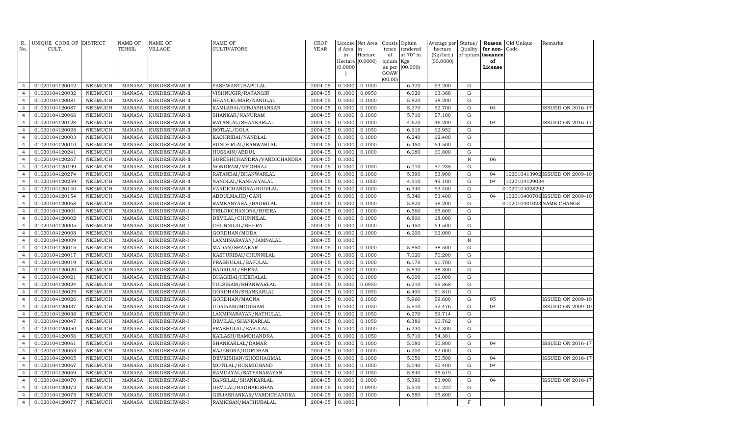| R. No. | UNIQUE CODE OF CULT. | DISTRICT | NAME OF TEHSIL | NAME OF VILLAGE | NAME OF CULTIVATORS | CROP YEAR | License d Area in Hectare (0.0000) | Net Area in Hectare (0.0000) | Consis tence of opium as per GOAW (00.00) | Opium tendered at 70° in Kgs (00.000) | Average per hectare (Kg/hec.) (00.0000) | Status/ Quality of opium | Reason for non-issuance of License | Old Unique Code | Remarks |
|---|---|---|---|---|---|---|---|---|---|---|---|---|---|---|---|
| 4 | 01020104120042 | NEEMUCH | MANASA | KUKDESHWAR-II | YASHWANT/BAPULAL | 2004-05 | 0.1000 | 0.1000 | | 6.320 | 63.200 | G | | | |
| 4 | 01020104120032 | NEEMUCH | MANASA | KUKDESHWAR-II | VISHNUGIR/RATANGIR | 2004-05 | 0.1000 | 0.0950 | | 6.020 | 63.368 | G | | | |
| 4 | 01020104120081 | NEEMUCH | MANASA | KUKDESHWAR-II | BHANUKUMAR/NANDLAL | 2004-05 | 0.1000 | 0.1000 | | 5.820 | 58.200 | G | | | |
| 4 | 01020104120087 | NEEMUCH | MANASA | KUKDESHWAR-II | KAMLABAI/GIRJASHANKAR | 2004-05 | 0.1000 | 0.1000 | | 5.270 | 52.700 | G | 04 | | ISSUED ON 2016-17 |
| 4 | 01020104120066 | NEEMUCH | MANASA | KUKDESHWAR-II | SHANKAR/NANURAM | 2004-05 | 0.1000 | 0.1000 | | 5.710 | 57.100 | G | | | |
| 4 | 01020104120128 | NEEMUCH | MANASA | KUKDESHWAR-II | RATANLAL/SHANKARLAL | 2004-05 | 0.1000 | 0.1000 | | 4.620 | 46.200 | G | 04 | | ISSUED ON 2016-17 |
| 4 | 01020104120028 | NEEMUCH | MANASA | KUKDESHWAR-II | BOTLAL/DOLA | 2004-05 | 0.1000 | 0.1050 | | 6.610 | 62.952 | G | | | |
| 4 | 01020104120003 | NEEMUCH | MANASA | KUKDESHWAR-II | KACHRIBAI/NANDLAL | 2004-05 | 0.1000 | 0.1000 | | 6.240 | 62.400 | G | | | |
| 4 | 01020104120010 | NEEMUCH | MANASA | KUKDESHWAR-II | SUNDERLAL/KANWARLAL | 2004-05 | 0.1000 | 0.1000 | | 6.450 | 64.500 | G | | | |
| 4 | 01020104120241 | NEEMUCH | MANASA | KUKDESHWAR-II | HUSSAIN/ABDUL | 2004-05 | 0.1000 | 0.1000 | | 6.080 | 60.800 | G | | | |
| 4 | 01020104120267 | NEEMUCH | MANASA | KUKDESHWAR-II | SURESHCHANDRA/VARDICHANDRA | 2004-05 | 0.1000 | | | | | N | 06 | | |
| 4 | 01020104120199 | NEEMUCH | MANASA | KUKDESHWAR-II | NONDRAM/MEGHRAJ | 2004-05 | 0.1000 | 0.1050 | | 6.010 | 57.238 | G | | | |
| 4 | 01020104120274 | NEEMUCH | MANASA | KUKDESHWAR-II | RATANBAI/BHANWARLAL | 2004-05 | 0.1000 | 0.1000 | | 5.390 | 53.900 | G | 04 | 1020104139021 | ISSUED ON 2009-10 |
| 4 | 01020104120259 | NEEMUCH | MANASA | KUKDESHWAR-II | NANDLAL/KANHAIYALAL | 2004-05 | 0.1000 | 0.1000 | | 4.910 | 49.100 | G | 04 | 1020104129034 | |
| 4 | 01020104120140 | NEEMUCH | MANASA | KUKDESHWAR-II | VARDICHANDRA/RODILAL | 2004-05 | 0.1000 | 0.1000 | | 6.340 | 63.400 | G | | 01020104028292 | |
| 4 | 01020104120154 | NEEMUCH | MANASA | KUKDESHWAR-II | ABDULMAJID/GANI | 2004-05 | 0.1000 | 0.1000 | | 5.340 | 53.400 | G | 04 | 1020104007061 | ISSUED ON 2009-10 |
| 4 | 01020104120068 | NEEMUCH | MANASA | KUKDESHWAR-II | RAMKANYABAI/BADRILAL | 2004-05 | 0.1000 | 0.1000 | | 5.820 | 58.200 | G | | 01020104010230 | NAME CHANGE |
| 4 | 01020104120001 | NEEMUCH | MANASA | KUKDESHWAR-I | TRILOKCHANDRA/BHERA | 2004-05 | 0.1000 | 0.1000 | | 6.560 | 65.600 | G | | | |
| 4 | 01020104120002 | NEEMUCH | MANASA | KUKDESHWAR-I | DEVILAL/CHUNNILAL | 2004-05 | 0.1000 | 0.1000 | | 6.800 | 68.000 | G | | | |
| 4 | 01020104120005 | NEEMUCH | MANASA | KUKDESHWAR-I | CHUNNILAL/BHERA | 2004-05 | 0.1000 | 0.1000 | | 6.450 | 64.500 | G | | | |
| 4 | 01020104120008 | NEEMUCH | MANASA | KUKDESHWAR-I | GORDHAN/MODA | 2004-05 | 0.1000 | 0.1000 | | 6.200 | 62.000 | G | | | |
| 4 | 01020104120009 | NEEMUCH | MANASA | KUKDESHWAR-I | LAXMINARAYAN/JAMNALAL | 2004-05 | 0.1000 | | | | | N | | | |
| 4 | 01020104120015 | NEEMUCH | MANASA | KUKDESHWAR-I | MADAN/SHANKAR | 2004-05 | 0.1000 | 0.1000 | | 5.850 | 58.500 | G | | | |
| 4 | 01020104120017 | NEEMUCH | MANASA | KUKDESHWAR-I | KASTURIBAI/CHUNNILAL | 2004-05 | 0.1000 | 0.1000 | | 7.020 | 70.200 | G | | | |
| 4 | 01020104120019 | NEEMUCH | MANASA | KUKDESHWAR-I | PRABHULAL/BAPULAL | 2004-05 | 0.1000 | 0.1000 | | 6.170 | 61.700 | G | | | |
| 4 | 01020104120020 | NEEMUCH | MANASA | KUKDESHWAR-I | BADRILAL/BHERA | 2004-05 | 0.1000 | 0.1000 | | 5.830 | 58.300 | G | | | |
| 4 | 01020104120021 | NEEMUCH | MANASA | KUKDESHWAR-I | BHAGIBAI/HEERALAL | 2004-05 | 0.1000 | 0.1000 | | 6.000 | 60.000 | G | | | |
| 4 | 01020104120024 | NEEMUCH | MANASA | KUKDESHWAR-I | TULSIRAM/BHANWARLAL | 2004-05 | 0.1000 | 0.0950 | | 6.210 | 65.368 | G | | | |
| 4 | 01020104120025 | NEEMUCH | MANASA | KUKDESHWAR-I | GORDHAN/SHANKARLAL | 2004-05 | 0.1000 | 0.1050 | | 6.490 | 61.810 | G | | | |
| 4 | 01020104120026 | NEEMUCH | MANASA | KUKDESHWAR-I | GORDHAN/MAGNA | 2004-05 | 0.1000 | 0.1000 | | 5.960 | 59.600 | G | 05 | | ISSUED ON 2009-10 |
| 4 | 01020104120037 | NEEMUCH | MANASA | KUKDESHWAR-I | UDAIRAM/MODIRAM | 2004-05 | 0.1000 | 0.1050 | | 5.510 | 52.476 | G | 04 | | ISSUED ON 2009-10 |
| 4 | 01020104120038 | NEEMUCH | MANASA | KUKDESHWAR-I | LAXMINARAYAN/NATHULAL | 2004-05 | 0.1000 | 0.1050 | | 6.270 | 59.714 | G | | | |
| 4 | 01020104120047 | NEEMUCH | MANASA | KUKDESHWAR-I | DEVILAL/SHANKARLAL | 2004-05 | 0.1000 | 0.1050 | | 6.380 | 60.762 | G | | | |
| 4 | 01020104120050 | NEEMUCH | MANASA | KUKDESHWAR-I | PRABHULAL/BAPULAL | 2004-05 | 0.1000 | 0.1000 | | 6.230 | 62.300 | G | | | |
| 4 | 01020104120056 | NEEMUCH | MANASA | KUKDESHWAR-I | KAILASH/RAMCHANDRA | 2004-05 | 0.1000 | 0.1050 | | 5.710 | 54.381 | G | | | |
| 4 | 01020104120061 | NEEMUCH | MANASA | KUKDESHWAR-I | SHANKARLAL/DAMAR | 2004-05 | 0.1000 | 0.1000 | | 5.080 | 50.800 | G | 04 | | ISSUED ON 2016-17 |
| 4 | 01020104120063 | NEEMUCH | MANASA | KUKDESHWAR-I | RAJENDRA/GORDHAN | 2004-05 | 0.1000 | 0.1000 | | 6.200 | 62.000 | G | | | |
| 4 | 01020104120065 | NEEMUCH | MANASA | KUKDESHWAR-I | DEVKISHAN/SHOBHAGMAL | 2004-05 | 0.1000 | 0.1000 | | 5.050 | 50.500 | G | 04 | | ISSUED ON 2016-17 |
| 4 | 01020104120067 | NEEMUCH | MANASA | KUKDESHWAR-I | MOTILAL/HUKMICHAND | 2004-05 | 0.1000 | 0.1000 | | 5.040 | 50.400 | G | 04 | | |
| 4 | 01020104120069 | NEEMUCH | MANASA | KUKDESHWAR-I | RAMDAYAL/SATYANARAYAN | 2004-05 | 0.1000 | 0.1050 | | 5.840 | 55.619 | G | | | |
| 4 | 01020104120070 | NEEMUCH | MANASA | KUKDESHWAR-I | BANSILAL/SHANKARLAL | 2004-05 | 0.1000 | 0.1000 | | 5.390 | 53.900 | G | 04 | | ISSUED ON 2016-17 |
| 4 | 01020104120072 | NEEMUCH | MANASA | KUKDESHWAR-I | DEVILAL/RADHAKISHAN | 2004-05 | 0.1000 | 0.0900 | | 5.510 | 61.222 | G | | | |
| 4 | 01020104120075 | NEEMUCH | MANASA | KUKDESHWAR-I | GIRJASHANKAR/VARDICHANDRA | 2004-05 | 0.1000 | 0.1000 | | 6.580 | 65.800 | G | | | |
| 4 | 01020104120077 | NEEMUCH | MANASA | KUKDESHWAR-I | RAMKISAN/MATHURALAL | 2004-05 | 0.1000 | | | | | F | | | |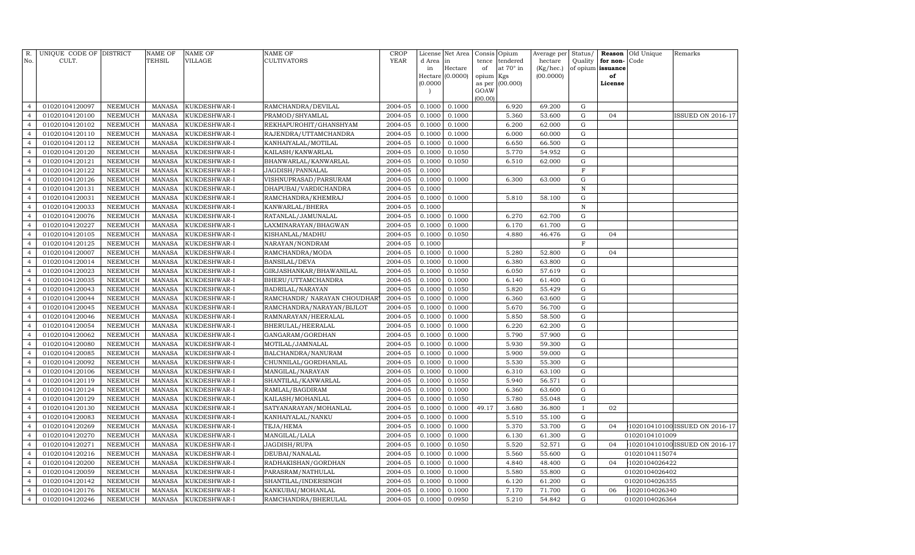| R. No. | UNIQUE CODE OF CULT. | DISTRICT | NAME OF TEHSIL | NAME OF VILLAGE | NAME OF CULTIVATORS | CROP YEAR | License d Area in Hectare (0.0000) | Net Area in Hectare (0.0000) | Consis tence of opium as per GOAW (00.00) | Opium tendered at 70° in Kgs (00.000) | Average per hectare (Kg/hec.) (00.0000) | Status/ Quality of opium | Reason for non-issuance of License | Old Unique Code | Remarks |
|---|---|---|---|---|---|---|---|---|---|---|---|---|---|---|---|
| 4 | 01020104120097 | NEEMUCH | MANASA | KUKDESHWAR-I | RAMCHANDRA/DEVILAL | 2004-05 | 0.1000 | 0.1000 | | 6.920 | 69.200 | G | | | |
| 4 | 01020104120100 | NEEMUCH | MANASA | KUKDESHWAR-I | PRAMOD/SHYAMLAL | 2004-05 | 0.1000 | 0.1000 | | 5.360 | 53.600 | G | 04 | | ISSUED ON 2016-17 |
| 4 | 01020104120102 | NEEMUCH | MANASA | KUKDESHWAR-I | REKHAPUROHIT/GHANSHYAM | 2004-05 | 0.1000 | 0.1000 | | 6.200 | 62.000 | G | | | |
| 4 | 01020104120110 | NEEMUCH | MANASA | KUKDESHWAR-I | RAJENDRA/UTTAMCHANDRA | 2004-05 | 0.1000 | 0.1000 | | 6.000 | 60.000 | G | | | |
| 4 | 01020104120112 | NEEMUCH | MANASA | KUKDESHWAR-I | KANHAIYALAL/MOTILAL | 2004-05 | 0.1000 | 0.1000 | | 6.650 | 66.500 | G | | | |
| 4 | 01020104120120 | NEEMUCH | MANASA | KUKDESHWAR-I | KAILASH/KANWARLAL | 2004-05 | 0.1000 | 0.1050 | | 5.770 | 54.952 | G | | | |
| 4 | 01020104120121 | NEEMUCH | MANASA | KUKDESHWAR-I | BHANWARLAL/KANWARLAL | 2004-05 | 0.1000 | 0.1050 | | 6.510 | 62.000 | G | | | |
| 4 | 01020104120122 | NEEMUCH | MANASA | KUKDESHWAR-I | JAGDISH/PANNALAL | 2004-05 | 0.1000 | | | | | F | | | |
| 4 | 01020104120126 | NEEMUCH | MANASA | KUKDESHWAR-I | VISHNUPRASAD/PARSURAM | 2004-05 | 0.1000 | 0.1000 | | 6.300 | 63.000 | G | | | |
| 4 | 01020104120131 | NEEMUCH | MANASA | KUKDESHWAR-I | DHAPUBAI/VARDICHANDRA | 2004-05 | 0.1000 | | | | | N | | | |
| 4 | 01020104120031 | NEEMUCH | MANASA | KUKDESHWAR-I | RAMCHANDRA/KHEMRAJ | 2004-05 | 0.1000 | 0.1000 | | 5.810 | 58.100 | G | | | |
| 4 | 01020104120033 | NEEMUCH | MANASA | KUKDESHWAR-I | KANWARLAL/BHERA | 2004-05 | 0.1000 | | | | | N | | | |
| 4 | 01020104120076 | NEEMUCH | MANASA | KUKDESHWAR-I | RATANLAL/JAMUNALAL | 2004-05 | 0.1000 | 0.1000 | | 6.270 | 62.700 | G | | | |
| 4 | 01020104120227 | NEEMUCH | MANASA | KUKDESHWAR-I | LAXMINARAYAN/BHAGWAN | 2004-05 | 0.1000 | 0.1000 | | 6.170 | 61.700 | G | | | |
| 4 | 01020104120105 | NEEMUCH | MANASA | KUKDESHWAR-I | KISHANLAL/MADHU | 2004-05 | 0.1000 | 0.1050 | | 4.880 | 46.476 | G | 04 | | |
| 4 | 01020104120125 | NEEMUCH | MANASA | KUKDESHWAR-I | NARAYAN/NONDRAM | 2004-05 | 0.1000 | | | | | F | | | |
| 4 | 01020104120007 | NEEMUCH | MANASA | KUKDESHWAR-I | RAMCHANDRA/MODA | 2004-05 | 0.1000 | 0.1000 | | 5.280 | 52.800 | G | 04 | | |
| 4 | 01020104120014 | NEEMUCH | MANASA | KUKDESHWAR-I | BANSILAL/DEVA | 2004-05 | 0.1000 | 0.1000 | | 6.380 | 63.800 | G | | | |
| 4 | 01020104120023 | NEEMUCH | MANASA | KUKDESHWAR-I | GIRJASHANKAR/BHAWANILAL | 2004-05 | 0.1000 | 0.1050 | | 6.050 | 57.619 | G | | | |
| 4 | 01020104120035 | NEEMUCH | MANASA | KUKDESHWAR-I | BHERU/UTTAMCHANDRA | 2004-05 | 0.1000 | 0.1000 | | 6.140 | 61.400 | G | | | |
| 4 | 01020104120043 | NEEMUCH | MANASA | KUKDESHWAR-I | BADRILAL/NARAYAN | 2004-05 | 0.1000 | 0.1050 | | 5.820 | 55.429 | G | | | |
| 4 | 01020104120044 | NEEMUCH | MANASA | KUKDESHWAR-I | RAMCHANDR/ NARAYAN CHOUDHARY | 2004-05 | 0.1000 | 0.1000 | | 6.360 | 63.600 | G | | | |
| 4 | 01020104120045 | NEEMUCH | MANASA | KUKDESHWAR-I | RAMCHANDRA/NARAYAN/BIJLOT | 2004-05 | 0.1000 | 0.1000 | | 5.670 | 56.700 | G | | | |
| 4 | 01020104120046 | NEEMUCH | MANASA | KUKDESHWAR-I | RAMNARAYAN/HEERALAL | 2004-05 | 0.1000 | 0.1000 | | 5.850 | 58.500 | G | | | |
| 4 | 01020104120054 | NEEMUCH | MANASA | KUKDESHWAR-I | BHERULAL/HEERALAL | 2004-05 | 0.1000 | 0.1000 | | 6.220 | 62.200 | G | | | |
| 4 | 01020104120062 | NEEMUCH | MANASA | KUKDESHWAR-I | GANGARAM/GORDHAN | 2004-05 | 0.1000 | 0.1000 | | 5.790 | 57.900 | G | | | |
| 4 | 01020104120080 | NEEMUCH | MANASA | KUKDESHWAR-I | MOTILAL/JAMNALAL | 2004-05 | 0.1000 | 0.1000 | | 5.930 | 59.300 | G | | | |
| 4 | 01020104120085 | NEEMUCH | MANASA | KUKDESHWAR-I | BALCHANDRA/NANURAM | 2004-05 | 0.1000 | 0.1000 | | 5.900 | 59.000 | G | | | |
| 4 | 01020104120092 | NEEMUCH | MANASA | KUKDESHWAR-I | CHUNNILAL/GORDHANLAL | 2004-05 | 0.1000 | 0.1000 | | 5.530 | 55.300 | G | | | |
| 4 | 01020104120106 | NEEMUCH | MANASA | KUKDESHWAR-I | MANGILAL/NARAYAN | 2004-05 | 0.1000 | 0.1000 | | 6.310 | 63.100 | G | | | |
| 4 | 01020104120119 | NEEMUCH | MANASA | KUKDESHWAR-I | SHANTILAL/KANWARLAL | 2004-05 | 0.1000 | 0.1050 | | 5.940 | 56.571 | G | | | |
| 4 | 01020104120124 | NEEMUCH | MANASA | KUKDESHWAR-I | RAMLAL/BAGDIRAM | 2004-05 | 0.1000 | 0.1000 | | 6.360 | 63.600 | G | | | |
| 4 | 01020104120129 | NEEMUCH | MANASA | KUKDESHWAR-I | KAILASH/MOHANLAL | 2004-05 | 0.1000 | 0.1050 | | 5.780 | 55.048 | G | | | |
| 4 | 01020104120130 | NEEMUCH | MANASA | KUKDESHWAR-I | SATYANARAYAN/MOHANLAL | 2004-05 | 0.1000 | 0.1000 | 49.17 | 3.680 | 36.800 | I | 02 | | |
| 4 | 01020104120083 | NEEMUCH | MANASA | KUKDESHWAR-I | KANHAIYALAL/NANKU | 2004-05 | 0.1000 | 0.1000 | | 5.510 | 55.100 | G | | | |
| 4 | 01020104120269 | NEEMUCH | MANASA | KUKDESHWAR-I | TEJA/HEMA | 2004-05 | 0.1000 | 0.1000 | | 5.370 | 53.700 | G | 04 | 102010410100 | ISSUED ON 2016-17 |
| 4 | 01020104120270 | NEEMUCH | MANASA | KUKDESHWAR-I | MANGILAL/LALA | 2004-05 | 0.1000 | 0.1000 | | 6.130 | 61.300 | G | | 01020104101009 | |
| 4 | 01020104120271 | NEEMUCH | MANASA | KUKDESHWAR-I | JAGDISH/RUPA | 2004-05 | 0.1000 | 0.1050 | | 5.520 | 52.571 | G | 04 | 102010410100 | ISSUED ON 2016-17 |
| 4 | 01020104120216 | NEEMUCH | MANASA | KUKDESHWAR-I | DEUBAI/NANALAL | 2004-05 | 0.1000 | 0.1000 | | 5.560 | 55.600 | G | | 01020104115074 | |
| 4 | 01020104120200 | NEEMUCH | MANASA | KUKDESHWAR-I | RADHAKISHAN/GORDHAN | 2004-05 | 0.1000 | 0.1000 | | 4.840 | 48.400 | G | 04 | 1020104026422 | |
| 4 | 01020104120059 | NEEMUCH | MANASA | KUKDESHWAR-I | PARASRAM/NATHULAL | 2004-05 | 0.1000 | 0.1000 | | 5.580 | 55.800 | G | | 01020104026402 | |
| 4 | 01020104120142 | NEEMUCH | MANASA | KUKDESHWAR-I | SHANTILAL/INDERSINGH | 2004-05 | 0.1000 | 0.1000 | | 6.120 | 61.200 | G | | 01020104026355 | |
| 4 | 01020104120176 | NEEMUCH | MANASA | KUKDESHWAR-I | KANKUBAI/MOHANLAL | 2004-05 | 0.1000 | 0.1000 | | 7.170 | 71.700 | G | 06 | 1020104026340 | |
| 4 | 01020104120246 | NEEMUCH | MANASA | KUKDESHWAR-I | RAMCHANDRA/BHERULAL | 2004-05 | 0.1000 | 0.0950 | | 5.210 | 54.842 | G | | 01020104026364 | |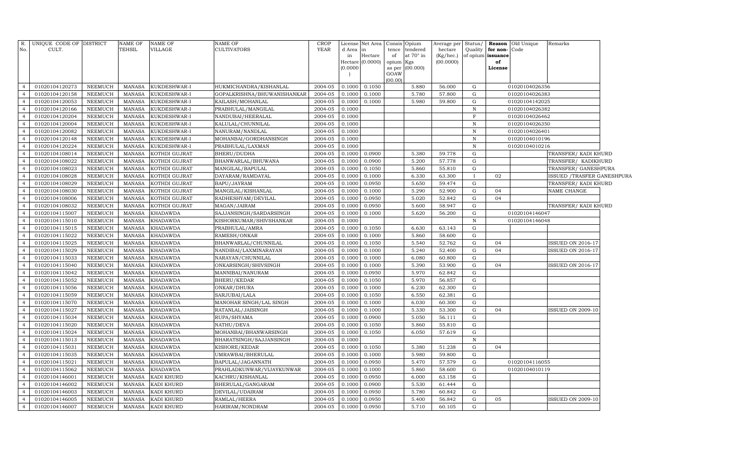| R. No. | UNIQUE CODE OF CULT. | DISTRICT | NAME OF TEHSIL | NAME OF VILLAGE | NAME OF CULTIVATORS | CROP YEAR | License d Area in Hectare (0.0000) | Net Area in Hectare (0.0000) | Consis tence of opium as per GOAW (00.00) | Opium tendered at 70° in Kgs (00.000) | Average per hectare (Kg/hec.) (00.0000) | Status/ Quality of opium | Reason for non-issuance of License | Old Unique Code | Remarks |
|---|---|---|---|---|---|---|---|---|---|---|---|---|---|---|---|
| 4 | 01020104120273 | NEEMUCH | MANASA | KUKDESHWAR-I | HUKMICHANDRA/KISHANLAL | 2004-05 | 0.1000 | 0.1050 | | 5.880 | 56.000 | G | | 01020104026356 | |
| 4 | 01020104120158 | NEEMUCH | MANASA | KUKDESHWAR-I | GOPALKRISHNA/BHUWANISHANKAR | 2004-05 | 0.1000 | 0.1000 | | 5.780 | 57.800 | G | | 01020104026383 | |
| 4 | 01020104120053 | NEEMUCH | MANASA | KUKDESHWAR-I | KAILASH/MOHANLAL | 2004-05 | 0.1000 | 0.1000 | | 5.980 | 59.800 | G | | 01020104142025 | |
| 4 | 01020104120166 | NEEMUCH | MANASA | KUKDESHWAR-I | PRABHULAL/MANGILAL | 2004-05 | 0.1000 | | | | | N | | 01020104026382 | |
| 4 | 01020104120204 | NEEMUCH | MANASA | KUKDESHWAR-I | NANDUBAI/HEERALAL | 2004-05 | 0.1000 | | | | | F | | 01020104026462 | |
| 4 | 01020104120004 | NEEMUCH | MANASA | KUKDESHWAR-I | KALULAL/CHUNNILAL | 2004-05 | 0.1000 | | | | | N | | 01020104026350 | |
| 4 | 01020104120082 | NEEMUCH | MANASA | KUKDESHWAR-I | NANURAM/NANDLAL | 2004-05 | 0.1000 | | | | | N | | 01020104026401 | |
| 4 | 01020104120148 | NEEMUCH | MANASA | KUKDESHWAR-I | MOHANBAI/GORDHANSINGH | 2004-05 | 0.1000 | | | | | N | | 01020104010196 | |
| 4 | 01020104120224 | NEEMUCH | MANASA | KUKDESHWAR-I | PRABHULAL/LAXMAN | 2004-05 | 0.1000 | | | | | N | | 01020104010216 | |
| 4 | 01020104108014 | NEEMUCH | MANASA | KOTHDI GUJRAT | BHERU/DUDHA | 2004-05 | 0.1000 | 0.0900 | | 5.380 | 59.778 | G | | | TRANSFER/ KADI KHURD |
| 4 | 01020104108022 | NEEMUCH | MANASA | KOTHDI GUJRAT | BHANWARLAL/BHUWANA | 2004-05 | 0.1000 | 0.0900 | | 5.200 | 57.778 | G | | | TRANSFER/ KADIKHURD |
| 4 | 01020104108023 | NEEMUCH | MANASA | KOTHDI GUJRAT | MANGILAL/BAPULAL | 2004-05 | 0.1000 | 0.1050 | | 5.860 | 55.810 | G | | | TRANSFER/ GANESHPURA |
| 4 | 01020104108028 | NEEMUCH | MANASA | KOTHDI GUJRAT | DAYARAM/RAMDAYAL | 2004-05 | 0.1000 | 0.1000 | | 6.330 | 63.300 | I | 02 | | ISSUED /TRASFER GANESHPURA |
| 4 | 01020104108029 | NEEMUCH | MANASA | KOTHDI GUJRAT | BAPU/JAYRAM | 2004-05 | 0.1000 | 0.0950 | | 5.650 | 59.474 | G | | | TRANSFER/ KADI KHURD |
| 4 | 01020104108030 | NEEMUCH | MANASA | KOTHDI GUJRAT | MANGILAL/KISHANLAL | 2004-05 | 0.1000 | 0.1000 | | 5.290 | 52.900 | G | 04 | | NAME CHANGE |
| 4 | 01020104108006 | NEEMUCH | MANASA | KOTHDI GUJRAT | RADHESHYAM/DEVILAL | 2004-05 | 0.1000 | 0.0950 | | 5.020 | 52.842 | G | 04 | | |
| 4 | 01020104108032 | NEEMUCH | MANASA | KOTHDI GUJRAT | MAGAN/JAIRAM | 2004-05 | 0.1000 | 0.0950 | | 5.600 | 58.947 | G | | | TRANSFER/ KADI KHURD |
| 4 | 01020104115007 | NEEMUCH | MANASA | KHADAWDA | SAJJANSINGH/SARDARSINGH | 2004-05 | 0.1000 | 0.1000 | | 5.620 | 56.200 | G | | 01020104146047 | |
| 4 | 01020104115010 | NEEMUCH | MANASA | KHADAWDA | KISHORKUMAR/SHIVSHANKAR | 2004-05 | 0.1000 | | | | | N | | 01020104146048 | |
| 4 | 01020104115015 | NEEMUCH | MANASA | KHADAWDA | PRABHULAL/AMRA | 2004-05 | 0.1000 | 0.1050 | | 6.630 | 63.143 | G | | | |
| 4 | 01020104115022 | NEEMUCH | MANASA | KHADAWDA | RAMESH/ONKAR | 2004-05 | 0.1000 | 0.1000 | | 5.860 | 58.600 | G | | | |
| 4 | 01020104115025 | NEEMUCH | MANASA | KHADAWDA | BHANWARLAL/CHUNNILAL | 2004-05 | 0.1000 | 0.1050 | | 5.540 | 52.762 | G | 04 | | ISSUED ON 2016-17 |
| 4 | 01020104115029 | NEEMUCH | MANASA | KHADAWDA | NANDIBAI/LAXMINARAYAN | 2004-05 | 0.1000 | 0.1000 | | 5.240 | 52.400 | G | 04 | | ISSUED ON 2016-17 |
| 4 | 01020104115033 | NEEMUCH | MANASA | KHADAWDA | NARAYAN/CHUNNILAL | 2004-05 | 0.1000 | 0.1000 | | 6.080 | 60.800 | G | | | |
| 4 | 01020104115040 | NEEMUCH | MANASA | KHADAWDA | ONKARSINGH/SHIVSINGH | 2004-05 | 0.1000 | 0.1000 | | 5.390 | 53.900 | G | 04 | | ISSUED ON 2016-17 |
| 4 | 01020104115042 | NEEMUCH | MANASA | KHADAWDA | MANNIBAI/NANURAM | 2004-05 | 0.1000 | 0.0950 | | 5.970 | 62.842 | G | | | |
| 4 | 01020104115052 | NEEMUCH | MANASA | KHADAWDA | BHERU/KEDAR | 2004-05 | 0.1000 | 0.1050 | | 5.970 | 56.857 | G | | | |
| 4 | 01020104115056 | NEEMUCH | MANASA | KHADAWDA | ONKAR/DHURA | 2004-05 | 0.1000 | 0.1000 | | 6.230 | 62.300 | G | | | |
| 4 | 01020104115059 | NEEMUCH | MANASA | KHADAWDA | SARJUBAI/LALA | 2004-05 | 0.1000 | 0.1050 | | 6.550 | 62.381 | G | | | |
| 4 | 01020104115070 | NEEMUCH | MANASA | KHADAWDA | MANOHAR SINGH/LAL SINGH | 2004-05 | 0.1000 | 0.1000 | | 6.030 | 60.300 | G | | | |
| 4 | 01020104115027 | NEEMUCH | MANASA | KHADAWDA | RATANLAL/JAISINGH | 2004-05 | 0.1000 | 0.1000 | | 5.330 | 53.300 | G | 04 | | ISSUED ON 2009-10 |
| 4 | 01020104115034 | NEEMUCH | MANASA | KHADAWDA | RUPA/SHYAMA | 2004-05 | 0.1000 | 0.0900 | | 5.050 | 56.111 | G | | | |
| 4 | 01020104115020 | NEEMUCH | MANASA | KHADAWDA | NATHU/DEVA | 2004-05 | 0.1000 | 0.1050 | | 5.860 | 55.810 | G | | | |
| 4 | 01020104115024 | NEEMUCH | MANASA | KHADAWDA | MOHANBAI/BHANWARSINGH | 2004-05 | 0.1000 | 0.1050 | | 6.050 | 57.619 | G | | | |
| 4 | 01020104115013 | NEEMUCH | MANASA | KHADAWDA | BHARATSINGH/SAJJANSINGH | 2004-05 | 0.1000 | | | | | N | | | |
| 4 | 01020104115031 | NEEMUCH | MANASA | KHADAWDA | KISHORE/KEDAR | 2004-05 | 0.1000 | 0.1050 | | 5.380 | 51.238 | G | 04 | | |
| 4 | 01020104115035 | NEEMUCH | MANASA | KHADAWDA | UMRAWBAI/BHERULAL | 2004-05 | 0.1000 | 0.1000 | | 5.980 | 59.800 | G | | | |
| 4 | 01020104115021 | NEEMUCH | MANASA | KHADAWDA | BAPULAL/JAGANNATH | 2004-05 | 0.1000 | 0.0950 | | 5.470 | 57.579 | G | | 01020104116055 | |
| 4 | 01020104115062 | NEEMUCH | MANASA | KHADAWDA | PRAHLADKUNWAR/VIJAYKUNWAR | 2004-05 | 0.1000 | 0.1000 | | 5.860 | 58.600 | G | | 01020104010119 | |
| 4 | 01020104146001 | NEEMUCH | MANASA | KADI KHURD | KACHRU/KISHANLAL | 2004-05 | 0.1000 | 0.0950 | | 6.000 | 63.158 | G | | | |
| 4 | 01020104146002 | NEEMUCH | MANASA | KADI KHURD | BHERULAL/GANGARAM | 2004-05 | 0.1000 | 0.0900 | | 5.530 | 61.444 | G | | | |
| 4 | 01020104146003 | NEEMUCH | MANASA | KADI KHURD | DEVILAL/UDAIRAM | 2004-05 | 0.1000 | 0.0950 | | 5.780 | 60.842 | G | | | |
| 4 | 01020104146005 | NEEMUCH | MANASA | KADI KHURD | RAMLAL/HEERA | 2004-05 | 0.1000 | 0.0950 | | 5.400 | 56.842 | G | 05 | | ISSUED ON 2009-10 |
| 4 | 01020104146007 | NEEMUCH | MANASA | KADI KHURD | HARIRAM/NONDRAM | 2004-05 | 0.1000 | 0.0950 | | 5.710 | 60.105 | G | | | |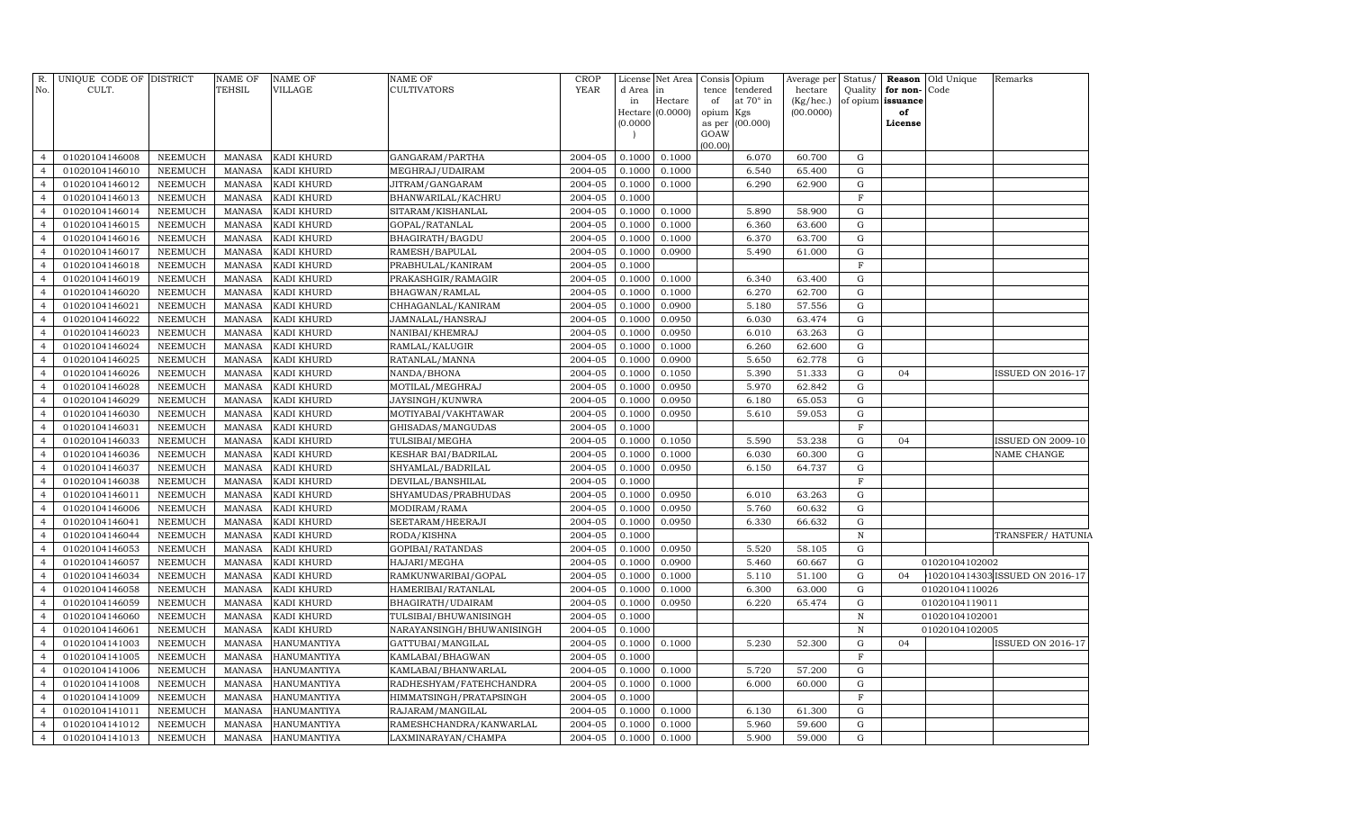| R. No. | UNIQUE CODE OF CULT. | DISTRICT | NAME OF TEHSIL | NAME OF VILLAGE | NAME OF CULTIVATORS | CROP YEAR | License d Area in Hectare (0.0000) | Net Area in Hectare (0.0000) | Consis tence of opium as per GOAW (00.00) | Opium tendered at 70° in Kgs (00.000) | Average per hectare (Kg/hec.) (00.0000) | Status/ Quality of opium | Reason for non-issuance of License | Old Unique Code | Remarks |
|---|---|---|---|---|---|---|---|---|---|---|---|---|---|---|---|
| 4 | 01020104146008 | NEEMUCH | MANASA | KADI KHURD | GANGARAM/PARTHA | 2004-05 | 0.1000 | 0.1000 | | 6.070 | 60.700 | G | | | |
| 4 | 01020104146010 | NEEMUCH | MANASA | KADI KHURD | MEGHRAJ/UDAIRAM | 2004-05 | 0.1000 | 0.1000 | | 6.540 | 65.400 | G | | | |
| 4 | 01020104146012 | NEEMUCH | MANASA | KADI KHURD | JITRAM/GANGARAM | 2004-05 | 0.1000 | 0.1000 | | 6.290 | 62.900 | G | | | |
| 4 | 01020104146013 | NEEMUCH | MANASA | KADI KHURD | BHANWARILAL/KACHRU | 2004-05 | 0.1000 | | | | | F | | | |
| 4 | 01020104146014 | NEEMUCH | MANASA | KADI KHURD | SITARAM/KISHANLAL | 2004-05 | 0.1000 | 0.1000 | | 5.890 | 58.900 | G | | | |
| 4 | 01020104146015 | NEEMUCH | MANASA | KADI KHURD | GOPAL/RATANLAL | 2004-05 | 0.1000 | 0.1000 | | 6.360 | 63.600 | G | | | |
| 4 | 01020104146016 | NEEMUCH | MANASA | KADI KHURD | BHAGIRATH/BAGDU | 2004-05 | 0.1000 | 0.1000 | | 6.370 | 63.700 | G | | | |
| 4 | 01020104146017 | NEEMUCH | MANASA | KADI KHURD | RAMESH/BAPULAL | 2004-05 | 0.1000 | 0.0900 | | 5.490 | 61.000 | G | | | |
| 4 | 01020104146018 | NEEMUCH | MANASA | KADI KHURD | PRABHULAL/KANIRAM | 2004-05 | 0.1000 | | | | | F | | | |
| 4 | 01020104146019 | NEEMUCH | MANASA | KADI KHURD | PRAKASHGIR/RAMAGIR | 2004-05 | 0.1000 | 0.1000 | | 6.340 | 63.400 | G | | | |
| 4 | 01020104146020 | NEEMUCH | MANASA | KADI KHURD | BHAGWAN/RAMLAL | 2004-05 | 0.1000 | 0.1000 | | 6.270 | 62.700 | G | | | |
| 4 | 01020104146021 | NEEMUCH | MANASA | KADI KHURD | CHHAGANLAL/KANIRAM | 2004-05 | 0.1000 | 0.0900 | | 5.180 | 57.556 | G | | | |
| 4 | 01020104146022 | NEEMUCH | MANASA | KADI KHURD | JAMNALAL/HANSRAJ | 2004-05 | 0.1000 | 0.0950 | | 6.030 | 63.474 | G | | | |
| 4 | 01020104146023 | NEEMUCH | MANASA | KADI KHURD | NANIBAI/KHEMRAJ | 2004-05 | 0.1000 | 0.0950 | | 6.010 | 63.263 | G | | | |
| 4 | 01020104146024 | NEEMUCH | MANASA | KADI KHURD | RAMLAL/KALUGIR | 2004-05 | 0.1000 | 0.1000 | | 6.260 | 62.600 | G | | | |
| 4 | 01020104146025 | NEEMUCH | MANASA | KADI KHURD | RATANLAL/MANNA | 2004-05 | 0.1000 | 0.0900 | | 5.650 | 62.778 | G | | | |
| 4 | 01020104146026 | NEEMUCH | MANASA | KADI KHURD | NANDA/BHONA | 2004-05 | 0.1000 | 0.1050 | | 5.390 | 51.333 | G | 04 | | ISSUED ON 2016-17 |
| 4 | 01020104146028 | NEEMUCH | MANASA | KADI KHURD | MOTILAL/MEGHRAJ | 2004-05 | 0.1000 | 0.0950 | | 5.970 | 62.842 | G | | | |
| 4 | 01020104146029 | NEEMUCH | MANASA | KADI KHURD | JAYSINGH/KUNWRA | 2004-05 | 0.1000 | 0.0950 | | 6.180 | 65.053 | G | | | |
| 4 | 01020104146030 | NEEMUCH | MANASA | KADI KHURD | MOTIYABAI/VAKHTAWAR | 2004-05 | 0.1000 | 0.0950 | | 5.610 | 59.053 | G | | | |
| 4 | 01020104146031 | NEEMUCH | MANASA | KADI KHURD | GHISADAS/MANGUDAS | 2004-05 | 0.1000 | | | | | F | | | |
| 4 | 01020104146033 | NEEMUCH | MANASA | KADI KHURD | TULSIBAI/MEGHA | 2004-05 | 0.1000 | 0.1050 | | 5.590 | 53.238 | G | 04 | | ISSUED ON 2009-10 |
| 4 | 01020104146036 | NEEMUCH | MANASA | KADI KHURD | KESHAR BAI/BADRILAL | 2004-05 | 0.1000 | 0.1000 | | 6.030 | 60.300 | G | | | NAME CHANGE |
| 4 | 01020104146037 | NEEMUCH | MANASA | KADI KHURD | SHYAMLAL/BADRILAL | 2004-05 | 0.1000 | 0.0950 | | 6.150 | 64.737 | G | | | |
| 4 | 01020104146038 | NEEMUCH | MANASA | KADI KHURD | DEVILAL/BANSHILAL | 2004-05 | 0.1000 | | | | | F | | | |
| 4 | 01020104146011 | NEEMUCH | MANASA | KADI KHURD | SHYAMUDAS/PRABHUDAS | 2004-05 | 0.1000 | 0.0950 | | 6.010 | 63.263 | G | | | |
| 4 | 01020104146006 | NEEMUCH | MANASA | KADI KHURD | MODIRAM/RAMA | 2004-05 | 0.1000 | 0.0950 | | 5.760 | 60.632 | G | | | |
| 4 | 01020104146041 | NEEMUCH | MANASA | KADI KHURD | SEETARAM/HEERAJI | 2004-05 | 0.1000 | 0.0950 | | 6.330 | 66.632 | G | | | |
| 4 | 01020104146044 | NEEMUCH | MANASA | KADI KHURD | RODA/KISHNA | 2004-05 | 0.1000 | | | | | N | | | TRANSFER/ HATUNIA |
| 4 | 01020104146053 | NEEMUCH | MANASA | KADI KHURD | GOPIBAI/RATANDAS | 2004-05 | 0.1000 | 0.0950 | | 5.520 | 58.105 | G | | | |
| 4 | 01020104146057 | NEEMUCH | MANASA | KADI KHURD | HAJARI/MEGHA | 2004-05 | 0.1000 | 0.0900 | | 5.460 | 60.667 | G | | 01020104102002 | |
| 4 | 01020104146034 | NEEMUCH | MANASA | KADI KHURD | RAMKUNWARIBAI/GOPAL | 2004-05 | 0.1000 | 0.1000 | | 5.110 | 51.100 | G | 04 | 1020104143031 | ISSUED ON 2016-17 |
| 4 | 01020104146058 | NEEMUCH | MANASA | KADI KHURD | HAMERIBAI/RATANLAL | 2004-05 | 0.1000 | 0.1000 | | 6.300 | 63.000 | G | | 01020104110026 | |
| 4 | 01020104146059 | NEEMUCH | MANASA | KADI KHURD | BHAGIRATH/UDAIRAM | 2004-05 | 0.1000 | 0.0950 | | 6.220 | 65.474 | G | | 01020104119011 | |
| 4 | 01020104146060 | NEEMUCH | MANASA | KADI KHURD | TULSIBAI/BHUWANISINGH | 2004-05 | 0.1000 | | | | | N | | 01020104102001 | |
| 4 | 01020104146061 | NEEMUCH | MANASA | KADI KHURD | NARAYANSINGH/BHUWANISINGH | 2004-05 | 0.1000 | | | | | N | | 01020104102005 | |
| 4 | 01020104141003 | NEEMUCH | MANASA | HANUMANTIYA | GATTUBAI/MANGILAL | 2004-05 | 0.1000 | 0.1000 | | 5.230 | 52.300 | G | 04 | | ISSUED ON 2016-17 |
| 4 | 01020104141005 | NEEMUCH | MANASA | HANUMANTIYA | KAMLABAI/BHAGWAN | 2004-05 | 0.1000 | | | | | F | | | |
| 4 | 01020104141006 | NEEMUCH | MANASA | HANUMANTIYA | KAMLABAI/BHANWARLAL | 2004-05 | 0.1000 | 0.1000 | | 5.720 | 57.200 | G | | | |
| 4 | 01020104141008 | NEEMUCH | MANASA | HANUMANTIYA | RADHESHYAM/FATEHCHANDRA | 2004-05 | 0.1000 | 0.1000 | | 6.000 | 60.000 | G | | | |
| 4 | 01020104141009 | NEEMUCH | MANASA | HANUMANTIYA | HIMMATSINGH/PRATAPSINGH | 2004-05 | 0.1000 | | | | | F | | | |
| 4 | 01020104141011 | NEEMUCH | MANASA | HANUMANTIYA | RAJARAM/MANGILAL | 2004-05 | 0.1000 | 0.1000 | | 6.130 | 61.300 | G | | | |
| 4 | 01020104141012 | NEEMUCH | MANASA | HANUMANTIYA | RAMESHCHANDRA/KANWARLAL | 2004-05 | 0.1000 | 0.1000 | | 5.960 | 59.600 | G | | | |
| 4 | 01020104141013 | NEEMUCH | MANASA | HANUMANTIYA | LAXMINARAYAN/CHAMPA | 2004-05 | 0.1000 | 0.1000 | | 5.900 | 59.000 | G | | | |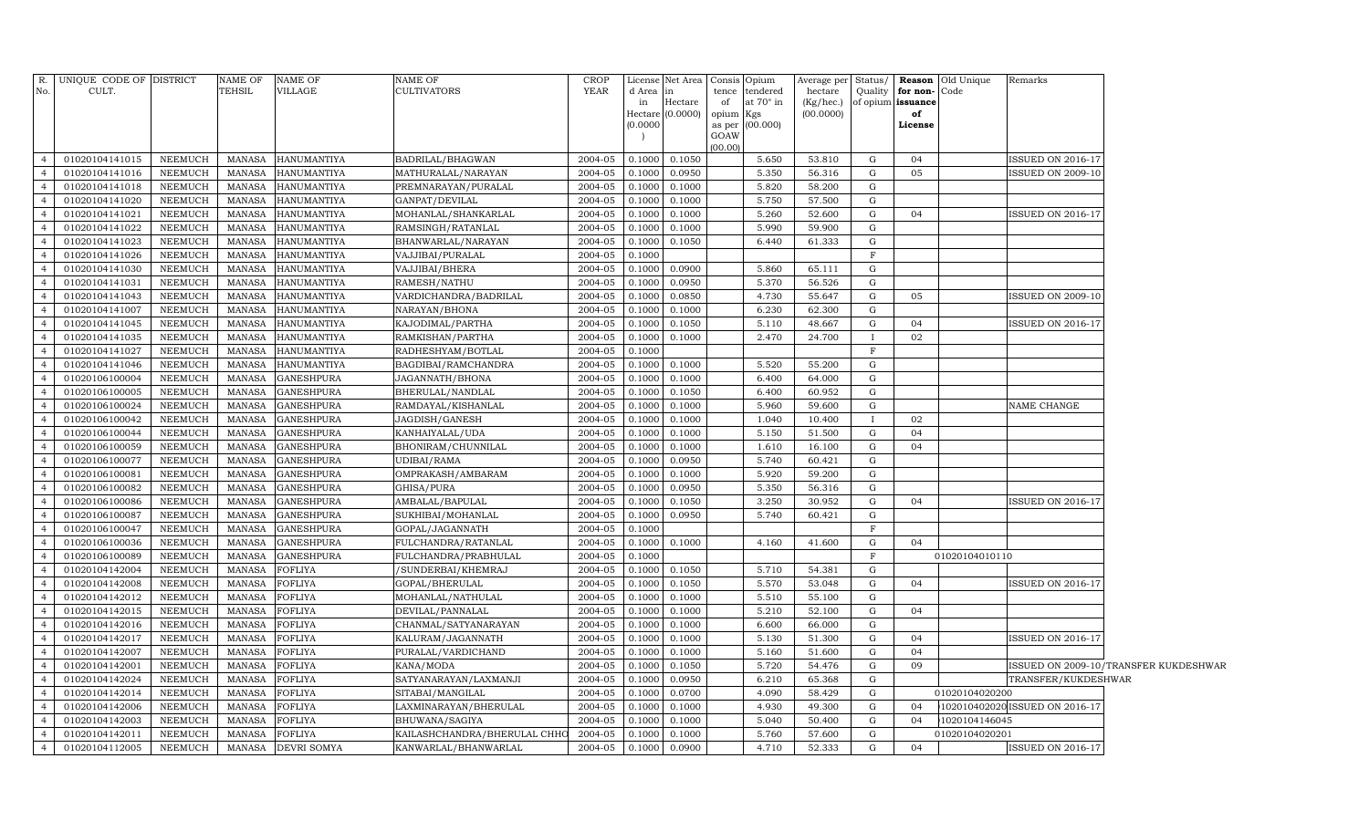| R. No. | UNIQUE CODE OF CULT. | DISTRICT | NAME OF TEHSIL | NAME OF VILLAGE | NAME OF CULTIVATORS | CROP YEAR | License d Area in Hectare (0.0000) | Net Area in Hectare (0.0000) | Consis tence of opium as per GOAW (00.00) | Opium tendered at 70° in Kgs (00.000) | Average per hectare (Kg/hec.) (00.0000) | Status/ Quality of opium | Reason for non-issuance of License | Old Unique Code | Remarks |
|---|---|---|---|---|---|---|---|---|---|---|---|---|---|---|---|
| 4 | 01020104141015 | NEEMUCH | MANASA | HANUMANTIYA | BADRILAL/BHAGWAN | 2004-05 | 0.1000 | 0.1050 | | 5.650 | 53.810 | G | 04 | | ISSUED ON 2016-17 |
| 4 | 01020104141016 | NEEMUCH | MANASA | HANUMANTIYA | MATHURALAL/NARAYAN | 2004-05 | 0.1000 | 0.0950 | | 5.350 | 56.316 | G | 05 | | ISSUED ON 2009-10 |
| 4 | 01020104141018 | NEEMUCH | MANASA | HANUMANTIYA | PREMNARAYAN/PURALAL | 2004-05 | 0.1000 | 0.1000 | | 5.820 | 58.200 | G | | | |
| 4 | 01020104141020 | NEEMUCH | MANASA | HANUMANTIYA | GANPAT/DEVILAL | 2004-05 | 0.1000 | 0.1000 | | 5.750 | 57.500 | G | | | |
| 4 | 01020104141021 | NEEMUCH | MANASA | HANUMANTIYA | MOHANLAL/SHANKARLAL | 2004-05 | 0.1000 | 0.1000 | | 5.260 | 52.600 | G | 04 | | ISSUED ON 2016-17 |
| 4 | 01020104141022 | NEEMUCH | MANASA | HANUMANTIYA | RAMSINGH/RATANLAL | 2004-05 | 0.1000 | 0.1000 | | 5.990 | 59.900 | G | | | |
| 4 | 01020104141023 | NEEMUCH | MANASA | HANUMANTIYA | BHANWARLAL/NARAYAN | 2004-05 | 0.1000 | 0.1050 | | 6.440 | 61.333 | G | | | |
| 4 | 01020104141026 | NEEMUCH | MANASA | HANUMANTIYA | VAJJIBAI/PURALAL | 2004-05 | 0.1000 | | | | | F | | | |
| 4 | 01020104141030 | NEEMUCH | MANASA | HANUMANTIYA | VAJJIBAI/BHERA | 2004-05 | 0.1000 | 0.0900 | | 5.860 | 65.111 | G | | | |
| 4 | 01020104141031 | NEEMUCH | MANASA | HANUMANTIYA | RAMESH/NATHU | 2004-05 | 0.1000 | 0.0950 | | 5.370 | 56.526 | G | | | |
| 4 | 01020104141043 | NEEMUCH | MANASA | HANUMANTIYA | VARDICHANDRA/BADRILAL | 2004-05 | 0.1000 | 0.0850 | | 4.730 | 55.647 | G | 05 | | ISSUED ON 2009-10 |
| 4 | 01020104141007 | NEEMUCH | MANASA | HANUMANTIYA | NARAYAN/BHONA | 2004-05 | 0.1000 | 0.1000 | | 6.230 | 62.300 | G | | | |
| 4 | 01020104141045 | NEEMUCH | MANASA | HANUMANTIYA | KAJODIMAL/PARTHA | 2004-05 | 0.1000 | 0.1050 | | 5.110 | 48.667 | G | 04 | | ISSUED ON 2016-17 |
| 4 | 01020104141035 | NEEMUCH | MANASA | HANUMANTIYA | RAMKISHAN/PARTHA | 2004-05 | 0.1000 | 0.1000 | | 2.470 | 24.700 | I | 02 | | |
| 4 | 01020104141027 | NEEMUCH | MANASA | HANUMANTIYA | RADHESHYAM/BOTLAL | 2004-05 | 0.1000 | | | | | F | | | |
| 4 | 01020104141046 | NEEMUCH | MANASA | HANUMANTIYA | BAGDIBAI/RAMCHANDRA | 2004-05 | 0.1000 | 0.1000 | | 5.520 | 55.200 | G | | | |
| 4 | 01020106100004 | NEEMUCH | MANASA | GANESHPURA | JAGANNATH/BHONA | 2004-05 | 0.1000 | 0.1000 | | 6.400 | 64.000 | G | | | |
| 4 | 01020106100005 | NEEMUCH | MANASA | GANESHPURA | BHERULAL/NANDLAL | 2004-05 | 0.1000 | 0.1050 | | 6.400 | 60.952 | G | | | |
| 4 | 01020106100024 | NEEMUCH | MANASA | GANESHPURA | RAMDAYAL/KISHANLAL | 2004-05 | 0.1000 | 0.1000 | | 5.960 | 59.600 | G | | | NAME CHANGE |
| 4 | 01020106100042 | NEEMUCH | MANASA | GANESHPURA | JAGDISH/GANESH | 2004-05 | 0.1000 | 0.1000 | | 1.040 | 10.400 | I | 02 | | |
| 4 | 01020106100044 | NEEMUCH | MANASA | GANESHPURA | KANHAIYALAL/UDA | 2004-05 | 0.1000 | 0.1000 | | 5.150 | 51.500 | G | 04 | | |
| 4 | 01020106100059 | NEEMUCH | MANASA | GANESHPURA | BHONIRAM/CHUNNILAL | 2004-05 | 0.1000 | 0.1000 | | 1.610 | 16.100 | G | 04 | | |
| 4 | 01020106100077 | NEEMUCH | MANASA | GANESHPURA | UDIBAI/RAMA | 2004-05 | 0.1000 | 0.0950 | | 5.740 | 60.421 | G | | | |
| 4 | 01020106100081 | NEEMUCH | MANASA | GANESHPURA | OMPRAKASH/AMBARAM | 2004-05 | 0.1000 | 0.1000 | | 5.920 | 59.200 | G | | | |
| 4 | 01020106100082 | NEEMUCH | MANASA | GANESHPURA | GHISA/PURA | 2004-05 | 0.1000 | 0.0950 | | 5.350 | 56.316 | G | | | |
| 4 | 01020106100086 | NEEMUCH | MANASA | GANESHPURA | AMBALAL/BAPULAL | 2004-05 | 0.1000 | 0.1050 | | 3.250 | 30.952 | G | 04 | | ISSUED ON 2016-17 |
| 4 | 01020106100087 | NEEMUCH | MANASA | GANESHPURA | SUKHIBAI/MOHANLAL | 2004-05 | 0.1000 | 0.0950 | | 5.740 | 60.421 | G | | | |
| 4 | 01020106100047 | NEEMUCH | MANASA | GANESHPURA | GOPAL/JAGANNATH | 2004-05 | 0.1000 | | | | | F | | | |
| 4 | 01020106100036 | NEEMUCH | MANASA | GANESHPURA | FULCHANDRA/RATANLAL | 2004-05 | 0.1000 | 0.1000 | | 4.160 | 41.600 | G | 04 | | |
| 4 | 01020106100089 | NEEMUCH | MANASA | GANESHPURA | FULCHANDRA/PRABHULAL | 2004-05 | 0.1000 | | | | | F | | 01020104010110 | |
| 4 | 01020104142004 | NEEMUCH | MANASA | FOFLIYA | /SUNDERBAI/KHEMRAJ | 2004-05 | 0.1000 | 0.1050 | | 5.710 | 54.381 | G | | | |
| 4 | 01020104142008 | NEEMUCH | MANASA | FOFLIYA | GOPAL/BHERULAL | 2004-05 | 0.1000 | 0.1050 | | 5.570 | 53.048 | G | 04 | | ISSUED ON 2016-17 |
| 4 | 01020104142012 | NEEMUCH | MANASA | FOFLIYA | MOHANLAL/NATHULAL | 2004-05 | 0.1000 | 0.1000 | | 5.510 | 55.100 | G | | | |
| 4 | 01020104142015 | NEEMUCH | MANASA | FOFLIYA | DEVILAL/PANNALAL | 2004-05 | 0.1000 | 0.1000 | | 5.210 | 52.100 | G | 04 | | |
| 4 | 01020104142016 | NEEMUCH | MANASA | FOFLIYA | CHANMAL/SATYANARAYAN | 2004-05 | 0.1000 | 0.1000 | | 6.600 | 66.000 | G | | | |
| 4 | 01020104142017 | NEEMUCH | MANASA | FOFLIYA | KALURAM/JAGANNATH | 2004-05 | 0.1000 | 0.1000 | | 5.130 | 51.300 | G | 04 | | ISSUED ON 2016-17 |
| 4 | 01020104142007 | NEEMUCH | MANASA | FOFLIYA | PURALAL/VARDICHAND | 2004-05 | 0.1000 | 0.1000 | | 5.160 | 51.600 | G | 04 | | |
| 4 | 01020104142001 | NEEMUCH | MANASA | FOFLIYA | KANA/MODA | 2004-05 | 0.1000 | 0.1050 | | 5.720 | 54.476 | G | 09 | | ISSUED ON 2009-10/TRANSFER KUKDESHWAR |
| 4 | 01020104142024 | NEEMUCH | MANASA | FOFLIYA | SATYANARAYAN/LAXMANJI | 2004-05 | 0.1000 | 0.0950 | | 6.210 | 65.368 | G | | | TRANSFER/KUKDESHWAR |
| 4 | 01020104142014 | NEEMUCH | MANASA | FOFLIYA | SITABAI/MANGILAL | 2004-05 | 0.1000 | 0.0700 | | 4.090 | 58.429 | G | | 01020104020200 | |
| 4 | 01020104142006 | NEEMUCH | MANASA | FOFLIYA | LAXMINARAYAN/BHERULAL | 2004-05 | 0.1000 | 0.1000 | | 4.930 | 49.300 | G | 04 | 1020104020200 | ISSUED ON 2016-17 |
| 4 | 01020104142003 | NEEMUCH | MANASA | FOFLIYA | BHUWANA/SAGIYA | 2004-05 | 0.1000 | 0.1000 | | 5.040 | 50.400 | G | 04 | 1020104146045 | |
| 4 | 01020104142011 | NEEMUCH | MANASA | FOFLIYA | KAILASHCHANDRA/BHERULAL CHHO | 2004-05 | 0.1000 | 0.1000 | | 5.760 | 57.600 | G | | 01020104020201 | |
| 4 | 01020104112005 | NEEMUCH | MANASA | DEVRI SOMYA | KANWARLAL/BHANWARLAL | 2004-05 | 0.1000 | 0.0900 | | 4.710 | 52.333 | G | 04 | | ISSUED ON 2016-17 |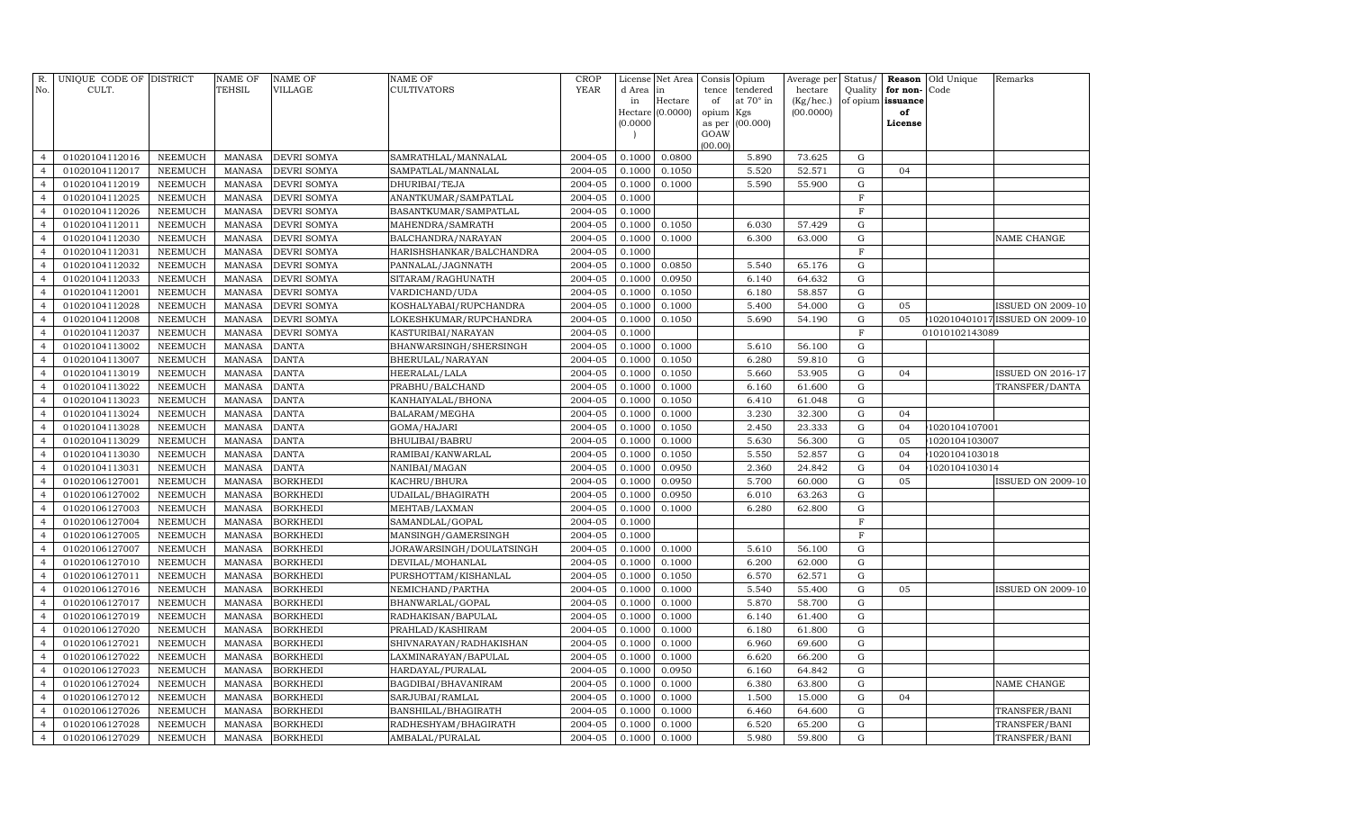| R. No. | UNIQUE CODE OF CULT. | DISTRICT | NAME OF TEHSIL | NAME OF VILLAGE | NAME OF CULTIVATORS | CROP YEAR | License d Area in Hectare (0.0000) | Net Area in Hectare (0.0000) | Consis tence of opium as per GOAW (00.00) | Opium tendered at 70° in Kgs (00.000) | Average per hectare (Kg/hec.) (00.0000) | Status/ Quality of opium | Reason for non-issuance of License | Old Unique Code | Remarks |
|---|---|---|---|---|---|---|---|---|---|---|---|---|---|---|---|
| 4 | 01020104112016 | NEEMUCH | MANASA | DEVRI SOMYA | SAMRATHLAL/MANNALAL | 2004-05 | 0.1000 | 0.0800 | | 5.890 | 73.625 | G | | | |
| 4 | 01020104112017 | NEEMUCH | MANASA | DEVRI SOMYA | SAMPATLAL/MANNALAL | 2004-05 | 0.1000 | 0.1050 | | 5.520 | 52.571 | G | 04 | | |
| 4 | 01020104112019 | NEEMUCH | MANASA | DEVRI SOMYA | DHURIBAI/TEJA | 2004-05 | 0.1000 | 0.1000 | | 5.590 | 55.900 | G | | | |
| 4 | 01020104112025 | NEEMUCH | MANASA | DEVRI SOMYA | ANANTKUMAR/SAMPATLAL | 2004-05 | 0.1000 | | | | | F | | | |
| 4 | 01020104112026 | NEEMUCH | MANASA | DEVRI SOMYA | BASANTKUMAR/SAMPATLAL | 2004-05 | 0.1000 | | | | | F | | | |
| 4 | 01020104112011 | NEEMUCH | MANASA | DEVRI SOMYA | MAHENDRA/SAMRATH | 2004-05 | 0.1000 | 0.1050 | | 6.030 | 57.429 | G | | | |
| 4 | 01020104112030 | NEEMUCH | MANASA | DEVRI SOMYA | BALCHANDRA/NARAYAN | 2004-05 | 0.1000 | 0.1000 | | 6.300 | 63.000 | G | | | NAME CHANGE |
| 4 | 01020104112031 | NEEMUCH | MANASA | DEVRI SOMYA | HARISHSHANKAR/BALCHANDRA | 2004-05 | 0.1000 | | | | | F | | | |
| 4 | 01020104112032 | NEEMUCH | MANASA | DEVRI SOMYA | PANNALAL/JAGNNATH | 2004-05 | 0.1000 | 0.0850 | | 5.540 | 65.176 | G | | | |
| 4 | 01020104112033 | NEEMUCH | MANASA | DEVRI SOMYA | SITARAM/RAGHUNATH | 2004-05 | 0.1000 | 0.0950 | | 6.140 | 64.632 | G | | | |
| 4 | 01020104112001 | NEEMUCH | MANASA | DEVRI SOMYA | VARDICHAND/UDA | 2004-05 | 0.1000 | 0.1050 | | 6.180 | 58.857 | G | | | |
| 4 | 01020104112028 | NEEMUCH | MANASA | DEVRI SOMYA | KOSHALYABAI/RUPCHANDRA | 2004-05 | 0.1000 | 0.1000 | | 5.400 | 54.000 | G | 05 | | ISSUED ON 2009-10 |
| 4 | 01020104112008 | NEEMUCH | MANASA | DEVRI SOMYA | LOKESHKUMAR/RUPCHANDRA | 2004-05 | 0.1000 | 0.1050 | | 5.690 | 54.190 | G | 05 | 102010401017 | ISSUED ON 2009-10 |
| 4 | 01020104112037 | NEEMUCH | MANASA | DEVRI SOMYA | KASTURIBAI/NARAYAN | 2004-05 | 0.1000 | | | | | F | | 01010102143089 | |
| 4 | 01020104113002 | NEEMUCH | MANASA | DANTA | BHANWARSINGH/SHERSINGH | 2004-05 | 0.1000 | 0.1000 | | 5.610 | 56.100 | G | | | |
| 4 | 01020104113007 | NEEMUCH | MANASA | DANTA | BHERULAL/NARAYAN | 2004-05 | 0.1000 | 0.1050 | | 6.280 | 59.810 | G | | | |
| 4 | 01020104113019 | NEEMUCH | MANASA | DANTA | HEERALAL/LALA | 2004-05 | 0.1000 | 0.1050 | | 5.660 | 53.905 | G | 04 | | ISSUED ON 2016-17 |
| 4 | 01020104113022 | NEEMUCH | MANASA | DANTA | PRABHU/BALCHAND | 2004-05 | 0.1000 | 0.1000 | | 6.160 | 61.600 | G | | | TRANSFER/DANTA |
| 4 | 01020104113023 | NEEMUCH | MANASA | DANTA | KANHAIYALAL/BHONA | 2004-05 | 0.1000 | 0.1050 | | 6.410 | 61.048 | G | | | |
| 4 | 01020104113024 | NEEMUCH | MANASA | DANTA | BALARAM/MEGHA | 2004-05 | 0.1000 | 0.1000 | | 3.230 | 32.300 | G | 04 | | |
| 4 | 01020104113028 | NEEMUCH | MANASA | DANTA | GOMA/HAJARI | 2004-05 | 0.1000 | 0.1050 | | 2.450 | 23.333 | G | 04 | 1020104107001 | |
| 4 | 01020104113029 | NEEMUCH | MANASA | DANTA | BHULIBAI/BABRU | 2004-05 | 0.1000 | 0.1000 | | 5.630 | 56.300 | G | 05 | 1020104103007 | |
| 4 | 01020104113030 | NEEMUCH | MANASA | DANTA | RAMIBAI/KANWARLAL | 2004-05 | 0.1000 | 0.1050 | | 5.550 | 52.857 | G | 04 | 1020104103018 | |
| 4 | 01020104113031 | NEEMUCH | MANASA | DANTA | NANIBAI/MAGAN | 2004-05 | 0.1000 | 0.0950 | | 2.360 | 24.842 | G | 04 | 1020104103014 | |
| 4 | 01020106127001 | NEEMUCH | MANASA | BORKHEDI | KACHRU/BHURA | 2004-05 | 0.1000 | 0.0950 | | 5.700 | 60.000 | G | 05 | | ISSUED ON 2009-10 |
| 4 | 01020106127002 | NEEMUCH | MANASA | BORKHEDI | UDAILAL/BHAGIRATH | 2004-05 | 0.1000 | 0.0950 | | 6.010 | 63.263 | G | | | |
| 4 | 01020106127003 | NEEMUCH | MANASA | BORKHEDI | MEHTAB/LAXMAN | 2004-05 | 0.1000 | 0.1000 | | 6.280 | 62.800 | G | | | |
| 4 | 01020106127004 | NEEMUCH | MANASA | BORKHEDI | SAMANDLAL/GOPAL | 2004-05 | 0.1000 | | | | | F | | | |
| 4 | 01020106127005 | NEEMUCH | MANASA | BORKHEDI | MANSINGH/GAMERSINGH | 2004-05 | 0.1000 | | | | | F | | | |
| 4 | 01020106127007 | NEEMUCH | MANASA | BORKHEDI | JORAWARSINGH/DOULATSINGH | 2004-05 | 0.1000 | 0.1000 | | 5.610 | 56.100 | G | | | |
| 4 | 01020106127010 | NEEMUCH | MANASA | BORKHEDI | DEVILAL/MOHANLAL | 2004-05 | 0.1000 | 0.1000 | | 6.200 | 62.000 | G | | | |
| 4 | 01020106127011 | NEEMUCH | MANASA | BORKHEDI | PURSHOTTAM/KISHANLAL | 2004-05 | 0.1000 | 0.1050 | | 6.570 | 62.571 | G | | | |
| 4 | 01020106127016 | NEEMUCH | MANASA | BORKHEDI | NEMICHAND/PARTHA | 2004-05 | 0.1000 | 0.1000 | | 5.540 | 55.400 | G | 05 | | ISSUED ON 2009-10 |
| 4 | 01020106127017 | NEEMUCH | MANASA | BORKHEDI | BHANWARLAL/GOPAL | 2004-05 | 0.1000 | 0.1000 | | 5.870 | 58.700 | G | | | |
| 4 | 01020106127019 | NEEMUCH | MANASA | BORKHEDI | RADHAKISAN/BAPULAL | 2004-05 | 0.1000 | 0.1000 | | 6.140 | 61.400 | G | | | |
| 4 | 01020106127020 | NEEMUCH | MANASA | BORKHEDI | PRAHLAD/KASHIRAM | 2004-05 | 0.1000 | 0.1000 | | 6.180 | 61.800 | G | | | |
| 4 | 01020106127021 | NEEMUCH | MANASA | BORKHEDI | SHIVNARAYAN/RADHAKISHAN | 2004-05 | 0.1000 | 0.1000 | | 6.960 | 69.600 | G | | | |
| 4 | 01020106127022 | NEEMUCH | MANASA | BORKHEDI | LAXMINARAYAN/BAPULAL | 2004-05 | 0.1000 | 0.1000 | | 6.620 | 66.200 | G | | | |
| 4 | 01020106127023 | NEEMUCH | MANASA | BORKHEDI | HARDAYAL/PURALAL | 2004-05 | 0.1000 | 0.0950 | | 6.160 | 64.842 | G | | | |
| 4 | 01020106127024 | NEEMUCH | MANASA | BORKHEDI | BAGDIBAI/BHAVANIRAM | 2004-05 | 0.1000 | 0.1000 | | 6.380 | 63.800 | G | | | NAME CHANGE |
| 4 | 01020106127012 | NEEMUCH | MANASA | BORKHEDI | SARJUBAI/RAMLAL | 2004-05 | 0.1000 | 0.1000 | | 1.500 | 15.000 | G | 04 | | |
| 4 | 01020106127026 | NEEMUCH | MANASA | BORKHEDI | BANSHILAL/BHAGIRATH | 2004-05 | 0.1000 | 0.1000 | | 6.460 | 64.600 | G | | | TRANSFER/BANI |
| 4 | 01020106127028 | NEEMUCH | MANASA | BORKHEDI | RADHESHYAM/BHAGIRATH | 2004-05 | 0.1000 | 0.1000 | | 6.520 | 65.200 | G | | | TRANSFER/BANI |
| 4 | 01020106127029 | NEEMUCH | MANASA | BORKHEDI | AMBALAL/PURALAL | 2004-05 | 0.1000 | 0.1000 | | 5.980 | 59.800 | G | | | TRANSFER/BANI |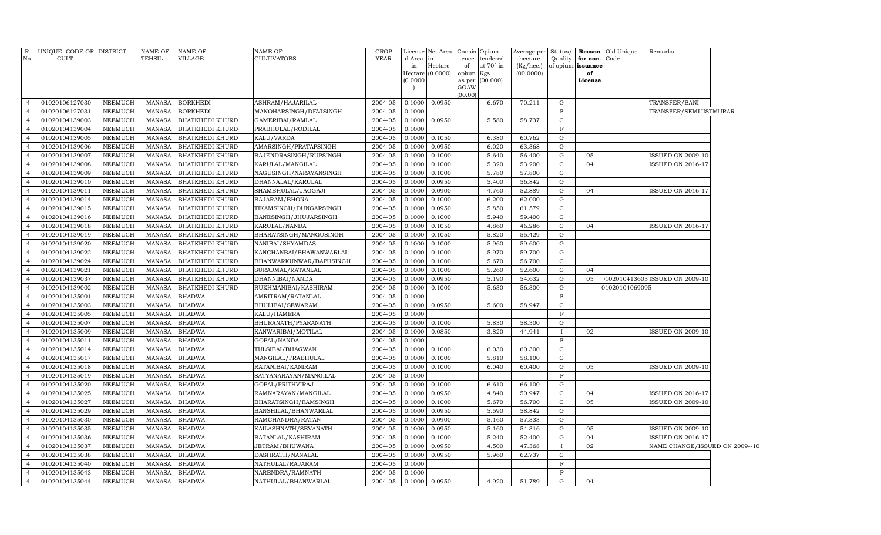| R. No. | UNIQUE CODE OF CULT. | DISTRICT | NAME OF TEHSIL | NAME OF VILLAGE | NAME OF CULTIVATORS | CROP YEAR | License d Area in Hectare (0.0000) | Net Area in Hectare (0.0000) | Consis tence of opium as per GOAW (00.00) | Opium tendered at 70° in Kgs (00.000) | Average per hectare (Kg/hec.) (00.0000) | Status/ Quality of opium | Reason for non-issuance of License | Old Unique Code | Remarks |
|---|---|---|---|---|---|---|---|---|---|---|---|---|---|---|---|
| 4 | 01020106127030 | NEEMUCH | MANASA | BORKHEDI | ASHRAM/HAJARILAL | 2004-05 | 0.1000 | 0.0950 | | 6.670 | 70.211 | G | | | TRANSFER/BANI |
| 4 | 01020106127031 | NEEMUCH | MANASA | BORKHEDI | MANOHARSINGH/DEVISINGH | 2004-05 | 0.1000 | | | | | F | | | TRANSFER/SEMLIISTMURAR |
| 4 | 01020104139003 | NEEMUCH | MANASA | BHATKHEDI KHURD | GAMERIBAI/RAMLAL | 2004-05 | 0.1000 | 0.0950 | | 5.580 | 58.737 | G | | | |
| 4 | 01020104139004 | NEEMUCH | MANASA | BHATKHEDI KHURD | PRABHULAL/RODILAL | 2004-05 | 0.1000 | | | | | F | | | |
| 4 | 01020104139005 | NEEMUCH | MANASA | BHATKHEDI KHURD | KALU/VARDA | 2004-05 | 0.1000 | 0.1050 | | 6.380 | 60.762 | G | | | |
| 4 | 01020104139006 | NEEMUCH | MANASA | BHATKHEDI KHURD | AMARSINGH/PRATAPSINGH | 2004-05 | 0.1000 | 0.0950 | | 6.020 | 63.368 | G | | | |
| 4 | 01020104139007 | NEEMUCH | MANASA | BHATKHEDI KHURD | RAJENDRASINGH/RUPSINGH | 2004-05 | 0.1000 | 0.1000 | | 5.640 | 56.400 | G | 05 | | ISSUED ON 2009-10 |
| 4 | 01020104139008 | NEEMUCH | MANASA | BHATKHEDI KHURD | KARULAL/MANGILAL | 2004-05 | 0.1000 | 0.1000 | | 5.320 | 53.200 | G | 04 | | ISSUED ON 2016-17 |
| 4 | 01020104139009 | NEEMUCH | MANASA | BHATKHEDI KHURD | NAGUSINGH/NARAYANSINGH | 2004-05 | 0.1000 | 0.1000 | | 5.780 | 57.800 | G | | | |
| 4 | 01020104139010 | NEEMUCH | MANASA | BHATKHEDI KHURD | DHANNALAL/KARULAL | 2004-05 | 0.1000 | 0.0950 | | 5.400 | 56.842 | G | | | |
| 4 | 01020104139011 | NEEMUCH | MANASA | BHATKHEDI KHURD | SHAMBHULAL/JAGGAJI | 2004-05 | 0.1000 | 0.0900 | | 4.760 | 52.889 | G | 04 | | ISSUED ON 2016-17 |
| 4 | 01020104139014 | NEEMUCH | MANASA | BHATKHEDI KHURD | RAJARAM/BHONA | 2004-05 | 0.1000 | 0.1000 | | 6.200 | 62.000 | G | | | |
| 4 | 01020104139015 | NEEMUCH | MANASA | BHATKHEDI KHURD | TIKAMSINGH/DUNGARSINGH | 2004-05 | 0.1000 | 0.0950 | | 5.850 | 61.579 | G | | | |
| 4 | 01020104139016 | NEEMUCH | MANASA | BHATKHEDI KHURD | BANESINGH/JHUJARSINGH | 2004-05 | 0.1000 | 0.1000 | | 5.940 | 59.400 | G | | | |
| 4 | 01020104139018 | NEEMUCH | MANASA | BHATKHEDI KHURD | KARULAL/NANDA | 2004-05 | 0.1000 | 0.1050 | | 4.860 | 46.286 | G | 04 | | ISSUED ON 2016-17 |
| 4 | 01020104139019 | NEEMUCH | MANASA | BHATKHEDI KHURD | BHARATSINGH/MANGUSINGH | 2004-05 | 0.1000 | 0.1050 | | 5.820 | 55.429 | G | | | |
| 4 | 01020104139020 | NEEMUCH | MANASA | BHATKHEDI KHURD | NANIBAI/SHYAMDAS | 2004-05 | 0.1000 | 0.1000 | | 5.960 | 59.600 | G | | | |
| 4 | 01020104139022 | NEEMUCH | MANASA | BHATKHEDI KHURD | KANCHANBAI/BHAWANWARLAL | 2004-05 | 0.1000 | 0.1000 | | 5.970 | 59.700 | G | | | |
| 4 | 01020104139024 | NEEMUCH | MANASA | BHATKHEDI KHURD | BHANWARKUNWAR/BAPUSINGH | 2004-05 | 0.1000 | 0.1000 | | 5.670 | 56.700 | G | | | |
| 4 | 01020104139021 | NEEMUCH | MANASA | BHATKHEDI KHURD | SURAJMAL/RATANLAL | 2004-05 | 0.1000 | 0.1000 | | 5.260 | 52.600 | G | 04 | | |
| 4 | 01020104139037 | NEEMUCH | MANASA | BHATKHEDI KHURD | DHANNIBAI/NANDA | 2004-05 | 0.1000 | 0.0950 | | 5.190 | 54.632 | G | 05 | 102010413603 | ISSUED ON 2009-10 |
| 4 | 01020104139002 | NEEMUCH | MANASA | BHATKHEDI KHURD | RUKHMANIBAI/KASHIRAM | 2004-05 | 0.1000 | 0.1000 | | 5.630 | 56.300 | G | | 01020104069095 | |
| 4 | 01020104135001 | NEEMUCH | MANASA | BHADWA | AMRITRAM/RATANLAL | 2004-05 | 0.1000 | | | | | F | | | |
| 4 | 01020104135003 | NEEMUCH | MANASA | BHADWA | BHULIBAI/SEWARAM | 2004-05 | 0.1000 | 0.0950 | | 5.600 | 58.947 | G | | | |
| 4 | 01020104135005 | NEEMUCH | MANASA | BHADWA | KALU/HAMERA | 2004-05 | 0.1000 | | | | | F | | | |
| 4 | 01020104135007 | NEEMUCH | MANASA | BHADWA | BHURANATH/PYARANATH | 2004-05 | 0.1000 | 0.1000 | | 5.830 | 58.300 | G | | | |
| 4 | 01020104135009 | NEEMUCH | MANASA | BHADWA | KANWARIBAI/MOTILAL | 2004-05 | 0.1000 | 0.0850 | | 3.820 | 44.941 | I | 02 | | ISSUED ON 2009-10 |
| 4 | 01020104135011 | NEEMUCH | MANASA | BHADWA | GOPAL/NANDA | 2004-05 | 0.1000 | | | | | F | | | |
| 4 | 01020104135014 | NEEMUCH | MANASA | BHADWA | TULSIBAI/BHAGWAN | 2004-05 | 0.1000 | 0.1000 | | 6.030 | 60.300 | G | | | |
| 4 | 01020104135017 | NEEMUCH | MANASA | BHADWA | MANGILAL/PRABHULAL | 2004-05 | 0.1000 | 0.1000 | | 5.810 | 58.100 | G | | | |
| 4 | 01020104135018 | NEEMUCH | MANASA | BHADWA | RATANIBAI/KANIRAM | 2004-05 | 0.1000 | 0.1000 | | 6.040 | 60.400 | G | 05 | | ISSUED ON 2009-10 |
| 4 | 01020104135019 | NEEMUCH | MANASA | BHADWA | SATYANARAYAN/MANGILAL | 2004-05 | 0.1000 | | | | | F | | | |
| 4 | 01020104135020 | NEEMUCH | MANASA | BHADWA | GOPAL/PRITHVIRAJ | 2004-05 | 0.1000 | 0.1000 | | 6.610 | 66.100 | G | | | |
| 4 | 01020104135025 | NEEMUCH | MANASA | BHADWA | RAMNARAYAN/MANGILAL | 2004-05 | 0.1000 | 0.0950 | | 4.840 | 50.947 | G | 04 | | ISSUED ON 2016-17 |
| 4 | 01020104135027 | NEEMUCH | MANASA | BHADWA | BHARATSINGH/RAMSINGH | 2004-05 | 0.1000 | 0.1000 | | 5.670 | 56.700 | G | 05 | | ISSUED ON 2009-10 |
| 4 | 01020104135029 | NEEMUCH | MANASA | BHADWA | BANSHILAL/BHANWARLAL | 2004-05 | 0.1000 | 0.0950 | | 5.590 | 58.842 | G | | | |
| 4 | 01020104135030 | NEEMUCH | MANASA | BHADWA | RAMCHANDRA/RATAN | 2004-05 | 0.1000 | 0.0900 | | 5.160 | 57.333 | G | | | |
| 4 | 01020104135035 | NEEMUCH | MANASA | BHADWA | KAILASHNATH/SEVANATH | 2004-05 | 0.1000 | 0.0950 | | 5.160 | 54.316 | G | 05 | | ISSUED ON 2009-10 |
| 4 | 01020104135036 | NEEMUCH | MANASA | BHADWA | RATANLAL/KASHIRAM | 2004-05 | 0.1000 | 0.1000 | | 5.240 | 52.400 | G | 04 | | ISSUED ON 2016-17 |
| 4 | 01020104135037 | NEEMUCH | MANASA | BHADWA | JETRAM/BHUWANA | 2004-05 | 0.1000 | 0.0950 | | 4.500 | 47.368 | I | 02 | | NAME CHANGE/ISSUED ON 2009--10 |
| 4 | 01020104135038 | NEEMUCH | MANASA | BHADWA | DASHRATH/NANALAL | 2004-05 | 0.1000 | 0.0950 | | 5.960 | 62.737 | G | | | |
| 4 | 01020104135040 | NEEMUCH | MANASA | BHADWA | NATHULAL/RAJARAM | 2004-05 | 0.1000 | | | | | F | | | |
| 4 | 01020104135043 | NEEMUCH | MANASA | BHADWA | NARENDRA/RAMNATH | 2004-05 | 0.1000 | | | | | F | | | |
| 4 | 01020104135044 | NEEMUCH | MANASA | BHADWA | NATHULAL/BHANWARLAL | 2004-05 | 0.1000 | 0.0950 | | 4.920 | 51.789 | G | 04 | | |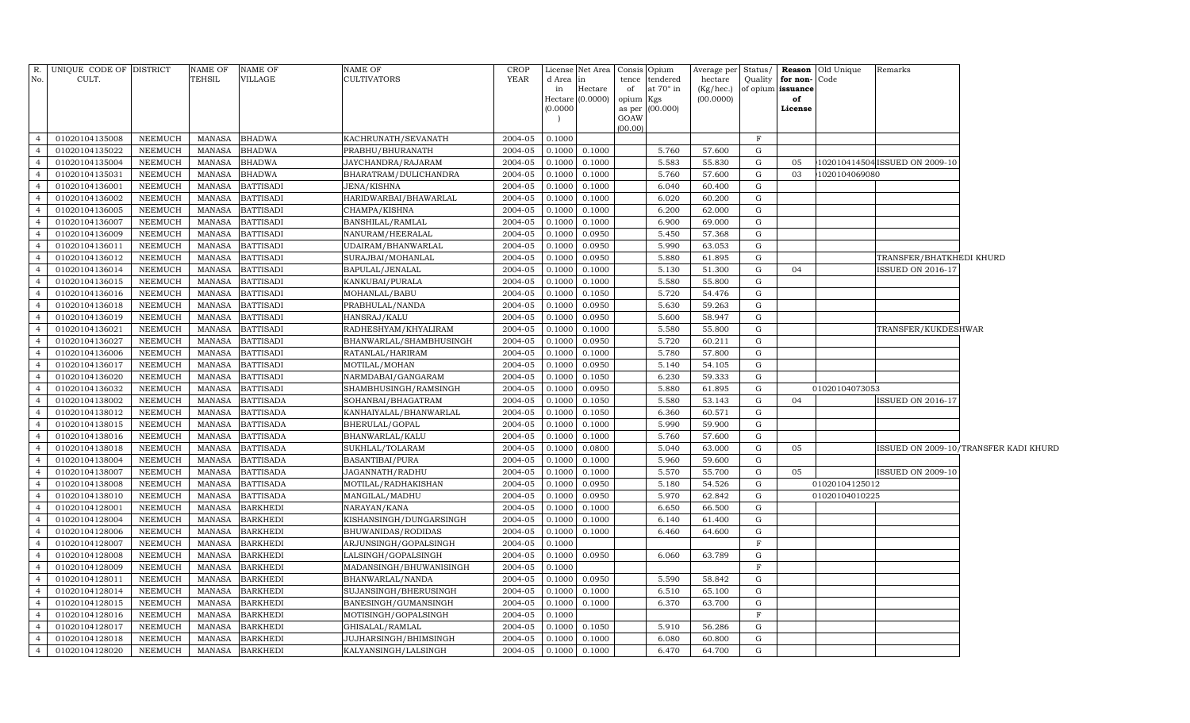| R. No. | UNIQUE CODE OF CULT. | DISTRICT | NAME OF TEHSIL | NAME OF VILLAGE | NAME OF CULTIVATORS | CROP YEAR | License d Area in Hectare (0.0000) | Net Area in Hectare (0.0000) | Consis tence of opium as per GOAW (00.00) | Opium tendered at 70° in Kgs (00.000) | Average per hectare (Kg/hec.) (00.0000) | Status/ Quality of opium | Reason for non-issuance of License | Old Unique Code | Remarks |
|---|---|---|---|---|---|---|---|---|---|---|---|---|---|---|---|
| 4 | 01020104135008 | NEEMUCH | MANASA | BHADWA | KACHRUNATH/SEVANATH | 2004-05 | 0.1000 | | | | | F | | | |
| 4 | 01020104135022 | NEEMUCH | MANASA | BHADWA | PRABHU/BHURANATH | 2004-05 | 0.1000 | 0.1000 | | 5.760 | 57.600 | G | | | |
| 4 | 01020104135004 | NEEMUCH | MANASA | BHADWA | JAYCHANDRA/RAJARAM | 2004-05 | 0.1000 | 0.1000 | | 5.583 | 55.830 | G | 05 | 1020104145041 | ISSUED ON 2009-10 |
| 4 | 01020104135031 | NEEMUCH | MANASA | BHADWA | BHARATRAM/DULICHANDRA | 2004-05 | 0.1000 | 0.1000 | | 5.760 | 57.600 | G | 03 | 1020104069080 | |
| 4 | 01020104136001 | NEEMUCH | MANASA | BATTISADI | JENA/KISHNA | 2004-05 | 0.1000 | 0.1000 | | 6.040 | 60.400 | G | | | |
| 4 | 01020104136002 | NEEMUCH | MANASA | BATTISADI | HARIDWARBAI/BHAWARLAL | 2004-05 | 0.1000 | 0.1000 | | 6.020 | 60.200 | G | | | |
| 4 | 01020104136005 | NEEMUCH | MANASA | BATTISADI | CHAMPA/KISHNA | 2004-05 | 0.1000 | 0.1000 | | 6.200 | 62.000 | G | | | |
| 4 | 01020104136007 | NEEMUCH | MANASA | BATTISADI | BANSHILAL/RAMLAL | 2004-05 | 0.1000 | 0.1000 | | 6.900 | 69.000 | G | | | |
| 4 | 01020104136009 | NEEMUCH | MANASA | BATTISADI | NANURAM/HEERALAL | 2004-05 | 0.1000 | 0.0950 | | 5.450 | 57.368 | G | | | |
| 4 | 01020104136011 | NEEMUCH | MANASA | BATTISADI | UDAIRAM/BHANWARLAL | 2004-05 | 0.1000 | 0.0950 | | 5.990 | 63.053 | G | | | |
| 4 | 01020104136012 | NEEMUCH | MANASA | BATTISADI | SURAJBAI/MOHANLAL | 2004-05 | 0.1000 | 0.0950 | | 5.880 | 61.895 | G | | | TRANSFER/BHATKHEDI KHURD |
| 4 | 01020104136014 | NEEMUCH | MANASA | BATTISADI | BAPULAL/JENALAL | 2004-05 | 0.1000 | 0.1000 | | 5.130 | 51.300 | G | 04 | | ISSUED ON 2016-17 |
| 4 | 01020104136015 | NEEMUCH | MANASA | BATTISADI | KANKUBAI/PURALA | 2004-05 | 0.1000 | 0.1000 | | 5.580 | 55.800 | G | | | |
| 4 | 01020104136016 | NEEMUCH | MANASA | BATTISADI | MOHANLAL/BABU | 2004-05 | 0.1000 | 0.1050 | | 5.720 | 54.476 | G | | | |
| 4 | 01020104136018 | NEEMUCH | MANASA | BATTISADI | PRABHULAL/NANDA | 2004-05 | 0.1000 | 0.0950 | | 5.630 | 59.263 | G | | | |
| 4 | 01020104136019 | NEEMUCH | MANASA | BATTISADI | HANSRAJ/KALU | 2004-05 | 0.1000 | 0.0950 | | 5.600 | 58.947 | G | | | |
| 4 | 01020104136021 | NEEMUCH | MANASA | BATTISADI | RADHESHYAM/KHYALIRAM | 2004-05 | 0.1000 | 0.1000 | | 5.580 | 55.800 | G | | | TRANSFER/KUKDESHWAR |
| 4 | 01020104136027 | NEEMUCH | MANASA | BATTISADI | BHANWARLAL/SHAMBHUSINGH | 2004-05 | 0.1000 | 0.0950 | | 5.720 | 60.211 | G | | | |
| 4 | 01020104136006 | NEEMUCH | MANASA | BATTISADI | RATANLAL/HARIRAM | 2004-05 | 0.1000 | 0.1000 | | 5.780 | 57.800 | G | | | |
| 4 | 01020104136017 | NEEMUCH | MANASA | BATTISADI | MOTILAL/MOHAN | 2004-05 | 0.1000 | 0.0950 | | 5.140 | 54.105 | G | | | |
| 4 | 01020104136020 | NEEMUCH | MANASA | BATTISADI | NARMDABAI/GANGARAM | 2004-05 | 0.1000 | 0.1050 | | 6.230 | 59.333 | G | | | |
| 4 | 01020104136032 | NEEMUCH | MANASA | BATTISADI | SHAMBHUSINGH/RAMSINGH | 2004-05 | 0.1000 | 0.0950 | | 5.880 | 61.895 | G | | 01020104073053 | |
| 4 | 01020104138002 | NEEMUCH | MANASA | BATTISADA | SOHANBAI/BHAGATRAM | 2004-05 | 0.1000 | 0.1050 | | 5.580 | 53.143 | G | 04 | | ISSUED ON 2016-17 |
| 4 | 01020104138012 | NEEMUCH | MANASA | BATTISADA | KANHAIYALAL/BHANWARLAL | 2004-05 | 0.1000 | 0.1050 | | 6.360 | 60.571 | G | | | |
| 4 | 01020104138015 | NEEMUCH | MANASA | BATTISADA | BHERULAL/GOPAL | 2004-05 | 0.1000 | 0.1000 | | 5.990 | 59.900 | G | | | |
| 4 | 01020104138016 | NEEMUCH | MANASA | BATTISADA | BHANWARLAL/KALU | 2004-05 | 0.1000 | 0.1000 | | 5.760 | 57.600 | G | | | |
| 4 | 01020104138018 | NEEMUCH | MANASA | BATTISADA | SUKHLAL/TOLARAM | 2004-05 | 0.1000 | 0.0800 | | 5.040 | 63.000 | G | 05 | | ISSUED ON 2009-10/TRANSFER KADI KHURD |
| 4 | 01020104138004 | NEEMUCH | MANASA | BATTISADA | BASANTIBAI/PURA | 2004-05 | 0.1000 | 0.1000 | | 5.960 | 59.600 | G | | | |
| 4 | 01020104138007 | NEEMUCH | MANASA | BATTISADA | JAGANNATH/RADHU | 2004-05 | 0.1000 | 0.1000 | | 5.570 | 55.700 | G | 05 | | ISSUED ON 2009-10 |
| 4 | 01020104138008 | NEEMUCH | MANASA | BATTISADA | MOTILAL/RADHAKISHAN | 2004-05 | 0.1000 | 0.0950 | | 5.180 | 54.526 | G | | 01020104125012 | |
| 4 | 01020104138010 | NEEMUCH | MANASA | BATTISADA | MANGILAL/MADHU | 2004-05 | 0.1000 | 0.0950 | | 5.970 | 62.842 | G | | 01020104010225 | |
| 4 | 01020104128001 | NEEMUCH | MANASA | BARKHEDI | NARAYAN/KANA | 2004-05 | 0.1000 | 0.1000 | | 6.650 | 66.500 | G | | | |
| 4 | 01020104128004 | NEEMUCH | MANASA | BARKHEDI | KISHANSINGH/DUNGARSINGH | 2004-05 | 0.1000 | 0.1000 | | 6.140 | 61.400 | G | | | |
| 4 | 01020104128006 | NEEMUCH | MANASA | BARKHEDI | BHUWANIDAS/RODIDAS | 2004-05 | 0.1000 | 0.1000 | | 6.460 | 64.600 | G | | | |
| 4 | 01020104128007 | NEEMUCH | MANASA | BARKHEDI | ARJUNSINGH/GOPALSINGH | 2004-05 | 0.1000 | | | | | F | | | |
| 4 | 01020104128008 | NEEMUCH | MANASA | BARKHEDI | LALSINGH/GOPALSINGH | 2004-05 | 0.1000 | 0.0950 | | 6.060 | 63.789 | G | | | |
| 4 | 01020104128009 | NEEMUCH | MANASA | BARKHEDI | MADANSINGH/BHUWANISINGH | 2004-05 | 0.1000 | | | | | F | | | |
| 4 | 01020104128011 | NEEMUCH | MANASA | BARKHEDI | BHANWARLAL/NANDA | 2004-05 | 0.1000 | 0.0950 | | 5.590 | 58.842 | G | | | |
| 4 | 01020104128014 | NEEMUCH | MANASA | BARKHEDI | SUJANSINGH/BHERUSINGH | 2004-05 | 0.1000 | 0.1000 | | 6.510 | 65.100 | G | | | |
| 4 | 01020104128015 | NEEMUCH | MANASA | BARKHEDI | BANESINGH/GUMANSINGH | 2004-05 | 0.1000 | 0.1000 | | 6.370 | 63.700 | G | | | |
| 4 | 01020104128016 | NEEMUCH | MANASA | BARKHEDI | MOTISINGH/GOPALSINGH | 2004-05 | 0.1000 | | | | | F | | | |
| 4 | 01020104128017 | NEEMUCH | MANASA | BARKHEDI | GHISALAL/RAMLAL | 2004-05 | 0.1000 | 0.1050 | | 5.910 | 56.286 | G | | | |
| 4 | 01020104128018 | NEEMUCH | MANASA | BARKHEDI | JUJHARSINGH/BHIMSINGH | 2004-05 | 0.1000 | 0.1000 | | 6.080 | 60.800 | G | | | |
| 4 | 01020104128020 | NEEMUCH | MANASA | BARKHEDI | KALYANSINGH/LALSINGH | 2004-05 | 0.1000 | 0.1000 | | 6.470 | 64.700 | G | | | |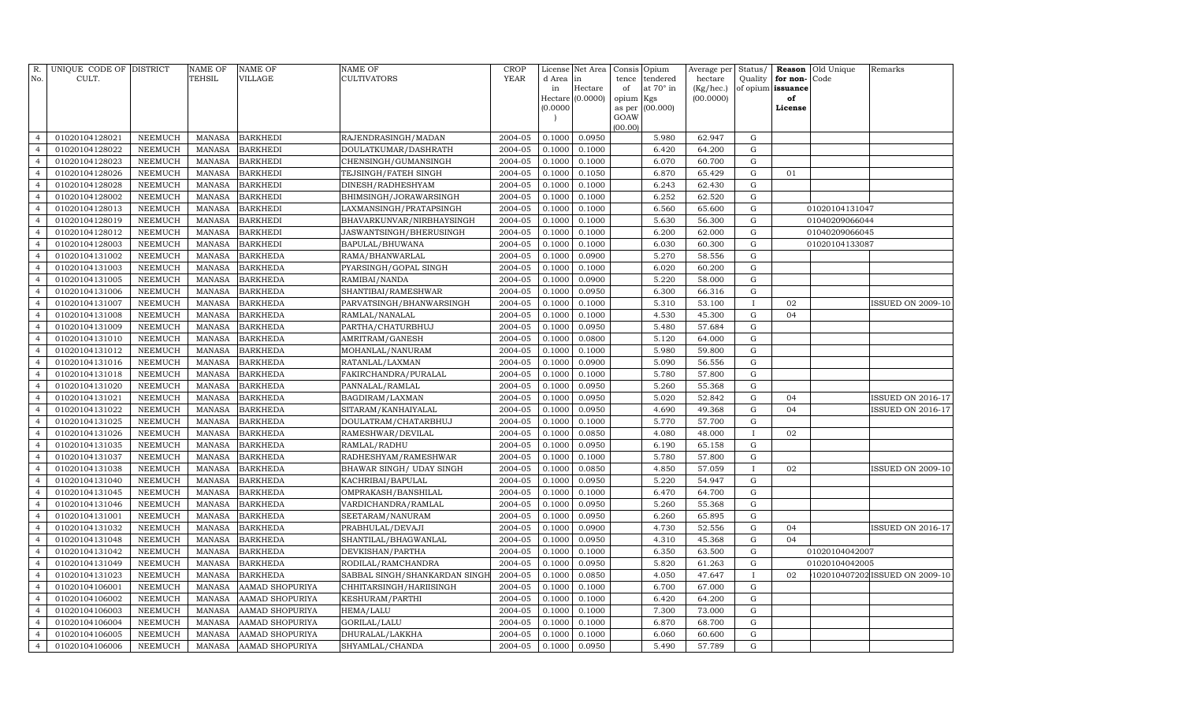| R. No. | UNIQUE CODE OF CULT. | DISTRICT | NAME OF TEHSIL | NAME OF VILLAGE | NAME OF CULTIVATORS | CROP YEAR | License d Area in Hectare (0.0000) | Net Area in Hectare (0.0000) | Consis tence of opium as per GOAW (00.00) | Opium tendered at 70° in Kgs (00.000) | Average per hectare (Kg/hec.) (00.0000) | Status/ Quality of opium | Reason for non-issuance of License | Old Unique Code | Remarks |
|---|---|---|---|---|---|---|---|---|---|---|---|---|---|---|---|
| 4 | 01020104128021 | NEEMUCH | MANASA | BARKHEDI | RAJENDRASINGH/MADAN | 2004-05 | 0.1000 | 0.0950 | | 5.980 | 62.947 | G | | | |
| 4 | 01020104128022 | NEEMUCH | MANASA | BARKHEDI | DOULATKUMAR/DASHRATH | 2004-05 | 0.1000 | 0.1000 | | 6.420 | 64.200 | G | | | |
| 4 | 01020104128023 | NEEMUCH | MANASA | BARKHEDI | CHENSINGH/GUMANSINGH | 2004-05 | 0.1000 | 0.1000 | | 6.070 | 60.700 | G | | | |
| 4 | 01020104128026 | NEEMUCH | MANASA | BARKHEDI | TEJSINGH/FATEH SINGH | 2004-05 | 0.1000 | 0.1050 | | 6.870 | 65.429 | G | 01 | | |
| 4 | 01020104128028 | NEEMUCH | MANASA | BARKHEDI | DINESH/RADHESHYAM | 2004-05 | 0.1000 | 0.1000 | | 6.243 | 62.430 | G | | | |
| 4 | 01020104128002 | NEEMUCH | MANASA | BARKHEDI | BHIMSINGH/JORAWARSINGH | 2004-05 | 0.1000 | 0.1000 | | 6.252 | 62.520 | G | | | |
| 4 | 01020104128013 | NEEMUCH | MANASA | BARKHEDI | LAXMANSINGH/PRATAPSINGH | 2004-05 | 0.1000 | 0.1000 | | 6.560 | 65.600 | G | | 01020104131047 | |
| 4 | 01020104128019 | NEEMUCH | MANASA | BARKHEDI | BHAVARKUNVAR/NIRBHAYSINGH | 2004-05 | 0.1000 | 0.1000 | | 5.630 | 56.300 | G | | 01040209066044 | |
| 4 | 01020104128012 | NEEMUCH | MANASA | BARKHEDI | JASWANTSINGH/BHERUSINGH | 2004-05 | 0.1000 | 0.1000 | | 6.200 | 62.000 | G | | 01040209066045 | |
| 4 | 01020104128003 | NEEMUCH | MANASA | BARKHEDI | BAPULAL/BHUWANA | 2004-05 | 0.1000 | 0.1000 | | 6.030 | 60.300 | G | | 01020104133087 | |
| 4 | 01020104131002 | NEEMUCH | MANASA | BARKHEDA | RAMA/BHANWARLAL | 2004-05 | 0.1000 | 0.0900 | | 5.270 | 58.556 | G | | | |
| 4 | 01020104131003 | NEEMUCH | MANASA | BARKHEDA | PYARSINGH/GOPAL SINGH | 2004-05 | 0.1000 | 0.1000 | | 6.020 | 60.200 | G | | | |
| 4 | 01020104131005 | NEEMUCH | MANASA | BARKHEDA | RAMIBAI/NANDA | 2004-05 | 0.1000 | 0.0900 | | 5.220 | 58.000 | G | | | |
| 4 | 01020104131006 | NEEMUCH | MANASA | BARKHEDA | SHANTIBAI/RAMESHWAR | 2004-05 | 0.1000 | 0.0950 | | 6.300 | 66.316 | G | | | |
| 4 | 01020104131007 | NEEMUCH | MANASA | BARKHEDA | PARVATSINGH/BHANWARSINGH | 2004-05 | 0.1000 | 0.1000 | | 5.310 | 53.100 | I | 02 | | ISSUED ON 2009-10 |
| 4 | 01020104131008 | NEEMUCH | MANASA | BARKHEDA | RAMLAL/NANALAL | 2004-05 | 0.1000 | 0.1000 | | 4.530 | 45.300 | G | 04 | | |
| 4 | 01020104131009 | NEEMUCH | MANASA | BARKHEDA | PARTHA/CHATURBHUJ | 2004-05 | 0.1000 | 0.0950 | | 5.480 | 57.684 | G | | | |
| 4 | 01020104131010 | NEEMUCH | MANASA | BARKHEDA | AMRITRAM/GANESH | 2004-05 | 0.1000 | 0.0800 | | 5.120 | 64.000 | G | | | |
| 4 | 01020104131012 | NEEMUCH | MANASA | BARKHEDA | MOHANLAL/NANURAM | 2004-05 | 0.1000 | 0.1000 | | 5.980 | 59.800 | G | | | |
| 4 | 01020104131016 | NEEMUCH | MANASA | BARKHEDA | RATANLAL/LAXMAN | 2004-05 | 0.1000 | 0.0900 | | 5.090 | 56.556 | G | | | |
| 4 | 01020104131018 | NEEMUCH | MANASA | BARKHEDA | FAKIRCHANDRA/PURALAL | 2004-05 | 0.1000 | 0.1000 | | 5.780 | 57.800 | G | | | |
| 4 | 01020104131020 | NEEMUCH | MANASA | BARKHEDA | PANNALAL/RAMLAL | 2004-05 | 0.1000 | 0.0950 | | 5.260 | 55.368 | G | | | |
| 4 | 01020104131021 | NEEMUCH | MANASA | BARKHEDA | BAGDIRAM/LAXMAN | 2004-05 | 0.1000 | 0.0950 | | 5.020 | 52.842 | G | 04 | | ISSUED ON 2016-17 |
| 4 | 01020104131022 | NEEMUCH | MANASA | BARKHEDA | SITARAM/KANHAIYALAL | 2004-05 | 0.1000 | 0.0950 | | 4.690 | 49.368 | G | 04 | | ISSUED ON 2016-17 |
| 4 | 01020104131025 | NEEMUCH | MANASA | BARKHEDA | DOULATRAM/CHATARBHUJ | 2004-05 | 0.1000 | 0.1000 | | 5.770 | 57.700 | G | | | |
| 4 | 01020104131026 | NEEMUCH | MANASA | BARKHEDA | RAMESHWAR/DEVILAL | 2004-05 | 0.1000 | 0.0850 | | 4.080 | 48.000 | I | 02 | | |
| 4 | 01020104131035 | NEEMUCH | MANASA | BARKHEDA | RAMLAL/RADHU | 2004-05 | 0.1000 | 0.0950 | | 6.190 | 65.158 | G | | | |
| 4 | 01020104131037 | NEEMUCH | MANASA | BARKHEDA | RADHESHYAM/RAMESHWAR | 2004-05 | 0.1000 | 0.1000 | | 5.780 | 57.800 | G | | | |
| 4 | 01020104131038 | NEEMUCH | MANASA | BARKHEDA | BHAWAR SINGH/ UDAY SINGH | 2004-05 | 0.1000 | 0.0850 | | 4.850 | 57.059 | I | 02 | | ISSUED ON 2009-10 |
| 4 | 01020104131040 | NEEMUCH | MANASA | BARKHEDA | KACHRIBAI/BAPULAL | 2004-05 | 0.1000 | 0.0950 | | 5.220 | 54.947 | G | | | |
| 4 | 01020104131045 | NEEMUCH | MANASA | BARKHEDA | OMPRAKASH/BANSHILAL | 2004-05 | 0.1000 | 0.1000 | | 6.470 | 64.700 | G | | | |
| 4 | 01020104131046 | NEEMUCH | MANASA | BARKHEDA | VARDICHANDRA/RAMLAL | 2004-05 | 0.1000 | 0.0950 | | 5.260 | 55.368 | G | | | |
| 4 | 01020104131001 | NEEMUCH | MANASA | BARKHEDA | SEETARAM/NANURAM | 2004-05 | 0.1000 | 0.0950 | | 6.260 | 65.895 | G | | | |
| 4 | 01020104131032 | NEEMUCH | MANASA | BARKHEDA | PRABHULAL/DEVAJI | 2004-05 | 0.1000 | 0.0900 | | 4.730 | 52.556 | G | 04 | | ISSUED ON 2016-17 |
| 4 | 01020104131048 | NEEMUCH | MANASA | BARKHEDA | SHANTILAL/BHAGWANLAL | 2004-05 | 0.1000 | 0.0950 | | 4.310 | 45.368 | G | 04 | | |
| 4 | 01020104131042 | NEEMUCH | MANASA | BARKHEDA | DEVKISHAN/PARTHA | 2004-05 | 0.1000 | 0.1000 | | 6.350 | 63.500 | G | | 01020104042007 | |
| 4 | 01020104131049 | NEEMUCH | MANASA | BARKHEDA | RODILAL/RAMCHANDRA | 2004-05 | 0.1000 | 0.0950 | | 5.820 | 61.263 | G | | 01020104042005 | |
| 4 | 01020104131023 | NEEMUCH | MANASA | BARKHEDA | SABBAL SINGH/SHANKARDAN SINGH | 2004-05 | 0.1000 | 0.0850 | | 4.050 | 47.647 | I | 02 | 102010407202 | ISSUED ON 2009-10 |
| 4 | 01020104106001 | NEEMUCH | MANASA | AAMAD SHOPURIYA | CHHITARSINGH/HARIISINGH | 2004-05 | 0.1000 | 0.1000 | | 6.700 | 67.000 | G | | | |
| 4 | 01020104106002 | NEEMUCH | MANASA | AAMAD SHOPURIYA | KESHURAM/PARTHI | 2004-05 | 0.1000 | 0.1000 | | 6.420 | 64.200 | G | | | |
| 4 | 01020104106003 | NEEMUCH | MANASA | AAMAD SHOPURIYA | HEMA/LALU | 2004-05 | 0.1000 | 0.1000 | | 7.300 | 73.000 | G | | | |
| 4 | 01020104106004 | NEEMUCH | MANASA | AAMAD SHOPURIYA | GORILAL/LALU | 2004-05 | 0.1000 | 0.1000 | | 6.870 | 68.700 | G | | | |
| 4 | 01020104106005 | NEEMUCH | MANASA | AAMAD SHOPURIYA | DHURALAL/LAKKHA | 2004-05 | 0.1000 | 0.1000 | | 6.060 | 60.600 | G | | | |
| 4 | 01020104106006 | NEEMUCH | MANASA | AAMAD SHOPURIYA | SHYAMLAL/CHANDA | 2004-05 | 0.1000 | 0.0950 | | 5.490 | 57.789 | G | | | |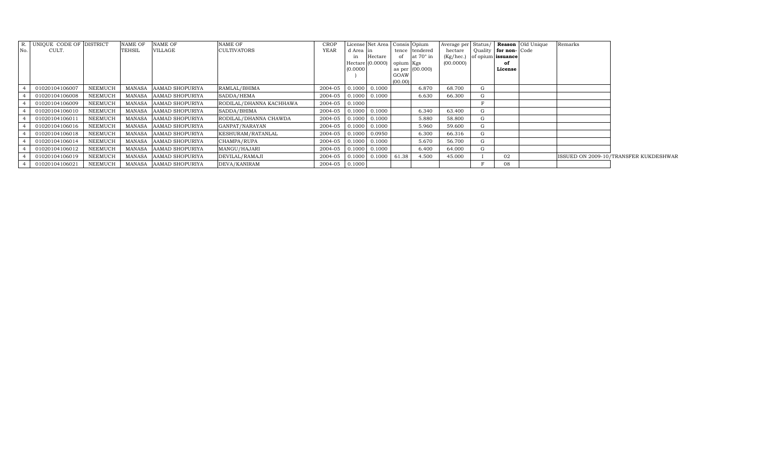| R. No. | UNIQUE CODE OF CULT. | DISTRICT | NAME OF TEHSIL | NAME OF VILLAGE | NAME OF CULTIVATORS | CROP YEAR | License d Area in Hectare (0.0000) | Net Area in Hectare (0.0000) | Consis tence of opium as per GOAW (00.00) | Opium tendered at 70° in Kgs (00.000) | Average per hectare (Kg/hec.) (00.0000) | Status/ Quality of opium | Reason for non-issuance of License | Old Unique Code | Remarks |
|---|---|---|---|---|---|---|---|---|---|---|---|---|---|---|---|
| 4 | 01020104106007 | NEEMUCH | MANASA | AAMAD SHOPURIYA | RAMLAL/BHIMA | 2004-05 | 0.1000 | 0.1000 | | 6.870 | 68.700 | G | | | |
| 4 | 01020104106008 | NEEMUCH | MANASA | AAMAD SHOPURIYA | SADDA/HEMA | 2004-05 | 0.1000 | 0.1000 | | 6.630 | 66.300 | G | | | |
| 4 | 01020104106009 | NEEMUCH | MANASA | AAMAD SHOPURIYA | RODILAL/DHANNA KACHHAWA | 2004-05 | 0.1000 | | | | | F | | | |
| 4 | 01020104106010 | NEEMUCH | MANASA | AAMAD SHOPURIYA | SADDA/BHIMA | 2004-05 | 0.1000 | 0.1000 | | 6.340 | 63.400 | G | | | |
| 4 | 01020104106011 | NEEMUCH | MANASA | AAMAD SHOPURIYA | RODILAL/DHANNA CHAWDA | 2004-05 | 0.1000 | 0.1000 | | 5.880 | 58.800 | G | | | |
| 4 | 01020104106016 | NEEMUCH | MANASA | AAMAD SHOPURIYA | GANPAT/NARAYAN | 2004-05 | 0.1000 | 0.1000 | | 5.960 | 59.600 | G | | | |
| 4 | 01020104106018 | NEEMUCH | MANASA | AAMAD SHOPURIYA | KESHURAM/RATANLAL | 2004-05 | 0.1000 | 0.0950 | | 6.300 | 66.316 | G | | | |
| 4 | 01020104106014 | NEEMUCH | MANASA | AAMAD SHOPURIYA | CHAMPA/RUPA | 2004-05 | 0.1000 | 0.1000 | | 5.670 | 56.700 | G | | | |
| 4 | 01020104106012 | NEEMUCH | MANASA | AAMAD SHOPURIYA | MANGU/HAJARI | 2004-05 | 0.1000 | 0.1000 | | 6.400 | 64.000 | G | | | |
| 4 | 01020104106019 | NEEMUCH | MANASA | AAMAD SHOPURIYA | DEVILAL/RAMAJI | 2004-05 | 0.1000 | 0.1000 | 61.38 | 4.500 | 45.000 | I | 02 | | ISSUED ON 2009-10/TRANSFER KUKDESHWAR |
| 4 | 01020104106021 | NEEMUCH | MANASA | AAMAD SHOPURIYA | DEVA/KANIRAM | 2004-05 | 0.1000 | | | | | F | 08 | | |